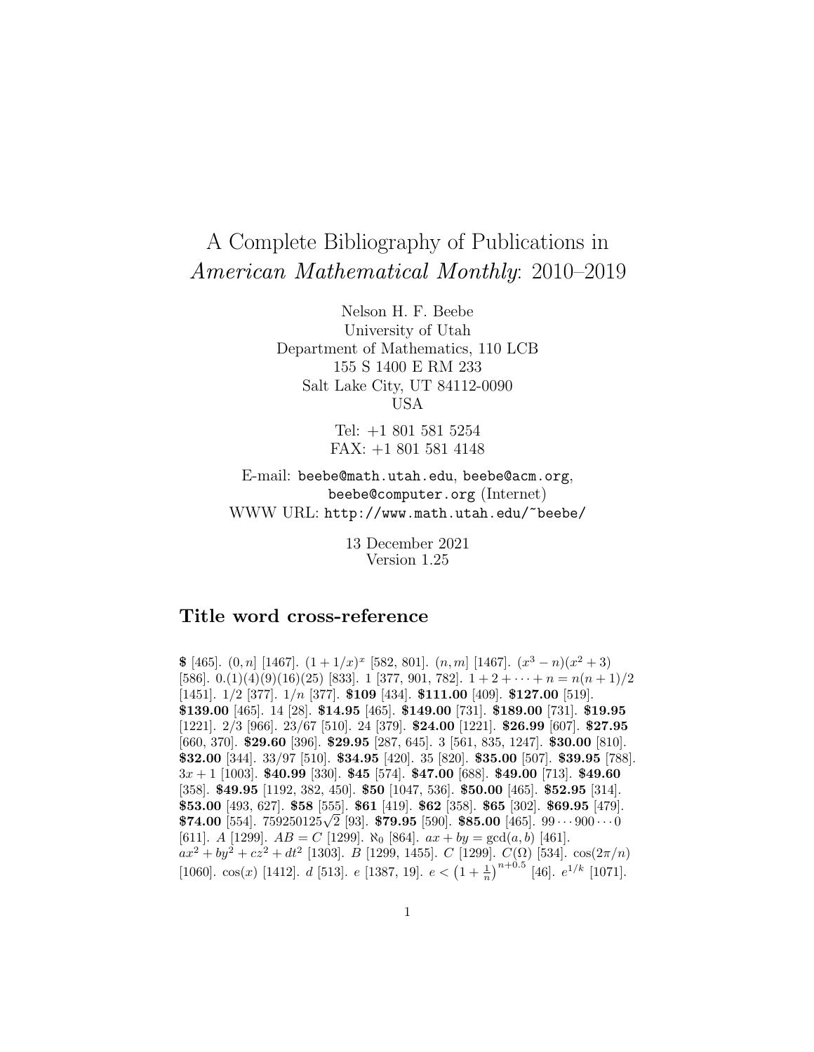# A Complete Bibliography of Publications in *American Mathematical Monthly*: 2010–2019

Nelson H. F. Beebe
University of Utah
Department of Mathematics, 110 LCB
155 S 1400 E RM 233
Salt Lake City, UT 84112-0090
USA

Tel: +1 801 581 5254
FAX: +1 801 581 4148

E-mail: beebe@math.utah.edu, beebe@acm.org, beebe@computer.org (Internet)
WWW URL: http://www.math.utah.edu/~beebe/

13 December 2021
Version 1.25

## Title word cross-reference

**\$** [465]. $(0, n]$ [1467]. $(1 + 1/x)^x$ [582, 801]. $(n, m]$ [1467]. $(x^3 - n)(x^2 + 3)$ [586]. $0.(1)(4)(9)(16)(25)$ [833]. 1 [377, 901, 782]. $1 + 2 + \cdots + n = n(n + 1)/2$ [1451]. $1/2$ [377]. $1/n$ [377]. **\$109** [434]. **\$111.00** [409]. **\$127.00** [519]. **\$139.00** [465]. 14 [28]. **\$14.95** [465]. **\$149.00** [731]. **\$189.00** [731]. **\$19.95** [1221]. $2/3$ [966]. $23/67$ [510]. 24 [379]. **\$24.00** [1221]. **\$26.99** [607]. **\$27.95** [660, 370]. **\$29.60** [396]. **\$29.95** [287, 645]. 3 [561, 835, 1247]. **\$30.00** [810]. **\$32.00** [344]. $33/97$ [510]. **\$34.95** [420]. 35 [820]. **\$35.00** [507]. **\$39.95** [788]. $3x + 1$ [1003]. **\$40.99** [330]. **\$45** [574]. **\$47.00** [688]. **\$49.00** [713]. **\$49.60** [358]. **\$49.95** [1192, 382, 450]. **\$50** [1047, 536]. **\$50.00** [465]. **\$52.95** [314]. **\$53.00** [493, 627]. **\$58** [555]. **\$61** [419]. **\$62** [358]. **\$65** [302]. **\$69.95** [479]. **\$74.00** [554]. $759250125\sqrt{2}$ [93]. **\$79.95** [590]. **\$85.00** [465]. $99 \cdots 900 \cdots 0$ [611]. $A$ [1299]. $AB = C$ [1299]. $\aleph_0$ [864]. $ax + by = \gcd(a, b)$ [461]. $ax^2 + by^2 + cz^2 + dt^2$ [1303]. $B$ [1299, 1455]. $C$ [1299]. $C(\Omega)$ [534]. $\cos(2\pi/n)$ [1060]. $\cos(x)$ [1412]. $d$ [513]. $e$ [1387, 19]. $e < \left(1 + \frac{1}{n}\right)^{n+0.5}$ [46]. $e^{1/k}$ [1071].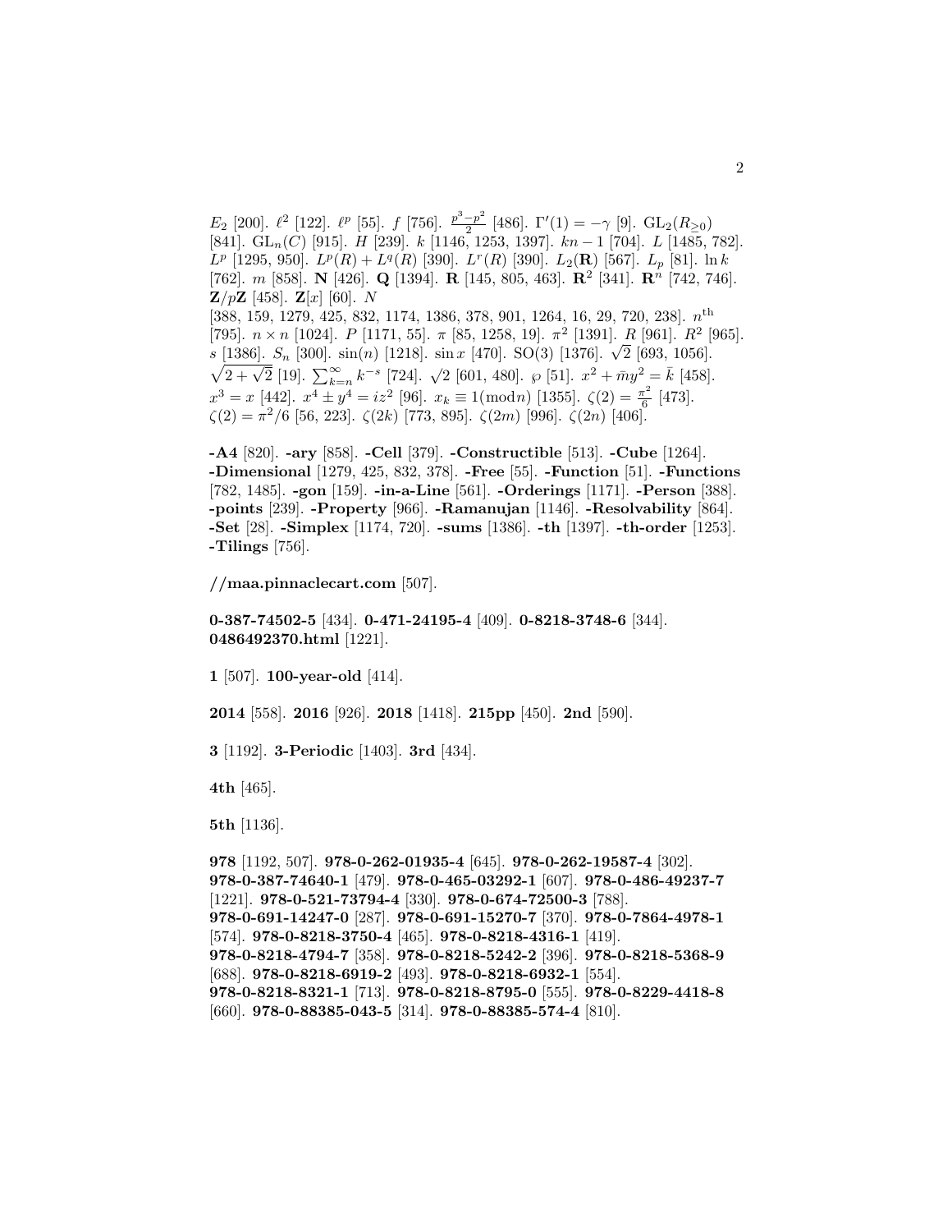$E_2$ [200]. $\ell^2$ [122]. $\ell^p$ [55]. $f$ [756]. $\frac{p^3-p^2}{2}$ [486]. $\Gamma'(1) = -\gamma$ [9]. $\mathrm{GL}_2(R_{\geq 0})$ [841]. $\mathrm{GL}_n(C)$ [915]. $H$ [239]. $k$ [1146, 1253, 1397]. $kn-1$ [704]. $L$ [1485, 782]. $L^p$ [1295, 950]. $L^p(R) + L^q(R)$ [390]. $L^r(R)$ [390]. $L_2(\mathbf{R})$ [567]. $L_p$ [81]. $\ln k$ [762]. $m$ [858]. $\mathbf{N}$ [426]. $\mathbf{Q}$ [1394]. $\mathbf{R}$ [145, 805, 463]. $\mathbf{R}^2$ [341]. $\mathbf{R}^n$ [742, 746]. $\mathbf{Z}/p\mathbf{Z}$ [458]. $\mathbf{Z}[x]$ [60]. $N$ [388, 159, 1279, 425, 832, 1174, 1386, 378, 901, 1264, 16, 29, 720, 238]. $n^{\rm th}$ [795]. $n \times n$ [1024]. $P$ [1171, 55]. $\pi$ [85, 1258, 19]. $\pi^2$ [1391]. $R$ [961]. $R^2$ [965]. $s$ [1386]. $S_n$ [300]. $\sin(n)$ [1218]. $\sin x$ [470]. $\mathrm{SO}(3)$ [1376]. $\sqrt{2}$ [693, 1056]. $\sqrt{2+\sqrt{2}}$ [19]. $\sum_{k=n}^{\infty} k^{-s}$ [724]. $\sqrt{2}$ [601, 480]. $\wp$ [51]. $x^2 + \bar{m}y^2 = \bar{k}$ [458]. $x^3 = x$ [442]. $x^4 \pm y^4 = iz^2$ [96]. $x_k \equiv 1 (\mathrm{mod}\, n)$ [1355]. $\zeta(2) = \frac{\pi^2}{6}$ [473]. $\zeta(2) = \pi^2/6$ [56, 223]. $\zeta(2k)$ [773, 895]. $\zeta(2m)$ [996]. $\zeta(2n)$ [406].

**-A4** [820]. **-ary** [858]. **-Cell** [379]. **-Constructible** [513]. **-Cube** [1264]. **-Dimensional** [1279, 425, 832, 378]. **-Free** [55]. **-Function** [51]. **-Functions** [782, 1485]. **-gon** [159]. **-in-a-Line** [561]. **-Orderings** [1171]. **-Person** [388]. **-points** [239]. **-Property** [966]. **-Ramanujan** [1146]. **-Resolvability** [864]. **-Set** [28]. **-Simplex** [1174, 720]. **-sums** [1386]. **-th** [1397]. **-th-order** [1253]. **-Tilings** [756].

**//maa.pinnaclecart.com** [507].

**0-387-74502-5** [434]. **0-471-24195-4** [409]. **0-8218-3748-6** [344]. **0486492370.html** [1221].

**1** [507]. **100-year-old** [414].

**2014** [558]. **2016** [926]. **2018** [1418]. **215pp** [450]. **2nd** [590].

**3** [1192]. **3-Periodic** [1403]. **3rd** [434].

**4th** [465].

**5th** [1136].

**978** [1192, 507]. **978-0-262-01935-4** [645]. **978-0-262-19587-4** [302]. **978-0-387-74640-1** [479]. **978-0-465-03292-1** [607]. **978-0-486-49237-7** [1221]. **978-0-521-73794-4** [330]. **978-0-674-72500-3** [788]. **978-0-691-14247-0** [287]. **978-0-691-15270-7** [370]. **978-0-7864-4978-1** [574]. **978-0-8218-3750-4** [465]. **978-0-8218-4316-1** [419]. **978-0-8218-4794-7** [358]. **978-0-8218-5242-2** [396]. **978-0-8218-5368-9** [688]. **978-0-8218-6919-2** [493]. **978-0-8218-6932-1** [554]. **978-0-8218-8321-1** [713]. **978-0-8218-8795-0** [555]. **978-0-8229-4418-8** [660]. **978-0-88385-043-5** [314]. **978-0-88385-574-4** [810].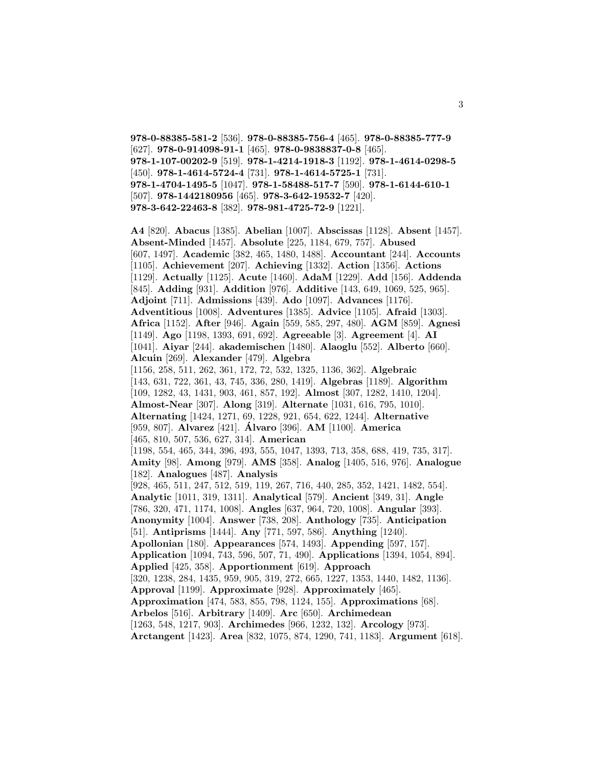**978-0-88385-581-2** [536]. **978-0-88385-756-4** [465]. **978-0-88385-777-9** [627]. **978-0-914098-91-1** [465]. **978-0-9838837-0-8** [465]. **978-1-107-00202-9** [519]. **978-1-4214-1918-3** [1192]. **978-1-4614-0298-5** [450]. **978-1-4614-5724-4** [731]. **978-1-4614-5725-1** [731]. **978-1-4704-1495-5** [1047]. **978-1-58488-517-7** [590]. **978-1-6144-610-1** [507]. **978-1442180956** [465]. **978-3-642-19532-7** [420]. **978-3-642-22463-8** [382]. **978-981-4725-72-9** [1221].

**A4** [820]. **Abacus** [1385]. **Abelian** [1007]. **Abscissas** [1128]. **Absent** [1457]. **Absent-Minded** [1457]. **Absolute** [225, 1184, 679, 757]. **Abused** [607, 1497]. **Academic** [382, 465, 1480, 1488]. **Accountant** [244]. **Accounts** [1105]. **Achievement** [207]. **Achieving** [1332]. **Action** [1356]. **Actions** [1129]. **Actually** [1125]. **Acute** [1460]. **AdaM** [1229]. **Add** [156]. **Addenda** [845]. **Adding** [931]. **Addition** [976]. **Additive** [143, 649, 1069, 525, 965]. **Adjoint** [711]. **Admissions** [439]. **Ado** [1097]. **Advances** [1176]. **Adventitious** [1008]. **Adventures** [1385]. **Advice** [1105]. **Afraid** [1303]. **Africa** [1152]. **After** [946]. **Again** [559, 585, 297, 480]. **AGM** [859]. **Agnesi** [1149]. **Ago** [1198, 1393, 691, 692]. **Agreeable** [3]. **Agreement** [4]. **AI** [1041]. **Aiyar** [244]. **akademischen** [1480]. **Alaoglu** [552]. **Alberto** [660]. **Alcuin** [269]. **Alexander** [479]. **Algebra** [1156, 258, 511, 262, 361, 172, 72, 532, 1325, 1136, 362]. **Algebraic** [143, 631, 722, 361, 43, 745, 336, 280, 1419]. **Algebras** [1189]. **Algorithm** [109, 1282, 43, 1431, 903, 461, 857, 192]. **Almost** [307, 1282, 1410, 1204]. **Almost-Near** [307]. **Along** [319]. **Alternate** [1031, 616, 795, 1010]. **Alternating** [1424, 1271, 69, 1228, 921, 654, 622, 1244]. **Alternative** [959, 807]. **Alvarez** [421]. **Álvaro** [396]. **AM** [1100]. **America** [465, 810, 507, 536, 627, 314]. **American** [1198, 554, 465, 344, 396, 493, 555, 1047, 1393, 713, 358, 688, 419, 735, 317]. **Amity** [98]. **Among** [979]. **AMS** [358]. **Analog** [1405, 516, 976]. **Analogue** [182]. **Analogues** [487]. **Analysis** [928, 465, 511, 247, 512, 519, 119, 267, 716, 440, 285, 352, 1421, 1482, 554]. **Analytic** [1011, 319, 1311]. **Analytical** [579]. **Ancient** [349, 31]. **Angle** [786, 320, 471, 1174, 1008]. **Angles** [637, 964, 720, 1008]. **Angular** [393]. **Anonymity** [1004]. **Answer** [738, 208]. **Anthology** [735]. **Anticipation** [51]. **Antiprisms** [1444]. **Any** [771, 597, 586]. **Anything** [1240]. **Apollonian** [180]. **Appearances** [574, 1493]. **Appending** [597, 157]. **Application** [1094, 743, 596, 507, 71, 490]. **Applications** [1394, 1054, 894]. **Applied** [425, 358]. **Apportionment** [619]. **Approach** [320, 1238, 284, 1435, 959, 905, 319, 272, 665, 1227, 1353, 1440, 1482, 1136]. **Approval** [1199]. **Approximate** [928]. **Approximately** [465]. **Approximation** [474, 583, 855, 798, 1124, 155]. **Approximations** [68]. **Arbelos** [516]. **Arbitrary** [1409]. **Arc** [650]. **Archimedean** [1263, 548, 1217, 903]. **Archimedes** [966, 1232, 132]. **Arcology** [973]. **Arctangent** [1423]. **Area** [832, 1075, 874, 1290, 741, 1183]. **Argument** [618].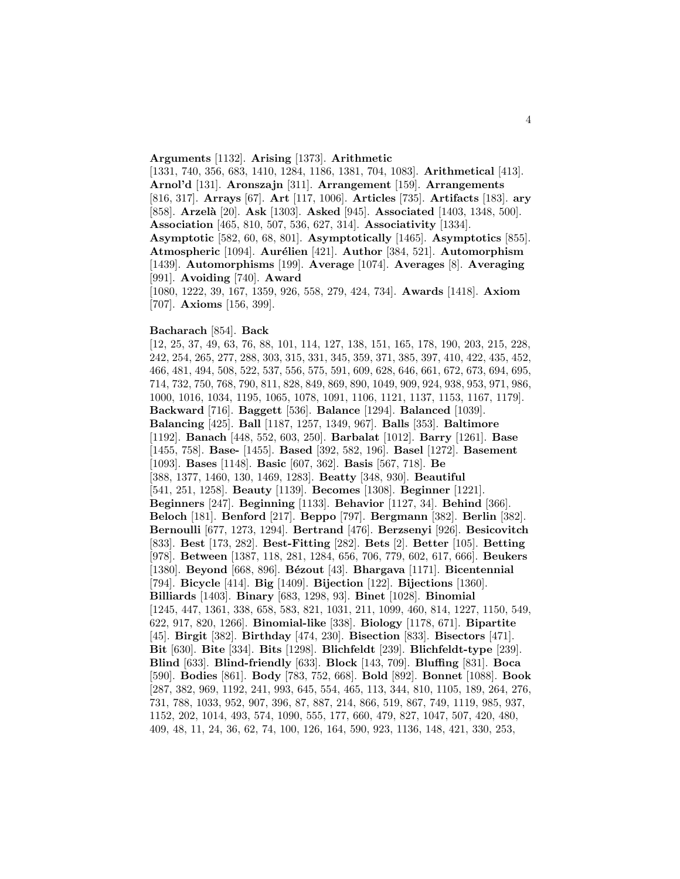**Arguments** [1132]. **Arising** [1373]. **Arithmetic** [1331, 740, 356, 683, 1410, 1284, 1186, 1381, 704, 1083]. **Arithmetical** [413]. **Arnol'd** [131]. **Aronszajn** [311]. **Arrangement** [159]. **Arrangements** [816, 317]. **Arrays** [67]. **Art** [117, 1006]. **Articles** [735]. **Artifacts** [183]. **ary** [858]. **Arzelà** [20]. **Ask** [1303]. **Asked** [945]. **Associated** [1403, 1348, 500]. **Association** [465, 810, 507, 536, 627, 314]. **Associativity** [1334]. **Asymptotic** [582, 60, 68, 801]. **Asymptotically** [1465]. **Asymptotics** [855]. **Atmospheric** [1094]. **Aurélien** [421]. **Author** [384, 521]. **Automorphism** [1439]. **Automorphisms** [199]. **Average** [1074]. **Averages** [8]. **Averaging** [991]. **Avoiding** [740]. **Award** [1080, 1222, 39, 167, 1359, 926, 558, 279, 424, 734]. **Awards** [1418]. **Axiom** [707]. **Axioms** [156, 399].

**Bacharach** [854]. **Back** [12, 25, 37, 49, 63, 76, 88, 101, 114, 127, 138, 151, 165, 178, 190, 203, 215, 228, 242, 254, 265, 277, 288, 303, 315, 331, 345, 359, 371, 385, 397, 410, 422, 435, 452, 466, 481, 494, 508, 522, 537, 556, 575, 591, 609, 628, 646, 661, 672, 673, 694, 695, 714, 732, 750, 768, 790, 811, 828, 849, 869, 890, 1049, 909, 924, 938, 953, 971, 986, 1000, 1016, 1034, 1195, 1065, 1078, 1091, 1106, 1121, 1137, 1153, 1167, 1179]. **Backward** [716]. **Baggett** [536]. **Balance** [1294]. **Balanced** [1039]. **Balancing** [425]. **Ball** [1187, 1257, 1349, 967]. **Balls** [353]. **Baltimore** [1192]. **Banach** [448, 552, 603, 250]. **Barbalat** [1012]. **Barry** [1261]. **Base** [1455, 758]. **Base-** [1455]. **Based** [392, 582, 196]. **Basel** [1272]. **Basement** [1093]. **Bases** [1148]. **Basic** [607, 362]. **Basis** [567, 718]. **Be** [388, 1377, 1460, 130, 1469, 1283]. **Beatty** [348, 930]. **Beautiful** [541, 251, 1258]. **Beauty** [1139]. **Becomes** [1308]. **Beginner** [1221]. **Beginners** [247]. **Beginning** [1133]. **Behavior** [1127, 34]. **Behind** [366]. **Beloch** [181]. **Benford** [217]. **Beppo** [797]. **Bergmann** [382]. **Berlin** [382]. **Bernoulli** [677, 1273, 1294]. **Bertrand** [476]. **Berzsenyi** [926]. **Besicovitch** [833]. **Best** [173, 282]. **Best-Fitting** [282]. **Bets** [2]. **Better** [105]. **Betting** [978]. **Between** [1387, 118, 281, 1284, 656, 706, 779, 602, 617, 666]. **Beukers** [1380]. **Beyond** [668, 896]. **Bézout** [43]. **Bhargava** [1171]. **Bicentennial** [794]. **Bicycle** [414]. **Big** [1409]. **Bijection** [122]. **Bijections** [1360]. **Billiards** [1403]. **Binary** [683, 1298, 93]. **Binet** [1028]. **Binomial** [1245, 447, 1361, 338, 658, 583, 821, 1031, 211, 1099, 460, 814, 1227, 1150, 549, 622, 917, 820, 1266]. **Binomial-like** [338]. **Biology** [1178, 671]. **Bipartite** [45]. **Birgit** [382]. **Birthday** [474, 230]. **Bisection** [833]. **Bisectors** [471]. **Bit** [630]. **Bite** [334]. **Bits** [1298]. **Blichfeldt** [239]. **Blichfeldt-type** [239]. **Blind** [633]. **Blind-friendly** [633]. **Block** [143, 709]. **Bluffing** [831]. **Boca** [590]. **Bodies** [861]. **Body** [783, 752, 668]. **Bold** [892]. **Bonnet** [1088]. **Book** [287, 382, 969, 1192, 241, 993, 645, 554, 465, 113, 344, 810, 1105, 189, 264, 276, 731, 788, 1033, 952, 907, 396, 87, 887, 214, 866, 519, 867, 749, 1119, 985, 937, 1152, 202, 1014, 493, 574, 1090, 555, 177, 660, 479, 827, 1047, 507, 420, 480, 409, 48, 11, 24, 36, 62, 74, 100, 126, 164, 590, 923, 1136, 148, 421, 330, 253,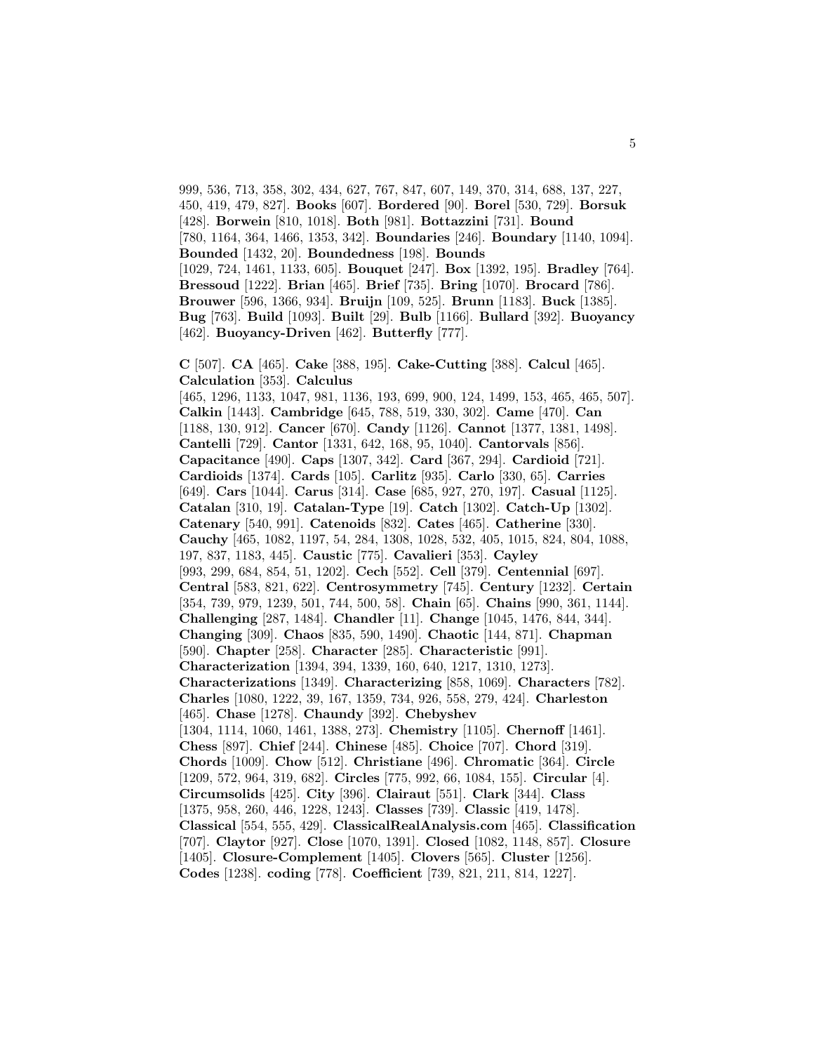999, 536, 713, 358, 302, 434, 627, 767, 847, 607, 149, 370, 314, 688, 137, 227, 450, 419, 479, 827]. **Books** [607]. **Bordered** [90]. **Borel** [530, 729]. **Borsuk** [428]. **Borwein** [810, 1018]. **Both** [981]. **Bottazzini** [731]. **Bound** [780, 1164, 364, 1466, 1353, 342]. **Boundaries** [246]. **Boundary** [1140, 1094]. **Bounded** [1432, 20]. **Boundedness** [198]. **Bounds** [1029, 724, 1461, 1133, 605]. **Bouquet** [247]. **Box** [1392, 195]. **Bradley** [764]. **Bressoud** [1222]. **Brian** [465]. **Brief** [735]. **Bring** [1070]. **Brocard** [786]. **Brouwer** [596, 1366, 934]. **Bruijn** [109, 525]. **Brunn** [1183]. **Buck** [1385]. **Bug** [763]. **Build** [1093]. **Built** [29]. **Bulb** [1166]. **Bullard** [392]. **Buoyancy** [462]. **Buoyancy-Driven** [462]. **Butterfly** [777].

**C** [507]. **CA** [465]. **Cake** [388, 195]. **Cake-Cutting** [388]. **Calcul** [465]. **Calculation** [353]. **Calculus** [465, 1296, 1133, 1047, 981, 1136, 193, 699, 900, 124, 1499, 153, 465, 465, 507]. **Calkin** [1443]. **Cambridge** [645, 788, 519, 330, 302]. **Came** [470]. **Can** [1188, 130, 912]. **Cancer** [670]. **Candy** [1126]. **Cannot** [1377, 1381, 1498]. **Cantelli** [729]. **Cantor** [1331, 642, 168, 95, 1040]. **Cantorvals** [856]. **Capacitance** [490]. **Caps** [1307, 342]. **Card** [367, 294]. **Cardioid** [721]. **Cardioids** [1374]. **Cards** [105]. **Carlitz** [935]. **Carlo** [330, 65]. **Carries** [649]. **Cars** [1044]. **Carus** [314]. **Case** [685, 927, 270, 197]. **Casual** [1125]. **Catalan** [310, 19]. **Catalan-Type** [19]. **Catch** [1302]. **Catch-Up** [1302]. **Catenary** [540, 991]. **Catenoids** [832]. **Cates** [465]. **Catherine** [330]. **Cauchy** [465, 1082, 1197, 54, 284, 1308, 1028, 532, 405, 1015, 824, 804, 1088, 197, 837, 1183, 445]. **Caustic** [775]. **Cavalieri** [353]. **Cayley** [993, 299, 684, 854, 51, 1202]. **Cech** [552]. **Cell** [379]. **Centennial** [697]. **Central** [583, 821, 622]. **Centrosymmetry** [745]. **Century** [1232]. **Certain** [354, 739, 979, 1239, 501, 744, 500, 58]. **Chain** [65]. **Chains** [990, 361, 1144]. **Challenging** [287, 1484]. **Chandler** [11]. **Change** [1045, 1476, 844, 344]. **Changing** [309]. **Chaos** [835, 590, 1490]. **Chaotic** [144, 871]. **Chapman** [590]. **Chapter** [258]. **Character** [285]. **Characteristic** [991]. **Characterization** [1394, 394, 1339, 160, 640, 1217, 1310, 1273]. **Characterizations** [1349]. **Characterizing** [858, 1069]. **Characters** [782]. **Charles** [1080, 1222, 39, 167, 1359, 734, 926, 558, 279, 424]. **Charleston** [465]. **Chase** [1278]. **Chaundy** [392]. **Chebyshev** [1304, 1114, 1060, 1461, 1388, 273]. **Chemistry** [1105]. **Chernoff** [1461]. **Chess** [897]. **Chief** [244]. **Chinese** [485]. **Choice** [707]. **Chord** [319]. **Chords** [1009]. **Chow** [512]. **Christiane** [496]. **Chromatic** [364]. **Circle** [1209, 572, 964, 319, 682]. **Circles** [775, 992, 66, 1084, 155]. **Circular** [4]. **Circumsolids** [425]. **City** [396]. **Clairaut** [551]. **Clark** [344]. **Class** [1375, 958, 260, 446, 1228, 1243]. **Classes** [739]. **Classic** [419, 1478]. **Classical** [554, 555, 429]. **ClassicalRealAnalysis.com** [465]. **Classification** [707]. **Claytor** [927]. **Close** [1070, 1391]. **Closed** [1082, 1148, 857]. **Closure** [1405]. **Closure-Complement** [1405]. **Clovers** [565]. **Cluster** [1256]. **Codes** [1238]. **coding** [778]. **Coefficient** [739, 821, 211, 814, 1227].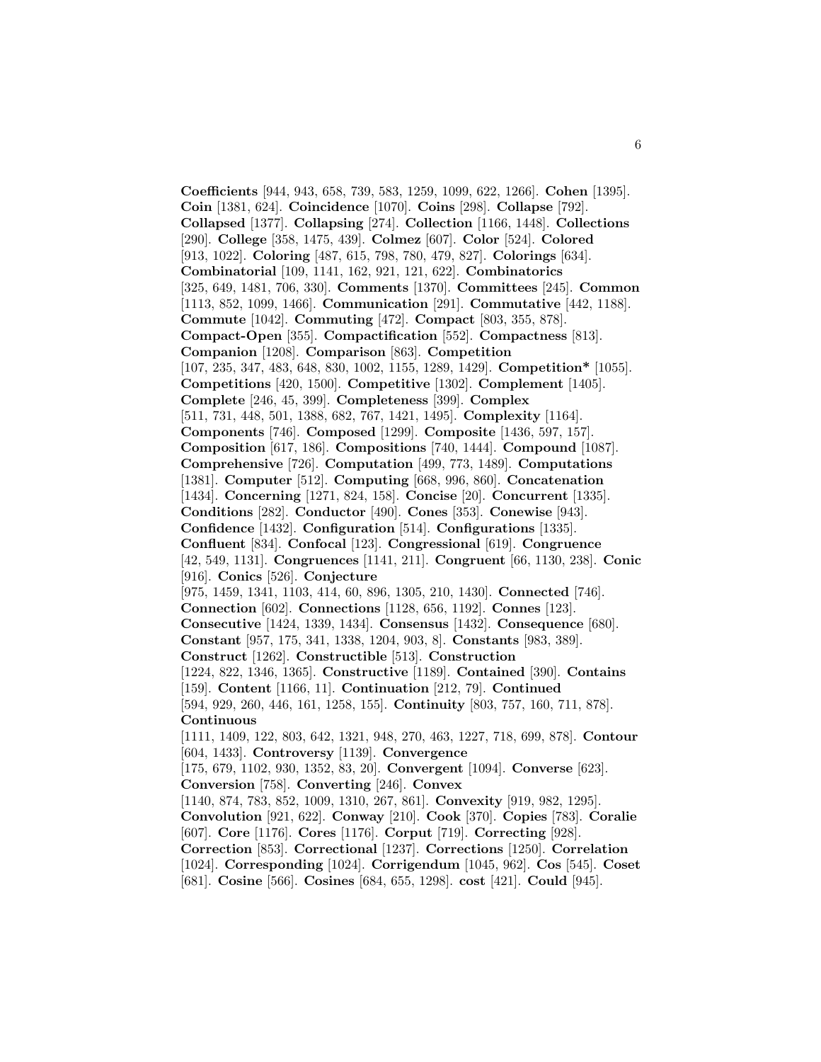**Coefficients** [944, 943, 658, 739, 583, 1259, 1099, 622, 1266]. **Cohen** [1395]. **Coin** [1381, 624]. **Coincidence** [1070]. **Coins** [298]. **Collapse** [792]. **Collapsed** [1377]. **Collapsing** [274]. **Collection** [1166, 1448]. **Collections** [290]. **College** [358, 1475, 439]. **Colmez** [607]. **Color** [524]. **Colored** [913, 1022]. **Coloring** [487, 615, 798, 780, 479, 827]. **Colorings** [634]. **Combinatorial** [109, 1141, 162, 921, 121, 622]. **Combinatorics** [325, 649, 1481, 706, 330]. **Comments** [1370]. **Committees** [245]. **Common** [1113, 852, 1099, 1466]. **Communication** [291]. **Commutative** [442, 1188]. **Commute** [1042]. **Commuting** [472]. **Compact** [803, 355, 878]. **Compact-Open** [355]. **Compactification** [552]. **Compactness** [813]. **Companion** [1208]. **Comparison** [863]. **Competition** [107, 235, 347, 483, 648, 830, 1002, 1155, 1289, 1429]. **Competition*** [1055]. **Competitions** [420, 1500]. **Competitive** [1302]. **Complement** [1405]. **Complete** [246, 45, 399]. **Completeness** [399]. **Complex** [511, 731, 448, 501, 1388, 682, 767, 1421, 1495]. **Complexity** [1164]. **Components** [746]. **Composed** [1299]. **Composite** [1436, 597, 157]. **Composition** [617, 186]. **Compositions** [740, 1444]. **Compound** [1087]. **Comprehensive** [726]. **Computation** [499, 773, 1489]. **Computations** [1381]. **Computer** [512]. **Computing** [668, 996, 860]. **Concatenation** [1434]. **Concerning** [1271, 824, 158]. **Concise** [20]. **Concurrent** [1335]. **Conditions** [282]. **Conductor** [490]. **Cones** [353]. **Conewise** [943]. **Confidence** [1432]. **Configuration** [514]. **Configurations** [1335]. **Confluent** [834]. **Confocal** [123]. **Congressional** [619]. **Congruence** [42, 549, 1131]. **Congruences** [1141, 211]. **Congruent** [66, 1130, 238]. **Conic** [916]. **Conics** [526]. **Conjecture** [975, 1459, 1341, 1103, 414, 60, 896, 1305, 210, 1430]. **Connected** [746]. **Connection** [602]. **Connections** [1128, 656, 1192]. **Connes** [123]. **Consecutive** [1424, 1339, 1434]. **Consensus** [1432]. **Consequence** [680]. **Constant** [957, 175, 341, 1338, 1204, 903, 8]. **Constants** [983, 389]. **Construct** [1262]. **Constructible** [513]. **Construction** [1224, 822, 1346, 1365]. **Constructive** [1189]. **Contained** [390]. **Contains** [159]. **Content** [1166, 11]. **Continuation** [212, 79]. **Continued** [594, 929, 260, 446, 161, 1258, 155]. **Continuity** [803, 757, 160, 711, 878]. **Continuous** [1111, 1409, 122, 803, 642, 1321, 948, 270, 463, 1227, 718, 699, 878]. **Contour** [604, 1433]. **Controversy** [1139]. **Convergence** [175, 679, 1102, 930, 1352, 83, 20]. **Convergent** [1094]. **Converse** [623]. **Conversion** [758]. **Converting** [246]. **Convex** [1140, 874, 783, 852, 1009, 1310, 267, 861]. **Convexity** [919, 982, 1295]. **Convolution** [921, 622]. **Conway** [210]. **Cook** [370]. **Copies** [783]. **Coralie** [607]. **Core** [1176]. **Cores** [1176]. **Corput** [719]. **Correcting** [928]. **Correction** [853]. **Correctional** [1237]. **Corrections** [1250]. **Correlation** [1024]. **Corresponding** [1024]. **Corrigendum** [1045, 962]. **Cos** [545]. **Coset** [681]. **Cosine** [566]. **Cosines** [684, 655, 1298]. **cost** [421]. **Could** [945].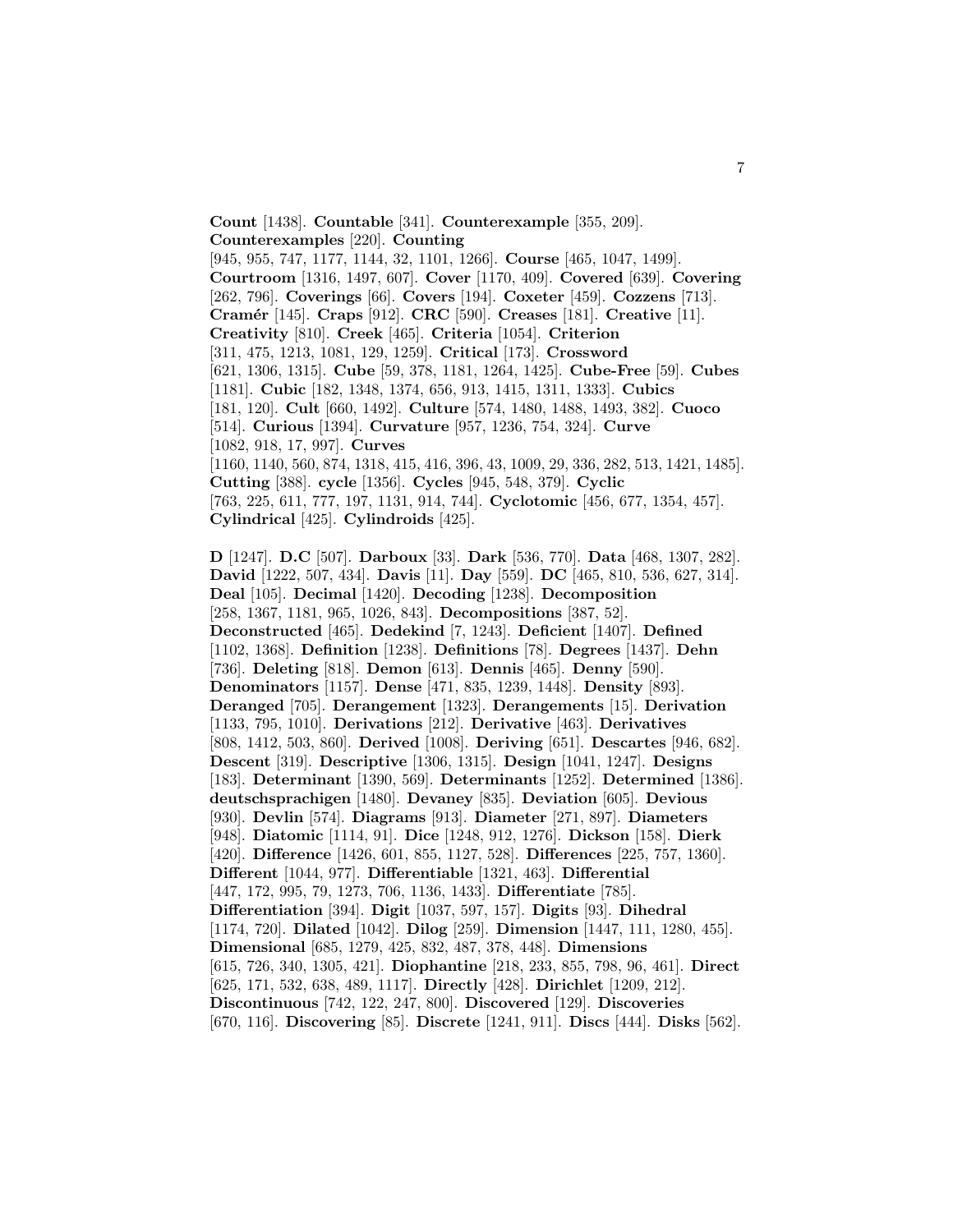**Count** [1438]. **Countable** [341]. **Counterexample** [355, 209]. **Counterexamples** [220]. **Counting** [945, 955, 747, 1177, 1144, 32, 1101, 1266]. **Course** [465, 1047, 1499]. **Courtroom** [1316, 1497, 607]. **Cover** [1170, 409]. **Covered** [639]. **Covering** [262, 796]. **Coverings** [66]. **Covers** [194]. **Coxeter** [459]. **Cozzens** [713]. **Cramér** [145]. **Craps** [912]. **CRC** [590]. **Creases** [181]. **Creative** [11]. **Creativity** [810]. **Creek** [465]. **Criteria** [1054]. **Criterion** [311, 475, 1213, 1081, 129, 1259]. **Critical** [173]. **Crossword** [621, 1306, 1315]. **Cube** [59, 378, 1181, 1264, 1425]. **Cube-Free** [59]. **Cubes** [1181]. **Cubic** [182, 1348, 1374, 656, 913, 1415, 1311, 1333]. **Cubics** [181, 120]. **Cult** [660, 1492]. **Culture** [574, 1480, 1488, 1493, 382]. **Cuoco** [514]. **Curious** [1394]. **Curvature** [957, 1236, 754, 324]. **Curve** [1082, 918, 17, 997]. **Curves** [1160, 1140, 560, 874, 1318, 415, 416, 396, 43, 1009, 29, 336, 282, 513, 1421, 1485]. **Cutting** [388]. **cycle** [1356]. **Cycles** [945, 548, 379]. **Cyclic** [763, 225, 611, 777, 197, 1131, 914, 744]. **Cyclotomic** [456, 677, 1354, 457]. **Cylindrical** [425]. **Cylindroids** [425].

**D** [1247]. **D.C** [507]. **Darboux** [33]. **Dark** [536, 770]. **Data** [468, 1307, 282]. **David** [1222, 507, 434]. **Davis** [11]. **Day** [559]. **DC** [465, 810, 536, 627, 314]. **Deal** [105]. **Decimal** [1420]. **Decoding** [1238]. **Decomposition** [258, 1367, 1181, 965, 1026, 843]. **Decompositions** [387, 52]. **Deconstructed** [465]. **Dedekind** [7, 1243]. **Deficient** [1407]. **Defined** [1102, 1368]. **Definition** [1238]. **Definitions** [78]. **Degrees** [1437]. **Dehn** [736]. **Deleting** [818]. **Demon** [613]. **Dennis** [465]. **Denny** [590]. **Denominators** [1157]. **Dense** [471, 835, 1239, 1448]. **Density** [893]. **Deranged** [705]. **Derangement** [1323]. **Derangements** [15]. **Derivation** [1133, 795, 1010]. **Derivations** [212]. **Derivative** [463]. **Derivatives** [808, 1412, 503, 860]. **Derived** [1008]. **Deriving** [651]. **Descartes** [946, 682]. **Descent** [319]. **Descriptive** [1306, 1315]. **Design** [1041, 1247]. **Designs** [183]. **Determinant** [1390, 569]. **Determinants** [1252]. **Determined** [1386]. **deutschsprachigen** [1480]. **Devaney** [835]. **Deviation** [605]. **Devious** [930]. **Devlin** [574]. **Diagrams** [913]. **Diameter** [271, 897]. **Diameters** [948]. **Diatomic** [1114, 91]. **Dice** [1248, 912, 1276]. **Dickson** [158]. **Dierk** [420]. **Difference** [1426, 601, 855, 1127, 528]. **Differences** [225, 757, 1360]. **Different** [1044, 977]. **Differentiable** [1321, 463]. **Differential** [447, 172, 995, 79, 1273, 706, 1136, 1433]. **Differentiate** [785]. **Differentiation** [394]. **Digit** [1037, 597, 157]. **Digits** [93]. **Dihedral** [1174, 720]. **Dilated** [1042]. **Dilog** [259]. **Dimension** [1447, 111, 1280, 455]. **Dimensional** [685, 1279, 425, 832, 487, 378, 448]. **Dimensions** [615, 726, 340, 1305, 421]. **Diophantine** [218, 233, 855, 798, 96, 461]. **Direct** [625, 171, 532, 638, 489, 1117]. **Directly** [428]. **Dirichlet** [1209, 212]. **Discontinuous** [742, 122, 247, 800]. **Discovered** [129]. **Discoveries** [670, 116]. **Discovering** [85]. **Discrete** [1241, 911]. **Discs** [444]. **Disks** [562].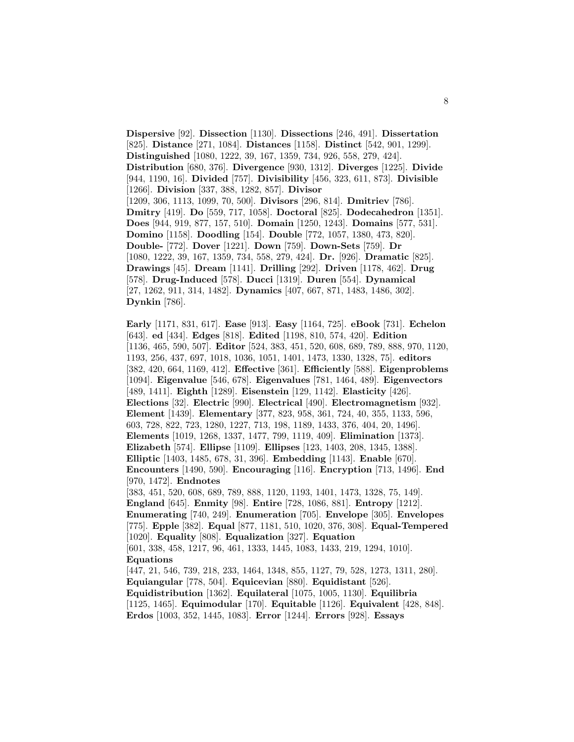**Dispersive** [92]. **Dissection** [1130]. **Dissections** [246, 491]. **Dissertation** [825]. **Distance** [271, 1084]. **Distances** [1158]. **Distinct** [542, 901, 1299]. **Distinguished** [1080, 1222, 39, 167, 1359, 734, 926, 558, 279, 424]. **Distribution** [680, 376]. **Divergence** [930, 1312]. **Diverges** [1225]. **Divide** [944, 1190, 16]. **Divided** [757]. **Divisibility** [456, 323, 611, 873]. **Divisible** [1266]. **Division** [337, 388, 1282, 857]. **Divisor** [1209, 306, 1113, 1099, 70, 500]. **Divisors** [296, 814]. **Dmitriev** [786]. **Dmitry** [419]. **Do** [559, 717, 1058]. **Doctoral** [825]. **Dodecahedron** [1351]. **Does** [944, 919, 877, 157, 510]. **Domain** [1250, 1243]. **Domains** [577, 531]. **Domino** [1158]. **Doodling** [154]. **Double** [772, 1057, 1380, 473, 820]. **Double-** [772]. **Dover** [1221]. **Down** [759]. **Down-Sets** [759]. **Dr** [1080, 1222, 39, 167, 1359, 734, 558, 279, 424]. **Dr.** [926]. **Dramatic** [825]. **Drawings** [45]. **Dream** [1141]. **Drilling** [292]. **Driven** [1178, 462]. **Drug** [578]. **Drug-Induced** [578]. **Ducci** [1319]. **Duren** [554]. **Dynamical** [27, 1262, 911, 314, 1482]. **Dynamics** [407, 667, 871, 1483, 1486, 302]. **Dynkin** [786].

**Early** [1171, 831, 617]. **Ease** [913]. **Easy** [1164, 725]. **eBook** [731]. **Echelon** [643]. **ed** [434]. **Edges** [818]. **Edited** [1198, 810, 574, 420]. **Edition** [1136, 465, 590, 507]. **Editor** [524, 383, 451, 520, 608, 689, 789, 888, 970, 1120, 1193, 256, 437, 697, 1018, 1036, 1051, 1401, 1473, 1330, 1328, 75]. **editors** [382, 420, 664, 1169, 412]. **Effective** [361]. **Efficiently** [588]. **Eigenproblems** [1094]. **Eigenvalue** [546, 678]. **Eigenvalues** [781, 1464, 489]. **Eigenvectors** [489, 1411]. **Eighth** [1289]. **Eisenstein** [129, 1142]. **Elasticity** [426]. **Elections** [32]. **Electric** [990]. **Electrical** [490]. **Electromagnetism** [932]. **Element** [1439]. **Elementary** [377, 823, 958, 361, 724, 40, 355, 1133, 596, 603, 728, 822, 723, 1280, 1227, 713, 198, 1189, 1433, 376, 404, 20, 1496]. **Elements** [1019, 1268, 1337, 1477, 799, 1119, 409]. **Elimination** [1373]. **Elizabeth** [574]. **Ellipse** [1109]. **Ellipses** [123, 1403, 208, 1345, 1388]. **Elliptic** [1403, 1485, 678, 31, 396]. **Embedding** [1143]. **Enable** [670]. **Encounters** [1490, 590]. **Encouraging** [116]. **Encryption** [713, 1496]. **End** [970, 1472]. **Endnotes** [383, 451, 520, 608, 689, 789, 888, 1120, 1193, 1401, 1473, 1328, 75, 149]. **England** [645]. **Enmity** [98]. **Entire** [728, 1086, 881]. **Entropy** [1212]. **Enumerating** [740, 249]. **Enumeration** [705]. **Envelope** [305]. **Envelopes** [775]. **Epple** [382]. **Equal** [877, 1181, 510, 1020, 376, 308]. **Equal-Tempered** [1020]. **Equality** [808]. **Equalization** [327]. **Equation** [601, 338, 458, 1217, 96, 461, 1333, 1445, 1083, 1433, 219, 1294, 1010]. **Equations** [447, 21, 546, 739, 218, 233, 1464, 1348, 855, 1127, 79, 528, 1273, 1311, 280]. **Equiangular** [778, 504]. **Equicevian** [880]. **Equidistant** [526]. **Equidistribution** [1362]. **Equilateral** [1075, 1005, 1130]. **Equilibria** [1125, 1465]. **Equimodular** [170]. **Equitable** [1126]. **Equivalent** [428, 848]. **Erdos** [1003, 352, 1445, 1083]. **Error** [1244]. **Errors** [928]. **Essays**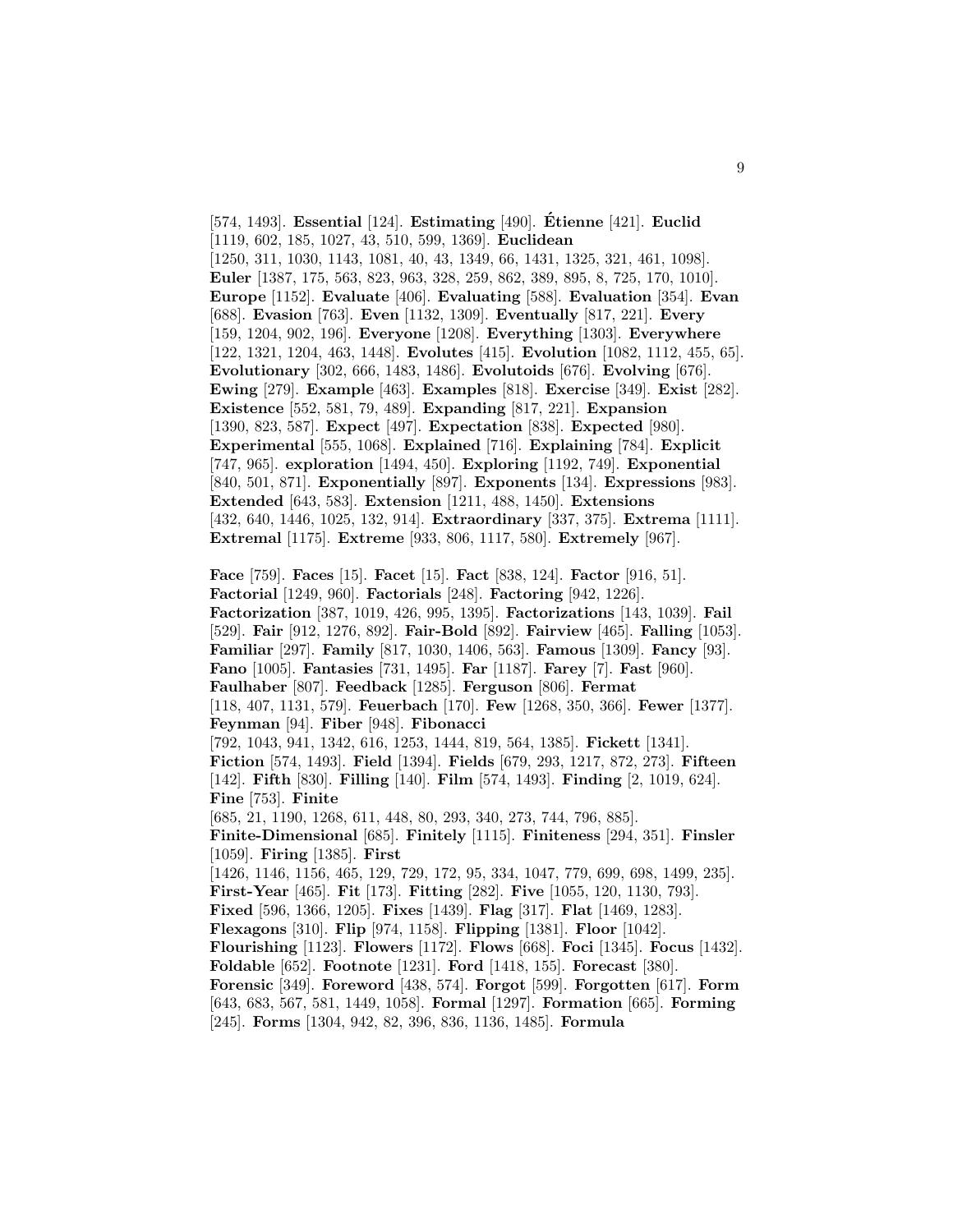[574, 1493]. **Essential** [124]. **Estimating** [490]. **Étienne** [421]. **Euclid** [1119, 602, 185, 1027, 43, 510, 599, 1369]. **Euclidean** [1250, 311, 1030, 1143, 1081, 40, 43, 1349, 66, 1431, 1325, 321, 461, 1098]. **Euler** [1387, 175, 563, 823, 963, 328, 259, 862, 389, 895, 8, 725, 170, 1010]. **Europe** [1152]. **Evaluate** [406]. **Evaluating** [588]. **Evaluation** [354]. **Evan** [688]. **Evasion** [763]. **Even** [1132, 1309]. **Eventually** [817, 221]. **Every** [159, 1204, 902, 196]. **Everyone** [1208]. **Everything** [1303]. **Everywhere** [122, 1321, 1204, 463, 1448]. **Evolutes** [415]. **Evolution** [1082, 1112, 455, 65]. **Evolutionary** [302, 666, 1483, 1486]. **Evolutoids** [676]. **Evolving** [676]. **Ewing** [279]. **Example** [463]. **Examples** [818]. **Exercise** [349]. **Exist** [282]. **Existence** [552, 581, 79, 489]. **Expanding** [817, 221]. **Expansion** [1390, 823, 587]. **Expect** [497]. **Expectation** [838]. **Expected** [980]. **Experimental** [555, 1068]. **Explained** [716]. **Explaining** [784]. **Explicit** [747, 965]. **exploration** [1494, 450]. **Exploring** [1192, 749]. **Exponential** [840, 501, 871]. **Exponentially** [897]. **Exponents** [134]. **Expressions** [983]. **Extended** [643, 583]. **Extension** [1211, 488, 1450]. **Extensions** [432, 640, 1446, 1025, 132, 914]. **Extraordinary** [337, 375]. **Extrema** [1111]. **Extremal** [1175]. **Extreme** [933, 806, 1117, 580]. **Extremely** [967].

**Face** [759]. **Faces** [15]. **Facet** [15]. **Fact** [838, 124]. **Factor** [916, 51]. **Factorial** [1249, 960]. **Factorials** [248]. **Factoring** [942, 1226]. **Factorization** [387, 1019, 426, 995, 1395]. **Factorizations** [143, 1039]. **Fail** [529]. **Fair** [912, 1276, 892]. **Fair-Bold** [892]. **Fairview** [465]. **Falling** [1053]. **Familiar** [297]. **Family** [817, 1030, 1406, 563]. **Famous** [1309]. **Fancy** [93]. **Fano** [1005]. **Fantasies** [731, 1495]. **Far** [1187]. **Farey** [7]. **Fast** [960]. **Faulhaber** [807]. **Feedback** [1285]. **Ferguson** [806]. **Fermat** [118, 407, 1131, 579]. **Feuerbach** [170]. **Few** [1268, 350, 366]. **Fewer** [1377]. **Feynman** [94]. **Fiber** [948]. **Fibonacci** [792, 1043, 941, 1342, 616, 1253, 1444, 819, 564, 1385]. **Fickett** [1341]. **Fiction** [574, 1493]. **Field** [1394]. **Fields** [679, 293, 1217, 872, 273]. **Fifteen** [142]. **Fifth** [830]. **Filling** [140]. **Film** [574, 1493]. **Finding** [2, 1019, 624]. **Fine** [753]. **Finite** [685, 21, 1190, 1268, 611, 448, 80, 293, 340, 273, 744, 796, 885]. **Finite-Dimensional** [685]. **Finitely** [1115]. **Finiteness** [294, 351]. **Finsler** [1059]. **Firing** [1385]. **First** [1426, 1146, 1156, 465, 129, 729, 172, 95, 334, 1047, 779, 699, 698, 1499, 235]. **First-Year** [465]. **Fit** [173]. **Fitting** [282]. **Five** [1055, 120, 1130, 793]. **Fixed** [596, 1366, 1205]. **Fixes** [1439]. **Flag** [317]. **Flat** [1469, 1283]. **Flexagons** [310]. **Flip** [974, 1158]. **Flipping** [1381]. **Floor** [1042]. **Flourishing** [1123]. **Flowers** [1172]. **Flows** [668]. **Foci** [1345]. **Focus** [1432]. **Foldable** [652]. **Footnote** [1231]. **Ford** [1418, 155]. **Forecast** [380]. **Forensic** [349]. **Foreword** [438, 574]. **Forgot** [599]. **Forgotten** [617]. **Form** [643, 683, 567, 581, 1449, 1058]. **Formal** [1297]. **Formation** [665]. **Forming** [245]. **Forms** [1304, 942, 82, 396, 836, 1136, 1485]. **Formula**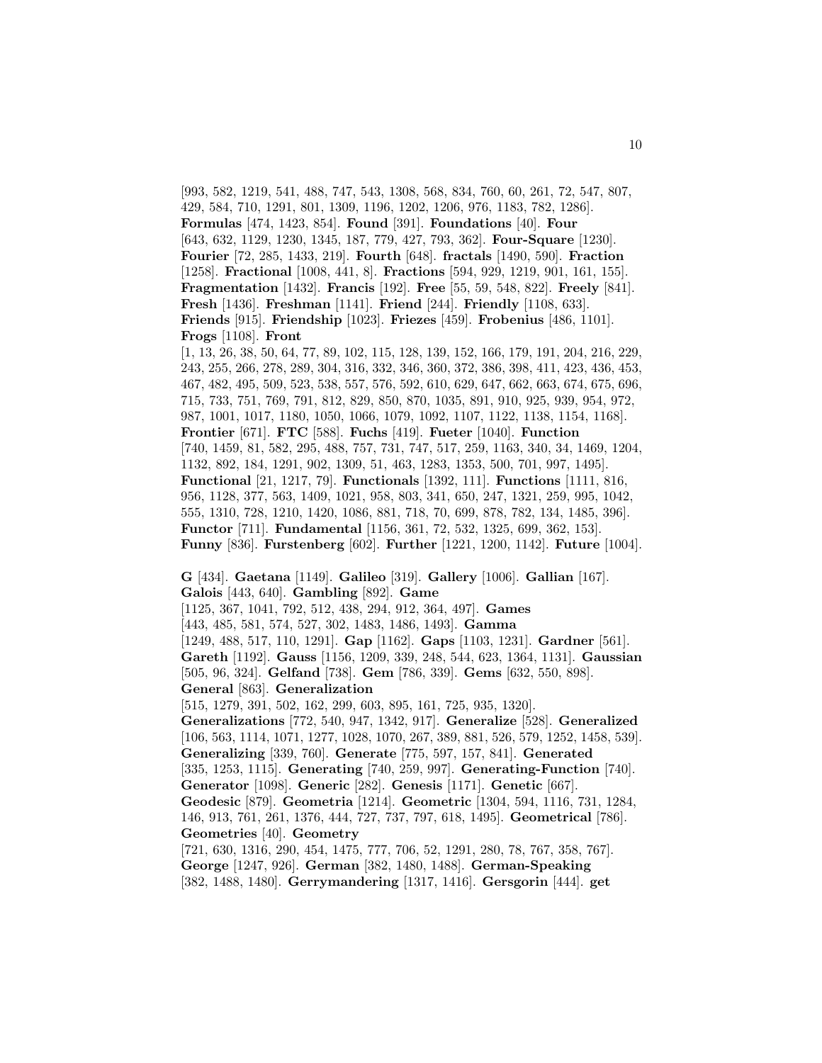[993, 582, 1219, 541, 488, 747, 543, 1308, 568, 834, 760, 60, 261, 72, 547, 807, 429, 584, 710, 1291, 801, 1309, 1196, 1202, 1206, 976, 1183, 782, 1286]. **Formulas** [474, 1423, 854]. **Found** [391]. **Foundations** [40]. **Four** [643, 632, 1129, 1230, 1345, 187, 779, 427, 793, 362]. **Four-Square** [1230]. **Fourier** [72, 285, 1433, 219]. **Fourth** [648]. **fractals** [1490, 590]. **Fraction** [1258]. **Fractional** [1008, 441, 8]. **Fractions** [594, 929, 1219, 901, 161, 155]. **Fragmentation** [1432]. **Francis** [192]. **Free** [55, 59, 548, 822]. **Freely** [841]. **Fresh** [1436]. **Freshman** [1141]. **Friend** [244]. **Friendly** [1108, 633]. **Friends** [915]. **Friendship** [1023]. **Friezes** [459]. **Frobenius** [486, 1101]. **Frogs** [1108]. **Front** [1, 13, 26, 38, 50, 64, 77, 89, 102, 115, 128, 139, 152, 166, 179, 191, 204, 216, 229, 243, 255, 266, 278, 289, 304, 316, 332, 346, 360, 372, 386, 398, 411, 423, 436, 453, 467, 482, 495, 509, 523, 538, 557, 576, 592, 610, 629, 647, 662, 663, 674, 675, 696, 715, 733, 751, 769, 791, 812, 829, 850, 870, 1035, 891, 910, 925, 939, 954, 972, 987, 1001, 1017, 1180, 1050, 1066, 1079, 1092, 1107, 1122, 1138, 1154, 1168]. **Frontier** [671]. **FTC** [588]. **Fuchs** [419]. **Fueter** [1040]. **Function** [740, 1459, 81, 582, 295, 488, 757, 731, 747, 517, 259, 1163, 340, 34, 1469, 1204, 1132, 892, 184, 1291, 902, 1309, 51, 463, 1283, 1353, 500, 701, 997, 1495]. **Functional** [21, 1217, 79]. **Functionals** [1392, 111]. **Functions** [1111, 816, 956, 1128, 377, 563, 1409, 1021, 958, 803, 341, 650, 247, 1321, 259, 995, 1042, 555, 1310, 728, 1210, 1420, 1086, 881, 718, 70, 699, 878, 782, 134, 1485, 396]. **Functor** [711]. **Fundamental** [1156, 361, 72, 532, 1325, 699, 362, 153]. **Funny** [836]. **Furstenberg** [602]. **Further** [1221, 1200, 1142]. **Future** [1004].

**G** [434]. **Gaetana** [1149]. **Galileo** [319]. **Gallery** [1006]. **Gallian** [167]. **Galois** [443, 640]. **Gambling** [892]. **Game** [1125, 367, 1041, 792, 512, 438, 294, 912, 364, 497]. **Games** [443, 485, 581, 574, 527, 302, 1483, 1486, 1493]. **Gamma** [1249, 488, 517, 110, 1291]. **Gap** [1162]. **Gaps** [1103, 1231]. **Gardner** [561]. **Gareth** [1192]. **Gauss** [1156, 1209, 339, 248, 544, 623, 1364, 1131]. **Gaussian** [505, 96, 324]. **Gelfand** [738]. **Gem** [786, 339]. **Gems** [632, 550, 898]. **General** [863]. **Generalization** [515, 1279, 391, 502, 162, 299, 603, 895, 161, 725, 935, 1320]. **Generalizations** [772, 540, 947, 1342, 917]. **Generalize** [528]. **Generalized** [106, 563, 1114, 1071, 1277, 1028, 1070, 267, 389, 881, 526, 579, 1252, 1458, 539]. **Generalizing** [339, 760]. **Generate** [775, 597, 157, 841]. **Generated** [335, 1253, 1115]. **Generating** [740, 259, 997]. **Generating-Function** [740]. **Generator** [1098]. **Generic** [282]. **Genesis** [1171]. **Genetic** [667]. **Geodesic** [879]. **Geometria** [1214]. **Geometric** [1304, 594, 1116, 731, 1284, 146, 913, 761, 261, 1376, 444, 727, 737, 797, 618, 1495]. **Geometrical** [786]. **Geometries** [40]. **Geometry** [721, 630, 1316, 290, 454, 1475, 777, 706, 52, 1291, 280, 78, 767, 358, 767]. **George** [1247, 926]. **German** [382, 1480, 1488]. **German-Speaking** [382, 1488, 1480]. **Gerrymandering** [1317, 1416]. **Gersgorin** [444]. **get**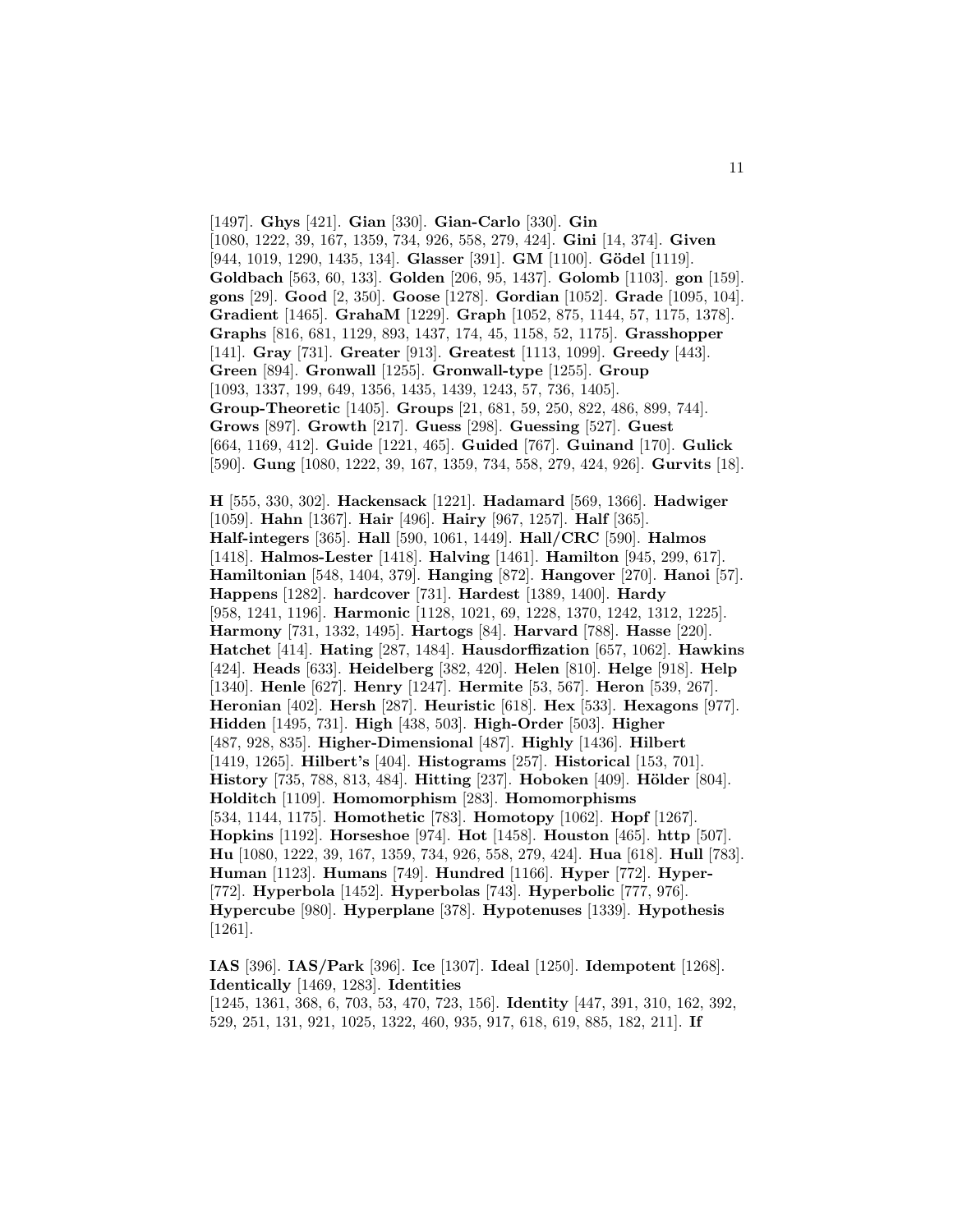[1497]. **Ghys** [421]. **Gian** [330]. **Gian-Carlo** [330]. **Gin** [1080, 1222, 39, 167, 1359, 734, 926, 558, 279, 424]. **Gini** [14, 374]. **Given** [944, 1019, 1290, 1435, 134]. **Glasser** [391]. **GM** [1100]. **Gödel** [1119]. **Goldbach** [563, 60, 133]. **Golden** [206, 95, 1437]. **Golomb** [1103]. **gon** [159]. **gons** [29]. **Good** [2, 350]. **Goose** [1278]. **Gordian** [1052]. **Grade** [1095, 104]. **Gradient** [1465]. **GrahaM** [1229]. **Graph** [1052, 875, 1144, 57, 1175, 1378]. **Graphs** [816, 681, 1129, 893, 1437, 174, 45, 1158, 52, 1175]. **Grasshopper** [141]. **Gray** [731]. **Greater** [913]. **Greatest** [1113, 1099]. **Greedy** [443]. **Green** [894]. **Gronwall** [1255]. **Gronwall-type** [1255]. **Group** [1093, 1337, 199, 649, 1356, 1435, 1439, 1243, 57, 736, 1405]. **Group-Theoretic** [1405]. **Groups** [21, 681, 59, 250, 822, 486, 899, 744]. **Grows** [897]. **Growth** [217]. **Guess** [298]. **Guessing** [527]. **Guest** [664, 1169, 412]. **Guide** [1221, 465]. **Guided** [767]. **Guinand** [170]. **Gulick** [590]. **Gung** [1080, 1222, 39, 167, 1359, 734, 558, 279, 424, 926]. **Gurvits** [18].

**H** [555, 330, 302]. **Hackensack** [1221]. **Hadamard** [569, 1366]. **Hadwiger** [1059]. **Hahn** [1367]. **Hair** [496]. **Hairy** [967, 1257]. **Half** [365]. **Half-integers** [365]. **Hall** [590, 1061, 1449]. **Hall/CRC** [590]. **Halmos** [1418]. **Halmos-Lester** [1418]. **Halving** [1461]. **Hamilton** [945, 299, 617]. **Hamiltonian** [548, 1404, 379]. **Hanging** [872]. **Hangover** [270]. **Hanoi** [57]. **Happens** [1282]. **hardcover** [731]. **Hardest** [1389, 1400]. **Hardy** [958, 1241, 1196]. **Harmonic** [1128, 1021, 69, 1228, 1370, 1242, 1312, 1225]. **Harmony** [731, 1332, 1495]. **Hartogs** [84]. **Harvard** [788]. **Hasse** [220]. **Hatchet** [414]. **Hating** [287, 1484]. **Hausdorffization** [657, 1062]. **Hawkins** [424]. **Heads** [633]. **Heidelberg** [382, 420]. **Helen** [810]. **Helge** [918]. **Help** [1340]. **Henle** [627]. **Henry** [1247]. **Hermite** [53, 567]. **Heron** [539, 267]. **Heronian** [402]. **Hersh** [287]. **Heuristic** [618]. **Hex** [533]. **Hexagons** [977]. **Hidden** [1495, 731]. **High** [438, 503]. **High-Order** [503]. **Higher** [487, 928, 835]. **Higher-Dimensional** [487]. **Highly** [1436]. **Hilbert** [1419, 1265]. **Hilbert's** [404]. **Histograms** [257]. **Historical** [153, 701]. **History** [735, 788, 813, 484]. **Hitting** [237]. **Hoboken** [409]. **Hölder** [804]. **Holditch** [1109]. **Homomorphism** [283]. **Homomorphisms** [534, 1144, 1175]. **Homothetic** [783]. **Homotopy** [1062]. **Hopf** [1267]. **Hopkins** [1192]. **Horseshoe** [974]. **Hot** [1458]. **Houston** [465]. **http** [507]. **Hu** [1080, 1222, 39, 167, 1359, 734, 926, 558, 279, 424]. **Hua** [618]. **Hull** [783]. **Human** [1123]. **Humans** [749]. **Hundred** [1166]. **Hyper** [772]. **Hyper-** [772]. **Hyperbola** [1452]. **Hyperbolas** [743]. **Hyperbolic** [777, 976]. **Hypercube** [980]. **Hyperplane** [378]. **Hypotenuses** [1339]. **Hypothesis** [1261].

**IAS** [396]. **IAS/Park** [396]. **Ice** [1307]. **Ideal** [1250]. **Idempotent** [1268]. **Identically** [1469, 1283]. **Identities** [1245, 1361, 368, 6, 703, 53, 470, 723, 156]. **Identity** [447, 391, 310, 162, 392, 529, 251, 131, 921, 1025, 1322, 460, 935, 917, 618, 619, 885, 182, 211]. **If**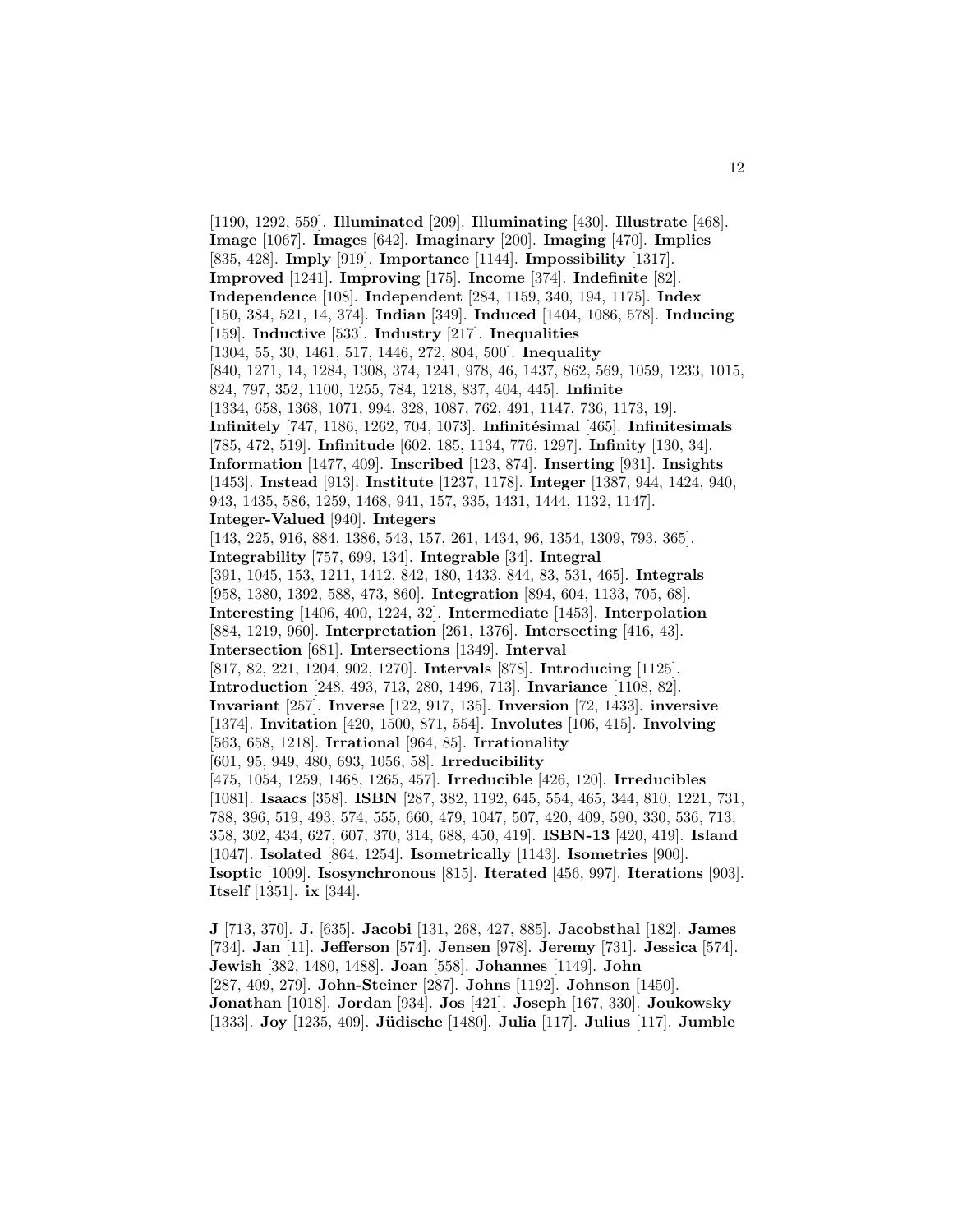[1190, 1292, 559]. **Illuminated** [209]. **Illuminating** [430]. **Illustrate** [468]. **Image** [1067]. **Images** [642]. **Imaginary** [200]. **Imaging** [470]. **Implies** [835, 428]. **Imply** [919]. **Importance** [1144]. **Impossibility** [1317]. **Improved** [1241]. **Improving** [175]. **Income** [374]. **Indefinite** [82]. **Independence** [108]. **Independent** [284, 1159, 340, 194, 1175]. **Index** [150, 384, 521, 14, 374]. **Indian** [349]. **Induced** [1404, 1086, 578]. **Inducing** [159]. **Inductive** [533]. **Industry** [217]. **Inequalities** [1304, 55, 30, 1461, 517, 1446, 272, 804, 500]. **Inequality** [840, 1271, 14, 1284, 1308, 374, 1241, 978, 46, 1437, 862, 569, 1059, 1233, 1015, 824, 797, 352, 1100, 1255, 784, 1218, 837, 404, 445]. **Infinite** [1334, 658, 1368, 1071, 994, 328, 1087, 762, 491, 1147, 736, 1173, 19]. **Infinitely** [747, 1186, 1262, 704, 1073]. **Infinitésimal** [465]. **Infinitesimals** [785, 472, 519]. **Infinitude** [602, 185, 1134, 776, 1297]. **Infinity** [130, 34]. **Information** [1477, 409]. **Inscribed** [123, 874]. **Inserting** [931]. **Insights** [1453]. **Instead** [913]. **Institute** [1237, 1178]. **Integer** [1387, 944, 1424, 940, 943, 1435, 586, 1259, 1468, 941, 157, 335, 1431, 1444, 1132, 1147]. **Integer-Valued** [940]. **Integers** [143, 225, 916, 884, 1386, 543, 157, 261, 1434, 96, 1354, 1309, 793, 365]. **Integrability** [757, 699, 134]. **Integrable** [34]. **Integral** [391, 1045, 153, 1211, 1412, 842, 180, 1433, 844, 83, 531, 465]. **Integrals** [958, 1380, 1392, 588, 473, 860]. **Integration** [894, 604, 1133, 705, 68]. **Interesting** [1406, 400, 1224, 32]. **Intermediate** [1453]. **Interpolation** [884, 1219, 960]. **Interpretation** [261, 1376]. **Intersecting** [416, 43]. **Intersection** [681]. **Intersections** [1349]. **Interval** [817, 82, 221, 1204, 902, 1270]. **Intervals** [878]. **Introducing** [1125]. **Introduction** [248, 493, 713, 280, 1496, 713]. **Invariance** [1108, 82]. **Invariant** [257]. **Inverse** [122, 917, 135]. **Inversion** [72, 1433]. **inversive** [1374]. **Invitation** [420, 1500, 871, 554]. **Involutes** [106, 415]. **Involving** [563, 658, 1218]. **Irrational** [964, 85]. **Irrationality** [601, 95, 949, 480, 693, 1056, 58]. **Irreducibility** [475, 1054, 1259, 1468, 1265, 457]. **Irreducible** [426, 120]. **Irreducibles** [1081]. **Isaacs** [358]. **ISBN** [287, 382, 1192, 645, 554, 465, 344, 810, 1221, 731, 788, 396, 519, 493, 574, 555, 660, 479, 1047, 507, 420, 409, 590, 330, 536, 713, 358, 302, 434, 627, 607, 370, 314, 688, 450, 419]. **ISBN-13** [420, 419]. **Island** [1047]. **Isolated** [864, 1254]. **Isometrically** [1143]. **Isometries** [900]. **Isoptic** [1009]. **Isosynchronous** [815]. **Iterated** [456, 997]. **Iterations** [903]. **Itself** [1351]. **ix** [344].

**J** [713, 370]. **J.** [635]. **Jacobi** [131, 268, 427, 885]. **Jacobsthal** [182]. **James** [734]. **Jan** [11]. **Jefferson** [574]. **Jensen** [978]. **Jeremy** [731]. **Jessica** [574]. **Jewish** [382, 1480, 1488]. **Joan** [558]. **Johannes** [1149]. **John** [287, 409, 279]. **John-Steiner** [287]. **Johns** [1192]. **Johnson** [1450]. **Jonathan** [1018]. **Jordan** [934]. **Jos** [421]. **Joseph** [167, 330]. **Joukowsky** [1333]. **Joy** [1235, 409]. **Jüdische** [1480]. **Julia** [117]. **Julius** [117]. **Jumble**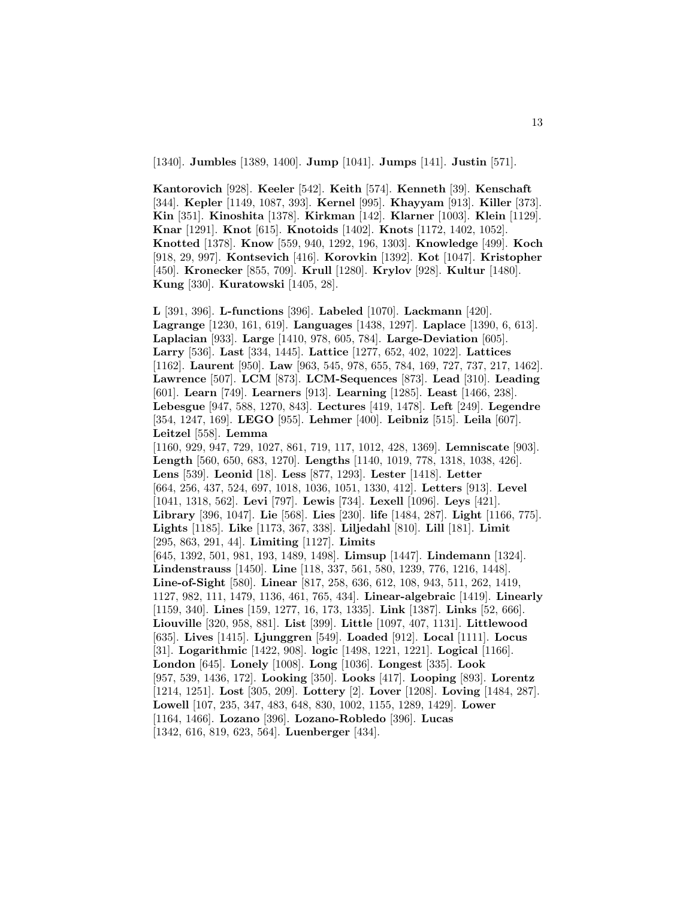[1340]. **Jumbles** [1389, 1400]. **Jump** [1041]. **Jumps** [141]. **Justin** [571].

**Kantorovich** [928]. **Keeler** [542]. **Keith** [574]. **Kenneth** [39]. **Kenschaft** [344]. **Kepler** [1149, 1087, 393]. **Kernel** [995]. **Khayyam** [913]. **Killer** [373]. **Kin** [351]. **Kinoshita** [1378]. **Kirkman** [142]. **Klarner** [1003]. **Klein** [1129]. **Knar** [1291]. **Knot** [615]. **Knotoids** [1402]. **Knots** [1172, 1402, 1052]. **Knotted** [1378]. **Know** [559, 940, 1292, 196, 1303]. **Knowledge** [499]. **Koch** [918, 29, 997]. **Kontsevich** [416]. **Korovkin** [1392]. **Kot** [1047]. **Kristopher** [450]. **Kronecker** [855, 709]. **Krull** [1280]. **Krylov** [928]. **Kultur** [1480]. **Kung** [330]. **Kuratowski** [1405, 28].

**L** [391, 396]. **L-functions** [396]. **Labeled** [1070]. **Lackmann** [420]. **Lagrange** [1230, 161, 619]. **Languages** [1438, 1297]. **Laplace** [1390, 6, 613]. **Laplacian** [933]. **Large** [1410, 978, 605, 784]. **Large-Deviation** [605]. **Larry** [536]. **Last** [334, 1445]. **Lattice** [1277, 652, 402, 1022]. **Lattices** [1162]. **Laurent** [950]. **Law** [963, 545, 978, 655, 784, 169, 727, 737, 217, 1462]. **Lawrence** [507]. **LCM** [873]. **LCM-Sequences** [873]. **Lead** [310]. **Leading** [601]. **Learn** [749]. **Learners** [913]. **Learning** [1285]. **Least** [1466, 238]. **Lebesgue** [947, 588, 1270, 843]. **Lectures** [419, 1478]. **Left** [249]. **Legendre** [354, 1247, 169]. **LEGO** [955]. **Lehmer** [400]. **Leibniz** [515]. **Leila** [607]. **Leitzel** [558]. **Lemma** [1160, 929, 947, 729, 1027, 861, 719, 117, 1012, 428, 1369]. **Lemniscate** [903]. **Length** [560, 650, 683, 1270]. **Lengths** [1140, 1019, 778, 1318, 1038, 426]. **Lens** [539]. **Leonid** [18]. **Less** [877, 1293]. **Lester** [1418]. **Letter** [664, 256, 437, 524, 697, 1018, 1036, 1051, 1330, 412]. **Letters** [913]. **Level** [1041, 1318, 562]. **Levi** [797]. **Lewis** [734]. **Lexell** [1096]. **Leys** [421]. **Library** [396, 1047]. **Lie** [568]. **Lies** [230]. **life** [1484, 287]. **Light** [1166, 775]. **Lights** [1185]. **Like** [1173, 367, 338]. **Liljedahl** [810]. **Lill** [181]. **Limit** [295, 863, 291, 44]. **Limiting** [1127]. **Limits** [645, 1392, 501, 981, 193, 1489, 1498]. **Limsup** [1447]. **Lindemann** [1324]. **Lindenstrauss** [1450]. **Line** [118, 337, 561, 580, 1239, 776, 1216, 1448]. **Line-of-Sight** [580]. **Linear** [817, 258, 636, 612, 108, 943, 511, 262, 1419, 1127, 982, 111, 1479, 1136, 461, 765, 434]. **Linear-algebraic** [1419]. **Linearly** [1159, 340]. **Lines** [159, 1277, 16, 173, 1335]. **Link** [1387]. **Links** [52, 666]. **Liouville** [320, 958, 881]. **List** [399]. **Little** [1097, 407, 1131]. **Littlewood** [635]. **Lives** [1415]. **Ljunggren** [549]. **Loaded** [912]. **Local** [1111]. **Locus** [31]. **Logarithmic** [1422, 908]. **logic** [1498, 1221, 1221]. **Logical** [1166]. **London** [645]. **Lonely** [1008]. **Long** [1036]. **Longest** [335]. **Look** [957, 539, 1436, 172]. **Looking** [350]. **Looks** [417]. **Looping** [893]. **Lorentz** [1214, 1251]. **Lost** [305, 209]. **Lottery** [2]. **Lover** [1208]. **Loving** [1484, 287]. **Lowell** [107, 235, 347, 483, 648, 830, 1002, 1155, 1289, 1429]. **Lower** [1164, 1466]. **Lozano** [396]. **Lozano-Robledo** [396]. **Lucas** [1342, 616, 819, 623, 564]. **Luenberger** [434].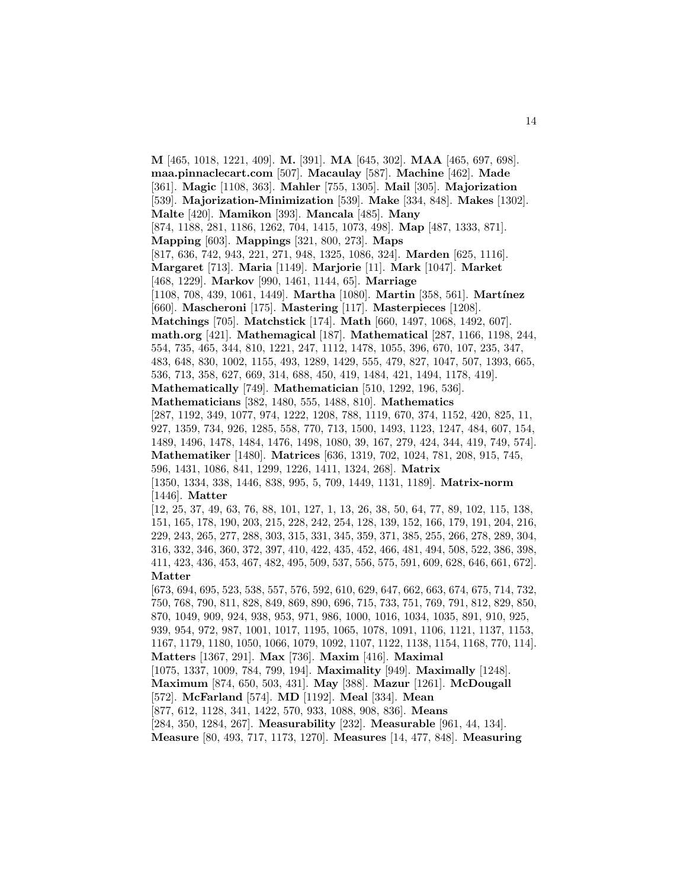**M** [465, 1018, 1221, 409]. **M.** [391]. **MA** [645, 302]. **MAA** [465, 697, 698]. **maa.pinnaclecart.com** [507]. **Macaulay** [587]. **Machine** [462]. **Made** [361]. **Magic** [1108, 363]. **Mahler** [755, 1305]. **Mail** [305]. **Majorization** [539]. **Majorization-Minimization** [539]. **Make** [334, 848]. **Makes** [1302]. **Malte** [420]. **Mamikon** [393]. **Mancala** [485]. **Many** [874, 1188, 281, 1186, 1262, 704, 1415, 1073, 498]. **Map** [487, 1333, 871]. **Mapping** [603]. **Mappings** [321, 800, 273]. **Maps** [817, 636, 742, 943, 221, 271, 948, 1325, 1086, 324]. **Marden** [625, 1116]. **Margaret** [713]. **Maria** [1149]. **Marjorie** [11]. **Mark** [1047]. **Market** [468, 1229]. **Markov** [990, 1461, 1144, 65]. **Marriage** [1108, 708, 439, 1061, 1449]. **Martha** [1080]. **Martin** [358, 561]. **Martínez** [660]. **Mascheroni** [175]. **Mastering** [117]. **Masterpieces** [1208]. **Matchings** [705]. **Matchstick** [174]. **Math** [660, 1497, 1068, 1492, 607]. **math.org** [421]. **Mathemagical** [187]. **Mathematical** [287, 1166, 1198, 244, 554, 735, 465, 344, 810, 1221, 247, 1112, 1478, 1055, 396, 670, 107, 235, 347, 483, 648, 830, 1002, 1155, 493, 1289, 1429, 555, 479, 827, 1047, 507, 1393, 665, 536, 713, 358, 627, 669, 314, 688, 450, 419, 1484, 421, 1494, 1178, 419]. **Mathematically** [749]. **Mathematician** [510, 1292, 196, 536]. **Mathematicians** [382, 1480, 555, 1488, 810]. **Mathematics** [287, 1192, 349, 1077, 974, 1222, 1208, 788, 1119, 670, 374, 1152, 420, 825, 11, 927, 1359, 734, 926, 1285, 558, 770, 713, 1500, 1493, 1123, 1247, 484, 607, 154, 1489, 1496, 1478, 1484, 1476, 1498, 1080, 39, 167, 279, 424, 344, 419, 749, 574]. **Mathematiker** [1480]. **Matrices** [636, 1319, 702, 1024, 781, 208, 915, 745, 596, 1431, 1086, 841, 1299, 1226, 1411, 1324, 268]. **Matrix** [1350, 1334, 338, 1446, 838, 995, 5, 709, 1449, 1131, 1189]. **Matrix-norm** [1446]. **Matter** [12, 25, 37, 49, 63, 76, 88, 101, 127, 1, 13, 26, 38, 50, 64, 77, 89, 102, 115, 138, 151, 165, 178, 190, 203, 215, 228, 242, 254, 128, 139, 152, 166, 179, 191, 204, 216, 229, 243, 265, 277, 288, 303, 315, 331, 345, 359, 371, 385, 255, 266, 278, 289, 304, 316, 332, 346, 360, 372, 397, 410, 422, 435, 452, 466, 481, 494, 508, 522, 386, 398, 411, 423, 436, 453, 467, 482, 495, 509, 537, 556, 575, 591, 609, 628, 646, 661, 672]. **Matter** [673, 694, 695, 523, 538, 557, 576, 592, 610, 629, 647, 662, 663, 674, 675, 714, 732, 750, 768, 790, 811, 828, 849, 869, 890, 696, 715, 733, 751, 769, 791, 812, 829, 850, 870, 1049, 909, 924, 938, 953, 971, 986, 1000, 1016, 1034, 1035, 891, 910, 925, 939, 954, 972, 987, 1001, 1017, 1195, 1065, 1078, 1091, 1106, 1121, 1137, 1153, 1167, 1179, 1180, 1050, 1066, 1079, 1092, 1107, 1122, 1138, 1154, 1168, 770, 114]. **Matters** [1367, 291]. **Max** [736]. **Maxim** [416]. **Maximal** [1075, 1337, 1009, 784, 799, 194]. **Maximality** [949]. **Maximally** [1248]. **Maximum** [874, 650, 503, 431]. **May** [388]. **Mazur** [1261]. **McDougall** [572]. **McFarland** [574]. **MD** [1192]. **Meal** [334]. **Mean** [877, 612, 1128, 341, 1422, 570, 933, 1088, 908, 836]. **Means** [284, 350, 1284, 267]. **Measurability** [232]. **Measurable** [961, 44, 134]. **Measure** [80, 493, 717, 1173, 1270]. **Measures** [14, 477, 848]. **Measuring**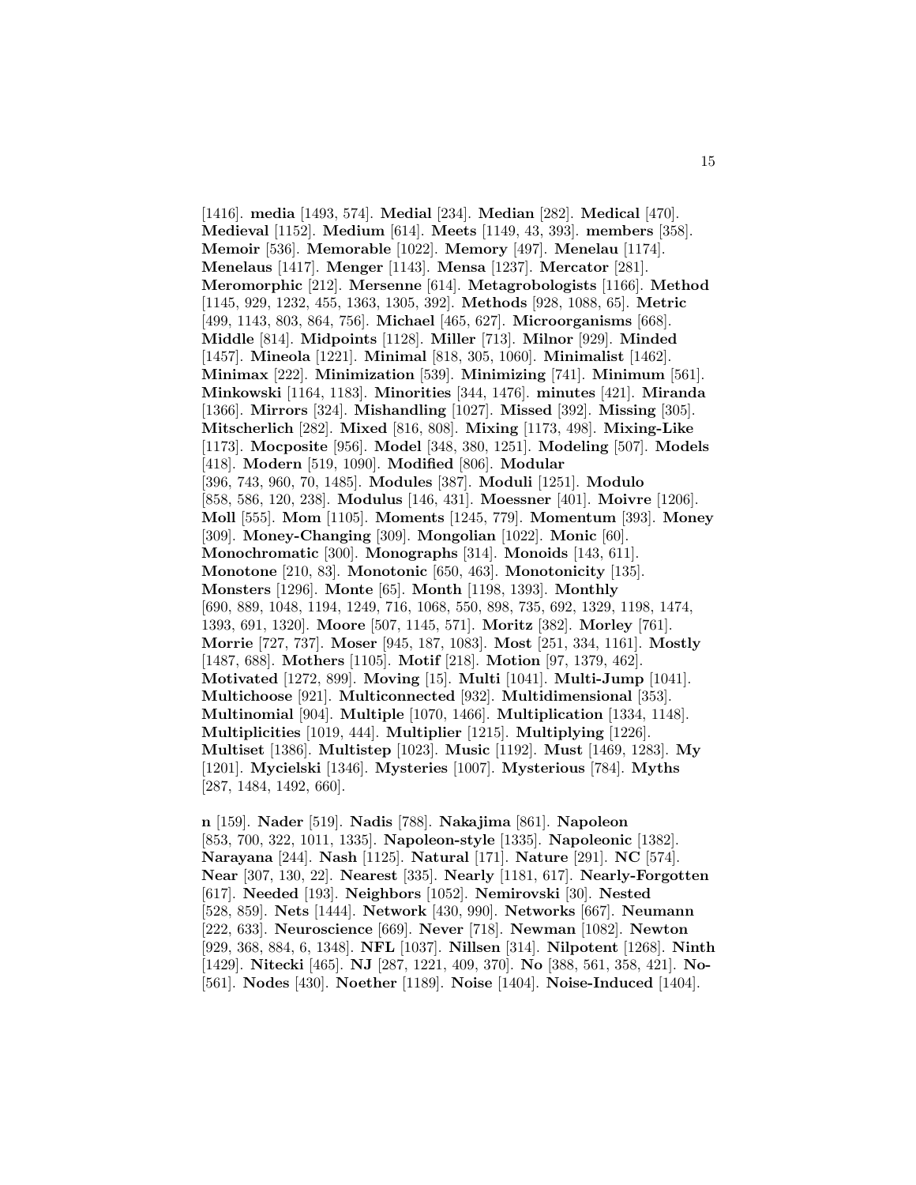[1416]. **media** [1493, 574]. **Medial** [234]. **Median** [282]. **Medical** [470]. **Medieval** [1152]. **Medium** [614]. **Meets** [1149, 43, 393]. **members** [358]. **Memoir** [536]. **Memorable** [1022]. **Memory** [497]. **Menelau** [1174]. **Menelaus** [1417]. **Menger** [1143]. **Mensa** [1237]. **Mercator** [281]. **Meromorphic** [212]. **Mersenne** [614]. **Metagrobologists** [1166]. **Method** [1145, 929, 1232, 455, 1363, 1305, 392]. **Methods** [928, 1088, 65]. **Metric** [499, 1143, 803, 864, 756]. **Michael** [465, 627]. **Microorganisms** [668]. **Middle** [814]. **Midpoints** [1128]. **Miller** [713]. **Milnor** [929]. **Minded** [1457]. **Mineola** [1221]. **Minimal** [818, 305, 1060]. **Minimalist** [1462]. **Minimax** [222]. **Minimization** [539]. **Minimizing** [741]. **Minimum** [561]. **Minkowski** [1164, 1183]. **Minorities** [344, 1476]. **minutes** [421]. **Miranda** [1366]. **Mirrors** [324]. **Mishandling** [1027]. **Missed** [392]. **Missing** [305]. **Mitscherlich** [282]. **Mixed** [816, 808]. **Mixing** [1173, 498]. **Mixing-Like** [1173]. **Mocposite** [956]. **Model** [348, 380, 1251]. **Modeling** [507]. **Models** [418]. **Modern** [519, 1090]. **Modified** [806]. **Modular** [396, 743, 960, 70, 1485]. **Modules** [387]. **Moduli** [1251]. **Modulo** [858, 586, 120, 238]. **Modulus** [146, 431]. **Moessner** [401]. **Moivre** [1206]. **Moll** [555]. **Mom** [1105]. **Moments** [1245, 779]. **Momentum** [393]. **Money** [309]. **Money-Changing** [309]. **Mongolian** [1022]. **Monic** [60]. **Monochromatic** [300]. **Monographs** [314]. **Monoids** [143, 611]. **Monotone** [210, 83]. **Monotonic** [650, 463]. **Monotonicity** [135]. **Monsters** [1296]. **Monte** [65]. **Month** [1198, 1393]. **Monthly** [690, 889, 1048, 1194, 1249, 716, 1068, 550, 898, 735, 692, 1329, 1198, 1474, 1393, 691, 1320]. **Moore** [507, 1145, 571]. **Moritz** [382]. **Morley** [761]. **Morrie** [727, 737]. **Moser** [945, 187, 1083]. **Most** [251, 334, 1161]. **Mostly** [1487, 688]. **Mothers** [1105]. **Motif** [218]. **Motion** [97, 1379, 462]. **Motivated** [1272, 899]. **Moving** [15]. **Multi** [1041]. **Multi-Jump** [1041]. **Multichoose** [921]. **Multiconnected** [932]. **Multidimensional** [353]. **Multinomial** [904]. **Multiple** [1070, 1466]. **Multiplication** [1334, 1148]. **Multiplicities** [1019, 444]. **Multiplier** [1215]. **Multiplying** [1226]. **Multiset** [1386]. **Multistep** [1023]. **Music** [1192]. **Must** [1469, 1283]. **My** [1201]. **Mycielski** [1346]. **Mysteries** [1007]. **Mysterious** [784]. **Myths** [287, 1484, 1492, 660].

**n** [159]. **Nader** [519]. **Nadis** [788]. **Nakajima** [861]. **Napoleon** [853, 700, 322, 1011, 1335]. **Napoleon-style** [1335]. **Napoleonic** [1382]. **Narayana** [244]. **Nash** [1125]. **Natural** [171]. **Nature** [291]. **NC** [574]. **Near** [307, 130, 22]. **Nearest** [335]. **Nearly** [1181, 617]. **Nearly-Forgotten** [617]. **Needed** [193]. **Neighbors** [1052]. **Nemirovski** [30]. **Nested** [528, 859]. **Nets** [1444]. **Network** [430, 990]. **Networks** [667]. **Neumann** [222, 633]. **Neuroscience** [669]. **Never** [718]. **Newman** [1082]. **Newton** [929, 368, 884, 6, 1348]. **NFL** [1037]. **Nillsen** [314]. **Nilpotent** [1268]. **Ninth** [1429]. **Nitecki** [465]. **NJ** [287, 1221, 409, 370]. **No** [388, 561, 358, 421]. **No-** [561]. **Nodes** [430]. **Noether** [1189]. **Noise** [1404]. **Noise-Induced** [1404].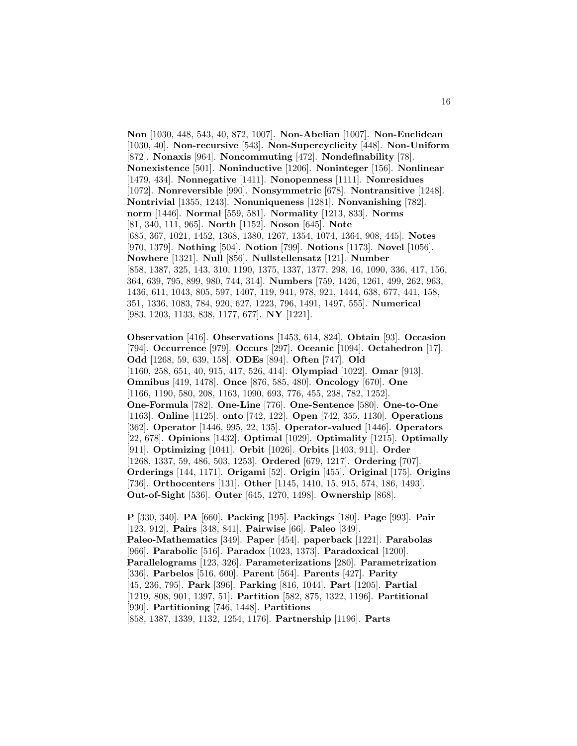**Non** [1030, 448, 543, 40, 872, 1007]. **Non-Abelian** [1007]. **Non-Euclidean** [1030, 40]. **Non-recursive** [543]. **Non-Supercyclicity** [448]. **Non-Uniform** [872]. **Nonaxis** [964]. **Noncommuting** [472]. **Nondefinability** [78]. **Nonexistence** [501]. **Noninductive** [1206]. **Noninteger** [156]. **Nonlinear** [1479, 434]. **Nonnegative** [1411]. **Nonopenness** [1111]. **Nonresidues** [1072]. **Nonreversible** [990]. **Nonsymmetric** [678]. **Nontransitive** [1248]. **Nontrivial** [1355, 1243]. **Nonuniqueness** [1281]. **Nonvanishing** [782]. **norm** [1446]. **Normal** [559, 581]. **Normality** [1213, 833]. **Norms** [81, 340, 111, 965]. **North** [1152]. **Noson** [645]. **Note** [685, 367, 1021, 1452, 1368, 1380, 1267, 1354, 1074, 1364, 908, 445]. **Notes** [970, 1379]. **Nothing** [504]. **Notion** [799]. **Notions** [1173]. **Novel** [1056]. **Nowhere** [1321]. **Null** [856]. **Nullstellensatz** [121]. **Number** [858, 1387, 325, 143, 310, 1190, 1375, 1337, 1377, 298, 16, 1090, 336, 417, 156, 364, 639, 795, 899, 980, 744, 314]. **Numbers** [759, 1426, 1261, 499, 262, 963, 1436, 611, 1043, 805, 597, 1407, 119, 941, 978, 921, 1444, 638, 677, 441, 158, 351, 1336, 1083, 784, 920, 627, 1223, 796, 1491, 1497, 555]. **Numerical** [983, 1203, 1133, 838, 1177, 677]. **NY** [1221].

**Observation** [416]. **Observations** [1453, 614, 824]. **Obtain** [93]. **Occasion** [794]. **Occurrence** [979]. **Occurs** [297]. **Oceanic** [1094]. **Octahedron** [17]. **Odd** [1268, 59, 639, 158]. **ODEs** [894]. **Often** [747]. **Old** [1160, 258, 651, 40, 915, 417, 526, 414]. **Olympiad** [1022]. **Omar** [913]. **Omnibus** [419, 1478]. **Once** [876, 585, 480]. **Oncology** [670]. **One** [1166, 1190, 580, 208, 1163, 1090, 693, 776, 455, 238, 782, 1252]. **One-Formula** [782]. **One-Line** [776]. **One-Sentence** [580]. **One-to-One** [1163]. **Online** [1125]. **onto** [742, 122]. **Open** [742, 355, 1130]. **Operations** [362]. **Operator** [1446, 995, 22, 135]. **Operator-valued** [1446]. **Operators** [22, 678]. **Opinions** [1432]. **Optimal** [1029]. **Optimality** [1215]. **Optimally** [911]. **Optimizing** [1041]. **Orbit** [1026]. **Orbits** [1403, 911]. **Order** [1268, 1337, 59, 486, 503, 1253]. **Ordered** [679, 1217]. **Ordering** [707]. **Orderings** [144, 1171]. **Origami** [52]. **Origin** [455]. **Original** [175]. **Origins** [736]. **Orthocenters** [131]. **Other** [1145, 1410, 15, 915, 574, 186, 1493]. **Out-of-Sight** [536]. **Outer** [645, 1270, 1498]. **Ownership** [868].

**P** [330, 340]. **PA** [660]. **Packing** [195]. **Packings** [180]. **Page** [993]. **Pair** [123, 912]. **Pairs** [348, 841]. **Pairwise** [66]. **Paleo** [349]. **Paleo-Mathematics** [349]. **Paper** [454]. **paperback** [1221]. **Parabolas** [966]. **Parabolic** [516]. **Paradox** [1023, 1373]. **Paradoxical** [1200]. **Parallelograms** [123, 326]. **Parameterizations** [280]. **Parametrization** [336]. **Parbelos** [516, 600]. **Parent** [564]. **Parents** [427]. **Parity** [45, 236, 795]. **Park** [396]. **Parking** [816, 1044]. **Part** [1205]. **Partial** [1219, 808, 901, 1397, 51]. **Partition** [582, 875, 1322, 1196]. **Partitional** [930]. **Partitioning** [746, 1448]. **Partitions** [858, 1387, 1339, 1132, 1254, 1176]. **Partnership** [1196]. **Parts**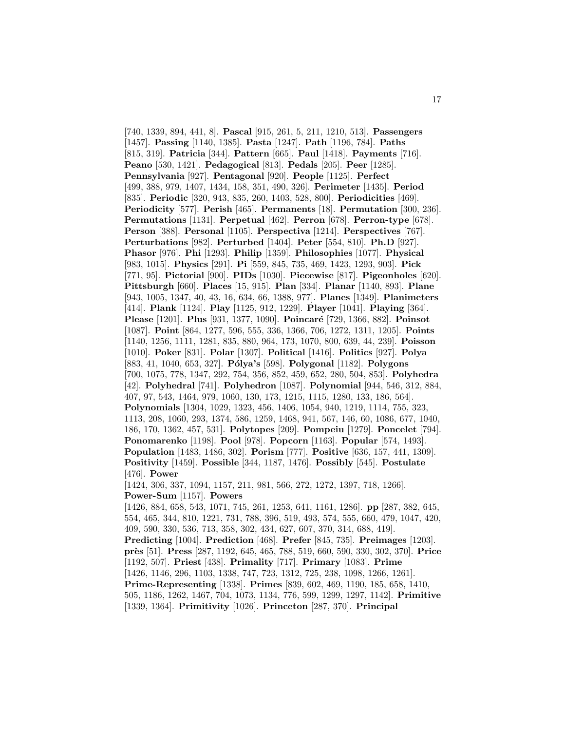[740, 1339, 894, 441, 8]. **Pascal** [915, 261, 5, 211, 1210, 513]. **Passengers** [1457]. **Passing** [1140, 1385]. **Pasta** [1247]. **Path** [1196, 784]. **Paths** [815, 319]. **Patricia** [344]. **Pattern** [665]. **Paul** [1418]. **Payments** [716]. **Peano** [530, 1421]. **Pedagogical** [813]. **Pedals** [205]. **Peer** [1285]. **Pennsylvania** [927]. **Pentagonal** [920]. **People** [1125]. **Perfect** [499, 388, 979, 1407, 1434, 158, 351, 490, 326]. **Perimeter** [1435]. **Period** [835]. **Periodic** [320, 943, 835, 260, 1403, 528, 800]. **Periodicities** [469]. **Periodicity** [577]. **Perish** [465]. **Permanents** [18]. **Permutation** [300, 236]. **Permutations** [1131]. **Perpetual** [462]. **Perron** [678]. **Perron-type** [678]. **Person** [388]. **Personal** [1105]. **Perspectiva** [1214]. **Perspectives** [767]. **Perturbations** [982]. **Perturbed** [1404]. **Peter** [554, 810]. **Ph.D** [927]. **Phasor** [976]. **Phi** [1293]. **Philip** [1359]. **Philosophies** [1077]. **Physical** [983, 1015]. **Physics** [291]. **Pi** [559, 845, 735, 469, 1423, 1293, 903]. **Pick** [771, 95]. **Pictorial** [900]. **PIDs** [1030]. **Piecewise** [817]. **Pigeonholes** [620]. **Pittsburgh** [660]. **Places** [15, 915]. **Plan** [334]. **Planar** [1140, 893]. **Plane** [943, 1005, 1347, 40, 43, 16, 634, 66, 1388, 977]. **Planes** [1349]. **Planimeters** [414]. **Plank** [1124]. **Play** [1125, 912, 1229]. **Player** [1041]. **Playing** [364]. **Please** [1201]. **Plus** [931, 1377, 1090]. **Poincaré** [729, 1366, 882]. **Poinsot** [1087]. **Point** [864, 1277, 596, 555, 336, 1366, 706, 1272, 1311, 1205]. **Points** [1140, 1256, 1111, 1281, 835, 880, 964, 173, 1070, 800, 639, 44, 239]. **Poisson** [1010]. **Poker** [831]. **Polar** [1307]. **Political** [1416]. **Politics** [927]. **Polya** [883, 41, 1040, 653, 327]. **Pólya's** [598]. **Polygonal** [1182]. **Polygons** [700, 1075, 778, 1347, 292, 754, 356, 852, 459, 652, 280, 504, 853]. **Polyhedra** [42]. **Polyhedral** [741]. **Polyhedron** [1087]. **Polynomial** [944, 546, 312, 884, 407, 97, 543, 1464, 979, 1060, 130, 173, 1215, 1115, 1280, 133, 186, 564]. **Polynomials** [1304, 1029, 1323, 456, 1406, 1054, 940, 1219, 1114, 755, 323, 1113, 208, 1060, 293, 1374, 586, 1259, 1468, 941, 567, 146, 60, 1086, 677, 1040, 186, 170, 1362, 457, 531]. **Polytopes** [209]. **Pompeiu** [1279]. **Poncelet** [794]. **Ponomarenko** [1198]. **Pool** [978]. **Popcorn** [1163]. **Popular** [574, 1493]. **Population** [1483, 1486, 302]. **Porism** [777]. **Positive** [636, 157, 441, 1309]. **Positivity** [1459]. **Possible** [344, 1187, 1476]. **Possibly** [545]. **Postulate** [476]. **Power** [1424, 306, 337, 1094, 1157, 211, 981, 566, 272, 1272, 1397, 718, 1266]. **Power-Sum** [1157]. **Powers** [1426, 884, 658, 543, 1071, 745, 261, 1253, 641, 1161, 1286]. **pp** [287, 382, 645, 554, 465, 344, 810, 1221, 731, 788, 396, 519, 493, 574, 555, 660, 479, 1047, 420, 409, 590, 330, 536, 713, 358, 302, 434, 627, 607, 370, 314, 688, 419]. **Predicting** [1004]. **Prediction** [468]. **Prefer** [845, 735]. **Preimages** [1203]. **près** [51]. **Press** [287, 1192, 645, 465, 788, 519, 660, 590, 330, 302, 370]. **Price** [1192, 507]. **Priest** [438]. **Primality** [717]. **Primary** [1083]. **Prime** [1426, 1146, 296, 1103, 1338, 747, 723, 1312, 725, 238, 1098, 1266, 1261]. **Prime-Representing** [1338]. **Primes** [839, 602, 469, 1190, 185, 658, 1410, 505, 1186, 1262, 1467, 704, 1073, 1134, 776, 599, 1299, 1297, 1142]. **Primitive** [1339, 1364]. **Primitivity** [1026]. **Princeton** [287, 370]. **Principal**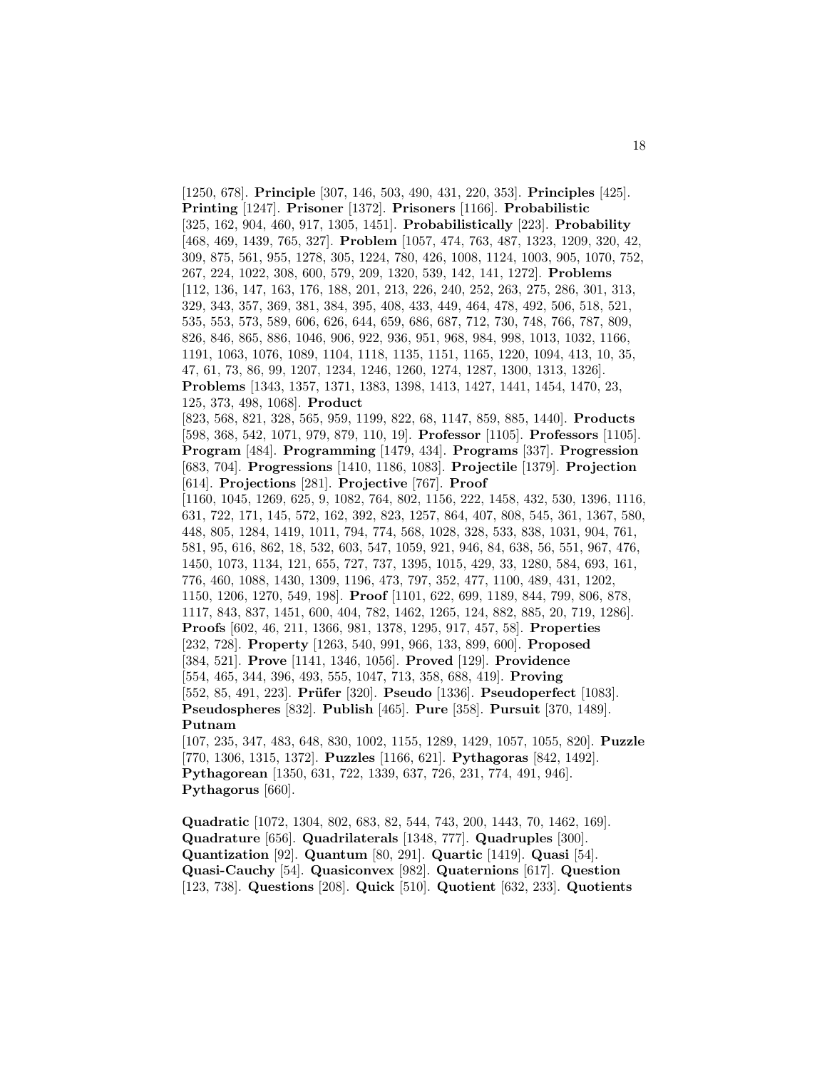[1250, 678]. **Principle** [307, 146, 503, 490, 431, 220, 353]. **Principles** [425]. **Printing** [1247]. **Prisoner** [1372]. **Prisoners** [1166]. **Probabilistic** [325, 162, 904, 460, 917, 1305, 1451]. **Probabilistically** [223]. **Probability** [468, 469, 1439, 765, 327]. **Problem** [1057, 474, 763, 487, 1323, 1209, 320, 42, 309, 875, 561, 955, 1278, 305, 1224, 780, 426, 1008, 1124, 1003, 905, 1070, 752, 267, 224, 1022, 308, 600, 579, 209, 1320, 539, 142, 141, 1272]. **Problems** [112, 136, 147, 163, 176, 188, 201, 213, 226, 240, 252, 263, 275, 286, 301, 313, 329, 343, 357, 369, 381, 384, 395, 408, 433, 449, 464, 478, 492, 506, 518, 521, 535, 553, 573, 589, 606, 626, 644, 659, 686, 687, 712, 730, 748, 766, 787, 809, 826, 846, 865, 886, 1046, 906, 922, 936, 951, 968, 984, 998, 1013, 1032, 1166, 1191, 1063, 1076, 1089, 1104, 1118, 1135, 1151, 1165, 1220, 1094, 413, 10, 35, 47, 61, 73, 86, 99, 1207, 1234, 1246, 1260, 1274, 1287, 1300, 1313, 1326]. **Problems** [1343, 1357, 1371, 1383, 1398, 1413, 1427, 1441, 1454, 1470, 23, 125, 373, 498, 1068]. **Product** [823, 568, 821, 328, 565, 959, 1199, 822, 68, 1147, 859, 885, 1440]. **Products** [598, 368, 542, 1071, 979, 879, 110, 19]. **Professor** [1105]. **Professors** [1105]. **Program** [484]. **Programming** [1479, 434]. **Programs** [337]. **Progression** [683, 704]. **Progressions** [1410, 1186, 1083]. **Projectile** [1379]. **Projection** [614]. **Projections** [281]. **Projective** [767]. **Proof** [1160, 1045, 1269, 625, 9, 1082, 764, 802, 1156, 222, 1458, 432, 530, 1396, 1116, 631, 722, 171, 145, 572, 162, 392, 823, 1257, 864, 407, 808, 545, 361, 1367, 580, 448, 805, 1284, 1419, 1011, 794, 774, 568, 1028, 328, 533, 838, 1031, 904, 761, 581, 95, 616, 862, 18, 532, 603, 547, 1059, 921, 946, 84, 638, 56, 551, 967, 476, 1450, 1073, 1134, 121, 655, 727, 737, 1395, 1015, 429, 33, 1280, 584, 693, 161, 776, 460, 1088, 1430, 1309, 1196, 473, 797, 352, 477, 1100, 489, 431, 1202, 1150, 1206, 1270, 549, 198]. **Proof** [1101, 622, 699, 1189, 844, 799, 806, 878, 1117, 843, 837, 1451, 600, 404, 782, 1462, 1265, 124, 882, 885, 20, 719, 1286]. **Proofs** [602, 46, 211, 1366, 981, 1378, 1295, 917, 457, 58]. **Properties** [232, 728]. **Property** [1263, 540, 991, 966, 133, 899, 600]. **Proposed** [384, 521]. **Prove** [1141, 1346, 1056]. **Proved** [129]. **Providence** [554, 465, 344, 396, 493, 555, 1047, 713, 358, 688, 419]. **Proving** [552, 85, 491, 223]. **Prüfer** [320]. **Pseudo** [1336]. **Pseudoperfect** [1083]. **Pseudospheres** [832]. **Publish** [465]. **Pure** [358]. **Pursuit** [370, 1489]. **Putnam** [107, 235, 347, 483, 648, 830, 1002, 1155, 1289, 1429, 1057, 1055, 820]. **Puzzle** [770, 1306, 1315, 1372]. **Puzzles** [1166, 621]. **Pythagoras** [842, 1492]. **Pythagorean** [1350, 631, 722, 1339, 637, 726, 231, 774, 491, 946]. **Pythagorus** [660].

**Quadratic** [1072, 1304, 802, 683, 82, 544, 743, 200, 1443, 70, 1462, 169]. **Quadrature** [656]. **Quadrilaterals** [1348, 777]. **Quadruples** [300]. **Quantization** [92]. **Quantum** [80, 291]. **Quartic** [1419]. **Quasi** [54]. **Quasi-Cauchy** [54]. **Quasiconvex** [982]. **Quaternions** [617]. **Question** [123, 738]. **Questions** [208]. **Quick** [510]. **Quotient** [632, 233]. **Quotients**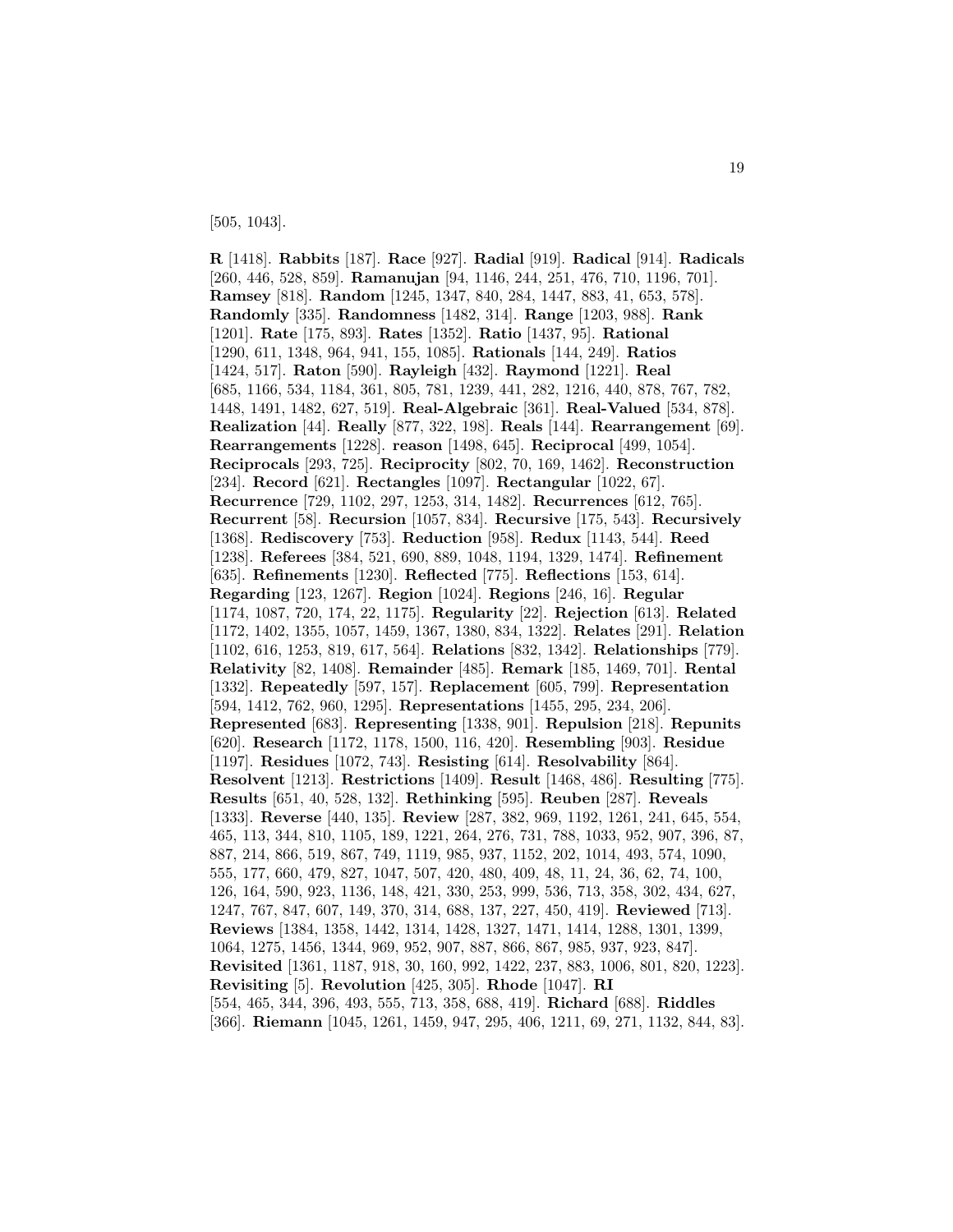[505, 1043].

**R** [1418]. **Rabbits** [187]. **Race** [927]. **Radial** [919]. **Radical** [914]. **Radicals** [260, 446, 528, 859]. **Ramanujan** [94, 1146, 244, 251, 476, 710, 1196, 701]. **Ramsey** [818]. **Random** [1245, 1347, 840, 284, 1447, 883, 41, 653, 578]. **Randomly** [335]. **Randomness** [1482, 314]. **Range** [1203, 988]. **Rank** [1201]. **Rate** [175, 893]. **Rates** [1352]. **Ratio** [1437, 95]. **Rational** [1290, 611, 1348, 964, 941, 155, 1085]. **Rationals** [144, 249]. **Ratios** [1424, 517]. **Raton** [590]. **Rayleigh** [432]. **Raymond** [1221]. **Real** [685, 1166, 534, 1184, 361, 805, 781, 1239, 441, 282, 1216, 440, 878, 767, 782, 1448, 1491, 1482, 627, 519]. **Real-Algebraic** [361]. **Real-Valued** [534, 878]. **Realization** [44]. **Really** [877, 322, 198]. **Reals** [144]. **Rearrangement** [69]. **Rearrangements** [1228]. **reason** [1498, 645]. **Reciprocal** [499, 1054]. **Reciprocals** [293, 725]. **Reciprocity** [802, 70, 169, 1462]. **Reconstruction** [234]. **Record** [621]. **Rectangles** [1097]. **Rectangular** [1022, 67]. **Recurrence** [729, 1102, 297, 1253, 314, 1482]. **Recurrences** [612, 765]. **Recurrent** [58]. **Recursion** [1057, 834]. **Recursive** [175, 543]. **Recursively** [1368]. **Rediscovery** [753]. **Reduction** [958]. **Redux** [1143, 544]. **Reed** [1238]. **Referees** [384, 521, 690, 889, 1048, 1194, 1329, 1474]. **Refinement** [635]. **Refinements** [1230]. **Reflected** [775]. **Reflections** [153, 614]. **Regarding** [123, 1267]. **Region** [1024]. **Regions** [246, 16]. **Regular** [1174, 1087, 720, 174, 22, 1175]. **Regularity** [22]. **Rejection** [613]. **Related** [1172, 1402, 1355, 1057, 1459, 1367, 1380, 834, 1322]. **Relates** [291]. **Relation** [1102, 616, 1253, 819, 617, 564]. **Relations** [832, 1342]. **Relationships** [779]. **Relativity** [82, 1408]. **Remainder** [485]. **Remark** [185, 1469, 701]. **Rental** [1332]. **Repeatedly** [597, 157]. **Replacement** [605, 799]. **Representation** [594, 1412, 762, 960, 1295]. **Representations** [1455, 295, 234, 206]. **Represented** [683]. **Representing** [1338, 901]. **Repulsion** [218]. **Repunits** [620]. **Research** [1172, 1178, 1500, 116, 420]. **Resembling** [903]. **Residue** [1197]. **Residues** [1072, 743]. **Resisting** [614]. **Resolvability** [864]. **Resolvent** [1213]. **Restrictions** [1409]. **Result** [1468, 486]. **Resulting** [775]. **Results** [651, 40, 528, 132]. **Rethinking** [595]. **Reuben** [287]. **Reveals** [1333]. **Reverse** [440, 135]. **Review** [287, 382, 969, 1192, 1261, 241, 645, 554, 465, 113, 344, 810, 1105, 189, 1221, 264, 276, 731, 788, 1033, 952, 907, 396, 87, 887, 214, 866, 519, 867, 749, 1119, 985, 937, 1152, 202, 1014, 493, 574, 1090, 555, 177, 660, 479, 827, 1047, 507, 420, 480, 409, 48, 11, 24, 36, 62, 74, 100, 126, 164, 590, 923, 1136, 148, 421, 330, 253, 999, 536, 713, 358, 302, 434, 627, 1247, 767, 847, 607, 149, 370, 314, 688, 137, 227, 450, 419]. **Reviewed** [713]. **Reviews** [1384, 1358, 1442, 1314, 1428, 1327, 1471, 1414, 1288, 1301, 1399, 1064, 1275, 1456, 1344, 969, 952, 907, 887, 866, 867, 985, 937, 923, 847]. **Revisited** [1361, 1187, 918, 30, 160, 992, 1422, 237, 883, 1006, 801, 820, 1223]. **Revisiting** [5]. **Revolution** [425, 305]. **Rhode** [1047]. **RI** [554, 465, 344, 396, 493, 555, 713, 358, 688, 419]. **Richard** [688]. **Riddles** [366]. **Riemann** [1045, 1261, 1459, 947, 295, 406, 1211, 69, 271, 1132, 844, 83].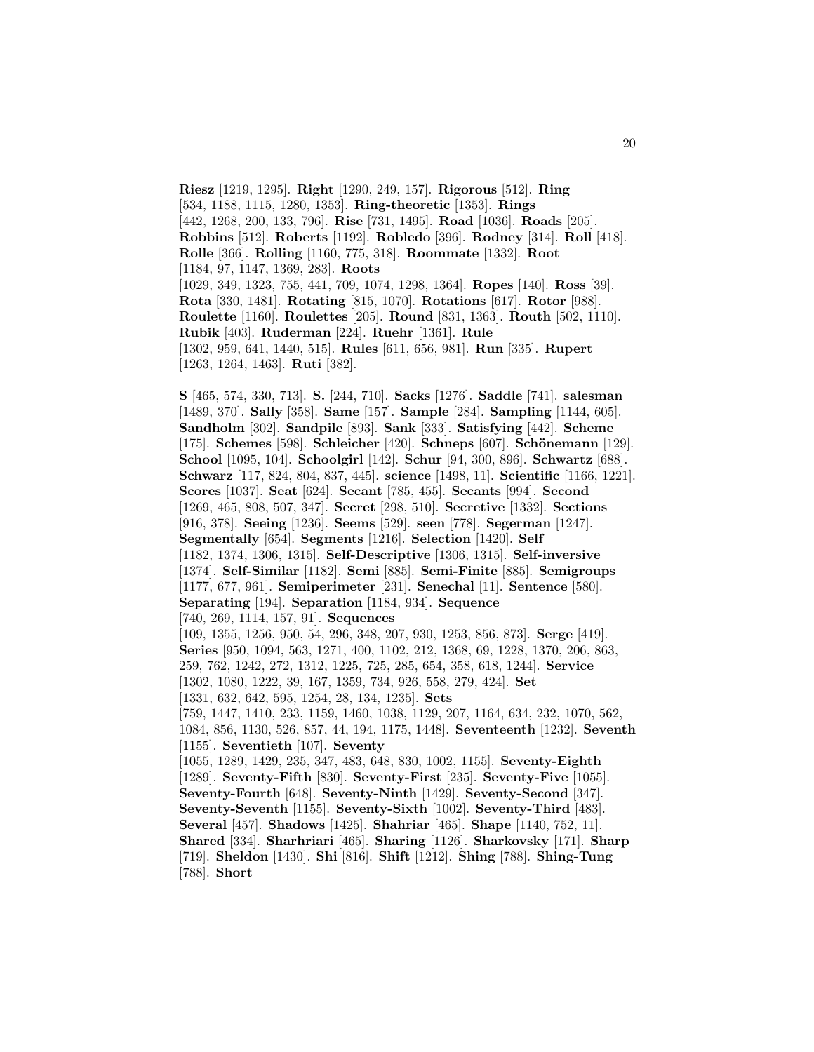**Riesz** [1219, 1295]. **Right** [1290, 249, 157]. **Rigorous** [512]. **Ring** [534, 1188, 1115, 1280, 1353]. **Ring-theoretic** [1353]. **Rings** [442, 1268, 200, 133, 796]. **Rise** [731, 1495]. **Road** [1036]. **Roads** [205]. **Robbins** [512]. **Roberts** [1192]. **Robledo** [396]. **Rodney** [314]. **Roll** [418]. **Rolle** [366]. **Rolling** [1160, 775, 318]. **Roommate** [1332]. **Root** [1184, 97, 1147, 1369, 283]. **Roots** [1029, 349, 1323, 755, 441, 709, 1074, 1298, 1364]. **Ropes** [140]. **Ross** [39]. **Rota** [330, 1481]. **Rotating** [815, 1070]. **Rotations** [617]. **Rotor** [988]. **Roulette** [1160]. **Roulettes** [205]. **Round** [831, 1363]. **Routh** [502, 1110]. **Rubik** [403]. **Ruderman** [224]. **Ruehr** [1361]. **Rule** [1302, 959, 641, 1440, 515]. **Rules** [611, 656, 981]. **Run** [335]. **Rupert** [1263, 1264, 1463]. **Ruti** [382].

**S** [465, 574, 330, 713]. **S.** [244, 710]. **Sacks** [1276]. **Saddle** [741]. **salesman** [1489, 370]. **Sally** [358]. **Same** [157]. **Sample** [284]. **Sampling** [1144, 605]. **Sandholm** [302]. **Sandpile** [893]. **Sank** [333]. **Satisfying** [442]. **Scheme** [175]. **Schemes** [598]. **Schleicher** [420]. **Schneps** [607]. **Schönemann** [129]. **School** [1095, 104]. **Schoolgirl** [142]. **Schur** [94, 300, 896]. **Schwartz** [688]. **Schwarz** [117, 824, 804, 837, 445]. **science** [1498, 11]. **Scientific** [1166, 1221]. **Scores** [1037]. **Seat** [624]. **Secant** [785, 455]. **Secants** [994]. **Second** [1269, 465, 808, 507, 347]. **Secret** [298, 510]. **Secretive** [1332]. **Sections** [916, 378]. **Seeing** [1236]. **Seems** [529]. **seen** [778]. **Segerman** [1247]. **Segmentally** [654]. **Segments** [1216]. **Selection** [1420]. **Self** [1182, 1374, 1306, 1315]. **Self-Descriptive** [1306, 1315]. **Self-inversive** [1374]. **Self-Similar** [1182]. **Semi** [885]. **Semi-Finite** [885]. **Semigroups** [1177, 677, 961]. **Semiperimeter** [231]. **Senechal** [11]. **Sentence** [580]. **Separating** [194]. **Separation** [1184, 934]. **Sequence** [740, 269, 1114, 157, 91]. **Sequences** [109, 1355, 1256, 950, 54, 296, 348, 207, 930, 1253, 856, 873]. **Serge** [419]. **Series** [950, 1094, 563, 1271, 400, 1102, 212, 1368, 69, 1228, 1370, 206, 863, 259, 762, 1242, 272, 1312, 1225, 725, 285, 654, 358, 618, 1244]. **Service** [1302, 1080, 1222, 39, 167, 1359, 734, 926, 558, 279, 424]. **Set** [1331, 632, 642, 595, 1254, 28, 134, 1235]. **Sets** [759, 1447, 1410, 233, 1159, 1460, 1038, 1129, 207, 1164, 634, 232, 1070, 562, 1084, 856, 1130, 526, 857, 44, 194, 1175, 1448]. **Seventeenth** [1232]. **Seventh** [1155]. **Seventieth** [107]. **Seventy** [1055, 1289, 1429, 235, 347, 483, 648, 830, 1002, 1155]. **Seventy-Eighth** [1289]. **Seventy-Fifth** [830]. **Seventy-First** [235]. **Seventy-Five** [1055]. **Seventy-Fourth** [648]. **Seventy-Ninth** [1429]. **Seventy-Second** [347]. **Seventy-Seventh** [1155]. **Seventy-Sixth** [1002]. **Seventy-Third** [483]. **Several** [457]. **Shadows** [1425]. **Shahriar** [465]. **Shape** [1140, 752, 11]. **Shared** [334]. **Sharhriari** [465]. **Sharing** [1126]. **Sharkovsky** [171]. **Sharp** [719]. **Sheldon** [1430]. **Shi** [816]. **Shift** [1212]. **Shing** [788]. **Shing-Tung** [788]. **Short**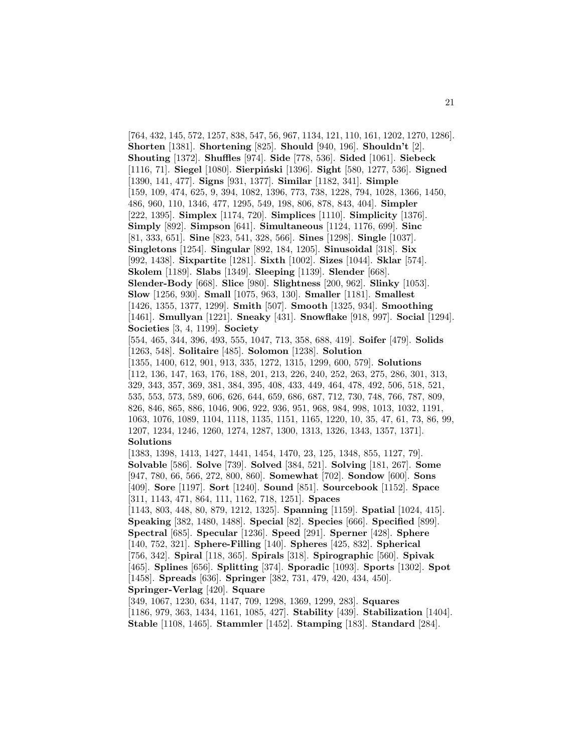[764, 432, 145, 572, 1257, 838, 547, 56, 967, 1134, 121, 110, 161, 1202, 1270, 1286]. **Shorten** [1381]. **Shortening** [825]. **Should** [940, 196]. **Shouldn't** [2]. **Shouting** [1372]. **Shuffles** [974]. **Side** [778, 536]. **Sided** [1061]. **Siebeck** [1116, 71]. **Siegel** [1080]. **Sierpiński** [1396]. **Sight** [580, 1277, 536]. **Signed** [1390, 141, 477]. **Signs** [931, 1377]. **Similar** [1182, 341]. **Simple** [159, 109, 474, 625, 9, 394, 1082, 1396, 773, 738, 1228, 794, 1028, 1366, 1450, 486, 960, 110, 1346, 477, 1295, 549, 198, 806, 878, 843, 404]. **Simpler** [222, 1395]. **Simplex** [1174, 720]. **Simplices** [1110]. **Simplicity** [1376]. **Simply** [892]. **Simpson** [641]. **Simultaneous** [1124, 1176, 699]. **Sinc** [81, 333, 651]. **Sine** [823, 541, 328, 566]. **Sines** [1298]. **Single** [1037]. **Singletons** [1254]. **Singular** [892, 184, 1205]. **Sinusoidal** [318]. **Six** [992, 1438]. **Sixpartite** [1281]. **Sixth** [1002]. **Sizes** [1044]. **Sklar** [574]. **Skolem** [1189]. **Slabs** [1349]. **Sleeping** [1139]. **Slender** [668]. **Slender-Body** [668]. **Slice** [980]. **Slightness** [200, 962]. **Slinky** [1053]. **Slow** [1256, 930]. **Small** [1075, 963, 130]. **Smaller** [1181]. **Smallest** [1426, 1355, 1377, 1299]. **Smith** [507]. **Smooth** [1325, 934]. **Smoothing** [1461]. **Smullyan** [1221]. **Sneaky** [431]. **Snowflake** [918, 997]. **Social** [1294]. **Societies** [3, 4, 1199]. **Society** [554, 465, 344, 396, 493, 555, 1047, 713, 358, 688, 419]. **Soifer** [479]. **Solids** [1263, 548]. **Solitaire** [485]. **Solomon** [1238]. **Solution** [1355, 1400, 612, 901, 913, 335, 1272, 1315, 1299, 600, 579]. **Solutions** [112, 136, 147, 163, 176, 188, 201, 213, 226, 240, 252, 263, 275, 286, 301, 313, 329, 343, 357, 369, 381, 384, 395, 408, 433, 449, 464, 478, 492, 506, 518, 521, 535, 553, 573, 589, 606, 626, 644, 659, 686, 687, 712, 730, 748, 766, 787, 809, 826, 846, 865, 886, 1046, 906, 922, 936, 951, 968, 984, 998, 1013, 1032, 1191, 1063, 1076, 1089, 1104, 1118, 1135, 1151, 1165, 1220, 10, 35, 47, 61, 73, 86, 99, 1207, 1234, 1246, 1260, 1274, 1287, 1300, 1313, 1326, 1343, 1357, 1371]. **Solutions** [1383, 1398, 1413, 1427, 1441, 1454, 1470, 23, 125, 1348, 855, 1127, 79]. **Solvable** [586]. **Solve** [739]. **Solved** [384, 521]. **Solving** [181, 267]. **Some** [947, 780, 66, 566, 272, 800, 860]. **Somewhat** [702]. **Sondow** [600]. **Sons** [409]. **Sore** [1197]. **Sort** [1240]. **Sound** [851]. **Sourcebook** [1152]. **Space** [311, 1143, 471, 864, 111, 1162, 718, 1251]. **Spaces** [1143, 803, 448, 80, 879, 1212, 1325]. **Spanning** [1159]. **Spatial** [1024, 415]. **Speaking** [382, 1480, 1488]. **Special** [82]. **Species** [666]. **Specified** [899]. **Spectral** [685]. **Specular** [1236]. **Speed** [291]. **Sperner** [428]. **Sphere** [140, 752, 321]. **Sphere-Filling** [140]. **Spheres** [425, 832]. **Spherical** [756, 342]. **Spiral** [118, 365]. **Spirals** [318]. **Spirographic** [560]. **Spivak** [465]. **Splines** [656]. **Splitting** [374]. **Sporadic** [1093]. **Sports** [1302]. **Spot** [1458]. **Spreads** [636]. **Springer** [382, 731, 479, 420, 434, 450]. **Springer-Verlag** [420]. **Square** [349, 1067, 1230, 634, 1147, 709, 1298, 1369, 1299, 283]. **Squares** [1186, 979, 363, 1434, 1161, 1085, 427]. **Stability** [439]. **Stabilization** [1404]. **Stable** [1108, 1465]. **Stammler** [1452]. **Stamping** [183]. **Standard** [284].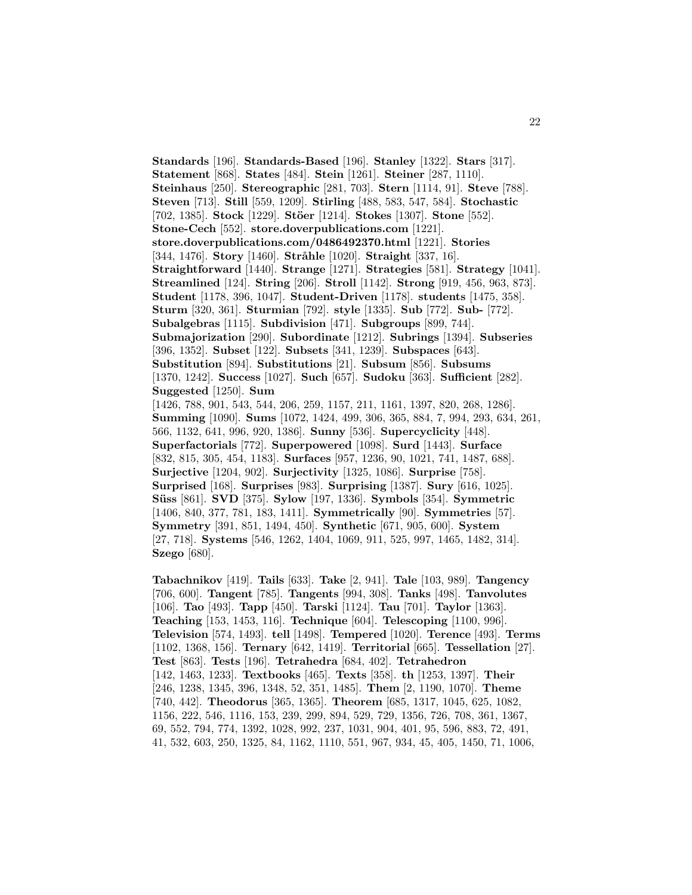**Standards** [196]. **Standards-Based** [196]. **Stanley** [1322]. **Stars** [317]. **Statement** [868]. **States** [484]. **Stein** [1261]. **Steiner** [287, 1110]. **Steinhaus** [250]. **Stereographic** [281, 703]. **Stern** [1114, 91]. **Steve** [788]. **Steven** [713]. **Still** [559, 1209]. **Stirling** [488, 583, 547, 584]. **Stochastic** [702, 1385]. **Stock** [1229]. **Stöer** [1214]. **Stokes** [1307]. **Stone** [552]. **Stone-Cech** [552]. **store.doverpublications.com** [1221]. **store.doverpublications.com/0486492370.html** [1221]. **Stories** [344, 1476]. **Story** [1460]. **Stråhle** [1020]. **Straight** [337, 16]. **Straightforward** [1440]. **Strange** [1271]. **Strategies** [581]. **Strategy** [1041]. **Streamlined** [124]. **String** [206]. **Stroll** [1142]. **Strong** [919, 456, 963, 873]. **Student** [1178, 396, 1047]. **Student-Driven** [1178]. **students** [1475, 358]. **Sturm** [320, 361]. **Sturmian** [792]. **style** [1335]. **Sub** [772]. **Sub-** [772]. **Subalgebras** [1115]. **Subdivision** [471]. **Subgroups** [899, 744]. **Submajorization** [290]. **Subordinate** [1212]. **Subrings** [1394]. **Subseries** [396, 1352]. **Subset** [122]. **Subsets** [341, 1239]. **Subspaces** [643]. **Substitution** [894]. **Substitutions** [21]. **Subsum** [856]. **Subsums** [1370, 1242]. **Success** [1027]. **Such** [657]. **Sudoku** [363]. **Sufficient** [282]. **Suggested** [1250]. **Sum** [1426, 788, 901, 543, 544, 206, 259, 1157, 211, 1161, 1397, 820, 268, 1286]. **Summing** [1090]. **Sums** [1072, 1424, 499, 306, 365, 884, 7, 994, 293, 634, 261, 566, 1132, 641, 996, 920, 1386]. **Sunny** [536]. **Supercyclicity** [448]. **Superfactorials** [772]. **Superpowered** [1098]. **Surd** [1443]. **Surface** [832, 815, 305, 454, 1183]. **Surfaces** [957, 1236, 90, 1021, 741, 1487, 688]. **Surjective** [1204, 902]. **Surjectivity** [1325, 1086]. **Surprise** [758]. **Surprised** [168]. **Surprises** [983]. **Surprising** [1387]. **Sury** [616, 1025]. **Süss** [861]. **SVD** [375]. **Sylow** [197, 1336]. **Symbols** [354]. **Symmetric** [1406, 840, 377, 781, 183, 1411]. **Symmetrically** [90]. **Symmetries** [57]. **Symmetry** [391, 851, 1494, 450]. **Synthetic** [671, 905, 600]. **System** [27, 718]. **Systems** [546, 1262, 1404, 1069, 911, 525, 997, 1465, 1482, 314]. **Szego** [680].

**Tabachnikov** [419]. **Tails** [633]. **Take** [2, 941]. **Tale** [103, 989]. **Tangency** [706, 600]. **Tangent** [785]. **Tangents** [994, 308]. **Tanks** [498]. **Tanvolutes** [106]. **Tao** [493]. **Tapp** [450]. **Tarski** [1124]. **Tau** [701]. **Taylor** [1363]. **Teaching** [153, 1453, 116]. **Technique** [604]. **Telescoping** [1100, 996]. **Television** [574, 1493]. **tell** [1498]. **Tempered** [1020]. **Terence** [493]. **Terms** [1102, 1368, 156]. **Ternary** [642, 1419]. **Territorial** [665]. **Tessellation** [27]. **Test** [863]. **Tests** [196]. **Tetrahedra** [684, 402]. **Tetrahedron** [142, 1463, 1233]. **Textbooks** [465]. **Texts** [358]. **th** [1253, 1397]. **Their** [246, 1238, 1345, 396, 1348, 52, 351, 1485]. **Them** [2, 1190, 1070]. **Theme** [740, 442]. **Theodorus** [365, 1365]. **Theorem** [685, 1317, 1045, 625, 1082, 1156, 222, 546, 1116, 153, 239, 299, 894, 529, 729, 1356, 726, 708, 361, 1367, 69, 552, 794, 774, 1392, 1028, 992, 237, 1031, 904, 401, 95, 596, 883, 72, 491, 41, 532, 603, 250, 1325, 84, 1162, 1110, 551, 967, 934, 45, 405, 1450, 71, 1006,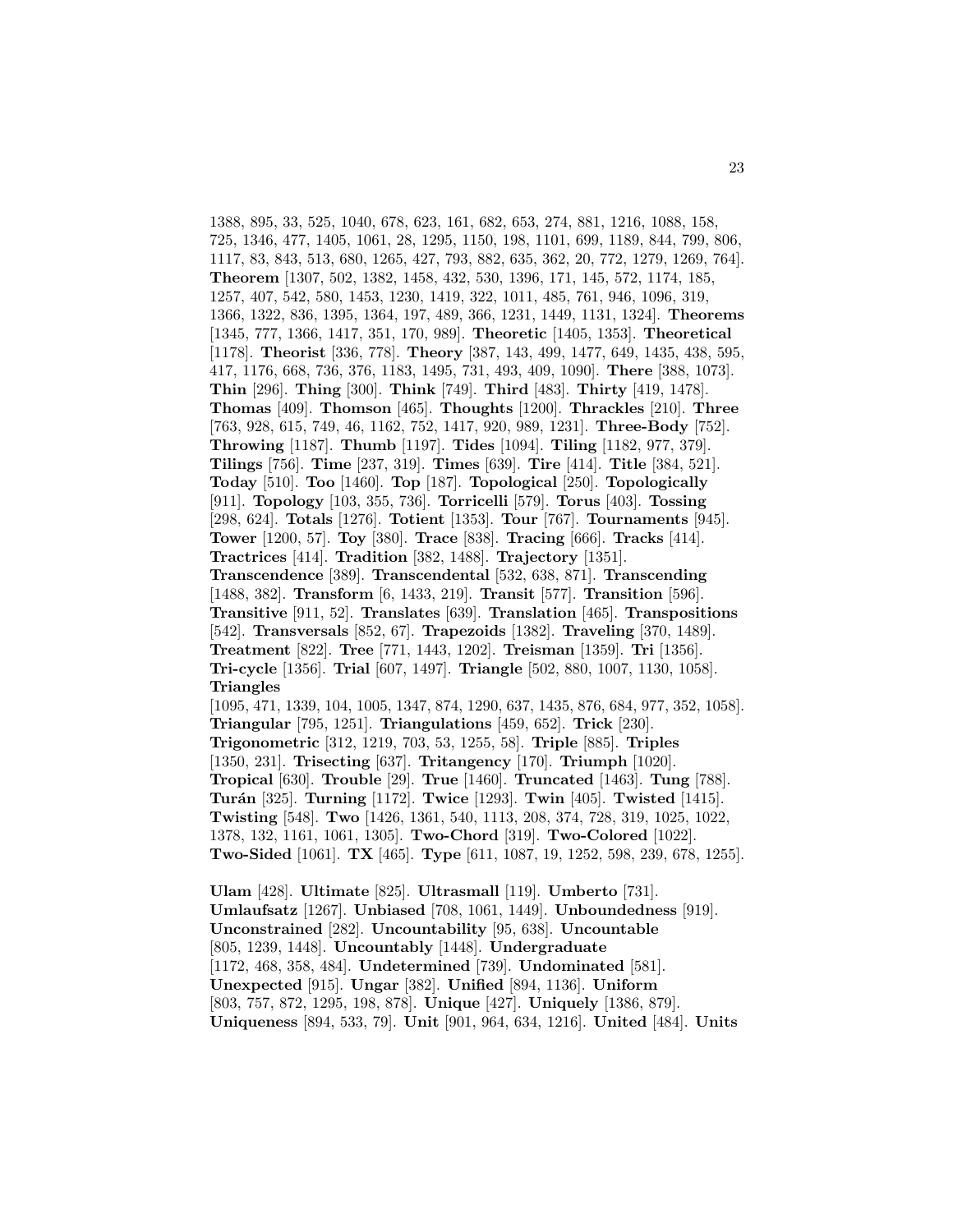1388, 895, 33, 525, 1040, 678, 623, 161, 682, 653, 274, 881, 1216, 1088, 158, 725, 1346, 477, 1405, 1061, 28, 1295, 1150, 198, 1101, 699, 1189, 844, 799, 806, 1117, 83, 843, 513, 680, 1265, 427, 793, 882, 635, 362, 20, 772, 1279, 1269, 764]. **Theorem** [1307, 502, 1382, 1458, 432, 530, 1396, 171, 145, 572, 1174, 185, 1257, 407, 542, 580, 1453, 1230, 1419, 322, 1011, 485, 761, 946, 1096, 319, 1366, 1322, 836, 1395, 1364, 197, 489, 366, 1231, 1449, 1131, 1324]. **Theorems** [1345, 777, 1366, 1417, 351, 170, 989]. **Theoretic** [1405, 1353]. **Theoretical** [1178]. **Theorist** [336, 778]. **Theory** [387, 143, 499, 1477, 649, 1435, 438, 595, 417, 1176, 668, 736, 376, 1183, 1495, 731, 493, 409, 1090]. **There** [388, 1073]. **Thin** [296]. **Thing** [300]. **Think** [749]. **Third** [483]. **Thirty** [419, 1478]. **Thomas** [409]. **Thomson** [465]. **Thoughts** [1200]. **Thrackles** [210]. **Three** [763, 928, 615, 749, 46, 1162, 752, 1417, 920, 989, 1231]. **Three-Body** [752]. **Throwing** [1187]. **Thumb** [1197]. **Tides** [1094]. **Tiling** [1182, 977, 379]. **Tilings** [756]. **Time** [237, 319]. **Times** [639]. **Tire** [414]. **Title** [384, 521]. **Today** [510]. **Too** [1460]. **Top** [187]. **Topological** [250]. **Topologically** [911]. **Topology** [103, 355, 736]. **Torricelli** [579]. **Torus** [403]. **Tossing** [298, 624]. **Totals** [1276]. **Totient** [1353]. **Tour** [767]. **Tournaments** [945]. **Tower** [1200, 57]. **Toy** [380]. **Trace** [838]. **Tracing** [666]. **Tracks** [414]. **Tractrices** [414]. **Tradition** [382, 1488]. **Trajectory** [1351]. **Transcendence** [389]. **Transcendental** [532, 638, 871]. **Transcending** [1488, 382]. **Transform** [6, 1433, 219]. **Transit** [577]. **Transition** [596]. **Transitive** [911, 52]. **Translates** [639]. **Translation** [465]. **Transpositions** [542]. **Transversals** [852, 67]. **Trapezoids** [1382]. **Traveling** [370, 1489]. **Treatment** [822]. **Tree** [771, 1443, 1202]. **Treisman** [1359]. **Tri** [1356]. **Tri-cycle** [1356]. **Trial** [607, 1497]. **Triangle** [502, 880, 1007, 1130, 1058]. **Triangles** [1095, 471, 1339, 104, 1005, 1347, 874, 1290, 637, 1435, 876, 684, 977, 352, 1058]. **Triangular** [795, 1251]. **Triangulations** [459, 652]. **Trick** [230]. **Trigonometric** [312, 1219, 703, 53, 1255, 58]. **Triple** [885]. **Triples** [1350, 231]. **Trisecting** [637]. **Tritangency** [170]. **Triumph** [1020]. **Tropical** [630]. **Trouble** [29]. **True** [1460]. **Truncated** [1463]. **Tung** [788]. **Turán** [325]. **Turning** [1172]. **Twice** [1293]. **Twin** [405]. **Twisted** [1415]. **Twisting** [548]. **Two** [1426, 1361, 540, 1113, 208, 374, 728, 319, 1025, 1022, 1378, 132, 1161, 1061, 1305]. **Two-Chord** [319]. **Two-Colored** [1022]. **Two-Sided** [1061]. **TX** [465]. **Type** [611, 1087, 19, 1252, 598, 239, 678, 1255].

**Ulam** [428]. **Ultimate** [825]. **Ultrasmall** [119]. **Umberto** [731]. **Umlaufsatz** [1267]. **Unbiased** [708, 1061, 1449]. **Unboundedness** [919]. **Unconstrained** [282]. **Uncountability** [95, 638]. **Uncountable** [805, 1239, 1448]. **Uncountably** [1448]. **Undergraduate** [1172, 468, 358, 484]. **Undetermined** [739]. **Undominated** [581]. **Unexpected** [915]. **Ungar** [382]. **Unified** [894, 1136]. **Uniform** [803, 757, 872, 1295, 198, 878]. **Unique** [427]. **Uniquely** [1386, 879]. **Uniqueness** [894, 533, 79]. **Unit** [901, 964, 634, 1216]. **United** [484]. **Units**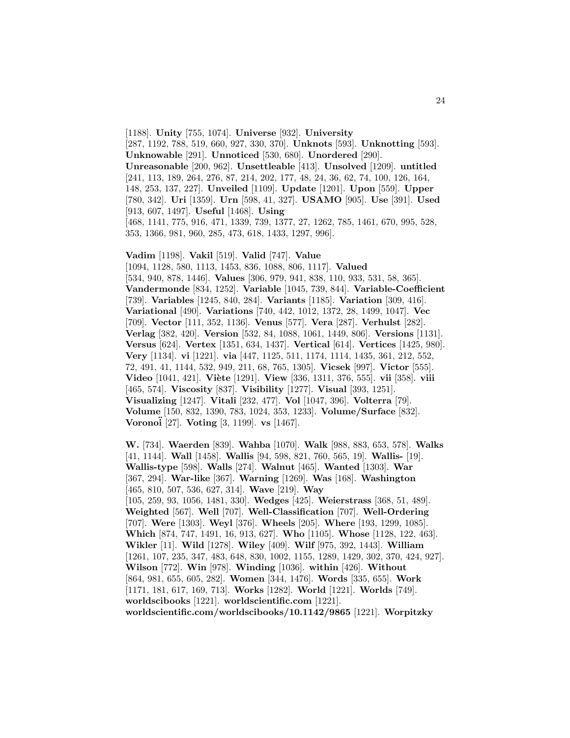[1188]. **Unity** [755, 1074]. **Universe** [932]. **University** [287, 1192, 788, 519, 660, 927, 330, 370]. **Unknots** [593]. **Unknotting** [593]. **Unknowable** [291]. **Unnoticed** [530, 680]. **Unordered** [290]. **Unreasonable** [200, 962]. **Unsettleable** [413]. **Unsolved** [1209]. **untitled** [241, 113, 189, 264, 276, 87, 214, 202, 177, 48, 24, 36, 62, 74, 100, 126, 164, 148, 253, 137, 227]. **Unveiled** [1109]. **Update** [1201]. **Upon** [559]. **Upper** [780, 342]. **Uri** [1359]. **Urn** [598, 41, 327]. **USAMO** [905]. **Use** [391]. **Used** [913, 607, 1497]. **Useful** [1468]. **Using** [468, 1141, 775, 916, 471, 1339, 739, 1377, 27, 1262, 785, 1461, 670, 995, 528, 353, 1366, 981, 960, 285, 473, 618, 1433, 1297, 996].

**Vadim** [1198]. **Vakil** [519]. **Valid** [747]. **Value** [1094, 1128, 580, 1113, 1453, 836, 1088, 806, 1117]. **Valued** [534, 940, 878, 1446]. **Values** [306, 979, 941, 838, 110, 933, 531, 58, 365]. **Vandermonde** [834, 1252]. **Variable** [1045, 739, 844]. **Variable-Coefficient** [739]. **Variables** [1245, 840, 284]. **Variants** [1185]. **Variation** [309, 416]. **Variational** [490]. **Variations** [740, 442, 1012, 1372, 28, 1499, 1047]. **Vec** [709]. **Vector** [111, 352, 1136]. **Venus** [577]. **Vera** [287]. **Verhulst** [282]. **Verlag** [382, 420]. **Version** [532, 84, 1088, 1061, 1449, 806]. **Versions** [1131]. **Versus** [624]. **Vertex** [1351, 634, 1437]. **Vertical** [614]. **Vertices** [1425, 980]. **Very** [1134]. **vi** [1221]. **via** [447, 1125, 511, 1174, 1114, 1435, 361, 212, 552, 72, 491, 41, 1144, 532, 949, 211, 68, 765, 1305]. **Vicsek** [997]. **Victor** [555]. **Video** [1041, 421]. **Viète** [1291]. **View** [336, 1311, 376, 555]. **vii** [358]. **viii** [465, 574]. **Viscosity** [837]. **Visibility** [1277]. **Visual** [393, 1251]. **Visualizing** [1247]. **Vitali** [232, 477]. **Vol** [1047, 396]. **Volterra** [79]. **Volume** [150, 832, 1390, 783, 1024, 353, 1233]. **Volume/Surface** [832]. **Voronoï** [27]. **Voting** [3, 1199]. **vs** [1467].

**W.** [734]. **Waerden** [839]. **Wahba** [1070]. **Walk** [988, 883, 653, 578]. **Walks** [41, 1144]. **Wall** [1458]. **Wallis** [94, 598, 821, 760, 565, 19]. **Wallis-** [19]. **Wallis-type** [598]. **Walls** [274]. **Walnut** [465]. **Wanted** [1303]. **War** [367, 294]. **War-like** [367]. **Warning** [1269]. **Was** [168]. **Washington** [465, 810, 507, 536, 627, 314]. **Wave** [219]. **Way** [105, 259, 93, 1056, 1481, 330]. **Wedges** [425]. **Weierstrass** [368, 51, 489]. **Weighted** [567]. **Well** [707]. **Well-Classification** [707]. **Well-Ordering** [707]. **Were** [1303]. **Weyl** [376]. **Wheels** [205]. **Where** [193, 1299, 1085]. **Which** [874, 747, 1491, 16, 913, 627]. **Who** [1105]. **Whose** [1128, 122, 463]. **Wikler** [11]. **Wild** [1278]. **Wiley** [409]. **Wilf** [975, 392, 1443]. **William** [1261, 107, 235, 347, 483, 648, 830, 1002, 1155, 1289, 1429, 302, 370, 424, 927]. **Wilson** [772]. **Win** [978]. **Winding** [1036]. **within** [426]. **Without** [864, 981, 655, 605, 282]. **Women** [344, 1476]. **Words** [335, 655]. **Work** [1171, 181, 617, 169, 713]. **Works** [1282]. **World** [1221]. **Worlds** [749]. **worldscibooks** [1221]. **worldscientific.com** [1221]. **worldscientific.com/worldscibooks/10.1142/9865** [1221]. **Worpitzky**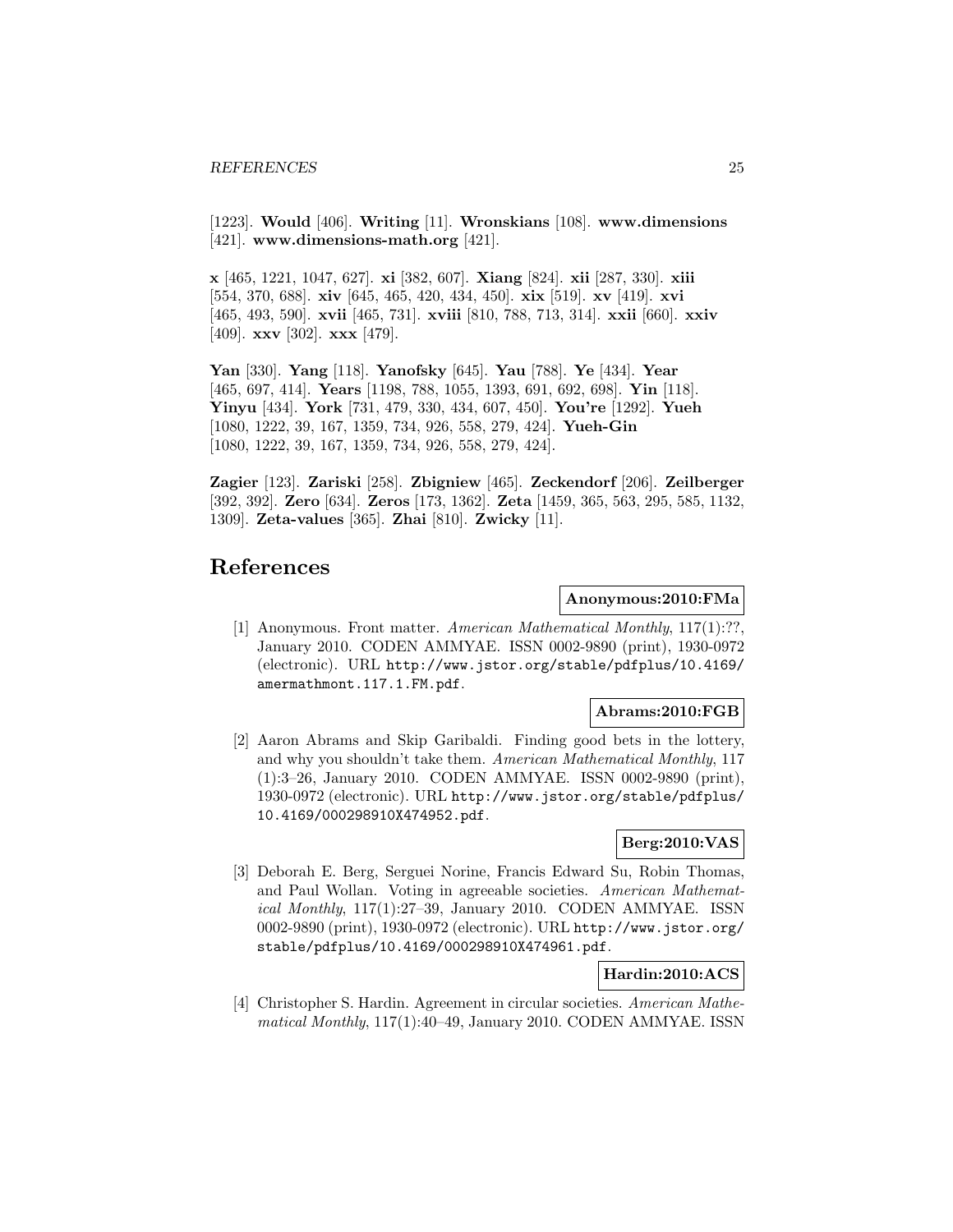[1223]. **Would** [406]. **Writing** [11]. **Wronskians** [108]. **www.dimensions** [421]. **www.dimensions-math.org** [421].

**x** [465, 1221, 1047, 627]. **xi** [382, 607]. **Xiang** [824]. **xii** [287, 330]. **xiii** [554, 370, 688]. **xiv** [645, 465, 420, 434, 450]. **xix** [519]. **xv** [419]. **xvi** [465, 493, 590]. **xvii** [465, 731]. **xviii** [810, 788, 713, 314]. **xxii** [660]. **xxiv** [409]. **xxv** [302]. **xxx** [479].

**Yan** [330]. **Yang** [118]. **Yanofsky** [645]. **Yau** [788]. **Ye** [434]. **Year** [465, 697, 414]. **Years** [1198, 788, 1055, 1393, 691, 692, 698]. **Yin** [118]. **Yinyu** [434]. **York** [731, 479, 330, 434, 607, 450]. **You're** [1292]. **Yueh** [1080, 1222, 39, 167, 1359, 734, 926, 558, 279, 424]. **Yueh-Gin** [1080, 1222, 39, 167, 1359, 734, 926, 558, 279, 424].

**Zagier** [123]. **Zariski** [258]. **Zbigniew** [465]. **Zeckendorf** [206]. **Zeilberger** [392, 392]. **Zero** [634]. **Zeros** [173, 1362]. **Zeta** [1459, 365, 563, 295, 585, 1132, 1309]. **Zeta-values** [365]. **Zhai** [810]. **Zwicky** [11].

# References

**Anonymous:2010:FMa**

[1] Anonymous. Front matter. *American Mathematical Monthly*, 117(1):??, January 2010. CODEN AMMYAE. ISSN 0002-9890 (print), 1930-0972 (electronic). URL `http://www.jstor.org/stable/pdfplus/10.4169/amermathmont.117.1.FM.pdf`.

**Abrams:2010:FGB**

[2] Aaron Abrams and Skip Garibaldi. Finding good bets in the lottery, and why you shouldn't take them. *American Mathematical Monthly*, 117 (1):3–26, January 2010. CODEN AMMYAE. ISSN 0002-9890 (print), 1930-0972 (electronic). URL `http://www.jstor.org/stable/pdfplus/10.4169/000298910X474952.pdf`.

**Berg:2010:VAS**

[3] Deborah E. Berg, Serguei Norine, Francis Edward Su, Robin Thomas, and Paul Wollan. Voting in agreeable societies. *American Mathematical Monthly*, 117(1):27–39, January 2010. CODEN AMMYAE. ISSN 0002-9890 (print), 1930-0972 (electronic). URL `http://www.jstor.org/stable/pdfplus/10.4169/000298910X474961.pdf`.

**Hardin:2010:ACS**

[4] Christopher S. Hardin. Agreement in circular societies. *American Mathematical Monthly*, 117(1):40–49, January 2010. CODEN AMMYAE. ISSN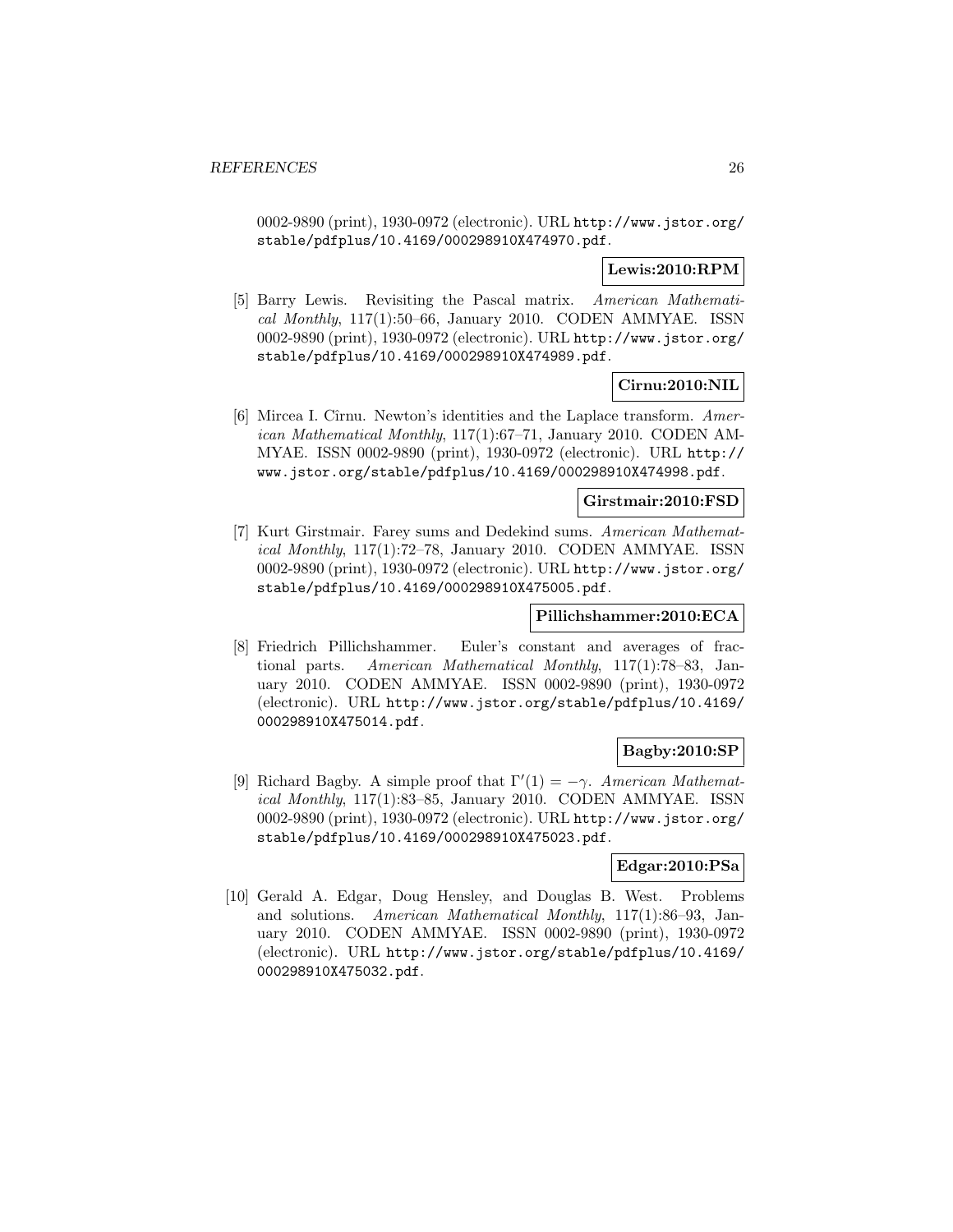0002-9890 (print), 1930-0972 (electronic). URL http://www.jstor.org/stable/pdfplus/10.4169/000298910X474970.pdf.

**Lewis:2010:RPM**

[5] Barry Lewis. Revisiting the Pascal matrix. *American Mathematical Monthly*, 117(1):50–66, January 2010. CODEN AMMYAE. ISSN 0002-9890 (print), 1930-0972 (electronic). URL http://www.jstor.org/stable/pdfplus/10.4169/000298910X474989.pdf.

**Cirnu:2010:NIL**

[6] Mircea I. Cîrnu. Newton's identities and the Laplace transform. *American Mathematical Monthly*, 117(1):67–71, January 2010. CODEN AMMYAE. ISSN 0002-9890 (print), 1930-0972 (electronic). URL http://www.jstor.org/stable/pdfplus/10.4169/000298910X474998.pdf.

**Girstmair:2010:FSD**

[7] Kurt Girstmair. Farey sums and Dedekind sums. *American Mathematical Monthly*, 117(1):72–78, January 2010. CODEN AMMYAE. ISSN 0002-9890 (print), 1930-0972 (electronic). URL http://www.jstor.org/stable/pdfplus/10.4169/000298910X475005.pdf.

**Pillichshammer:2010:ECA**

[8] Friedrich Pillichshammer. Euler's constant and averages of fractional parts. *American Mathematical Monthly*, 117(1):78–83, January 2010. CODEN AMMYAE. ISSN 0002-9890 (print), 1930-0972 (electronic). URL http://www.jstor.org/stable/pdfplus/10.4169/000298910X475014.pdf.

**Bagby:2010:SP**

[9] Richard Bagby. A simple proof that $\Gamma'(1) = -\gamma$. *American Mathematical Monthly*, 117(1):83–85, January 2010. CODEN AMMYAE. ISSN 0002-9890 (print), 1930-0972 (electronic). URL http://www.jstor.org/stable/pdfplus/10.4169/000298910X475023.pdf.

**Edgar:2010:PSa**

[10] Gerald A. Edgar, Doug Hensley, and Douglas B. West. Problems and solutions. *American Mathematical Monthly*, 117(1):86–93, January 2010. CODEN AMMYAE. ISSN 0002-9890 (print), 1930-0972 (electronic). URL http://www.jstor.org/stable/pdfplus/10.4169/000298910X475032.pdf.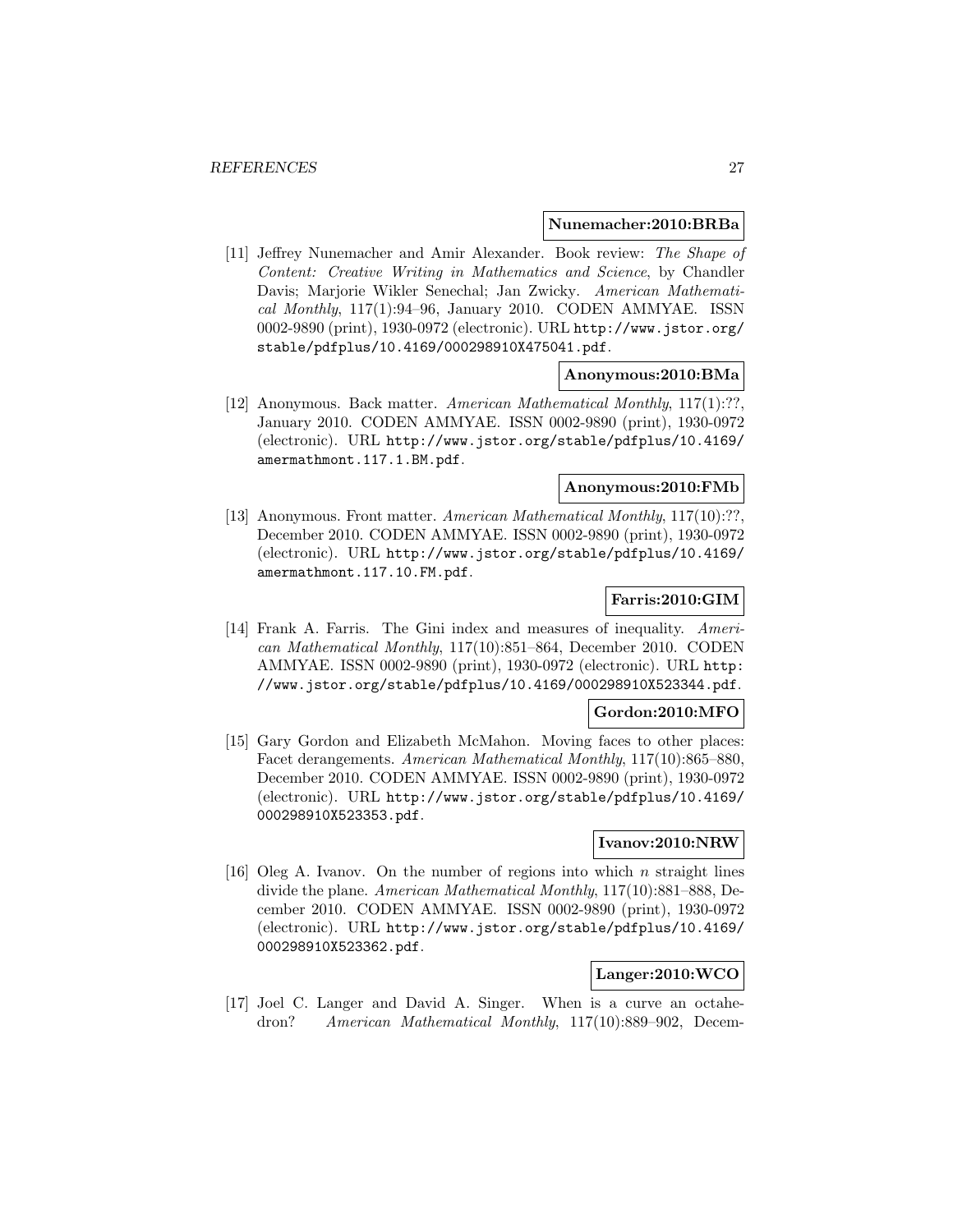**Nunemacher:2010:BRBa**

[11] Jeffrey Nunemacher and Amir Alexander. Book review: *The Shape of Content: Creative Writing in Mathematics and Science*, by Chandler Davis; Marjorie Wikler Senechal; Jan Zwicky. *American Mathematical Monthly*, 117(1):94–96, January 2010. CODEN AMMYAE. ISSN 0002-9890 (print), 1930-0972 (electronic). URL `http://www.jstor.org/stable/pdfplus/10.4169/000298910X475041.pdf`.

**Anonymous:2010:BMa**

[12] Anonymous. Back matter. *American Mathematical Monthly*, 117(1):??, January 2010. CODEN AMMYAE. ISSN 0002-9890 (print), 1930-0972 (electronic). URL `http://www.jstor.org/stable/pdfplus/10.4169/amermathmont.117.1.BM.pdf`.

**Anonymous:2010:FMb**

[13] Anonymous. Front matter. *American Mathematical Monthly*, 117(10):??, December 2010. CODEN AMMYAE. ISSN 0002-9890 (print), 1930-0972 (electronic). URL `http://www.jstor.org/stable/pdfplus/10.4169/amermathmont.117.10.FM.pdf`.

**Farris:2010:GIM**

[14] Frank A. Farris. The Gini index and measures of inequality. *American Mathematical Monthly*, 117(10):851–864, December 2010. CODEN AMMYAE. ISSN 0002-9890 (print), 1930-0972 (electronic). URL `http://www.jstor.org/stable/pdfplus/10.4169/000298910X523344.pdf`.

**Gordon:2010:MFO**

[15] Gary Gordon and Elizabeth McMahon. Moving faces to other places: Facet derangements. *American Mathematical Monthly*, 117(10):865–880, December 2010. CODEN AMMYAE. ISSN 0002-9890 (print), 1930-0972 (electronic). URL `http://www.jstor.org/stable/pdfplus/10.4169/000298910X523353.pdf`.

**Ivanov:2010:NRW**

[16] Oleg A. Ivanov. On the number of regions into which $n$ straight lines divide the plane. *American Mathematical Monthly*, 117(10):881–888, December 2010. CODEN AMMYAE. ISSN 0002-9890 (print), 1930-0972 (electronic). URL `http://www.jstor.org/stable/pdfplus/10.4169/000298910X523362.pdf`.

**Langer:2010:WCO**

[17] Joel C. Langer and David A. Singer. When is a curve an octahedron? *American Mathematical Monthly*, 117(10):889–902, Decem-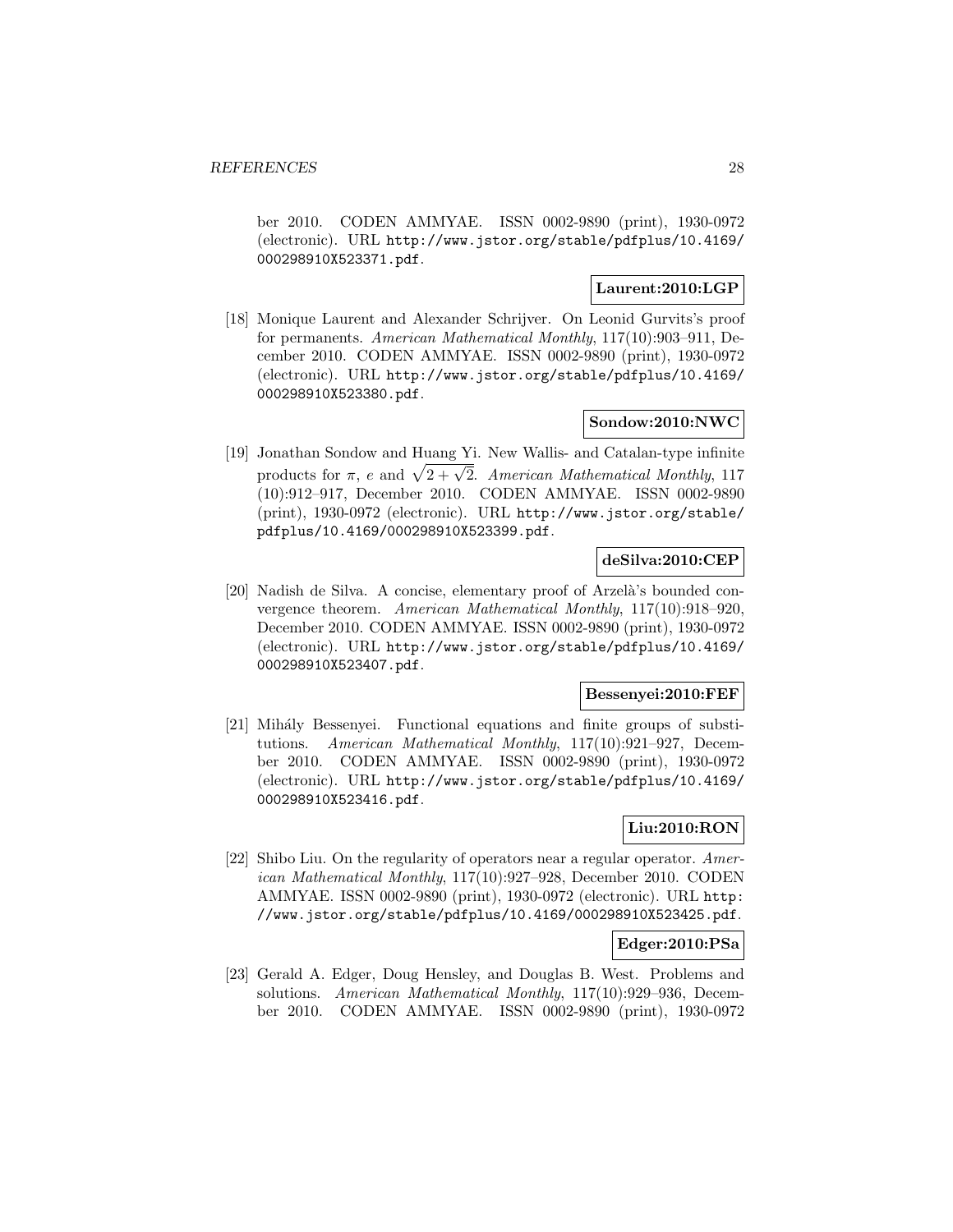ber 2010. CODEN AMMYAE. ISSN 0002-9890 (print), 1930-0972 (electronic). URL http://www.jstor.org/stable/pdfplus/10.4169/000298910X523371.pdf.

**Laurent:2010:LGP**

[18] Monique Laurent and Alexander Schrijver. On Leonid Gurvits's proof for permanents. *American Mathematical Monthly*, 117(10):903–911, December 2010. CODEN AMMYAE. ISSN 0002-9890 (print), 1930-0972 (electronic). URL http://www.jstor.org/stable/pdfplus/10.4169/000298910X523380.pdf.

**Sondow:2010:NWC**

[19] Jonathan Sondow and Huang Yi. New Wallis- and Catalan-type infinite products for $\pi$, $e$ and $\sqrt{2+\sqrt{2}}$. *American Mathematical Monthly*, 117 (10):912–917, December 2010. CODEN AMMYAE. ISSN 0002-9890 (print), 1930-0972 (electronic). URL http://www.jstor.org/stable/pdfplus/10.4169/000298910X523399.pdf.

**deSilva:2010:CEP**

[20] Nadish de Silva. A concise, elementary proof of Arzelà's bounded convergence theorem. *American Mathematical Monthly*, 117(10):918–920, December 2010. CODEN AMMYAE. ISSN 0002-9890 (print), 1930-0972 (electronic). URL http://www.jstor.org/stable/pdfplus/10.4169/000298910X523407.pdf.

**Bessenyei:2010:FEF**

[21] Mihály Bessenyei. Functional equations and finite groups of substitutions. *American Mathematical Monthly*, 117(10):921–927, December 2010. CODEN AMMYAE. ISSN 0002-9890 (print), 1930-0972 (electronic). URL http://www.jstor.org/stable/pdfplus/10.4169/000298910X523416.pdf.

**Liu:2010:RON**

[22] Shibo Liu. On the regularity of operators near a regular operator. *American Mathematical Monthly*, 117(10):927–928, December 2010. CODEN AMMYAE. ISSN 0002-9890 (print), 1930-0972 (electronic). URL http://www.jstor.org/stable/pdfplus/10.4169/000298910X523425.pdf.

**Edger:2010:PSa**

[23] Gerald A. Edger, Doug Hensley, and Douglas B. West. Problems and solutions. *American Mathematical Monthly*, 117(10):929–936, December 2010. CODEN AMMYAE. ISSN 0002-9890 (print), 1930-0972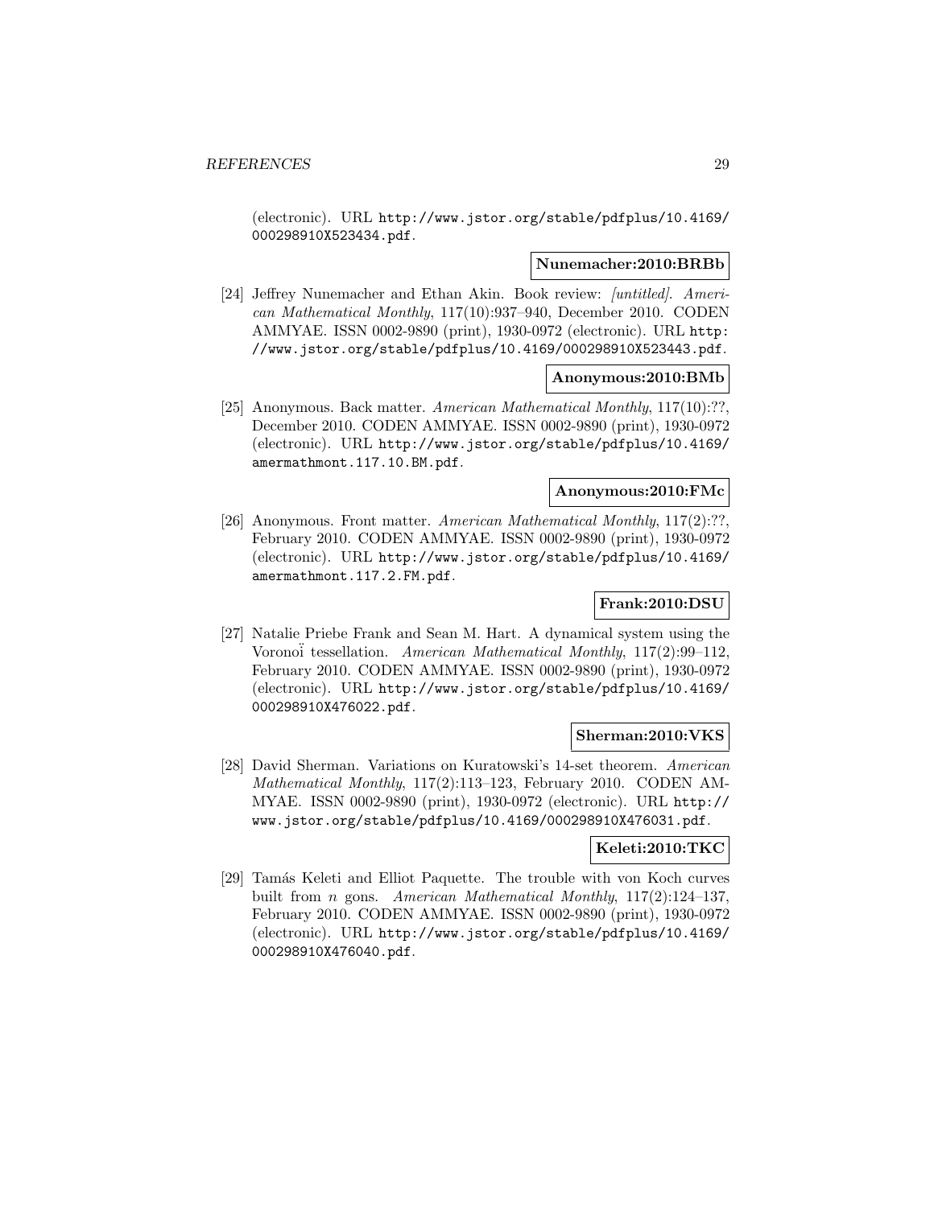(electronic). URL http://www.jstor.org/stable/pdfplus/10.4169/000298910X523434.pdf.

**Nunemacher:2010:BRBb**

[24] Jeffrey Nunemacher and Ethan Akin. Book review: *[untitled]*. *American Mathematical Monthly*, 117(10):937–940, December 2010. CODEN AMMYAE. ISSN 0002-9890 (print), 1930-0972 (electronic). URL http://www.jstor.org/stable/pdfplus/10.4169/000298910X523443.pdf.

**Anonymous:2010:BMb**

[25] Anonymous. Back matter. *American Mathematical Monthly*, 117(10):??, December 2010. CODEN AMMYAE. ISSN 0002-9890 (print), 1930-0972 (electronic). URL http://www.jstor.org/stable/pdfplus/10.4169/amermathmont.117.10.BM.pdf.

**Anonymous:2010:FMc**

[26] Anonymous. Front matter. *American Mathematical Monthly*, 117(2):??, February 2010. CODEN AMMYAE. ISSN 0002-9890 (print), 1930-0972 (electronic). URL http://www.jstor.org/stable/pdfplus/10.4169/amermathmont.117.2.FM.pdf.

**Frank:2010:DSU**

[27] Natalie Priebe Frank and Sean M. Hart. A dynamical system using the Voronoï tessellation. *American Mathematical Monthly*, 117(2):99–112, February 2010. CODEN AMMYAE. ISSN 0002-9890 (print), 1930-0972 (electronic). URL http://www.jstor.org/stable/pdfplus/10.4169/000298910X476022.pdf.

**Sherman:2010:VKS**

[28] David Sherman. Variations on Kuratowski's 14-set theorem. *American Mathematical Monthly*, 117(2):113–123, February 2010. CODEN AMMYAE. ISSN 0002-9890 (print), 1930-0972 (electronic). URL http://www.jstor.org/stable/pdfplus/10.4169/000298910X476031.pdf.

**Keleti:2010:TKC**

[29] Tamás Keleti and Elliot Paquette. The trouble with von Koch curves built from $n$ gons. *American Mathematical Monthly*, 117(2):124–137, February 2010. CODEN AMMYAE. ISSN 0002-9890 (print), 1930-0972 (electronic). URL http://www.jstor.org/stable/pdfplus/10.4169/000298910X476040.pdf.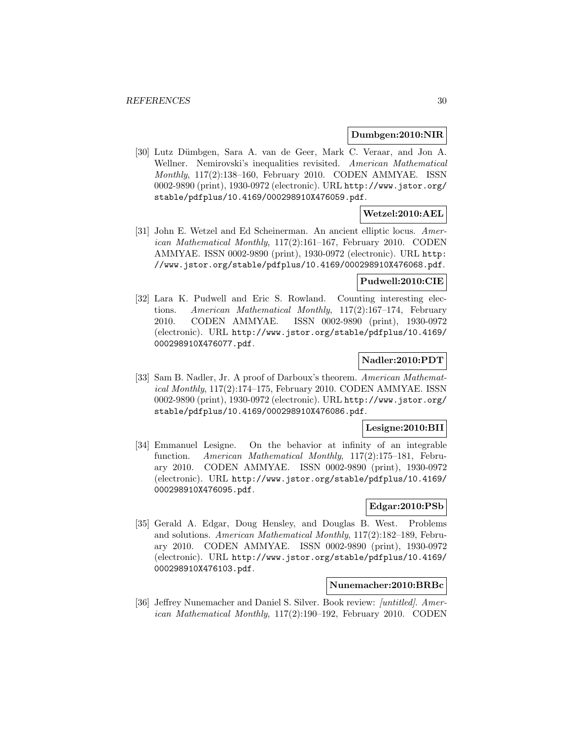**Dumbgen:2010:NIR**

[30] Lutz Dümbgen, Sara A. van de Geer, Mark C. Veraar, and Jon A. Wellner. Nemirovski's inequalities revisited. *American Mathematical Monthly*, 117(2):138–160, February 2010. CODEN AMMYAE. ISSN 0002-9890 (print), 1930-0972 (electronic). URL `http://www.jstor.org/stable/pdfplus/10.4169/000298910X476059.pdf`.

**Wetzel:2010:AEL**

[31] John E. Wetzel and Ed Scheinerman. An ancient elliptic locus. *American Mathematical Monthly*, 117(2):161–167, February 2010. CODEN AMMYAE. ISSN 0002-9890 (print), 1930-0972 (electronic). URL `http://www.jstor.org/stable/pdfplus/10.4169/000298910X476068.pdf`.

**Pudwell:2010:CIE**

[32] Lara K. Pudwell and Eric S. Rowland. Counting interesting elections. *American Mathematical Monthly*, 117(2):167–174, February 2010. CODEN AMMYAE. ISSN 0002-9890 (print), 1930-0972 (electronic). URL `http://www.jstor.org/stable/pdfplus/10.4169/000298910X476077.pdf`.

**Nadler:2010:PDT**

[33] Sam B. Nadler, Jr. A proof of Darboux's theorem. *American Mathematical Monthly*, 117(2):174–175, February 2010. CODEN AMMYAE. ISSN 0002-9890 (print), 1930-0972 (electronic). URL `http://www.jstor.org/stable/pdfplus/10.4169/000298910X476086.pdf`.

**Lesigne:2010:BII**

[34] Emmanuel Lesigne. On the behavior at infinity of an integrable function. *American Mathematical Monthly*, 117(2):175–181, February 2010. CODEN AMMYAE. ISSN 0002-9890 (print), 1930-0972 (electronic). URL `http://www.jstor.org/stable/pdfplus/10.4169/000298910X476095.pdf`.

**Edgar:2010:PSb**

[35] Gerald A. Edgar, Doug Hensley, and Douglas B. West. Problems and solutions. *American Mathematical Monthly*, 117(2):182–189, February 2010. CODEN AMMYAE. ISSN 0002-9890 (print), 1930-0972 (electronic). URL `http://www.jstor.org/stable/pdfplus/10.4169/000298910X476103.pdf`.

**Nunemacher:2010:BRBc**

[36] Jeffrey Nunemacher and Daniel S. Silver. Book review: *[untitled]*. *American Mathematical Monthly*, 117(2):190–192, February 2010. CODEN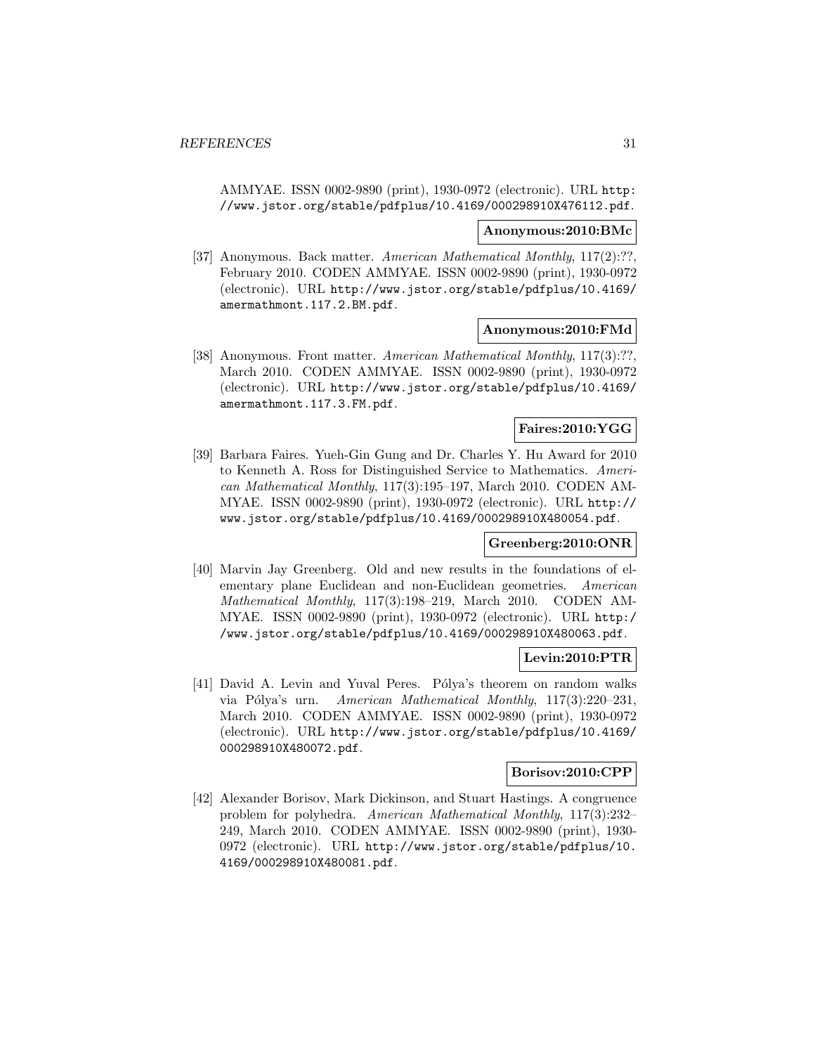AMMYAE. ISSN 0002-9890 (print), 1930-0972 (electronic). URL http://www.jstor.org/stable/pdfplus/10.4169/000298910X476112.pdf.

**Anonymous:2010:BMc**

[37] Anonymous. Back matter. *American Mathematical Monthly*, 117(2):??, February 2010. CODEN AMMYAE. ISSN 0002-9890 (print), 1930-0972 (electronic). URL http://www.jstor.org/stable/pdfplus/10.4169/amermathmont.117.2.BM.pdf.

**Anonymous:2010:FMd**

[38] Anonymous. Front matter. *American Mathematical Monthly*, 117(3):??, March 2010. CODEN AMMYAE. ISSN 0002-9890 (print), 1930-0972 (electronic). URL http://www.jstor.org/stable/pdfplus/10.4169/amermathmont.117.3.FM.pdf.

**Faires:2010:YGG**

[39] Barbara Faires. Yueh-Gin Gung and Dr. Charles Y. Hu Award for 2010 to Kenneth A. Ross for Distinguished Service to Mathematics. *American Mathematical Monthly*, 117(3):195–197, March 2010. CODEN AMMYAE. ISSN 0002-9890 (print), 1930-0972 (electronic). URL http://www.jstor.org/stable/pdfplus/10.4169/000298910X480054.pdf.

**Greenberg:2010:ONR**

[40] Marvin Jay Greenberg. Old and new results in the foundations of elementary plane Euclidean and non-Euclidean geometries. *American Mathematical Monthly*, 117(3):198–219, March 2010. CODEN AMMYAE. ISSN 0002-9890 (print), 1930-0972 (electronic). URL http://www.jstor.org/stable/pdfplus/10.4169/000298910X480063.pdf.

**Levin:2010:PTR**

[41] David A. Levin and Yuval Peres. Pólya's theorem on random walks via Pólya's urn. *American Mathematical Monthly*, 117(3):220–231, March 2010. CODEN AMMYAE. ISSN 0002-9890 (print), 1930-0972 (electronic). URL http://www.jstor.org/stable/pdfplus/10.4169/000298910X480072.pdf.

**Borisov:2010:CPP**

[42] Alexander Borisov, Mark Dickinson, and Stuart Hastings. A congruence problem for polyhedra. *American Mathematical Monthly*, 117(3):232–249, March 2010. CODEN AMMYAE. ISSN 0002-9890 (print), 1930-0972 (electronic). URL http://www.jstor.org/stable/pdfplus/10.4169/000298910X480081.pdf.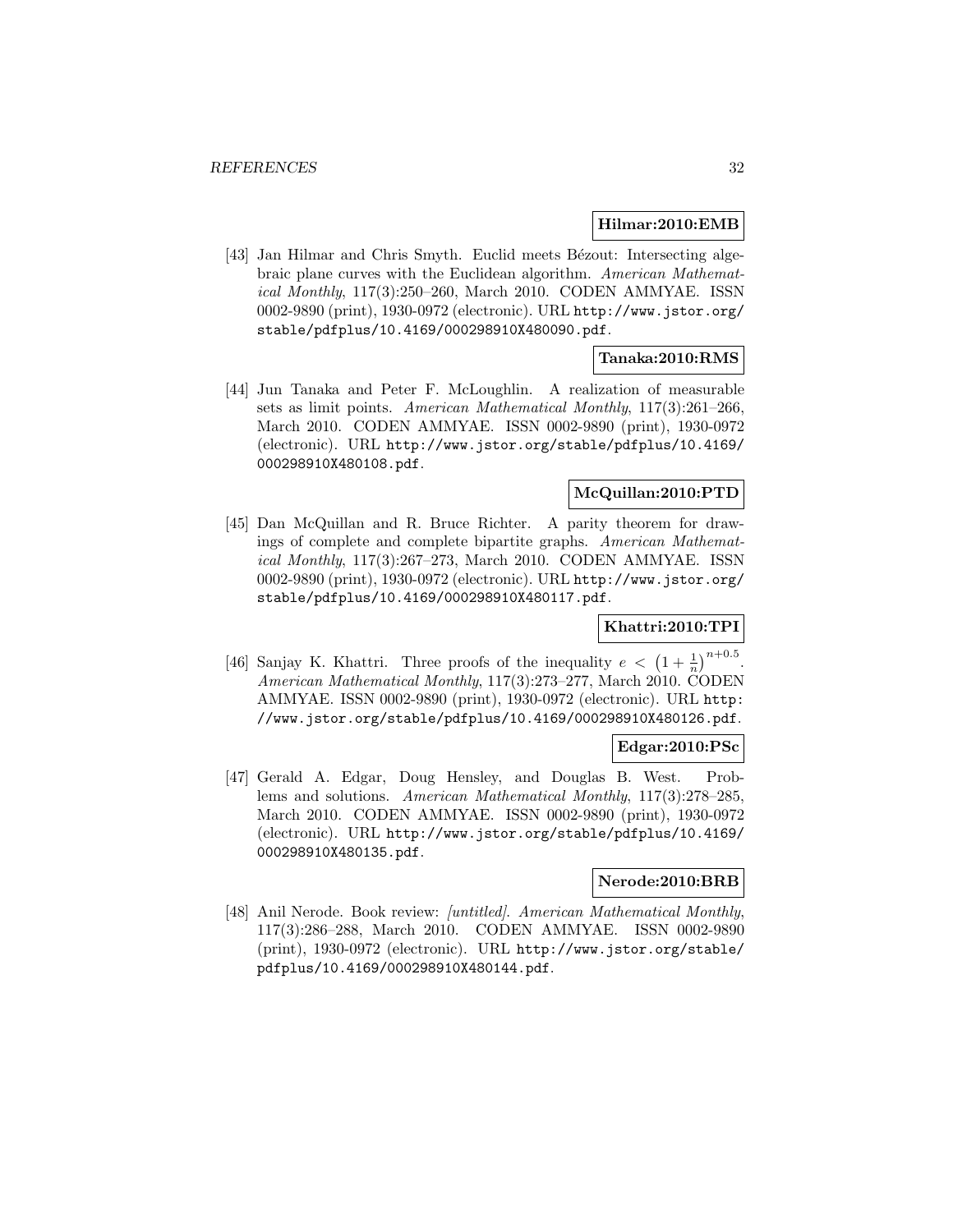**Hilmar:2010:EMB**

[43] Jan Hilmar and Chris Smyth. Euclid meets Bézout: Intersecting algebraic plane curves with the Euclidean algorithm. *American Mathematical Monthly*, 117(3):250–260, March 2010. CODEN AMMYAE. ISSN 0002-9890 (print), 1930-0972 (electronic). URL `http://www.jstor.org/stable/pdfplus/10.4169/000298910X480090.pdf`.

**Tanaka:2010:RMS**

[44] Jun Tanaka and Peter F. McLoughlin. A realization of measurable sets as limit points. *American Mathematical Monthly*, 117(3):261–266, March 2010. CODEN AMMYAE. ISSN 0002-9890 (print), 1930-0972 (electronic). URL `http://www.jstor.org/stable/pdfplus/10.4169/000298910X480108.pdf`.

**McQuillan:2010:PTD**

[45] Dan McQuillan and R. Bruce Richter. A parity theorem for drawings of complete and complete bipartite graphs. *American Mathematical Monthly*, 117(3):267–273, March 2010. CODEN AMMYAE. ISSN 0002-9890 (print), 1930-0972 (electronic). URL `http://www.jstor.org/stable/pdfplus/10.4169/000298910X480117.pdf`.

**Khattri:2010:TPI**

[46] Sanjay K. Khattri. Three proofs of the inequality $e < \left(1 + \frac{1}{n}\right)^{n+0.5}$. *American Mathematical Monthly*, 117(3):273–277, March 2010. CODEN AMMYAE. ISSN 0002-9890 (print), 1930-0972 (electronic). URL `http://www.jstor.org/stable/pdfplus/10.4169/000298910X480126.pdf`.

**Edgar:2010:PSc**

[47] Gerald A. Edgar, Doug Hensley, and Douglas B. West. Problems and solutions. *American Mathematical Monthly*, 117(3):278–285, March 2010. CODEN AMMYAE. ISSN 0002-9890 (print), 1930-0972 (electronic). URL `http://www.jstor.org/stable/pdfplus/10.4169/000298910X480135.pdf`.

**Nerode:2010:BRB**

[48] Anil Nerode. Book review: *[untitled]*. *American Mathematical Monthly*, 117(3):286–288, March 2010. CODEN AMMYAE. ISSN 0002-9890 (print), 1930-0972 (electronic). URL `http://www.jstor.org/stable/pdfplus/10.4169/000298910X480144.pdf`.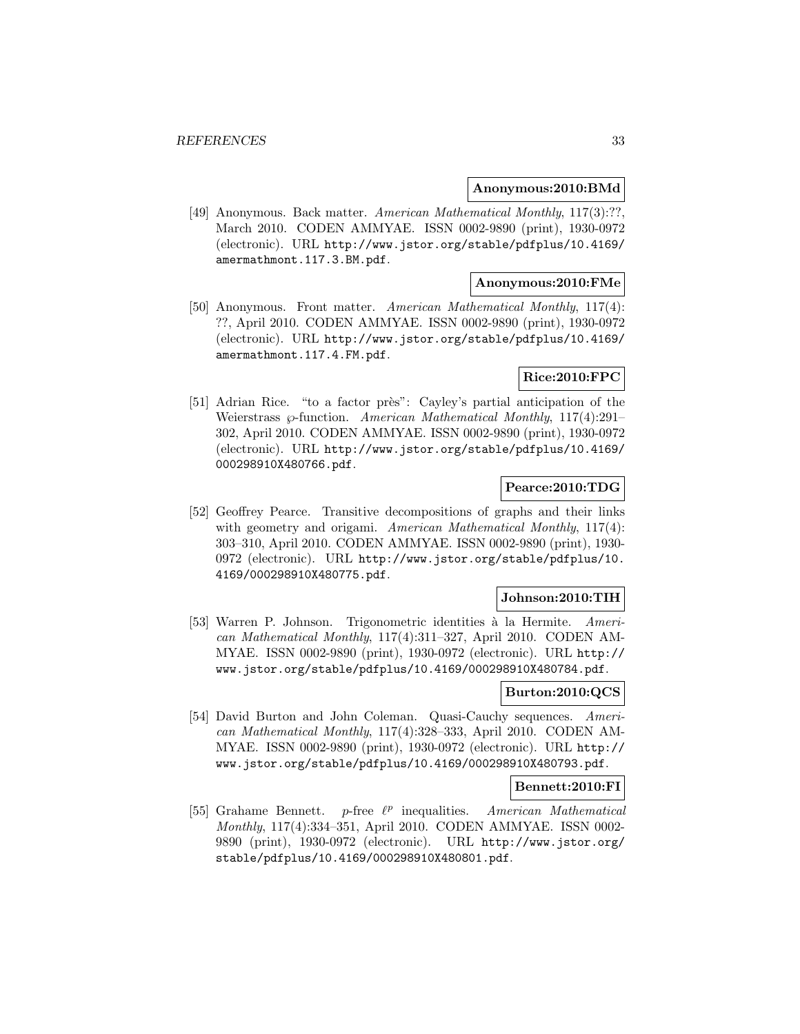**Anonymous:2010:BMd**

[49] Anonymous. Back matter. *American Mathematical Monthly*, 117(3):??, March 2010. CODEN AMMYAE. ISSN 0002-9890 (print), 1930-0972 (electronic). URL `http://www.jstor.org/stable/pdfplus/10.4169/amermathmont.117.3.BM.pdf`.

**Anonymous:2010:FMe**

[50] Anonymous. Front matter. *American Mathematical Monthly*, 117(4): ??, April 2010. CODEN AMMYAE. ISSN 0002-9890 (print), 1930-0972 (electronic). URL `http://www.jstor.org/stable/pdfplus/10.4169/amermathmont.117.4.FM.pdf`.

**Rice:2010:FPC**

[51] Adrian Rice. "to a factor près": Cayley's partial anticipation of the Weierstrass $\wp$-function. *American Mathematical Monthly*, 117(4):291–302, April 2010. CODEN AMMYAE. ISSN 0002-9890 (print), 1930-0972 (electronic). URL `http://www.jstor.org/stable/pdfplus/10.4169/000298910X480766.pdf`.

**Pearce:2010:TDG**

[52] Geoffrey Pearce. Transitive decompositions of graphs and their links with geometry and origami. *American Mathematical Monthly*, 117(4): 303–310, April 2010. CODEN AMMYAE. ISSN 0002-9890 (print), 1930-0972 (electronic). URL `http://www.jstor.org/stable/pdfplus/10.4169/000298910X480775.pdf`.

**Johnson:2010:TIH**

[53] Warren P. Johnson. Trigonometric identities à la Hermite. *American Mathematical Monthly*, 117(4):311–327, April 2010. CODEN AMMYAE. ISSN 0002-9890 (print), 1930-0972 (electronic). URL `http://www.jstor.org/stable/pdfplus/10.4169/000298910X480784.pdf`.

**Burton:2010:QCS**

[54] David Burton and John Coleman. Quasi-Cauchy sequences. *American Mathematical Monthly*, 117(4):328–333, April 2010. CODEN AMMYAE. ISSN 0002-9890 (print), 1930-0972 (electronic). URL `http://www.jstor.org/stable/pdfplus/10.4169/000298910X480793.pdf`.

**Bennett:2010:FI**

[55] Grahame Bennett. $p$-free $\ell^p$ inequalities. *American Mathematical Monthly*, 117(4):334–351, April 2010. CODEN AMMYAE. ISSN 0002-9890 (print), 1930-0972 (electronic). URL `http://www.jstor.org/stable/pdfplus/10.4169/000298910X480801.pdf`.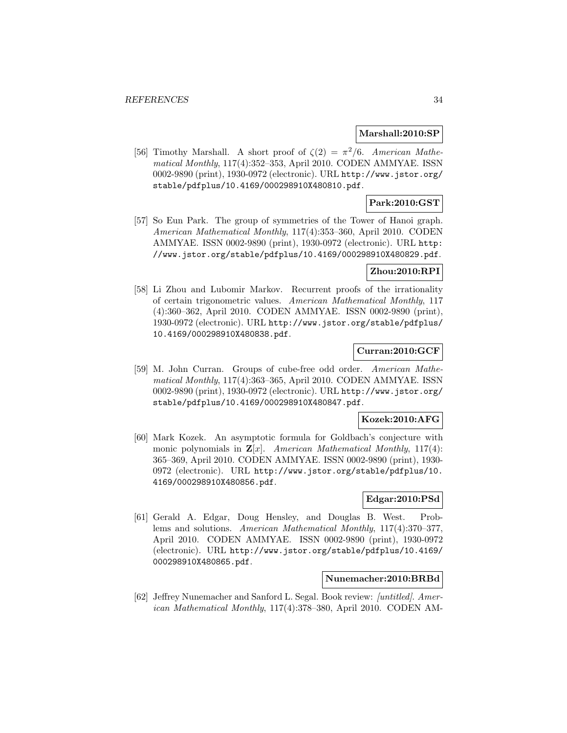**Marshall:2010:SP**

[56] Timothy Marshall. A short proof of $\zeta(2) = \pi^2/6$. *American Mathematical Monthly*, 117(4):352–353, April 2010. CODEN AMMYAE. ISSN 0002-9890 (print), 1930-0972 (electronic). URL http://www.jstor.org/stable/pdfplus/10.4169/000298910X480810.pdf.

**Park:2010:GST**

[57] So Eun Park. The group of symmetries of the Tower of Hanoi graph. *American Mathematical Monthly*, 117(4):353–360, April 2010. CODEN AMMYAE. ISSN 0002-9890 (print), 1930-0972 (electronic). URL http://www.jstor.org/stable/pdfplus/10.4169/000298910X480829.pdf.

**Zhou:2010:RPI**

[58] Li Zhou and Lubomir Markov. Recurrent proofs of the irrationality of certain trigonometric values. *American Mathematical Monthly*, 117 (4):360–362, April 2010. CODEN AMMYAE. ISSN 0002-9890 (print), 1930-0972 (electronic). URL http://www.jstor.org/stable/pdfplus/10.4169/000298910X480838.pdf.

**Curran:2010:GCF**

[59] M. John Curran. Groups of cube-free odd order. *American Mathematical Monthly*, 117(4):363–365, April 2010. CODEN AMMYAE. ISSN 0002-9890 (print), 1930-0972 (electronic). URL http://www.jstor.org/stable/pdfplus/10.4169/000298910X480847.pdf.

**Kozek:2010:AFG**

[60] Mark Kozek. An asymptotic formula for Goldbach's conjecture with monic polynomials in $\mathbf{Z}[x]$. *American Mathematical Monthly*, 117(4): 365–369, April 2010. CODEN AMMYAE. ISSN 0002-9890 (print), 1930-0972 (electronic). URL http://www.jstor.org/stable/pdfplus/10.4169/000298910X480856.pdf.

**Edgar:2010:PSd**

[61] Gerald A. Edgar, Doug Hensley, and Douglas B. West. Problems and solutions. *American Mathematical Monthly*, 117(4):370–377, April 2010. CODEN AMMYAE. ISSN 0002-9890 (print), 1930-0972 (electronic). URL http://www.jstor.org/stable/pdfplus/10.4169/000298910X480865.pdf.

**Nunemacher:2010:BRBd**

[62] Jeffrey Nunemacher and Sanford L. Segal. Book review: *[untitled]*. *American Mathematical Monthly*, 117(4):378–380, April 2010. CODEN AM-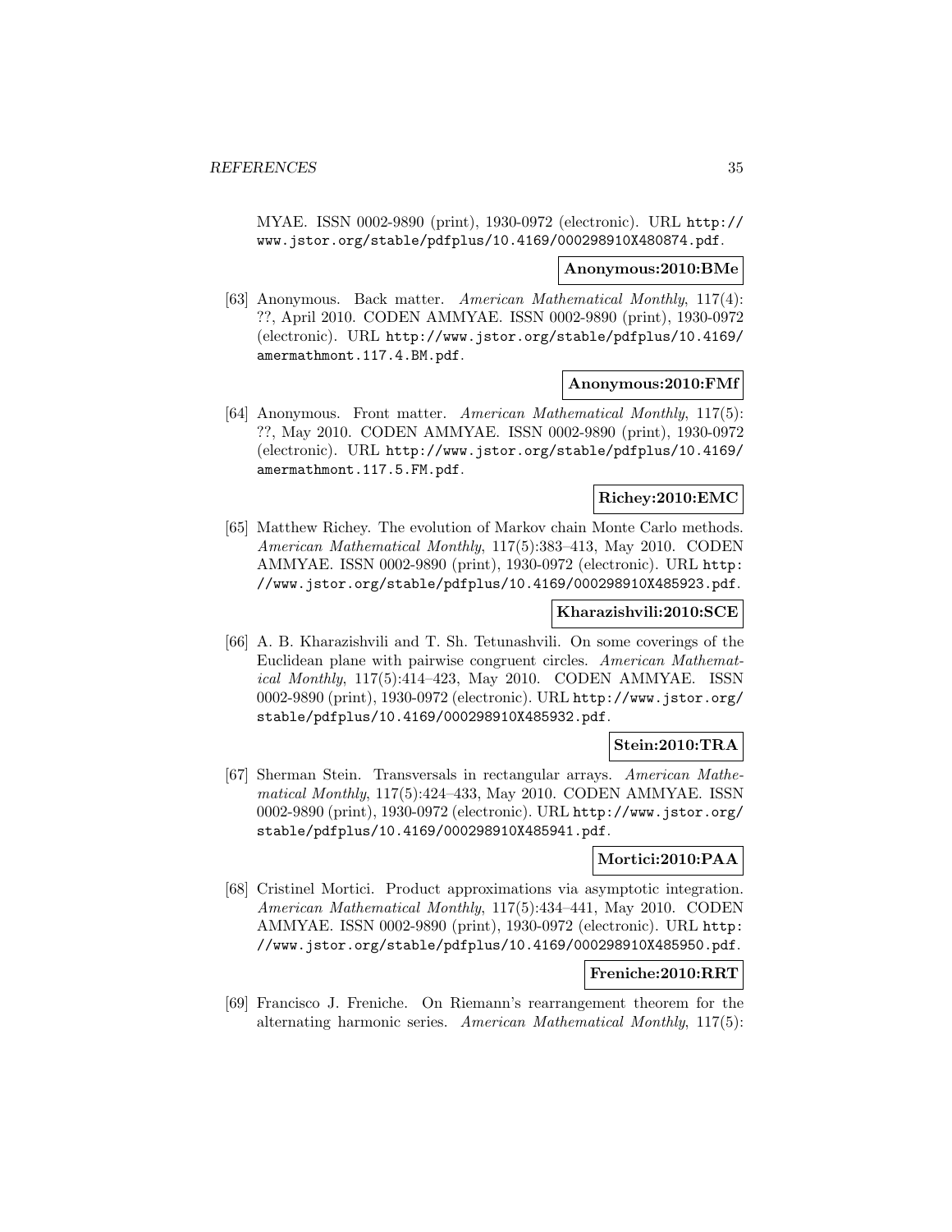MYAE. ISSN 0002-9890 (print), 1930-0972 (electronic). URL http://www.jstor.org/stable/pdfplus/10.4169/000298910X480874.pdf.

**Anonymous:2010:BMe**

[63] Anonymous. Back matter. *American Mathematical Monthly*, 117(4): ??, April 2010. CODEN AMMYAE. ISSN 0002-9890 (print), 1930-0972 (electronic). URL http://www.jstor.org/stable/pdfplus/10.4169/amermathmont.117.4.BM.pdf.

**Anonymous:2010:FMf**

[64] Anonymous. Front matter. *American Mathematical Monthly*, 117(5): ??, May 2010. CODEN AMMYAE. ISSN 0002-9890 (print), 1930-0972 (electronic). URL http://www.jstor.org/stable/pdfplus/10.4169/amermathmont.117.5.FM.pdf.

**Richey:2010:EMC**

[65] Matthew Richey. The evolution of Markov chain Monte Carlo methods. *American Mathematical Monthly*, 117(5):383–413, May 2010. CODEN AMMYAE. ISSN 0002-9890 (print), 1930-0972 (electronic). URL http://www.jstor.org/stable/pdfplus/10.4169/000298910X485923.pdf.

**Kharazishvili:2010:SCE**

[66] A. B. Kharazishvili and T. Sh. Tetunashvili. On some coverings of the Euclidean plane with pairwise congruent circles. *American Mathematical Monthly*, 117(5):414–423, May 2010. CODEN AMMYAE. ISSN 0002-9890 (print), 1930-0972 (electronic). URL http://www.jstor.org/stable/pdfplus/10.4169/000298910X485932.pdf.

**Stein:2010:TRA**

[67] Sherman Stein. Transversals in rectangular arrays. *American Mathematical Monthly*, 117(5):424–433, May 2010. CODEN AMMYAE. ISSN 0002-9890 (print), 1930-0972 (electronic). URL http://www.jstor.org/stable/pdfplus/10.4169/000298910X485941.pdf.

**Mortici:2010:PAA**

[68] Cristinel Mortici. Product approximations via asymptotic integration. *American Mathematical Monthly*, 117(5):434–441, May 2010. CODEN AMMYAE. ISSN 0002-9890 (print), 1930-0972 (electronic). URL http://www.jstor.org/stable/pdfplus/10.4169/000298910X485950.pdf.

**Freniche:2010:RRT**

[69] Francisco J. Freniche. On Riemann's rearrangement theorem for the alternating harmonic series. *American Mathematical Monthly*, 117(5):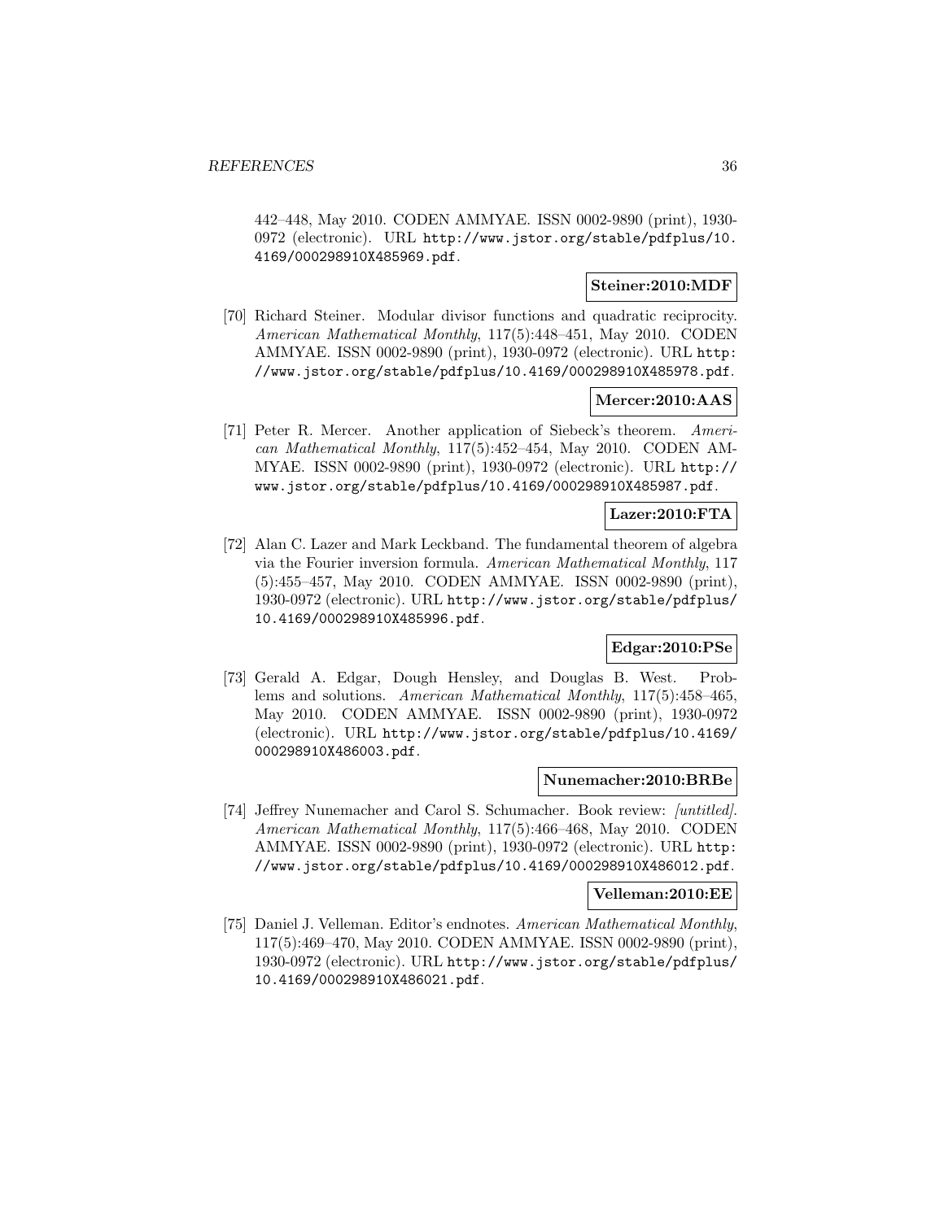442–448, May 2010. CODEN AMMYAE. ISSN 0002-9890 (print), 1930-0972 (electronic). URL http://www.jstor.org/stable/pdfplus/10.4169/000298910X485969.pdf.

**Steiner:2010:MDF**

[70] Richard Steiner. Modular divisor functions and quadratic reciprocity. *American Mathematical Monthly*, 117(5):448–451, May 2010. CODEN AMMYAE. ISSN 0002-9890 (print), 1930-0972 (electronic). URL http://www.jstor.org/stable/pdfplus/10.4169/000298910X485978.pdf.

**Mercer:2010:AAS**

[71] Peter R. Mercer. Another application of Siebeck's theorem. *American Mathematical Monthly*, 117(5):452–454, May 2010. CODEN AMMYAE. ISSN 0002-9890 (print), 1930-0972 (electronic). URL http://www.jstor.org/stable/pdfplus/10.4169/000298910X485987.pdf.

**Lazer:2010:FTA**

[72] Alan C. Lazer and Mark Leckband. The fundamental theorem of algebra via the Fourier inversion formula. *American Mathematical Monthly*, 117(5):455–457, May 2010. CODEN AMMYAE. ISSN 0002-9890 (print), 1930-0972 (electronic). URL http://www.jstor.org/stable/pdfplus/10.4169/000298910X485996.pdf.

**Edgar:2010:PSe**

[73] Gerald A. Edgar, Dough Hensley, and Douglas B. West. Problems and solutions. *American Mathematical Monthly*, 117(5):458–465, May 2010. CODEN AMMYAE. ISSN 0002-9890 (print), 1930-0972 (electronic). URL http://www.jstor.org/stable/pdfplus/10.4169/000298910X486003.pdf.

**Nunemacher:2010:BRBe**

[74] Jeffrey Nunemacher and Carol S. Schumacher. Book review: *[untitled]*. *American Mathematical Monthly*, 117(5):466–468, May 2010. CODEN AMMYAE. ISSN 0002-9890 (print), 1930-0972 (electronic). URL http://www.jstor.org/stable/pdfplus/10.4169/000298910X486012.pdf.

**Velleman:2010:EE**

[75] Daniel J. Velleman. Editor's endnotes. *American Mathematical Monthly*, 117(5):469–470, May 2010. CODEN AMMYAE. ISSN 0002-9890 (print), 1930-0972 (electronic). URL http://www.jstor.org/stable/pdfplus/10.4169/000298910X486021.pdf.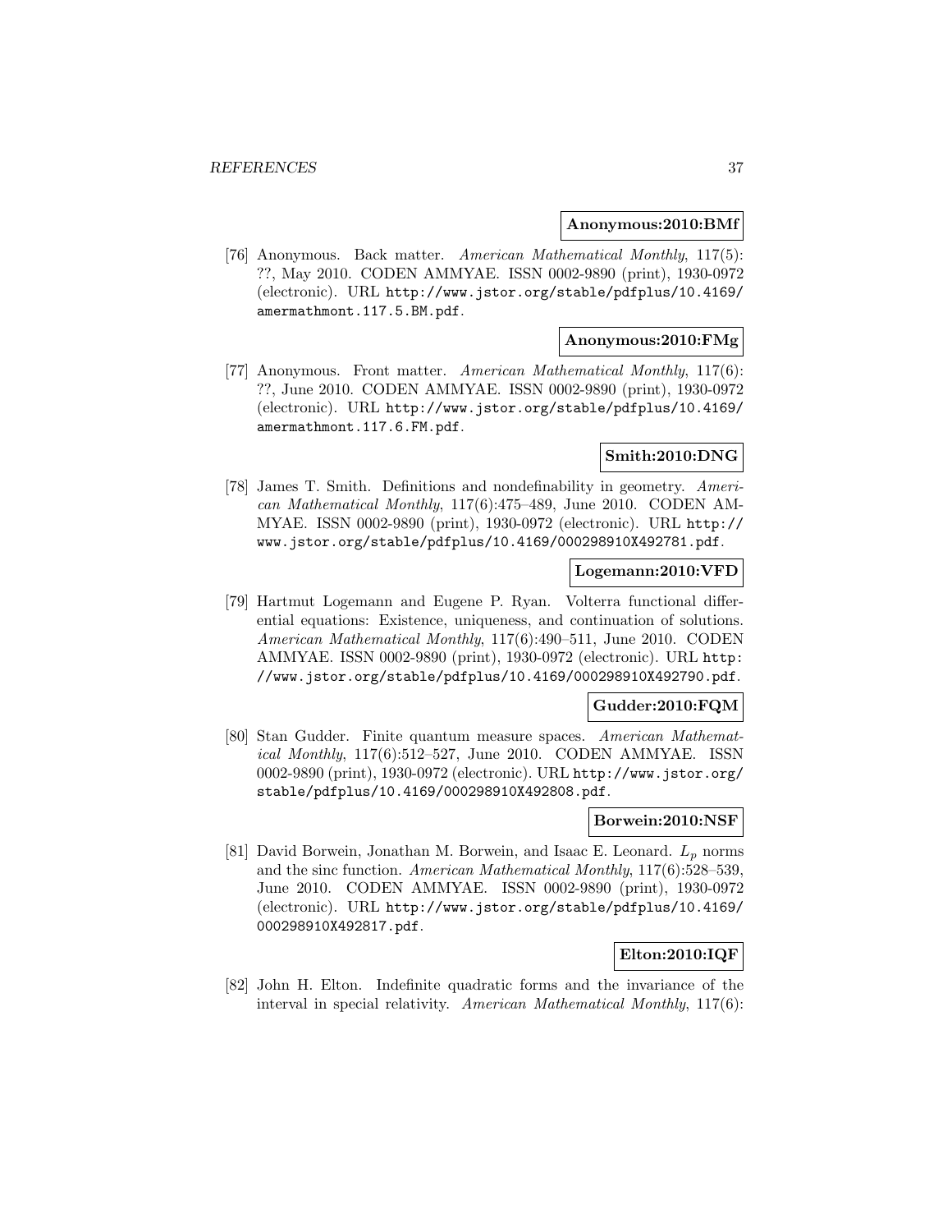**Anonymous:2010:BMf**

[76] Anonymous. Back matter. *American Mathematical Monthly*, 117(5): ??, May 2010. CODEN AMMYAE. ISSN 0002-9890 (print), 1930-0972 (electronic). URL http://www.jstor.org/stable/pdfplus/10.4169/amermathmont.117.5.BM.pdf.

**Anonymous:2010:FMg**

[77] Anonymous. Front matter. *American Mathematical Monthly*, 117(6): ??, June 2010. CODEN AMMYAE. ISSN 0002-9890 (print), 1930-0972 (electronic). URL http://www.jstor.org/stable/pdfplus/10.4169/amermathmont.117.6.FM.pdf.

**Smith:2010:DNG**

[78] James T. Smith. Definitions and nondefinability in geometry. *American Mathematical Monthly*, 117(6):475–489, June 2010. CODEN AMMYAE. ISSN 0002-9890 (print), 1930-0972 (electronic). URL http://www.jstor.org/stable/pdfplus/10.4169/000298910X492781.pdf.

**Logemann:2010:VFD**

[79] Hartmut Logemann and Eugene P. Ryan. Volterra functional differential equations: Existence, uniqueness, and continuation of solutions. *American Mathematical Monthly*, 117(6):490–511, June 2010. CODEN AMMYAE. ISSN 0002-9890 (print), 1930-0972 (electronic). URL http://www.jstor.org/stable/pdfplus/10.4169/000298910X492790.pdf.

**Gudder:2010:FQM**

[80] Stan Gudder. Finite quantum measure spaces. *American Mathematical Monthly*, 117(6):512–527, June 2010. CODEN AMMYAE. ISSN 0002-9890 (print), 1930-0972 (electronic). URL http://www.jstor.org/stable/pdfplus/10.4169/000298910X492808.pdf.

**Borwein:2010:NSF**

[81] David Borwein, Jonathan M. Borwein, and Isaac E. Leonard. $L_p$ norms and the sinc function. *American Mathematical Monthly*, 117(6):528–539, June 2010. CODEN AMMYAE. ISSN 0002-9890 (print), 1930-0972 (electronic). URL http://www.jstor.org/stable/pdfplus/10.4169/000298910X492817.pdf.

**Elton:2010:IQF**

[82] John H. Elton. Indefinite quadratic forms and the invariance of the interval in special relativity. *American Mathematical Monthly*, 117(6):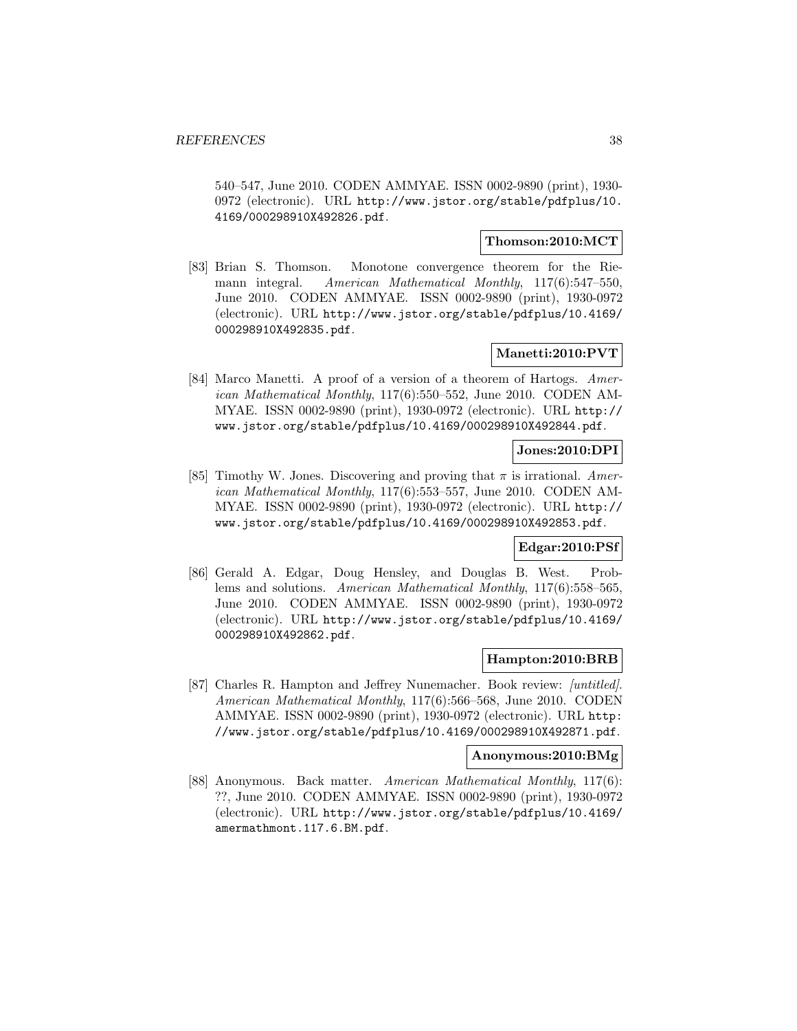540–547, June 2010. CODEN AMMYAE. ISSN 0002-9890 (print), 1930-0972 (electronic). URL http://www.jstor.org/stable/pdfplus/10.4169/000298910X492826.pdf.

**Thomson:2010:MCT**

[83] Brian S. Thomson. Monotone convergence theorem for the Riemann integral. *American Mathematical Monthly*, 117(6):547–550, June 2010. CODEN AMMYAE. ISSN 0002-9890 (print), 1930-0972 (electronic). URL http://www.jstor.org/stable/pdfplus/10.4169/000298910X492835.pdf.

**Manetti:2010:PVT**

[84] Marco Manetti. A proof of a version of a theorem of Hartogs. *American Mathematical Monthly*, 117(6):550–552, June 2010. CODEN AMMYAE. ISSN 0002-9890 (print), 1930-0972 (electronic). URL http://www.jstor.org/stable/pdfplus/10.4169/000298910X492844.pdf.

**Jones:2010:DPI**

[85] Timothy W. Jones. Discovering and proving that $\pi$ is irrational. *American Mathematical Monthly*, 117(6):553–557, June 2010. CODEN AMMYAE. ISSN 0002-9890 (print), 1930-0972 (electronic). URL http://www.jstor.org/stable/pdfplus/10.4169/000298910X492853.pdf.

**Edgar:2010:PSf**

[86] Gerald A. Edgar, Doug Hensley, and Douglas B. West. Problems and solutions. *American Mathematical Monthly*, 117(6):558–565, June 2010. CODEN AMMYAE. ISSN 0002-9890 (print), 1930-0972 (electronic). URL http://www.jstor.org/stable/pdfplus/10.4169/000298910X492862.pdf.

**Hampton:2010:BRB**

[87] Charles R. Hampton and Jeffrey Nunemacher. Book review: *[untitled]*. *American Mathematical Monthly*, 117(6):566–568, June 2010. CODEN AMMYAE. ISSN 0002-9890 (print), 1930-0972 (electronic). URL http://www.jstor.org/stable/pdfplus/10.4169/000298910X492871.pdf.

**Anonymous:2010:BMg**

[88] Anonymous. Back matter. *American Mathematical Monthly*, 117(6): ??, June 2010. CODEN AMMYAE. ISSN 0002-9890 (print), 1930-0972 (electronic). URL http://www.jstor.org/stable/pdfplus/10.4169/amermathmont.117.6.BM.pdf.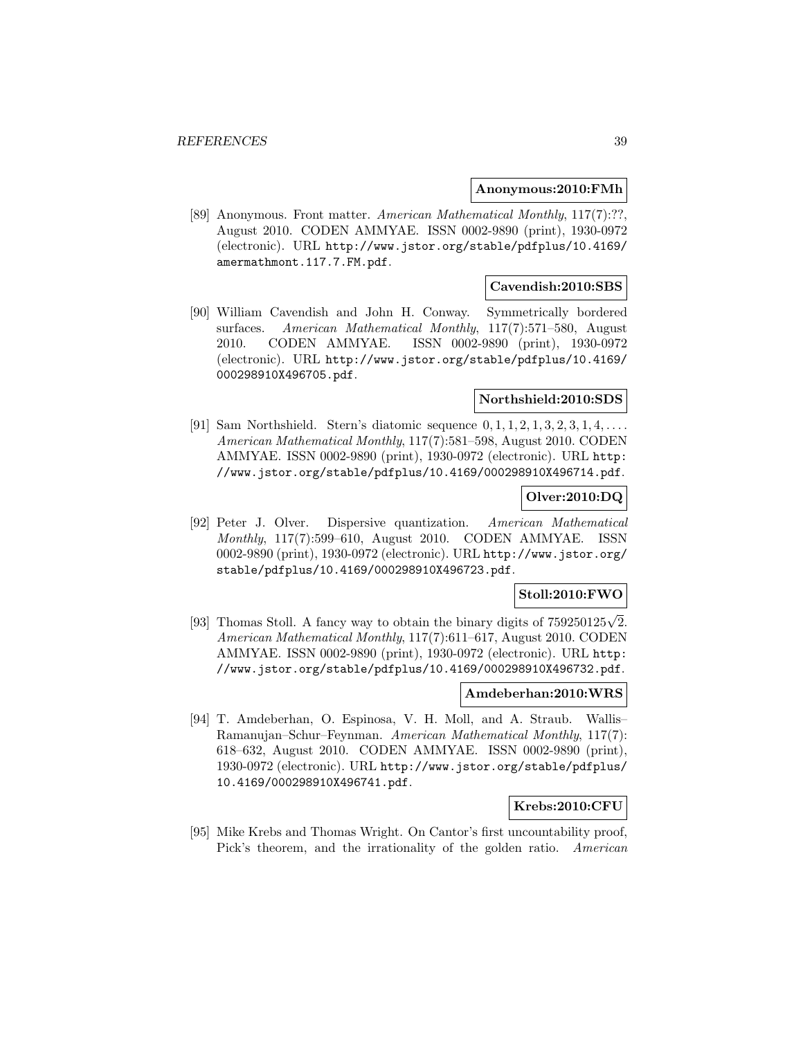**Anonymous:2010:FMh**

[89] Anonymous. Front matter. *American Mathematical Monthly*, 117(7):??, August 2010. CODEN AMMYAE. ISSN 0002-9890 (print), 1930-0972 (electronic). URL `http://www.jstor.org/stable/pdfplus/10.4169/amermathmont.117.7.FM.pdf`.

**Cavendish:2010:SBS**

[90] William Cavendish and John H. Conway. Symmetrically bordered surfaces. *American Mathematical Monthly*, 117(7):571–580, August 2010. CODEN AMMYAE. ISSN 0002-9890 (print), 1930-0972 (electronic). URL `http://www.jstor.org/stable/pdfplus/10.4169/000298910X496705.pdf`.

**Northshield:2010:SDS**

[91] Sam Northshield. Stern's diatomic sequence $0, 1, 1, 2, 1, 3, 2, 3, 1, 4, \ldots$. *American Mathematical Monthly*, 117(7):581–598, August 2010. CODEN AMMYAE. ISSN 0002-9890 (print), 1930-0972 (electronic). URL `http://www.jstor.org/stable/pdfplus/10.4169/000298910X496714.pdf`.

**Olver:2010:DQ**

[92] Peter J. Olver. Dispersive quantization. *American Mathematical Monthly*, 117(7):599–610, August 2010. CODEN AMMYAE. ISSN 0002-9890 (print), 1930-0972 (electronic). URL `http://www.jstor.org/stable/pdfplus/10.4169/000298910X496723.pdf`.

**Stoll:2010:FWO**

[93] Thomas Stoll. A fancy way to obtain the binary digits of $759250125\sqrt{2}$. *American Mathematical Monthly*, 117(7):611–617, August 2010. CODEN AMMYAE. ISSN 0002-9890 (print), 1930-0972 (electronic). URL `http://www.jstor.org/stable/pdfplus/10.4169/000298910X496732.pdf`.

**Amdeberhan:2010:WRS**

[94] T. Amdeberhan, O. Espinosa, V. H. Moll, and A. Straub. Wallis–Ramanujan–Schur–Feynman. *American Mathematical Monthly*, 117(7): 618–632, August 2010. CODEN AMMYAE. ISSN 0002-9890 (print), 1930-0972 (electronic). URL `http://www.jstor.org/stable/pdfplus/10.4169/000298910X496741.pdf`.

**Krebs:2010:CFU**

[95] Mike Krebs and Thomas Wright. On Cantor's first uncountability proof, Pick's theorem, and the irrationality of the golden ratio. *American*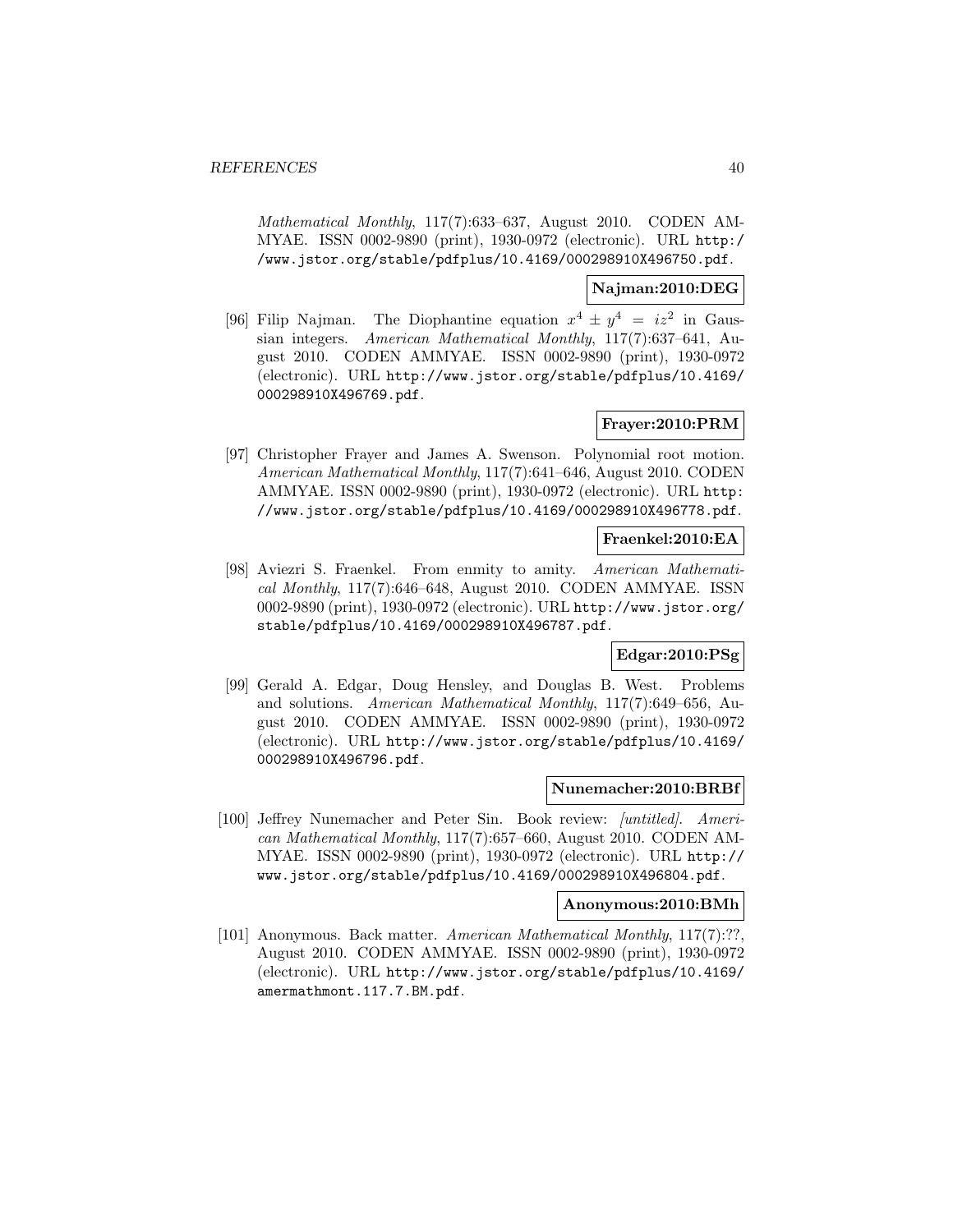*Mathematical Monthly*, 117(7):633–637, August 2010. CODEN AMMYAE. ISSN 0002-9890 (print), 1930-0972 (electronic). URL http://www.jstor.org/stable/pdfplus/10.4169/000298910X496750.pdf.

**Najman:2010:DEG**

[96] Filip Najman. The Diophantine equation $x^4 \pm y^4 = iz^2$ in Gaussian integers. *American Mathematical Monthly*, 117(7):637–641, August 2010. CODEN AMMYAE. ISSN 0002-9890 (print), 1930-0972 (electronic). URL http://www.jstor.org/stable/pdfplus/10.4169/000298910X496769.pdf.

**Frayer:2010:PRM**

[97] Christopher Frayer and James A. Swenson. Polynomial root motion. *American Mathematical Monthly*, 117(7):641–646, August 2010. CODEN AMMYAE. ISSN 0002-9890 (print), 1930-0972 (electronic). URL http://www.jstor.org/stable/pdfplus/10.4169/000298910X496778.pdf.

**Fraenkel:2010:EA**

[98] Aviezri S. Fraenkel. From enmity to amity. *American Mathematical Monthly*, 117(7):646–648, August 2010. CODEN AMMYAE. ISSN 0002-9890 (print), 1930-0972 (electronic). URL http://www.jstor.org/stable/pdfplus/10.4169/000298910X496787.pdf.

**Edgar:2010:PSg**

[99] Gerald A. Edgar, Doug Hensley, and Douglas B. West. Problems and solutions. *American Mathematical Monthly*, 117(7):649–656, August 2010. CODEN AMMYAE. ISSN 0002-9890 (print), 1930-0972 (electronic). URL http://www.jstor.org/stable/pdfplus/10.4169/000298910X496796.pdf.

**Nunemacher:2010:BRBf**

[100] Jeffrey Nunemacher and Peter Sin. Book review: *[untitled]*. *American Mathematical Monthly*, 117(7):657–660, August 2010. CODEN AMMYAE. ISSN 0002-9890 (print), 1930-0972 (electronic). URL http://www.jstor.org/stable/pdfplus/10.4169/000298910X496804.pdf.

**Anonymous:2010:BMh**

[101] Anonymous. Back matter. *American Mathematical Monthly*, 117(7):??, August 2010. CODEN AMMYAE. ISSN 0002-9890 (print), 1930-0972 (electronic). URL http://www.jstor.org/stable/pdfplus/10.4169/amermathmont.117.7.BM.pdf.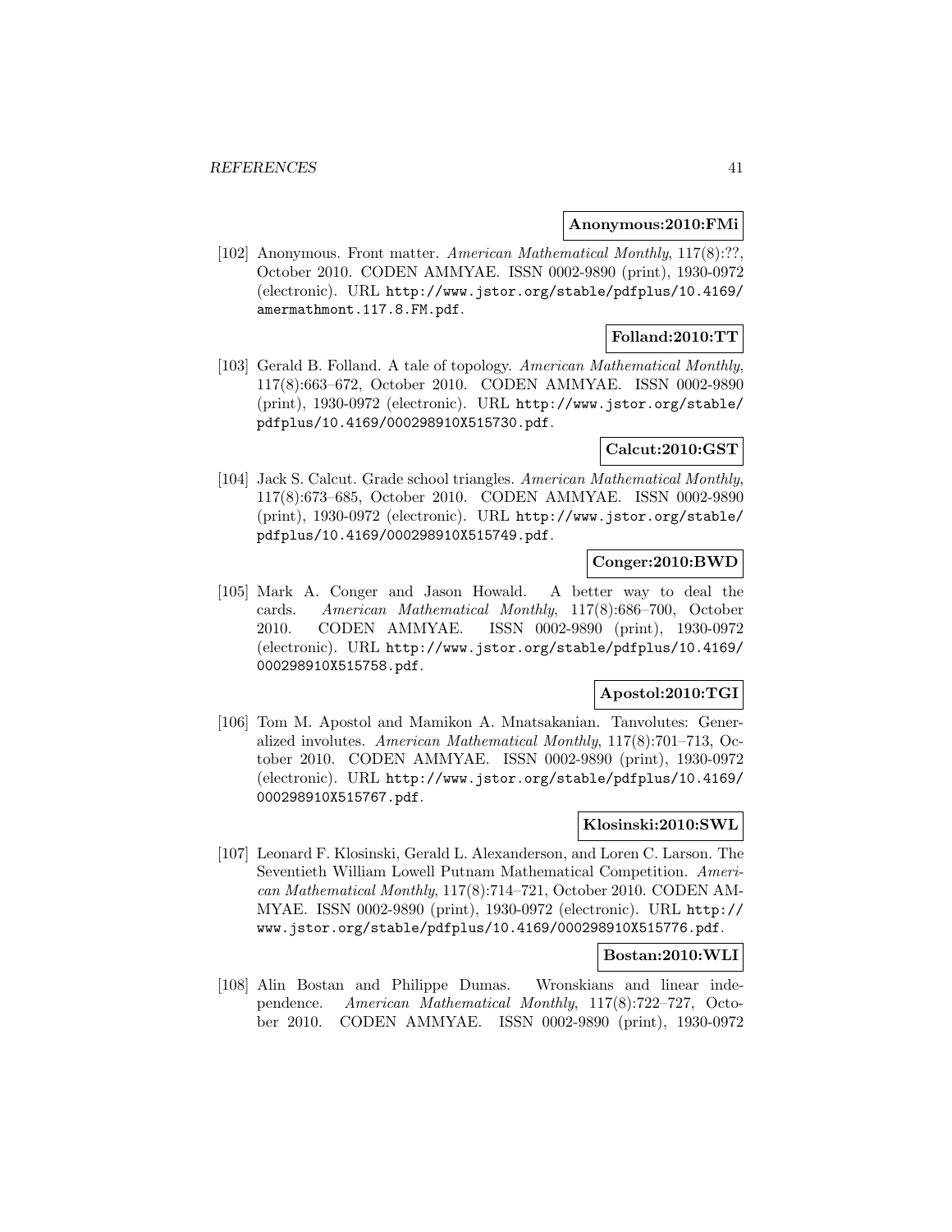**Anonymous:2010:FMi**

[102] Anonymous. Front matter. *American Mathematical Monthly*, 117(8):??, October 2010. CODEN AMMYAE. ISSN 0002-9890 (print), 1930-0972 (electronic). URL http://www.jstor.org/stable/pdfplus/10.4169/amermathmont.117.8.FM.pdf.

**Folland:2010:TT**

[103] Gerald B. Folland. A tale of topology. *American Mathematical Monthly*, 117(8):663–672, October 2010. CODEN AMMYAE. ISSN 0002-9890 (print), 1930-0972 (electronic). URL http://www.jstor.org/stable/pdfplus/10.4169/000298910X515730.pdf.

**Calcut:2010:GST**

[104] Jack S. Calcut. Grade school triangles. *American Mathematical Monthly*, 117(8):673–685, October 2010. CODEN AMMYAE. ISSN 0002-9890 (print), 1930-0972 (electronic). URL http://www.jstor.org/stable/pdfplus/10.4169/000298910X515749.pdf.

**Conger:2010:BWD**

[105] Mark A. Conger and Jason Howald. A better way to deal the cards. *American Mathematical Monthly*, 117(8):686–700, October 2010. CODEN AMMYAE. ISSN 0002-9890 (print), 1930-0972 (electronic). URL http://www.jstor.org/stable/pdfplus/10.4169/000298910X515758.pdf.

**Apostol:2010:TGI**

[106] Tom M. Apostol and Mamikon A. Mnatsakanian. Tanvolutes: Generalized involutes. *American Mathematical Monthly*, 117(8):701–713, October 2010. CODEN AMMYAE. ISSN 0002-9890 (print), 1930-0972 (electronic). URL http://www.jstor.org/stable/pdfplus/10.4169/000298910X515767.pdf.

**Klosinski:2010:SWL**

[107] Leonard F. Klosinski, Gerald L. Alexanderson, and Loren C. Larson. The Seventieth William Lowell Putnam Mathematical Competition. *American Mathematical Monthly*, 117(8):714–721, October 2010. CODEN AMMYAE. ISSN 0002-9890 (print), 1930-0972 (electronic). URL http://www.jstor.org/stable/pdfplus/10.4169/000298910X515776.pdf.

**Bostan:2010:WLI**

[108] Alin Bostan and Philippe Dumas. Wronskians and linear independence. *American Mathematical Monthly*, 117(8):722–727, October 2010. CODEN AMMYAE. ISSN 0002-9890 (print), 1930-0972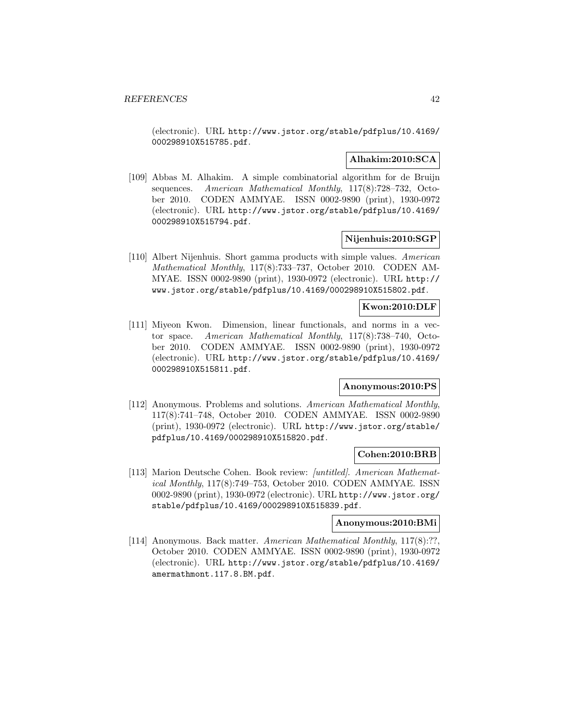(electronic). URL http://www.jstor.org/stable/pdfplus/10.4169/000298910X515785.pdf.

**Alhakim:2010:SCA**

[109] Abbas M. Alhakim. A simple combinatorial algorithm for de Bruijn sequences. *American Mathematical Monthly*, 117(8):728–732, October 2010. CODEN AMMYAE. ISSN 0002-9890 (print), 1930-0972 (electronic). URL http://www.jstor.org/stable/pdfplus/10.4169/000298910X515794.pdf.

**Nijenhuis:2010:SGP**

[110] Albert Nijenhuis. Short gamma products with simple values. *American Mathematical Monthly*, 117(8):733–737, October 2010. CODEN AMMYAE. ISSN 0002-9890 (print), 1930-0972 (electronic). URL http://www.jstor.org/stable/pdfplus/10.4169/000298910X515802.pdf.

**Kwon:2010:DLF**

[111] Miyeon Kwon. Dimension, linear functionals, and norms in a vector space. *American Mathematical Monthly*, 117(8):738–740, October 2010. CODEN AMMYAE. ISSN 0002-9890 (print), 1930-0972 (electronic). URL http://www.jstor.org/stable/pdfplus/10.4169/000298910X515811.pdf.

**Anonymous:2010:PS**

[112] Anonymous. Problems and solutions. *American Mathematical Monthly*, 117(8):741–748, October 2010. CODEN AMMYAE. ISSN 0002-9890 (print), 1930-0972 (electronic). URL http://www.jstor.org/stable/pdfplus/10.4169/000298910X515820.pdf.

**Cohen:2010:BRB**

[113] Marion Deutsche Cohen. Book review: *[untitled]*. *American Mathematical Monthly*, 117(8):749–753, October 2010. CODEN AMMYAE. ISSN 0002-9890 (print), 1930-0972 (electronic). URL http://www.jstor.org/stable/pdfplus/10.4169/000298910X515839.pdf.

**Anonymous:2010:BMi**

[114] Anonymous. Back matter. *American Mathematical Monthly*, 117(8):??, October 2010. CODEN AMMYAE. ISSN 0002-9890 (print), 1930-0972 (electronic). URL http://www.jstor.org/stable/pdfplus/10.4169/amermathmont.117.8.BM.pdf.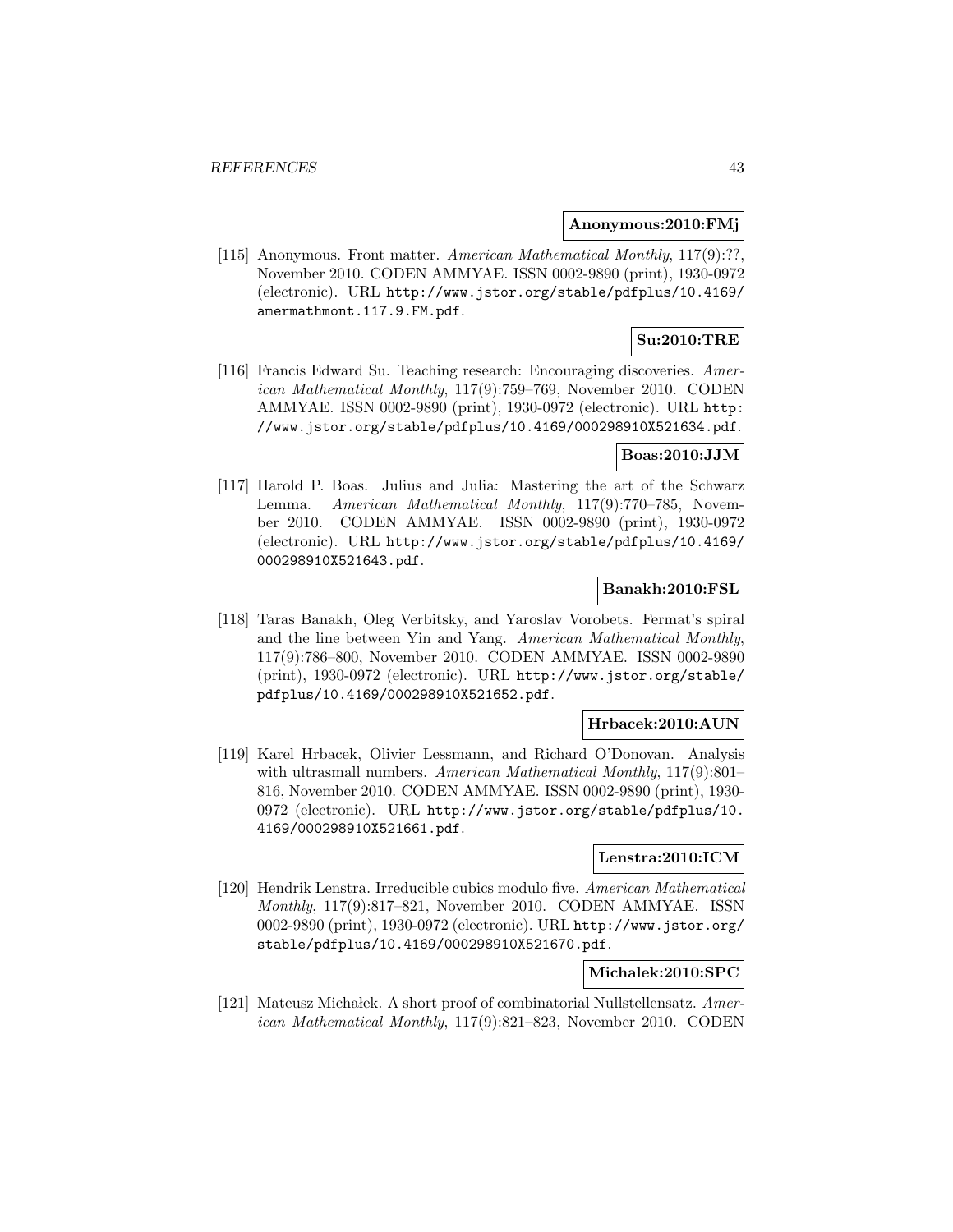**Anonymous:2010:FMj**

[115] Anonymous. Front matter. *American Mathematical Monthly*, 117(9):??, November 2010. CODEN AMMYAE. ISSN 0002-9890 (print), 1930-0972 (electronic). URL http://www.jstor.org/stable/pdfplus/10.4169/amermathmont.117.9.FM.pdf.

**Su:2010:TRE**

[116] Francis Edward Su. Teaching research: Encouraging discoveries. *American Mathematical Monthly*, 117(9):759–769, November 2010. CODEN AMMYAE. ISSN 0002-9890 (print), 1930-0972 (electronic). URL http://www.jstor.org/stable/pdfplus/10.4169/000298910X521634.pdf.

**Boas:2010:JJM**

[117] Harold P. Boas. Julius and Julia: Mastering the art of the Schwarz Lemma. *American Mathematical Monthly*, 117(9):770–785, November 2010. CODEN AMMYAE. ISSN 0002-9890 (print), 1930-0972 (electronic). URL http://www.jstor.org/stable/pdfplus/10.4169/000298910X521643.pdf.

**Banakh:2010:FSL**

[118] Taras Banakh, Oleg Verbitsky, and Yaroslav Vorobets. Fermat's spiral and the line between Yin and Yang. *American Mathematical Monthly*, 117(9):786–800, November 2010. CODEN AMMYAE. ISSN 0002-9890 (print), 1930-0972 (electronic). URL http://www.jstor.org/stable/pdfplus/10.4169/000298910X521652.pdf.

**Hrbacek:2010:AUN**

[119] Karel Hrbacek, Olivier Lessmann, and Richard O'Donovan. Analysis with ultrasmall numbers. *American Mathematical Monthly*, 117(9):801–816, November 2010. CODEN AMMYAE. ISSN 0002-9890 (print), 1930-0972 (electronic). URL http://www.jstor.org/stable/pdfplus/10.4169/000298910X521661.pdf.

**Lenstra:2010:ICM**

[120] Hendrik Lenstra. Irreducible cubics modulo five. *American Mathematical Monthly*, 117(9):817–821, November 2010. CODEN AMMYAE. ISSN 0002-9890 (print), 1930-0972 (electronic). URL http://www.jstor.org/stable/pdfplus/10.4169/000298910X521670.pdf.

**Michalek:2010:SPC**

[121] Mateusz Michałek. A short proof of combinatorial Nullstellensatz. *American Mathematical Monthly*, 117(9):821–823, November 2010. CODEN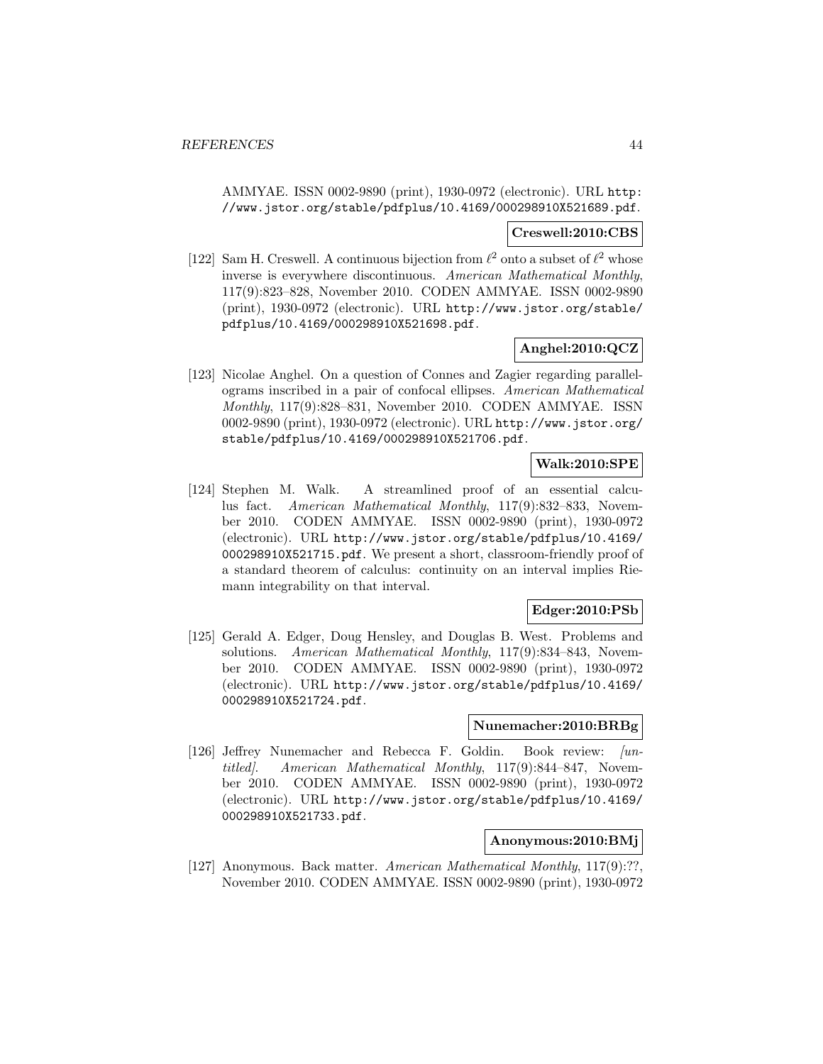AMMYAE. ISSN 0002-9890 (print), 1930-0972 (electronic). URL http://www.jstor.org/stable/pdfplus/10.4169/000298910X521689.pdf.

**Creswell:2010:CBS**

[122] Sam H. Creswell. A continuous bijection from $\ell^2$ onto a subset of $\ell^2$ whose inverse is everywhere discontinuous. *American Mathematical Monthly*, 117(9):823–828, November 2010. CODEN AMMYAE. ISSN 0002-9890 (print), 1930-0972 (electronic). URL http://www.jstor.org/stable/pdfplus/10.4169/000298910X521698.pdf.

**Anghel:2010:QCZ**

[123] Nicolae Anghel. On a question of Connes and Zagier regarding parallelograms inscribed in a pair of confocal ellipses. *American Mathematical Monthly*, 117(9):828–831, November 2010. CODEN AMMYAE. ISSN 0002-9890 (print), 1930-0972 (electronic). URL http://www.jstor.org/stable/pdfplus/10.4169/000298910X521706.pdf.

**Walk:2010:SPE**

[124] Stephen M. Walk. A streamlined proof of an essential calculus fact. *American Mathematical Monthly*, 117(9):832–833, November 2010. CODEN AMMYAE. ISSN 0002-9890 (print), 1930-0972 (electronic). URL http://www.jstor.org/stable/pdfplus/10.4169/000298910X521715.pdf. We present a short, classroom-friendly proof of a standard theorem of calculus: continuity on an interval implies Riemann integrability on that interval.

**Edger:2010:PSb**

[125] Gerald A. Edger, Doug Hensley, and Douglas B. West. Problems and solutions. *American Mathematical Monthly*, 117(9):834–843, November 2010. CODEN AMMYAE. ISSN 0002-9890 (print), 1930-0972 (electronic). URL http://www.jstor.org/stable/pdfplus/10.4169/000298910X521724.pdf.

**Nunemacher:2010:BRBg**

[126] Jeffrey Nunemacher and Rebecca F. Goldin. Book review: *[untitled]*. *American Mathematical Monthly*, 117(9):844–847, November 2010. CODEN AMMYAE. ISSN 0002-9890 (print), 1930-0972 (electronic). URL http://www.jstor.org/stable/pdfplus/10.4169/000298910X521733.pdf.

**Anonymous:2010:BMj**

[127] Anonymous. Back matter. *American Mathematical Monthly*, 117(9):??, November 2010. CODEN AMMYAE. ISSN 0002-9890 (print), 1930-0972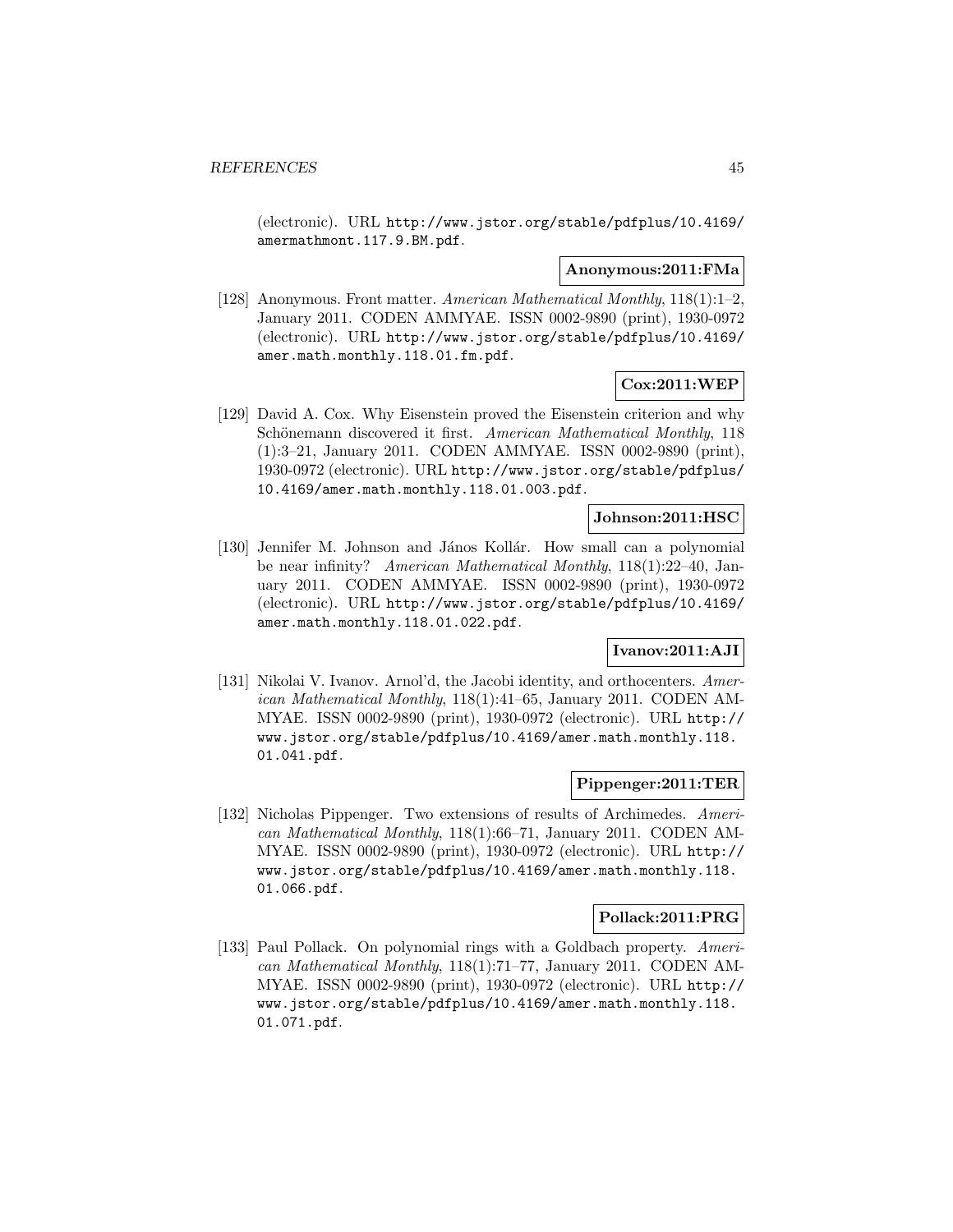(electronic). URL http://www.jstor.org/stable/pdfplus/10.4169/amermathmont.117.9.BM.pdf.

**Anonymous:2011:FMa**

[128] Anonymous. Front matter. *American Mathematical Monthly*, 118(1):1–2, January 2011. CODEN AMMYAE. ISSN 0002-9890 (print), 1930-0972 (electronic). URL http://www.jstor.org/stable/pdfplus/10.4169/amer.math.monthly.118.01.fm.pdf.

**Cox:2011:WEP**

[129] David A. Cox. Why Eisenstein proved the Eisenstein criterion and why Schönemann discovered it first. *American Mathematical Monthly*, 118 (1):3–21, January 2011. CODEN AMMYAE. ISSN 0002-9890 (print), 1930-0972 (electronic). URL http://www.jstor.org/stable/pdfplus/10.4169/amer.math.monthly.118.01.003.pdf.

**Johnson:2011:HSC**

[130] Jennifer M. Johnson and János Kollár. How small can a polynomial be near infinity? *American Mathematical Monthly*, 118(1):22–40, January 2011. CODEN AMMYAE. ISSN 0002-9890 (print), 1930-0972 (electronic). URL http://www.jstor.org/stable/pdfplus/10.4169/amer.math.monthly.118.01.022.pdf.

**Ivanov:2011:AJI**

[131] Nikolai V. Ivanov. Arnol'd, the Jacobi identity, and orthocenters. *American Mathematical Monthly*, 118(1):41–65, January 2011. CODEN AMMYAE. ISSN 0002-9890 (print), 1930-0972 (electronic). URL http://www.jstor.org/stable/pdfplus/10.4169/amer.math.monthly.118.01.041.pdf.

**Pippenger:2011:TER**

[132] Nicholas Pippenger. Two extensions of results of Archimedes. *American Mathematical Monthly*, 118(1):66–71, January 2011. CODEN AMMYAE. ISSN 0002-9890 (print), 1930-0972 (electronic). URL http://www.jstor.org/stable/pdfplus/10.4169/amer.math.monthly.118.01.066.pdf.

**Pollack:2011:PRG**

[133] Paul Pollack. On polynomial rings with a Goldbach property. *American Mathematical Monthly*, 118(1):71–77, January 2011. CODEN AMMYAE. ISSN 0002-9890 (print), 1930-0972 (electronic). URL http://www.jstor.org/stable/pdfplus/10.4169/amer.math.monthly.118.01.071.pdf.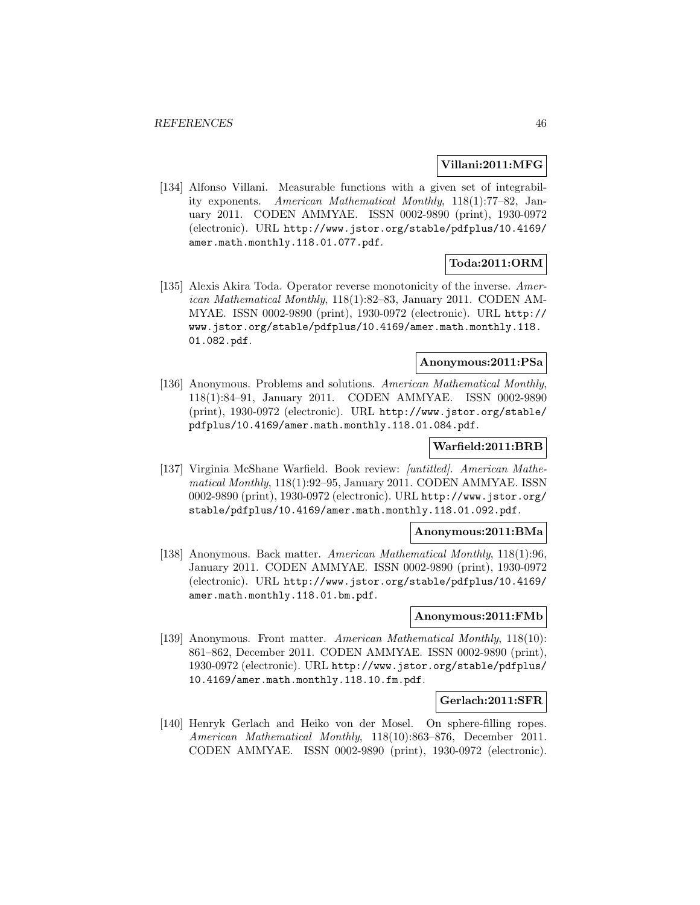**Villani:2011:MFG**

[134] Alfonso Villani. Measurable functions with a given set of integrability exponents. *American Mathematical Monthly*, 118(1):77–82, January 2011. CODEN AMMYAE. ISSN 0002-9890 (print), 1930-0972 (electronic). URL http://www.jstor.org/stable/pdfplus/10.4169/amer.math.monthly.118.01.077.pdf.

**Toda:2011:ORM**

[135] Alexis Akira Toda. Operator reverse monotonicity of the inverse. *American Mathematical Monthly*, 118(1):82–83, January 2011. CODEN AMMYAE. ISSN 0002-9890 (print), 1930-0972 (electronic). URL http://www.jstor.org/stable/pdfplus/10.4169/amer.math.monthly.118.01.082.pdf.

**Anonymous:2011:PSa**

[136] Anonymous. Problems and solutions. *American Mathematical Monthly*, 118(1):84–91, January 2011. CODEN AMMYAE. ISSN 0002-9890 (print), 1930-0972 (electronic). URL http://www.jstor.org/stable/pdfplus/10.4169/amer.math.monthly.118.01.084.pdf.

**Warfield:2011:BRB**

[137] Virginia McShane Warfield. Book review: *[untitled]*. *American Mathematical Monthly*, 118(1):92–95, January 2011. CODEN AMMYAE. ISSN 0002-9890 (print), 1930-0972 (electronic). URL http://www.jstor.org/stable/pdfplus/10.4169/amer.math.monthly.118.01.092.pdf.

**Anonymous:2011:BMa**

[138] Anonymous. Back matter. *American Mathematical Monthly*, 118(1):96, January 2011. CODEN AMMYAE. ISSN 0002-9890 (print), 1930-0972 (electronic). URL http://www.jstor.org/stable/pdfplus/10.4169/amer.math.monthly.118.01.bm.pdf.

**Anonymous:2011:FMb**

[139] Anonymous. Front matter. *American Mathematical Monthly*, 118(10):861–862, December 2011. CODEN AMMYAE. ISSN 0002-9890 (print), 1930-0972 (electronic). URL http://www.jstor.org/stable/pdfplus/10.4169/amer.math.monthly.118.10.fm.pdf.

**Gerlach:2011:SFR**

[140] Henryk Gerlach and Heiko von der Mosel. On sphere-filling ropes. *American Mathematical Monthly*, 118(10):863–876, December 2011. CODEN AMMYAE. ISSN 0002-9890 (print), 1930-0972 (electronic).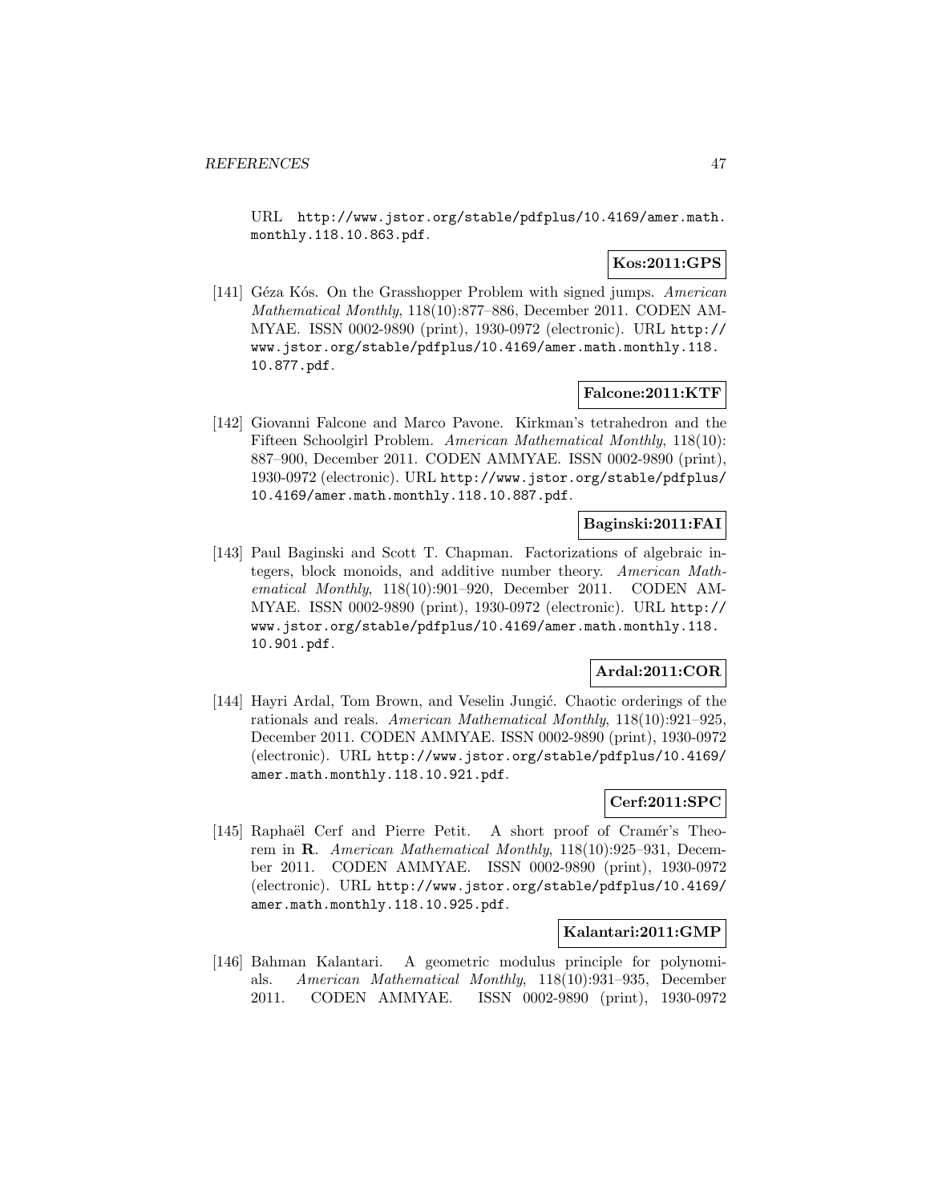URL http://www.jstor.org/stable/pdfplus/10.4169/amer.math.monthly.118.10.863.pdf.

**Kos:2011:GPS**

[141] Géza Kós. On the Grasshopper Problem with signed jumps. *American Mathematical Monthly*, 118(10):877–886, December 2011. CODEN AMMYAE. ISSN 0002-9890 (print), 1930-0972 (electronic). URL http://www.jstor.org/stable/pdfplus/10.4169/amer.math.monthly.118.10.877.pdf.

**Falcone:2011:KTF**

[142] Giovanni Falcone and Marco Pavone. Kirkman's tetrahedron and the Fifteen Schoolgirl Problem. *American Mathematical Monthly*, 118(10): 887–900, December 2011. CODEN AMMYAE. ISSN 0002-9890 (print), 1930-0972 (electronic). URL http://www.jstor.org/stable/pdfplus/10.4169/amer.math.monthly.118.10.887.pdf.

**Baginski:2011:FAI**

[143] Paul Baginski and Scott T. Chapman. Factorizations of algebraic integers, block monoids, and additive number theory. *American Mathematical Monthly*, 118(10):901–920, December 2011. CODEN AMMYAE. ISSN 0002-9890 (print), 1930-0972 (electronic). URL http://www.jstor.org/stable/pdfplus/10.4169/amer.math.monthly.118.10.901.pdf.

**Ardal:2011:COR**

[144] Hayri Ardal, Tom Brown, and Veselin Jungić. Chaotic orderings of the rationals and reals. *American Mathematical Monthly*, 118(10):921–925, December 2011. CODEN AMMYAE. ISSN 0002-9890 (print), 1930-0972 (electronic). URL http://www.jstor.org/stable/pdfplus/10.4169/amer.math.monthly.118.10.921.pdf.

**Cerf:2011:SPC**

[145] Raphaël Cerf and Pierre Petit. A short proof of Cramér's Theorem in **R**. *American Mathematical Monthly*, 118(10):925–931, December 2011. CODEN AMMYAE. ISSN 0002-9890 (print), 1930-0972 (electronic). URL http://www.jstor.org/stable/pdfplus/10.4169/amer.math.monthly.118.10.925.pdf.

**Kalantari:2011:GMP**

[146] Bahman Kalantari. A geometric modulus principle for polynomials. *American Mathematical Monthly*, 118(10):931–935, December 2011. CODEN AMMYAE. ISSN 0002-9890 (print), 1930-0972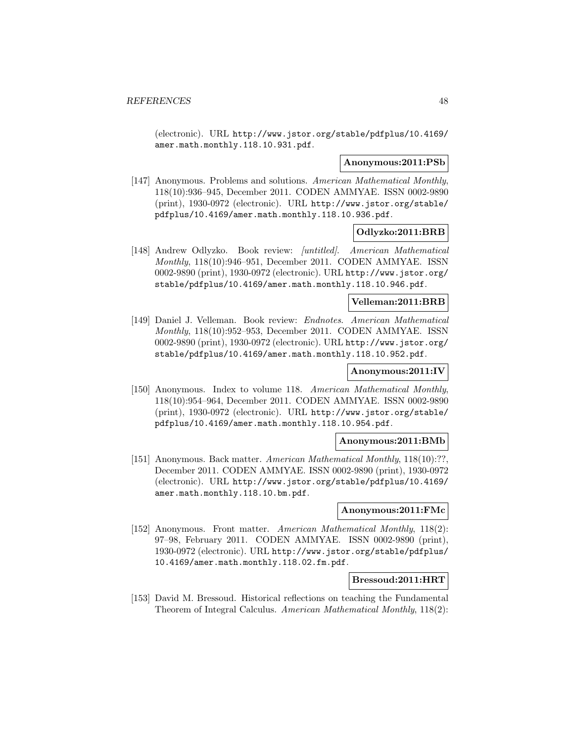(electronic). URL http://www.jstor.org/stable/pdfplus/10.4169/amer.math.monthly.118.10.931.pdf.

**Anonymous:2011:PSb**

[147] Anonymous. Problems and solutions. *American Mathematical Monthly*, 118(10):936–945, December 2011. CODEN AMMYAE. ISSN 0002-9890 (print), 1930-0972 (electronic). URL http://www.jstor.org/stable/pdfplus/10.4169/amer.math.monthly.118.10.936.pdf.

**Odlyzko:2011:BRB**

[148] Andrew Odlyzko. Book review: *[untitled]*. *American Mathematical Monthly*, 118(10):946–951, December 2011. CODEN AMMYAE. ISSN 0002-9890 (print), 1930-0972 (electronic). URL http://www.jstor.org/stable/pdfplus/10.4169/amer.math.monthly.118.10.946.pdf.

**Velleman:2011:BRB**

[149] Daniel J. Velleman. Book review: *Endnotes*. *American Mathematical Monthly*, 118(10):952–953, December 2011. CODEN AMMYAE. ISSN 0002-9890 (print), 1930-0972 (electronic). URL http://www.jstor.org/stable/pdfplus/10.4169/amer.math.monthly.118.10.952.pdf.

**Anonymous:2011:IV**

[150] Anonymous. Index to volume 118. *American Mathematical Monthly*, 118(10):954–964, December 2011. CODEN AMMYAE. ISSN 0002-9890 (print), 1930-0972 (electronic). URL http://www.jstor.org/stable/pdfplus/10.4169/amer.math.monthly.118.10.954.pdf.

**Anonymous:2011:BMb**

[151] Anonymous. Back matter. *American Mathematical Monthly*, 118(10):??, December 2011. CODEN AMMYAE. ISSN 0002-9890 (print), 1930-0972 (electronic). URL http://www.jstor.org/stable/pdfplus/10.4169/amer.math.monthly.118.10.bm.pdf.

**Anonymous:2011:FMc**

[152] Anonymous. Front matter. *American Mathematical Monthly*, 118(2): 97–98, February 2011. CODEN AMMYAE. ISSN 0002-9890 (print), 1930-0972 (electronic). URL http://www.jstor.org/stable/pdfplus/10.4169/amer.math.monthly.118.02.fm.pdf.

**Bressoud:2011:HRT**

[153] David M. Bressoud. Historical reflections on teaching the Fundamental Theorem of Integral Calculus. *American Mathematical Monthly*, 118(2):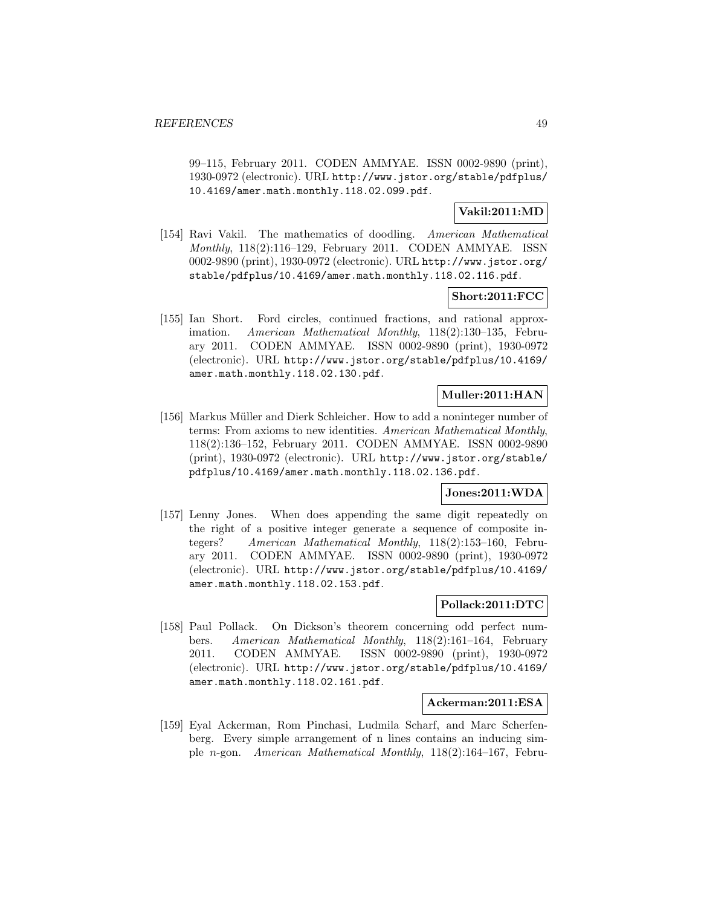99–115, February 2011. CODEN AMMYAE. ISSN 0002-9890 (print), 1930-0972 (electronic). URL http://www.jstor.org/stable/pdfplus/10.4169/amer.math.monthly.118.02.099.pdf.

**Vakil:2011:MD**

[154] Ravi Vakil. The mathematics of doodling. *American Mathematical Monthly*, 118(2):116–129, February 2011. CODEN AMMYAE. ISSN 0002-9890 (print), 1930-0972 (electronic). URL http://www.jstor.org/stable/pdfplus/10.4169/amer.math.monthly.118.02.116.pdf.

**Short:2011:FCC**

[155] Ian Short. Ford circles, continued fractions, and rational approximation. *American Mathematical Monthly*, 118(2):130–135, February 2011. CODEN AMMYAE. ISSN 0002-9890 (print), 1930-0972 (electronic). URL http://www.jstor.org/stable/pdfplus/10.4169/amer.math.monthly.118.02.130.pdf.

**Muller:2011:HAN**

[156] Markus Müller and Dierk Schleicher. How to add a noninteger number of terms: From axioms to new identities. *American Mathematical Monthly*, 118(2):136–152, February 2011. CODEN AMMYAE. ISSN 0002-9890 (print), 1930-0972 (electronic). URL http://www.jstor.org/stable/pdfplus/10.4169/amer.math.monthly.118.02.136.pdf.

**Jones:2011:WDA**

[157] Lenny Jones. When does appending the same digit repeatedly on the right of a positive integer generate a sequence of composite integers? *American Mathematical Monthly*, 118(2):153–160, February 2011. CODEN AMMYAE. ISSN 0002-9890 (print), 1930-0972 (electronic). URL http://www.jstor.org/stable/pdfplus/10.4169/amer.math.monthly.118.02.153.pdf.

**Pollack:2011:DTC**

[158] Paul Pollack. On Dickson's theorem concerning odd perfect numbers. *American Mathematical Monthly*, 118(2):161–164, February 2011. CODEN AMMYAE. ISSN 0002-9890 (print), 1930-0972 (electronic). URL http://www.jstor.org/stable/pdfplus/10.4169/amer.math.monthly.118.02.161.pdf.

**Ackerman:2011:ESA**

[159] Eyal Ackerman, Rom Pinchasi, Ludmila Scharf, and Marc Scherfenberg. Every simple arrangement of n lines contains an inducing simple $n$-gon. *American Mathematical Monthly*, 118(2):164–167, Febru-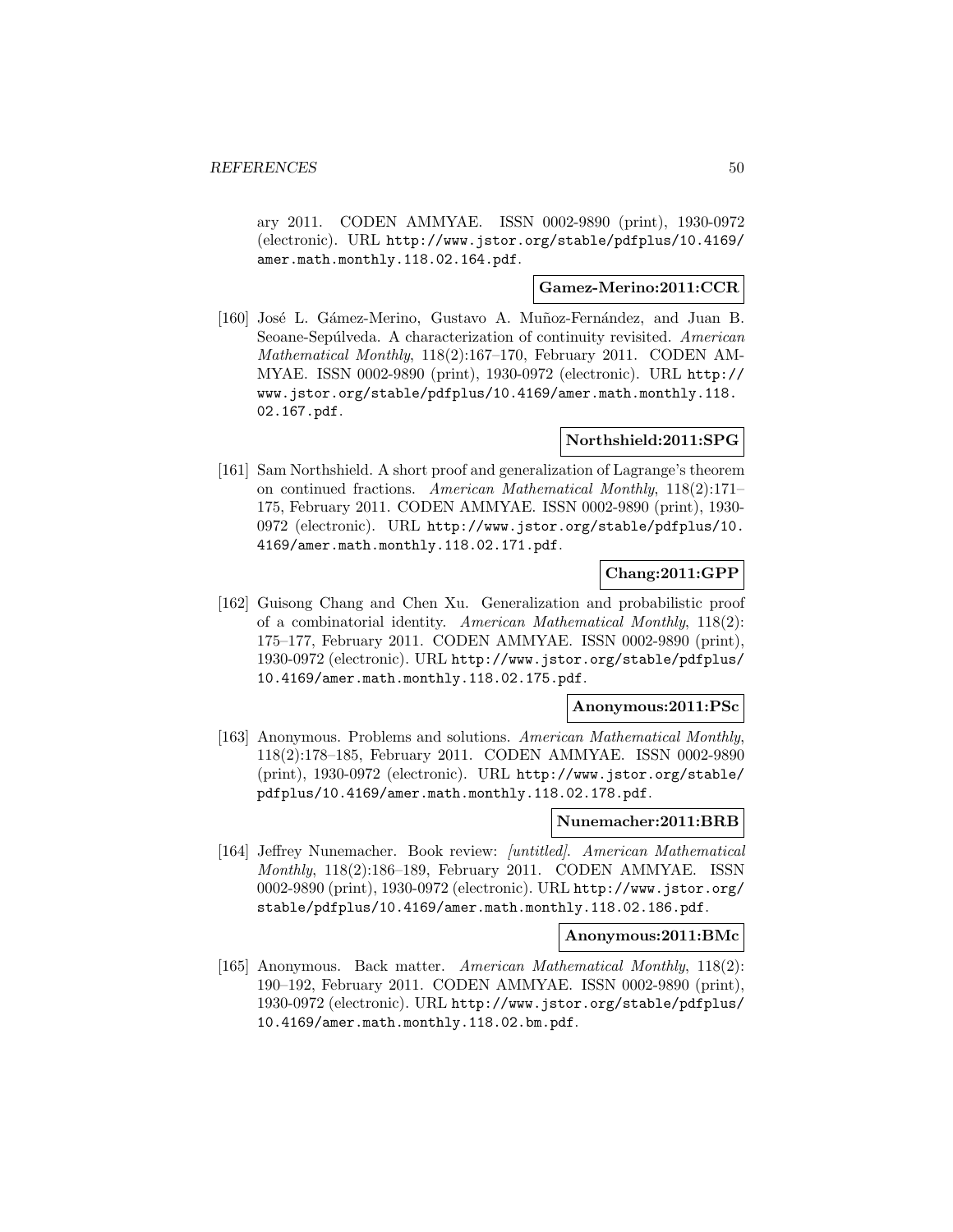ary 2011. CODEN AMMYAE. ISSN 0002-9890 (print), 1930-0972 (electronic). URL http://www.jstor.org/stable/pdfplus/10.4169/amer.math.monthly.118.02.164.pdf.

**Gamez-Merino:2011:CCR**

[160] José L. Gámez-Merino, Gustavo A. Muñoz-Fernández, and Juan B. Seoane-Sepúlveda. A characterization of continuity revisited. *American Mathematical Monthly*, 118(2):167–170, February 2011. CODEN AMMYAE. ISSN 0002-9890 (print), 1930-0972 (electronic). URL http://www.jstor.org/stable/pdfplus/10.4169/amer.math.monthly.118.02.167.pdf.

**Northshield:2011:SPG**

[161] Sam Northshield. A short proof and generalization of Lagrange's theorem on continued fractions. *American Mathematical Monthly*, 118(2):171–175, February 2011. CODEN AMMYAE. ISSN 0002-9890 (print), 1930-0972 (electronic). URL http://www.jstor.org/stable/pdfplus/10.4169/amer.math.monthly.118.02.171.pdf.

**Chang:2011:GPP**

[162] Guisong Chang and Chen Xu. Generalization and probabilistic proof of a combinatorial identity. *American Mathematical Monthly*, 118(2):175–177, February 2011. CODEN AMMYAE. ISSN 0002-9890 (print), 1930-0972 (electronic). URL http://www.jstor.org/stable/pdfplus/10.4169/amer.math.monthly.118.02.175.pdf.

**Anonymous:2011:PSc**

[163] Anonymous. Problems and solutions. *American Mathematical Monthly*, 118(2):178–185, February 2011. CODEN AMMYAE. ISSN 0002-9890 (print), 1930-0972 (electronic). URL http://www.jstor.org/stable/pdfplus/10.4169/amer.math.monthly.118.02.178.pdf.

**Nunemacher:2011:BRB**

[164] Jeffrey Nunemacher. Book review: *[untitled]*. *American Mathematical Monthly*, 118(2):186–189, February 2011. CODEN AMMYAE. ISSN 0002-9890 (print), 1930-0972 (electronic). URL http://www.jstor.org/stable/pdfplus/10.4169/amer.math.monthly.118.02.186.pdf.

**Anonymous:2011:BMc**

[165] Anonymous. Back matter. *American Mathematical Monthly*, 118(2):190–192, February 2011. CODEN AMMYAE. ISSN 0002-9890 (print), 1930-0972 (electronic). URL http://www.jstor.org/stable/pdfplus/10.4169/amer.math.monthly.118.02.bm.pdf.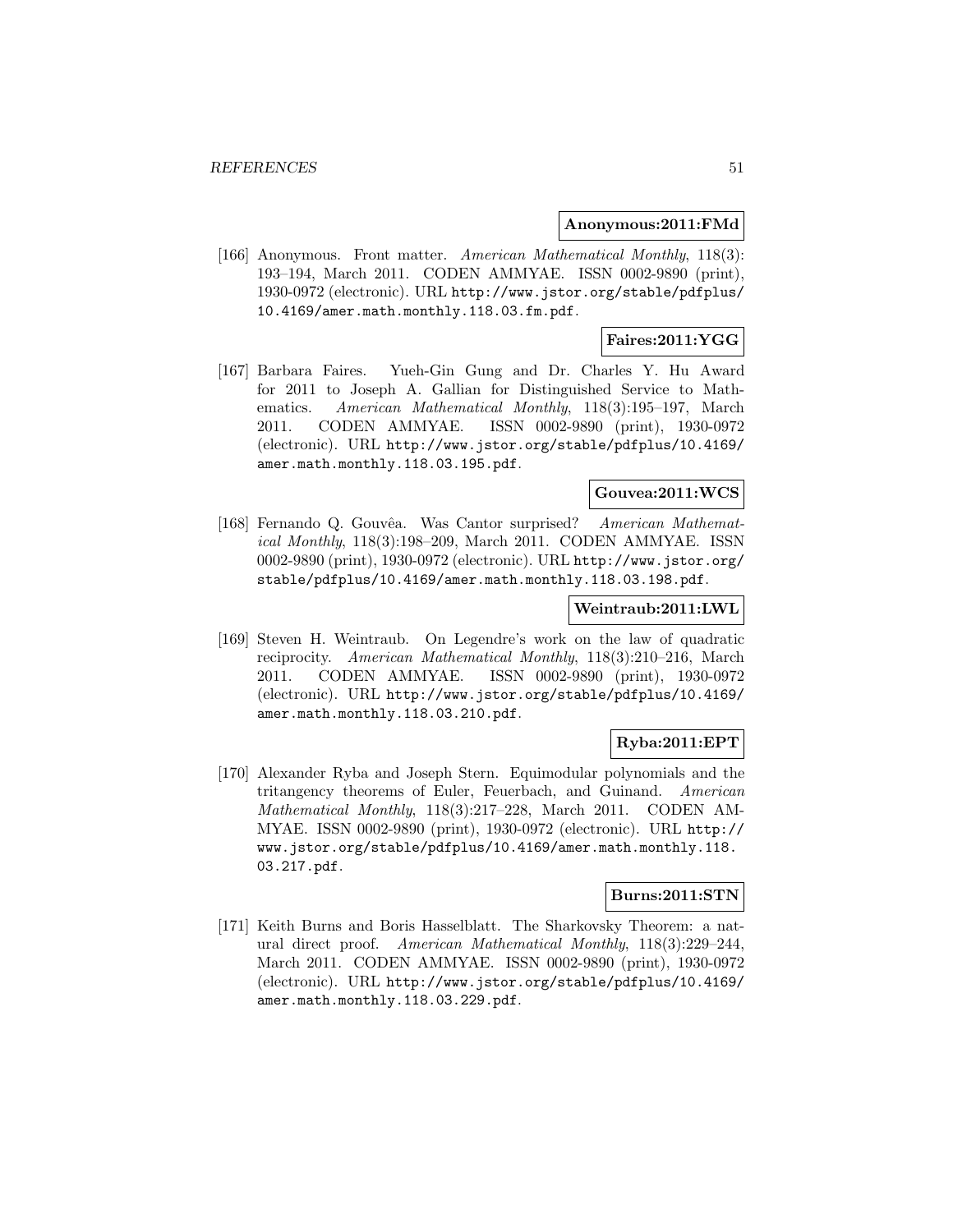**Anonymous:2011:FMd**

[166] Anonymous. Front matter. *American Mathematical Monthly*, 118(3): 193–194, March 2011. CODEN AMMYAE. ISSN 0002-9890 (print), 1930-0972 (electronic). URL http://www.jstor.org/stable/pdfplus/10.4169/amer.math.monthly.118.03.fm.pdf.

**Faires:2011:YGG**

[167] Barbara Faires. Yueh-Gin Gung and Dr. Charles Y. Hu Award for 2011 to Joseph A. Gallian for Distinguished Service to Mathematics. *American Mathematical Monthly*, 118(3):195–197, March 2011. CODEN AMMYAE. ISSN 0002-9890 (print), 1930-0972 (electronic). URL http://www.jstor.org/stable/pdfplus/10.4169/amer.math.monthly.118.03.195.pdf.

**Gouvea:2011:WCS**

[168] Fernando Q. Gouvêa. Was Cantor surprised? *American Mathematical Monthly*, 118(3):198–209, March 2011. CODEN AMMYAE. ISSN 0002-9890 (print), 1930-0972 (electronic). URL http://www.jstor.org/stable/pdfplus/10.4169/amer.math.monthly.118.03.198.pdf.

**Weintraub:2011:LWL**

[169] Steven H. Weintraub. On Legendre's work on the law of quadratic reciprocity. *American Mathematical Monthly*, 118(3):210–216, March 2011. CODEN AMMYAE. ISSN 0002-9890 (print), 1930-0972 (electronic). URL http://www.jstor.org/stable/pdfplus/10.4169/amer.math.monthly.118.03.210.pdf.

**Ryba:2011:EPT**

[170] Alexander Ryba and Joseph Stern. Equimodular polynomials and the tritangency theorems of Euler, Feuerbach, and Guinand. *American Mathematical Monthly*, 118(3):217–228, March 2011. CODEN AMMYAE. ISSN 0002-9890 (print), 1930-0972 (electronic). URL http://www.jstor.org/stable/pdfplus/10.4169/amer.math.monthly.118.03.217.pdf.

**Burns:2011:STN**

[171] Keith Burns and Boris Hasselblatt. The Sharkovsky Theorem: a natural direct proof. *American Mathematical Monthly*, 118(3):229–244, March 2011. CODEN AMMYAE. ISSN 0002-9890 (print), 1930-0972 (electronic). URL http://www.jstor.org/stable/pdfplus/10.4169/amer.math.monthly.118.03.229.pdf.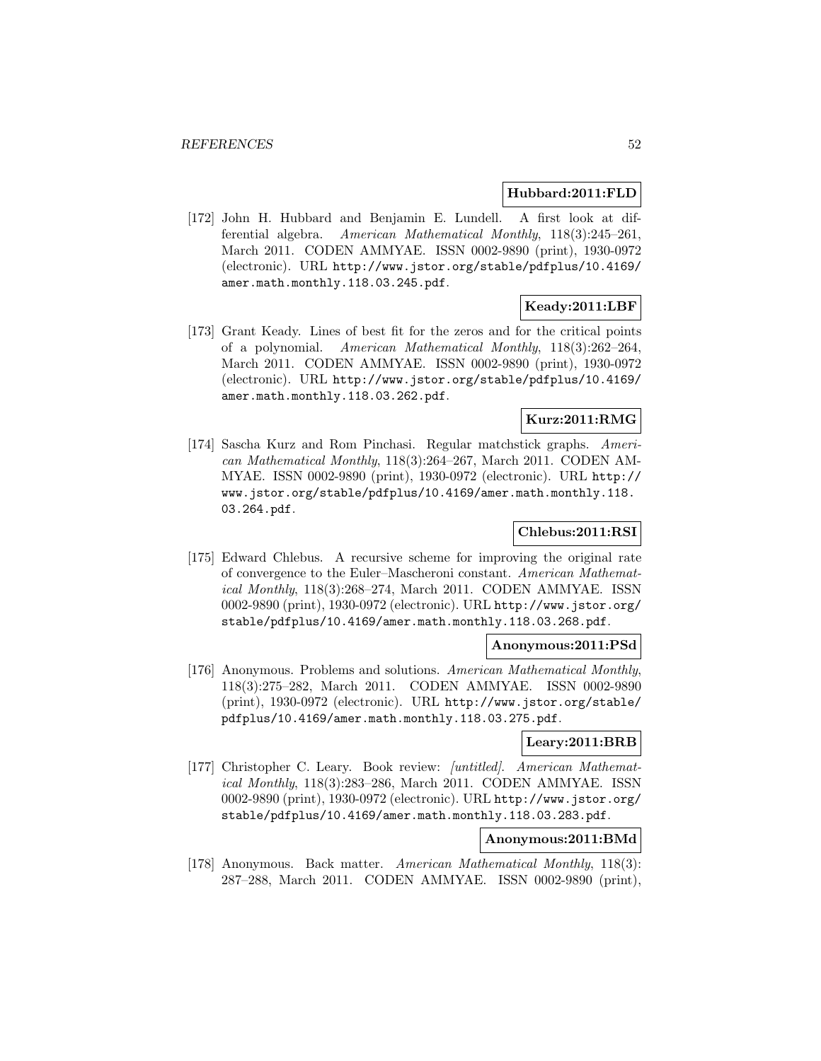**Hubbard:2011:FLD**

[172] John H. Hubbard and Benjamin E. Lundell. A first look at differential algebra. *American Mathematical Monthly*, 118(3):245–261, March 2011. CODEN AMMYAE. ISSN 0002-9890 (print), 1930-0972 (electronic). URL `http://www.jstor.org/stable/pdfplus/10.4169/amer.math.monthly.118.03.245.pdf`.

**Keady:2011:LBF**

[173] Grant Keady. Lines of best fit for the zeros and for the critical points of a polynomial. *American Mathematical Monthly*, 118(3):262–264, March 2011. CODEN AMMYAE. ISSN 0002-9890 (print), 1930-0972 (electronic). URL `http://www.jstor.org/stable/pdfplus/10.4169/amer.math.monthly.118.03.262.pdf`.

**Kurz:2011:RMG**

[174] Sascha Kurz and Rom Pinchasi. Regular matchstick graphs. *American Mathematical Monthly*, 118(3):264–267, March 2011. CODEN AMMYAE. ISSN 0002-9890 (print), 1930-0972 (electronic). URL `http://www.jstor.org/stable/pdfplus/10.4169/amer.math.monthly.118.03.264.pdf`.

**Chlebus:2011:RSI**

[175] Edward Chlebus. A recursive scheme for improving the original rate of convergence to the Euler–Mascheroni constant. *American Mathematical Monthly*, 118(3):268–274, March 2011. CODEN AMMYAE. ISSN 0002-9890 (print), 1930-0972 (electronic). URL `http://www.jstor.org/stable/pdfplus/10.4169/amer.math.monthly.118.03.268.pdf`.

**Anonymous:2011:PSd**

[176] Anonymous. Problems and solutions. *American Mathematical Monthly*, 118(3):275–282, March 2011. CODEN AMMYAE. ISSN 0002-9890 (print), 1930-0972 (electronic). URL `http://www.jstor.org/stable/pdfplus/10.4169/amer.math.monthly.118.03.275.pdf`.

**Leary:2011:BRB**

[177] Christopher C. Leary. Book review: *[untitled]*. *American Mathematical Monthly*, 118(3):283–286, March 2011. CODEN AMMYAE. ISSN 0002-9890 (print), 1930-0972 (electronic). URL `http://www.jstor.org/stable/pdfplus/10.4169/amer.math.monthly.118.03.283.pdf`.

**Anonymous:2011:BMd**

[178] Anonymous. Back matter. *American Mathematical Monthly*, 118(3): 287–288, March 2011. CODEN AMMYAE. ISSN 0002-9890 (print),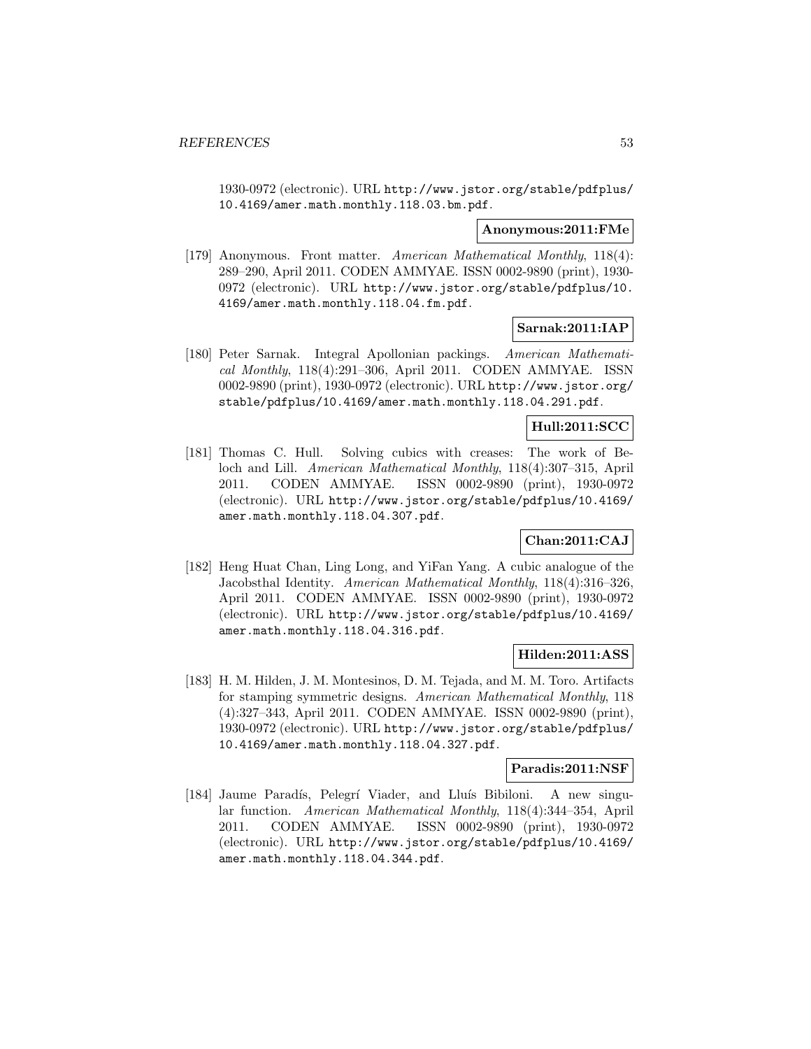1930-0972 (electronic). URL http://www.jstor.org/stable/pdfplus/10.4169/amer.math.monthly.118.03.bm.pdf.

**Anonymous:2011:FMe**

[179] Anonymous. Front matter. *American Mathematical Monthly*, 118(4): 289–290, April 2011. CODEN AMMYAE. ISSN 0002-9890 (print), 1930-0972 (electronic). URL http://www.jstor.org/stable/pdfplus/10.4169/amer.math.monthly.118.04.fm.pdf.

**Sarnak:2011:IAP**

[180] Peter Sarnak. Integral Apollonian packings. *American Mathematical Monthly*, 118(4):291–306, April 2011. CODEN AMMYAE. ISSN 0002-9890 (print), 1930-0972 (electronic). URL http://www.jstor.org/stable/pdfplus/10.4169/amer.math.monthly.118.04.291.pdf.

**Hull:2011:SCC**

[181] Thomas C. Hull. Solving cubics with creases: The work of Beloch and Lill. *American Mathematical Monthly*, 118(4):307–315, April 2011. CODEN AMMYAE. ISSN 0002-9890 (print), 1930-0972 (electronic). URL http://www.jstor.org/stable/pdfplus/10.4169/amer.math.monthly.118.04.307.pdf.

**Chan:2011:CAJ**

[182] Heng Huat Chan, Ling Long, and YiFan Yang. A cubic analogue of the Jacobsthal Identity. *American Mathematical Monthly*, 118(4):316–326, April 2011. CODEN AMMYAE. ISSN 0002-9890 (print), 1930-0972 (electronic). URL http://www.jstor.org/stable/pdfplus/10.4169/amer.math.monthly.118.04.316.pdf.

**Hilden:2011:ASS**

[183] H. M. Hilden, J. M. Montesinos, D. M. Tejada, and M. M. Toro. Artifacts for stamping symmetric designs. *American Mathematical Monthly*, 118 (4):327–343, April 2011. CODEN AMMYAE. ISSN 0002-9890 (print), 1930-0972 (electronic). URL http://www.jstor.org/stable/pdfplus/10.4169/amer.math.monthly.118.04.327.pdf.

**Paradis:2011:NSF**

[184] Jaume Paradís, Pelegrí Viader, and Lluís Bibiloni. A new singular function. *American Mathematical Monthly*, 118(4):344–354, April 2011. CODEN AMMYAE. ISSN 0002-9890 (print), 1930-0972 (electronic). URL http://www.jstor.org/stable/pdfplus/10.4169/amer.math.monthly.118.04.344.pdf.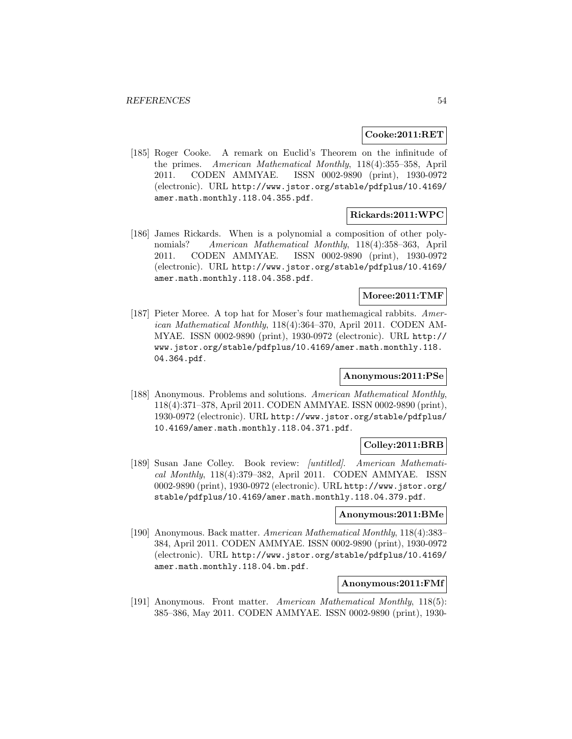**Cooke:2011:RET**

[185] Roger Cooke. A remark on Euclid's Theorem on the infinitude of the primes. *American Mathematical Monthly*, 118(4):355–358, April 2011. CODEN AMMYAE. ISSN 0002-9890 (print), 1930-0972 (electronic). URL `http://www.jstor.org/stable/pdfplus/10.4169/amer.math.monthly.118.04.355.pdf`.

**Rickards:2011:WPC**

[186] James Rickards. When is a polynomial a composition of other polynomials? *American Mathematical Monthly*, 118(4):358–363, April 2011. CODEN AMMYAE. ISSN 0002-9890 (print), 1930-0972 (electronic). URL `http://www.jstor.org/stable/pdfplus/10.4169/amer.math.monthly.118.04.358.pdf`.

**Moree:2011:TMF**

[187] Pieter Moree. A top hat for Moser's four mathemagical rabbits. *American Mathematical Monthly*, 118(4):364–370, April 2011. CODEN AMMYAE. ISSN 0002-9890 (print), 1930-0972 (electronic). URL `http://www.jstor.org/stable/pdfplus/10.4169/amer.math.monthly.118.04.364.pdf`.

**Anonymous:2011:PSe**

[188] Anonymous. Problems and solutions. *American Mathematical Monthly*, 118(4):371–378, April 2011. CODEN AMMYAE. ISSN 0002-9890 (print), 1930-0972 (electronic). URL `http://www.jstor.org/stable/pdfplus/10.4169/amer.math.monthly.118.04.371.pdf`.

**Colley:2011:BRB**

[189] Susan Jane Colley. Book review: *[untitled]*. *American Mathematical Monthly*, 118(4):379–382, April 2011. CODEN AMMYAE. ISSN 0002-9890 (print), 1930-0972 (electronic). URL `http://www.jstor.org/stable/pdfplus/10.4169/amer.math.monthly.118.04.379.pdf`.

**Anonymous:2011:BMe**

[190] Anonymous. Back matter. *American Mathematical Monthly*, 118(4):383–384, April 2011. CODEN AMMYAE. ISSN 0002-9890 (print), 1930-0972 (electronic). URL `http://www.jstor.org/stable/pdfplus/10.4169/amer.math.monthly.118.04.bm.pdf`.

**Anonymous:2011:FMf**

[191] Anonymous. Front matter. *American Mathematical Monthly*, 118(5): 385–386, May 2011. CODEN AMMYAE. ISSN 0002-9890 (print), 1930-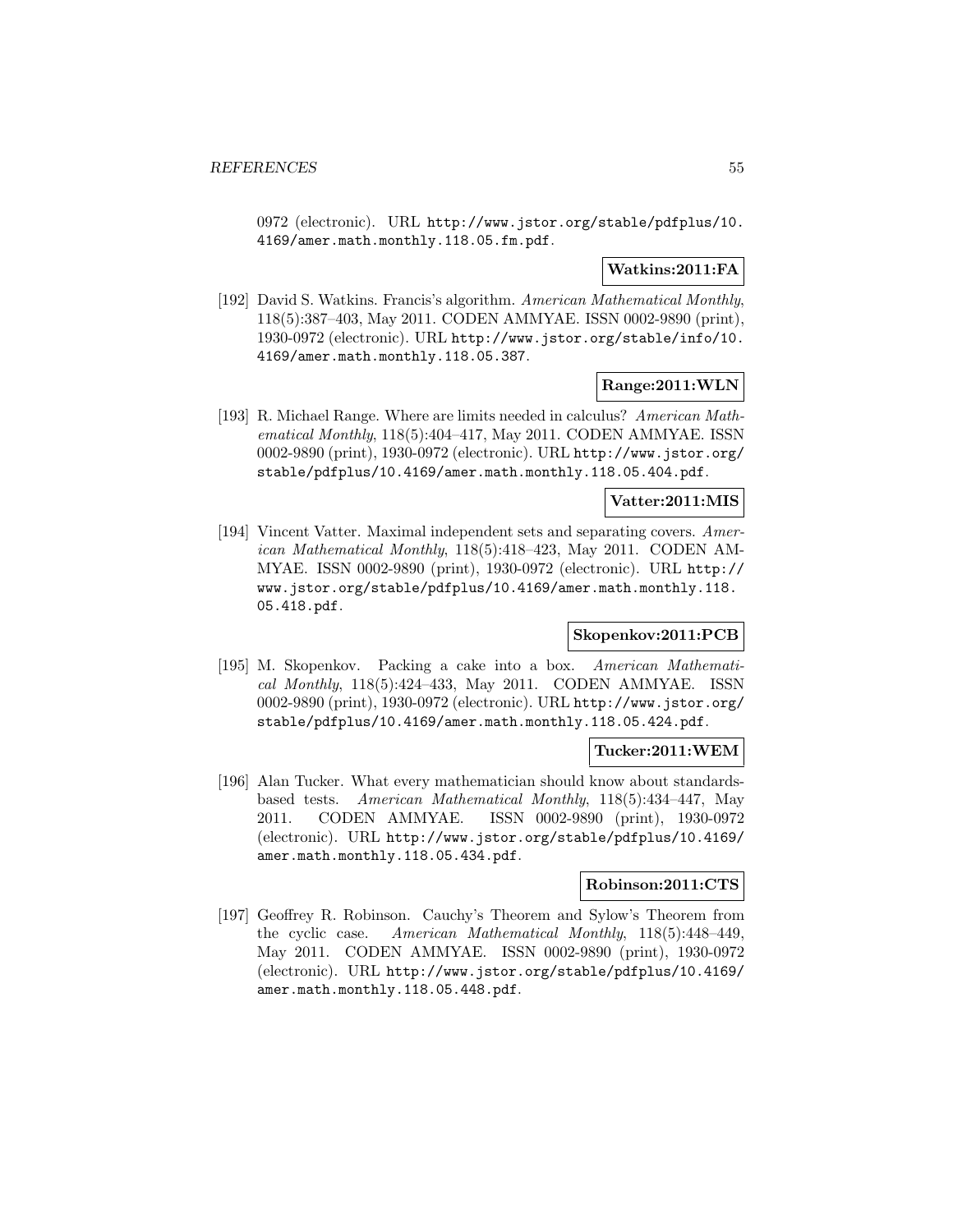0972 (electronic). URL http://www.jstor.org/stable/pdfplus/10.4169/amer.math.monthly.118.05.fm.pdf.

**Watkins:2011:FA**

[192] David S. Watkins. Francis's algorithm. *American Mathematical Monthly*, 118(5):387–403, May 2011. CODEN AMMYAE. ISSN 0002-9890 (print), 1930-0972 (electronic). URL http://www.jstor.org/stable/info/10.4169/amer.math.monthly.118.05.387.

**Range:2011:WLN**

[193] R. Michael Range. Where are limits needed in calculus? *American Mathematical Monthly*, 118(5):404–417, May 2011. CODEN AMMYAE. ISSN 0002-9890 (print), 1930-0972 (electronic). URL http://www.jstor.org/stable/pdfplus/10.4169/amer.math.monthly.118.05.404.pdf.

**Vatter:2011:MIS**

[194] Vincent Vatter. Maximal independent sets and separating covers. *American Mathematical Monthly*, 118(5):418–423, May 2011. CODEN AMMYAE. ISSN 0002-9890 (print), 1930-0972 (electronic). URL http://www.jstor.org/stable/pdfplus/10.4169/amer.math.monthly.118.05.418.pdf.

**Skopenkov:2011:PCB**

[195] M. Skopenkov. Packing a cake into a box. *American Mathematical Monthly*, 118(5):424–433, May 2011. CODEN AMMYAE. ISSN 0002-9890 (print), 1930-0972 (electronic). URL http://www.jstor.org/stable/pdfplus/10.4169/amer.math.monthly.118.05.424.pdf.

**Tucker:2011:WEM**

[196] Alan Tucker. What every mathematician should know about standards-based tests. *American Mathematical Monthly*, 118(5):434–447, May 2011. CODEN AMMYAE. ISSN 0002-9890 (print), 1930-0972 (electronic). URL http://www.jstor.org/stable/pdfplus/10.4169/amer.math.monthly.118.05.434.pdf.

**Robinson:2011:CTS**

[197] Geoffrey R. Robinson. Cauchy's Theorem and Sylow's Theorem from the cyclic case. *American Mathematical Monthly*, 118(5):448–449, May 2011. CODEN AMMYAE. ISSN 0002-9890 (print), 1930-0972 (electronic). URL http://www.jstor.org/stable/pdfplus/10.4169/amer.math.monthly.118.05.448.pdf.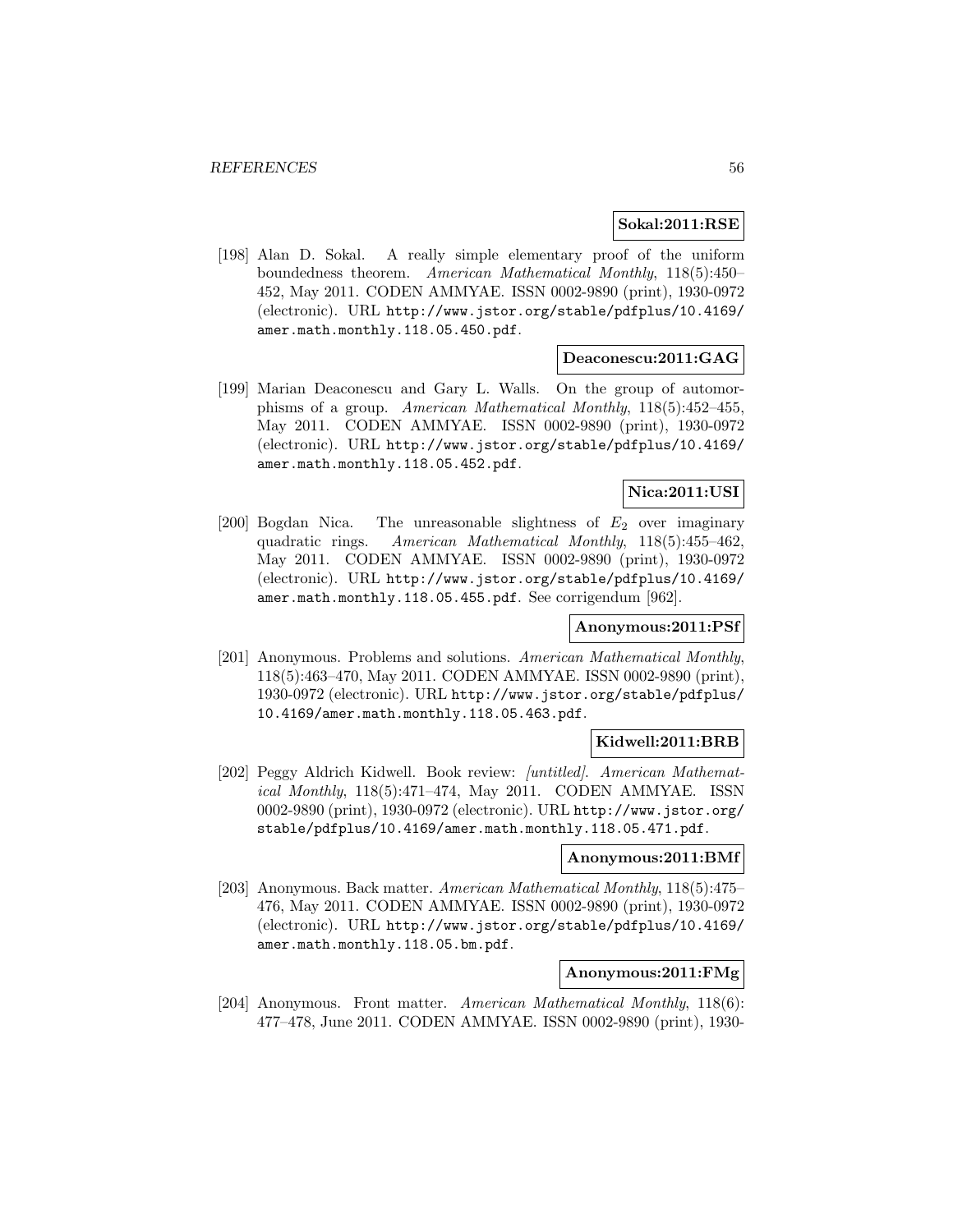**Sokal:2011:RSE**

[198] Alan D. Sokal. A really simple elementary proof of the uniform boundedness theorem. *American Mathematical Monthly*, 118(5):450–452, May 2011. CODEN AMMYAE. ISSN 0002-9890 (print), 1930-0972 (electronic). URL `http://www.jstor.org/stable/pdfplus/10.4169/amer.math.monthly.118.05.450.pdf`.

**Deaconescu:2011:GAG**

[199] Marian Deaconescu and Gary L. Walls. On the group of automorphisms of a group. *American Mathematical Monthly*, 118(5):452–455, May 2011. CODEN AMMYAE. ISSN 0002-9890 (print), 1930-0972 (electronic). URL `http://www.jstor.org/stable/pdfplus/10.4169/amer.math.monthly.118.05.452.pdf`.

**Nica:2011:USI**

[200] Bogdan Nica. The unreasonable slightness of $E_2$ over imaginary quadratic rings. *American Mathematical Monthly*, 118(5):455–462, May 2011. CODEN AMMYAE. ISSN 0002-9890 (print), 1930-0972 (electronic). URL `http://www.jstor.org/stable/pdfplus/10.4169/amer.math.monthly.118.05.455.pdf`. See corrigendum [962].

**Anonymous:2011:PSf**

[201] Anonymous. Problems and solutions. *American Mathematical Monthly*, 118(5):463–470, May 2011. CODEN AMMYAE. ISSN 0002-9890 (print), 1930-0972 (electronic). URL `http://www.jstor.org/stable/pdfplus/10.4169/amer.math.monthly.118.05.463.pdf`.

**Kidwell:2011:BRB**

[202] Peggy Aldrich Kidwell. Book review: *[untitled]*. *American Mathematical Monthly*, 118(5):471–474, May 2011. CODEN AMMYAE. ISSN 0002-9890 (print), 1930-0972 (electronic). URL `http://www.jstor.org/stable/pdfplus/10.4169/amer.math.monthly.118.05.471.pdf`.

**Anonymous:2011:BMf**

[203] Anonymous. Back matter. *American Mathematical Monthly*, 118(5):475–476, May 2011. CODEN AMMYAE. ISSN 0002-9890 (print), 1930-0972 (electronic). URL `http://www.jstor.org/stable/pdfplus/10.4169/amer.math.monthly.118.05.bm.pdf`.

**Anonymous:2011:FMg**

[204] Anonymous. Front matter. *American Mathematical Monthly*, 118(6): 477–478, June 2011. CODEN AMMYAE. ISSN 0002-9890 (print), 1930-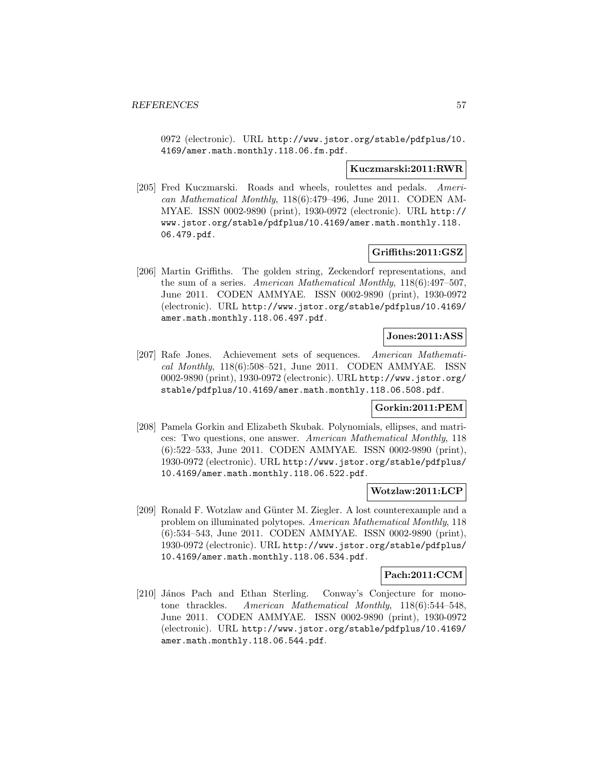0972 (electronic). URL http://www.jstor.org/stable/pdfplus/10.4169/amer.math.monthly.118.06.fm.pdf.

**Kuczmarski:2011:RWR**

[205] Fred Kuczmarski. Roads and wheels, roulettes and pedals. *American Mathematical Monthly*, 118(6):479–496, June 2011. CODEN AMMYAE. ISSN 0002-9890 (print), 1930-0972 (electronic). URL http://www.jstor.org/stable/pdfplus/10.4169/amer.math.monthly.118.06.479.pdf.

**Griffiths:2011:GSZ**

[206] Martin Griffiths. The golden string, Zeckendorf representations, and the sum of a series. *American Mathematical Monthly*, 118(6):497–507, June 2011. CODEN AMMYAE. ISSN 0002-9890 (print), 1930-0972 (electronic). URL http://www.jstor.org/stable/pdfplus/10.4169/amer.math.monthly.118.06.497.pdf.

**Jones:2011:ASS**

[207] Rafe Jones. Achievement sets of sequences. *American Mathematical Monthly*, 118(6):508–521, June 2011. CODEN AMMYAE. ISSN 0002-9890 (print), 1930-0972 (electronic). URL http://www.jstor.org/stable/pdfplus/10.4169/amer.math.monthly.118.06.508.pdf.

**Gorkin:2011:PEM**

[208] Pamela Gorkin and Elizabeth Skubak. Polynomials, ellipses, and matrices: Two questions, one answer. *American Mathematical Monthly*, 118 (6):522–533, June 2011. CODEN AMMYAE. ISSN 0002-9890 (print), 1930-0972 (electronic). URL http://www.jstor.org/stable/pdfplus/10.4169/amer.math.monthly.118.06.522.pdf.

**Wotzlaw:2011:LCP**

[209] Ronald F. Wotzlaw and Günter M. Ziegler. A lost counterexample and a problem on illuminated polytopes. *American Mathematical Monthly*, 118 (6):534–543, June 2011. CODEN AMMYAE. ISSN 0002-9890 (print), 1930-0972 (electronic). URL http://www.jstor.org/stable/pdfplus/10.4169/amer.math.monthly.118.06.534.pdf.

**Pach:2011:CCM**

[210] János Pach and Ethan Sterling. Conway's Conjecture for monotone thrackles. *American Mathematical Monthly*, 118(6):544–548, June 2011. CODEN AMMYAE. ISSN 0002-9890 (print), 1930-0972 (electronic). URL http://www.jstor.org/stable/pdfplus/10.4169/amer.math.monthly.118.06.544.pdf.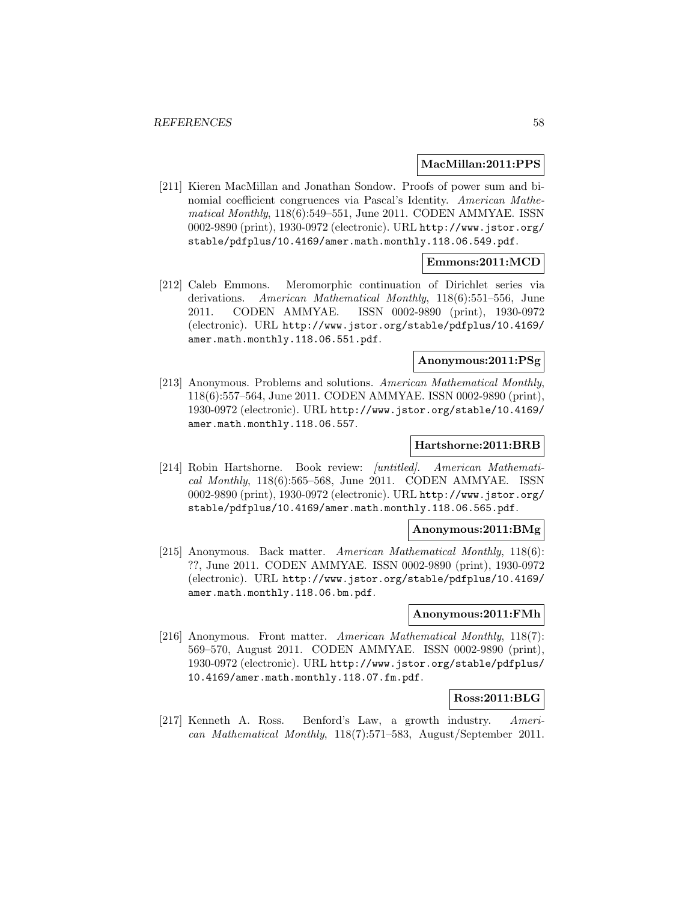**MacMillan:2011:PPS**

[211] Kieren MacMillan and Jonathan Sondow. Proofs of power sum and binomial coefficient congruences via Pascal's Identity. *American Mathematical Monthly*, 118(6):549–551, June 2011. CODEN AMMYAE. ISSN 0002-9890 (print), 1930-0972 (electronic). URL `http://www.jstor.org/stable/pdfplus/10.4169/amer.math.monthly.118.06.549.pdf`.

**Emmons:2011:MCD**

[212] Caleb Emmons. Meromorphic continuation of Dirichlet series via derivations. *American Mathematical Monthly*, 118(6):551–556, June 2011. CODEN AMMYAE. ISSN 0002-9890 (print), 1930-0972 (electronic). URL `http://www.jstor.org/stable/pdfplus/10.4169/amer.math.monthly.118.06.551.pdf`.

**Anonymous:2011:PSg**

[213] Anonymous. Problems and solutions. *American Mathematical Monthly*, 118(6):557–564, June 2011. CODEN AMMYAE. ISSN 0002-9890 (print), 1930-0972 (electronic). URL `http://www.jstor.org/stable/10.4169/amer.math.monthly.118.06.557`.

**Hartshorne:2011:BRB**

[214] Robin Hartshorne. Book review: *[untitled]*. *American Mathematical Monthly*, 118(6):565–568, June 2011. CODEN AMMYAE. ISSN 0002-9890 (print), 1930-0972 (electronic). URL `http://www.jstor.org/stable/pdfplus/10.4169/amer.math.monthly.118.06.565.pdf`.

**Anonymous:2011:BMg**

[215] Anonymous. Back matter. *American Mathematical Monthly*, 118(6): ??, June 2011. CODEN AMMYAE. ISSN 0002-9890 (print), 1930-0972 (electronic). URL `http://www.jstor.org/stable/pdfplus/10.4169/amer.math.monthly.118.06.bm.pdf`.

**Anonymous:2011:FMh**

[216] Anonymous. Front matter. *American Mathematical Monthly*, 118(7): 569–570, August 2011. CODEN AMMYAE. ISSN 0002-9890 (print), 1930-0972 (electronic). URL `http://www.jstor.org/stable/pdfplus/10.4169/amer.math.monthly.118.07.fm.pdf`.

**Ross:2011:BLG**

[217] Kenneth A. Ross. Benford's Law, a growth industry. *American Mathematical Monthly*, 118(7):571–583, August/September 2011.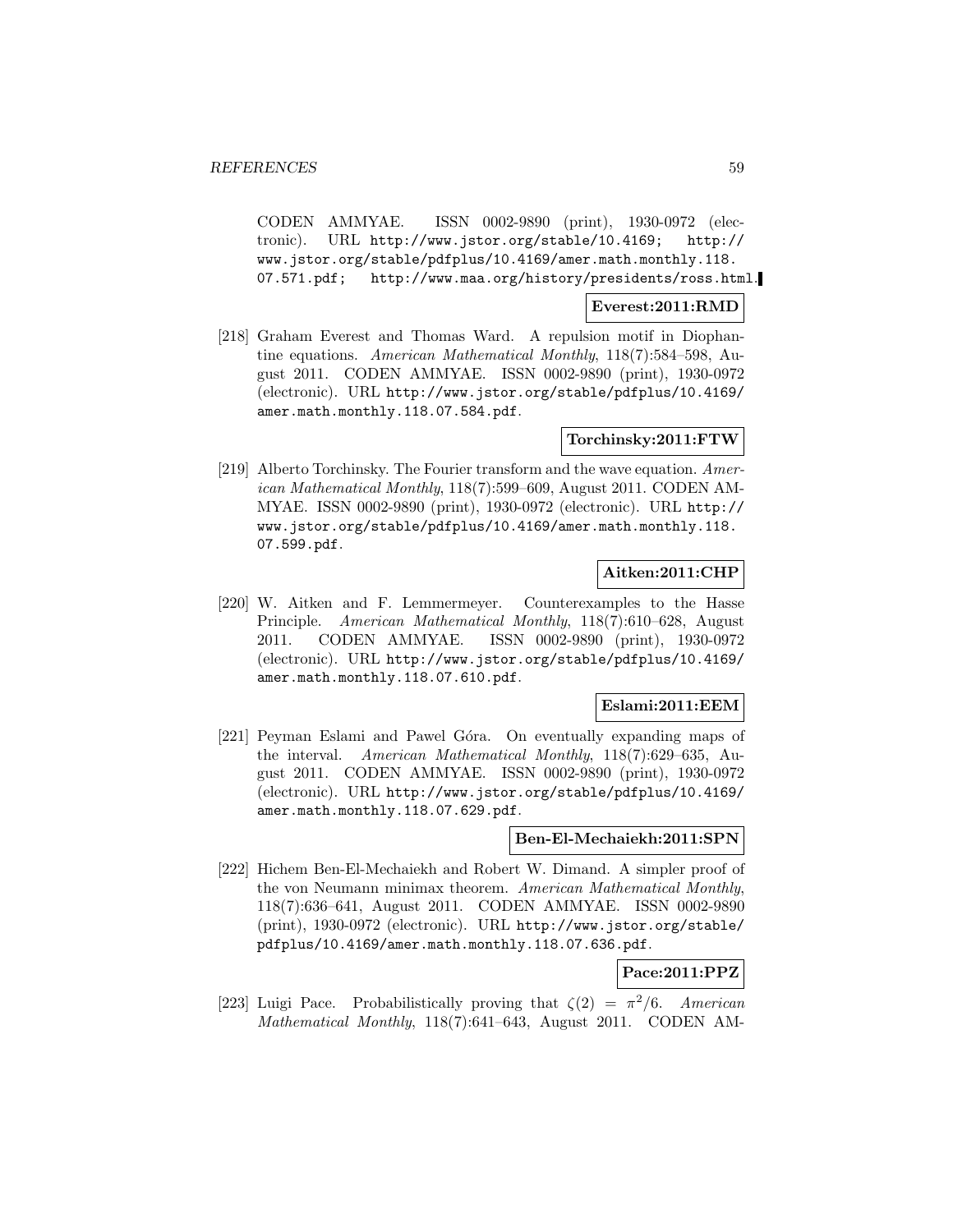CODEN AMMYAE. ISSN 0002-9890 (print), 1930-0972 (electronic). URL http://www.jstor.org/stable/10.4169; http://www.jstor.org/stable/pdfplus/10.4169/amer.math.monthly.118.07.571.pdf; http://www.maa.org/history/presidents/ross.html.

**Everest:2011:RMD**

[218] Graham Everest and Thomas Ward. A repulsion motif in Diophantine equations. *American Mathematical Monthly*, 118(7):584–598, August 2011. CODEN AMMYAE. ISSN 0002-9890 (print), 1930-0972 (electronic). URL http://www.jstor.org/stable/pdfplus/10.4169/amer.math.monthly.118.07.584.pdf.

**Torchinsky:2011:FTW**

[219] Alberto Torchinsky. The Fourier transform and the wave equation. *American Mathematical Monthly*, 118(7):599–609, August 2011. CODEN AMMYAE. ISSN 0002-9890 (print), 1930-0972 (electronic). URL http://www.jstor.org/stable/pdfplus/10.4169/amer.math.monthly.118.07.599.pdf.

**Aitken:2011:CHP**

[220] W. Aitken and F. Lemmermeyer. Counterexamples to the Hasse Principle. *American Mathematical Monthly*, 118(7):610–628, August 2011. CODEN AMMYAE. ISSN 0002-9890 (print), 1930-0972 (electronic). URL http://www.jstor.org/stable/pdfplus/10.4169/amer.math.monthly.118.07.610.pdf.

**Eslami:2011:EEM**

[221] Peyman Eslami and Pawel Góra. On eventually expanding maps of the interval. *American Mathematical Monthly*, 118(7):629–635, August 2011. CODEN AMMYAE. ISSN 0002-9890 (print), 1930-0972 (electronic). URL http://www.jstor.org/stable/pdfplus/10.4169/amer.math.monthly.118.07.629.pdf.

**Ben-El-Mechaiekh:2011:SPN**

[222] Hichem Ben-El-Mechaiekh and Robert W. Dimand. A simpler proof of the von Neumann minimax theorem. *American Mathematical Monthly*, 118(7):636–641, August 2011. CODEN AMMYAE. ISSN 0002-9890 (print), 1930-0972 (electronic). URL http://www.jstor.org/stable/pdfplus/10.4169/amer.math.monthly.118.07.636.pdf.

**Pace:2011:PPZ**

[223] Luigi Pace. Probabilistically proving that $\zeta(2) = \pi^2/6$. *American Mathematical Monthly*, 118(7):641–643, August 2011. CODEN AM-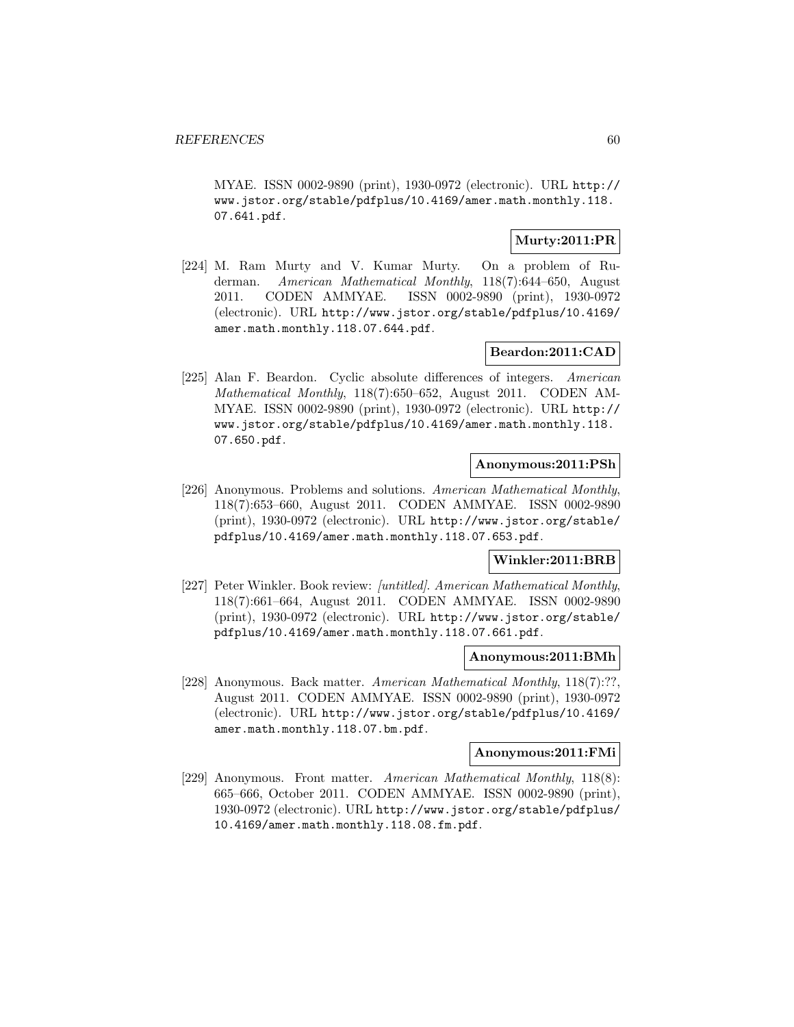MYAE. ISSN 0002-9890 (print), 1930-0972 (electronic). URL http://www.jstor.org/stable/pdfplus/10.4169/amer.math.monthly.118.07.641.pdf.

**Murty:2011:PR**

[224] M. Ram Murty and V. Kumar Murty. On a problem of Ruderman. *American Mathematical Monthly*, 118(7):644–650, August 2011. CODEN AMMYAE. ISSN 0002-9890 (print), 1930-0972 (electronic). URL http://www.jstor.org/stable/pdfplus/10.4169/amer.math.monthly.118.07.644.pdf.

**Beardon:2011:CAD**

[225] Alan F. Beardon. Cyclic absolute differences of integers. *American Mathematical Monthly*, 118(7):650–652, August 2011. CODEN AMMYAE. ISSN 0002-9890 (print), 1930-0972 (electronic). URL http://www.jstor.org/stable/pdfplus/10.4169/amer.math.monthly.118.07.650.pdf.

**Anonymous:2011:PSh**

[226] Anonymous. Problems and solutions. *American Mathematical Monthly*, 118(7):653–660, August 2011. CODEN AMMYAE. ISSN 0002-9890 (print), 1930-0972 (electronic). URL http://www.jstor.org/stable/pdfplus/10.4169/amer.math.monthly.118.07.653.pdf.

**Winkler:2011:BRB**

[227] Peter Winkler. Book review: *[untitled]*. *American Mathematical Monthly*, 118(7):661–664, August 2011. CODEN AMMYAE. ISSN 0002-9890 (print), 1930-0972 (electronic). URL http://www.jstor.org/stable/pdfplus/10.4169/amer.math.monthly.118.07.661.pdf.

**Anonymous:2011:BMh**

[228] Anonymous. Back matter. *American Mathematical Monthly*, 118(7):??, August 2011. CODEN AMMYAE. ISSN 0002-9890 (print), 1930-0972 (electronic). URL http://www.jstor.org/stable/pdfplus/10.4169/amer.math.monthly.118.07.bm.pdf.

**Anonymous:2011:FMi**

[229] Anonymous. Front matter. *American Mathematical Monthly*, 118(8):665–666, October 2011. CODEN AMMYAE. ISSN 0002-9890 (print), 1930-0972 (electronic). URL http://www.jstor.org/stable/pdfplus/10.4169/amer.math.monthly.118.08.fm.pdf.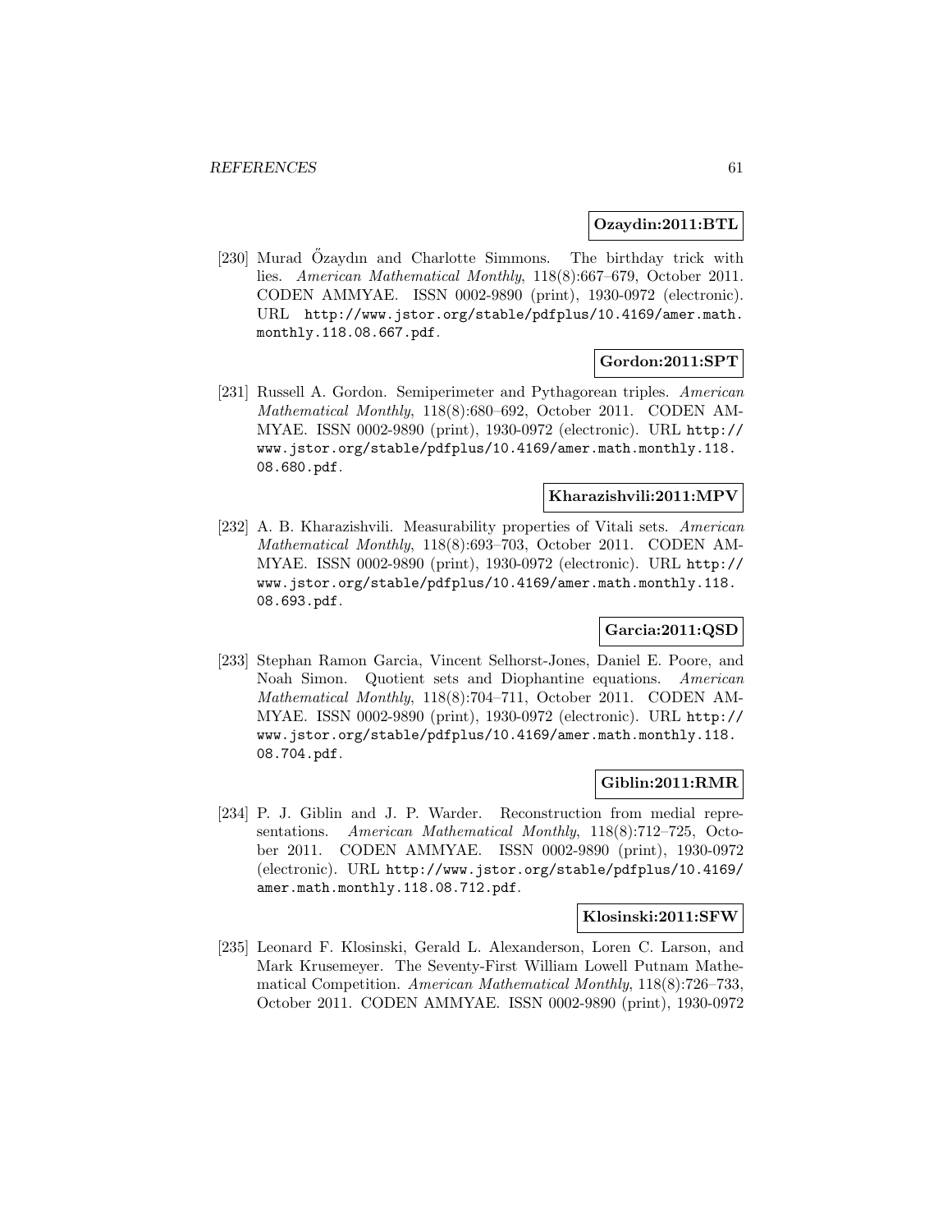**Ozaydin:2011:BTL**

[230] Murad Őzaydın and Charlotte Simmons. The birthday trick with lies. *American Mathematical Monthly*, 118(8):667–679, October 2011. CODEN AMMYAE. ISSN 0002-9890 (print), 1930-0972 (electronic). URL http://www.jstor.org/stable/pdfplus/10.4169/amer.math.monthly.118.08.667.pdf.

**Gordon:2011:SPT**

[231] Russell A. Gordon. Semiperimeter and Pythagorean triples. *American Mathematical Monthly*, 118(8):680–692, October 2011. CODEN AMMYAE. ISSN 0002-9890 (print), 1930-0972 (electronic). URL http://www.jstor.org/stable/pdfplus/10.4169/amer.math.monthly.118.08.680.pdf.

**Kharazishvili:2011:MPV**

[232] A. B. Kharazishvili. Measurability properties of Vitali sets. *American Mathematical Monthly*, 118(8):693–703, October 2011. CODEN AMMYAE. ISSN 0002-9890 (print), 1930-0972 (electronic). URL http://www.jstor.org/stable/pdfplus/10.4169/amer.math.monthly.118.08.693.pdf.

**Garcia:2011:QSD**

[233] Stephan Ramon Garcia, Vincent Selhorst-Jones, Daniel E. Poore, and Noah Simon. Quotient sets and Diophantine equations. *American Mathematical Monthly*, 118(8):704–711, October 2011. CODEN AMMYAE. ISSN 0002-9890 (print), 1930-0972 (electronic). URL http://www.jstor.org/stable/pdfplus/10.4169/amer.math.monthly.118.08.704.pdf.

**Giblin:2011:RMR**

[234] P. J. Giblin and J. P. Warder. Reconstruction from medial representations. *American Mathematical Monthly*, 118(8):712–725, October 2011. CODEN AMMYAE. ISSN 0002-9890 (print), 1930-0972 (electronic). URL http://www.jstor.org/stable/pdfplus/10.4169/amer.math.monthly.118.08.712.pdf.

**Klosinski:2011:SFW**

[235] Leonard F. Klosinski, Gerald L. Alexanderson, Loren C. Larson, and Mark Krusemeyer. The Seventy-First William Lowell Putnam Mathematical Competition. *American Mathematical Monthly*, 118(8):726–733, October 2011. CODEN AMMYAE. ISSN 0002-9890 (print), 1930-0972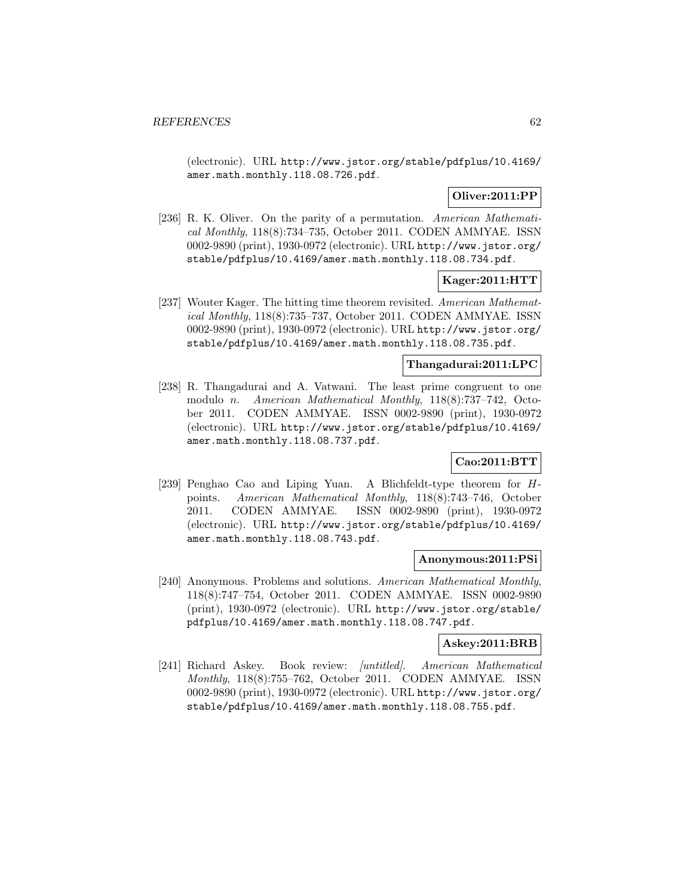(electronic). URL http://www.jstor.org/stable/pdfplus/10.4169/amer.math.monthly.118.08.726.pdf.

**Oliver:2011:PP**

[236] R. K. Oliver. On the parity of a permutation. *American Mathematical Monthly*, 118(8):734–735, October 2011. CODEN AMMYAE. ISSN 0002-9890 (print), 1930-0972 (electronic). URL http://www.jstor.org/stable/pdfplus/10.4169/amer.math.monthly.118.08.734.pdf.

**Kager:2011:HTT**

[237] Wouter Kager. The hitting time theorem revisited. *American Mathematical Monthly*, 118(8):735–737, October 2011. CODEN AMMYAE. ISSN 0002-9890 (print), 1930-0972 (electronic). URL http://www.jstor.org/stable/pdfplus/10.4169/amer.math.monthly.118.08.735.pdf.

**Thangadurai:2011:LPC**

[238] R. Thangadurai and A. Vatwani. The least prime congruent to one modulo $n$. *American Mathematical Monthly*, 118(8):737–742, October 2011. CODEN AMMYAE. ISSN 0002-9890 (print), 1930-0972 (electronic). URL http://www.jstor.org/stable/pdfplus/10.4169/amer.math.monthly.118.08.737.pdf.

**Cao:2011:BTT**

[239] Penghao Cao and Liping Yuan. A Blichfeldt-type theorem for $H$-points. *American Mathematical Monthly*, 118(8):743–746, October 2011. CODEN AMMYAE. ISSN 0002-9890 (print), 1930-0972 (electronic). URL http://www.jstor.org/stable/pdfplus/10.4169/amer.math.monthly.118.08.743.pdf.

**Anonymous:2011:PSi**

[240] Anonymous. Problems and solutions. *American Mathematical Monthly*, 118(8):747–754, October 2011. CODEN AMMYAE. ISSN 0002-9890 (print), 1930-0972 (electronic). URL http://www.jstor.org/stable/pdfplus/10.4169/amer.math.monthly.118.08.747.pdf.

**Askey:2011:BRB**

[241] Richard Askey. Book review: *[untitled]*. *American Mathematical Monthly*, 118(8):755–762, October 2011. CODEN AMMYAE. ISSN 0002-9890 (print), 1930-0972 (electronic). URL http://www.jstor.org/stable/pdfplus/10.4169/amer.math.monthly.118.08.755.pdf.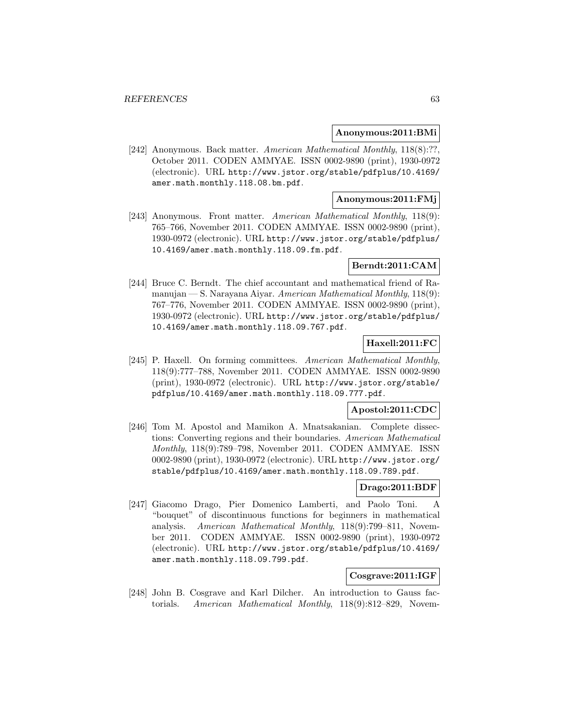**Anonymous:2011:BMi**

[242] Anonymous. Back matter. *American Mathematical Monthly*, 118(8):??, October 2011. CODEN AMMYAE. ISSN 0002-9890 (print), 1930-0972 (electronic). URL http://www.jstor.org/stable/pdfplus/10.4169/amer.math.monthly.118.08.bm.pdf.

**Anonymous:2011:FMj**

[243] Anonymous. Front matter. *American Mathematical Monthly*, 118(9): 765–766, November 2011. CODEN AMMYAE. ISSN 0002-9890 (print), 1930-0972 (electronic). URL http://www.jstor.org/stable/pdfplus/10.4169/amer.math.monthly.118.09.fm.pdf.

**Berndt:2011:CAM**

[244] Bruce C. Berndt. The chief accountant and mathematical friend of Ramanujan — S. Narayana Aiyar. *American Mathematical Monthly*, 118(9): 767–776, November 2011. CODEN AMMYAE. ISSN 0002-9890 (print), 1930-0972 (electronic). URL http://www.jstor.org/stable/pdfplus/10.4169/amer.math.monthly.118.09.767.pdf.

**Haxell:2011:FC**

[245] P. Haxell. On forming committees. *American Mathematical Monthly*, 118(9):777–788, November 2011. CODEN AMMYAE. ISSN 0002-9890 (print), 1930-0972 (electronic). URL http://www.jstor.org/stable/pdfplus/10.4169/amer.math.monthly.118.09.777.pdf.

**Apostol:2011:CDC**

[246] Tom M. Apostol and Mamikon A. Mnatsakanian. Complete dissections: Converting regions and their boundaries. *American Mathematical Monthly*, 118(9):789–798, November 2011. CODEN AMMYAE. ISSN 0002-9890 (print), 1930-0972 (electronic). URL http://www.jstor.org/stable/pdfplus/10.4169/amer.math.monthly.118.09.789.pdf.

**Drago:2011:BDF**

[247] Giacomo Drago, Pier Domenico Lamberti, and Paolo Toni. A "bouquet" of discontinuous functions for beginners in mathematical analysis. *American Mathematical Monthly*, 118(9):799–811, November 2011. CODEN AMMYAE. ISSN 0002-9890 (print), 1930-0972 (electronic). URL http://www.jstor.org/stable/pdfplus/10.4169/amer.math.monthly.118.09.799.pdf.

**Cosgrave:2011:IGF**

[248] John B. Cosgrave and Karl Dilcher. An introduction to Gauss factorials. *American Mathematical Monthly*, 118(9):812–829, Novem-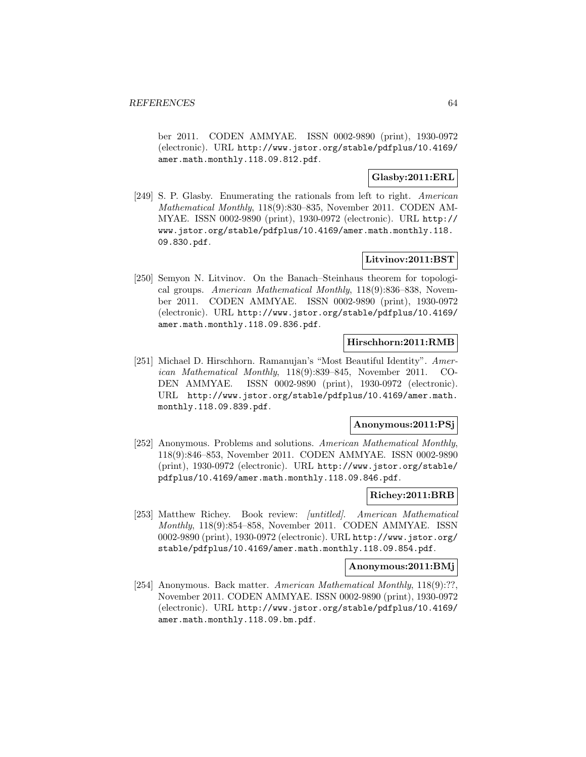ber 2011. CODEN AMMYAE. ISSN 0002-9890 (print), 1930-0972 (electronic). URL http://www.jstor.org/stable/pdfplus/10.4169/amer.math.monthly.118.09.812.pdf.

**Glasby:2011:ERL**

[249] S. P. Glasby. Enumerating the rationals from left to right. *American Mathematical Monthly*, 118(9):830–835, November 2011. CODEN AMMYAE. ISSN 0002-9890 (print), 1930-0972 (electronic). URL http://www.jstor.org/stable/pdfplus/10.4169/amer.math.monthly.118.09.830.pdf.

**Litvinov:2011:BST**

[250] Semyon N. Litvinov. On the Banach–Steinhaus theorem for topological groups. *American Mathematical Monthly*, 118(9):836–838, November 2011. CODEN AMMYAE. ISSN 0002-9890 (print), 1930-0972 (electronic). URL http://www.jstor.org/stable/pdfplus/10.4169/amer.math.monthly.118.09.836.pdf.

**Hirschhorn:2011:RMB**

[251] Michael D. Hirschhorn. Ramanujan's "Most Beautiful Identity". *American Mathematical Monthly*, 118(9):839–845, November 2011. CODEN AMMYAE. ISSN 0002-9890 (print), 1930-0972 (electronic). URL http://www.jstor.org/stable/pdfplus/10.4169/amer.math.monthly.118.09.839.pdf.

**Anonymous:2011:PSj**

[252] Anonymous. Problems and solutions. *American Mathematical Monthly*, 118(9):846–853, November 2011. CODEN AMMYAE. ISSN 0002-9890 (print), 1930-0972 (electronic). URL http://www.jstor.org/stable/pdfplus/10.4169/amer.math.monthly.118.09.846.pdf.

**Richey:2011:BRB**

[253] Matthew Richey. Book review: *[untitled]*. *American Mathematical Monthly*, 118(9):854–858, November 2011. CODEN AMMYAE. ISSN 0002-9890 (print), 1930-0972 (electronic). URL http://www.jstor.org/stable/pdfplus/10.4169/amer.math.monthly.118.09.854.pdf.

**Anonymous:2011:BMj**

[254] Anonymous. Back matter. *American Mathematical Monthly*, 118(9):??, November 2011. CODEN AMMYAE. ISSN 0002-9890 (print), 1930-0972 (electronic). URL http://www.jstor.org/stable/pdfplus/10.4169/amer.math.monthly.118.09.bm.pdf.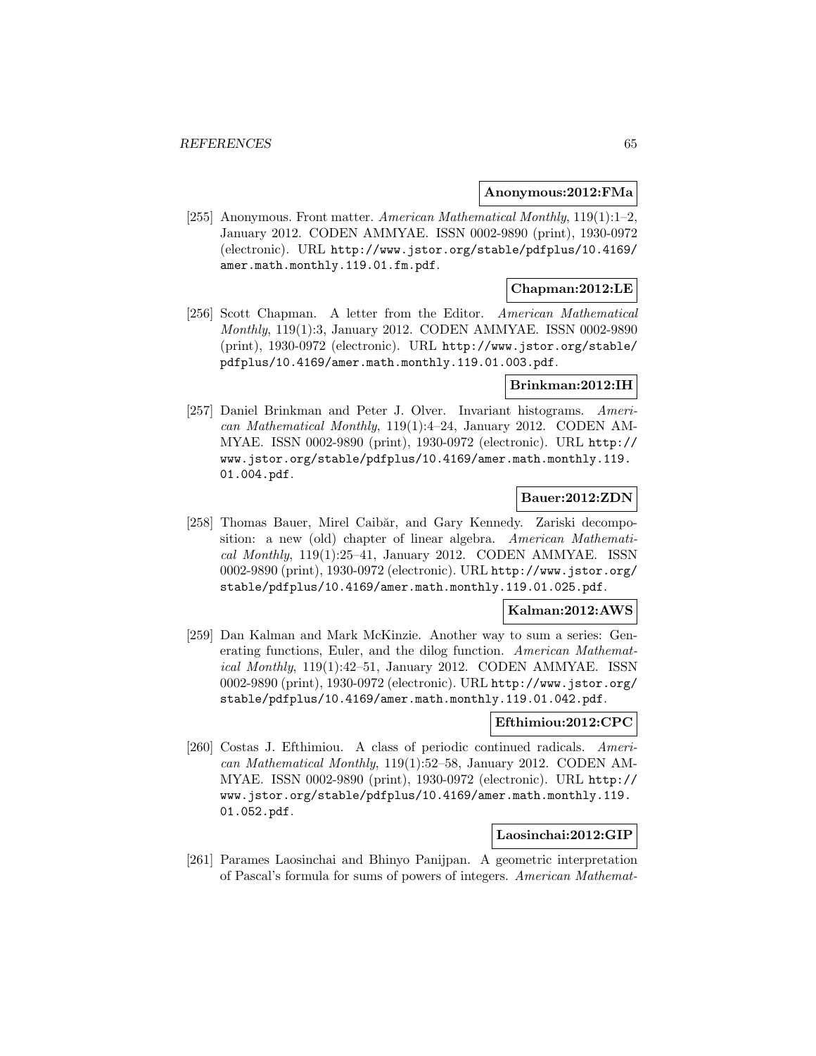**Anonymous:2012:FMa**

[255] Anonymous. Front matter. *American Mathematical Monthly*, 119(1):1–2, January 2012. CODEN AMMYAE. ISSN 0002-9890 (print), 1930-0972 (electronic). URL `http://www.jstor.org/stable/pdfplus/10.4169/amer.math.monthly.119.01.fm.pdf`.

**Chapman:2012:LE**

[256] Scott Chapman. A letter from the Editor. *American Mathematical Monthly*, 119(1):3, January 2012. CODEN AMMYAE. ISSN 0002-9890 (print), 1930-0972 (electronic). URL `http://www.jstor.org/stable/pdfplus/10.4169/amer.math.monthly.119.01.003.pdf`.

**Brinkman:2012:IH**

[257] Daniel Brinkman and Peter J. Olver. Invariant histograms. *American Mathematical Monthly*, 119(1):4–24, January 2012. CODEN AMMYAE. ISSN 0002-9890 (print), 1930-0972 (electronic). URL `http://www.jstor.org/stable/pdfplus/10.4169/amer.math.monthly.119.01.004.pdf`.

**Bauer:2012:ZDN**

[258] Thomas Bauer, Mirel Caibăr, and Gary Kennedy. Zariski decomposition: a new (old) chapter of linear algebra. *American Mathematical Monthly*, 119(1):25–41, January 2012. CODEN AMMYAE. ISSN 0002-9890 (print), 1930-0972 (electronic). URL `http://www.jstor.org/stable/pdfplus/10.4169/amer.math.monthly.119.01.025.pdf`.

**Kalman:2012:AWS**

[259] Dan Kalman and Mark McKinzie. Another way to sum a series: Generating functions, Euler, and the dilog function. *American Mathematical Monthly*, 119(1):42–51, January 2012. CODEN AMMYAE. ISSN 0002-9890 (print), 1930-0972 (electronic). URL `http://www.jstor.org/stable/pdfplus/10.4169/amer.math.monthly.119.01.042.pdf`.

**Efthimiou:2012:CPC**

[260] Costas J. Efthimiou. A class of periodic continued radicals. *American Mathematical Monthly*, 119(1):52–58, January 2012. CODEN AMMYAE. ISSN 0002-9890 (print), 1930-0972 (electronic). URL `http://www.jstor.org/stable/pdfplus/10.4169/amer.math.monthly.119.01.052.pdf`.

**Laosinchai:2012:GIP**

[261] Parames Laosinchai and Bhinyo Panijpan. A geometric interpretation of Pascal's formula for sums of powers of integers. *American Mathemat-*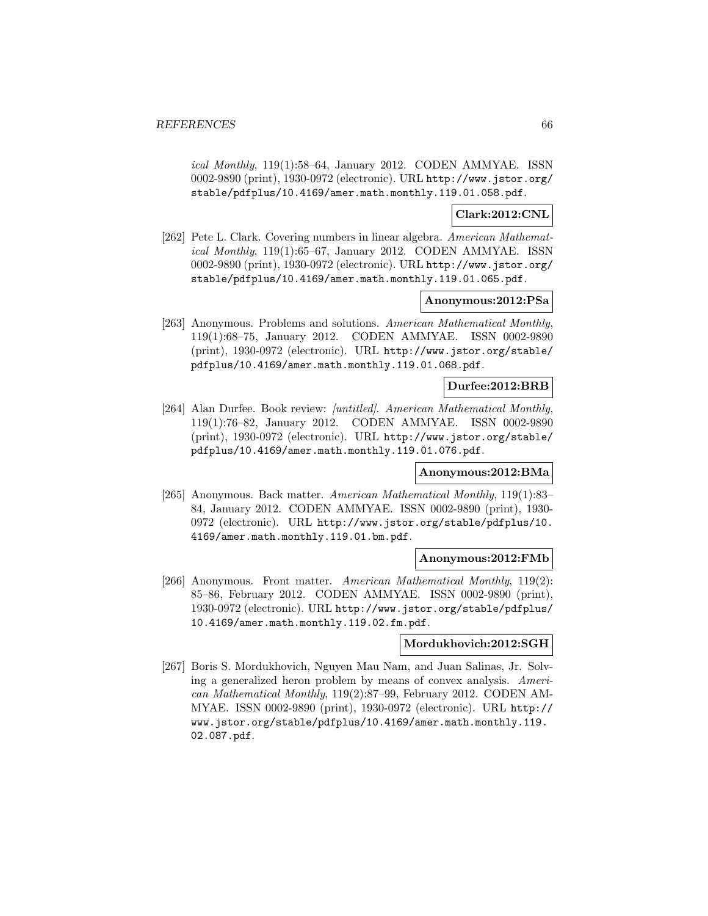*ical Monthly*, 119(1):58–64, January 2012. CODEN AMMYAE. ISSN 0002-9890 (print), 1930-0972 (electronic). URL http://www.jstor.org/stable/pdfplus/10.4169/amer.math.monthly.119.01.058.pdf.

**Clark:2012:CNL**

[262] Pete L. Clark. Covering numbers in linear algebra. *American Mathematical Monthly*, 119(1):65–67, January 2012. CODEN AMMYAE. ISSN 0002-9890 (print), 1930-0972 (electronic). URL http://www.jstor.org/stable/pdfplus/10.4169/amer.math.monthly.119.01.065.pdf.

**Anonymous:2012:PSa**

[263] Anonymous. Problems and solutions. *American Mathematical Monthly*, 119(1):68–75, January 2012. CODEN AMMYAE. ISSN 0002-9890 (print), 1930-0972 (electronic). URL http://www.jstor.org/stable/pdfplus/10.4169/amer.math.monthly.119.01.068.pdf.

**Durfee:2012:BRB**

[264] Alan Durfee. Book review: *[untitled]*. *American Mathematical Monthly*, 119(1):76–82, January 2012. CODEN AMMYAE. ISSN 0002-9890 (print), 1930-0972 (electronic). URL http://www.jstor.org/stable/pdfplus/10.4169/amer.math.monthly.119.01.076.pdf.

**Anonymous:2012:BMa**

[265] Anonymous. Back matter. *American Mathematical Monthly*, 119(1):83–84, January 2012. CODEN AMMYAE. ISSN 0002-9890 (print), 1930-0972 (electronic). URL http://www.jstor.org/stable/pdfplus/10.4169/amer.math.monthly.119.01.bm.pdf.

**Anonymous:2012:FMb**

[266] Anonymous. Front matter. *American Mathematical Monthly*, 119(2):85–86, February 2012. CODEN AMMYAE. ISSN 0002-9890 (print), 1930-0972 (electronic). URL http://www.jstor.org/stable/pdfplus/10.4169/amer.math.monthly.119.02.fm.pdf.

**Mordukhovich:2012:SGH**

[267] Boris S. Mordukhovich, Nguyen Mau Nam, and Juan Salinas, Jr. Solving a generalized heron problem by means of convex analysis. *American Mathematical Monthly*, 119(2):87–99, February 2012. CODEN AMMYAE. ISSN 0002-9890 (print), 1930-0972 (electronic). URL http://www.jstor.org/stable/pdfplus/10.4169/amer.math.monthly.119.02.087.pdf.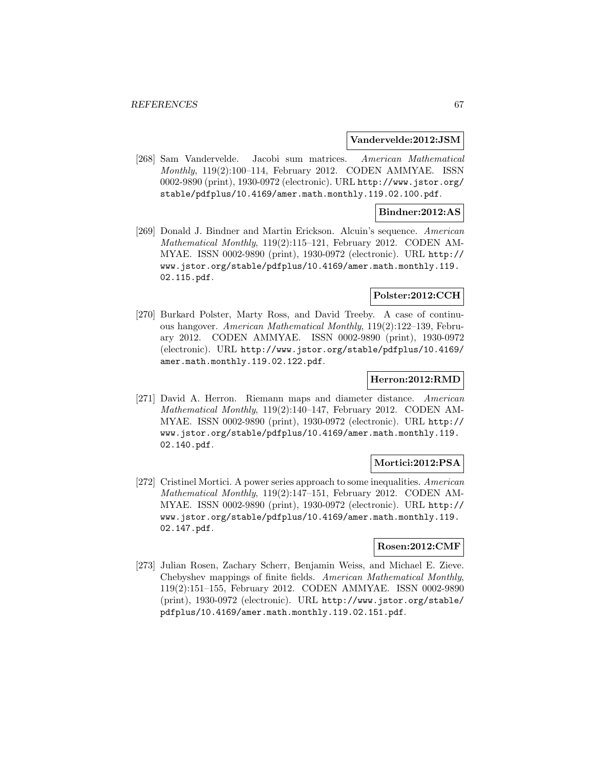**Vandervelde:2012:JSM**

[268] Sam Vandervelde. Jacobi sum matrices. *American Mathematical Monthly*, 119(2):100–114, February 2012. CODEN AMMYAE. ISSN 0002-9890 (print), 1930-0972 (electronic). URL `http://www.jstor.org/stable/pdfplus/10.4169/amer.math.monthly.119.02.100.pdf`.

**Bindner:2012:AS**

[269] Donald J. Bindner and Martin Erickson. Alcuin's sequence. *American Mathematical Monthly*, 119(2):115–121, February 2012. CODEN AMMYAE. ISSN 0002-9890 (print), 1930-0972 (electronic). URL `http://www.jstor.org/stable/pdfplus/10.4169/amer.math.monthly.119.02.115.pdf`.

**Polster:2012:CCH**

[270] Burkard Polster, Marty Ross, and David Treeby. A case of continuous hangover. *American Mathematical Monthly*, 119(2):122–139, February 2012. CODEN AMMYAE. ISSN 0002-9890 (print), 1930-0972 (electronic). URL `http://www.jstor.org/stable/pdfplus/10.4169/amer.math.monthly.119.02.122.pdf`.

**Herron:2012:RMD**

[271] David A. Herron. Riemann maps and diameter distance. *American Mathematical Monthly*, 119(2):140–147, February 2012. CODEN AMMYAE. ISSN 0002-9890 (print), 1930-0972 (electronic). URL `http://www.jstor.org/stable/pdfplus/10.4169/amer.math.monthly.119.02.140.pdf`.

**Mortici:2012:PSA**

[272] Cristinel Mortici. A power series approach to some inequalities. *American Mathematical Monthly*, 119(2):147–151, February 2012. CODEN AMMYAE. ISSN 0002-9890 (print), 1930-0972 (electronic). URL `http://www.jstor.org/stable/pdfplus/10.4169/amer.math.monthly.119.02.147.pdf`.

**Rosen:2012:CMF**

[273] Julian Rosen, Zachary Scherr, Benjamin Weiss, and Michael E. Zieve. Chebyshev mappings of finite fields. *American Mathematical Monthly*, 119(2):151–155, February 2012. CODEN AMMYAE. ISSN 0002-9890 (print), 1930-0972 (electronic). URL `http://www.jstor.org/stable/pdfplus/10.4169/amer.math.monthly.119.02.151.pdf`.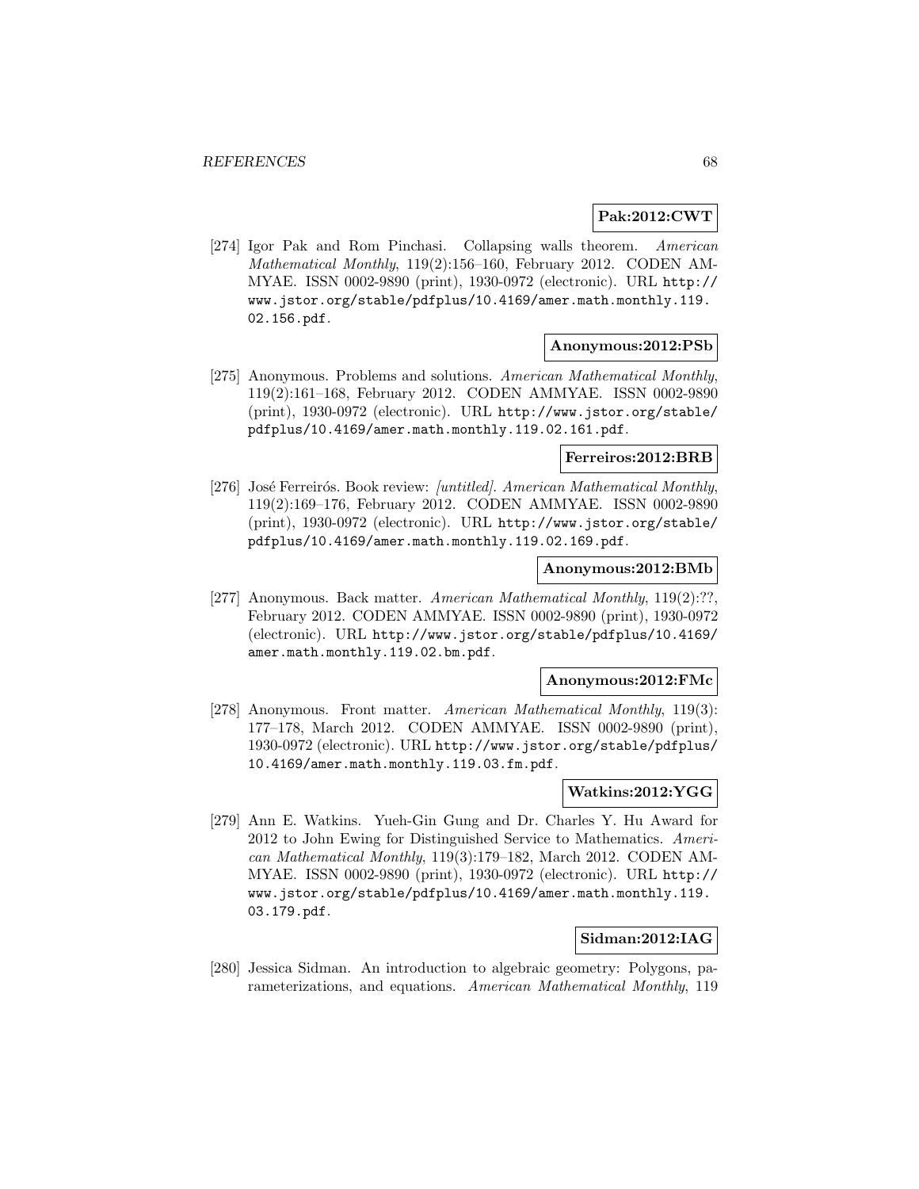**Pak:2012:CWT**

[274] Igor Pak and Rom Pinchasi. Collapsing walls theorem. *American Mathematical Monthly*, 119(2):156–160, February 2012. CODEN AMMYAE. ISSN 0002-9890 (print), 1930-0972 (electronic). URL http://www.jstor.org/stable/pdfplus/10.4169/amer.math.monthly.119.02.156.pdf.

**Anonymous:2012:PSb**

[275] Anonymous. Problems and solutions. *American Mathematical Monthly*, 119(2):161–168, February 2012. CODEN AMMYAE. ISSN 0002-9890 (print), 1930-0972 (electronic). URL http://www.jstor.org/stable/pdfplus/10.4169/amer.math.monthly.119.02.161.pdf.

**Ferreiros:2012:BRB**

[276] José Ferreirós. Book review: *[untitled]*. *American Mathematical Monthly*, 119(2):169–176, February 2012. CODEN AMMYAE. ISSN 0002-9890 (print), 1930-0972 (electronic). URL http://www.jstor.org/stable/pdfplus/10.4169/amer.math.monthly.119.02.169.pdf.

**Anonymous:2012:BMb**

[277] Anonymous. Back matter. *American Mathematical Monthly*, 119(2):??, February 2012. CODEN AMMYAE. ISSN 0002-9890 (print), 1930-0972 (electronic). URL http://www.jstor.org/stable/pdfplus/10.4169/amer.math.monthly.119.02.bm.pdf.

**Anonymous:2012:FMc**

[278] Anonymous. Front matter. *American Mathematical Monthly*, 119(3): 177–178, March 2012. CODEN AMMYAE. ISSN 0002-9890 (print), 1930-0972 (electronic). URL http://www.jstor.org/stable/pdfplus/10.4169/amer.math.monthly.119.03.fm.pdf.

**Watkins:2012:YGG**

[279] Ann E. Watkins. Yueh-Gin Gung and Dr. Charles Y. Hu Award for 2012 to John Ewing for Distinguished Service to Mathematics. *American Mathematical Monthly*, 119(3):179–182, March 2012. CODEN AMMYAE. ISSN 0002-9890 (print), 1930-0972 (electronic). URL http://www.jstor.org/stable/pdfplus/10.4169/amer.math.monthly.119.03.179.pdf.

**Sidman:2012:IAG**

[280] Jessica Sidman. An introduction to algebraic geometry: Polygons, parameterizations, and equations. *American Mathematical Monthly*, 119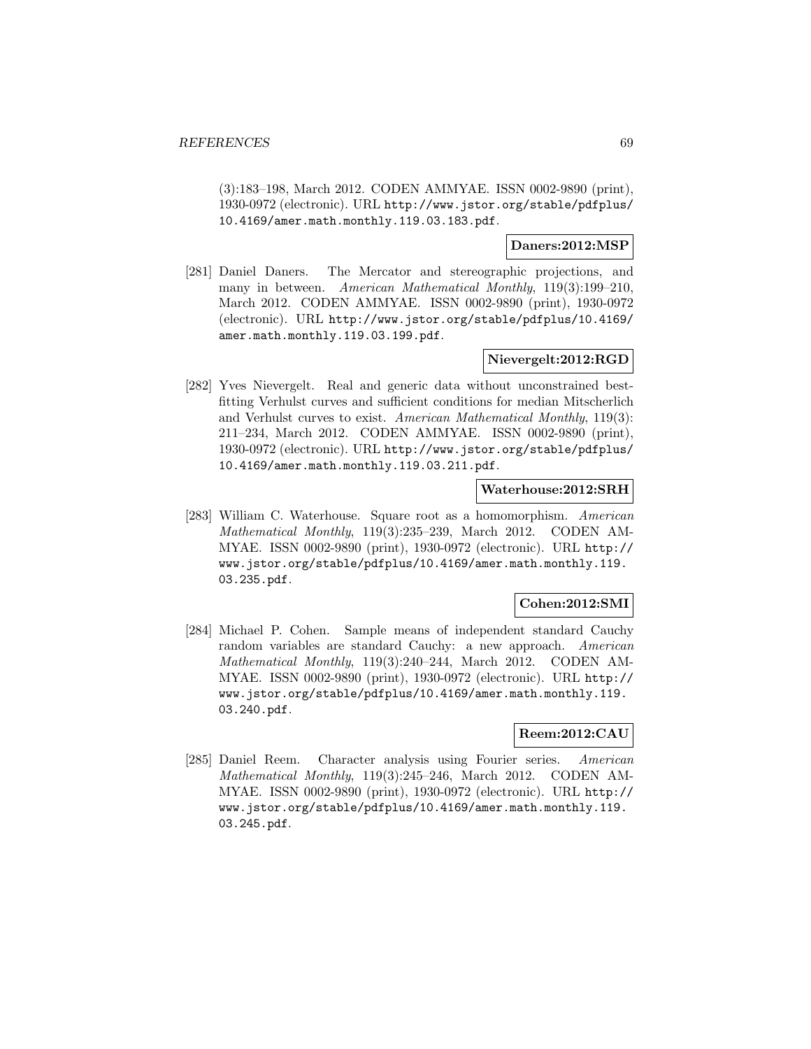(3):183–198, March 2012. CODEN AMMYAE. ISSN 0002-9890 (print), 1930-0972 (electronic). URL http://www.jstor.org/stable/pdfplus/10.4169/amer.math.monthly.119.03.183.pdf.

**Daners:2012:MSP**

[281] Daniel Daners. The Mercator and stereographic projections, and many in between. *American Mathematical Monthly*, 119(3):199–210, March 2012. CODEN AMMYAE. ISSN 0002-9890 (print), 1930-0972 (electronic). URL http://www.jstor.org/stable/pdfplus/10.4169/amer.math.monthly.119.03.199.pdf.

**Nievergelt:2012:RGD**

[282] Yves Nievergelt. Real and generic data without unconstrained best-fitting Verhulst curves and sufficient conditions for median Mitscherlich and Verhulst curves to exist. *American Mathematical Monthly*, 119(3): 211–234, March 2012. CODEN AMMYAE. ISSN 0002-9890 (print), 1930-0972 (electronic). URL http://www.jstor.org/stable/pdfplus/10.4169/amer.math.monthly.119.03.211.pdf.

**Waterhouse:2012:SRH**

[283] William C. Waterhouse. Square root as a homomorphism. *American Mathematical Monthly*, 119(3):235–239, March 2012. CODEN AMMYAE. ISSN 0002-9890 (print), 1930-0972 (electronic). URL http://www.jstor.org/stable/pdfplus/10.4169/amer.math.monthly.119.03.235.pdf.

**Cohen:2012:SMI**

[284] Michael P. Cohen. Sample means of independent standard Cauchy random variables are standard Cauchy: a new approach. *American Mathematical Monthly*, 119(3):240–244, March 2012. CODEN AMMYAE. ISSN 0002-9890 (print), 1930-0972 (electronic). URL http://www.jstor.org/stable/pdfplus/10.4169/amer.math.monthly.119.03.240.pdf.

**Reem:2012:CAU**

[285] Daniel Reem. Character analysis using Fourier series. *American Mathematical Monthly*, 119(3):245–246, March 2012. CODEN AMMYAE. ISSN 0002-9890 (print), 1930-0972 (electronic). URL http://www.jstor.org/stable/pdfplus/10.4169/amer.math.monthly.119.03.245.pdf.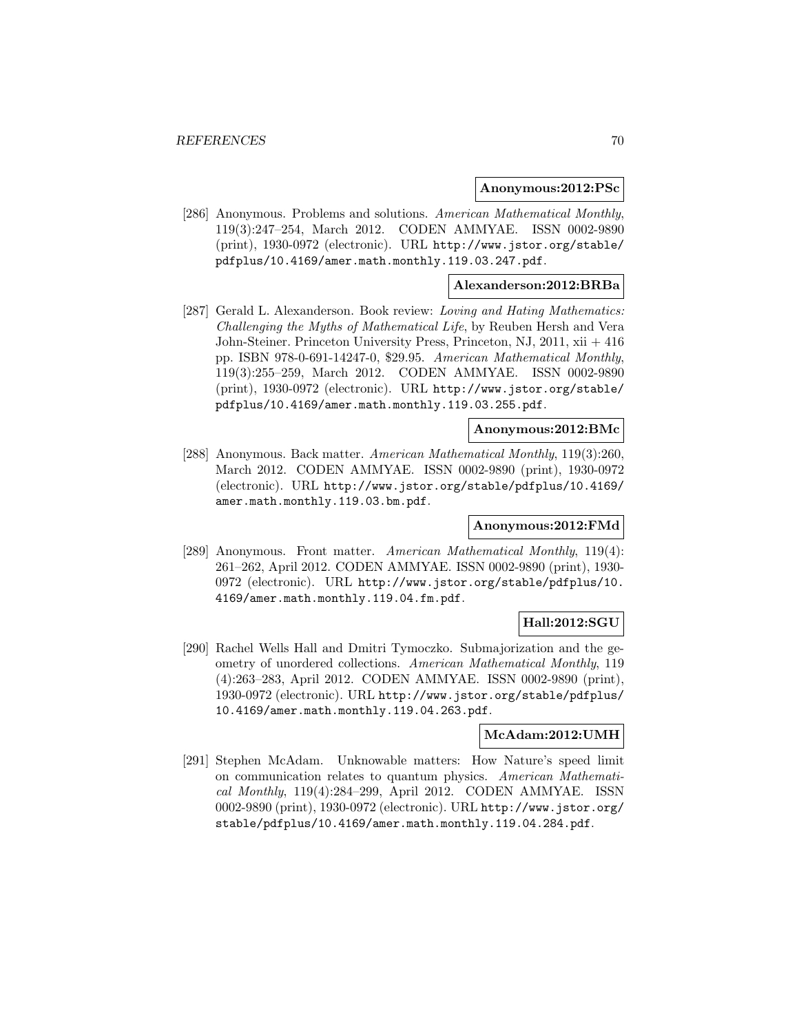**Anonymous:2012:PSc**

[286] Anonymous. Problems and solutions. *American Mathematical Monthly*, 119(3):247–254, March 2012. CODEN AMMYAE. ISSN 0002-9890 (print), 1930-0972 (electronic). URL http://www.jstor.org/stable/pdfplus/10.4169/amer.math.monthly.119.03.247.pdf.

**Alexanderson:2012:BRBa**

[287] Gerald L. Alexanderson. Book review: *Loving and Hating Mathematics: Challenging the Myths of Mathematical Life*, by Reuben Hersh and Vera John-Steiner. Princeton University Press, Princeton, NJ, 2011, xii + 416 pp. ISBN 978-0-691-14247-0, $29.95. *American Mathematical Monthly*, 119(3):255–259, March 2012. CODEN AMMYAE. ISSN 0002-9890 (print), 1930-0972 (electronic). URL http://www.jstor.org/stable/pdfplus/10.4169/amer.math.monthly.119.03.255.pdf.

**Anonymous:2012:BMc**

[288] Anonymous. Back matter. *American Mathematical Monthly*, 119(3):260, March 2012. CODEN AMMYAE. ISSN 0002-9890 (print), 1930-0972 (electronic). URL http://www.jstor.org/stable/pdfplus/10.4169/amer.math.monthly.119.03.bm.pdf.

**Anonymous:2012:FMd**

[289] Anonymous. Front matter. *American Mathematical Monthly*, 119(4): 261–262, April 2012. CODEN AMMYAE. ISSN 0002-9890 (print), 1930-0972 (electronic). URL http://www.jstor.org/stable/pdfplus/10.4169/amer.math.monthly.119.04.fm.pdf.

**Hall:2012:SGU**

[290] Rachel Wells Hall and Dmitri Tymoczko. Submajorization and the geometry of unordered collections. *American Mathematical Monthly*, 119 (4):263–283, April 2012. CODEN AMMYAE. ISSN 0002-9890 (print), 1930-0972 (electronic). URL http://www.jstor.org/stable/pdfplus/10.4169/amer.math.monthly.119.04.263.pdf.

**McAdam:2012:UMH**

[291] Stephen McAdam. Unknowable matters: How Nature's speed limit on communication relates to quantum physics. *American Mathematical Monthly*, 119(4):284–299, April 2012. CODEN AMMYAE. ISSN 0002-9890 (print), 1930-0972 (electronic). URL http://www.jstor.org/stable/pdfplus/10.4169/amer.math.monthly.119.04.284.pdf.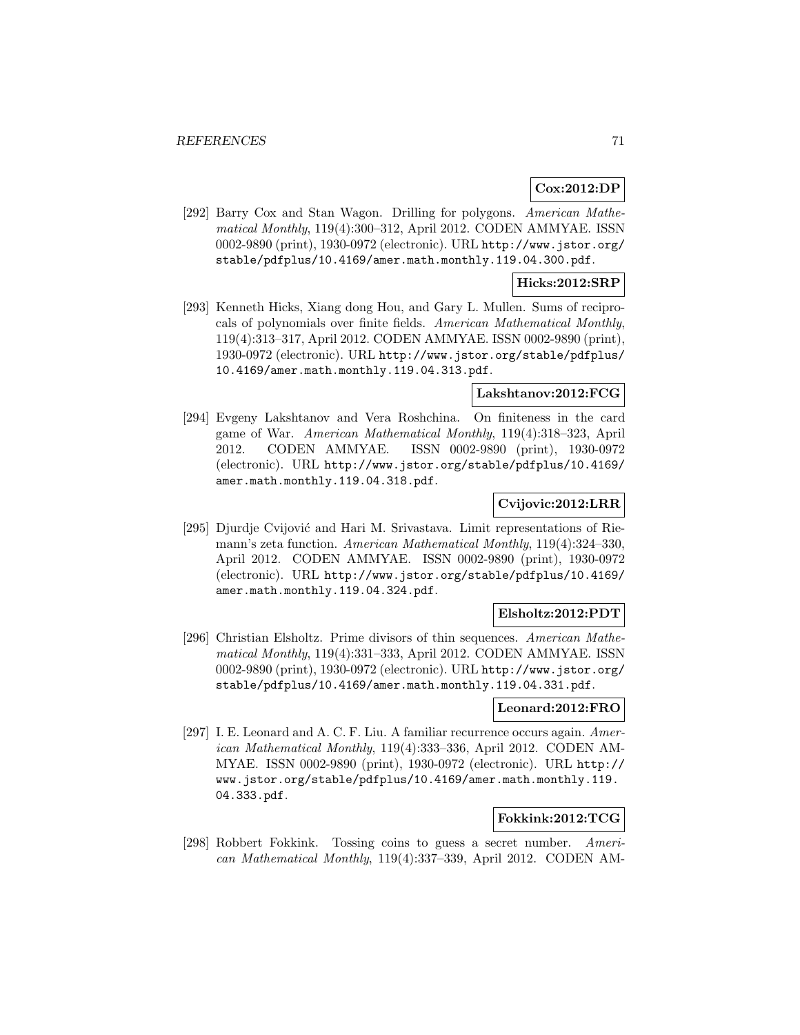**Cox:2012:DP**

[292] Barry Cox and Stan Wagon. Drilling for polygons. *American Mathematical Monthly*, 119(4):300–312, April 2012. CODEN AMMYAE. ISSN 0002-9890 (print), 1930-0972 (electronic). URL http://www.jstor.org/stable/pdfplus/10.4169/amer.math.monthly.119.04.300.pdf.

**Hicks:2012:SRP**

[293] Kenneth Hicks, Xiang dong Hou, and Gary L. Mullen. Sums of reciprocals of polynomials over finite fields. *American Mathematical Monthly*, 119(4):313–317, April 2012. CODEN AMMYAE. ISSN 0002-9890 (print), 1930-0972 (electronic). URL http://www.jstor.org/stable/pdfplus/10.4169/amer.math.monthly.119.04.313.pdf.

**Lakshtanov:2012:FCG**

[294] Evgeny Lakshtanov and Vera Roshchina. On finiteness in the card game of War. *American Mathematical Monthly*, 119(4):318–323, April 2012. CODEN AMMYAE. ISSN 0002-9890 (print), 1930-0972 (electronic). URL http://www.jstor.org/stable/pdfplus/10.4169/amer.math.monthly.119.04.318.pdf.

**Cvijovic:2012:LRR**

[295] Djurdje Cvijović and Hari M. Srivastava. Limit representations of Riemann's zeta function. *American Mathematical Monthly*, 119(4):324–330, April 2012. CODEN AMMYAE. ISSN 0002-9890 (print), 1930-0972 (electronic). URL http://www.jstor.org/stable/pdfplus/10.4169/amer.math.monthly.119.04.324.pdf.

**Elsholtz:2012:PDT**

[296] Christian Elsholtz. Prime divisors of thin sequences. *American Mathematical Monthly*, 119(4):331–333, April 2012. CODEN AMMYAE. ISSN 0002-9890 (print), 1930-0972 (electronic). URL http://www.jstor.org/stable/pdfplus/10.4169/amer.math.monthly.119.04.331.pdf.

**Leonard:2012:FRO**

[297] I. E. Leonard and A. C. F. Liu. A familiar recurrence occurs again. *American Mathematical Monthly*, 119(4):333–336, April 2012. CODEN AMMYAE. ISSN 0002-9890 (print), 1930-0972 (electronic). URL http://www.jstor.org/stable/pdfplus/10.4169/amer.math.monthly.119.04.333.pdf.

**Fokkink:2012:TCG**

[298] Robbert Fokkink. Tossing coins to guess a secret number. *American Mathematical Monthly*, 119(4):337–339, April 2012. CODEN AM-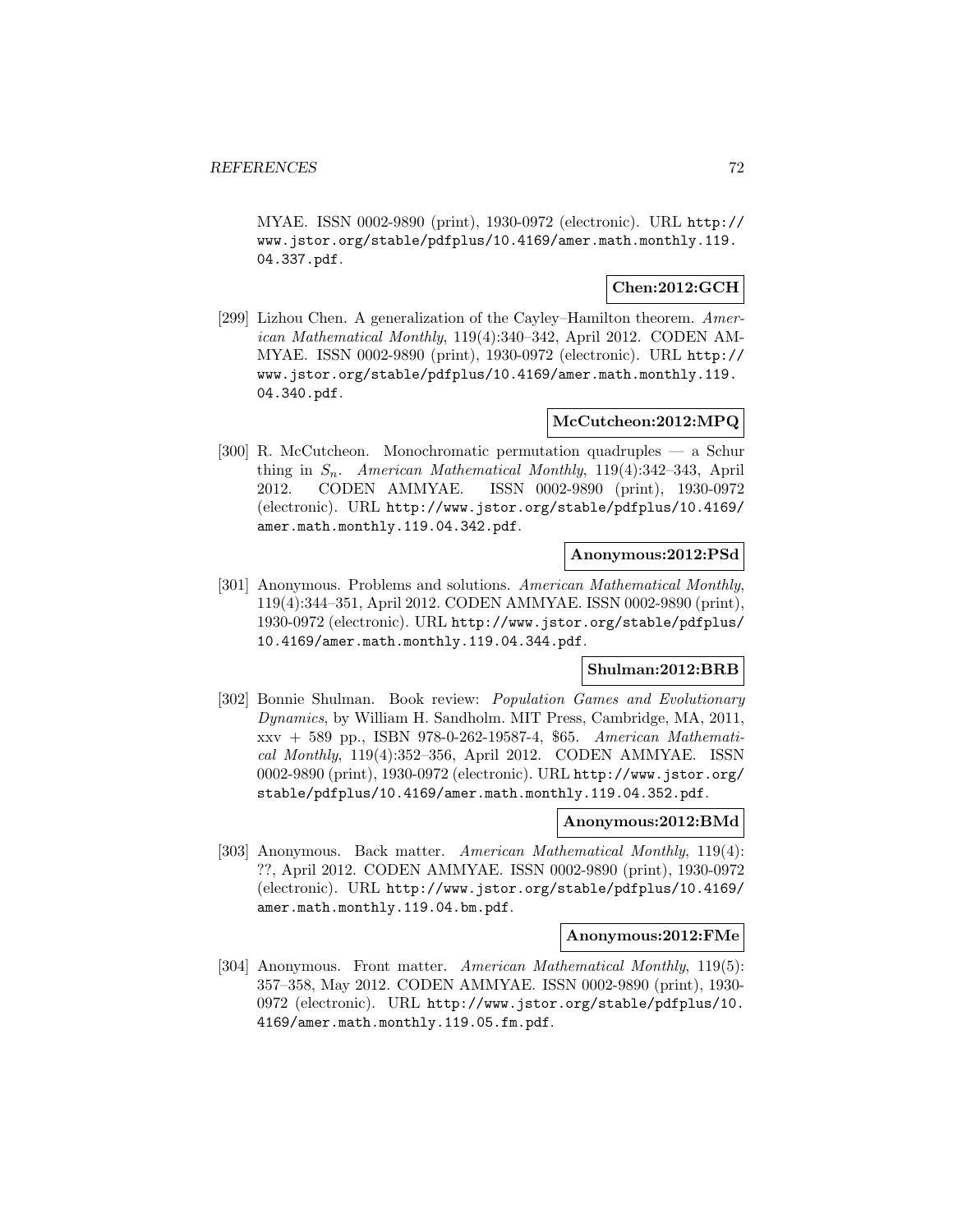MYAE. ISSN 0002-9890 (print), 1930-0972 (electronic). URL http://www.jstor.org/stable/pdfplus/10.4169/amer.math.monthly.119.04.337.pdf.

**Chen:2012:GCH**

[299] Lizhou Chen. A generalization of the Cayley–Hamilton theorem. *American Mathematical Monthly*, 119(4):340–342, April 2012. CODEN AMMYAE. ISSN 0002-9890 (print), 1930-0972 (electronic). URL http://www.jstor.org/stable/pdfplus/10.4169/amer.math.monthly.119.04.340.pdf.

**McCutcheon:2012:MPQ**

[300] R. McCutcheon. Monochromatic permutation quadruples — a Schur thing in $S_n$. *American Mathematical Monthly*, 119(4):342–343, April 2012. CODEN AMMYAE. ISSN 0002-9890 (print), 1930-0972 (electronic). URL http://www.jstor.org/stable/pdfplus/10.4169/amer.math.monthly.119.04.342.pdf.

**Anonymous:2012:PSd**

[301] Anonymous. Problems and solutions. *American Mathematical Monthly*, 119(4):344–351, April 2012. CODEN AMMYAE. ISSN 0002-9890 (print), 1930-0972 (electronic). URL http://www.jstor.org/stable/pdfplus/10.4169/amer.math.monthly.119.04.344.pdf.

**Shulman:2012:BRB**

[302] Bonnie Shulman. Book review: *Population Games and Evolutionary Dynamics*, by William H. Sandholm. MIT Press, Cambridge, MA, 2011, xxv + 589 pp., ISBN 978-0-262-19587-4, \$65. *American Mathematical Monthly*, 119(4):352–356, April 2012. CODEN AMMYAE. ISSN 0002-9890 (print), 1930-0972 (electronic). URL http://www.jstor.org/stable/pdfplus/10.4169/amer.math.monthly.119.04.352.pdf.

**Anonymous:2012:BMd**

[303] Anonymous. Back matter. *American Mathematical Monthly*, 119(4): ??, April 2012. CODEN AMMYAE. ISSN 0002-9890 (print), 1930-0972 (electronic). URL http://www.jstor.org/stable/pdfplus/10.4169/amer.math.monthly.119.04.bm.pdf.

**Anonymous:2012:FMe**

[304] Anonymous. Front matter. *American Mathematical Monthly*, 119(5): 357–358, May 2012. CODEN AMMYAE. ISSN 0002-9890 (print), 1930-0972 (electronic). URL http://www.jstor.org/stable/pdfplus/10.4169/amer.math.monthly.119.05.fm.pdf.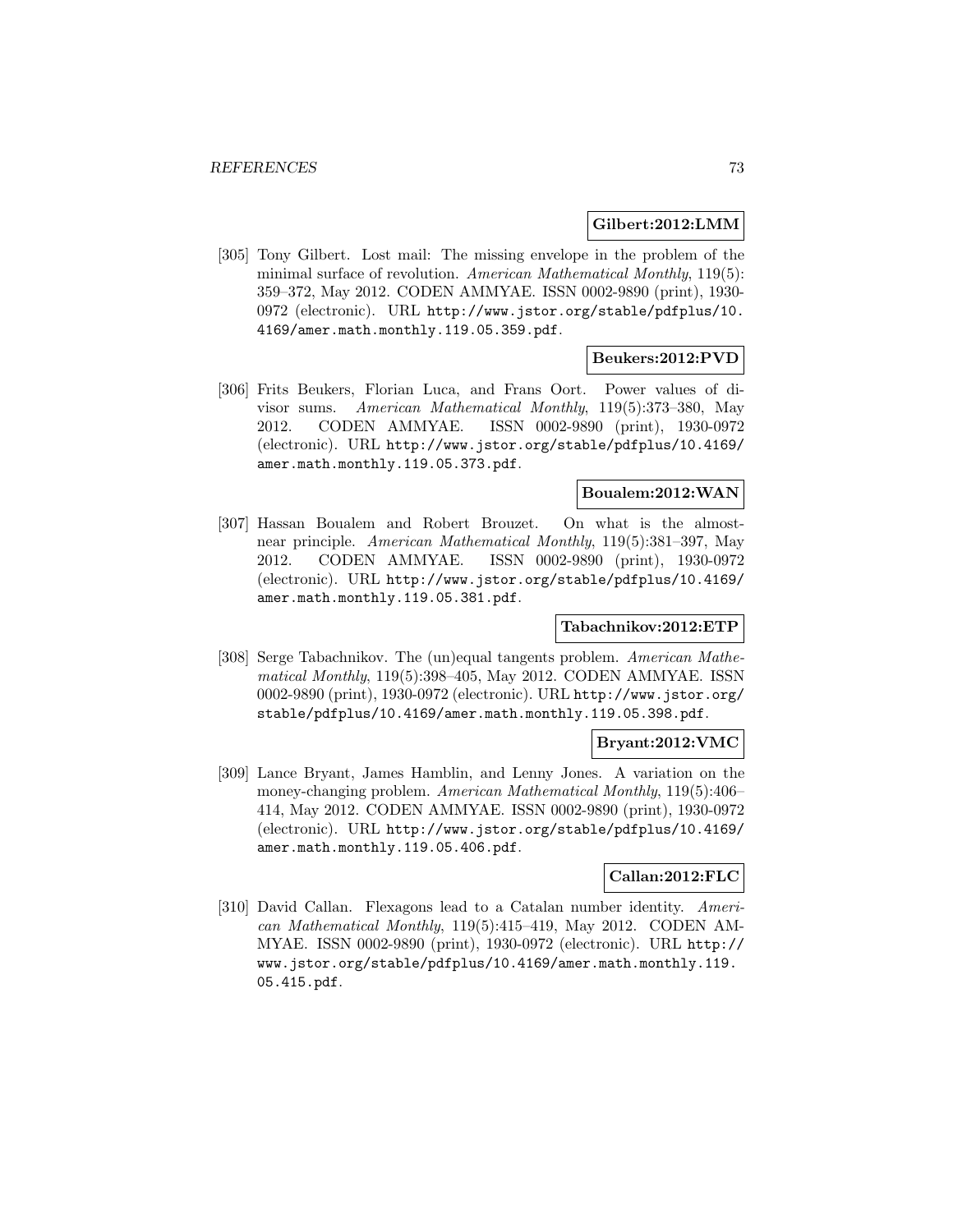**Gilbert:2012:LMM**

[305] Tony Gilbert. Lost mail: The missing envelope in the problem of the minimal surface of revolution. *American Mathematical Monthly*, 119(5): 359–372, May 2012. CODEN AMMYAE. ISSN 0002-9890 (print), 1930-0972 (electronic). URL `http://www.jstor.org/stable/pdfplus/10.4169/amer.math.monthly.119.05.359.pdf`.

**Beukers:2012:PVD**

[306] Frits Beukers, Florian Luca, and Frans Oort. Power values of divisor sums. *American Mathematical Monthly*, 119(5):373–380, May 2012. CODEN AMMYAE. ISSN 0002-9890 (print), 1930-0972 (electronic). URL `http://www.jstor.org/stable/pdfplus/10.4169/amer.math.monthly.119.05.373.pdf`.

**Boualem:2012:WAN**

[307] Hassan Boualem and Robert Brouzet. On what is the almost-near principle. *American Mathematical Monthly*, 119(5):381–397, May 2012. CODEN AMMYAE. ISSN 0002-9890 (print), 1930-0972 (electronic). URL `http://www.jstor.org/stable/pdfplus/10.4169/amer.math.monthly.119.05.381.pdf`.

**Tabachnikov:2012:ETP**

[308] Serge Tabachnikov. The (un)equal tangents problem. *American Mathematical Monthly*, 119(5):398–405, May 2012. CODEN AMMYAE. ISSN 0002-9890 (print), 1930-0972 (electronic). URL `http://www.jstor.org/stable/pdfplus/10.4169/amer.math.monthly.119.05.398.pdf`.

**Bryant:2012:VMC**

[309] Lance Bryant, James Hamblin, and Lenny Jones. A variation on the money-changing problem. *American Mathematical Monthly*, 119(5):406–414, May 2012. CODEN AMMYAE. ISSN 0002-9890 (print), 1930-0972 (electronic). URL `http://www.jstor.org/stable/pdfplus/10.4169/amer.math.monthly.119.05.406.pdf`.

**Callan:2012:FLC**

[310] David Callan. Flexagons lead to a Catalan number identity. *American Mathematical Monthly*, 119(5):415–419, May 2012. CODEN AMMYAE. ISSN 0002-9890 (print), 1930-0972 (electronic). URL `http://www.jstor.org/stable/pdfplus/10.4169/amer.math.monthly.119.05.415.pdf`.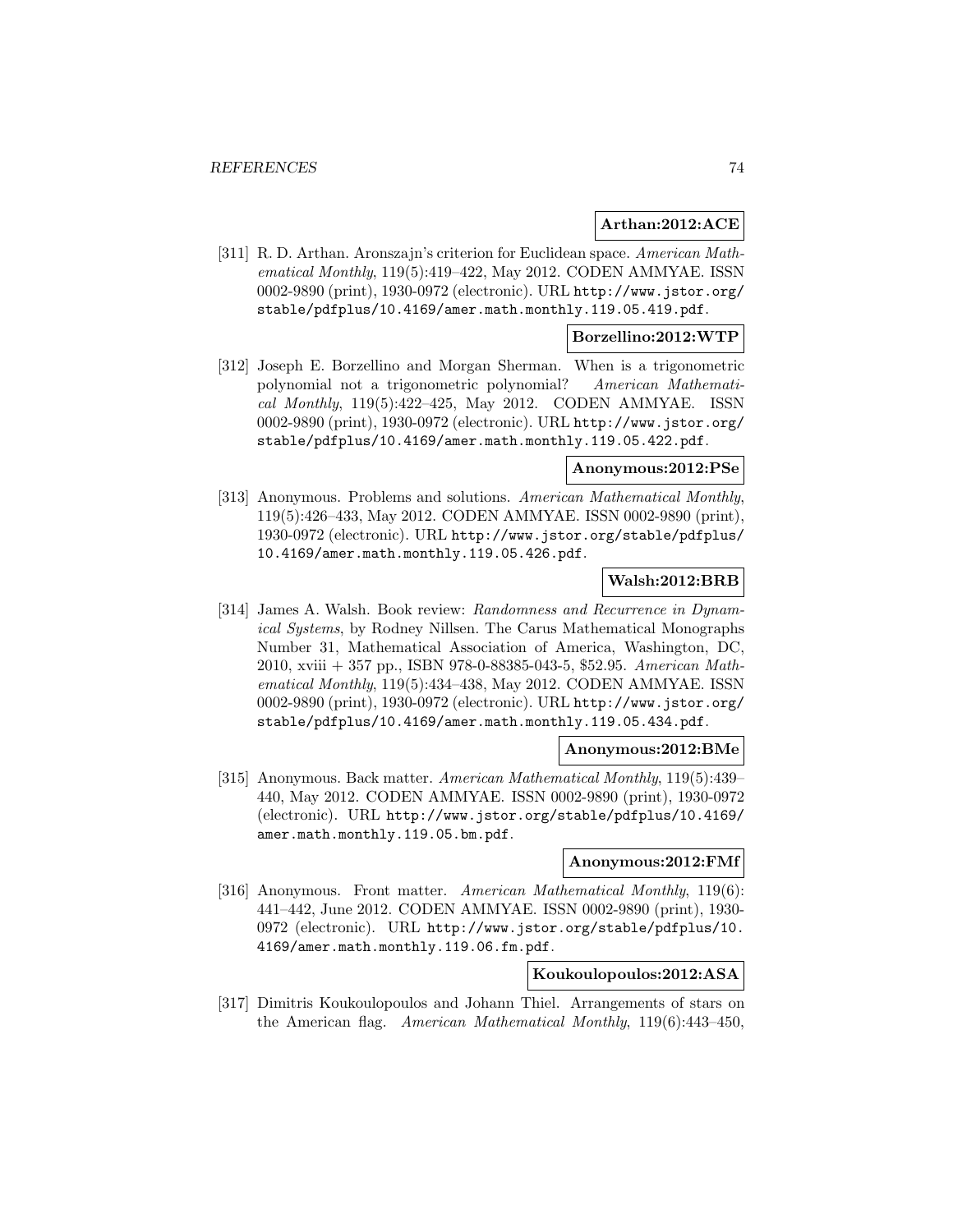**Arthan:2012:ACE**

[311] R. D. Arthan. Aronszajn's criterion for Euclidean space. *American Mathematical Monthly*, 119(5):419–422, May 2012. CODEN AMMYAE. ISSN 0002-9890 (print), 1930-0972 (electronic). URL http://www.jstor.org/stable/pdfplus/10.4169/amer.math.monthly.119.05.419.pdf.

**Borzellino:2012:WTP**

[312] Joseph E. Borzellino and Morgan Sherman. When is a trigonometric polynomial not a trigonometric polynomial? *American Mathematical Monthly*, 119(5):422–425, May 2012. CODEN AMMYAE. ISSN 0002-9890 (print), 1930-0972 (electronic). URL http://www.jstor.org/stable/pdfplus/10.4169/amer.math.monthly.119.05.422.pdf.

**Anonymous:2012:PSe**

[313] Anonymous. Problems and solutions. *American Mathematical Monthly*, 119(5):426–433, May 2012. CODEN AMMYAE. ISSN 0002-9890 (print), 1930-0972 (electronic). URL http://www.jstor.org/stable/pdfplus/10.4169/amer.math.monthly.119.05.426.pdf.

**Walsh:2012:BRB**

[314] James A. Walsh. Book review: *Randomness and Recurrence in Dynamical Systems*, by Rodney Nillsen. The Carus Mathematical Monographs Number 31, Mathematical Association of America, Washington, DC, 2010, xviii + 357 pp., ISBN 978-0-88385-043-5, $52.95. *American Mathematical Monthly*, 119(5):434–438, May 2012. CODEN AMMYAE. ISSN 0002-9890 (print), 1930-0972 (electronic). URL http://www.jstor.org/stable/pdfplus/10.4169/amer.math.monthly.119.05.434.pdf.

**Anonymous:2012:BMe**

[315] Anonymous. Back matter. *American Mathematical Monthly*, 119(5):439–440, May 2012. CODEN AMMYAE. ISSN 0002-9890 (print), 1930-0972 (electronic). URL http://www.jstor.org/stable/pdfplus/10.4169/amer.math.monthly.119.05.bm.pdf.

**Anonymous:2012:FMf**

[316] Anonymous. Front matter. *American Mathematical Monthly*, 119(6):441–442, June 2012. CODEN AMMYAE. ISSN 0002-9890 (print), 1930-0972 (electronic). URL http://www.jstor.org/stable/pdfplus/10.4169/amer.math.monthly.119.06.fm.pdf.

**Koukoulopoulos:2012:ASA**

[317] Dimitris Koukoulopoulos and Johann Thiel. Arrangements of stars on the American flag. *American Mathematical Monthly*, 119(6):443–450,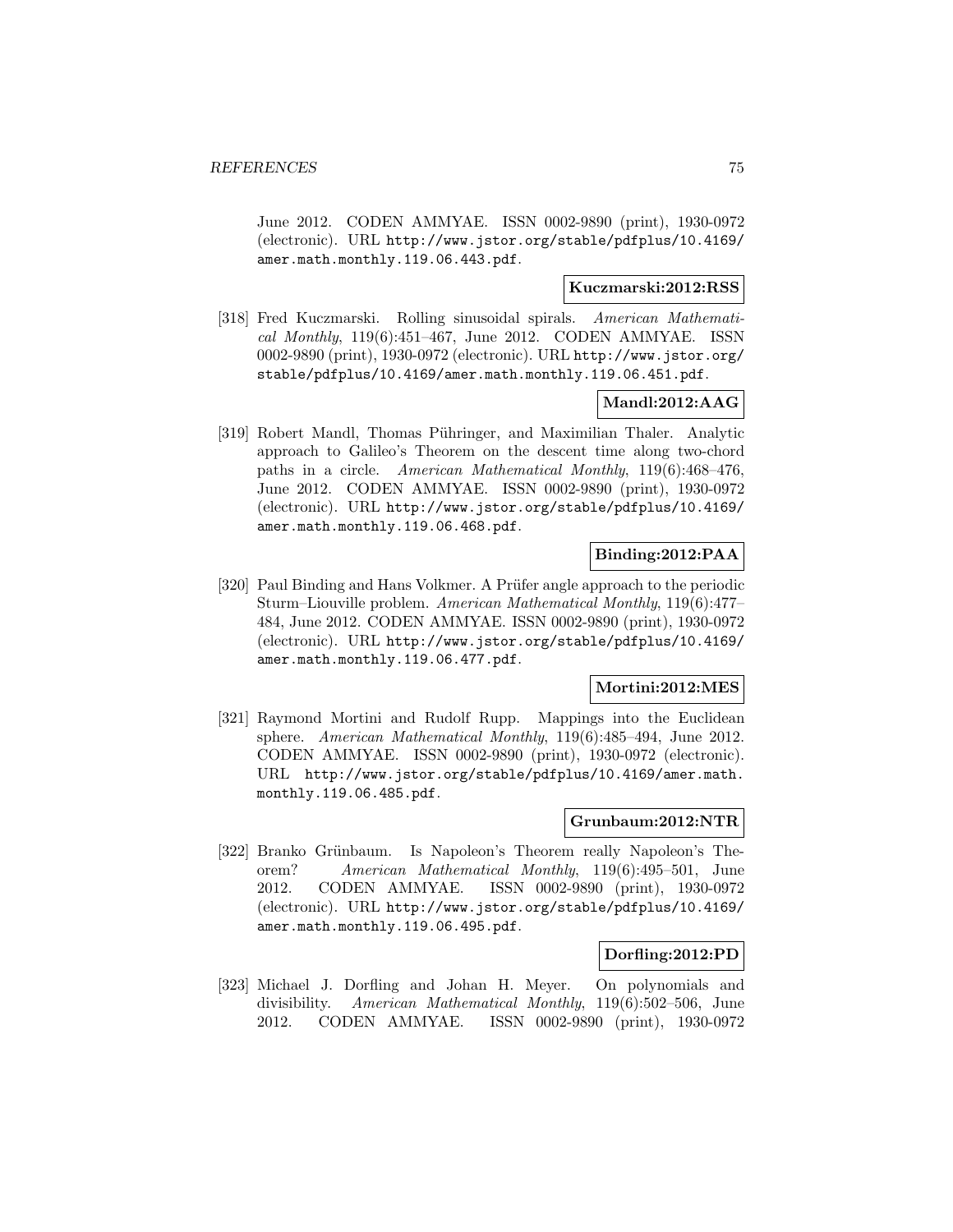June 2012. CODEN AMMYAE. ISSN 0002-9890 (print), 1930-0972 (electronic). URL http://www.jstor.org/stable/pdfplus/10.4169/amer.math.monthly.119.06.443.pdf.

**Kuczmarski:2012:RSS**

[318] Fred Kuczmarski. Rolling sinusoidal spirals. *American Mathematical Monthly*, 119(6):451–467, June 2012. CODEN AMMYAE. ISSN 0002-9890 (print), 1930-0972 (electronic). URL http://www.jstor.org/stable/pdfplus/10.4169/amer.math.monthly.119.06.451.pdf.

**Mandl:2012:AAG**

[319] Robert Mandl, Thomas Pühringer, and Maximilian Thaler. Analytic approach to Galileo's Theorem on the descent time along two-chord paths in a circle. *American Mathematical Monthly*, 119(6):468–476, June 2012. CODEN AMMYAE. ISSN 0002-9890 (print), 1930-0972 (electronic). URL http://www.jstor.org/stable/pdfplus/10.4169/amer.math.monthly.119.06.468.pdf.

**Binding:2012:PAA**

[320] Paul Binding and Hans Volkmer. A Prüfer angle approach to the periodic Sturm–Liouville problem. *American Mathematical Monthly*, 119(6):477–484, June 2012. CODEN AMMYAE. ISSN 0002-9890 (print), 1930-0972 (electronic). URL http://www.jstor.org/stable/pdfplus/10.4169/amer.math.monthly.119.06.477.pdf.

**Mortini:2012:MES**

[321] Raymond Mortini and Rudolf Rupp. Mappings into the Euclidean sphere. *American Mathematical Monthly*, 119(6):485–494, June 2012. CODEN AMMYAE. ISSN 0002-9890 (print), 1930-0972 (electronic). URL http://www.jstor.org/stable/pdfplus/10.4169/amer.math.monthly.119.06.485.pdf.

**Grunbaum:2012:NTR**

[322] Branko Grünbaum. Is Napoleon's Theorem really Napoleon's Theorem? *American Mathematical Monthly*, 119(6):495–501, June 2012. CODEN AMMYAE. ISSN 0002-9890 (print), 1930-0972 (electronic). URL http://www.jstor.org/stable/pdfplus/10.4169/amer.math.monthly.119.06.495.pdf.

**Dorfling:2012:PD**

[323] Michael J. Dorfling and Johan H. Meyer. On polynomials and divisibility. *American Mathematical Monthly*, 119(6):502–506, June 2012. CODEN AMMYAE. ISSN 0002-9890 (print), 1930-0972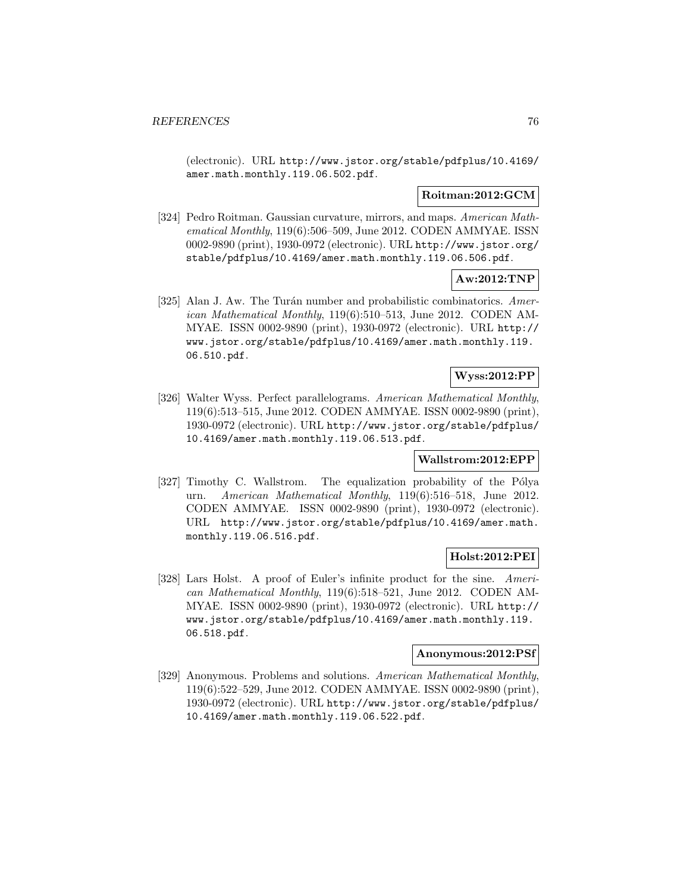(electronic). URL http://www.jstor.org/stable/pdfplus/10.4169/amer.math.monthly.119.06.502.pdf.

**Roitman:2012:GCM**

[324] Pedro Roitman. Gaussian curvature, mirrors, and maps. *American Mathematical Monthly*, 119(6):506–509, June 2012. CODEN AMMYAE. ISSN 0002-9890 (print), 1930-0972 (electronic). URL http://www.jstor.org/stable/pdfplus/10.4169/amer.math.monthly.119.06.506.pdf.

**Aw:2012:TNP**

[325] Alan J. Aw. The Turán number and probabilistic combinatorics. *American Mathematical Monthly*, 119(6):510–513, June 2012. CODEN AMMYAE. ISSN 0002-9890 (print), 1930-0972 (electronic). URL http://www.jstor.org/stable/pdfplus/10.4169/amer.math.monthly.119.06.510.pdf.

**Wyss:2012:PP**

[326] Walter Wyss. Perfect parallelograms. *American Mathematical Monthly*, 119(6):513–515, June 2012. CODEN AMMYAE. ISSN 0002-9890 (print), 1930-0972 (electronic). URL http://www.jstor.org/stable/pdfplus/10.4169/amer.math.monthly.119.06.513.pdf.

**Wallstrom:2012:EPP**

[327] Timothy C. Wallstrom. The equalization probability of the Pólya urn. *American Mathematical Monthly*, 119(6):516–518, June 2012. CODEN AMMYAE. ISSN 0002-9890 (print), 1930-0972 (electronic). URL http://www.jstor.org/stable/pdfplus/10.4169/amer.math.monthly.119.06.516.pdf.

**Holst:2012:PEI**

[328] Lars Holst. A proof of Euler's infinite product for the sine. *American Mathematical Monthly*, 119(6):518–521, June 2012. CODEN AMMYAE. ISSN 0002-9890 (print), 1930-0972 (electronic). URL http://www.jstor.org/stable/pdfplus/10.4169/amer.math.monthly.119.06.518.pdf.

**Anonymous:2012:PSf**

[329] Anonymous. Problems and solutions. *American Mathematical Monthly*, 119(6):522–529, June 2012. CODEN AMMYAE. ISSN 0002-9890 (print), 1930-0972 (electronic). URL http://www.jstor.org/stable/pdfplus/10.4169/amer.math.monthly.119.06.522.pdf.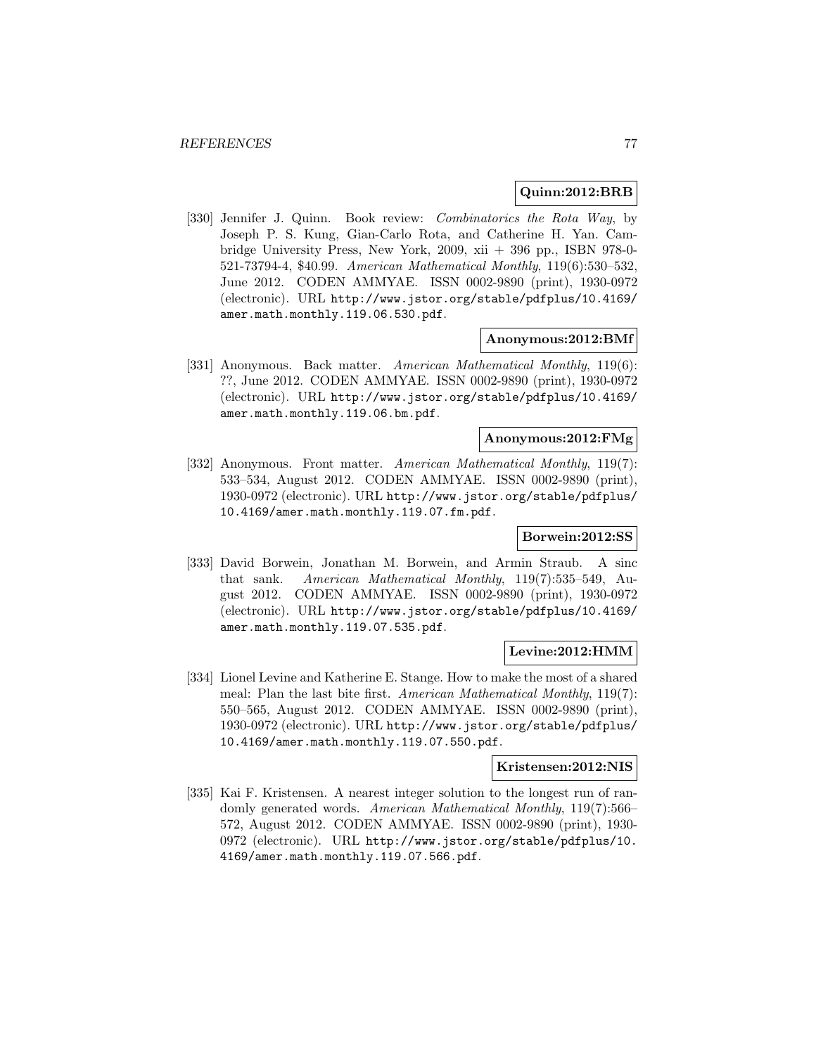**Quinn:2012:BRB**

[330] Jennifer J. Quinn. Book review: *Combinatorics the Rota Way*, by Joseph P. S. Kung, Gian-Carlo Rota, and Catherine H. Yan. Cambridge University Press, New York, 2009, xii + 396 pp., ISBN 978-0-521-73794-4, $40.99. *American Mathematical Monthly*, 119(6):530–532, June 2012. CODEN AMMYAE. ISSN 0002-9890 (print), 1930-0972 (electronic). URL `http://www.jstor.org/stable/pdfplus/10.4169/amer.math.monthly.119.06.530.pdf`.

**Anonymous:2012:BMf**

[331] Anonymous. Back matter. *American Mathematical Monthly*, 119(6): ??, June 2012. CODEN AMMYAE. ISSN 0002-9890 (print), 1930-0972 (electronic). URL `http://www.jstor.org/stable/pdfplus/10.4169/amer.math.monthly.119.06.bm.pdf`.

**Anonymous:2012:FMg**

[332] Anonymous. Front matter. *American Mathematical Monthly*, 119(7): 533–534, August 2012. CODEN AMMYAE. ISSN 0002-9890 (print), 1930-0972 (electronic). URL `http://www.jstor.org/stable/pdfplus/10.4169/amer.math.monthly.119.07.fm.pdf`.

**Borwein:2012:SS**

[333] David Borwein, Jonathan M. Borwein, and Armin Straub. A sinc that sank. *American Mathematical Monthly*, 119(7):535–549, August 2012. CODEN AMMYAE. ISSN 0002-9890 (print), 1930-0972 (electronic). URL `http://www.jstor.org/stable/pdfplus/10.4169/amer.math.monthly.119.07.535.pdf`.

**Levine:2012:HMM**

[334] Lionel Levine and Katherine E. Stange. How to make the most of a shared meal: Plan the last bite first. *American Mathematical Monthly*, 119(7): 550–565, August 2012. CODEN AMMYAE. ISSN 0002-9890 (print), 1930-0972 (electronic). URL `http://www.jstor.org/stable/pdfplus/10.4169/amer.math.monthly.119.07.550.pdf`.

**Kristensen:2012:NIS**

[335] Kai F. Kristensen. A nearest integer solution to the longest run of randomly generated words. *American Mathematical Monthly*, 119(7):566–572, August 2012. CODEN AMMYAE. ISSN 0002-9890 (print), 1930-0972 (electronic). URL `http://www.jstor.org/stable/pdfplus/10.4169/amer.math.monthly.119.07.566.pdf`.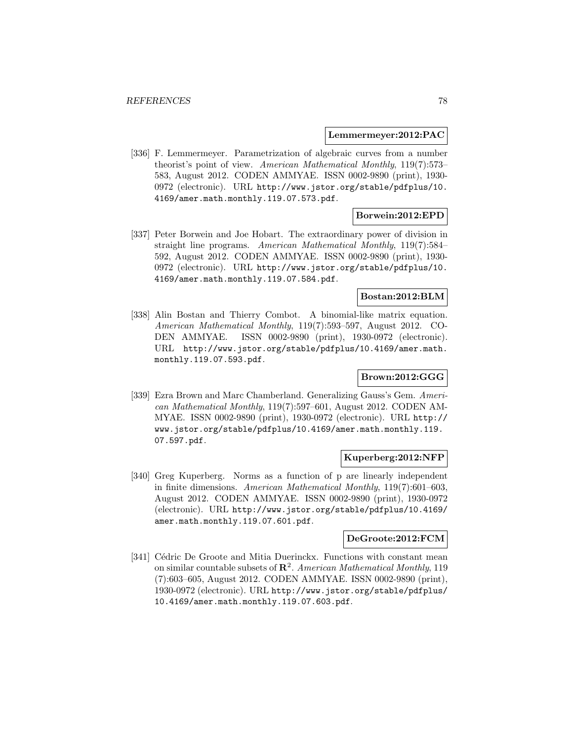**Lemmermeyer:2012:PAC**

[336] F. Lemmermeyer. Parametrization of algebraic curves from a number theorist's point of view. *American Mathematical Monthly*, 119(7):573–583, August 2012. CODEN AMMYAE. ISSN 0002-9890 (print), 1930-0972 (electronic). URL http://www.jstor.org/stable/pdfplus/10.4169/amer.math.monthly.119.07.573.pdf.

**Borwein:2012:EPD**

[337] Peter Borwein and Joe Hobart. The extraordinary power of division in straight line programs. *American Mathematical Monthly*, 119(7):584–592, August 2012. CODEN AMMYAE. ISSN 0002-9890 (print), 1930-0972 (electronic). URL http://www.jstor.org/stable/pdfplus/10.4169/amer.math.monthly.119.07.584.pdf.

**Bostan:2012:BLM**

[338] Alin Bostan and Thierry Combot. A binomial-like matrix equation. *American Mathematical Monthly*, 119(7):593–597, August 2012. CODEN AMMYAE. ISSN 0002-9890 (print), 1930-0972 (electronic). URL http://www.jstor.org/stable/pdfplus/10.4169/amer.math.monthly.119.07.593.pdf.

**Brown:2012:GGG**

[339] Ezra Brown and Marc Chamberland. Generalizing Gauss's Gem. *American Mathematical Monthly*, 119(7):597–601, August 2012. CODEN AMMYAE. ISSN 0002-9890 (print), 1930-0972 (electronic). URL http://www.jstor.org/stable/pdfplus/10.4169/amer.math.monthly.119.07.597.pdf.

**Kuperberg:2012:NFP**

[340] Greg Kuperberg. Norms as a function of p are linearly independent in finite dimensions. *American Mathematical Monthly*, 119(7):601–603, August 2012. CODEN AMMYAE. ISSN 0002-9890 (print), 1930-0972 (electronic). URL http://www.jstor.org/stable/pdfplus/10.4169/amer.math.monthly.119.07.601.pdf.

**DeGroote:2012:FCM**

[341] Cédric De Groote and Mitia Duerinckx. Functions with constant mean on similar countable subsets of $\mathbf{R}^2$. *American Mathematical Monthly*, 119(7):603–605, August 2012. CODEN AMMYAE. ISSN 0002-9890 (print), 1930-0972 (electronic). URL http://www.jstor.org/stable/pdfplus/10.4169/amer.math.monthly.119.07.603.pdf.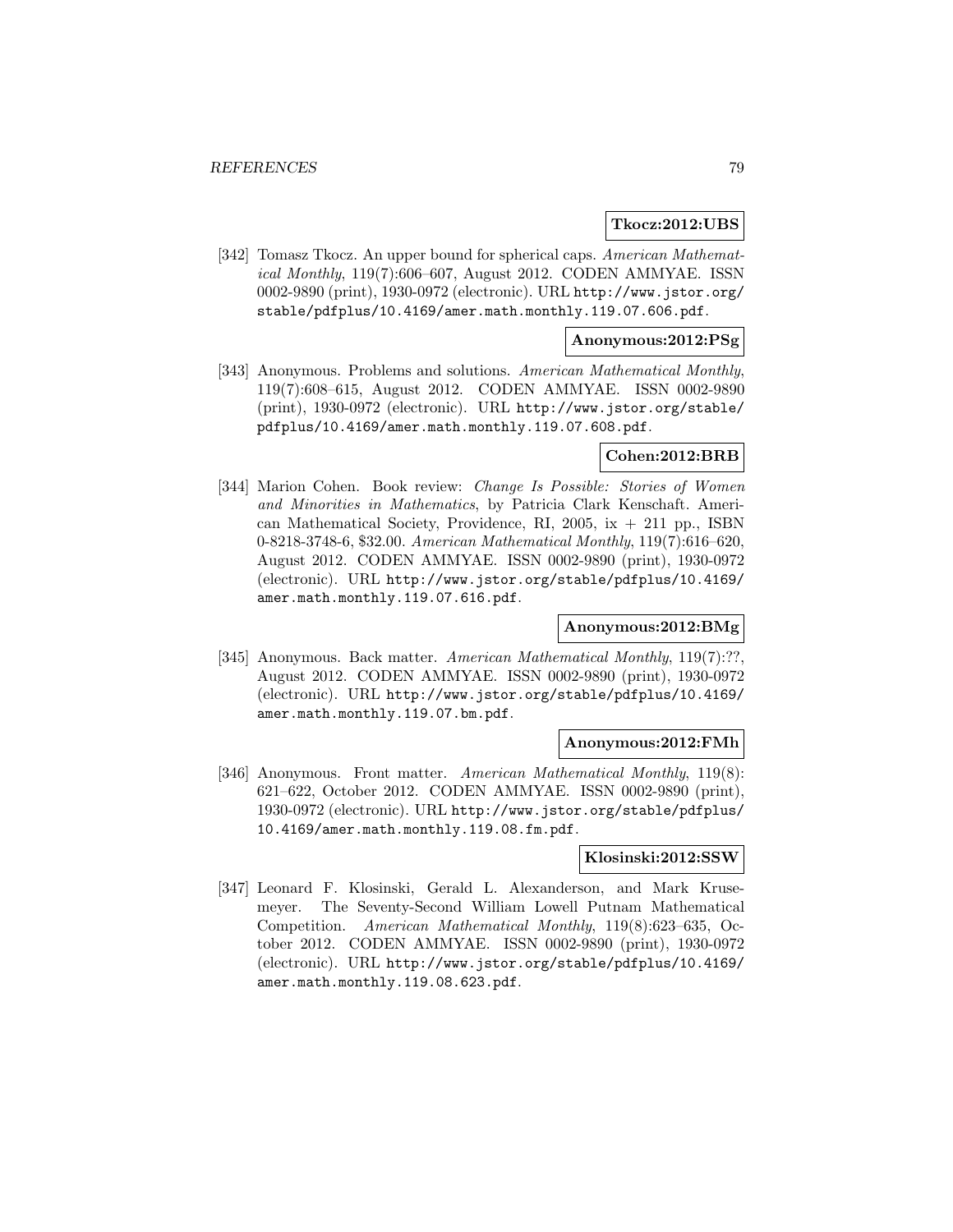**Tkocz:2012:UBS**

[342] Tomasz Tkocz. An upper bound for spherical caps. *American Mathematical Monthly*, 119(7):606–607, August 2012. CODEN AMMYAE. ISSN 0002-9890 (print), 1930-0972 (electronic). URL http://www.jstor.org/stable/pdfplus/10.4169/amer.math.monthly.119.07.606.pdf.

**Anonymous:2012:PSg**

[343] Anonymous. Problems and solutions. *American Mathematical Monthly*, 119(7):608–615, August 2012. CODEN AMMYAE. ISSN 0002-9890 (print), 1930-0972 (electronic). URL http://www.jstor.org/stable/pdfplus/10.4169/amer.math.monthly.119.07.608.pdf.

**Cohen:2012:BRB**

[344] Marion Cohen. Book review: *Change Is Possible: Stories of Women and Minorities in Mathematics*, by Patricia Clark Kenschaft. American Mathematical Society, Providence, RI, 2005, ix + 211 pp., ISBN 0-8218-3748-6, $32.00. *American Mathematical Monthly*, 119(7):616–620, August 2012. CODEN AMMYAE. ISSN 0002-9890 (print), 1930-0972 (electronic). URL http://www.jstor.org/stable/pdfplus/10.4169/amer.math.monthly.119.07.616.pdf.

**Anonymous:2012:BMg**

[345] Anonymous. Back matter. *American Mathematical Monthly*, 119(7):??, August 2012. CODEN AMMYAE. ISSN 0002-9890 (print), 1930-0972 (electronic). URL http://www.jstor.org/stable/pdfplus/10.4169/amer.math.monthly.119.07.bm.pdf.

**Anonymous:2012:FMh**

[346] Anonymous. Front matter. *American Mathematical Monthly*, 119(8): 621–622, October 2012. CODEN AMMYAE. ISSN 0002-9890 (print), 1930-0972 (electronic). URL http://www.jstor.org/stable/pdfplus/10.4169/amer.math.monthly.119.08.fm.pdf.

**Klosinski:2012:SSW**

[347] Leonard F. Klosinski, Gerald L. Alexanderson, and Mark Krusemeyer. The Seventy-Second William Lowell Putnam Mathematical Competition. *American Mathematical Monthly*, 119(8):623–635, October 2012. CODEN AMMYAE. ISSN 0002-9890 (print), 1930-0972 (electronic). URL http://www.jstor.org/stable/pdfplus/10.4169/amer.math.monthly.119.08.623.pdf.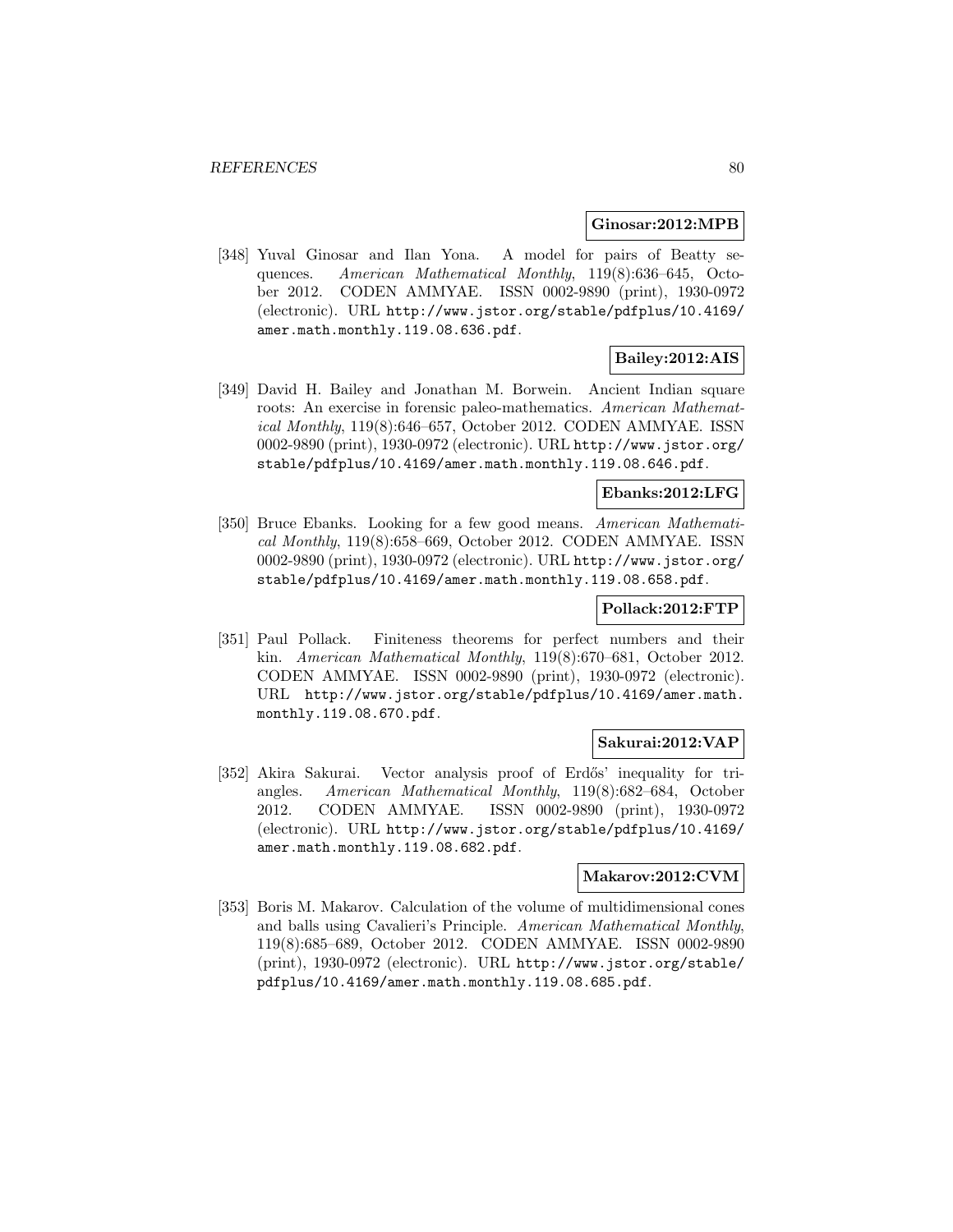**Ginosar:2012:MPB**

[348] Yuval Ginosar and Ilan Yona. A model for pairs of Beatty sequences. *American Mathematical Monthly*, 119(8):636–645, October 2012. CODEN AMMYAE. ISSN 0002-9890 (print), 1930-0972 (electronic). URL `http://www.jstor.org/stable/pdfplus/10.4169/amer.math.monthly.119.08.636.pdf`.

**Bailey:2012:AIS**

[349] David H. Bailey and Jonathan M. Borwein. Ancient Indian square roots: An exercise in forensic paleo-mathematics. *American Mathematical Monthly*, 119(8):646–657, October 2012. CODEN AMMYAE. ISSN 0002-9890 (print), 1930-0972 (electronic). URL `http://www.jstor.org/stable/pdfplus/10.4169/amer.math.monthly.119.08.646.pdf`.

**Ebanks:2012:LFG**

[350] Bruce Ebanks. Looking for a few good means. *American Mathematical Monthly*, 119(8):658–669, October 2012. CODEN AMMYAE. ISSN 0002-9890 (print), 1930-0972 (electronic). URL `http://www.jstor.org/stable/pdfplus/10.4169/amer.math.monthly.119.08.658.pdf`.

**Pollack:2012:FTP**

[351] Paul Pollack. Finiteness theorems for perfect numbers and their kin. *American Mathematical Monthly*, 119(8):670–681, October 2012. CODEN AMMYAE. ISSN 0002-9890 (print), 1930-0972 (electronic). URL `http://www.jstor.org/stable/pdfplus/10.4169/amer.math.monthly.119.08.670.pdf`.

**Sakurai:2012:VAP**

[352] Akira Sakurai. Vector analysis proof of Erdős' inequality for triangles. *American Mathematical Monthly*, 119(8):682–684, October 2012. CODEN AMMYAE. ISSN 0002-9890 (print), 1930-0972 (electronic). URL `http://www.jstor.org/stable/pdfplus/10.4169/amer.math.monthly.119.08.682.pdf`.

**Makarov:2012:CVM**

[353] Boris M. Makarov. Calculation of the volume of multidimensional cones and balls using Cavalieri's Principle. *American Mathematical Monthly*, 119(8):685–689, October 2012. CODEN AMMYAE. ISSN 0002-9890 (print), 1930-0972 (electronic). URL `http://www.jstor.org/stable/pdfplus/10.4169/amer.math.monthly.119.08.685.pdf`.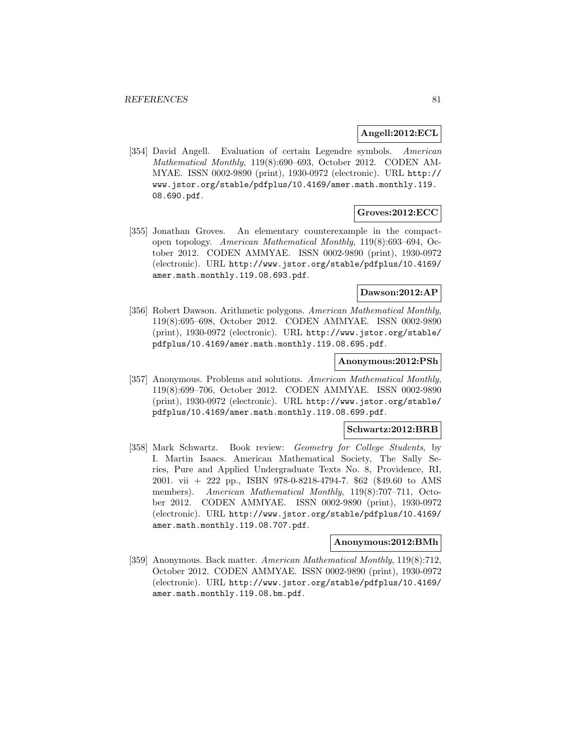**Angell:2012:ECL**

[354] David Angell. Evaluation of certain Legendre symbols. *American Mathematical Monthly*, 119(8):690–693, October 2012. CODEN AMMYAE. ISSN 0002-9890 (print), 1930-0972 (electronic). URL http://www.jstor.org/stable/pdfplus/10.4169/amer.math.monthly.119.08.690.pdf.

**Groves:2012:ECC**

[355] Jonathan Groves. An elementary counterexample in the compact-open topology. *American Mathematical Monthly*, 119(8):693–694, October 2012. CODEN AMMYAE. ISSN 0002-9890 (print), 1930-0972 (electronic). URL http://www.jstor.org/stable/pdfplus/10.4169/amer.math.monthly.119.08.693.pdf.

**Dawson:2012:AP**

[356] Robert Dawson. Arithmetic polygons. *American Mathematical Monthly*, 119(8):695–698, October 2012. CODEN AMMYAE. ISSN 0002-9890 (print), 1930-0972 (electronic). URL http://www.jstor.org/stable/pdfplus/10.4169/amer.math.monthly.119.08.695.pdf.

**Anonymous:2012:PSh**

[357] Anonymous. Problems and solutions. *American Mathematical Monthly*, 119(8):699–706, October 2012. CODEN AMMYAE. ISSN 0002-9890 (print), 1930-0972 (electronic). URL http://www.jstor.org/stable/pdfplus/10.4169/amer.math.monthly.119.08.699.pdf.

**Schwartz:2012:BRB**

[358] Mark Schwartz. Book review: *Geometry for College Students*, by I. Martin Isaacs. American Mathematical Society, The Sally Series, Pure and Applied Undergraduate Texts No. 8, Providence, RI, 2001. vii + 222 pp., ISBN 978-0-8218-4794-7. $62 ($49.60 to AMS members). *American Mathematical Monthly*, 119(8):707–711, October 2012. CODEN AMMYAE. ISSN 0002-9890 (print), 1930-0972 (electronic). URL http://www.jstor.org/stable/pdfplus/10.4169/amer.math.monthly.119.08.707.pdf.

**Anonymous:2012:BMh**

[359] Anonymous. Back matter. *American Mathematical Monthly*, 119(8):712, October 2012. CODEN AMMYAE. ISSN 0002-9890 (print), 1930-0972 (electronic). URL http://www.jstor.org/stable/pdfplus/10.4169/amer.math.monthly.119.08.bm.pdf.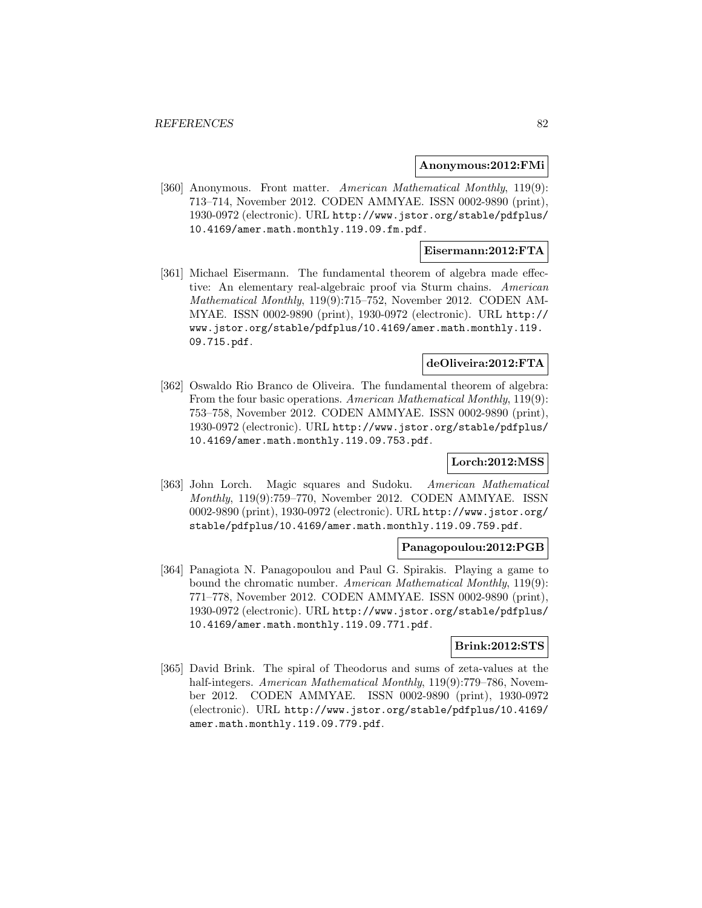**Anonymous:2012:FMi**

[360] Anonymous. Front matter. *American Mathematical Monthly*, 119(9): 713–714, November 2012. CODEN AMMYAE. ISSN 0002-9890 (print), 1930-0972 (electronic). URL http://www.jstor.org/stable/pdfplus/10.4169/amer.math.monthly.119.09.fm.pdf.

**Eisermann:2012:FTA**

[361] Michael Eisermann. The fundamental theorem of algebra made effective: An elementary real-algebraic proof via Sturm chains. *American Mathematical Monthly*, 119(9):715–752, November 2012. CODEN AMMYAE. ISSN 0002-9890 (print), 1930-0972 (electronic). URL http://www.jstor.org/stable/pdfplus/10.4169/amer.math.monthly.119.09.715.pdf.

**deOliveira:2012:FTA**

[362] Oswaldo Rio Branco de Oliveira. The fundamental theorem of algebra: From the four basic operations. *American Mathematical Monthly*, 119(9): 753–758, November 2012. CODEN AMMYAE. ISSN 0002-9890 (print), 1930-0972 (electronic). URL http://www.jstor.org/stable/pdfplus/10.4169/amer.math.monthly.119.09.753.pdf.

**Lorch:2012:MSS**

[363] John Lorch. Magic squares and Sudoku. *American Mathematical Monthly*, 119(9):759–770, November 2012. CODEN AMMYAE. ISSN 0002-9890 (print), 1930-0972 (electronic). URL http://www.jstor.org/stable/pdfplus/10.4169/amer.math.monthly.119.09.759.pdf.

**Panagopoulou:2012:PGB**

[364] Panagiota N. Panagopoulou and Paul G. Spirakis. Playing a game to bound the chromatic number. *American Mathematical Monthly*, 119(9): 771–778, November 2012. CODEN AMMYAE. ISSN 0002-9890 (print), 1930-0972 (electronic). URL http://www.jstor.org/stable/pdfplus/10.4169/amer.math.monthly.119.09.771.pdf.

**Brink:2012:STS**

[365] David Brink. The spiral of Theodorus and sums of zeta-values at the half-integers. *American Mathematical Monthly*, 119(9):779–786, November 2012. CODEN AMMYAE. ISSN 0002-9890 (print), 1930-0972 (electronic). URL http://www.jstor.org/stable/pdfplus/10.4169/amer.math.monthly.119.09.779.pdf.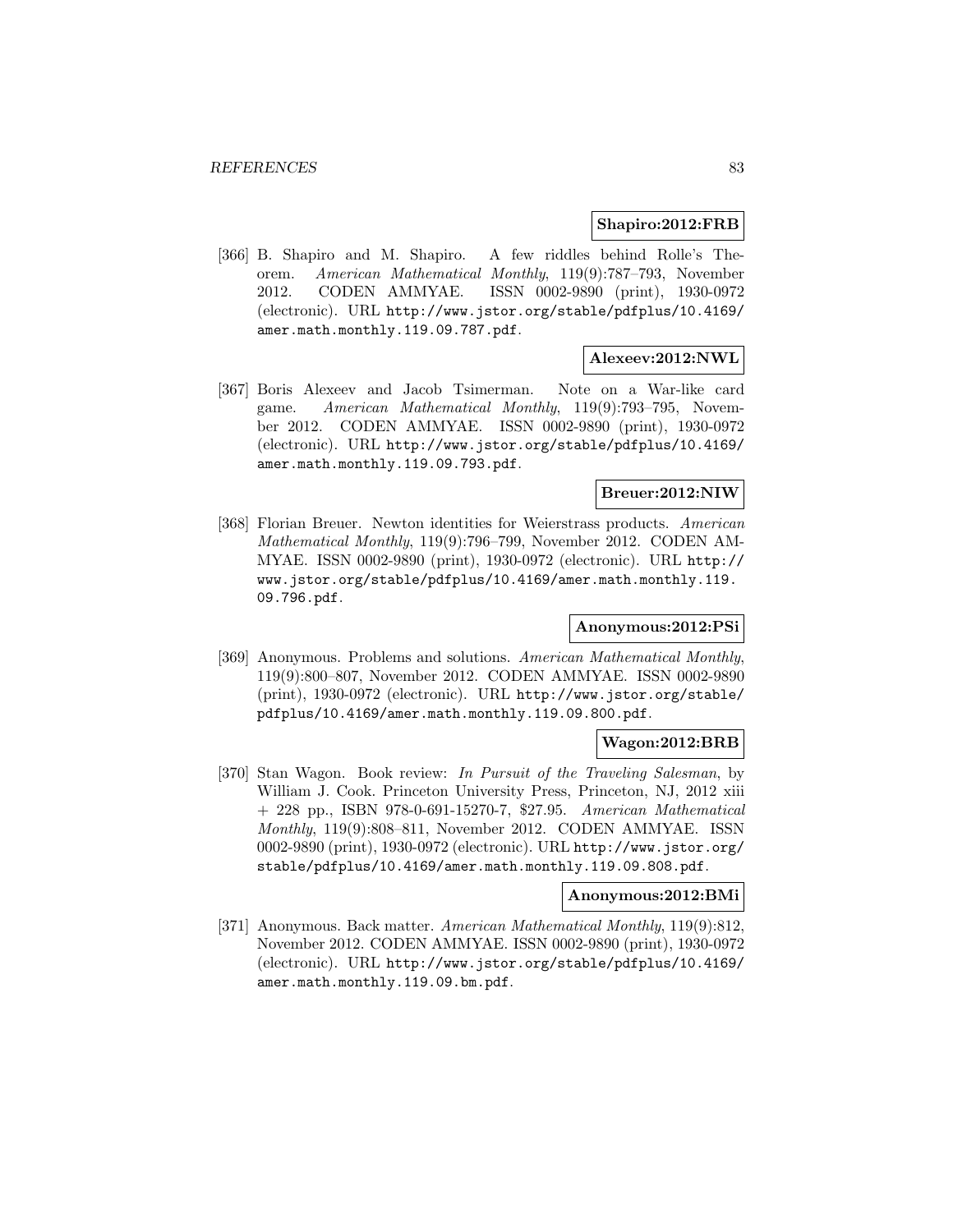**Shapiro:2012:FRB**

[366] B. Shapiro and M. Shapiro. A few riddles behind Rolle's Theorem. *American Mathematical Monthly*, 119(9):787–793, November 2012. CODEN AMMYAE. ISSN 0002-9890 (print), 1930-0972 (electronic). URL http://www.jstor.org/stable/pdfplus/10.4169/amer.math.monthly.119.09.787.pdf.

**Alexeev:2012:NWL**

[367] Boris Alexeev and Jacob Tsimerman. Note on a War-like card game. *American Mathematical Monthly*, 119(9):793–795, November 2012. CODEN AMMYAE. ISSN 0002-9890 (print), 1930-0972 (electronic). URL http://www.jstor.org/stable/pdfplus/10.4169/amer.math.monthly.119.09.793.pdf.

**Breuer:2012:NIW**

[368] Florian Breuer. Newton identities for Weierstrass products. *American Mathematical Monthly*, 119(9):796–799, November 2012. CODEN AMMYAE. ISSN 0002-9890 (print), 1930-0972 (electronic). URL http://www.jstor.org/stable/pdfplus/10.4169/amer.math.monthly.119.09.796.pdf.

**Anonymous:2012:PSi**

[369] Anonymous. Problems and solutions. *American Mathematical Monthly*, 119(9):800–807, November 2012. CODEN AMMYAE. ISSN 0002-9890 (print), 1930-0972 (electronic). URL http://www.jstor.org/stable/pdfplus/10.4169/amer.math.monthly.119.09.800.pdf.

**Wagon:2012:BRB**

[370] Stan Wagon. Book review: *In Pursuit of the Traveling Salesman*, by William J. Cook. Princeton University Press, Princeton, NJ, 2012 xiii + 228 pp., ISBN 978-0-691-15270-7, $27.95. *American Mathematical Monthly*, 119(9):808–811, November 2012. CODEN AMMYAE. ISSN 0002-9890 (print), 1930-0972 (electronic). URL http://www.jstor.org/stable/pdfplus/10.4169/amer.math.monthly.119.09.808.pdf.

**Anonymous:2012:BMi**

[371] Anonymous. Back matter. *American Mathematical Monthly*, 119(9):812, November 2012. CODEN AMMYAE. ISSN 0002-9890 (print), 1930-0972 (electronic). URL http://www.jstor.org/stable/pdfplus/10.4169/amer.math.monthly.119.09.bm.pdf.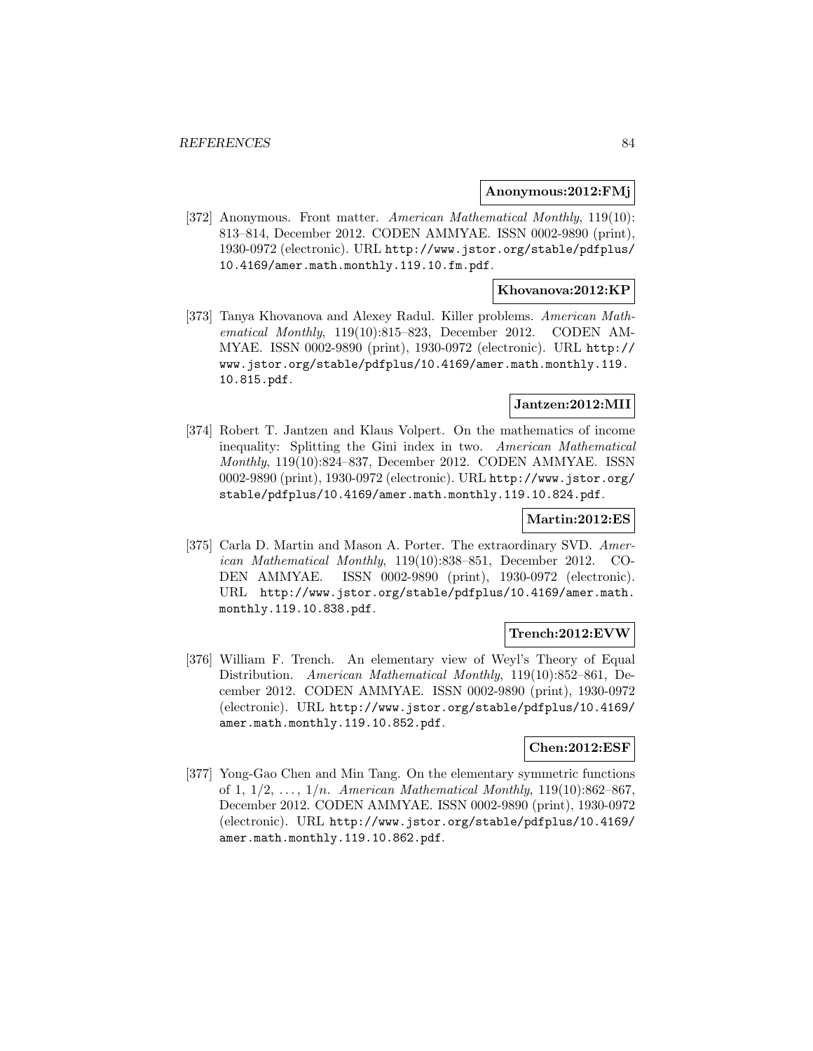**Anonymous:2012:FMj**

[372] Anonymous. Front matter. *American Mathematical Monthly*, 119(10): 813–814, December 2012. CODEN AMMYAE. ISSN 0002-9890 (print), 1930-0972 (electronic). URL `http://www.jstor.org/stable/pdfplus/10.4169/amer.math.monthly.119.10.fm.pdf`.

**Khovanova:2012:KP**

[373] Tanya Khovanova and Alexey Radul. Killer problems. *American Mathematical Monthly*, 119(10):815–823, December 2012. CODEN AMMYAE. ISSN 0002-9890 (print), 1930-0972 (electronic). URL `http://www.jstor.org/stable/pdfplus/10.4169/amer.math.monthly.119.10.815.pdf`.

**Jantzen:2012:MII**

[374] Robert T. Jantzen and Klaus Volpert. On the mathematics of income inequality: Splitting the Gini index in two. *American Mathematical Monthly*, 119(10):824–837, December 2012. CODEN AMMYAE. ISSN 0002-9890 (print), 1930-0972 (electronic). URL `http://www.jstor.org/stable/pdfplus/10.4169/amer.math.monthly.119.10.824.pdf`.

**Martin:2012:ES**

[375] Carla D. Martin and Mason A. Porter. The extraordinary SVD. *American Mathematical Monthly*, 119(10):838–851, December 2012. CODEN AMMYAE. ISSN 0002-9890 (print), 1930-0972 (electronic). URL `http://www.jstor.org/stable/pdfplus/10.4169/amer.math.monthly.119.10.838.pdf`.

**Trench:2012:EVW**

[376] William F. Trench. An elementary view of Weyl's Theory of Equal Distribution. *American Mathematical Monthly*, 119(10):852–861, December 2012. CODEN AMMYAE. ISSN 0002-9890 (print), 1930-0972 (electronic). URL `http://www.jstor.org/stable/pdfplus/10.4169/amer.math.monthly.119.10.852.pdf`.

**Chen:2012:ESF**

[377] Yong-Gao Chen and Min Tang. On the elementary symmetric functions of 1, $1/2$, ..., $1/n$. *American Mathematical Monthly*, 119(10):862–867, December 2012. CODEN AMMYAE. ISSN 0002-9890 (print), 1930-0972 (electronic). URL `http://www.jstor.org/stable/pdfplus/10.4169/amer.math.monthly.119.10.862.pdf`.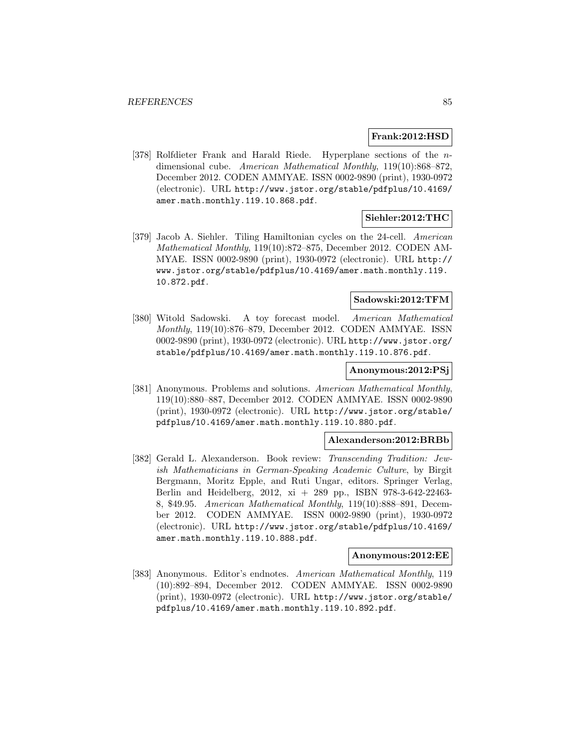**Frank:2012:HSD**

[378] Rolfdieter Frank and Harald Riede. Hyperplane sections of the $n$-dimensional cube. *American Mathematical Monthly*, 119(10):868–872, December 2012. CODEN AMMYAE. ISSN 0002-9890 (print), 1930-0972 (electronic). URL `http://www.jstor.org/stable/pdfplus/10.4169/amer.math.monthly.119.10.868.pdf`.

**Siehler:2012:THC**

[379] Jacob A. Siehler. Tiling Hamiltonian cycles on the 24-cell. *American Mathematical Monthly*, 119(10):872–875, December 2012. CODEN AMMYAE. ISSN 0002-9890 (print), 1930-0972 (electronic). URL `http://www.jstor.org/stable/pdfplus/10.4169/amer.math.monthly.119.10.872.pdf`.

**Sadowski:2012:TFM**

[380] Witold Sadowski. A toy forecast model. *American Mathematical Monthly*, 119(10):876–879, December 2012. CODEN AMMYAE. ISSN 0002-9890 (print), 1930-0972 (electronic). URL `http://www.jstor.org/stable/pdfplus/10.4169/amer.math.monthly.119.10.876.pdf`.

**Anonymous:2012:PSj**

[381] Anonymous. Problems and solutions. *American Mathematical Monthly*, 119(10):880–887, December 2012. CODEN AMMYAE. ISSN 0002-9890 (print), 1930-0972 (electronic). URL `http://www.jstor.org/stable/pdfplus/10.4169/amer.math.monthly.119.10.880.pdf`.

**Alexanderson:2012:BRBb**

[382] Gerald L. Alexanderson. Book review: *Transcending Tradition: Jewish Mathematicians in German-Speaking Academic Culture*, by Birgit Bergmann, Moritz Epple, and Ruti Ungar, editors. Springer Verlag, Berlin and Heidelberg, 2012, xi + 289 pp., ISBN 978-3-642-22463-8, $49.95. *American Mathematical Monthly*, 119(10):888–891, December 2012. CODEN AMMYAE. ISSN 0002-9890 (print), 1930-0972 (electronic). URL `http://www.jstor.org/stable/pdfplus/10.4169/amer.math.monthly.119.10.888.pdf`.

**Anonymous:2012:EE**

[383] Anonymous. Editor's endnotes. *American Mathematical Monthly*, 119(10):892–894, December 2012. CODEN AMMYAE. ISSN 0002-9890 (print), 1930-0972 (electronic). URL `http://www.jstor.org/stable/pdfplus/10.4169/amer.math.monthly.119.10.892.pdf`.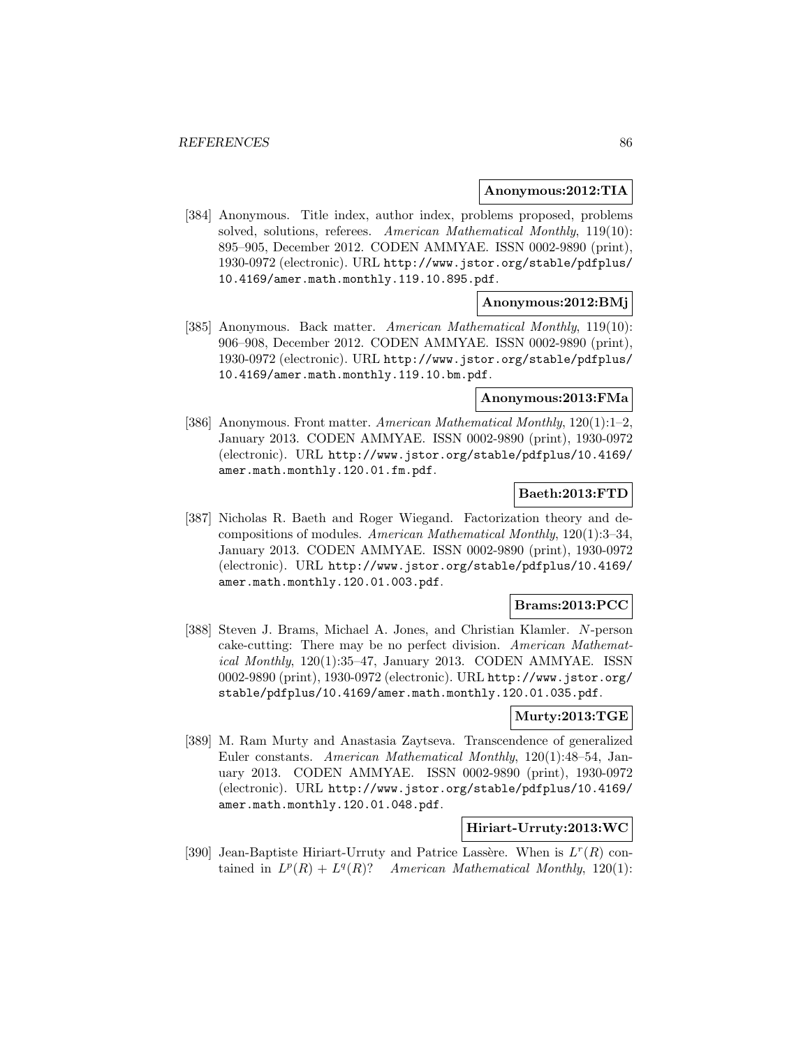**Anonymous:2012:TIA**

[384] Anonymous. Title index, author index, problems proposed, problems solved, solutions, referees. *American Mathematical Monthly*, 119(10): 895–905, December 2012. CODEN AMMYAE. ISSN 0002-9890 (print), 1930-0972 (electronic). URL http://www.jstor.org/stable/pdfplus/10.4169/amer.math.monthly.119.10.895.pdf.

**Anonymous:2012:BMj**

[385] Anonymous. Back matter. *American Mathematical Monthly*, 119(10): 906–908, December 2012. CODEN AMMYAE. ISSN 0002-9890 (print), 1930-0972 (electronic). URL http://www.jstor.org/stable/pdfplus/10.4169/amer.math.monthly.119.10.bm.pdf.

**Anonymous:2013:FMa**

[386] Anonymous. Front matter. *American Mathematical Monthly*, 120(1):1–2, January 2013. CODEN AMMYAE. ISSN 0002-9890 (print), 1930-0972 (electronic). URL http://www.jstor.org/stable/pdfplus/10.4169/amer.math.monthly.120.01.fm.pdf.

**Baeth:2013:FTD**

[387] Nicholas R. Baeth and Roger Wiegand. Factorization theory and decompositions of modules. *American Mathematical Monthly*, 120(1):3–34, January 2013. CODEN AMMYAE. ISSN 0002-9890 (print), 1930-0972 (electronic). URL http://www.jstor.org/stable/pdfplus/10.4169/amer.math.monthly.120.01.003.pdf.

**Brams:2013:PCC**

[388] Steven J. Brams, Michael A. Jones, and Christian Klamler. $N$-person cake-cutting: There may be no perfect division. *American Mathematical Monthly*, 120(1):35–47, January 2013. CODEN AMMYAE. ISSN 0002-9890 (print), 1930-0972 (electronic). URL http://www.jstor.org/stable/pdfplus/10.4169/amer.math.monthly.120.01.035.pdf.

**Murty:2013:TGE**

[389] M. Ram Murty and Anastasia Zaytseva. Transcendence of generalized Euler constants. *American Mathematical Monthly*, 120(1):48–54, January 2013. CODEN AMMYAE. ISSN 0002-9890 (print), 1930-0972 (electronic). URL http://www.jstor.org/stable/pdfplus/10.4169/amer.math.monthly.120.01.048.pdf.

**Hiriart-Urruty:2013:WC**

[390] Jean-Baptiste Hiriart-Urruty and Patrice Lassère. When is $L^r(R)$ contained in $L^p(R) + L^q(R)$? *American Mathematical Monthly*, 120(1):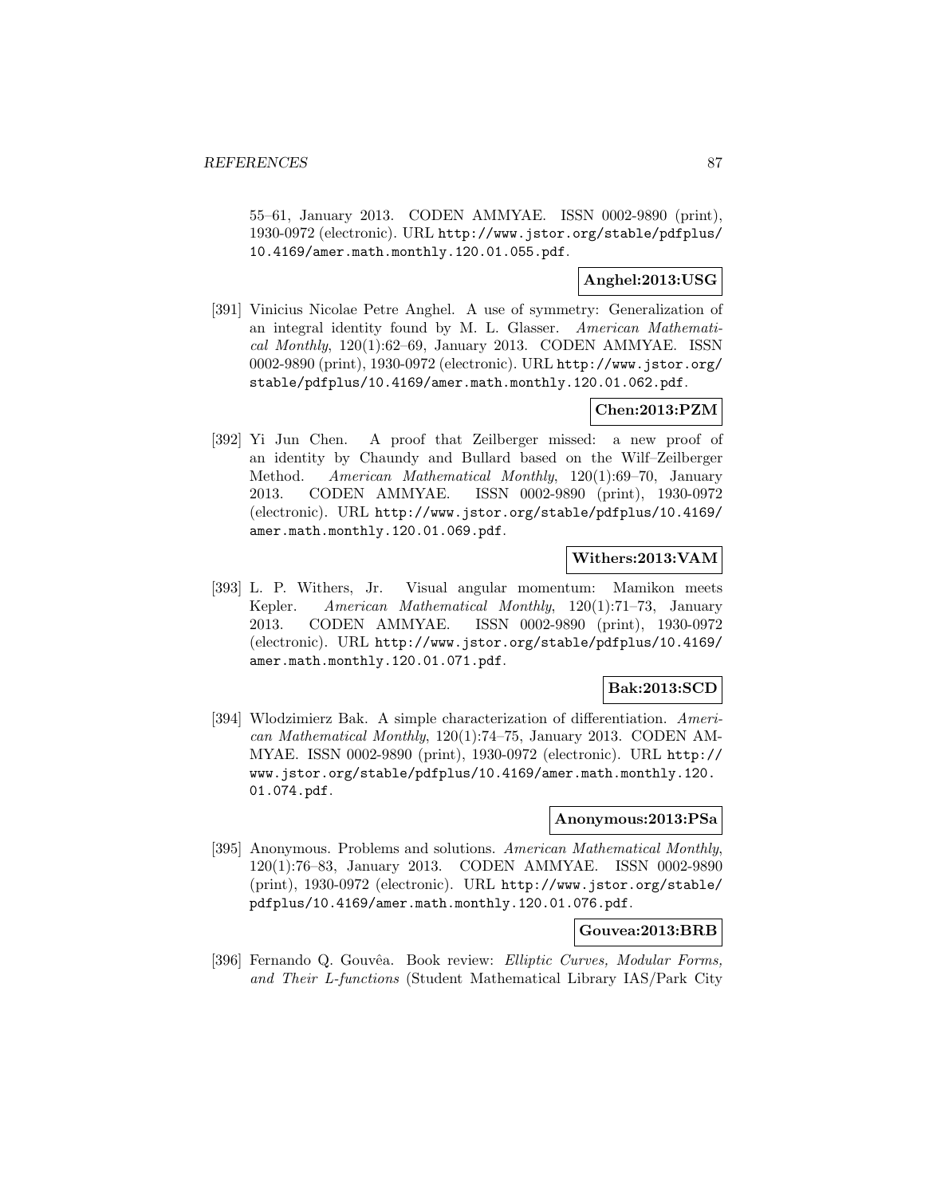55–61, January 2013. CODEN AMMYAE. ISSN 0002-9890 (print), 1930-0972 (electronic). URL http://www.jstor.org/stable/pdfplus/10.4169/amer.math.monthly.120.01.055.pdf.

**Anghel:2013:USG**

[391] Vinicius Nicolae Petre Anghel. A use of symmetry: Generalization of an integral identity found by M. L. Glasser. *American Mathematical Monthly*, 120(1):62–69, January 2013. CODEN AMMYAE. ISSN 0002-9890 (print), 1930-0972 (electronic). URL http://www.jstor.org/stable/pdfplus/10.4169/amer.math.monthly.120.01.062.pdf.

**Chen:2013:PZM**

[392] Yi Jun Chen. A proof that Zeilberger missed: a new proof of an identity by Chaundy and Bullard based on the Wilf–Zeilberger Method. *American Mathematical Monthly*, 120(1):69–70, January 2013. CODEN AMMYAE. ISSN 0002-9890 (print), 1930-0972 (electronic). URL http://www.jstor.org/stable/pdfplus/10.4169/amer.math.monthly.120.01.069.pdf.

**Withers:2013:VAM**

[393] L. P. Withers, Jr. Visual angular momentum: Mamikon meets Kepler. *American Mathematical Monthly*, 120(1):71–73, January 2013. CODEN AMMYAE. ISSN 0002-9890 (print), 1930-0972 (electronic). URL http://www.jstor.org/stable/pdfplus/10.4169/amer.math.monthly.120.01.071.pdf.

**Bak:2013:SCD**

[394] Wlodzimierz Bak. A simple characterization of differentiation. *American Mathematical Monthly*, 120(1):74–75, January 2013. CODEN AMMYAE. ISSN 0002-9890 (print), 1930-0972 (electronic). URL http://www.jstor.org/stable/pdfplus/10.4169/amer.math.monthly.120.01.074.pdf.

**Anonymous:2013:PSa**

[395] Anonymous. Problems and solutions. *American Mathematical Monthly*, 120(1):76–83, January 2013. CODEN AMMYAE. ISSN 0002-9890 (print), 1930-0972 (electronic). URL http://www.jstor.org/stable/pdfplus/10.4169/amer.math.monthly.120.01.076.pdf.

**Gouvea:2013:BRB**

[396] Fernando Q. Gouvêa. Book review: *Elliptic Curves, Modular Forms, and Their L-functions* (Student Mathematical Library IAS/Park City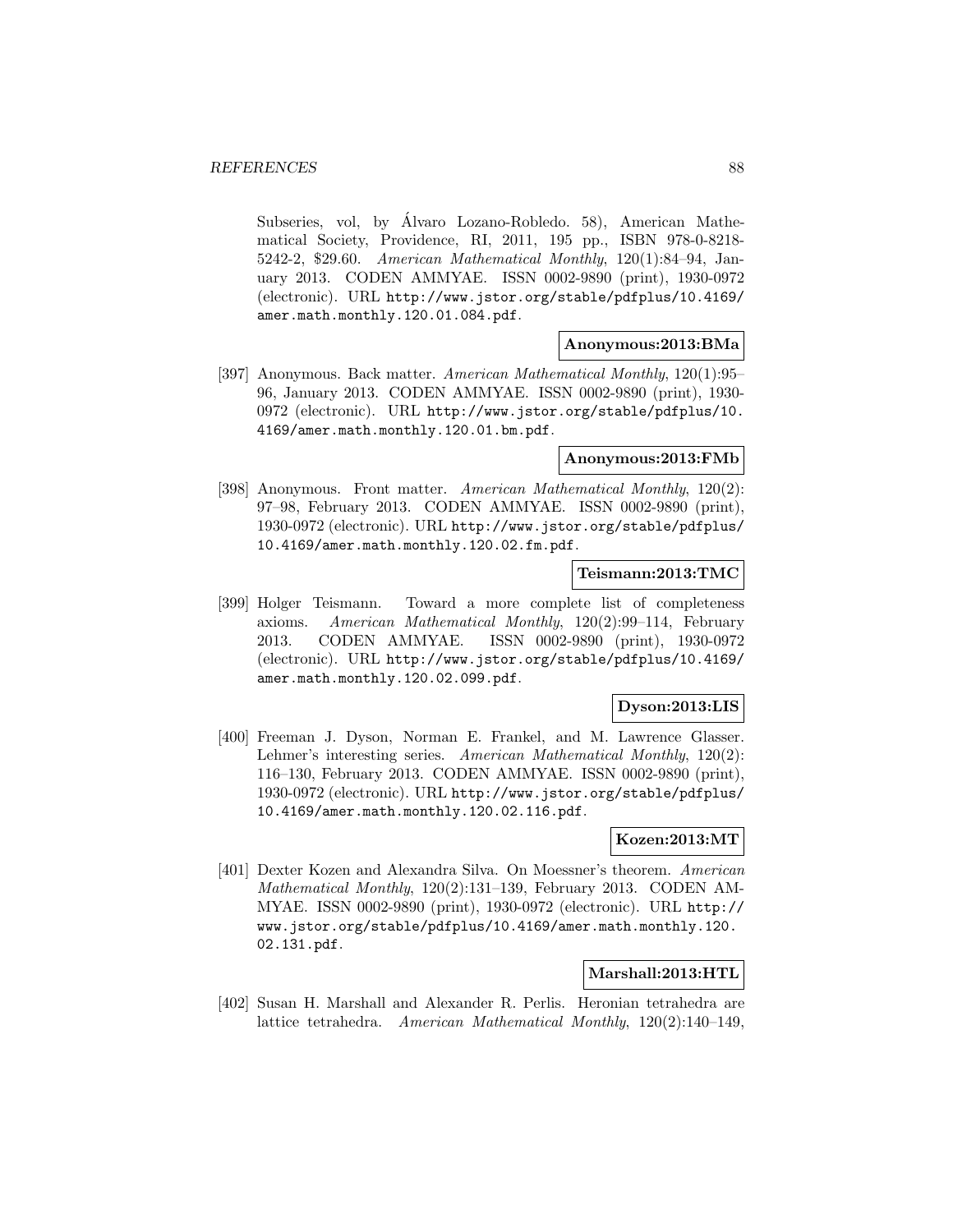Subseries, vol, by Álvaro Lozano-Robledo. 58), American Mathematical Society, Providence, RI, 2011, 195 pp., ISBN 978-0-8218-5242-2, $29.60. *American Mathematical Monthly*, 120(1):84–94, January 2013. CODEN AMMYAE. ISSN 0002-9890 (print), 1930-0972 (electronic). URL http://www.jstor.org/stable/pdfplus/10.4169/amer.math.monthly.120.01.084.pdf.

**Anonymous:2013:BMa**

[397] Anonymous. Back matter. *American Mathematical Monthly*, 120(1):95–96, January 2013. CODEN AMMYAE. ISSN 0002-9890 (print), 1930-0972 (electronic). URL http://www.jstor.org/stable/pdfplus/10.4169/amer.math.monthly.120.01.bm.pdf.

**Anonymous:2013:FMb**

[398] Anonymous. Front matter. *American Mathematical Monthly*, 120(2):97–98, February 2013. CODEN AMMYAE. ISSN 0002-9890 (print), 1930-0972 (electronic). URL http://www.jstor.org/stable/pdfplus/10.4169/amer.math.monthly.120.02.fm.pdf.

**Teismann:2013:TMC**

[399] Holger Teismann. Toward a more complete list of completeness axioms. *American Mathematical Monthly*, 120(2):99–114, February 2013. CODEN AMMYAE. ISSN 0002-9890 (print), 1930-0972 (electronic). URL http://www.jstor.org/stable/pdfplus/10.4169/amer.math.monthly.120.02.099.pdf.

**Dyson:2013:LIS**

[400] Freeman J. Dyson, Norman E. Frankel, and M. Lawrence Glasser. Lehmer's interesting series. *American Mathematical Monthly*, 120(2):116–130, February 2013. CODEN AMMYAE. ISSN 0002-9890 (print), 1930-0972 (electronic). URL http://www.jstor.org/stable/pdfplus/10.4169/amer.math.monthly.120.02.116.pdf.

**Kozen:2013:MT**

[401] Dexter Kozen and Alexandra Silva. On Moessner's theorem. *American Mathematical Monthly*, 120(2):131–139, February 2013. CODEN AMMYAE. ISSN 0002-9890 (print), 1930-0972 (electronic). URL http://www.jstor.org/stable/pdfplus/10.4169/amer.math.monthly.120.02.131.pdf.

**Marshall:2013:HTL**

[402] Susan H. Marshall and Alexander R. Perlis. Heronian tetrahedra are lattice tetrahedra. *American Mathematical Monthly*, 120(2):140–149,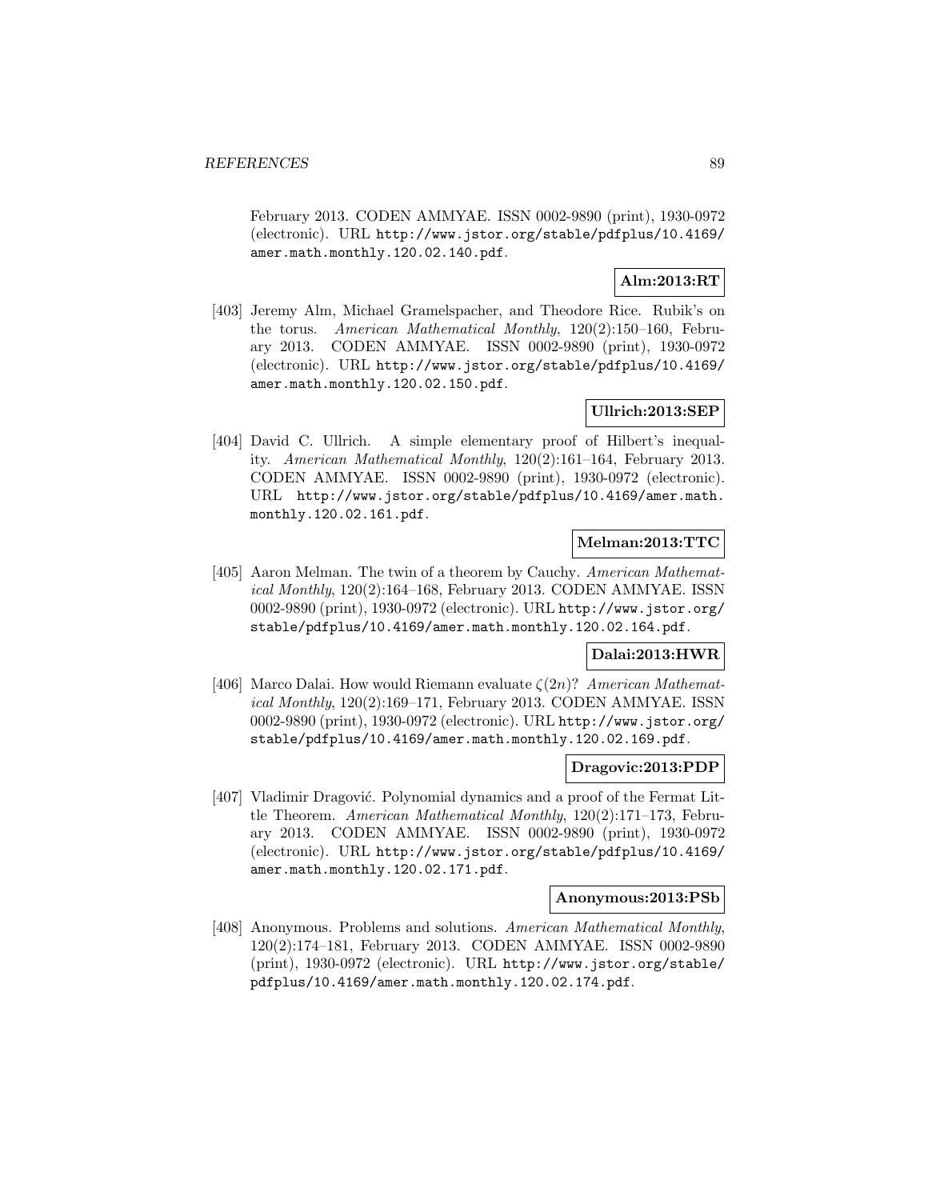February 2013. CODEN AMMYAE. ISSN 0002-9890 (print), 1930-0972 (electronic). URL http://www.jstor.org/stable/pdfplus/10.4169/amer.math.monthly.120.02.140.pdf.

**Alm:2013:RT**

[403] Jeremy Alm, Michael Gramelspacher, and Theodore Rice. Rubik's on the torus. *American Mathematical Monthly*, 120(2):150–160, February 2013. CODEN AMMYAE. ISSN 0002-9890 (print), 1930-0972 (electronic). URL http://www.jstor.org/stable/pdfplus/10.4169/amer.math.monthly.120.02.150.pdf.

**Ullrich:2013:SEP**

[404] David C. Ullrich. A simple elementary proof of Hilbert's inequality. *American Mathematical Monthly*, 120(2):161–164, February 2013. CODEN AMMYAE. ISSN 0002-9890 (print), 1930-0972 (electronic). URL http://www.jstor.org/stable/pdfplus/10.4169/amer.math.monthly.120.02.161.pdf.

**Melman:2013:TTC**

[405] Aaron Melman. The twin of a theorem by Cauchy. *American Mathematical Monthly*, 120(2):164–168, February 2013. CODEN AMMYAE. ISSN 0002-9890 (print), 1930-0972 (electronic). URL http://www.jstor.org/stable/pdfplus/10.4169/amer.math.monthly.120.02.164.pdf.

**Dalai:2013:HWR**

[406] Marco Dalai. How would Riemann evaluate $\zeta(2n)$? *American Mathematical Monthly*, 120(2):169–171, February 2013. CODEN AMMYAE. ISSN 0002-9890 (print), 1930-0972 (electronic). URL http://www.jstor.org/stable/pdfplus/10.4169/amer.math.monthly.120.02.169.pdf.

**Dragovic:2013:PDP**

[407] Vladimir Dragović. Polynomial dynamics and a proof of the Fermat Little Theorem. *American Mathematical Monthly*, 120(2):171–173, February 2013. CODEN AMMYAE. ISSN 0002-9890 (print), 1930-0972 (electronic). URL http://www.jstor.org/stable/pdfplus/10.4169/amer.math.monthly.120.02.171.pdf.

**Anonymous:2013:PSb**

[408] Anonymous. Problems and solutions. *American Mathematical Monthly*, 120(2):174–181, February 2013. CODEN AMMYAE. ISSN 0002-9890 (print), 1930-0972 (electronic). URL http://www.jstor.org/stable/pdfplus/10.4169/amer.math.monthly.120.02.174.pdf.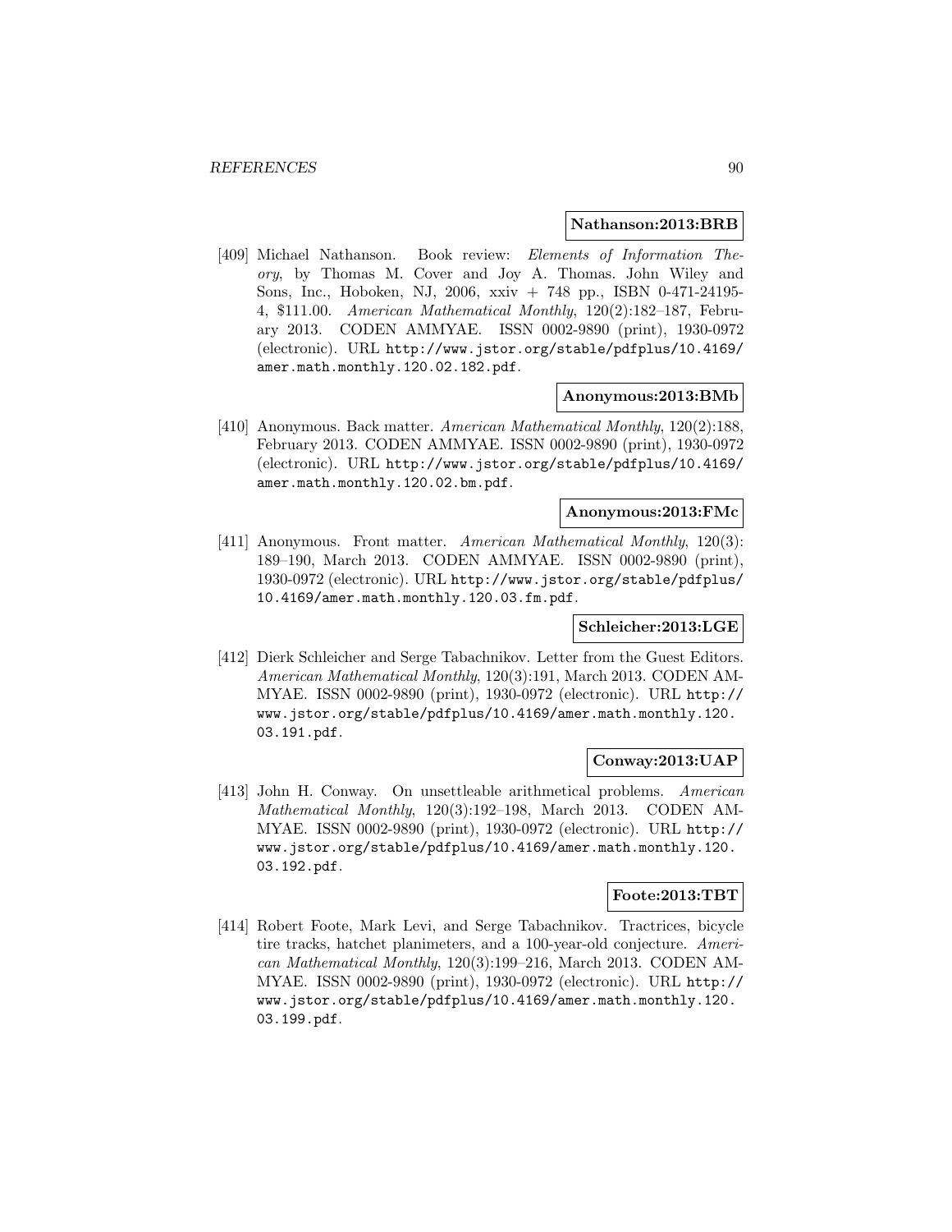**Nathanson:2013:BRB**

[409] Michael Nathanson. Book review: *Elements of Information Theory*, by Thomas M. Cover and Joy A. Thomas. John Wiley and Sons, Inc., Hoboken, NJ, 2006, xxiv + 748 pp., ISBN 0-471-24195-4, $111.00. *American Mathematical Monthly*, 120(2):182–187, February 2013. CODEN AMMYAE. ISSN 0002-9890 (print), 1930-0972 (electronic). URL `http://www.jstor.org/stable/pdfplus/10.4169/amer.math.monthly.120.02.182.pdf`.

**Anonymous:2013:BMb**

[410] Anonymous. Back matter. *American Mathematical Monthly*, 120(2):188, February 2013. CODEN AMMYAE. ISSN 0002-9890 (print), 1930-0972 (electronic). URL `http://www.jstor.org/stable/pdfplus/10.4169/amer.math.monthly.120.02.bm.pdf`.

**Anonymous:2013:FMc**

[411] Anonymous. Front matter. *American Mathematical Monthly*, 120(3): 189–190, March 2013. CODEN AMMYAE. ISSN 0002-9890 (print), 1930-0972 (electronic). URL `http://www.jstor.org/stable/pdfplus/10.4169/amer.math.monthly.120.03.fm.pdf`.

**Schleicher:2013:LGE**

[412] Dierk Schleicher and Serge Tabachnikov. Letter from the Guest Editors. *American Mathematical Monthly*, 120(3):191, March 2013. CODEN AMMYAE. ISSN 0002-9890 (print), 1930-0972 (electronic). URL `http://www.jstor.org/stable/pdfplus/10.4169/amer.math.monthly.120.03.191.pdf`.

**Conway:2013:UAP**

[413] John H. Conway. On unsettleable arithmetical problems. *American Mathematical Monthly*, 120(3):192–198, March 2013. CODEN AMMYAE. ISSN 0002-9890 (print), 1930-0972 (electronic). URL `http://www.jstor.org/stable/pdfplus/10.4169/amer.math.monthly.120.03.192.pdf`.

**Foote:2013:TBT**

[414] Robert Foote, Mark Levi, and Serge Tabachnikov. Tractrices, bicycle tire tracks, hatchet planimeters, and a 100-year-old conjecture. *American Mathematical Monthly*, 120(3):199–216, March 2013. CODEN AMMYAE. ISSN 0002-9890 (print), 1930-0972 (electronic). URL `http://www.jstor.org/stable/pdfplus/10.4169/amer.math.monthly.120.03.199.pdf`.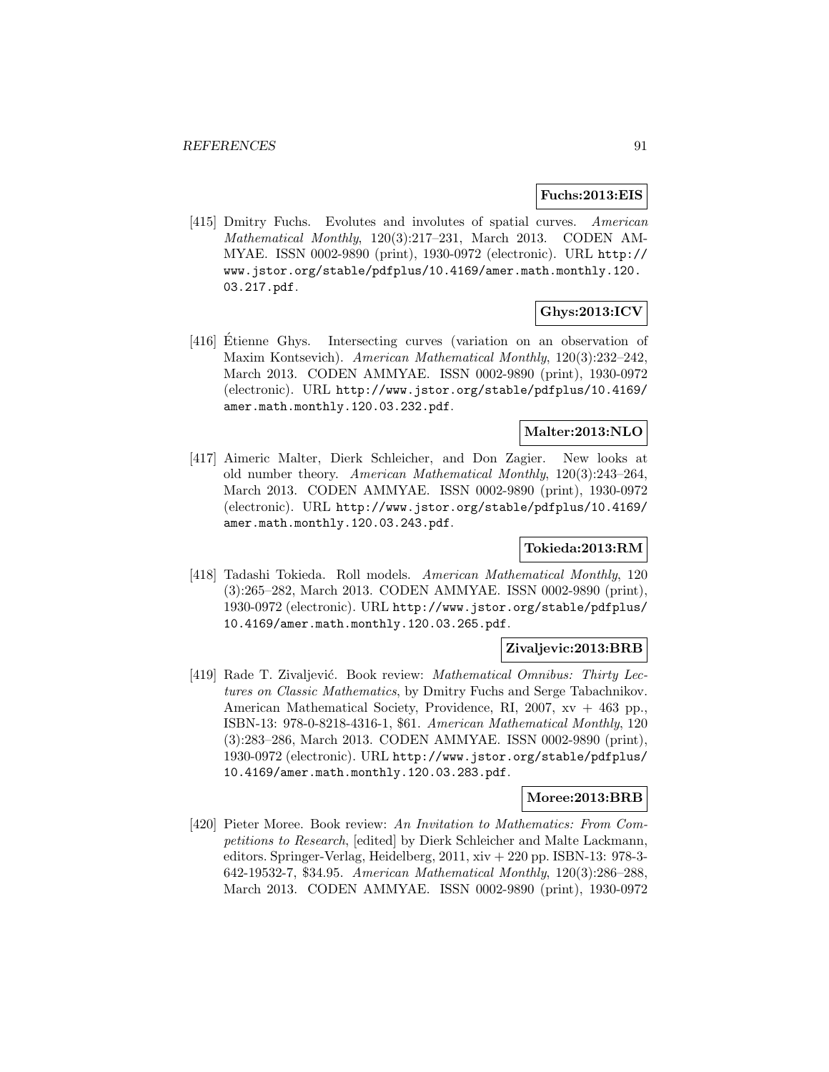**Fuchs:2013:EIS**

[415] Dmitry Fuchs. Evolutes and involutes of spatial curves. *American Mathematical Monthly*, 120(3):217–231, March 2013. CODEN AMMYAE. ISSN 0002-9890 (print), 1930-0972 (electronic). URL http://www.jstor.org/stable/pdfplus/10.4169/amer.math.monthly.120.03.217.pdf.

**Ghys:2013:ICV**

[416] Étienne Ghys. Intersecting curves (variation on an observation of Maxim Kontsevich). *American Mathematical Monthly*, 120(3):232–242, March 2013. CODEN AMMYAE. ISSN 0002-9890 (print), 1930-0972 (electronic). URL http://www.jstor.org/stable/pdfplus/10.4169/amer.math.monthly.120.03.232.pdf.

**Malter:2013:NLO**

[417] Aimeric Malter, Dierk Schleicher, and Don Zagier. New looks at old number theory. *American Mathematical Monthly*, 120(3):243–264, March 2013. CODEN AMMYAE. ISSN 0002-9890 (print), 1930-0972 (electronic). URL http://www.jstor.org/stable/pdfplus/10.4169/amer.math.monthly.120.03.243.pdf.

**Tokieda:2013:RM**

[418] Tadashi Tokieda. Roll models. *American Mathematical Monthly*, 120 (3):265–282, March 2013. CODEN AMMYAE. ISSN 0002-9890 (print), 1930-0972 (electronic). URL http://www.jstor.org/stable/pdfplus/10.4169/amer.math.monthly.120.03.265.pdf.

**Zivaljevic:2013:BRB**

[419] Rade T. Zivaljević. Book review: *Mathematical Omnibus: Thirty Lectures on Classic Mathematics*, by Dmitry Fuchs and Serge Tabachnikov. American Mathematical Society, Providence, RI, 2007, xv + 463 pp., ISBN-13: 978-0-8218-4316-1, $61. *American Mathematical Monthly*, 120 (3):283–286, March 2013. CODEN AMMYAE. ISSN 0002-9890 (print), 1930-0972 (electronic). URL http://www.jstor.org/stable/pdfplus/10.4169/amer.math.monthly.120.03.283.pdf.

**Moree:2013:BRB**

[420] Pieter Moree. Book review: *An Invitation to Mathematics: From Competitions to Research*, [edited] by Dierk Schleicher and Malte Lackmann, editors. Springer-Verlag, Heidelberg, 2011, xiv + 220 pp. ISBN-13: 978-3-642-19532-7, $34.95. *American Mathematical Monthly*, 120(3):286–288, March 2013. CODEN AMMYAE. ISSN 0002-9890 (print), 1930-0972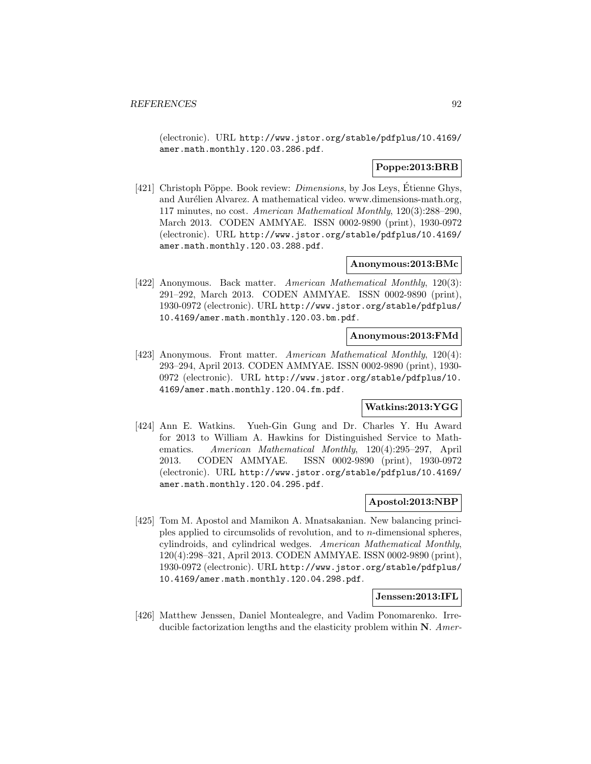(electronic). URL http://www.jstor.org/stable/pdfplus/10.4169/amer.math.monthly.120.03.286.pdf.

**Poppe:2013:BRB**

[421] Christoph Pöppe. Book review: *Dimensions*, by Jos Leys, Étienne Ghys, and Aurélien Alvarez. A mathematical video. www.dimensions-math.org, 117 minutes, no cost. *American Mathematical Monthly*, 120(3):288–290, March 2013. CODEN AMMYAE. ISSN 0002-9890 (print), 1930-0972 (electronic). URL http://www.jstor.org/stable/pdfplus/10.4169/amer.math.monthly.120.03.288.pdf.

**Anonymous:2013:BMc**

[422] Anonymous. Back matter. *American Mathematical Monthly*, 120(3): 291–292, March 2013. CODEN AMMYAE. ISSN 0002-9890 (print), 1930-0972 (electronic). URL http://www.jstor.org/stable/pdfplus/10.4169/amer.math.monthly.120.03.bm.pdf.

**Anonymous:2013:FMd**

[423] Anonymous. Front matter. *American Mathematical Monthly*, 120(4): 293–294, April 2013. CODEN AMMYAE. ISSN 0002-9890 (print), 1930-0972 (electronic). URL http://www.jstor.org/stable/pdfplus/10.4169/amer.math.monthly.120.04.fm.pdf.

**Watkins:2013:YGG**

[424] Ann E. Watkins. Yueh-Gin Gung and Dr. Charles Y. Hu Award for 2013 to William A. Hawkins for Distinguished Service to Mathematics. *American Mathematical Monthly*, 120(4):295–297, April 2013. CODEN AMMYAE. ISSN 0002-9890 (print), 1930-0972 (electronic). URL http://www.jstor.org/stable/pdfplus/10.4169/amer.math.monthly.120.04.295.pdf.

**Apostol:2013:NBP**

[425] Tom M. Apostol and Mamikon A. Mnatsakanian. New balancing principles applied to circumsolids of revolution, and to $n$-dimensional spheres, cylindroids, and cylindrical wedges. *American Mathematical Monthly*, 120(4):298–321, April 2013. CODEN AMMYAE. ISSN 0002-9890 (print), 1930-0972 (electronic). URL http://www.jstor.org/stable/pdfplus/10.4169/amer.math.monthly.120.04.298.pdf.

**Jenssen:2013:IFL**

[426] Matthew Jenssen, Daniel Montealegre, and Vadim Ponomarenko. Irreducible factorization lengths and the elasticity problem within $\mathbf{N}$. *Amer-*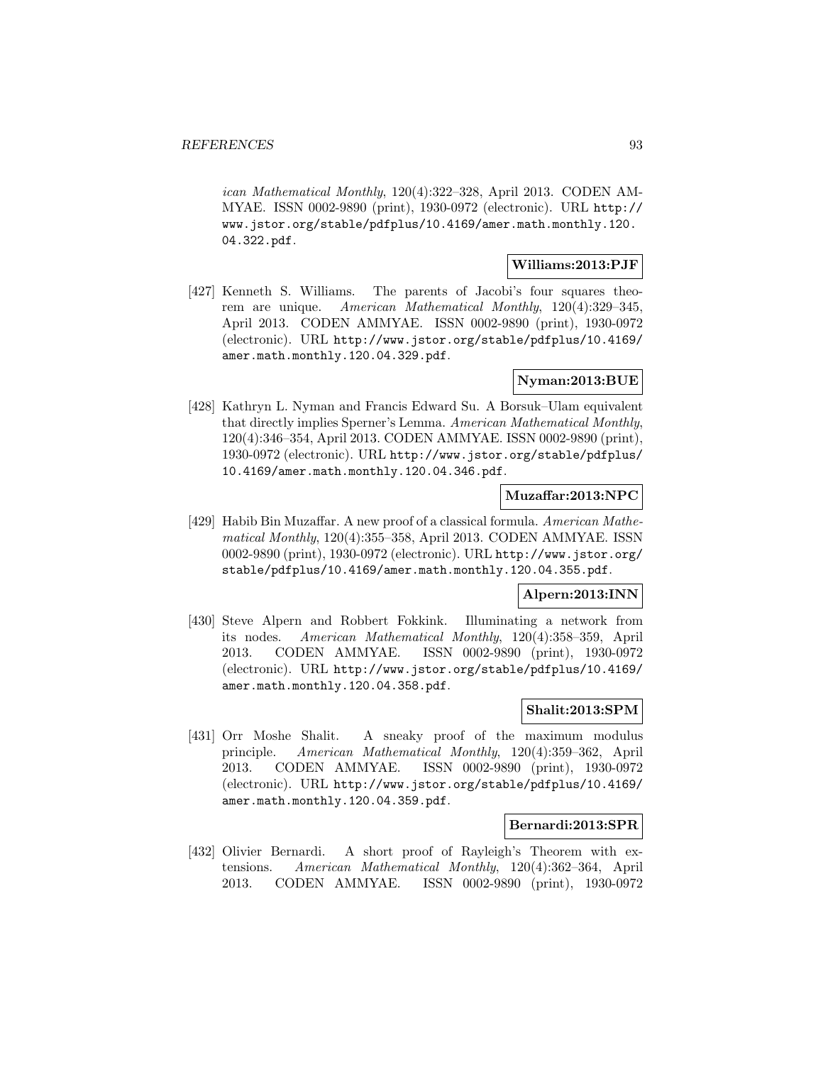*ican Mathematical Monthly*, 120(4):322–328, April 2013. CODEN AMMYAE. ISSN 0002-9890 (print), 1930-0972 (electronic). URL http://www.jstor.org/stable/pdfplus/10.4169/amer.math.monthly.120.04.322.pdf.

**Williams:2013:PJF**

[427] Kenneth S. Williams. The parents of Jacobi's four squares theorem are unique. *American Mathematical Monthly*, 120(4):329–345, April 2013. CODEN AMMYAE. ISSN 0002-9890 (print), 1930-0972 (electronic). URL http://www.jstor.org/stable/pdfplus/10.4169/amer.math.monthly.120.04.329.pdf.

**Nyman:2013:BUE**

[428] Kathryn L. Nyman and Francis Edward Su. A Borsuk–Ulam equivalent that directly implies Sperner's Lemma. *American Mathematical Monthly*, 120(4):346–354, April 2013. CODEN AMMYAE. ISSN 0002-9890 (print), 1930-0972 (electronic). URL http://www.jstor.org/stable/pdfplus/10.4169/amer.math.monthly.120.04.346.pdf.

**Muzaffar:2013:NPC**

[429] Habib Bin Muzaffar. A new proof of a classical formula. *American Mathematical Monthly*, 120(4):355–358, April 2013. CODEN AMMYAE. ISSN 0002-9890 (print), 1930-0972 (electronic). URL http://www.jstor.org/stable/pdfplus/10.4169/amer.math.monthly.120.04.355.pdf.

**Alpern:2013:INN**

[430] Steve Alpern and Robbert Fokkink. Illuminating a network from its nodes. *American Mathematical Monthly*, 120(4):358–359, April 2013. CODEN AMMYAE. ISSN 0002-9890 (print), 1930-0972 (electronic). URL http://www.jstor.org/stable/pdfplus/10.4169/amer.math.monthly.120.04.358.pdf.

**Shalit:2013:SPM**

[431] Orr Moshe Shalit. A sneaky proof of the maximum modulus principle. *American Mathematical Monthly*, 120(4):359–362, April 2013. CODEN AMMYAE. ISSN 0002-9890 (print), 1930-0972 (electronic). URL http://www.jstor.org/stable/pdfplus/10.4169/amer.math.monthly.120.04.359.pdf.

**Bernardi:2013:SPR**

[432] Olivier Bernardi. A short proof of Rayleigh's Theorem with extensions. *American Mathematical Monthly*, 120(4):362–364, April 2013. CODEN AMMYAE. ISSN 0002-9890 (print), 1930-0972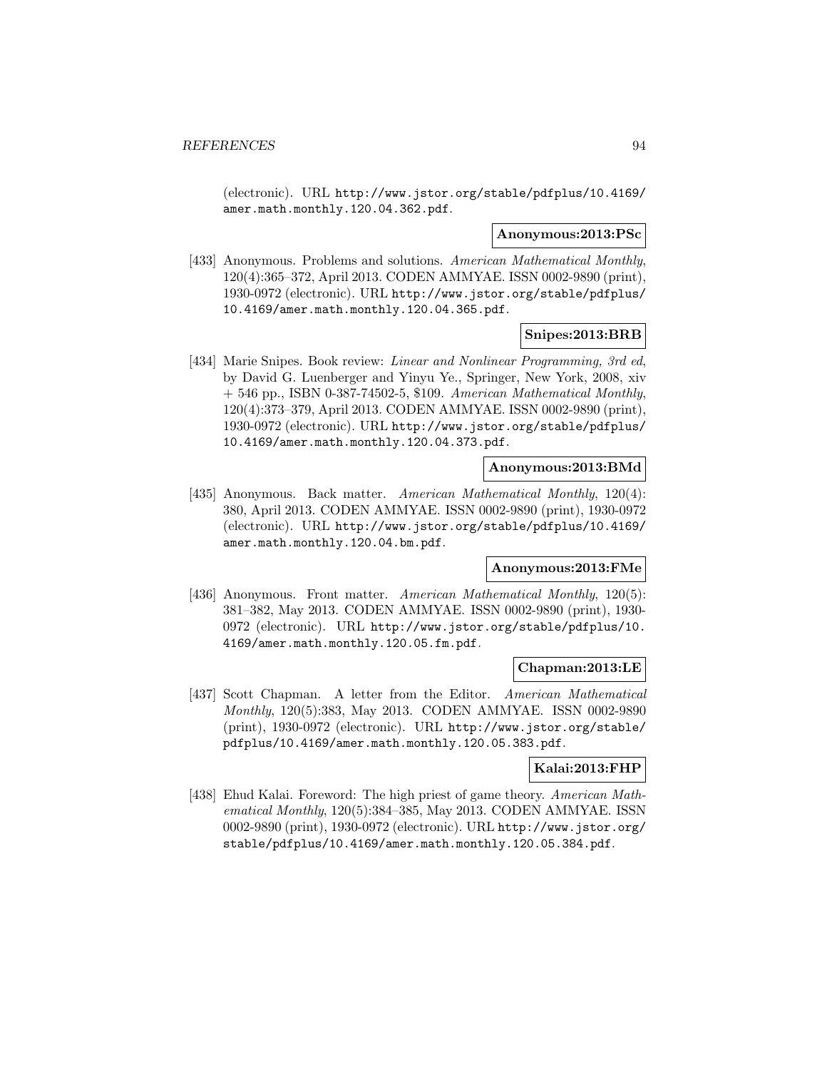(electronic). URL http://www.jstor.org/stable/pdfplus/10.4169/amer.math.monthly.120.04.362.pdf.

**Anonymous:2013:PSc**

[433] Anonymous. Problems and solutions. *American Mathematical Monthly*, 120(4):365–372, April 2013. CODEN AMMYAE. ISSN 0002-9890 (print), 1930-0972 (electronic). URL http://www.jstor.org/stable/pdfplus/10.4169/amer.math.monthly.120.04.365.pdf.

**Snipes:2013:BRB**

[434] Marie Snipes. Book review: *Linear and Nonlinear Programming, 3rd ed*, by David G. Luenberger and Yinyu Ye., Springer, New York, 2008, xiv + 546 pp., ISBN 0-387-74502-5, $109. *American Mathematical Monthly*, 120(4):373–379, April 2013. CODEN AMMYAE. ISSN 0002-9890 (print), 1930-0972 (electronic). URL http://www.jstor.org/stable/pdfplus/10.4169/amer.math.monthly.120.04.373.pdf.

**Anonymous:2013:BMd**

[435] Anonymous. Back matter. *American Mathematical Monthly*, 120(4): 380, April 2013. CODEN AMMYAE. ISSN 0002-9890 (print), 1930-0972 (electronic). URL http://www.jstor.org/stable/pdfplus/10.4169/amer.math.monthly.120.04.bm.pdf.

**Anonymous:2013:FMe**

[436] Anonymous. Front matter. *American Mathematical Monthly*, 120(5): 381–382, May 2013. CODEN AMMYAE. ISSN 0002-9890 (print), 1930-0972 (electronic). URL http://www.jstor.org/stable/pdfplus/10.4169/amer.math.monthly.120.05.fm.pdf.

**Chapman:2013:LE**

[437] Scott Chapman. A letter from the Editor. *American Mathematical Monthly*, 120(5):383, May 2013. CODEN AMMYAE. ISSN 0002-9890 (print), 1930-0972 (electronic). URL http://www.jstor.org/stable/pdfplus/10.4169/amer.math.monthly.120.05.383.pdf.

**Kalai:2013:FHP**

[438] Ehud Kalai. Foreword: The high priest of game theory. *American Mathematical Monthly*, 120(5):384–385, May 2013. CODEN AMMYAE. ISSN 0002-9890 (print), 1930-0972 (electronic). URL http://www.jstor.org/stable/pdfplus/10.4169/amer.math.monthly.120.05.384.pdf.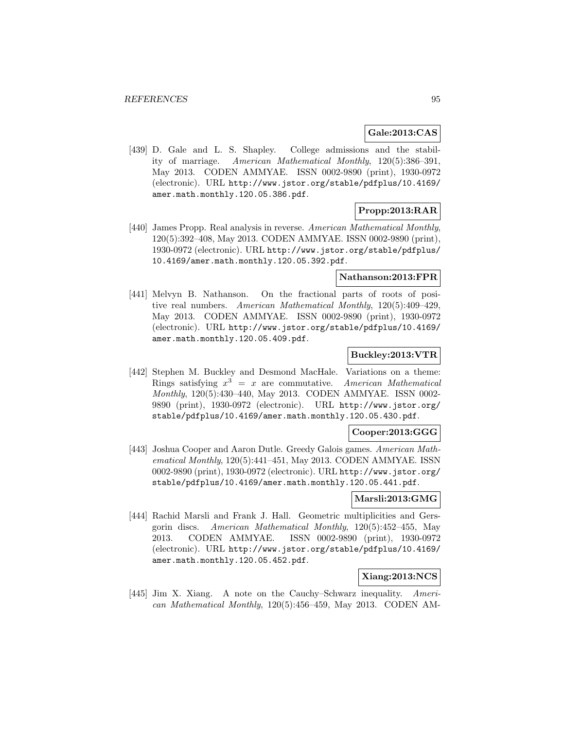**Gale:2013:CAS**

[439] D. Gale and L. S. Shapley. College admissions and the stability of marriage. *American Mathematical Monthly*, 120(5):386–391, May 2013. CODEN AMMYAE. ISSN 0002-9890 (print), 1930-0972 (electronic). URL `http://www.jstor.org/stable/pdfplus/10.4169/amer.math.monthly.120.05.386.pdf`.

**Propp:2013:RAR**

[440] James Propp. Real analysis in reverse. *American Mathematical Monthly*, 120(5):392–408, May 2013. CODEN AMMYAE. ISSN 0002-9890 (print), 1930-0972 (electronic). URL `http://www.jstor.org/stable/pdfplus/10.4169/amer.math.monthly.120.05.392.pdf`.

**Nathanson:2013:FPR**

[441] Melvyn B. Nathanson. On the fractional parts of roots of positive real numbers. *American Mathematical Monthly*, 120(5):409–429, May 2013. CODEN AMMYAE. ISSN 0002-9890 (print), 1930-0972 (electronic). URL `http://www.jstor.org/stable/pdfplus/10.4169/amer.math.monthly.120.05.409.pdf`.

**Buckley:2013:VTR**

[442] Stephen M. Buckley and Desmond MacHale. Variations on a theme: Rings satisfying $x^3 = x$ are commutative. *American Mathematical Monthly*, 120(5):430–440, May 2013. CODEN AMMYAE. ISSN 0002-9890 (print), 1930-0972 (electronic). URL `http://www.jstor.org/stable/pdfplus/10.4169/amer.math.monthly.120.05.430.pdf`.

**Cooper:2013:GGG**

[443] Joshua Cooper and Aaron Dutle. Greedy Galois games. *American Mathematical Monthly*, 120(5):441–451, May 2013. CODEN AMMYAE. ISSN 0002-9890 (print), 1930-0972 (electronic). URL `http://www.jstor.org/stable/pdfplus/10.4169/amer.math.monthly.120.05.441.pdf`.

**Marsli:2013:GMG**

[444] Rachid Marsli and Frank J. Hall. Geometric multiplicities and Gersgorin discs. *American Mathematical Monthly*, 120(5):452–455, May 2013. CODEN AMMYAE. ISSN 0002-9890 (print), 1930-0972 (electronic). URL `http://www.jstor.org/stable/pdfplus/10.4169/amer.math.monthly.120.05.452.pdf`.

**Xiang:2013:NCS**

[445] Jim X. Xiang. A note on the Cauchy–Schwarz inequality. *American Mathematical Monthly*, 120(5):456–459, May 2013. CODEN AM-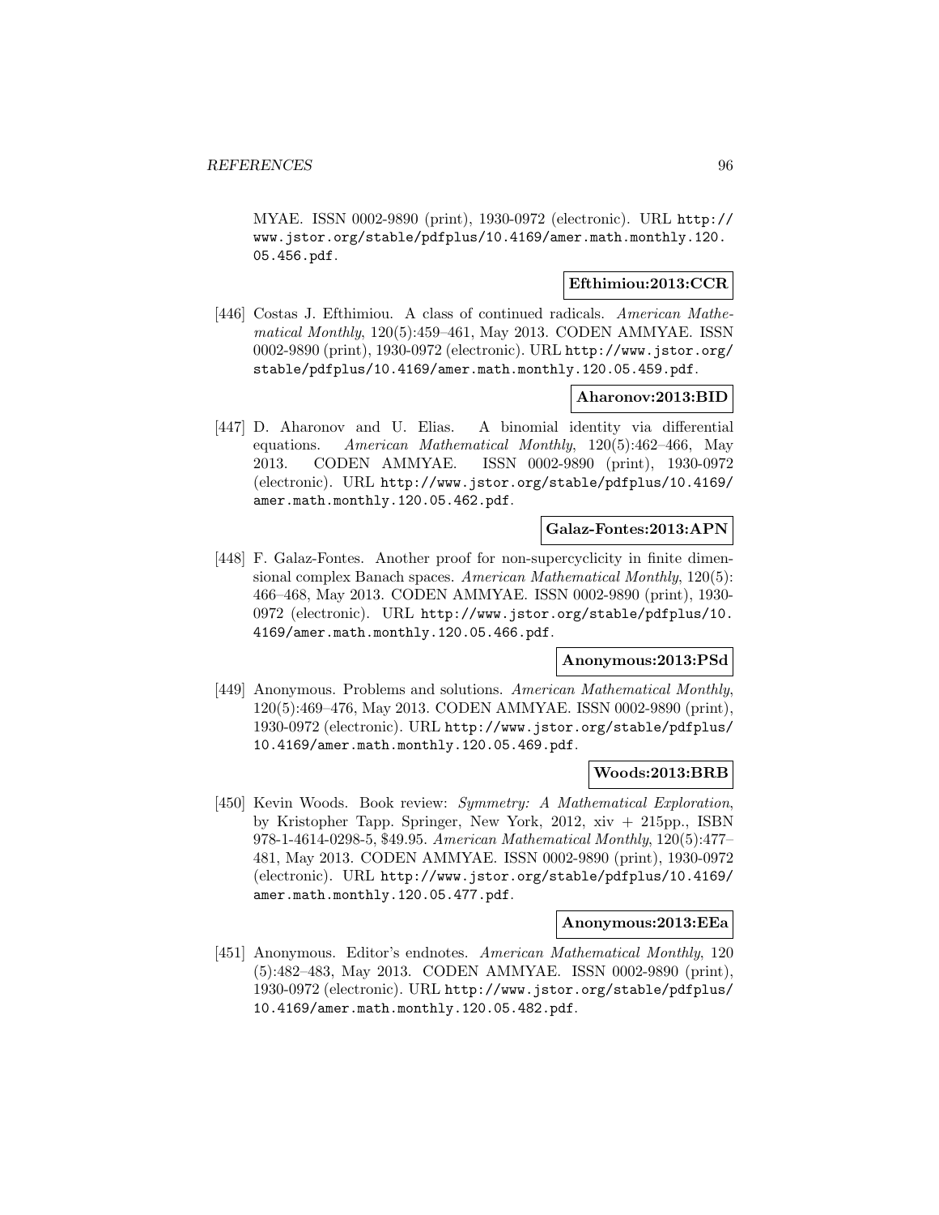MYAE. ISSN 0002-9890 (print), 1930-0972 (electronic). URL http://www.jstor.org/stable/pdfplus/10.4169/amer.math.monthly.120.05.456.pdf.

**Efthimiou:2013:CCR**

[446] Costas J. Efthimiou. A class of continued radicals. *American Mathematical Monthly*, 120(5):459–461, May 2013. CODEN AMMYAE. ISSN 0002-9890 (print), 1930-0972 (electronic). URL http://www.jstor.org/stable/pdfplus/10.4169/amer.math.monthly.120.05.459.pdf.

**Aharonov:2013:BID**

[447] D. Aharonov and U. Elias. A binomial identity via differential equations. *American Mathematical Monthly*, 120(5):462–466, May 2013. CODEN AMMYAE. ISSN 0002-9890 (print), 1930-0972 (electronic). URL http://www.jstor.org/stable/pdfplus/10.4169/amer.math.monthly.120.05.462.pdf.

**Galaz-Fontes:2013:APN**

[448] F. Galaz-Fontes. Another proof for non-supercyclicity in finite dimensional complex Banach spaces. *American Mathematical Monthly*, 120(5):466–468, May 2013. CODEN AMMYAE. ISSN 0002-9890 (print), 1930-0972 (electronic). URL http://www.jstor.org/stable/pdfplus/10.4169/amer.math.monthly.120.05.466.pdf.

**Anonymous:2013:PSd**

[449] Anonymous. Problems and solutions. *American Mathematical Monthly*, 120(5):469–476, May 2013. CODEN AMMYAE. ISSN 0002-9890 (print), 1930-0972 (electronic). URL http://www.jstor.org/stable/pdfplus/10.4169/amer.math.monthly.120.05.469.pdf.

**Woods:2013:BRB**

[450] Kevin Woods. Book review: *Symmetry: A Mathematical Exploration*, by Kristopher Tapp. Springer, New York, 2012, xiv + 215pp., ISBN 978-1-4614-0298-5, $49.95. *American Mathematical Monthly*, 120(5):477–481, May 2013. CODEN AMMYAE. ISSN 0002-9890 (print), 1930-0972 (electronic). URL http://www.jstor.org/stable/pdfplus/10.4169/amer.math.monthly.120.05.477.pdf.

**Anonymous:2013:EEa**

[451] Anonymous. Editor's endnotes. *American Mathematical Monthly*, 120(5):482–483, May 2013. CODEN AMMYAE. ISSN 0002-9890 (print), 1930-0972 (electronic). URL http://www.jstor.org/stable/pdfplus/10.4169/amer.math.monthly.120.05.482.pdf.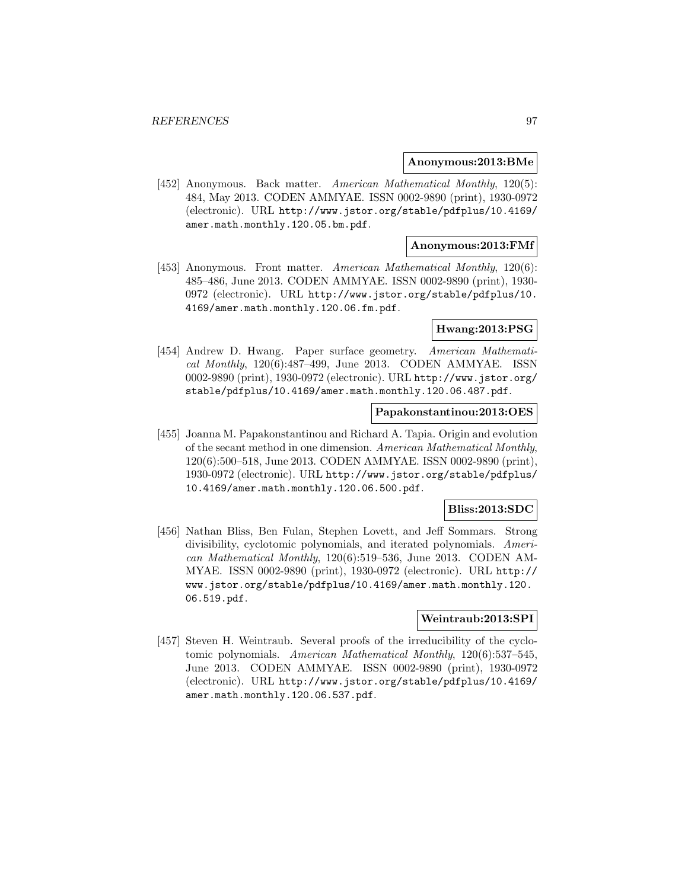**Anonymous:2013:BMe**

[452] Anonymous. Back matter. *American Mathematical Monthly*, 120(5): 484, May 2013. CODEN AMMYAE. ISSN 0002-9890 (print), 1930-0972 (electronic). URL `http://www.jstor.org/stable/pdfplus/10.4169/amer.math.monthly.120.05.bm.pdf`.

**Anonymous:2013:FMf**

[453] Anonymous. Front matter. *American Mathematical Monthly*, 120(6): 485–486, June 2013. CODEN AMMYAE. ISSN 0002-9890 (print), 1930-0972 (electronic). URL `http://www.jstor.org/stable/pdfplus/10.4169/amer.math.monthly.120.06.fm.pdf`.

**Hwang:2013:PSG**

[454] Andrew D. Hwang. Paper surface geometry. *American Mathematical Monthly*, 120(6):487–499, June 2013. CODEN AMMYAE. ISSN 0002-9890 (print), 1930-0972 (electronic). URL `http://www.jstor.org/stable/pdfplus/10.4169/amer.math.monthly.120.06.487.pdf`.

**Papakonstantinou:2013:OES**

[455] Joanna M. Papakonstantinou and Richard A. Tapia. Origin and evolution of the secant method in one dimension. *American Mathematical Monthly*, 120(6):500–518, June 2013. CODEN AMMYAE. ISSN 0002-9890 (print), 1930-0972 (electronic). URL `http://www.jstor.org/stable/pdfplus/10.4169/amer.math.monthly.120.06.500.pdf`.

**Bliss:2013:SDC**

[456] Nathan Bliss, Ben Fulan, Stephen Lovett, and Jeff Sommars. Strong divisibility, cyclotomic polynomials, and iterated polynomials. *American Mathematical Monthly*, 120(6):519–536, June 2013. CODEN AMMYAE. ISSN 0002-9890 (print), 1930-0972 (electronic). URL `http://www.jstor.org/stable/pdfplus/10.4169/amer.math.monthly.120.06.519.pdf`.

**Weintraub:2013:SPI**

[457] Steven H. Weintraub. Several proofs of the irreducibility of the cyclotomic polynomials. *American Mathematical Monthly*, 120(6):537–545, June 2013. CODEN AMMYAE. ISSN 0002-9890 (print), 1930-0972 (electronic). URL `http://www.jstor.org/stable/pdfplus/10.4169/amer.math.monthly.120.06.537.pdf`.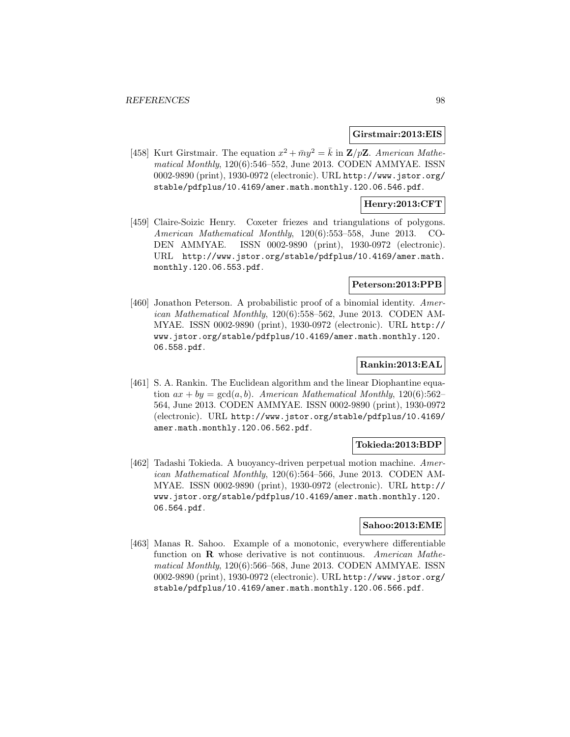**Girstmair:2013:EIS**

[458] Kurt Girstmair. The equation $x^2 + \bar{m}y^2 = \bar{k}$ in $\mathbf{Z}/p\mathbf{Z}$. *American Mathematical Monthly*, 120(6):546–552, June 2013. CODEN AMMYAE. ISSN 0002-9890 (print), 1930-0972 (electronic). URL http://www.jstor.org/stable/pdfplus/10.4169/amer.math.monthly.120.06.546.pdf.

**Henry:2013:CFT**

[459] Claire-Soizic Henry. Coxeter friezes and triangulations of polygons. *American Mathematical Monthly*, 120(6):553–558, June 2013. CODEN AMMYAE. ISSN 0002-9890 (print), 1930-0972 (electronic). URL http://www.jstor.org/stable/pdfplus/10.4169/amer.math.monthly.120.06.553.pdf.

**Peterson:2013:PPB**

[460] Jonathon Peterson. A probabilistic proof of a binomial identity. *American Mathematical Monthly*, 120(6):558–562, June 2013. CODEN AMMYAE. ISSN 0002-9890 (print), 1930-0972 (electronic). URL http://www.jstor.org/stable/pdfplus/10.4169/amer.math.monthly.120.06.558.pdf.

**Rankin:2013:EAL**

[461] S. A. Rankin. The Euclidean algorithm and the linear Diophantine equation $ax + by = \gcd(a, b)$. *American Mathematical Monthly*, 120(6):562–564, June 2013. CODEN AMMYAE. ISSN 0002-9890 (print), 1930-0972 (electronic). URL http://www.jstor.org/stable/pdfplus/10.4169/amer.math.monthly.120.06.562.pdf.

**Tokieda:2013:BDP**

[462] Tadashi Tokieda. A buoyancy-driven perpetual motion machine. *American Mathematical Monthly*, 120(6):564–566, June 2013. CODEN AMMYAE. ISSN 0002-9890 (print), 1930-0972 (electronic). URL http://www.jstor.org/stable/pdfplus/10.4169/amer.math.monthly.120.06.564.pdf.

**Sahoo:2013:EME**

[463] Manas R. Sahoo. Example of a monotonic, everywhere differentiable function on $\mathbf{R}$ whose derivative is not continuous. *American Mathematical Monthly*, 120(6):566–568, June 2013. CODEN AMMYAE. ISSN 0002-9890 (print), 1930-0972 (electronic). URL http://www.jstor.org/stable/pdfplus/10.4169/amer.math.monthly.120.06.566.pdf.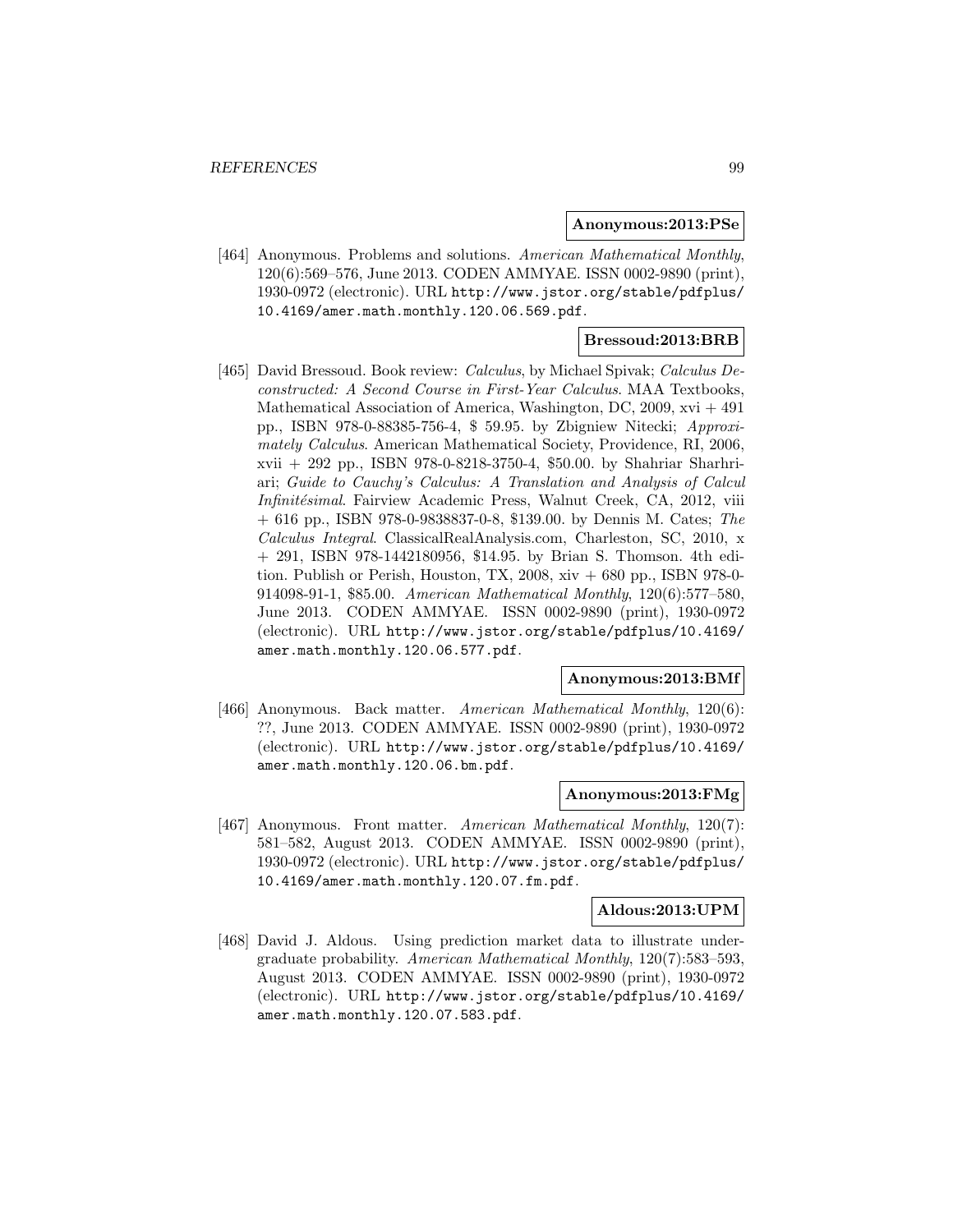**Anonymous:2013:PSe**

[464] Anonymous. Problems and solutions. *American Mathematical Monthly*, 120(6):569–576, June 2013. CODEN AMMYAE. ISSN 0002-9890 (print), 1930-0972 (electronic). URL http://www.jstor.org/stable/pdfplus/10.4169/amer.math.monthly.120.06.569.pdf.

**Bressoud:2013:BRB**

[465] David Bressoud. Book review: *Calculus*, by Michael Spivak; *Calculus Deconstructed: A Second Course in First-Year Calculus*. MAA Textbooks, Mathematical Association of America, Washington, DC, 2009, xvi + 491 pp., ISBN 978-0-88385-756-4, \$ 59.95. by Zbigniew Nitecki; *Approximately Calculus*. American Mathematical Society, Providence, RI, 2006, xvii + 292 pp., ISBN 978-0-8218-3750-4, \$50.00. by Shahriar Sharhriari; *Guide to Cauchy's Calculus: A Translation and Analysis of Calcul Infinitésimal*. Fairview Academic Press, Walnut Creek, CA, 2012, viii + 616 pp., ISBN 978-0-9838837-0-8, \$139.00. by Dennis M. Cates; *The Calculus Integral*. ClassicalRealAnalysis.com, Charleston, SC, 2010, x + 291, ISBN 978-1442180956, \$14.95. by Brian S. Thomson. 4th edition. Publish or Perish, Houston, TX, 2008, xiv + 680 pp., ISBN 978-0-914098-91-1, \$85.00. *American Mathematical Monthly*, 120(6):577–580, June 2013. CODEN AMMYAE. ISSN 0002-9890 (print), 1930-0972 (electronic). URL http://www.jstor.org/stable/pdfplus/10.4169/amer.math.monthly.120.06.577.pdf.

**Anonymous:2013:BMf**

[466] Anonymous. Back matter. *American Mathematical Monthly*, 120(6): ??, June 2013. CODEN AMMYAE. ISSN 0002-9890 (print), 1930-0972 (electronic). URL http://www.jstor.org/stable/pdfplus/10.4169/amer.math.monthly.120.06.bm.pdf.

**Anonymous:2013:FMg**

[467] Anonymous. Front matter. *American Mathematical Monthly*, 120(7): 581–582, August 2013. CODEN AMMYAE. ISSN 0002-9890 (print), 1930-0972 (electronic). URL http://www.jstor.org/stable/pdfplus/10.4169/amer.math.monthly.120.07.fm.pdf.

**Aldous:2013:UPM**

[468] David J. Aldous. Using prediction market data to illustrate undergraduate probability. *American Mathematical Monthly*, 120(7):583–593, August 2013. CODEN AMMYAE. ISSN 0002-9890 (print), 1930-0972 (electronic). URL http://www.jstor.org/stable/pdfplus/10.4169/amer.math.monthly.120.07.583.pdf.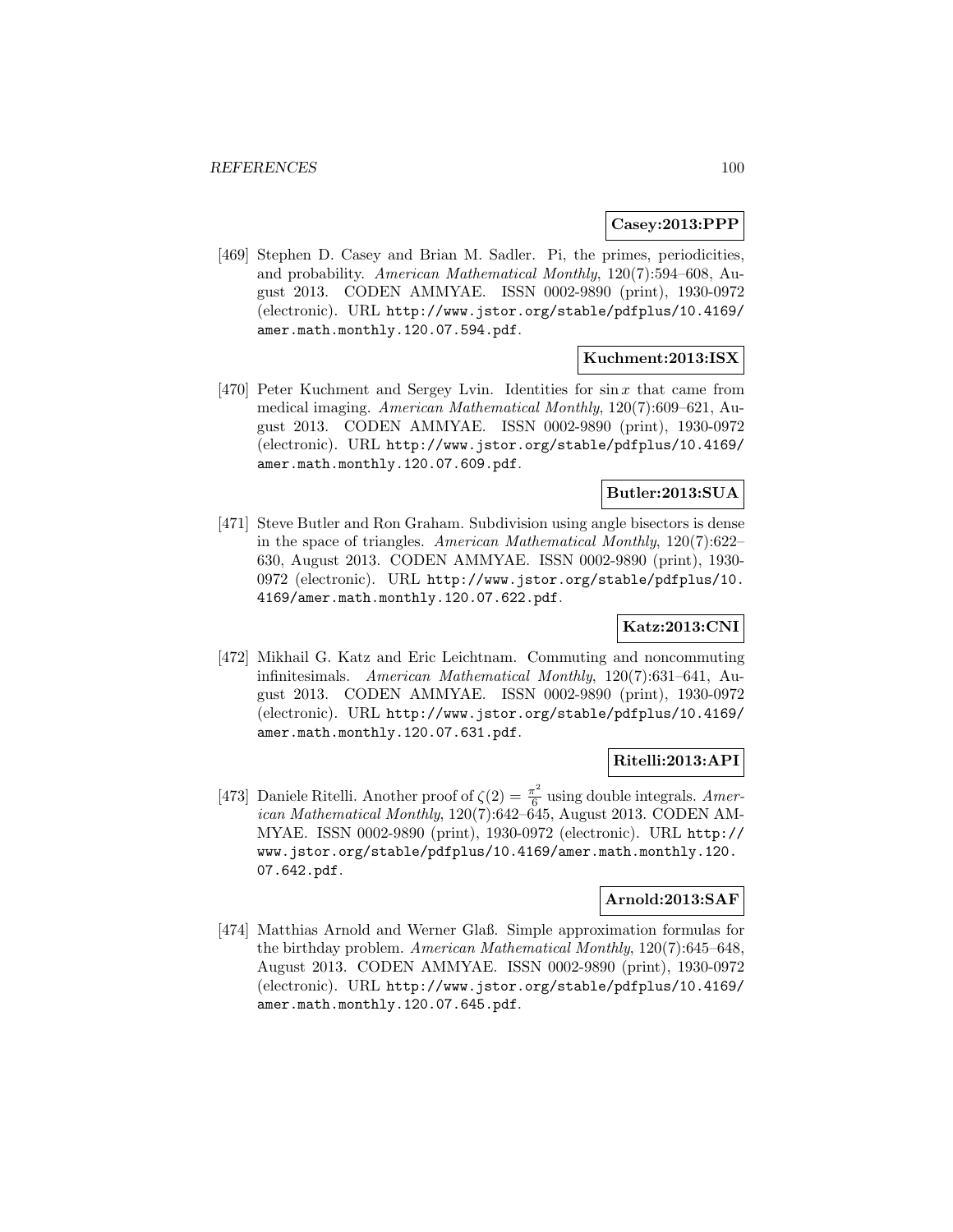**Casey:2013:PPP**

[469] Stephen D. Casey and Brian M. Sadler. Pi, the primes, periodicities, and probability. *American Mathematical Monthly*, 120(7):594–608, August 2013. CODEN AMMYAE. ISSN 0002-9890 (print), 1930-0972 (electronic). URL http://www.jstor.org/stable/pdfplus/10.4169/amer.math.monthly.120.07.594.pdf.

**Kuchment:2013:ISX**

[470] Peter Kuchment and Sergey Lvin. Identities for $\sin x$ that came from medical imaging. *American Mathematical Monthly*, 120(7):609–621, August 2013. CODEN AMMYAE. ISSN 0002-9890 (print), 1930-0972 (electronic). URL http://www.jstor.org/stable/pdfplus/10.4169/amer.math.monthly.120.07.609.pdf.

**Butler:2013:SUA**

[471] Steve Butler and Ron Graham. Subdivision using angle bisectors is dense in the space of triangles. *American Mathematical Monthly*, 120(7):622–630, August 2013. CODEN AMMYAE. ISSN 0002-9890 (print), 1930-0972 (electronic). URL http://www.jstor.org/stable/pdfplus/10.4169/amer.math.monthly.120.07.622.pdf.

**Katz:2013:CNI**

[472] Mikhail G. Katz and Eric Leichtnam. Commuting and noncommuting infinitesimals. *American Mathematical Monthly*, 120(7):631–641, August 2013. CODEN AMMYAE. ISSN 0002-9890 (print), 1930-0972 (electronic). URL http://www.jstor.org/stable/pdfplus/10.4169/amer.math.monthly.120.07.631.pdf.

**Ritelli:2013:API**

[473] Daniele Ritelli. Another proof of $\zeta(2) = \frac{\pi^2}{6}$ using double integrals. *American Mathematical Monthly*, 120(7):642–645, August 2013. CODEN AMMYAE. ISSN 0002-9890 (print), 1930-0972 (electronic). URL http://www.jstor.org/stable/pdfplus/10.4169/amer.math.monthly.120.07.642.pdf.

**Arnold:2013:SAF**

[474] Matthias Arnold and Werner Glaß. Simple approximation formulas for the birthday problem. *American Mathematical Monthly*, 120(7):645–648, August 2013. CODEN AMMYAE. ISSN 0002-9890 (print), 1930-0972 (electronic). URL http://www.jstor.org/stable/pdfplus/10.4169/amer.math.monthly.120.07.645.pdf.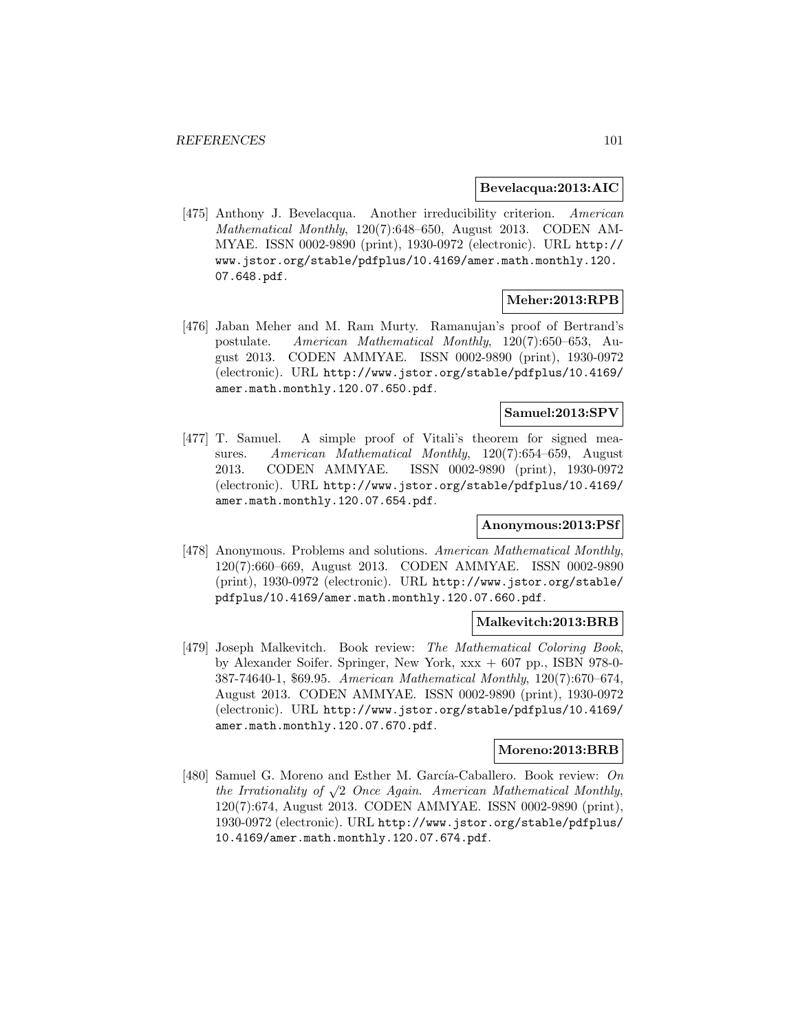**Bevelacqua:2013:AIC**

[475] Anthony J. Bevelacqua. Another irreducibility criterion. *American Mathematical Monthly*, 120(7):648–650, August 2013. CODEN AMMYAE. ISSN 0002-9890 (print), 1930-0972 (electronic). URL http://www.jstor.org/stable/pdfplus/10.4169/amer.math.monthly.120.07.648.pdf.

**Meher:2013:RPB**

[476] Jaban Meher and M. Ram Murty. Ramanujan's proof of Bertrand's postulate. *American Mathematical Monthly*, 120(7):650–653, August 2013. CODEN AMMYAE. ISSN 0002-9890 (print), 1930-0972 (electronic). URL http://www.jstor.org/stable/pdfplus/10.4169/amer.math.monthly.120.07.650.pdf.

**Samuel:2013:SPV**

[477] T. Samuel. A simple proof of Vitali's theorem for signed measures. *American Mathematical Monthly*, 120(7):654–659, August 2013. CODEN AMMYAE. ISSN 0002-9890 (print), 1930-0972 (electronic). URL http://www.jstor.org/stable/pdfplus/10.4169/amer.math.monthly.120.07.654.pdf.

**Anonymous:2013:PSf**

[478] Anonymous. Problems and solutions. *American Mathematical Monthly*, 120(7):660–669, August 2013. CODEN AMMYAE. ISSN 0002-9890 (print), 1930-0972 (electronic). URL http://www.jstor.org/stable/pdfplus/10.4169/amer.math.monthly.120.07.660.pdf.

**Malkevitch:2013:BRB**

[479] Joseph Malkevitch. Book review: *The Mathematical Coloring Book*, by Alexander Soifer. Springer, New York, xxx + 607 pp., ISBN 978-0-387-74640-1, $69.95. *American Mathematical Monthly*, 120(7):670–674, August 2013. CODEN AMMYAE. ISSN 0002-9890 (print), 1930-0972 (electronic). URL http://www.jstor.org/stable/pdfplus/10.4169/amer.math.monthly.120.07.670.pdf.

**Moreno:2013:BRB**

[480] Samuel G. Moreno and Esther M. García-Caballero. Book review: *On the Irrationality of $\sqrt{2}$ Once Again*. *American Mathematical Monthly*, 120(7):674, August 2013. CODEN AMMYAE. ISSN 0002-9890 (print), 1930-0972 (electronic). URL http://www.jstor.org/stable/pdfplus/10.4169/amer.math.monthly.120.07.674.pdf.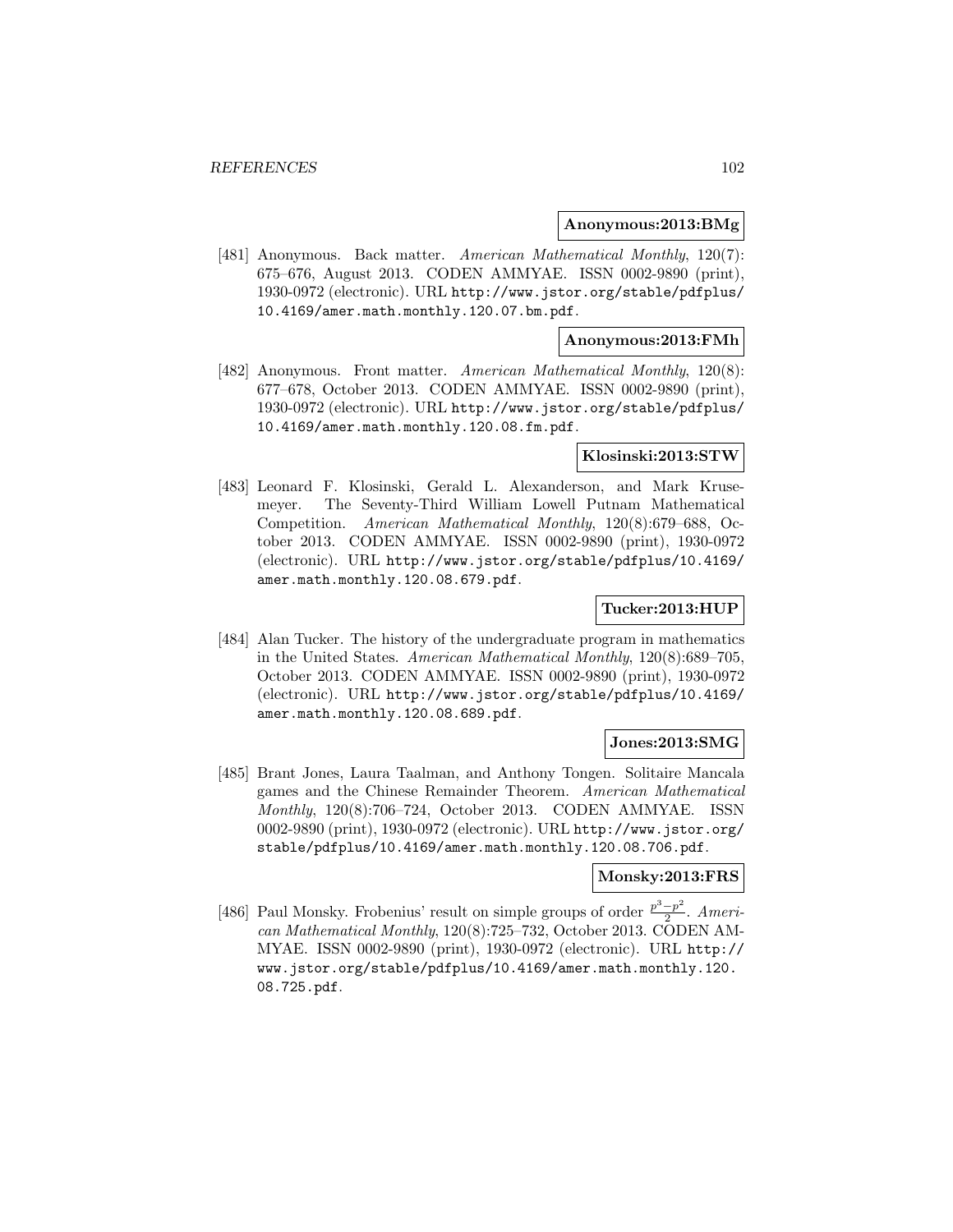**Anonymous:2013:BMg**

[481] Anonymous. Back matter. *American Mathematical Monthly*, 120(7): 675–676, August 2013. CODEN AMMYAE. ISSN 0002-9890 (print), 1930-0972 (electronic). URL http://www.jstor.org/stable/pdfplus/10.4169/amer.math.monthly.120.07.bm.pdf.

**Anonymous:2013:FMh**

[482] Anonymous. Front matter. *American Mathematical Monthly*, 120(8): 677–678, October 2013. CODEN AMMYAE. ISSN 0002-9890 (print), 1930-0972 (electronic). URL http://www.jstor.org/stable/pdfplus/10.4169/amer.math.monthly.120.08.fm.pdf.

**Klosinski:2013:STW**

[483] Leonard F. Klosinski, Gerald L. Alexanderson, and Mark Krusemeyer. The Seventy-Third William Lowell Putnam Mathematical Competition. *American Mathematical Monthly*, 120(8):679–688, October 2013. CODEN AMMYAE. ISSN 0002-9890 (print), 1930-0972 (electronic). URL http://www.jstor.org/stable/pdfplus/10.4169/amer.math.monthly.120.08.679.pdf.

**Tucker:2013:HUP**

[484] Alan Tucker. The history of the undergraduate program in mathematics in the United States. *American Mathematical Monthly*, 120(8):689–705, October 2013. CODEN AMMYAE. ISSN 0002-9890 (print), 1930-0972 (electronic). URL http://www.jstor.org/stable/pdfplus/10.4169/amer.math.monthly.120.08.689.pdf.

**Jones:2013:SMG**

[485] Brant Jones, Laura Taalman, and Anthony Tongen. Solitaire Mancala games and the Chinese Remainder Theorem. *American Mathematical Monthly*, 120(8):706–724, October 2013. CODEN AMMYAE. ISSN 0002-9890 (print), 1930-0972 (electronic). URL http://www.jstor.org/stable/pdfplus/10.4169/amer.math.monthly.120.08.706.pdf.

**Monsky:2013:FRS**

[486] Paul Monsky. Frobenius' result on simple groups of order $\frac{p^3-p^2}{2}$. *American Mathematical Monthly*, 120(8):725–732, October 2013. CODEN AMMYAE. ISSN 0002-9890 (print), 1930-0972 (electronic). URL http://www.jstor.org/stable/pdfplus/10.4169/amer.math.monthly.120.08.725.pdf.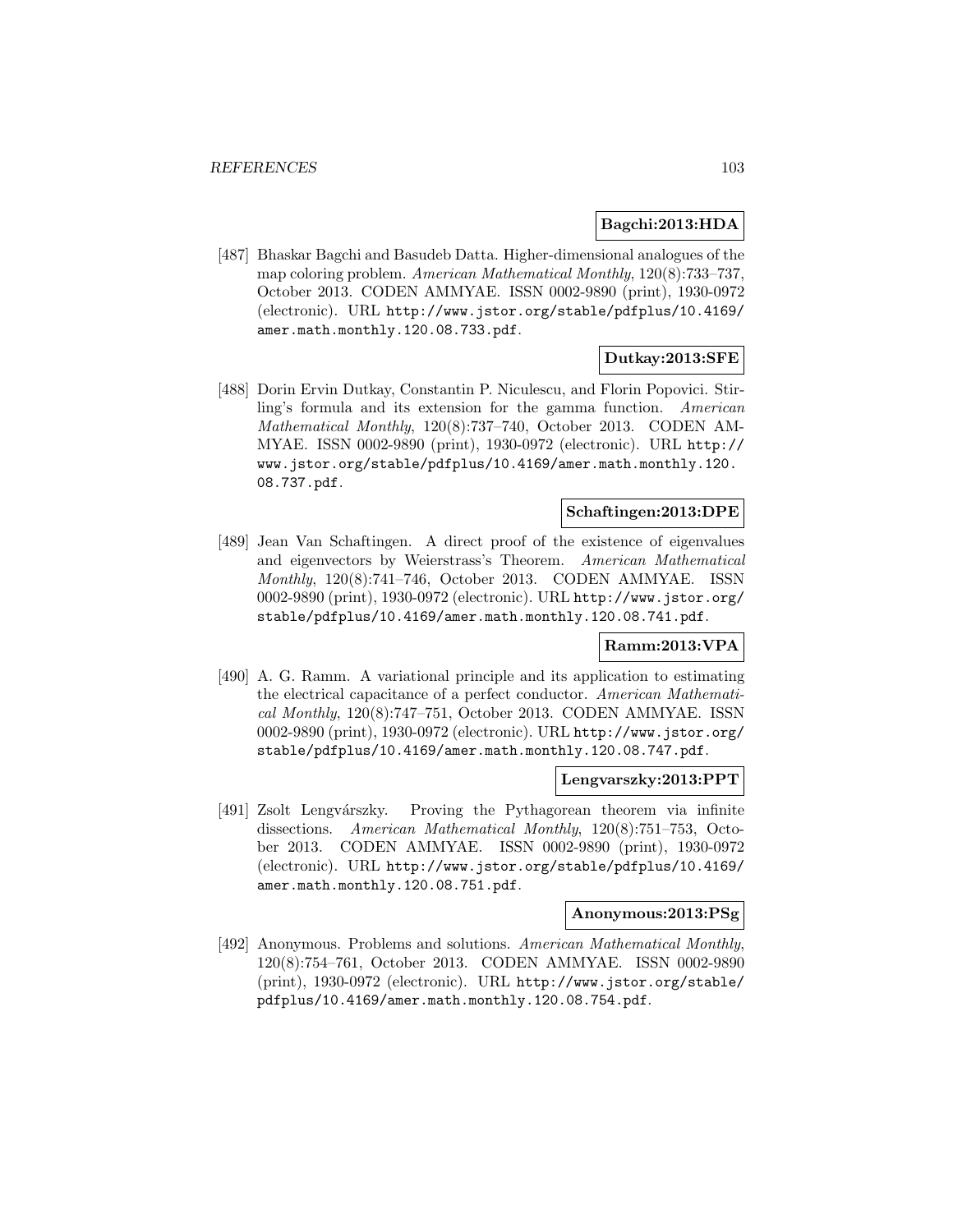**Bagchi:2013:HDA**

[487] Bhaskar Bagchi and Basudeb Datta. Higher-dimensional analogues of the map coloring problem. *American Mathematical Monthly*, 120(8):733–737, October 2013. CODEN AMMYAE. ISSN 0002-9890 (print), 1930-0972 (electronic). URL http://www.jstor.org/stable/pdfplus/10.4169/amer.math.monthly.120.08.733.pdf.

**Dutkay:2013:SFE**

[488] Dorin Ervin Dutkay, Constantin P. Niculescu, and Florin Popovici. Stirling's formula and its extension for the gamma function. *American Mathematical Monthly*, 120(8):737–740, October 2013. CODEN AMMYAE. ISSN 0002-9890 (print), 1930-0972 (electronic). URL http://www.jstor.org/stable/pdfplus/10.4169/amer.math.monthly.120.08.737.pdf.

**Schaftingen:2013:DPE**

[489] Jean Van Schaftingen. A direct proof of the existence of eigenvalues and eigenvectors by Weierstrass's Theorem. *American Mathematical Monthly*, 120(8):741–746, October 2013. CODEN AMMYAE. ISSN 0002-9890 (print), 1930-0972 (electronic). URL http://www.jstor.org/stable/pdfplus/10.4169/amer.math.monthly.120.08.741.pdf.

**Ramm:2013:VPA**

[490] A. G. Ramm. A variational principle and its application to estimating the electrical capacitance of a perfect conductor. *American Mathematical Monthly*, 120(8):747–751, October 2013. CODEN AMMYAE. ISSN 0002-9890 (print), 1930-0972 (electronic). URL http://www.jstor.org/stable/pdfplus/10.4169/amer.math.monthly.120.08.747.pdf.

**Lengvarszky:2013:PPT**

[491] Zsolt Lengvárszky. Proving the Pythagorean theorem via infinite dissections. *American Mathematical Monthly*, 120(8):751–753, October 2013. CODEN AMMYAE. ISSN 0002-9890 (print), 1930-0972 (electronic). URL http://www.jstor.org/stable/pdfplus/10.4169/amer.math.monthly.120.08.751.pdf.

**Anonymous:2013:PSg**

[492] Anonymous. Problems and solutions. *American Mathematical Monthly*, 120(8):754–761, October 2013. CODEN AMMYAE. ISSN 0002-9890 (print), 1930-0972 (electronic). URL http://www.jstor.org/stable/pdfplus/10.4169/amer.math.monthly.120.08.754.pdf.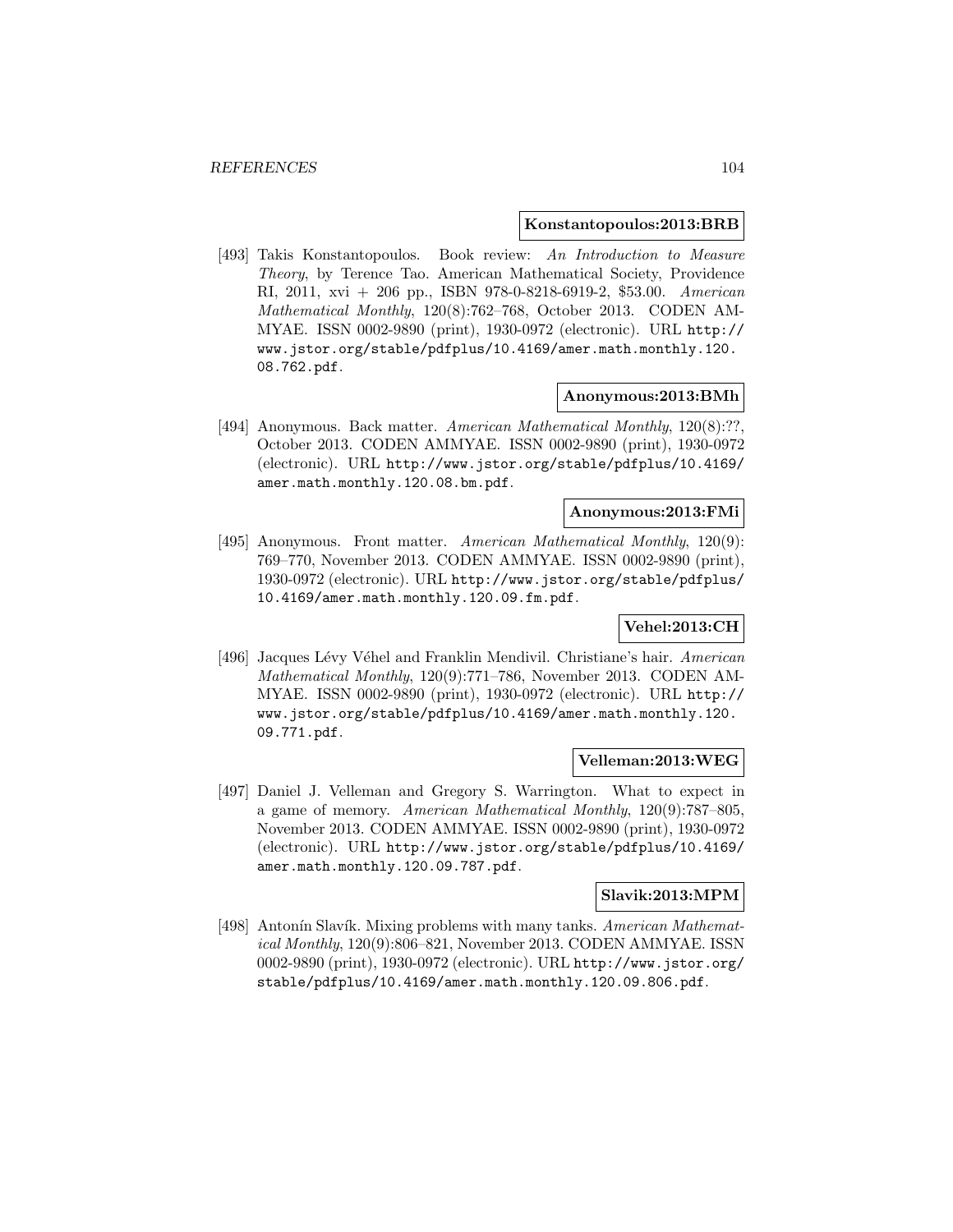**Konstantopoulos:2013:BRB**

[493] Takis Konstantopoulos. Book review: *An Introduction to Measure Theory*, by Terence Tao. American Mathematical Society, Providence RI, 2011, xvi + 206 pp., ISBN 978-0-8218-6919-2, $53.00. *American Mathematical Monthly*, 120(8):762–768, October 2013. CODEN AMMYAE. ISSN 0002-9890 (print), 1930-0972 (electronic). URL `http://www.jstor.org/stable/pdfplus/10.4169/amer.math.monthly.120.08.762.pdf`.

**Anonymous:2013:BMh**

[494] Anonymous. Back matter. *American Mathematical Monthly*, 120(8):??, October 2013. CODEN AMMYAE. ISSN 0002-9890 (print), 1930-0972 (electronic). URL `http://www.jstor.org/stable/pdfplus/10.4169/amer.math.monthly.120.08.bm.pdf`.

**Anonymous:2013:FMi**

[495] Anonymous. Front matter. *American Mathematical Monthly*, 120(9): 769–770, November 2013. CODEN AMMYAE. ISSN 0002-9890 (print), 1930-0972 (electronic). URL `http://www.jstor.org/stable/pdfplus/10.4169/amer.math.monthly.120.09.fm.pdf`.

**Vehel:2013:CH**

[496] Jacques Lévy Véhel and Franklin Mendivil. Christiane's hair. *American Mathematical Monthly*, 120(9):771–786, November 2013. CODEN AMMYAE. ISSN 0002-9890 (print), 1930-0972 (electronic). URL `http://www.jstor.org/stable/pdfplus/10.4169/amer.math.monthly.120.09.771.pdf`.

**Velleman:2013:WEG**

[497] Daniel J. Velleman and Gregory S. Warrington. What to expect in a game of memory. *American Mathematical Monthly*, 120(9):787–805, November 2013. CODEN AMMYAE. ISSN 0002-9890 (print), 1930-0972 (electronic). URL `http://www.jstor.org/stable/pdfplus/10.4169/amer.math.monthly.120.09.787.pdf`.

**Slavik:2013:MPM**

[498] Antonín Slavík. Mixing problems with many tanks. *American Mathematical Monthly*, 120(9):806–821, November 2013. CODEN AMMYAE. ISSN 0002-9890 (print), 1930-0972 (electronic). URL `http://www.jstor.org/stable/pdfplus/10.4169/amer.math.monthly.120.09.806.pdf`.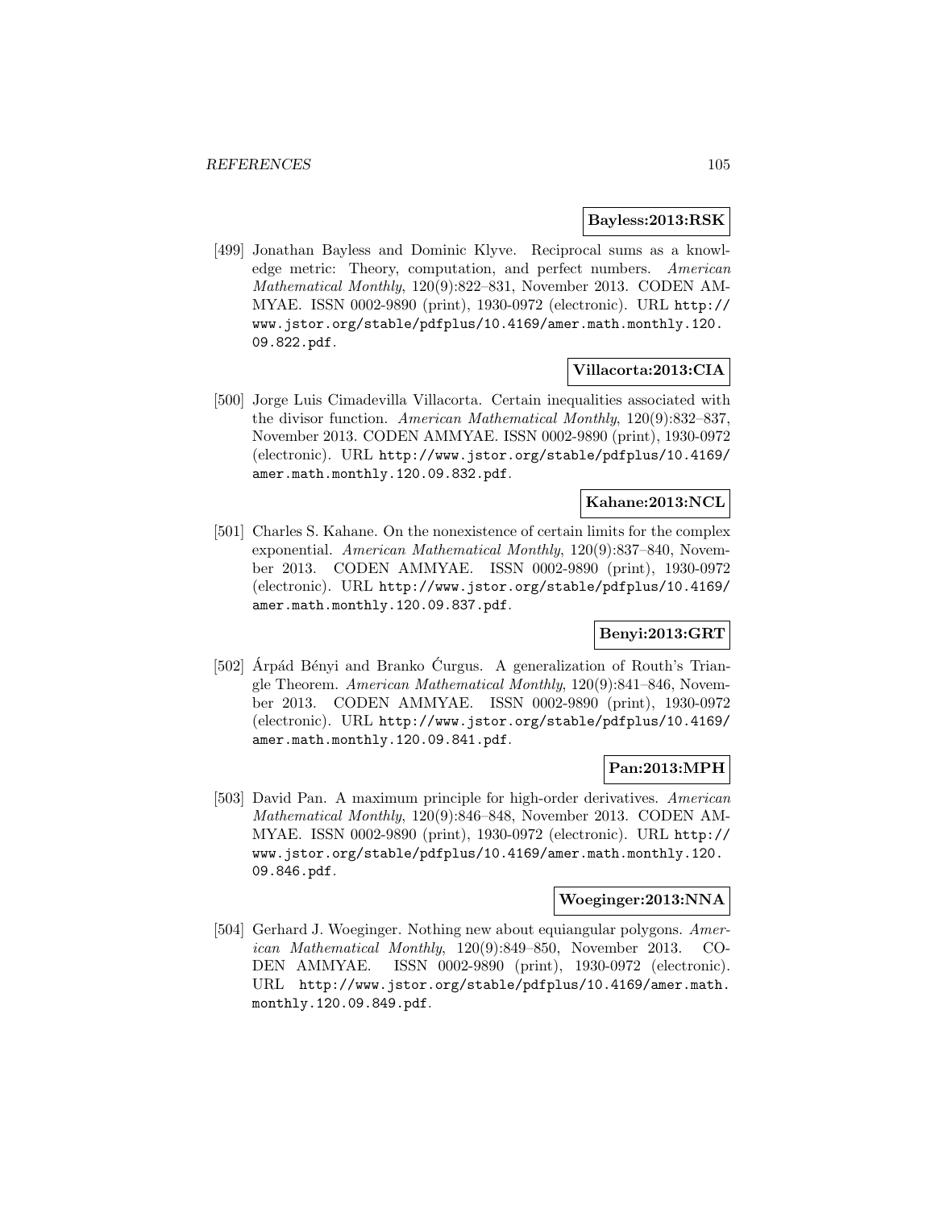**Bayless:2013:RSK**

[499] Jonathan Bayless and Dominic Klyve. Reciprocal sums as a knowledge metric: Theory, computation, and perfect numbers. *American Mathematical Monthly*, 120(9):822–831, November 2013. CODEN AMMYAE. ISSN 0002-9890 (print), 1930-0972 (electronic). URL http://www.jstor.org/stable/pdfplus/10.4169/amer.math.monthly.120.09.822.pdf.

**Villacorta:2013:CIA**

[500] Jorge Luis Cimadevilla Villacorta. Certain inequalities associated with the divisor function. *American Mathematical Monthly*, 120(9):832–837, November 2013. CODEN AMMYAE. ISSN 0002-9890 (print), 1930-0972 (electronic). URL http://www.jstor.org/stable/pdfplus/10.4169/amer.math.monthly.120.09.832.pdf.

**Kahane:2013:NCL**

[501] Charles S. Kahane. On the nonexistence of certain limits for the complex exponential. *American Mathematical Monthly*, 120(9):837–840, November 2013. CODEN AMMYAE. ISSN 0002-9890 (print), 1930-0972 (electronic). URL http://www.jstor.org/stable/pdfplus/10.4169/amer.math.monthly.120.09.837.pdf.

**Benyi:2013:GRT**

[502] Árpád Bényi and Branko Ćurgus. A generalization of Routh's Triangle Theorem. *American Mathematical Monthly*, 120(9):841–846, November 2013. CODEN AMMYAE. ISSN 0002-9890 (print), 1930-0972 (electronic). URL http://www.jstor.org/stable/pdfplus/10.4169/amer.math.monthly.120.09.841.pdf.

**Pan:2013:MPH**

[503] David Pan. A maximum principle for high-order derivatives. *American Mathematical Monthly*, 120(9):846–848, November 2013. CODEN AMMYAE. ISSN 0002-9890 (print), 1930-0972 (electronic). URL http://www.jstor.org/stable/pdfplus/10.4169/amer.math.monthly.120.09.846.pdf.

**Woeginger:2013:NNA**

[504] Gerhard J. Woeginger. Nothing new about equiangular polygons. *American Mathematical Monthly*, 120(9):849–850, November 2013. CODEN AMMYAE. ISSN 0002-9890 (print), 1930-0972 (electronic). URL http://www.jstor.org/stable/pdfplus/10.4169/amer.math.monthly.120.09.849.pdf.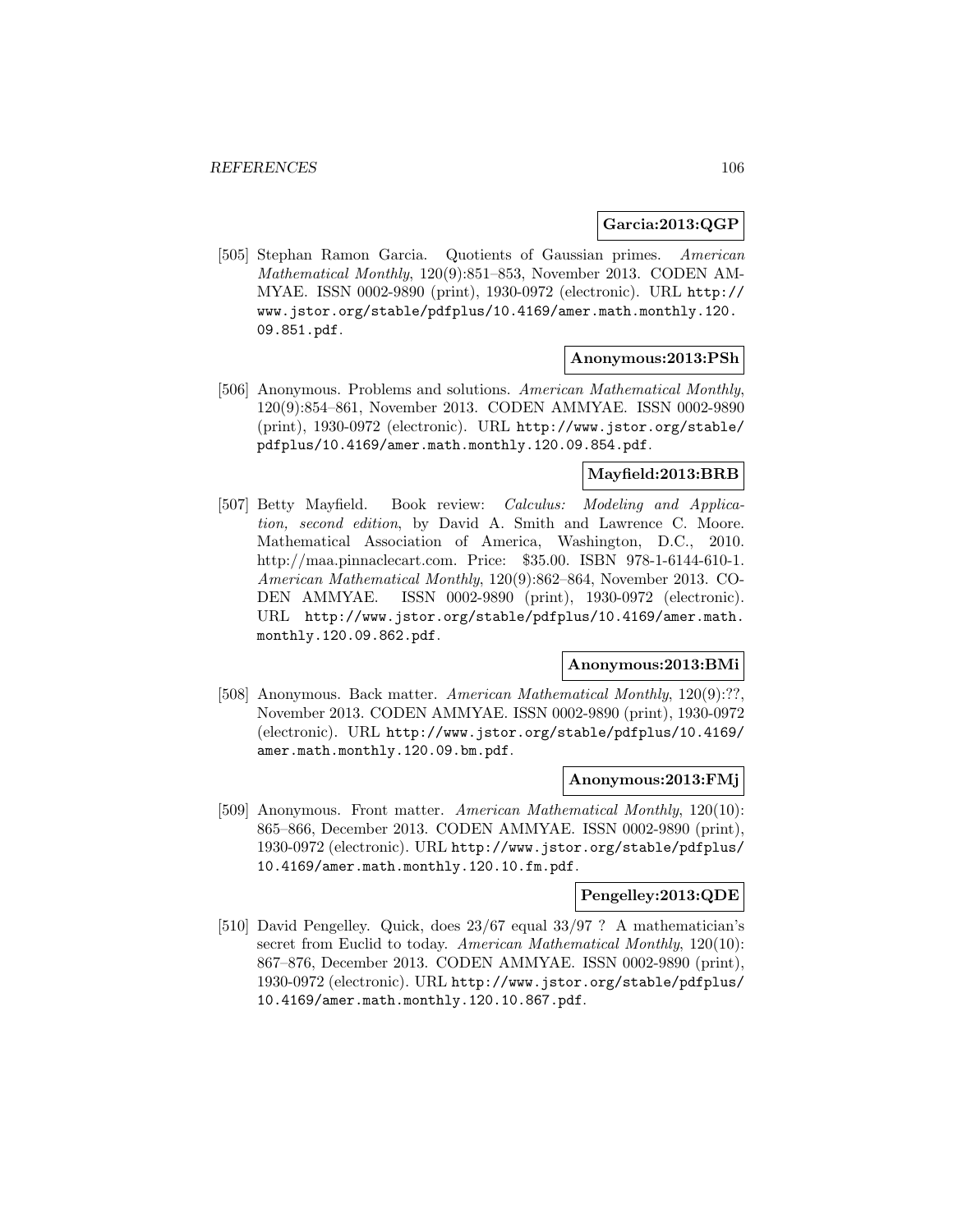**Garcia:2013:QGP**

[505] Stephan Ramon Garcia. Quotients of Gaussian primes. *American Mathematical Monthly*, 120(9):851–853, November 2013. CODEN AMMYAE. ISSN 0002-9890 (print), 1930-0972 (electronic). URL `http://www.jstor.org/stable/pdfplus/10.4169/amer.math.monthly.120.09.851.pdf`.

**Anonymous:2013:PSh**

[506] Anonymous. Problems and solutions. *American Mathematical Monthly*, 120(9):854–861, November 2013. CODEN AMMYAE. ISSN 0002-9890 (print), 1930-0972 (electronic). URL `http://www.jstor.org/stable/pdfplus/10.4169/amer.math.monthly.120.09.854.pdf`.

**Mayfield:2013:BRB**

[507] Betty Mayfield. Book review: *Calculus: Modeling and Application, second edition*, by David A. Smith and Lawrence C. Moore. Mathematical Association of America, Washington, D.C., 2010. http://maa.pinnaclecart.com. Price: $35.00. ISBN 978-1-6144-610-1. *American Mathematical Monthly*, 120(9):862–864, November 2013. CODEN AMMYAE. ISSN 0002-9890 (print), 1930-0972 (electronic). URL `http://www.jstor.org/stable/pdfplus/10.4169/amer.math.monthly.120.09.862.pdf`.

**Anonymous:2013:BMi**

[508] Anonymous. Back matter. *American Mathematical Monthly*, 120(9):??, November 2013. CODEN AMMYAE. ISSN 0002-9890 (print), 1930-0972 (electronic). URL `http://www.jstor.org/stable/pdfplus/10.4169/amer.math.monthly.120.09.bm.pdf`.

**Anonymous:2013:FMj**

[509] Anonymous. Front matter. *American Mathematical Monthly*, 120(10): 865–866, December 2013. CODEN AMMYAE. ISSN 0002-9890 (print), 1930-0972 (electronic). URL `http://www.jstor.org/stable/pdfplus/10.4169/amer.math.monthly.120.10.fm.pdf`.

**Pengelley:2013:QDE**

[510] David Pengelley. Quick, does 23/67 equal 33/97 ? A mathematician's secret from Euclid to today. *American Mathematical Monthly*, 120(10): 867–876, December 2013. CODEN AMMYAE. ISSN 0002-9890 (print), 1930-0972 (electronic). URL `http://www.jstor.org/stable/pdfplus/10.4169/amer.math.monthly.120.10.867.pdf`.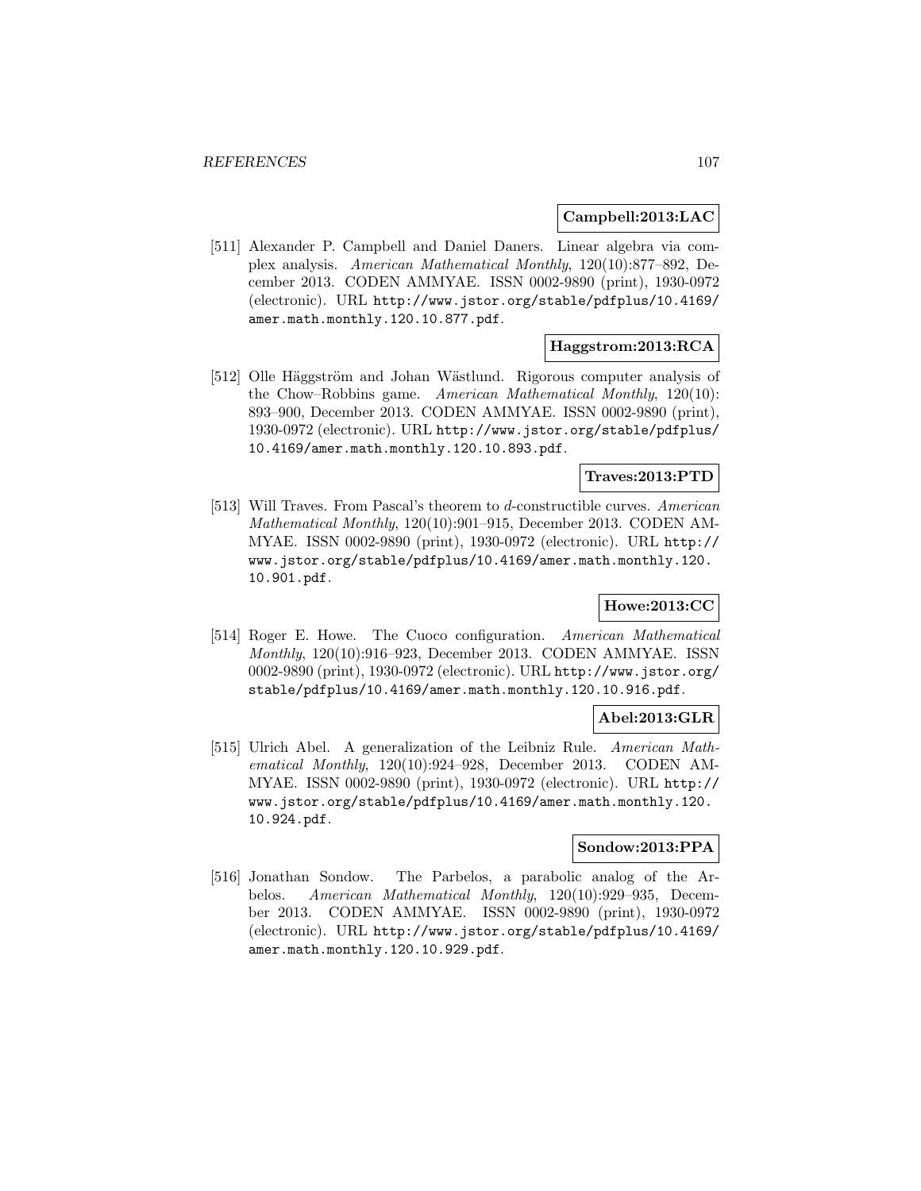**Campbell:2013:LAC**

[511] Alexander P. Campbell and Daniel Daners. Linear algebra via complex analysis. *American Mathematical Monthly*, 120(10):877–892, December 2013. CODEN AMMYAE. ISSN 0002-9890 (print), 1930-0972 (electronic). URL `http://www.jstor.org/stable/pdfplus/10.4169/amer.math.monthly.120.10.877.pdf`.

**Haggstrom:2013:RCA**

[512] Olle Häggström and Johan Wästlund. Rigorous computer analysis of the Chow–Robbins game. *American Mathematical Monthly*, 120(10): 893–900, December 2013. CODEN AMMYAE. ISSN 0002-9890 (print), 1930-0972 (electronic). URL `http://www.jstor.org/stable/pdfplus/10.4169/amer.math.monthly.120.10.893.pdf`.

**Traves:2013:PTD**

[513] Will Traves. From Pascal's theorem to $d$-constructible curves. *American Mathematical Monthly*, 120(10):901–915, December 2013. CODEN AMMYAE. ISSN 0002-9890 (print), 1930-0972 (electronic). URL `http://www.jstor.org/stable/pdfplus/10.4169/amer.math.monthly.120.10.901.pdf`.

**Howe:2013:CC**

[514] Roger E. Howe. The Cuoco configuration. *American Mathematical Monthly*, 120(10):916–923, December 2013. CODEN AMMYAE. ISSN 0002-9890 (print), 1930-0972 (electronic). URL `http://www.jstor.org/stable/pdfplus/10.4169/amer.math.monthly.120.10.916.pdf`.

**Abel:2013:GLR**

[515] Ulrich Abel. A generalization of the Leibniz Rule. *American Mathematical Monthly*, 120(10):924–928, December 2013. CODEN AMMYAE. ISSN 0002-9890 (print), 1930-0972 (electronic). URL `http://www.jstor.org/stable/pdfplus/10.4169/amer.math.monthly.120.10.924.pdf`.

**Sondow:2013:PPA**

[516] Jonathan Sondow. The Parbelos, a parabolic analog of the Arbelos. *American Mathematical Monthly*, 120(10):929–935, December 2013. CODEN AMMYAE. ISSN 0002-9890 (print), 1930-0972 (electronic). URL `http://www.jstor.org/stable/pdfplus/10.4169/amer.math.monthly.120.10.929.pdf`.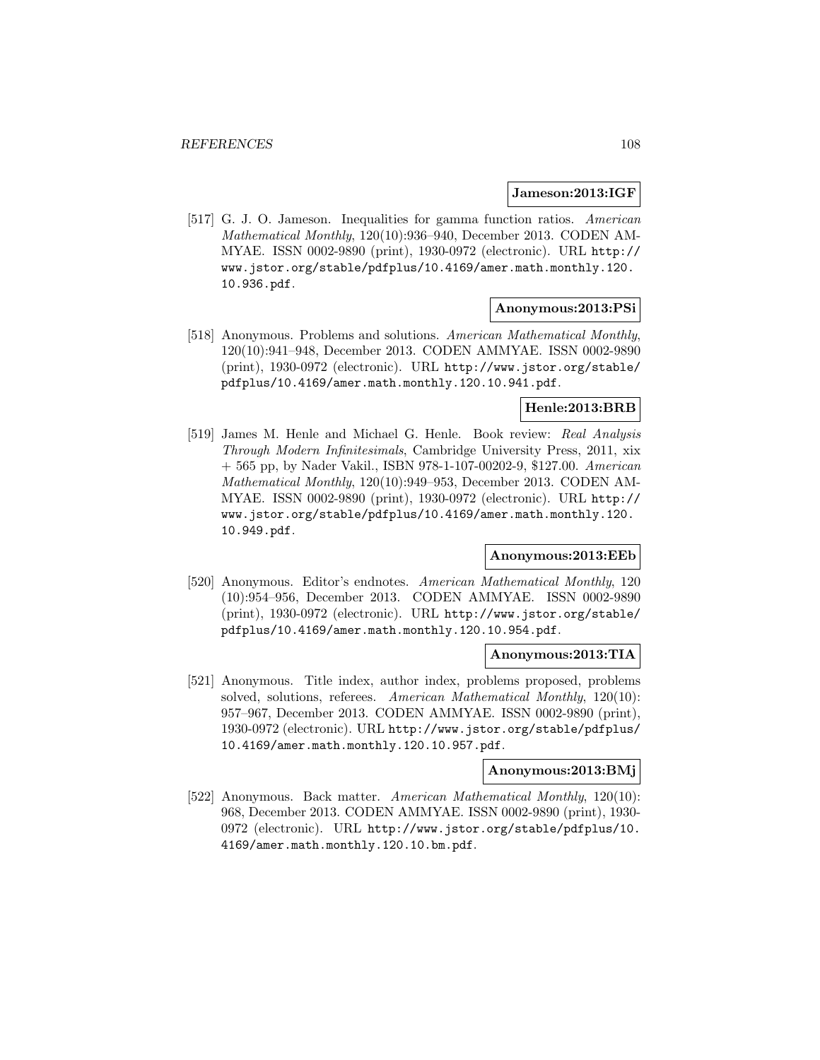**Jameson:2013:IGF**

[517] G. J. O. Jameson. Inequalities for gamma function ratios. *American Mathematical Monthly*, 120(10):936–940, December 2013. CODEN AMMYAE. ISSN 0002-9890 (print), 1930-0972 (electronic). URL http://www.jstor.org/stable/pdfplus/10.4169/amer.math.monthly.120.10.936.pdf.

**Anonymous:2013:PSi**

[518] Anonymous. Problems and solutions. *American Mathematical Monthly*, 120(10):941–948, December 2013. CODEN AMMYAE. ISSN 0002-9890 (print), 1930-0972 (electronic). URL http://www.jstor.org/stable/pdfplus/10.4169/amer.math.monthly.120.10.941.pdf.

**Henle:2013:BRB**

[519] James M. Henle and Michael G. Henle. Book review: *Real Analysis Through Modern Infinitesimals*, Cambridge University Press, 2011, xix + 565 pp, by Nader Vakil., ISBN 978-1-107-00202-9, $127.00. *American Mathematical Monthly*, 120(10):949–953, December 2013. CODEN AMMYAE. ISSN 0002-9890 (print), 1930-0972 (electronic). URL http://www.jstor.org/stable/pdfplus/10.4169/amer.math.monthly.120.10.949.pdf.

**Anonymous:2013:EEb**

[520] Anonymous. Editor's endnotes. *American Mathematical Monthly*, 120(10):954–956, December 2013. CODEN AMMYAE. ISSN 0002-9890 (print), 1930-0972 (electronic). URL http://www.jstor.org/stable/pdfplus/10.4169/amer.math.monthly.120.10.954.pdf.

**Anonymous:2013:TIA**

[521] Anonymous. Title index, author index, problems proposed, problems solved, solutions, referees. *American Mathematical Monthly*, 120(10):957–967, December 2013. CODEN AMMYAE. ISSN 0002-9890 (print), 1930-0972 (electronic). URL http://www.jstor.org/stable/pdfplus/10.4169/amer.math.monthly.120.10.957.pdf.

**Anonymous:2013:BMj**

[522] Anonymous. Back matter. *American Mathematical Monthly*, 120(10):968, December 2013. CODEN AMMYAE. ISSN 0002-9890 (print), 1930-0972 (electronic). URL http://www.jstor.org/stable/pdfplus/10.4169/amer.math.monthly.120.10.bm.pdf.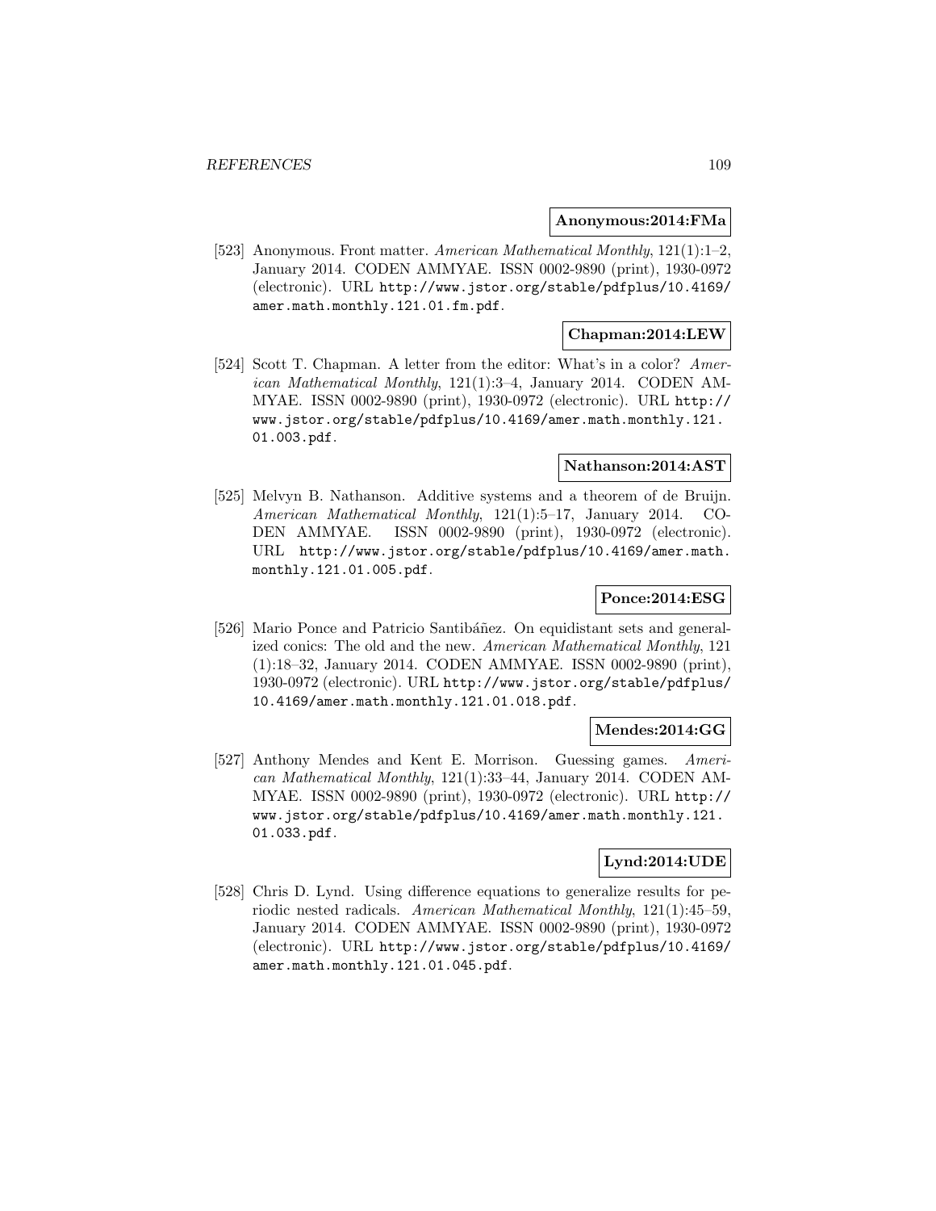**Anonymous:2014:FMa**

[523] Anonymous. Front matter. *American Mathematical Monthly*, 121(1):1–2, January 2014. CODEN AMMYAE. ISSN 0002-9890 (print), 1930-0972 (electronic). URL http://www.jstor.org/stable/pdfplus/10.4169/amer.math.monthly.121.01.fm.pdf.

**Chapman:2014:LEW**

[524] Scott T. Chapman. A letter from the editor: What's in a color? *American Mathematical Monthly*, 121(1):3–4, January 2014. CODEN AMMYAE. ISSN 0002-9890 (print), 1930-0972 (electronic). URL http://www.jstor.org/stable/pdfplus/10.4169/amer.math.monthly.121.01.003.pdf.

**Nathanson:2014:AST**

[525] Melvyn B. Nathanson. Additive systems and a theorem of de Bruijn. *American Mathematical Monthly*, 121(1):5–17, January 2014. CODEN AMMYAE. ISSN 0002-9890 (print), 1930-0972 (electronic). URL http://www.jstor.org/stable/pdfplus/10.4169/amer.math.monthly.121.01.005.pdf.

**Ponce:2014:ESG**

[526] Mario Ponce and Patricio Santibáñez. On equidistant sets and generalized conics: The old and the new. *American Mathematical Monthly*, 121 (1):18–32, January 2014. CODEN AMMYAE. ISSN 0002-9890 (print), 1930-0972 (electronic). URL http://www.jstor.org/stable/pdfplus/10.4169/amer.math.monthly.121.01.018.pdf.

**Mendes:2014:GG**

[527] Anthony Mendes and Kent E. Morrison. Guessing games. *American Mathematical Monthly*, 121(1):33–44, January 2014. CODEN AMMYAE. ISSN 0002-9890 (print), 1930-0972 (electronic). URL http://www.jstor.org/stable/pdfplus/10.4169/amer.math.monthly.121.01.033.pdf.

**Lynd:2014:UDE**

[528] Chris D. Lynd. Using difference equations to generalize results for periodic nested radicals. *American Mathematical Monthly*, 121(1):45–59, January 2014. CODEN AMMYAE. ISSN 0002-9890 (print), 1930-0972 (electronic). URL http://www.jstor.org/stable/pdfplus/10.4169/amer.math.monthly.121.01.045.pdf.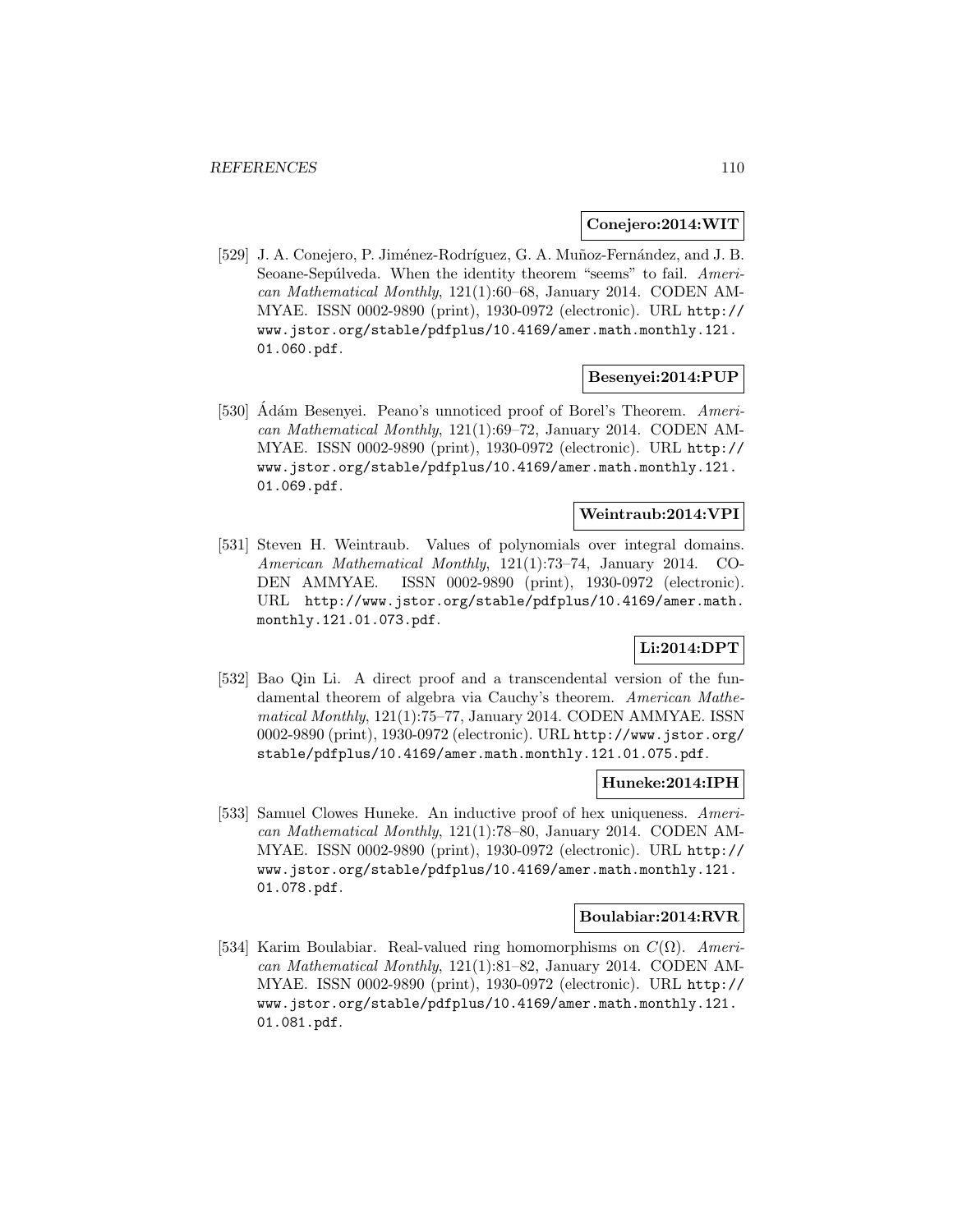**Conejero:2014:WIT**

[529] J. A. Conejero, P. Jiménez-Rodríguez, G. A. Muñoz-Fernández, and J. B. Seoane-Sepúlveda. When the identity theorem "seems" to fail. *American Mathematical Monthly*, 121(1):60–68, January 2014. CODEN AMMYAE. ISSN 0002-9890 (print), 1930-0972 (electronic). URL http://www.jstor.org/stable/pdfplus/10.4169/amer.math.monthly.121.01.060.pdf.

**Besenyei:2014:PUP**

[530] Ádám Besenyei. Peano's unnoticed proof of Borel's Theorem. *American Mathematical Monthly*, 121(1):69–72, January 2014. CODEN AMMYAE. ISSN 0002-9890 (print), 1930-0972 (electronic). URL http://www.jstor.org/stable/pdfplus/10.4169/amer.math.monthly.121.01.069.pdf.

**Weintraub:2014:VPI**

[531] Steven H. Weintraub. Values of polynomials over integral domains. *American Mathematical Monthly*, 121(1):73–74, January 2014. CODEN AMMYAE. ISSN 0002-9890 (print), 1930-0972 (electronic). URL http://www.jstor.org/stable/pdfplus/10.4169/amer.math.monthly.121.01.073.pdf.

**Li:2014:DPT**

[532] Bao Qin Li. A direct proof and a transcendental version of the fundamental theorem of algebra via Cauchy's theorem. *American Mathematical Monthly*, 121(1):75–77, January 2014. CODEN AMMYAE. ISSN 0002-9890 (print), 1930-0972 (electronic). URL http://www.jstor.org/stable/pdfplus/10.4169/amer.math.monthly.121.01.075.pdf.

**Huneke:2014:IPH**

[533] Samuel Clowes Huneke. An inductive proof of hex uniqueness. *American Mathematical Monthly*, 121(1):78–80, January 2014. CODEN AMMYAE. ISSN 0002-9890 (print), 1930-0972 (electronic). URL http://www.jstor.org/stable/pdfplus/10.4169/amer.math.monthly.121.01.078.pdf.

**Boulabiar:2014:RVR**

[534] Karim Boulabiar. Real-valued ring homomorphisms on $C(\Omega)$. *American Mathematical Monthly*, 121(1):81–82, January 2014. CODEN AMMYAE. ISSN 0002-9890 (print), 1930-0972 (electronic). URL http://www.jstor.org/stable/pdfplus/10.4169/amer.math.monthly.121.01.081.pdf.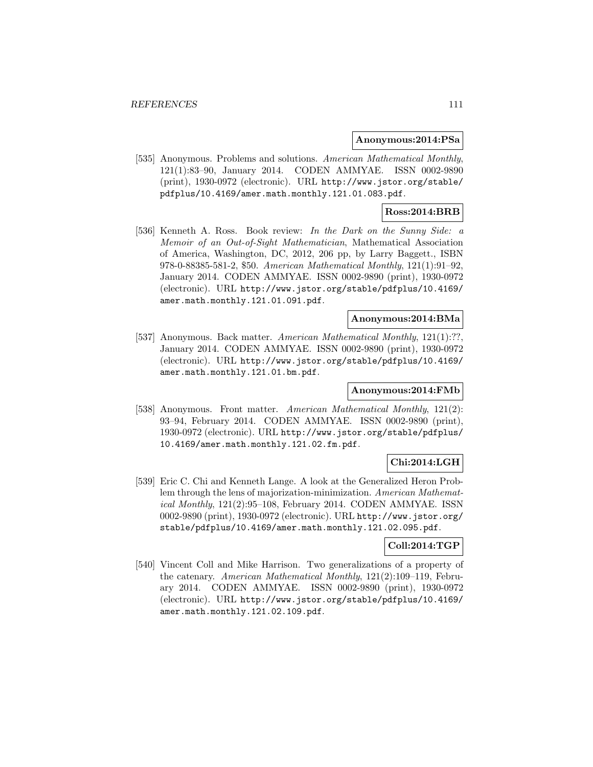**Anonymous:2014:PSa**

[535] Anonymous. Problems and solutions. *American Mathematical Monthly*, 121(1):83–90, January 2014. CODEN AMMYAE. ISSN 0002-9890 (print), 1930-0972 (electronic). URL http://www.jstor.org/stable/pdfplus/10.4169/amer.math.monthly.121.01.083.pdf.

**Ross:2014:BRB**

[536] Kenneth A. Ross. Book review: *In the Dark on the Sunny Side: a Memoir of an Out-of-Sight Mathematician*, Mathematical Association of America, Washington, DC, 2012, 206 pp, by Larry Baggett., ISBN 978-0-88385-581-2, $50. *American Mathematical Monthly*, 121(1):91–92, January 2014. CODEN AMMYAE. ISSN 0002-9890 (print), 1930-0972 (electronic). URL http://www.jstor.org/stable/pdfplus/10.4169/amer.math.monthly.121.01.091.pdf.

**Anonymous:2014:BMa**

[537] Anonymous. Back matter. *American Mathematical Monthly*, 121(1):??, January 2014. CODEN AMMYAE. ISSN 0002-9890 (print), 1930-0972 (electronic). URL http://www.jstor.org/stable/pdfplus/10.4169/amer.math.monthly.121.01.bm.pdf.

**Anonymous:2014:FMb**

[538] Anonymous. Front matter. *American Mathematical Monthly*, 121(2): 93–94, February 2014. CODEN AMMYAE. ISSN 0002-9890 (print), 1930-0972 (electronic). URL http://www.jstor.org/stable/pdfplus/10.4169/amer.math.monthly.121.02.fm.pdf.

**Chi:2014:LGH**

[539] Eric C. Chi and Kenneth Lange. A look at the Generalized Heron Problem through the lens of majorization-minimization. *American Mathematical Monthly*, 121(2):95–108, February 2014. CODEN AMMYAE. ISSN 0002-9890 (print), 1930-0972 (electronic). URL http://www.jstor.org/stable/pdfplus/10.4169/amer.math.monthly.121.02.095.pdf.

**Coll:2014:TGP**

[540] Vincent Coll and Mike Harrison. Two generalizations of a property of the catenary. *American Mathematical Monthly*, 121(2):109–119, February 2014. CODEN AMMYAE. ISSN 0002-9890 (print), 1930-0972 (electronic). URL http://www.jstor.org/stable/pdfplus/10.4169/amer.math.monthly.121.02.109.pdf.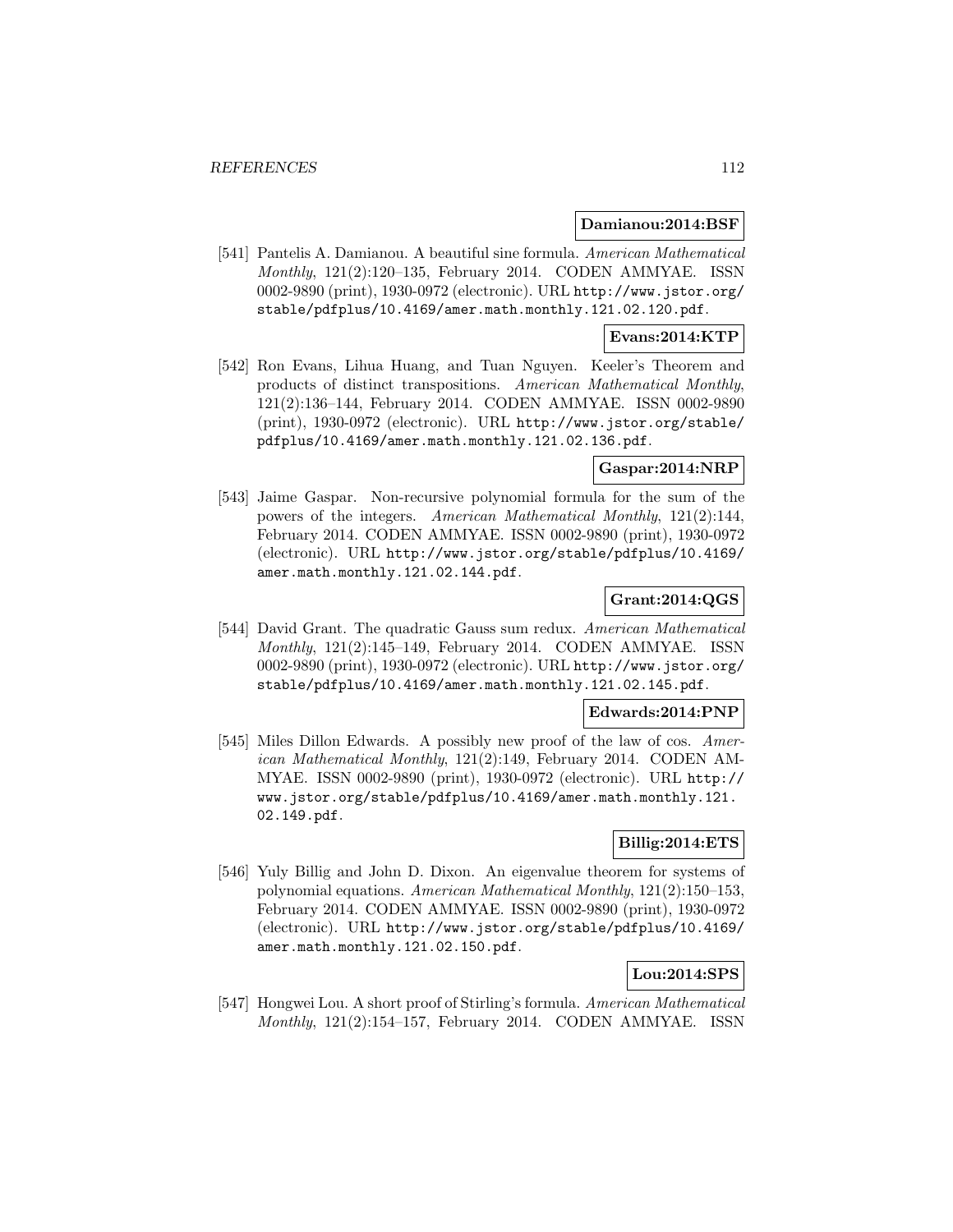**Damianou:2014:BSF**

[541] Pantelis A. Damianou. A beautiful sine formula. *American Mathematical Monthly*, 121(2):120–135, February 2014. CODEN AMMYAE. ISSN 0002-9890 (print), 1930-0972 (electronic). URL http://www.jstor.org/stable/pdfplus/10.4169/amer.math.monthly.121.02.120.pdf.

**Evans:2014:KTP**

[542] Ron Evans, Lihua Huang, and Tuan Nguyen. Keeler's Theorem and products of distinct transpositions. *American Mathematical Monthly*, 121(2):136–144, February 2014. CODEN AMMYAE. ISSN 0002-9890 (print), 1930-0972 (electronic). URL http://www.jstor.org/stable/pdfplus/10.4169/amer.math.monthly.121.02.136.pdf.

**Gaspar:2014:NRP**

[543] Jaime Gaspar. Non-recursive polynomial formula for the sum of the powers of the integers. *American Mathematical Monthly*, 121(2):144, February 2014. CODEN AMMYAE. ISSN 0002-9890 (print), 1930-0972 (electronic). URL http://www.jstor.org/stable/pdfplus/10.4169/amer.math.monthly.121.02.144.pdf.

**Grant:2014:QGS**

[544] David Grant. The quadratic Gauss sum redux. *American Mathematical Monthly*, 121(2):145–149, February 2014. CODEN AMMYAE. ISSN 0002-9890 (print), 1930-0972 (electronic). URL http://www.jstor.org/stable/pdfplus/10.4169/amer.math.monthly.121.02.145.pdf.

**Edwards:2014:PNP**

[545] Miles Dillon Edwards. A possibly new proof of the law of cos. *American Mathematical Monthly*, 121(2):149, February 2014. CODEN AMMYAE. ISSN 0002-9890 (print), 1930-0972 (electronic). URL http://www.jstor.org/stable/pdfplus/10.4169/amer.math.monthly.121.02.149.pdf.

**Billig:2014:ETS**

[546] Yuly Billig and John D. Dixon. An eigenvalue theorem for systems of polynomial equations. *American Mathematical Monthly*, 121(2):150–153, February 2014. CODEN AMMYAE. ISSN 0002-9890 (print), 1930-0972 (electronic). URL http://www.jstor.org/stable/pdfplus/10.4169/amer.math.monthly.121.02.150.pdf.

**Lou:2014:SPS**

[547] Hongwei Lou. A short proof of Stirling's formula. *American Mathematical Monthly*, 121(2):154–157, February 2014. CODEN AMMYAE. ISSN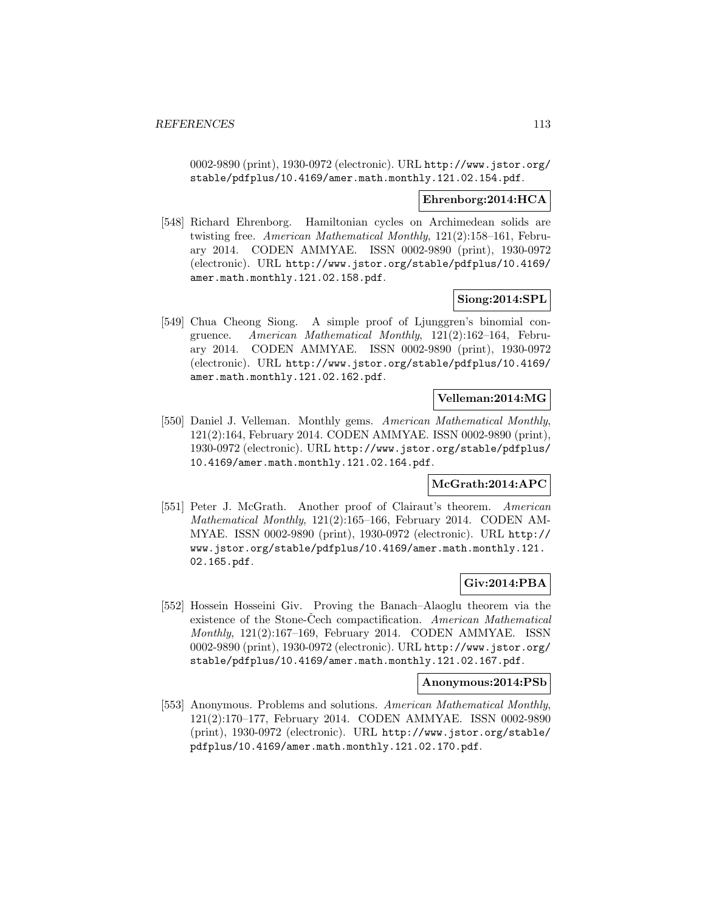0002-9890 (print), 1930-0972 (electronic). URL http://www.jstor.org/stable/pdfplus/10.4169/amer.math.monthly.121.02.154.pdf.

**Ehrenborg:2014:HCA**

[548] Richard Ehrenborg. Hamiltonian cycles on Archimedean solids are twisting free. *American Mathematical Monthly*, 121(2):158–161, February 2014. CODEN AMMYAE. ISSN 0002-9890 (print), 1930-0972 (electronic). URL http://www.jstor.org/stable/pdfplus/10.4169/amer.math.monthly.121.02.158.pdf.

**Siong:2014:SPL**

[549] Chua Cheong Siong. A simple proof of Ljunggren's binomial congruence. *American Mathematical Monthly*, 121(2):162–164, February 2014. CODEN AMMYAE. ISSN 0002-9890 (print), 1930-0972 (electronic). URL http://www.jstor.org/stable/pdfplus/10.4169/amer.math.monthly.121.02.162.pdf.

**Velleman:2014:MG**

[550] Daniel J. Velleman. Monthly gems. *American Mathematical Monthly*, 121(2):164, February 2014. CODEN AMMYAE. ISSN 0002-9890 (print), 1930-0972 (electronic). URL http://www.jstor.org/stable/pdfplus/10.4169/amer.math.monthly.121.02.164.pdf.

**McGrath:2014:APC**

[551] Peter J. McGrath. Another proof of Clairaut's theorem. *American Mathematical Monthly*, 121(2):165–166, February 2014. CODEN AMMYAE. ISSN 0002-9890 (print), 1930-0972 (electronic). URL http://www.jstor.org/stable/pdfplus/10.4169/amer.math.monthly.121.02.165.pdf.

**Giv:2014:PBA**

[552] Hossein Hosseini Giv. Proving the Banach–Alaoglu theorem via the existence of the Stone-Čech compactification. *American Mathematical Monthly*, 121(2):167–169, February 2014. CODEN AMMYAE. ISSN 0002-9890 (print), 1930-0972 (electronic). URL http://www.jstor.org/stable/pdfplus/10.4169/amer.math.monthly.121.02.167.pdf.

**Anonymous:2014:PSb**

[553] Anonymous. Problems and solutions. *American Mathematical Monthly*, 121(2):170–177, February 2014. CODEN AMMYAE. ISSN 0002-9890 (print), 1930-0972 (electronic). URL http://www.jstor.org/stable/pdfplus/10.4169/amer.math.monthly.121.02.170.pdf.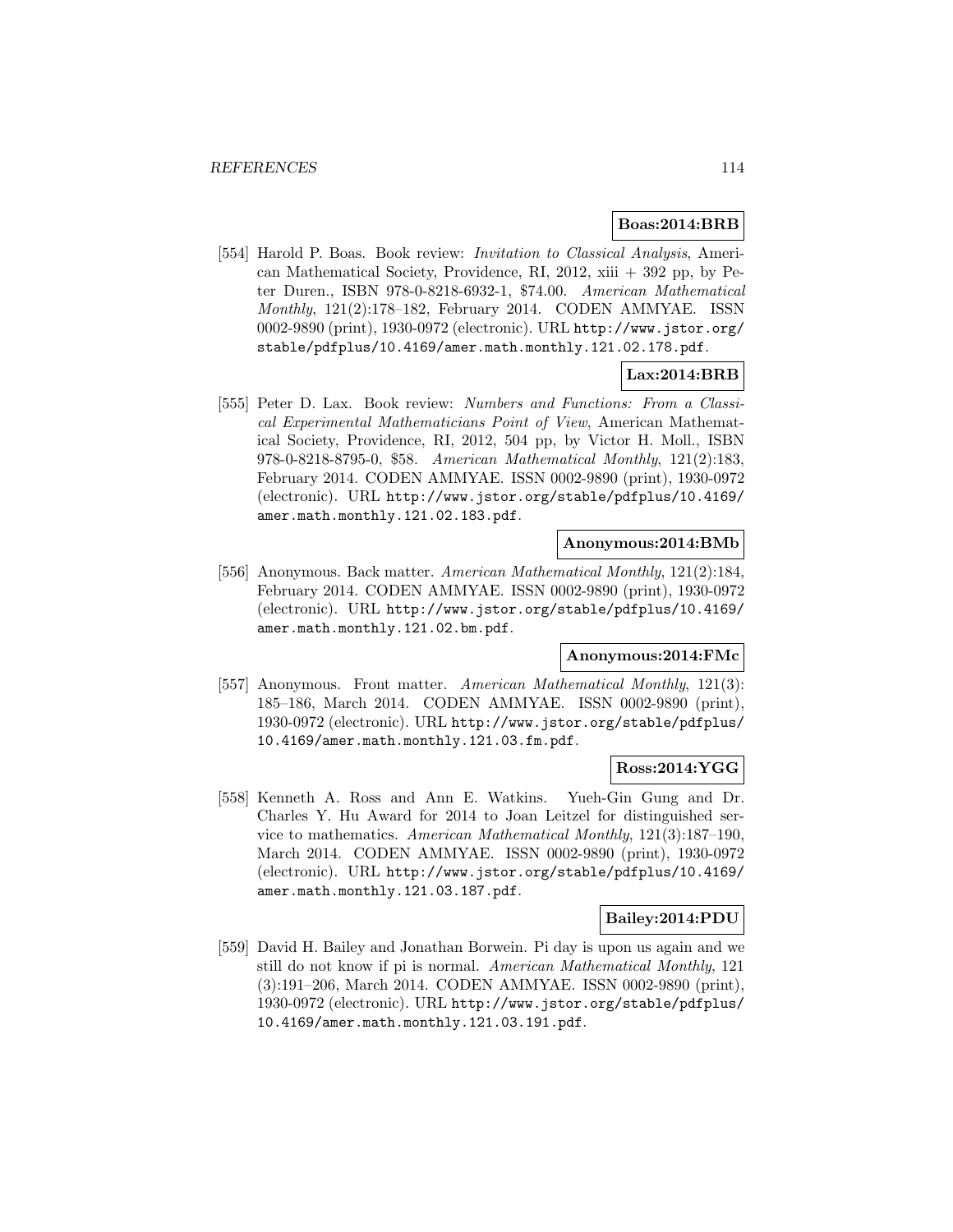**Boas:2014:BRB**

[554] Harold P. Boas. Book review: *Invitation to Classical Analysis*, American Mathematical Society, Providence, RI, 2012, xiii + 392 pp, by Peter Duren., ISBN 978-0-8218-6932-1, $74.00. *American Mathematical Monthly*, 121(2):178–182, February 2014. CODEN AMMYAE. ISSN 0002-9890 (print), 1930-0972 (electronic). URL http://www.jstor.org/stable/pdfplus/10.4169/amer.math.monthly.121.02.178.pdf.

**Lax:2014:BRB**

[555] Peter D. Lax. Book review: *Numbers and Functions: From a Classical Experimental Mathematicians Point of View*, American Mathematical Society, Providence, RI, 2012, 504 pp, by Victor H. Moll., ISBN 978-0-8218-8795-0, $58. *American Mathematical Monthly*, 121(2):183, February 2014. CODEN AMMYAE. ISSN 0002-9890 (print), 1930-0972 (electronic). URL http://www.jstor.org/stable/pdfplus/10.4169/amer.math.monthly.121.02.183.pdf.

**Anonymous:2014:BMb**

[556] Anonymous. Back matter. *American Mathematical Monthly*, 121(2):184, February 2014. CODEN AMMYAE. ISSN 0002-9890 (print), 1930-0972 (electronic). URL http://www.jstor.org/stable/pdfplus/10.4169/amer.math.monthly.121.02.bm.pdf.

**Anonymous:2014:FMc**

[557] Anonymous. Front matter. *American Mathematical Monthly*, 121(3): 185–186, March 2014. CODEN AMMYAE. ISSN 0002-9890 (print), 1930-0972 (electronic). URL http://www.jstor.org/stable/pdfplus/10.4169/amer.math.monthly.121.03.fm.pdf.

**Ross:2014:YGG**

[558] Kenneth A. Ross and Ann E. Watkins. Yueh-Gin Gung and Dr. Charles Y. Hu Award for 2014 to Joan Leitzel for distinguished service to mathematics. *American Mathematical Monthly*, 121(3):187–190, March 2014. CODEN AMMYAE. ISSN 0002-9890 (print), 1930-0972 (electronic). URL http://www.jstor.org/stable/pdfplus/10.4169/amer.math.monthly.121.03.187.pdf.

**Bailey:2014:PDU**

[559] David H. Bailey and Jonathan Borwein. Pi day is upon us again and we still do not know if pi is normal. *American Mathematical Monthly*, 121 (3):191–206, March 2014. CODEN AMMYAE. ISSN 0002-9890 (print), 1930-0972 (electronic). URL http://www.jstor.org/stable/pdfplus/10.4169/amer.math.monthly.121.03.191.pdf.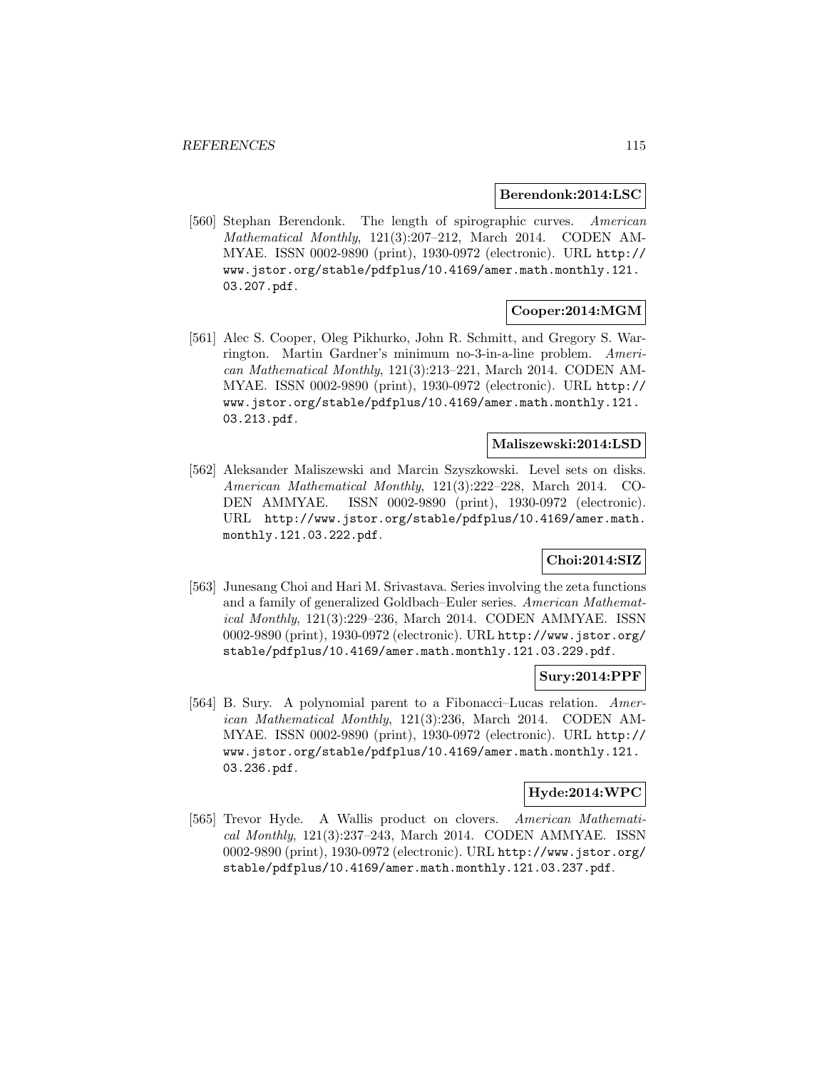**Berendonk:2014:LSC**

[560] Stephan Berendonk. The length of spirographic curves. *American Mathematical Monthly*, 121(3):207–212, March 2014. CODEN AMMYAE. ISSN 0002-9890 (print), 1930-0972 (electronic). URL http://www.jstor.org/stable/pdfplus/10.4169/amer.math.monthly.121.03.207.pdf.

**Cooper:2014:MGM**

[561] Alec S. Cooper, Oleg Pikhurko, John R. Schmitt, and Gregory S. Warrington. Martin Gardner's minimum no-3-in-a-line problem. *American Mathematical Monthly*, 121(3):213–221, March 2014. CODEN AMMYAE. ISSN 0002-9890 (print), 1930-0972 (electronic). URL http://www.jstor.org/stable/pdfplus/10.4169/amer.math.monthly.121.03.213.pdf.

**Maliszewski:2014:LSD**

[562] Aleksander Maliszewski and Marcin Szyszkowski. Level sets on disks. *American Mathematical Monthly*, 121(3):222–228, March 2014. CODEN AMMYAE. ISSN 0002-9890 (print), 1930-0972 (electronic). URL http://www.jstor.org/stable/pdfplus/10.4169/amer.math.monthly.121.03.222.pdf.

**Choi:2014:SIZ**

[563] Junesang Choi and Hari M. Srivastava. Series involving the zeta functions and a family of generalized Goldbach–Euler series. *American Mathematical Monthly*, 121(3):229–236, March 2014. CODEN AMMYAE. ISSN 0002-9890 (print), 1930-0972 (electronic). URL http://www.jstor.org/stable/pdfplus/10.4169/amer.math.monthly.121.03.229.pdf.

**Sury:2014:PPF**

[564] B. Sury. A polynomial parent to a Fibonacci–Lucas relation. *American Mathematical Monthly*, 121(3):236, March 2014. CODEN AMMYAE. ISSN 0002-9890 (print), 1930-0972 (electronic). URL http://www.jstor.org/stable/pdfplus/10.4169/amer.math.monthly.121.03.236.pdf.

**Hyde:2014:WPC**

[565] Trevor Hyde. A Wallis product on clovers. *American Mathematical Monthly*, 121(3):237–243, March 2014. CODEN AMMYAE. ISSN 0002-9890 (print), 1930-0972 (electronic). URL http://www.jstor.org/stable/pdfplus/10.4169/amer.math.monthly.121.03.237.pdf.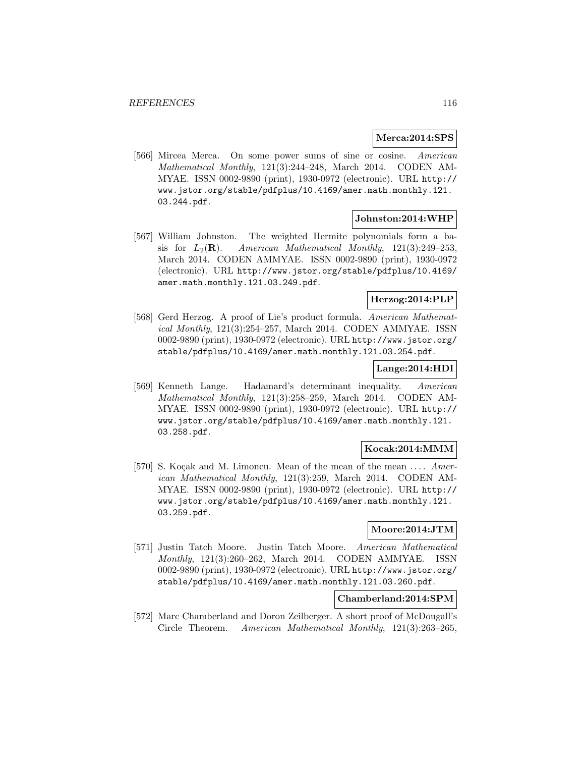**Merca:2014:SPS**

[566] Mircea Merca. On some power sums of sine or cosine. *American Mathematical Monthly*, 121(3):244–248, March 2014. CODEN AMMYAE. ISSN 0002-9890 (print), 1930-0972 (electronic). URL http://www.jstor.org/stable/pdfplus/10.4169/amer.math.monthly.121.03.244.pdf.

**Johnston:2014:WHP**

[567] William Johnston. The weighted Hermite polynomials form a basis for $L_2(\mathbf{R})$. *American Mathematical Monthly*, 121(3):249–253, March 2014. CODEN AMMYAE. ISSN 0002-9890 (print), 1930-0972 (electronic). URL http://www.jstor.org/stable/pdfplus/10.4169/amer.math.monthly.121.03.249.pdf.

**Herzog:2014:PLP**

[568] Gerd Herzog. A proof of Lie's product formula. *American Mathematical Monthly*, 121(3):254–257, March 2014. CODEN AMMYAE. ISSN 0002-9890 (print), 1930-0972 (electronic). URL http://www.jstor.org/stable/pdfplus/10.4169/amer.math.monthly.121.03.254.pdf.

**Lange:2014:HDI**

[569] Kenneth Lange. Hadamard's determinant inequality. *American Mathematical Monthly*, 121(3):258–259, March 2014. CODEN AMMYAE. ISSN 0002-9890 (print), 1930-0972 (electronic). URL http://www.jstor.org/stable/pdfplus/10.4169/amer.math.monthly.121.03.258.pdf.

**Kocak:2014:MMM**

[570] S. Koçak and M. Limoncu. Mean of the mean of the mean .... *American Mathematical Monthly*, 121(3):259, March 2014. CODEN AMMYAE. ISSN 0002-9890 (print), 1930-0972 (electronic). URL http://www.jstor.org/stable/pdfplus/10.4169/amer.math.monthly.121.03.259.pdf.

**Moore:2014:JTM**

[571] Justin Tatch Moore. Justin Tatch Moore. *American Mathematical Monthly*, 121(3):260–262, March 2014. CODEN AMMYAE. ISSN 0002-9890 (print), 1930-0972 (electronic). URL http://www.jstor.org/stable/pdfplus/10.4169/amer.math.monthly.121.03.260.pdf.

**Chamberland:2014:SPM**

[572] Marc Chamberland and Doron Zeilberger. A short proof of McDougall's Circle Theorem. *American Mathematical Monthly*, 121(3):263–265,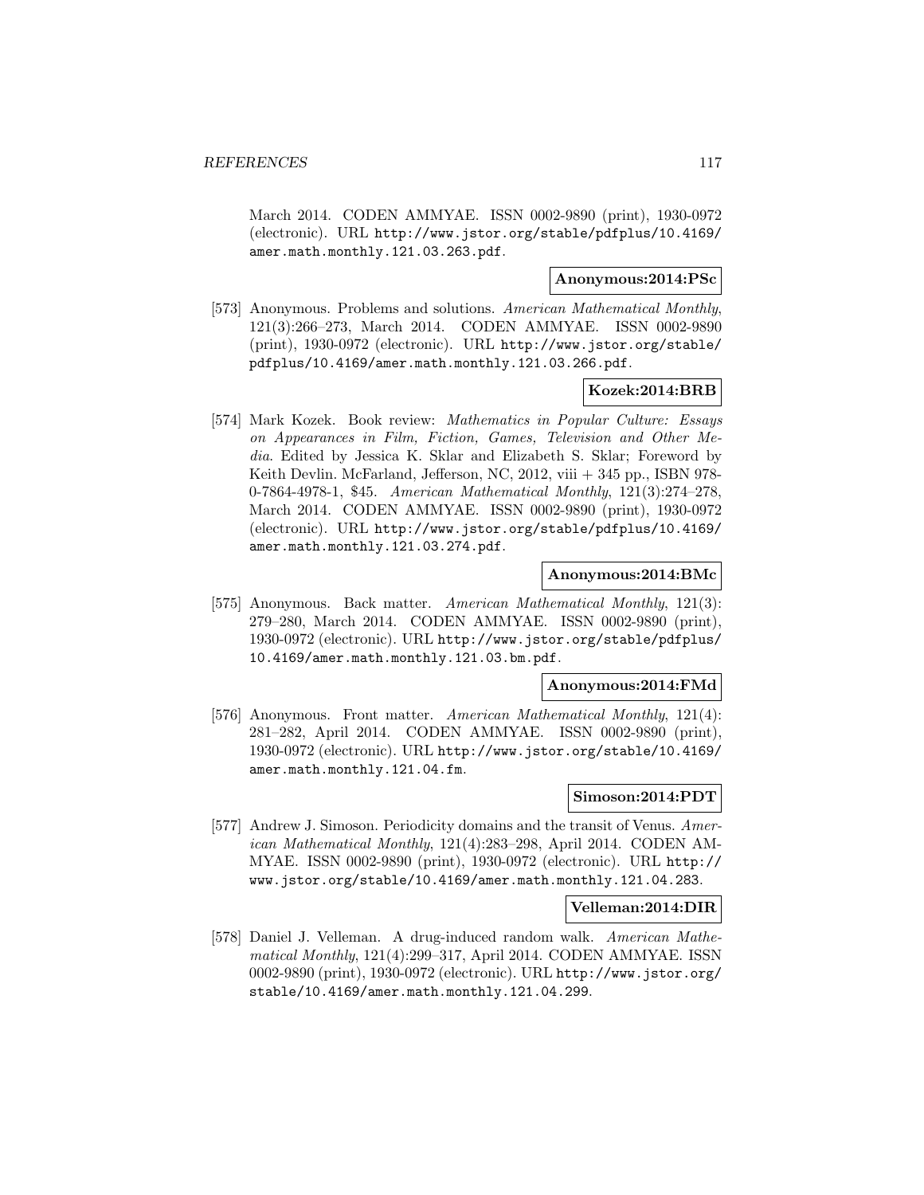March 2014. CODEN AMMYAE. ISSN 0002-9890 (print), 1930-0972 (electronic). URL http://www.jstor.org/stable/pdfplus/10.4169/amer.math.monthly.121.03.263.pdf.

**Anonymous:2014:PSc**

[573] Anonymous. Problems and solutions. *American Mathematical Monthly*, 121(3):266–273, March 2014. CODEN AMMYAE. ISSN 0002-9890 (print), 1930-0972 (electronic). URL http://www.jstor.org/stable/pdfplus/10.4169/amer.math.monthly.121.03.266.pdf.

**Kozek:2014:BRB**

[574] Mark Kozek. Book review: *Mathematics in Popular Culture: Essays on Appearances in Film, Fiction, Games, Television and Other Media*. Edited by Jessica K. Sklar and Elizabeth S. Sklar; Foreword by Keith Devlin. McFarland, Jefferson, NC, 2012, viii + 345 pp., ISBN 978-0-7864-4978-1, $45. *American Mathematical Monthly*, 121(3):274–278, March 2014. CODEN AMMYAE. ISSN 0002-9890 (print), 1930-0972 (electronic). URL http://www.jstor.org/stable/pdfplus/10.4169/amer.math.monthly.121.03.274.pdf.

**Anonymous:2014:BMc**

[575] Anonymous. Back matter. *American Mathematical Monthly*, 121(3):279–280, March 2014. CODEN AMMYAE. ISSN 0002-9890 (print), 1930-0972 (electronic). URL http://www.jstor.org/stable/pdfplus/10.4169/amer.math.monthly.121.03.bm.pdf.

**Anonymous:2014:FMd**

[576] Anonymous. Front matter. *American Mathematical Monthly*, 121(4):281–282, April 2014. CODEN AMMYAE. ISSN 0002-9890 (print), 1930-0972 (electronic). URL http://www.jstor.org/stable/10.4169/amer.math.monthly.121.04.fm.

**Simoson:2014:PDT**

[577] Andrew J. Simoson. Periodicity domains and the transit of Venus. *American Mathematical Monthly*, 121(4):283–298, April 2014. CODEN AMMYAE. ISSN 0002-9890 (print), 1930-0972 (electronic). URL http://www.jstor.org/stable/10.4169/amer.math.monthly.121.04.283.

**Velleman:2014:DIR**

[578] Daniel J. Velleman. A drug-induced random walk. *American Mathematical Monthly*, 121(4):299–317, April 2014. CODEN AMMYAE. ISSN 0002-9890 (print), 1930-0972 (electronic). URL http://www.jstor.org/stable/10.4169/amer.math.monthly.121.04.299.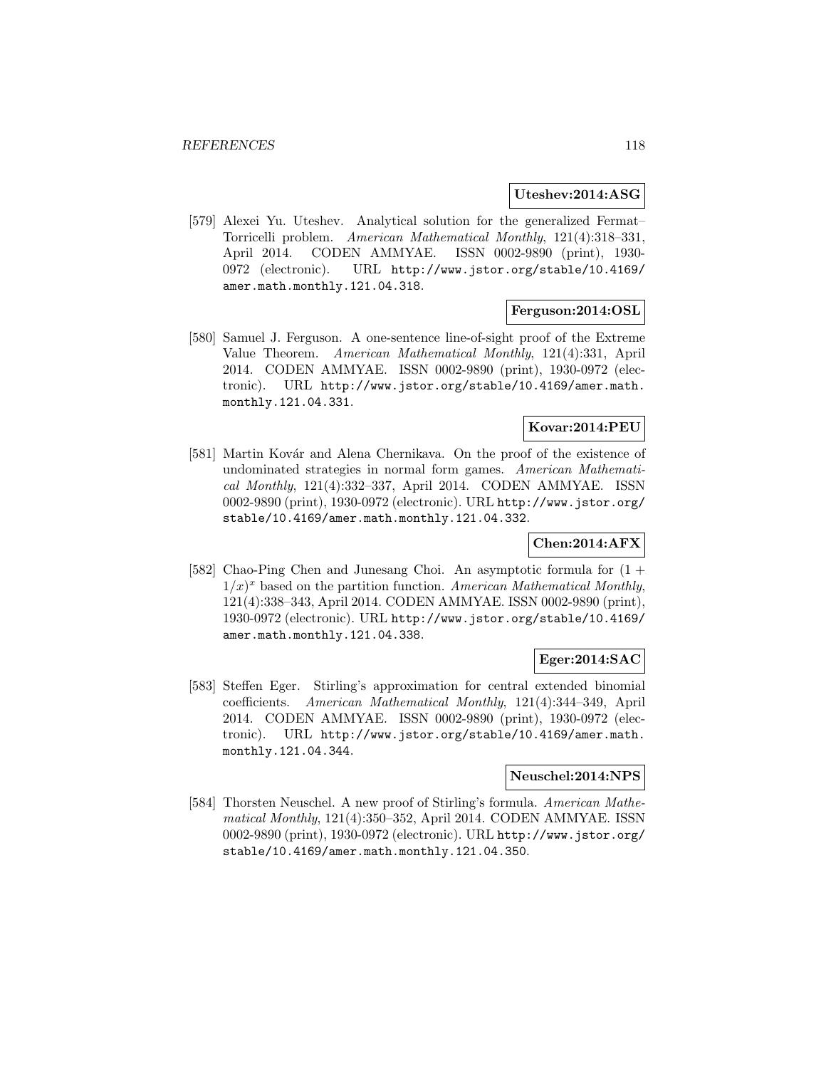**Uteshev:2014:ASG**

[579] Alexei Yu. Uteshev. Analytical solution for the generalized Fermat–Torricelli problem. *American Mathematical Monthly*, 121(4):318–331, April 2014. CODEN AMMYAE. ISSN 0002-9890 (print), 1930-0972 (electronic). URL http://www.jstor.org/stable/10.4169/amer.math.monthly.121.04.318.

**Ferguson:2014:OSL**

[580] Samuel J. Ferguson. A one-sentence line-of-sight proof of the Extreme Value Theorem. *American Mathematical Monthly*, 121(4):331, April 2014. CODEN AMMYAE. ISSN 0002-9890 (print), 1930-0972 (electronic). URL http://www.jstor.org/stable/10.4169/amer.math.monthly.121.04.331.

**Kovar:2014:PEU**

[581] Martin Kovár and Alena Chernikava. On the proof of the existence of undominated strategies in normal form games. *American Mathematical Monthly*, 121(4):332–337, April 2014. CODEN AMMYAE. ISSN 0002-9890 (print), 1930-0972 (electronic). URL http://www.jstor.org/stable/10.4169/amer.math.monthly.121.04.332.

**Chen:2014:AFX**

[582] Chao-Ping Chen and Junesang Choi. An asymptotic formula for $(1 + 1/x)^x$ based on the partition function. *American Mathematical Monthly*, 121(4):338–343, April 2014. CODEN AMMYAE. ISSN 0002-9890 (print), 1930-0972 (electronic). URL http://www.jstor.org/stable/10.4169/amer.math.monthly.121.04.338.

**Eger:2014:SAC**

[583] Steffen Eger. Stirling's approximation for central extended binomial coefficients. *American Mathematical Monthly*, 121(4):344–349, April 2014. CODEN AMMYAE. ISSN 0002-9890 (print), 1930-0972 (electronic). URL http://www.jstor.org/stable/10.4169/amer.math.monthly.121.04.344.

**Neuschel:2014:NPS**

[584] Thorsten Neuschel. A new proof of Stirling's formula. *American Mathematical Monthly*, 121(4):350–352, April 2014. CODEN AMMYAE. ISSN 0002-9890 (print), 1930-0972 (electronic). URL http://www.jstor.org/stable/10.4169/amer.math.monthly.121.04.350.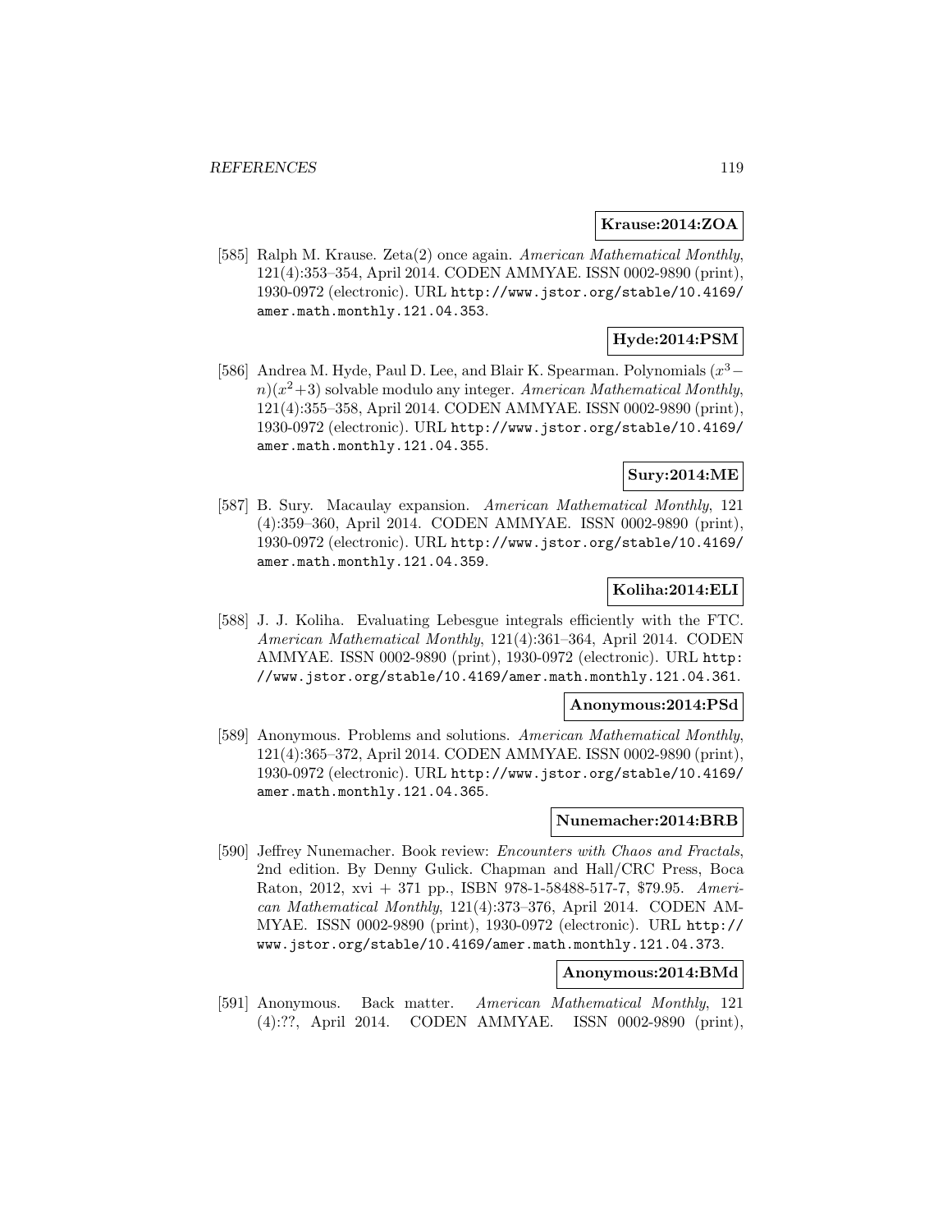**Krause:2014:ZOA**

[585] Ralph M. Krause. Zeta(2) once again. *American Mathematical Monthly*, 121(4):353–354, April 2014. CODEN AMMYAE. ISSN 0002-9890 (print), 1930-0972 (electronic). URL http://www.jstor.org/stable/10.4169/amer.math.monthly.121.04.353.

**Hyde:2014:PSM**

[586] Andrea M. Hyde, Paul D. Lee, and Blair K. Spearman. Polynomials $(x^3 - n)(x^2+3)$ solvable modulo any integer. *American Mathematical Monthly*, 121(4):355–358, April 2014. CODEN AMMYAE. ISSN 0002-9890 (print), 1930-0972 (electronic). URL http://www.jstor.org/stable/10.4169/amer.math.monthly.121.04.355.

**Sury:2014:ME**

[587] B. Sury. Macaulay expansion. *American Mathematical Monthly*, 121 (4):359–360, April 2014. CODEN AMMYAE. ISSN 0002-9890 (print), 1930-0972 (electronic). URL http://www.jstor.org/stable/10.4169/amer.math.monthly.121.04.359.

**Koliha:2014:ELI**

[588] J. J. Koliha. Evaluating Lebesgue integrals efficiently with the FTC. *American Mathematical Monthly*, 121(4):361–364, April 2014. CODEN AMMYAE. ISSN 0002-9890 (print), 1930-0972 (electronic). URL http://www.jstor.org/stable/10.4169/amer.math.monthly.121.04.361.

**Anonymous:2014:PSd**

[589] Anonymous. Problems and solutions. *American Mathematical Monthly*, 121(4):365–372, April 2014. CODEN AMMYAE. ISSN 0002-9890 (print), 1930-0972 (electronic). URL http://www.jstor.org/stable/10.4169/amer.math.monthly.121.04.365.

**Nunemacher:2014:BRB**

[590] Jeffrey Nunemacher. Book review: *Encounters with Chaos and Fractals*, 2nd edition. By Denny Gulick. Chapman and Hall/CRC Press, Boca Raton, 2012, xvi + 371 pp., ISBN 978-1-58488-517-7, \$79.95. *American Mathematical Monthly*, 121(4):373–376, April 2014. CODEN AMMYAE. ISSN 0002-9890 (print), 1930-0972 (electronic). URL http://www.jstor.org/stable/10.4169/amer.math.monthly.121.04.373.

**Anonymous:2014:BMd**

[591] Anonymous. Back matter. *American Mathematical Monthly*, 121 (4):??, April 2014. CODEN AMMYAE. ISSN 0002-9890 (print),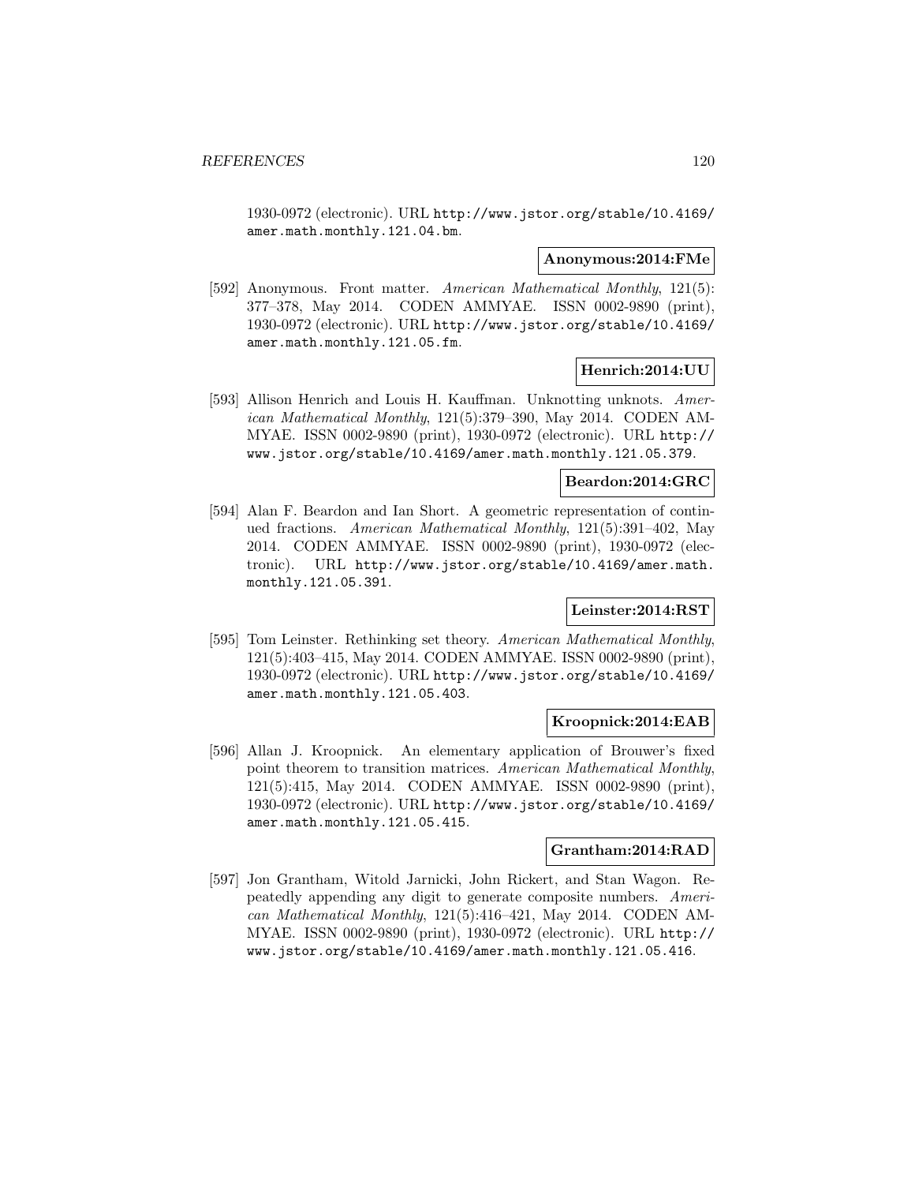1930-0972 (electronic). URL http://www.jstor.org/stable/10.4169/amer.math.monthly.121.04.bm.

**Anonymous:2014:FMe**

[592] Anonymous. Front matter. *American Mathematical Monthly*, 121(5): 377–378, May 2014. CODEN AMMYAE. ISSN 0002-9890 (print), 1930-0972 (electronic). URL http://www.jstor.org/stable/10.4169/amer.math.monthly.121.05.fm.

**Henrich:2014:UU**

[593] Allison Henrich and Louis H. Kauffman. Unknotting unknots. *American Mathematical Monthly*, 121(5):379–390, May 2014. CODEN AMMYAE. ISSN 0002-9890 (print), 1930-0972 (electronic). URL http://www.jstor.org/stable/10.4169/amer.math.monthly.121.05.379.

**Beardon:2014:GRC**

[594] Alan F. Beardon and Ian Short. A geometric representation of continued fractions. *American Mathematical Monthly*, 121(5):391–402, May 2014. CODEN AMMYAE. ISSN 0002-9890 (print), 1930-0972 (electronic). URL http://www.jstor.org/stable/10.4169/amer.math.monthly.121.05.391.

**Leinster:2014:RST**

[595] Tom Leinster. Rethinking set theory. *American Mathematical Monthly*, 121(5):403–415, May 2014. CODEN AMMYAE. ISSN 0002-9890 (print), 1930-0972 (electronic). URL http://www.jstor.org/stable/10.4169/amer.math.monthly.121.05.403.

**Kroopnick:2014:EAB**

[596] Allan J. Kroopnick. An elementary application of Brouwer's fixed point theorem to transition matrices. *American Mathematical Monthly*, 121(5):415, May 2014. CODEN AMMYAE. ISSN 0002-9890 (print), 1930-0972 (electronic). URL http://www.jstor.org/stable/10.4169/amer.math.monthly.121.05.415.

**Grantham:2014:RAD**

[597] Jon Grantham, Witold Jarnicki, John Rickert, and Stan Wagon. Repeatedly appending any digit to generate composite numbers. *American Mathematical Monthly*, 121(5):416–421, May 2014. CODEN AMMYAE. ISSN 0002-9890 (print), 1930-0972 (electronic). URL http://www.jstor.org/stable/10.4169/amer.math.monthly.121.05.416.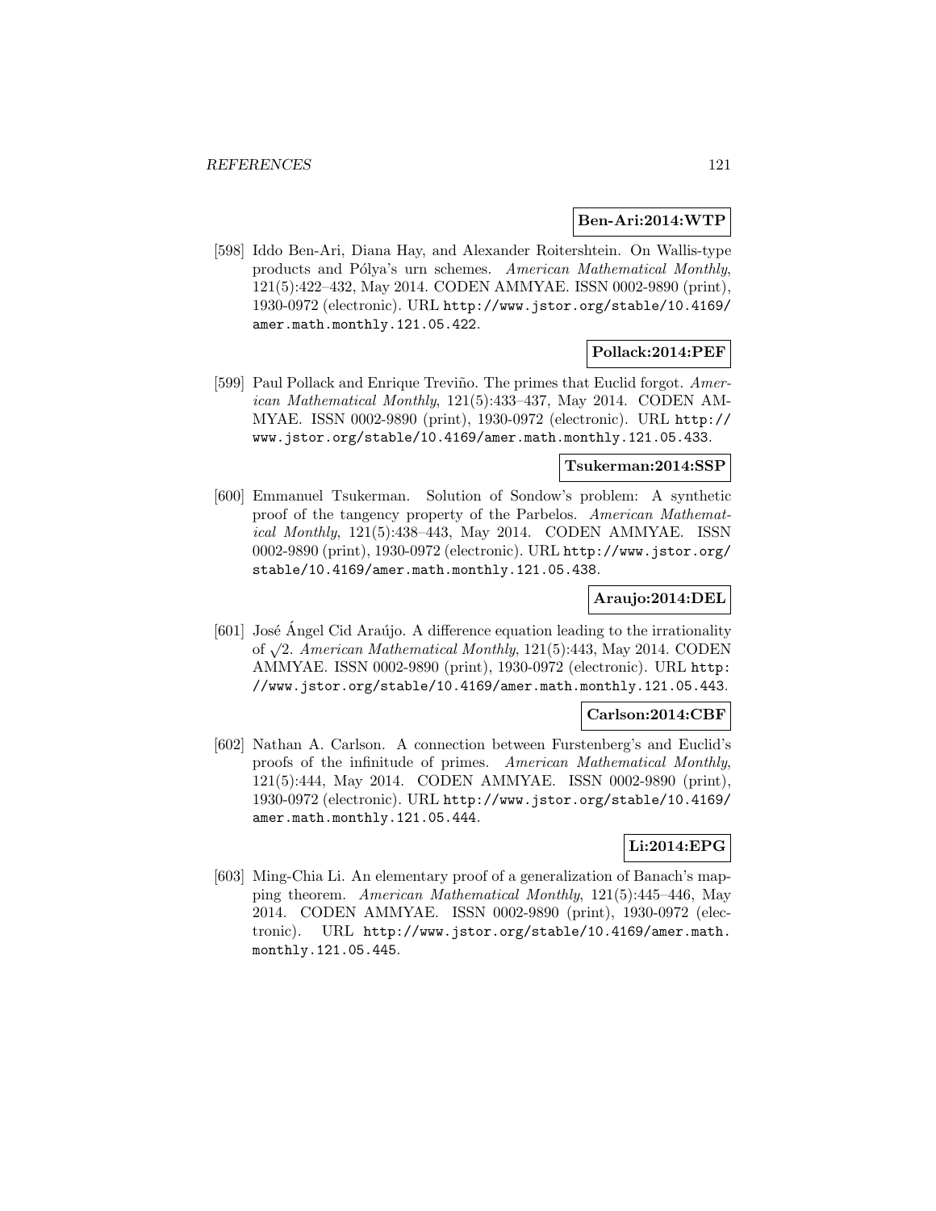**Ben-Ari:2014:WTP**

[598] Iddo Ben-Ari, Diana Hay, and Alexander Roitershtein. On Wallis-type products and Pólya's urn schemes. *American Mathematical Monthly*, 121(5):422–432, May 2014. CODEN AMMYAE. ISSN 0002-9890 (print), 1930-0972 (electronic). URL http://www.jstor.org/stable/10.4169/amer.math.monthly.121.05.422.

**Pollack:2014:PEF**

[599] Paul Pollack and Enrique Treviño. The primes that Euclid forgot. *American Mathematical Monthly*, 121(5):433–437, May 2014. CODEN AMMYAE. ISSN 0002-9890 (print), 1930-0972 (electronic). URL http://www.jstor.org/stable/10.4169/amer.math.monthly.121.05.433.

**Tsukerman:2014:SSP**

[600] Emmanuel Tsukerman. Solution of Sondow's problem: A synthetic proof of the tangency property of the Parbelos. *American Mathematical Monthly*, 121(5):438–443, May 2014. CODEN AMMYAE. ISSN 0002-9890 (print), 1930-0972 (electronic). URL http://www.jstor.org/stable/10.4169/amer.math.monthly.121.05.438.

**Araujo:2014:DEL**

[601] José Ángel Cid Araújo. A difference equation leading to the irrationality of $\sqrt{2}$. *American Mathematical Monthly*, 121(5):443, May 2014. CODEN AMMYAE. ISSN 0002-9890 (print), 1930-0972 (electronic). URL http://www.jstor.org/stable/10.4169/amer.math.monthly.121.05.443.

**Carlson:2014:CBF**

[602] Nathan A. Carlson. A connection between Furstenberg's and Euclid's proofs of the infinitude of primes. *American Mathematical Monthly*, 121(5):444, May 2014. CODEN AMMYAE. ISSN 0002-9890 (print), 1930-0972 (electronic). URL http://www.jstor.org/stable/10.4169/amer.math.monthly.121.05.444.

**Li:2014:EPG**

[603] Ming-Chia Li. An elementary proof of a generalization of Banach's mapping theorem. *American Mathematical Monthly*, 121(5):445–446, May 2014. CODEN AMMYAE. ISSN 0002-9890 (print), 1930-0972 (electronic). URL http://www.jstor.org/stable/10.4169/amer.math.monthly.121.05.445.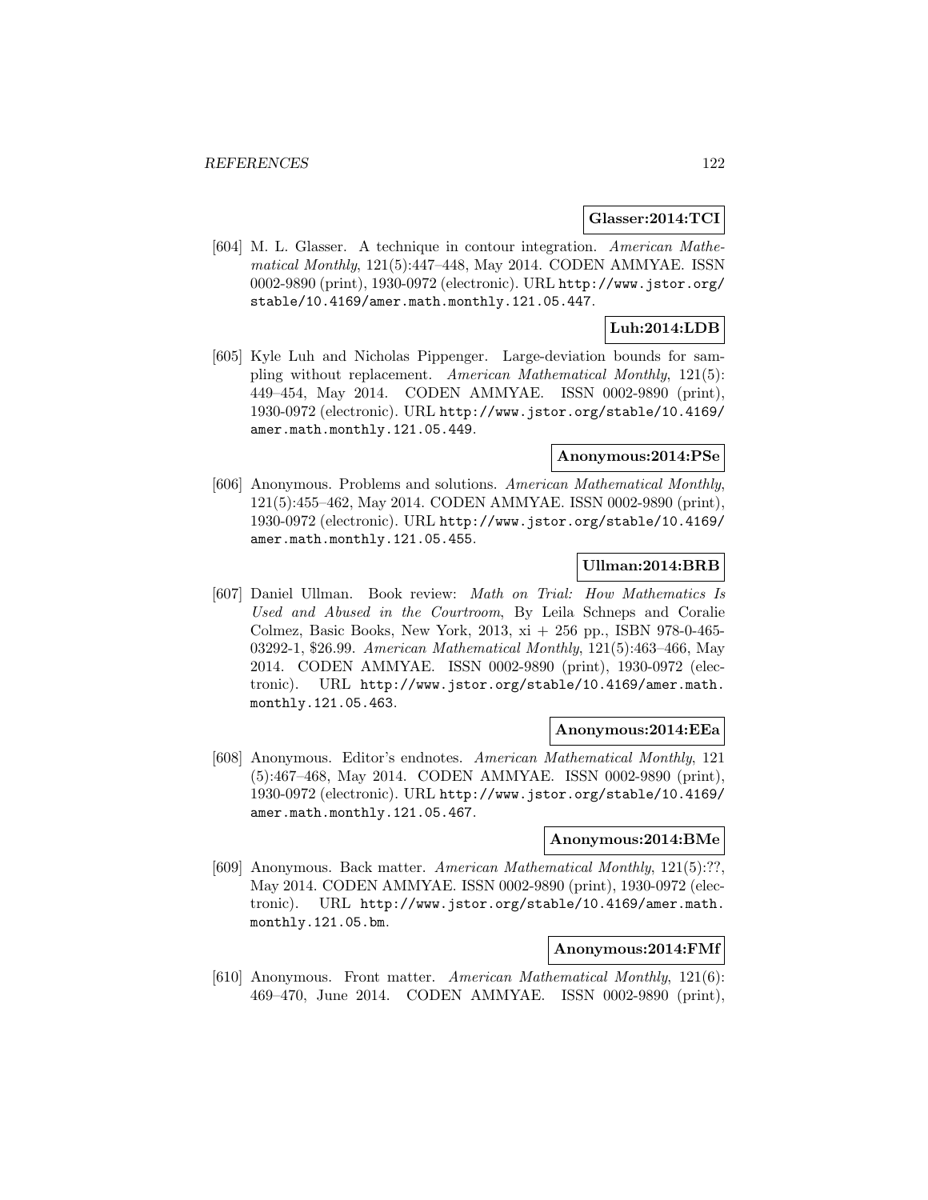**Glasser:2014:TCI**

[604] M. L. Glasser. A technique in contour integration. *American Mathematical Monthly*, 121(5):447–448, May 2014. CODEN AMMYAE. ISSN 0002-9890 (print), 1930-0972 (electronic). URL http://www.jstor.org/stable/10.4169/amer.math.monthly.121.05.447.

**Luh:2014:LDB**

[605] Kyle Luh and Nicholas Pippenger. Large-deviation bounds for sampling without replacement. *American Mathematical Monthly*, 121(5): 449–454, May 2014. CODEN AMMYAE. ISSN 0002-9890 (print), 1930-0972 (electronic). URL http://www.jstor.org/stable/10.4169/amer.math.monthly.121.05.449.

**Anonymous:2014:PSe**

[606] Anonymous. Problems and solutions. *American Mathematical Monthly*, 121(5):455–462, May 2014. CODEN AMMYAE. ISSN 0002-9890 (print), 1930-0972 (electronic). URL http://www.jstor.org/stable/10.4169/amer.math.monthly.121.05.455.

**Ullman:2014:BRB**

[607] Daniel Ullman. Book review: *Math on Trial: How Mathematics Is Used and Abused in the Courtroom*, By Leila Schneps and Coralie Colmez, Basic Books, New York, 2013, xi + 256 pp., ISBN 978-0-465-03292-1, $26.99. *American Mathematical Monthly*, 121(5):463–466, May 2014. CODEN AMMYAE. ISSN 0002-9890 (print), 1930-0972 (electronic). URL http://www.jstor.org/stable/10.4169/amer.math.monthly.121.05.463.

**Anonymous:2014:EEa**

[608] Anonymous. Editor's endnotes. *American Mathematical Monthly*, 121 (5):467–468, May 2014. CODEN AMMYAE. ISSN 0002-9890 (print), 1930-0972 (electronic). URL http://www.jstor.org/stable/10.4169/amer.math.monthly.121.05.467.

**Anonymous:2014:BMe**

[609] Anonymous. Back matter. *American Mathematical Monthly*, 121(5):??, May 2014. CODEN AMMYAE. ISSN 0002-9890 (print), 1930-0972 (electronic). URL http://www.jstor.org/stable/10.4169/amer.math.monthly.121.05.bm.

**Anonymous:2014:FMf**

[610] Anonymous. Front matter. *American Mathematical Monthly*, 121(6): 469–470, June 2014. CODEN AMMYAE. ISSN 0002-9890 (print),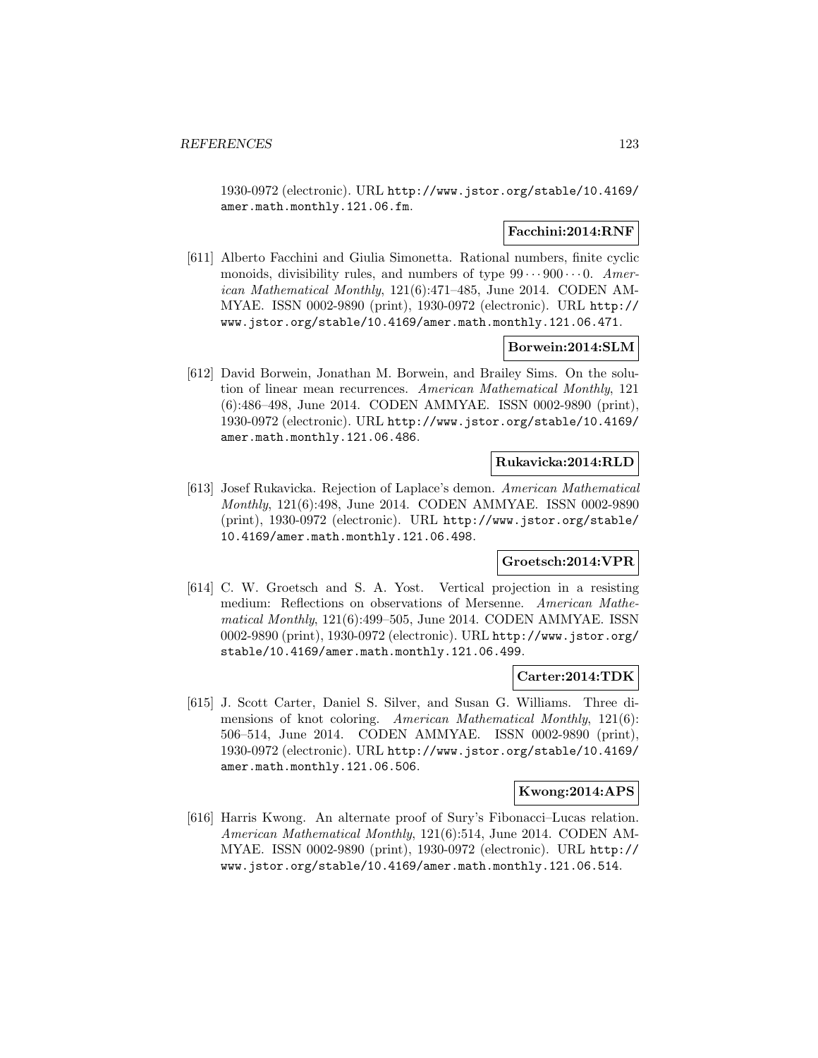1930-0972 (electronic). URL http://www.jstor.org/stable/10.4169/amer.math.monthly.121.06.fm.

**Facchini:2014:RNF**

[611] Alberto Facchini and Giulia Simonetta. Rational numbers, finite cyclic monoids, divisibility rules, and numbers of type $99 \cdots 900 \cdots 0$. *American Mathematical Monthly*, 121(6):471–485, June 2014. CODEN AMMYAE. ISSN 0002-9890 (print), 1930-0972 (electronic). URL http://www.jstor.org/stable/10.4169/amer.math.monthly.121.06.471.

**Borwein:2014:SLM**

[612] David Borwein, Jonathan M. Borwein, and Brailey Sims. On the solution of linear mean recurrences. *American Mathematical Monthly*, 121 (6):486–498, June 2014. CODEN AMMYAE. ISSN 0002-9890 (print), 1930-0972 (electronic). URL http://www.jstor.org/stable/10.4169/amer.math.monthly.121.06.486.

**Rukavicka:2014:RLD**

[613] Josef Rukavicka. Rejection of Laplace's demon. *American Mathematical Monthly*, 121(6):498, June 2014. CODEN AMMYAE. ISSN 0002-9890 (print), 1930-0972 (electronic). URL http://www.jstor.org/stable/10.4169/amer.math.monthly.121.06.498.

**Groetsch:2014:VPR**

[614] C. W. Groetsch and S. A. Yost. Vertical projection in a resisting medium: Reflections on observations of Mersenne. *American Mathematical Monthly*, 121(6):499–505, June 2014. CODEN AMMYAE. ISSN 0002-9890 (print), 1930-0972 (electronic). URL http://www.jstor.org/stable/10.4169/amer.math.monthly.121.06.499.

**Carter:2014:TDK**

[615] J. Scott Carter, Daniel S. Silver, and Susan G. Williams. Three dimensions of knot coloring. *American Mathematical Monthly*, 121(6): 506–514, June 2014. CODEN AMMYAE. ISSN 0002-9890 (print), 1930-0972 (electronic). URL http://www.jstor.org/stable/10.4169/amer.math.monthly.121.06.506.

**Kwong:2014:APS**

[616] Harris Kwong. An alternate proof of Sury's Fibonacci–Lucas relation. *American Mathematical Monthly*, 121(6):514, June 2014. CODEN AMMYAE. ISSN 0002-9890 (print), 1930-0972 (electronic). URL http://www.jstor.org/stable/10.4169/amer.math.monthly.121.06.514.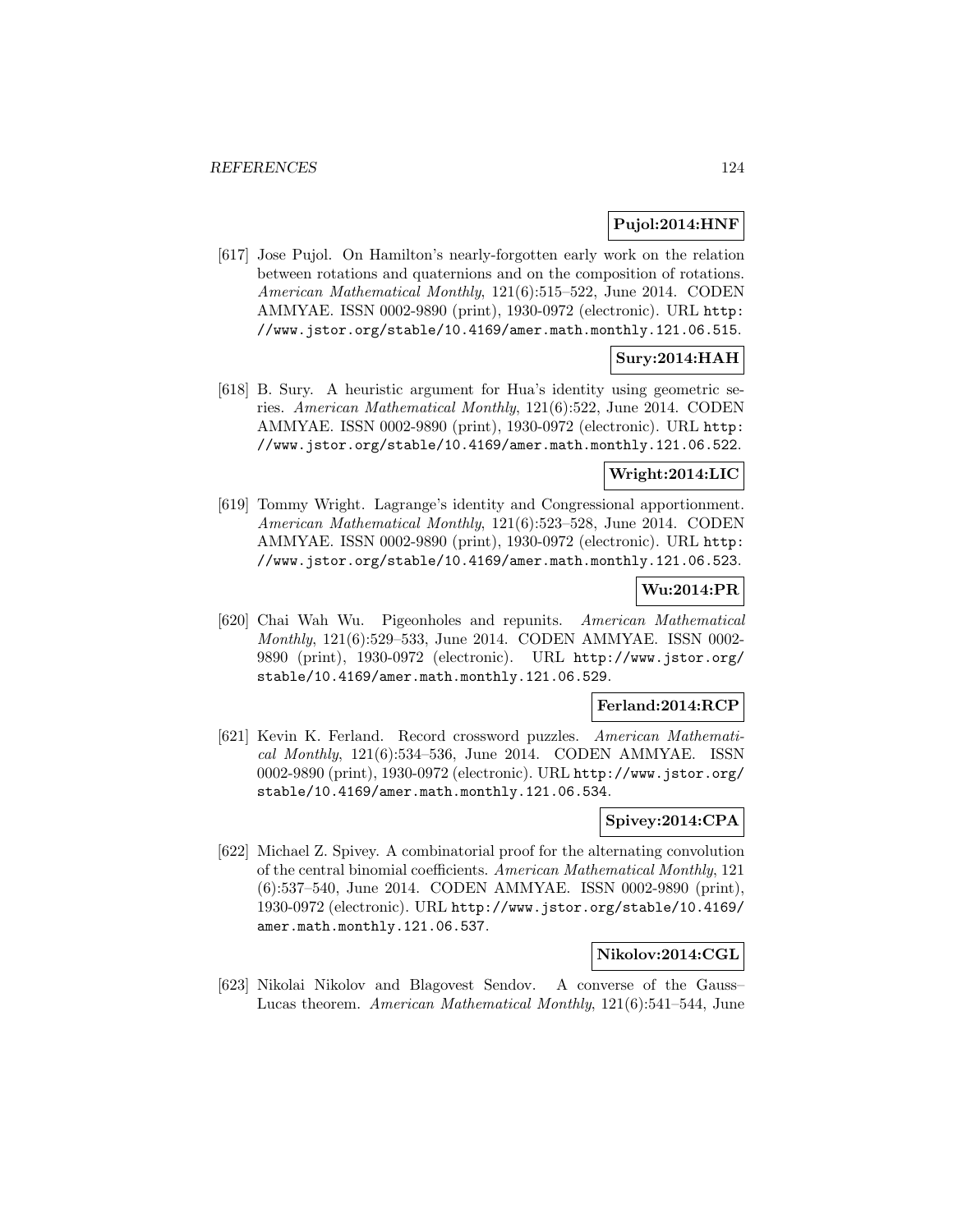**Pujol:2014:HNF**

[617] Jose Pujol. On Hamilton's nearly-forgotten early work on the relation between rotations and quaternions and on the composition of rotations. *American Mathematical Monthly*, 121(6):515–522, June 2014. CODEN AMMYAE. ISSN 0002-9890 (print), 1930-0972 (electronic). URL `http://www.jstor.org/stable/10.4169/amer.math.monthly.121.06.515`.

**Sury:2014:HAH**

[618] B. Sury. A heuristic argument for Hua's identity using geometric series. *American Mathematical Monthly*, 121(6):522, June 2014. CODEN AMMYAE. ISSN 0002-9890 (print), 1930-0972 (electronic). URL `http://www.jstor.org/stable/10.4169/amer.math.monthly.121.06.522`.

**Wright:2014:LIC**

[619] Tommy Wright. Lagrange's identity and Congressional apportionment. *American Mathematical Monthly*, 121(6):523–528, June 2014. CODEN AMMYAE. ISSN 0002-9890 (print), 1930-0972 (electronic). URL `http://www.jstor.org/stable/10.4169/amer.math.monthly.121.06.523`.

**Wu:2014:PR**

[620] Chai Wah Wu. Pigeonholes and repunits. *American Mathematical Monthly*, 121(6):529–533, June 2014. CODEN AMMYAE. ISSN 0002-9890 (print), 1930-0972 (electronic). URL `http://www.jstor.org/stable/10.4169/amer.math.monthly.121.06.529`.

**Ferland:2014:RCP**

[621] Kevin K. Ferland. Record crossword puzzles. *American Mathematical Monthly*, 121(6):534–536, June 2014. CODEN AMMYAE. ISSN 0002-9890 (print), 1930-0972 (electronic). URL `http://www.jstor.org/stable/10.4169/amer.math.monthly.121.06.534`.

**Spivey:2014:CPA**

[622] Michael Z. Spivey. A combinatorial proof for the alternating convolution of the central binomial coefficients. *American Mathematical Monthly*, 121 (6):537–540, June 2014. CODEN AMMYAE. ISSN 0002-9890 (print), 1930-0972 (electronic). URL `http://www.jstor.org/stable/10.4169/amer.math.monthly.121.06.537`.

**Nikolov:2014:CGL**

[623] Nikolai Nikolov and Blagovest Sendov. A converse of the Gauss–Lucas theorem. *American Mathematical Monthly*, 121(6):541–544, June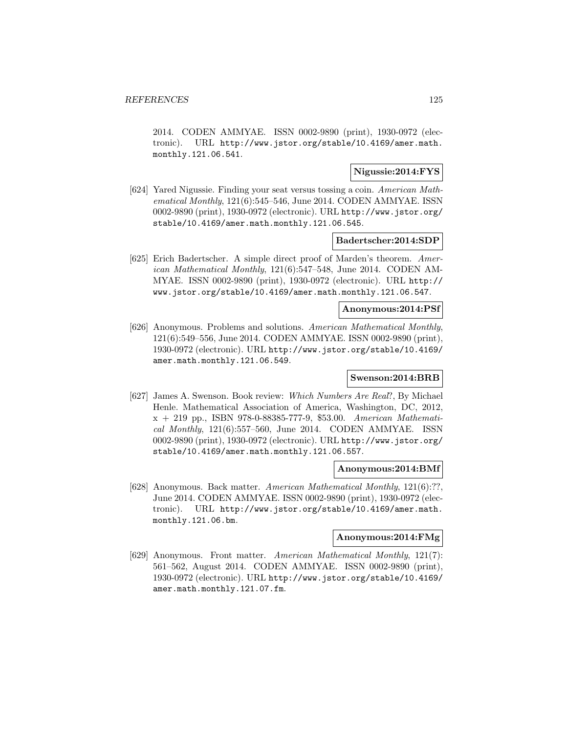2014. CODEN AMMYAE. ISSN 0002-9890 (print), 1930-0972 (electronic). URL http://www.jstor.org/stable/10.4169/amer.math.monthly.121.06.541.

**Nigussie:2014:FYS**

[624] Yared Nigussie. Finding your seat versus tossing a coin. *American Mathematical Monthly*, 121(6):545–546, June 2014. CODEN AMMYAE. ISSN 0002-9890 (print), 1930-0972 (electronic). URL http://www.jstor.org/stable/10.4169/amer.math.monthly.121.06.545.

**Badertscher:2014:SDP**

[625] Erich Badertscher. A simple direct proof of Marden's theorem. *American Mathematical Monthly*, 121(6):547–548, June 2014. CODEN AMMYAE. ISSN 0002-9890 (print), 1930-0972 (electronic). URL http://www.jstor.org/stable/10.4169/amer.math.monthly.121.06.547.

**Anonymous:2014:PSf**

[626] Anonymous. Problems and solutions. *American Mathematical Monthly*, 121(6):549–556, June 2014. CODEN AMMYAE. ISSN 0002-9890 (print), 1930-0972 (electronic). URL http://www.jstor.org/stable/10.4169/amer.math.monthly.121.06.549.

**Swenson:2014:BRB**

[627] James A. Swenson. Book review: *Which Numbers Are Real?*, By Michael Henle. Mathematical Association of America, Washington, DC, 2012, x + 219 pp., ISBN 978-0-88385-777-9, $53.00. *American Mathematical Monthly*, 121(6):557–560, June 2014. CODEN AMMYAE. ISSN 0002-9890 (print), 1930-0972 (electronic). URL http://www.jstor.org/stable/10.4169/amer.math.monthly.121.06.557.

**Anonymous:2014:BMf**

[628] Anonymous. Back matter. *American Mathematical Monthly*, 121(6):??, June 2014. CODEN AMMYAE. ISSN 0002-9890 (print), 1930-0972 (electronic). URL http://www.jstor.org/stable/10.4169/amer.math.monthly.121.06.bm.

**Anonymous:2014:FMg**

[629] Anonymous. Front matter. *American Mathematical Monthly*, 121(7):561–562, August 2014. CODEN AMMYAE. ISSN 0002-9890 (print), 1930-0972 (electronic). URL http://www.jstor.org/stable/10.4169/amer.math.monthly.121.07.fm.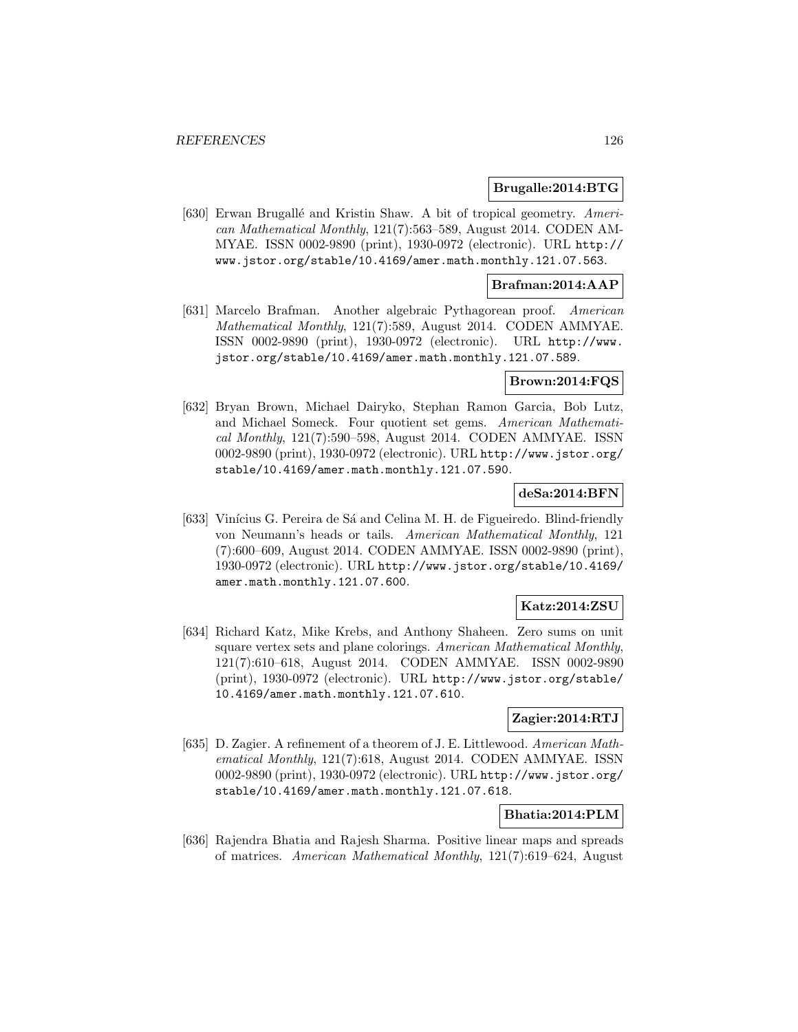**Brugalle:2014:BTG**

[630] Erwan Brugallé and Kristin Shaw. A bit of tropical geometry. *American Mathematical Monthly*, 121(7):563–589, August 2014. CODEN AMMYAE. ISSN 0002-9890 (print), 1930-0972 (electronic). URL http://www.jstor.org/stable/10.4169/amer.math.monthly.121.07.563.

**Brafman:2014:AAP**

[631] Marcelo Brafman. Another algebraic Pythagorean proof. *American Mathematical Monthly*, 121(7):589, August 2014. CODEN AMMYAE. ISSN 0002-9890 (print), 1930-0972 (electronic). URL http://www.jstor.org/stable/10.4169/amer.math.monthly.121.07.589.

**Brown:2014:FQS**

[632] Bryan Brown, Michael Dairyko, Stephan Ramon Garcia, Bob Lutz, and Michael Someck. Four quotient set gems. *American Mathematical Monthly*, 121(7):590–598, August 2014. CODEN AMMYAE. ISSN 0002-9890 (print), 1930-0972 (electronic). URL http://www.jstor.org/stable/10.4169/amer.math.monthly.121.07.590.

**deSa:2014:BFN**

[633] Vinícius G. Pereira de Sá and Celina M. H. de Figueiredo. Blind-friendly von Neumann's heads or tails. *American Mathematical Monthly*, 121 (7):600–609, August 2014. CODEN AMMYAE. ISSN 0002-9890 (print), 1930-0972 (electronic). URL http://www.jstor.org/stable/10.4169/amer.math.monthly.121.07.600.

**Katz:2014:ZSU**

[634] Richard Katz, Mike Krebs, and Anthony Shaheen. Zero sums on unit square vertex sets and plane colorings. *American Mathematical Monthly*, 121(7):610–618, August 2014. CODEN AMMYAE. ISSN 0002-9890 (print), 1930-0972 (electronic). URL http://www.jstor.org/stable/10.4169/amer.math.monthly.121.07.610.

**Zagier:2014:RTJ**

[635] D. Zagier. A refinement of a theorem of J. E. Littlewood. *American Mathematical Monthly*, 121(7):618, August 2014. CODEN AMMYAE. ISSN 0002-9890 (print), 1930-0972 (electronic). URL http://www.jstor.org/stable/10.4169/amer.math.monthly.121.07.618.

**Bhatia:2014:PLM**

[636] Rajendra Bhatia and Rajesh Sharma. Positive linear maps and spreads of matrices. *American Mathematical Monthly*, 121(7):619–624, August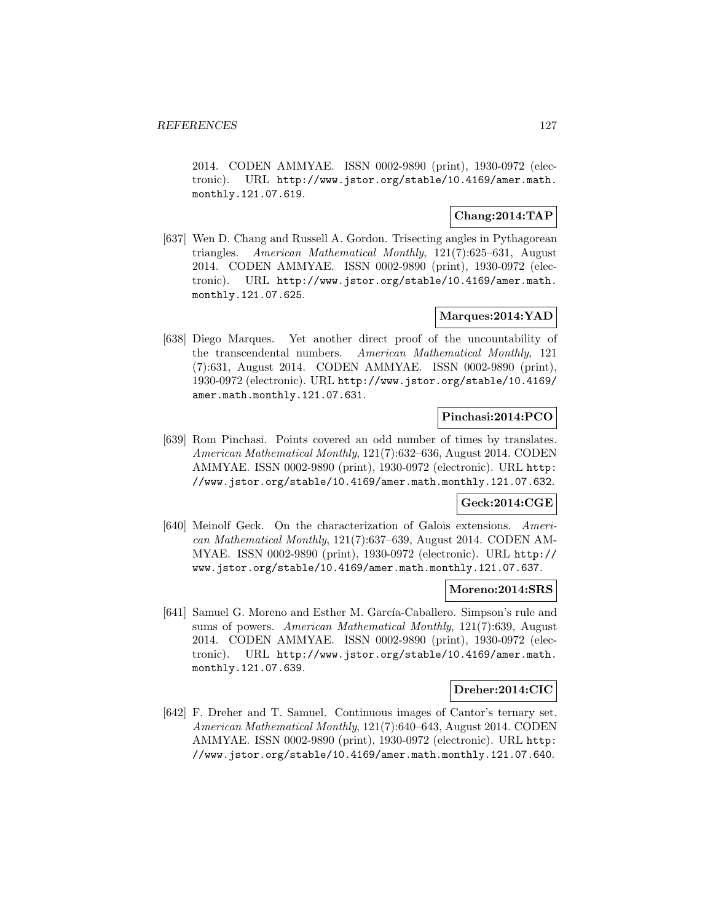2014. CODEN AMMYAE. ISSN 0002-9890 (print), 1930-0972 (electronic). URL http://www.jstor.org/stable/10.4169/amer.math.monthly.121.07.619.

**Chang:2014:TAP**

[637] Wen D. Chang and Russell A. Gordon. Trisecting angles in Pythagorean triangles. *American Mathematical Monthly*, 121(7):625–631, August 2014. CODEN AMMYAE. ISSN 0002-9890 (print), 1930-0972 (electronic). URL http://www.jstor.org/stable/10.4169/amer.math.monthly.121.07.625.

**Marques:2014:YAD**

[638] Diego Marques. Yet another direct proof of the uncountability of the transcendental numbers. *American Mathematical Monthly*, 121 (7):631, August 2014. CODEN AMMYAE. ISSN 0002-9890 (print), 1930-0972 (electronic). URL http://www.jstor.org/stable/10.4169/amer.math.monthly.121.07.631.

**Pinchasi:2014:PCO**

[639] Rom Pinchasi. Points covered an odd number of times by translates. *American Mathematical Monthly*, 121(7):632–636, August 2014. CODEN AMMYAE. ISSN 0002-9890 (print), 1930-0972 (electronic). URL http://www.jstor.org/stable/10.4169/amer.math.monthly.121.07.632.

**Geck:2014:CGE**

[640] Meinolf Geck. On the characterization of Galois extensions. *American Mathematical Monthly*, 121(7):637–639, August 2014. CODEN AMMYAE. ISSN 0002-9890 (print), 1930-0972 (electronic). URL http://www.jstor.org/stable/10.4169/amer.math.monthly.121.07.637.

**Moreno:2014:SRS**

[641] Samuel G. Moreno and Esther M. García-Caballero. Simpson's rule and sums of powers. *American Mathematical Monthly*, 121(7):639, August 2014. CODEN AMMYAE. ISSN 0002-9890 (print), 1930-0972 (electronic). URL http://www.jstor.org/stable/10.4169/amer.math.monthly.121.07.639.

**Dreher:2014:CIC**

[642] F. Dreher and T. Samuel. Continuous images of Cantor's ternary set. *American Mathematical Monthly*, 121(7):640–643, August 2014. CODEN AMMYAE. ISSN 0002-9890 (print), 1930-0972 (electronic). URL http://www.jstor.org/stable/10.4169/amer.math.monthly.121.07.640.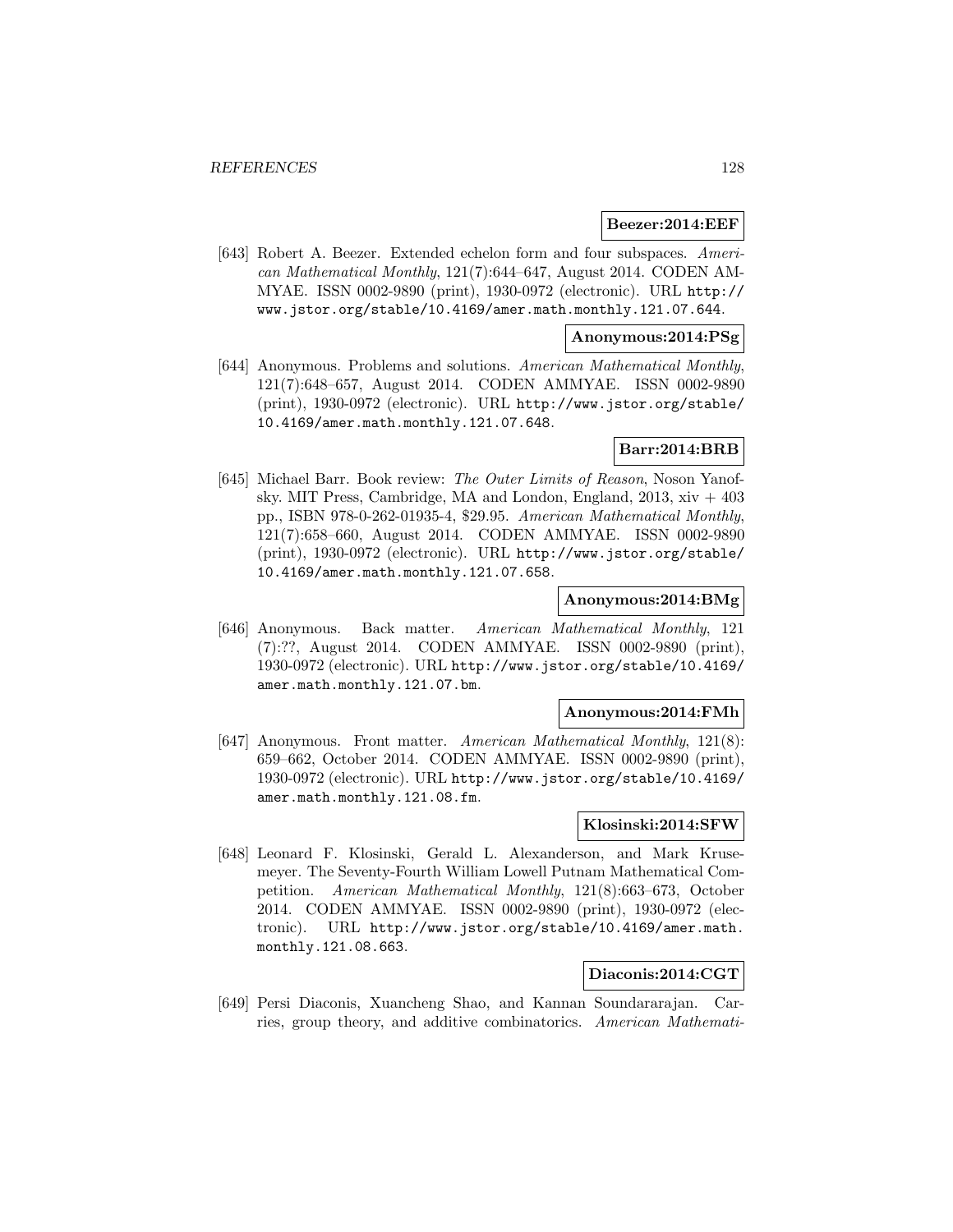**Beezer:2014:EEF**

[643] Robert A. Beezer. Extended echelon form and four subspaces. *American Mathematical Monthly*, 121(7):644–647, August 2014. CODEN AMMYAE. ISSN 0002-9890 (print), 1930-0972 (electronic). URL http://www.jstor.org/stable/10.4169/amer.math.monthly.121.07.644.

**Anonymous:2014:PSg**

[644] Anonymous. Problems and solutions. *American Mathematical Monthly*, 121(7):648–657, August 2014. CODEN AMMYAE. ISSN 0002-9890 (print), 1930-0972 (electronic). URL http://www.jstor.org/stable/10.4169/amer.math.monthly.121.07.648.

**Barr:2014:BRB**

[645] Michael Barr. Book review: *The Outer Limits of Reason*, Noson Yanofsky. MIT Press, Cambridge, MA and London, England, 2013, xiv + 403 pp., ISBN 978-0-262-01935-4, $29.95. *American Mathematical Monthly*, 121(7):658–660, August 2014. CODEN AMMYAE. ISSN 0002-9890 (print), 1930-0972 (electronic). URL http://www.jstor.org/stable/10.4169/amer.math.monthly.121.07.658.

**Anonymous:2014:BMg**

[646] Anonymous. Back matter. *American Mathematical Monthly*, 121 (7):??, August 2014. CODEN AMMYAE. ISSN 0002-9890 (print), 1930-0972 (electronic). URL http://www.jstor.org/stable/10.4169/amer.math.monthly.121.07.bm.

**Anonymous:2014:FMh**

[647] Anonymous. Front matter. *American Mathematical Monthly*, 121(8): 659–662, October 2014. CODEN AMMYAE. ISSN 0002-9890 (print), 1930-0972 (electronic). URL http://www.jstor.org/stable/10.4169/amer.math.monthly.121.08.fm.

**Klosinski:2014:SFW**

[648] Leonard F. Klosinski, Gerald L. Alexanderson, and Mark Krusemeyer. The Seventy-Fourth William Lowell Putnam Mathematical Competition. *American Mathematical Monthly*, 121(8):663–673, October 2014. CODEN AMMYAE. ISSN 0002-9890 (print), 1930-0972 (electronic). URL http://www.jstor.org/stable/10.4169/amer.math.monthly.121.08.663.

**Diaconis:2014:CGT**

[649] Persi Diaconis, Xuancheng Shao, and Kannan Soundararajan. Carries, group theory, and additive combinatorics. *American Mathemati-*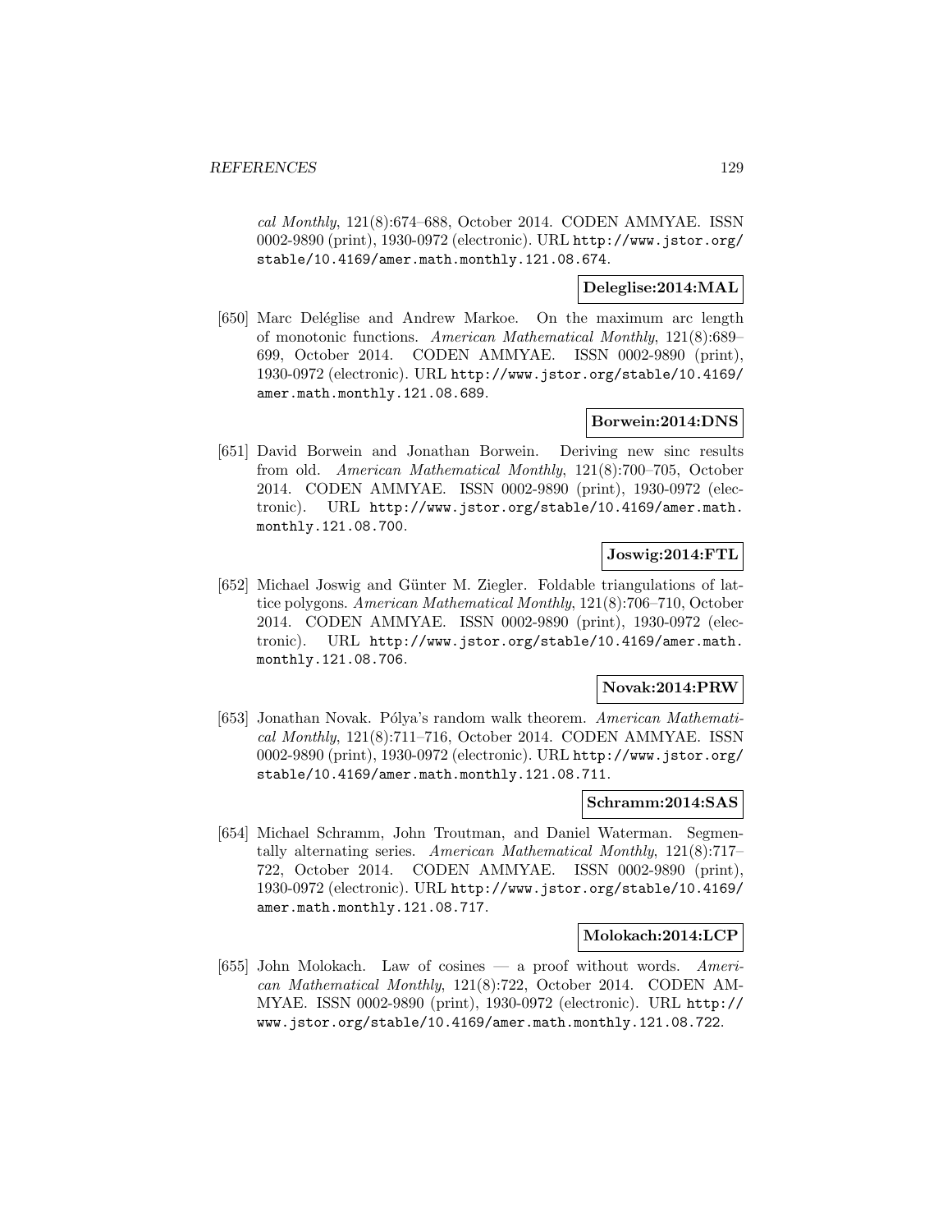*cal Monthly*, 121(8):674–688, October 2014. CODEN AMMYAE. ISSN 0002-9890 (print), 1930-0972 (electronic). URL http://www.jstor.org/stable/10.4169/amer.math.monthly.121.08.674.

**Deleglise:2014:MAL**

[650] Marc Deléglise and Andrew Markoe. On the maximum arc length of monotonic functions. *American Mathematical Monthly*, 121(8):689–699, October 2014. CODEN AMMYAE. ISSN 0002-9890 (print), 1930-0972 (electronic). URL http://www.jstor.org/stable/10.4169/amer.math.monthly.121.08.689.

**Borwein:2014:DNS**

[651] David Borwein and Jonathan Borwein. Deriving new sinc results from old. *American Mathematical Monthly*, 121(8):700–705, October 2014. CODEN AMMYAE. ISSN 0002-9890 (print), 1930-0972 (electronic). URL http://www.jstor.org/stable/10.4169/amer.math.monthly.121.08.700.

**Joswig:2014:FTL**

[652] Michael Joswig and Günter M. Ziegler. Foldable triangulations of lattice polygons. *American Mathematical Monthly*, 121(8):706–710, October 2014. CODEN AMMYAE. ISSN 0002-9890 (print), 1930-0972 (electronic). URL http://www.jstor.org/stable/10.4169/amer.math.monthly.121.08.706.

**Novak:2014:PRW**

[653] Jonathan Novak. Pólya's random walk theorem. *American Mathematical Monthly*, 121(8):711–716, October 2014. CODEN AMMYAE. ISSN 0002-9890 (print), 1930-0972 (electronic). URL http://www.jstor.org/stable/10.4169/amer.math.monthly.121.08.711.

**Schramm:2014:SAS**

[654] Michael Schramm, John Troutman, and Daniel Waterman. Segmentally alternating series. *American Mathematical Monthly*, 121(8):717–722, October 2014. CODEN AMMYAE. ISSN 0002-9890 (print), 1930-0972 (electronic). URL http://www.jstor.org/stable/10.4169/amer.math.monthly.121.08.717.

**Molokach:2014:LCP**

[655] John Molokach. Law of cosines — a proof without words. *American Mathematical Monthly*, 121(8):722, October 2014. CODEN AMMYAE. ISSN 0002-9890 (print), 1930-0972 (electronic). URL http://www.jstor.org/stable/10.4169/amer.math.monthly.121.08.722.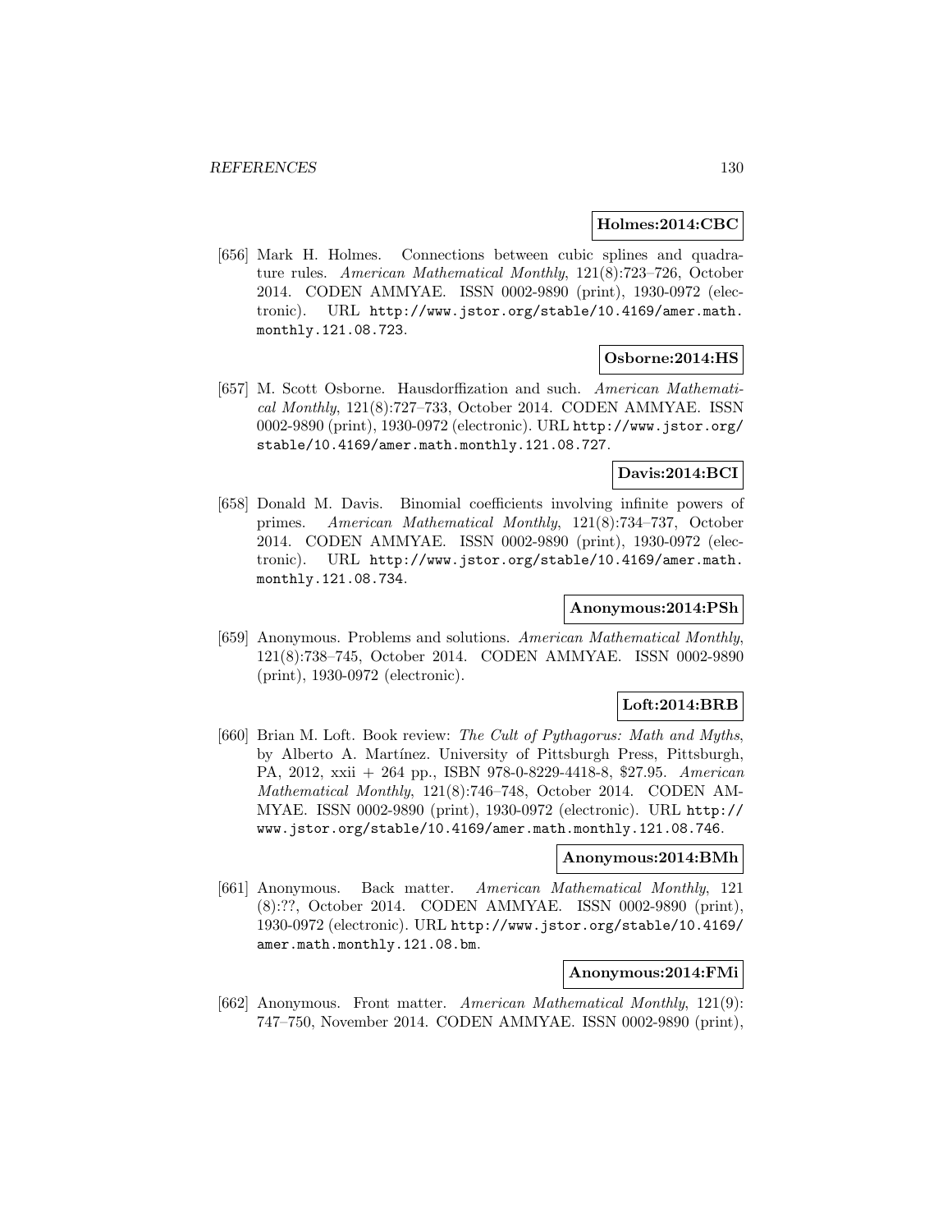**Holmes:2014:CBC**

[656] Mark H. Holmes. Connections between cubic splines and quadrature rules. *American Mathematical Monthly*, 121(8):723–726, October 2014. CODEN AMMYAE. ISSN 0002-9890 (print), 1930-0972 (electronic). URL http://www.jstor.org/stable/10.4169/amer.math.monthly.121.08.723.

**Osborne:2014:HS**

[657] M. Scott Osborne. Hausdorffization and such. *American Mathematical Monthly*, 121(8):727–733, October 2014. CODEN AMMYAE. ISSN 0002-9890 (print), 1930-0972 (electronic). URL http://www.jstor.org/stable/10.4169/amer.math.monthly.121.08.727.

**Davis:2014:BCI**

[658] Donald M. Davis. Binomial coefficients involving infinite powers of primes. *American Mathematical Monthly*, 121(8):734–737, October 2014. CODEN AMMYAE. ISSN 0002-9890 (print), 1930-0972 (electronic). URL http://www.jstor.org/stable/10.4169/amer.math.monthly.121.08.734.

**Anonymous:2014:PSh**

[659] Anonymous. Problems and solutions. *American Mathematical Monthly*, 121(8):738–745, October 2014. CODEN AMMYAE. ISSN 0002-9890 (print), 1930-0972 (electronic).

**Loft:2014:BRB**

[660] Brian M. Loft. Book review: *The Cult of Pythagorus: Math and Myths*, by Alberto A. Martínez. University of Pittsburgh Press, Pittsburgh, PA, 2012, xxii + 264 pp., ISBN 978-0-8229-4418-8, $27.95. *American Mathematical Monthly*, 121(8):746–748, October 2014. CODEN AMMYAE. ISSN 0002-9890 (print), 1930-0972 (electronic). URL http://www.jstor.org/stable/10.4169/amer.math.monthly.121.08.746.

**Anonymous:2014:BMh**

[661] Anonymous. Back matter. *American Mathematical Monthly*, 121 (8):??, October 2014. CODEN AMMYAE. ISSN 0002-9890 (print), 1930-0972 (electronic). URL http://www.jstor.org/stable/10.4169/amer.math.monthly.121.08.bm.

**Anonymous:2014:FMi**

[662] Anonymous. Front matter. *American Mathematical Monthly*, 121(9): 747–750, November 2014. CODEN AMMYAE. ISSN 0002-9890 (print),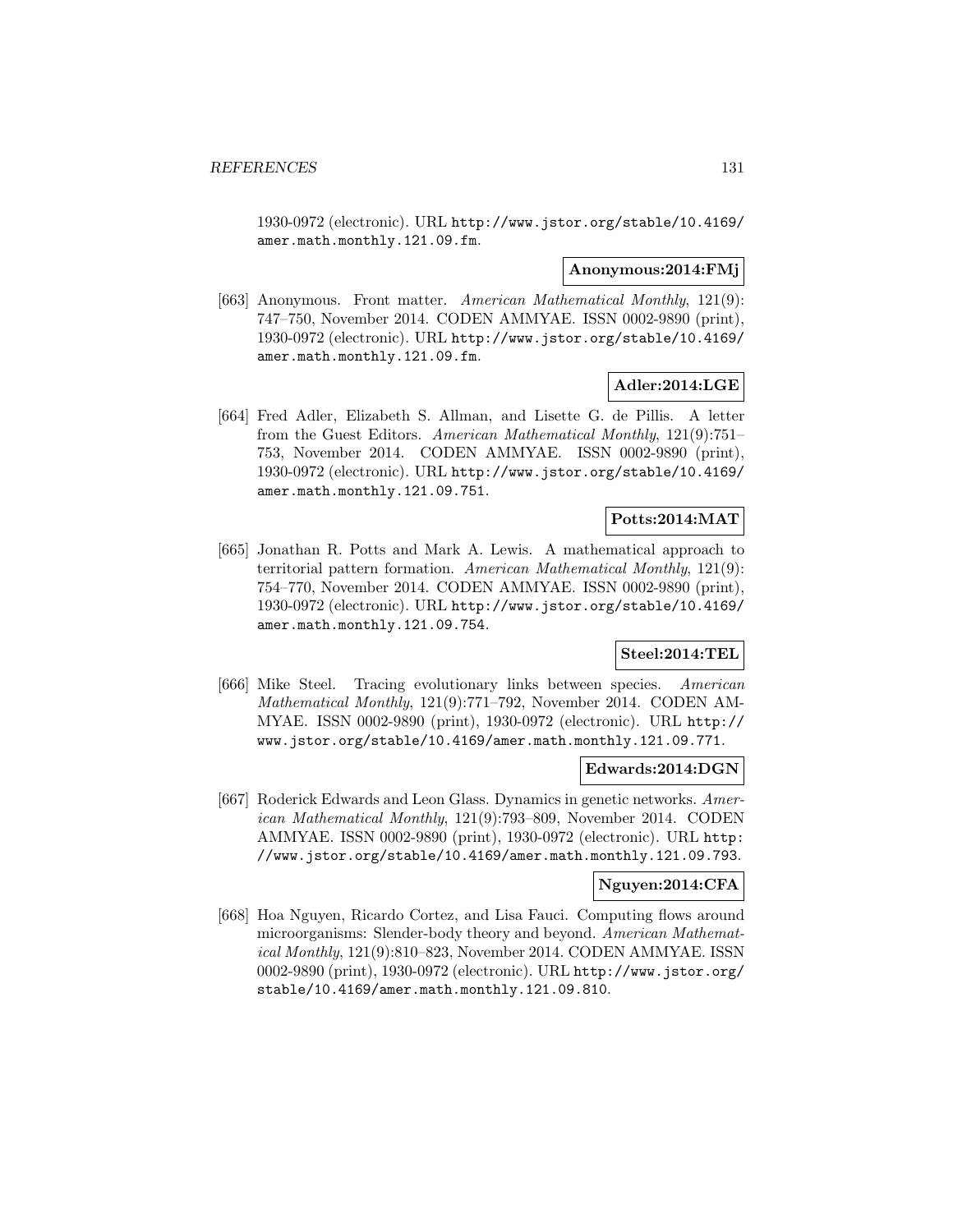1930-0972 (electronic). URL http://www.jstor.org/stable/10.4169/amer.math.monthly.121.09.fm.

**Anonymous:2014:FMj**

[663] Anonymous. Front matter. *American Mathematical Monthly*, 121(9): 747–750, November 2014. CODEN AMMYAE. ISSN 0002-9890 (print), 1930-0972 (electronic). URL http://www.jstor.org/stable/10.4169/amer.math.monthly.121.09.fm.

**Adler:2014:LGE**

[664] Fred Adler, Elizabeth S. Allman, and Lisette G. de Pillis. A letter from the Guest Editors. *American Mathematical Monthly*, 121(9):751–753, November 2014. CODEN AMMYAE. ISSN 0002-9890 (print), 1930-0972 (electronic). URL http://www.jstor.org/stable/10.4169/amer.math.monthly.121.09.751.

**Potts:2014:MAT**

[665] Jonathan R. Potts and Mark A. Lewis. A mathematical approach to territorial pattern formation. *American Mathematical Monthly*, 121(9): 754–770, November 2014. CODEN AMMYAE. ISSN 0002-9890 (print), 1930-0972 (electronic). URL http://www.jstor.org/stable/10.4169/amer.math.monthly.121.09.754.

**Steel:2014:TEL**

[666] Mike Steel. Tracing evolutionary links between species. *American Mathematical Monthly*, 121(9):771–792, November 2014. CODEN AMMYAE. ISSN 0002-9890 (print), 1930-0972 (electronic). URL http://www.jstor.org/stable/10.4169/amer.math.monthly.121.09.771.

**Edwards:2014:DGN**

[667] Roderick Edwards and Leon Glass. Dynamics in genetic networks. *American Mathematical Monthly*, 121(9):793–809, November 2014. CODEN AMMYAE. ISSN 0002-9890 (print), 1930-0972 (electronic). URL http://www.jstor.org/stable/10.4169/amer.math.monthly.121.09.793.

**Nguyen:2014:CFA**

[668] Hoa Nguyen, Ricardo Cortez, and Lisa Fauci. Computing flows around microorganisms: Slender-body theory and beyond. *American Mathematical Monthly*, 121(9):810–823, November 2014. CODEN AMMYAE. ISSN 0002-9890 (print), 1930-0972 (electronic). URL http://www.jstor.org/stable/10.4169/amer.math.monthly.121.09.810.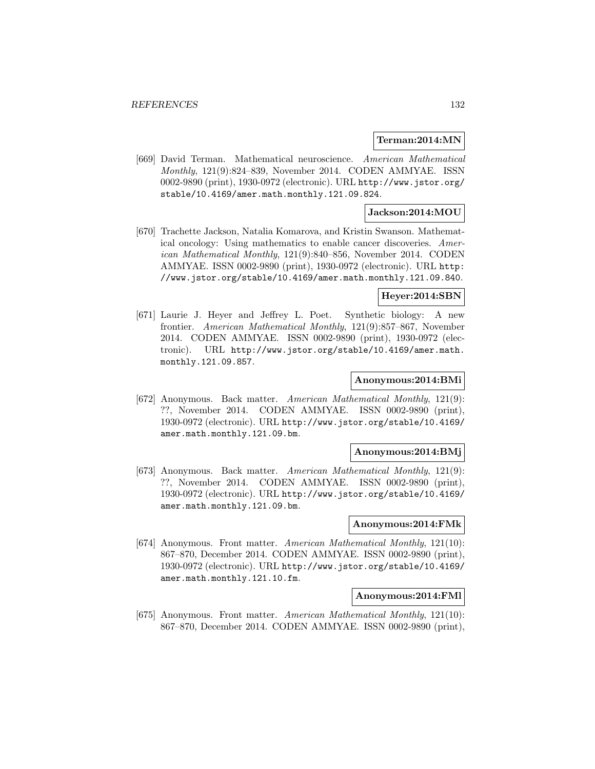**Terman:2014:MN**

[669] David Terman. Mathematical neuroscience. *American Mathematical Monthly*, 121(9):824–839, November 2014. CODEN AMMYAE. ISSN 0002-9890 (print), 1930-0972 (electronic). URL http://www.jstor.org/stable/10.4169/amer.math.monthly.121.09.824.

**Jackson:2014:MOU**

[670] Trachette Jackson, Natalia Komarova, and Kristin Swanson. Mathematical oncology: Using mathematics to enable cancer discoveries. *American Mathematical Monthly*, 121(9):840–856, November 2014. CODEN AMMYAE. ISSN 0002-9890 (print), 1930-0972 (electronic). URL http://www.jstor.org/stable/10.4169/amer.math.monthly.121.09.840.

**Heyer:2014:SBN**

[671] Laurie J. Heyer and Jeffrey L. Poet. Synthetic biology: A new frontier. *American Mathematical Monthly*, 121(9):857–867, November 2014. CODEN AMMYAE. ISSN 0002-9890 (print), 1930-0972 (electronic). URL http://www.jstor.org/stable/10.4169/amer.math.monthly.121.09.857.

**Anonymous:2014:BMi**

[672] Anonymous. Back matter. *American Mathematical Monthly*, 121(9): ??, November 2014. CODEN AMMYAE. ISSN 0002-9890 (print), 1930-0972 (electronic). URL http://www.jstor.org/stable/10.4169/amer.math.monthly.121.09.bm.

**Anonymous:2014:BMj**

[673] Anonymous. Back matter. *American Mathematical Monthly*, 121(9): ??, November 2014. CODEN AMMYAE. ISSN 0002-9890 (print), 1930-0972 (electronic). URL http://www.jstor.org/stable/10.4169/amer.math.monthly.121.09.bm.

**Anonymous:2014:FMk**

[674] Anonymous. Front matter. *American Mathematical Monthly*, 121(10): 867–870, December 2014. CODEN AMMYAE. ISSN 0002-9890 (print), 1930-0972 (electronic). URL http://www.jstor.org/stable/10.4169/amer.math.monthly.121.10.fm.

**Anonymous:2014:FMl**

[675] Anonymous. Front matter. *American Mathematical Monthly*, 121(10): 867–870, December 2014. CODEN AMMYAE. ISSN 0002-9890 (print),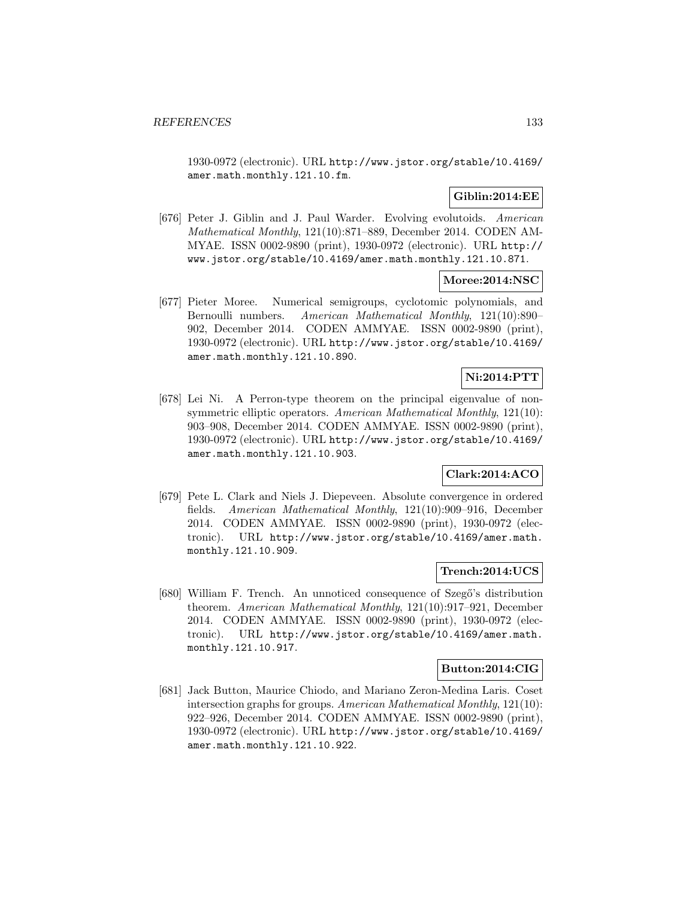1930-0972 (electronic). URL http://www.jstor.org/stable/10.4169/amer.math.monthly.121.10.fm.

**Giblin:2014:EE**

[676] Peter J. Giblin and J. Paul Warder. Evolving evolutoids. *American Mathematical Monthly*, 121(10):871–889, December 2014. CODEN AMMYAE. ISSN 0002-9890 (print), 1930-0972 (electronic). URL http://www.jstor.org/stable/10.4169/amer.math.monthly.121.10.871.

**Moree:2014:NSC**

[677] Pieter Moree. Numerical semigroups, cyclotomic polynomials, and Bernoulli numbers. *American Mathematical Monthly*, 121(10):890–902, December 2014. CODEN AMMYAE. ISSN 0002-9890 (print), 1930-0972 (electronic). URL http://www.jstor.org/stable/10.4169/amer.math.monthly.121.10.890.

**Ni:2014:PTT**

[678] Lei Ni. A Perron-type theorem on the principal eigenvalue of nonsymmetric elliptic operators. *American Mathematical Monthly*, 121(10):903–908, December 2014. CODEN AMMYAE. ISSN 0002-9890 (print), 1930-0972 (electronic). URL http://www.jstor.org/stable/10.4169/amer.math.monthly.121.10.903.

**Clark:2014:ACO**

[679] Pete L. Clark and Niels J. Diepeveen. Absolute convergence in ordered fields. *American Mathematical Monthly*, 121(10):909–916, December 2014. CODEN AMMYAE. ISSN 0002-9890 (print), 1930-0972 (electronic). URL http://www.jstor.org/stable/10.4169/amer.math.monthly.121.10.909.

**Trench:2014:UCS**

[680] William F. Trench. An unnoticed consequence of Szegő's distribution theorem. *American Mathematical Monthly*, 121(10):917–921, December 2014. CODEN AMMYAE. ISSN 0002-9890 (print), 1930-0972 (electronic). URL http://www.jstor.org/stable/10.4169/amer.math.monthly.121.10.917.

**Button:2014:CIG**

[681] Jack Button, Maurice Chiodo, and Mariano Zeron-Medina Laris. Coset intersection graphs for groups. *American Mathematical Monthly*, 121(10):922–926, December 2014. CODEN AMMYAE. ISSN 0002-9890 (print), 1930-0972 (electronic). URL http://www.jstor.org/stable/10.4169/amer.math.monthly.121.10.922.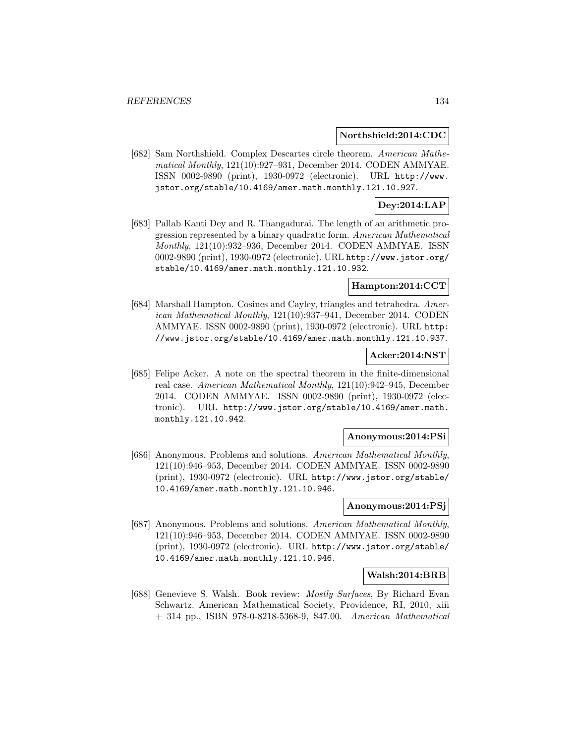**Northshield:2014:CDC**

[682] Sam Northshield. Complex Descartes circle theorem. *American Mathematical Monthly*, 121(10):927–931, December 2014. CODEN AMMYAE. ISSN 0002-9890 (print), 1930-0972 (electronic). URL http://www.jstor.org/stable/10.4169/amer.math.monthly.121.10.927.

**Dey:2014:LAP**

[683] Pallab Kanti Dey and R. Thangadurai. The length of an arithmetic progression represented by a binary quadratic form. *American Mathematical Monthly*, 121(10):932–936, December 2014. CODEN AMMYAE. ISSN 0002-9890 (print), 1930-0972 (electronic). URL http://www.jstor.org/stable/10.4169/amer.math.monthly.121.10.932.

**Hampton:2014:CCT**

[684] Marshall Hampton. Cosines and Cayley, triangles and tetrahedra. *American Mathematical Monthly*, 121(10):937–941, December 2014. CODEN AMMYAE. ISSN 0002-9890 (print), 1930-0972 (electronic). URL http://www.jstor.org/stable/10.4169/amer.math.monthly.121.10.937.

**Acker:2014:NST**

[685] Felipe Acker. A note on the spectral theorem in the finite-dimensional real case. *American Mathematical Monthly*, 121(10):942–945, December 2014. CODEN AMMYAE. ISSN 0002-9890 (print), 1930-0972 (electronic). URL http://www.jstor.org/stable/10.4169/amer.math.monthly.121.10.942.

**Anonymous:2014:PSi**

[686] Anonymous. Problems and solutions. *American Mathematical Monthly*, 121(10):946–953, December 2014. CODEN AMMYAE. ISSN 0002-9890 (print), 1930-0972 (electronic). URL http://www.jstor.org/stable/10.4169/amer.math.monthly.121.10.946.

**Anonymous:2014:PSj**

[687] Anonymous. Problems and solutions. *American Mathematical Monthly*, 121(10):946–953, December 2014. CODEN AMMYAE. ISSN 0002-9890 (print), 1930-0972 (electronic). URL http://www.jstor.org/stable/10.4169/amer.math.monthly.121.10.946.

**Walsh:2014:BRB**

[688] Genevieve S. Walsh. Book review: *Mostly Surfaces*, By Richard Evan Schwartz. American Mathematical Society, Providence, RI, 2010, xiii + 314 pp., ISBN 978-0-8218-5368-9, \$47.00. *American Mathematical*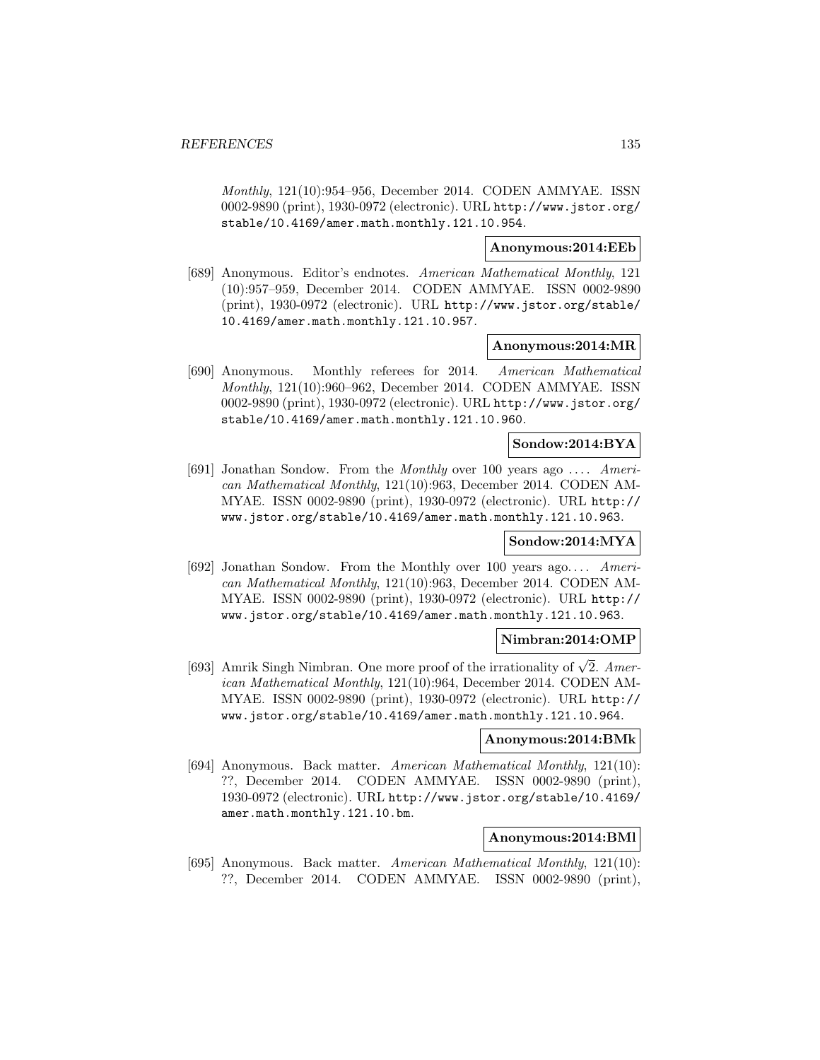*Monthly*, 121(10):954–956, December 2014. CODEN AMMYAE. ISSN 0002-9890 (print), 1930-0972 (electronic). URL `http://www.jstor.org/stable/10.4169/amer.math.monthly.121.10.954`.

**Anonymous:2014:EEb**

[689] Anonymous. Editor's endnotes. *American Mathematical Monthly*, 121 (10):957–959, December 2014. CODEN AMMYAE. ISSN 0002-9890 (print), 1930-0972 (electronic). URL `http://www.jstor.org/stable/10.4169/amer.math.monthly.121.10.957`.

**Anonymous:2014:MR**

[690] Anonymous. Monthly referees for 2014. *American Mathematical Monthly*, 121(10):960–962, December 2014. CODEN AMMYAE. ISSN 0002-9890 (print), 1930-0972 (electronic). URL `http://www.jstor.org/stable/10.4169/amer.math.monthly.121.10.960`.

**Sondow:2014:BYA**

[691] Jonathan Sondow. From the *Monthly* over 100 years ago .... *American Mathematical Monthly*, 121(10):963, December 2014. CODEN AMMYAE. ISSN 0002-9890 (print), 1930-0972 (electronic). URL `http://www.jstor.org/stable/10.4169/amer.math.monthly.121.10.963`.

**Sondow:2014:MYA**

[692] Jonathan Sondow. From the Monthly over 100 years ago.... *American Mathematical Monthly*, 121(10):963, December 2014. CODEN AMMYAE. ISSN 0002-9890 (print), 1930-0972 (electronic). URL `http://www.jstor.org/stable/10.4169/amer.math.monthly.121.10.963`.

**Nimbran:2014:OMP**

[693] Amrik Singh Nimbran. One more proof of the irrationality of $\sqrt{2}$. *American Mathematical Monthly*, 121(10):964, December 2014. CODEN AMMYAE. ISSN 0002-9890 (print), 1930-0972 (electronic). URL `http://www.jstor.org/stable/10.4169/amer.math.monthly.121.10.964`.

**Anonymous:2014:BMk**

[694] Anonymous. Back matter. *American Mathematical Monthly*, 121(10): ??, December 2014. CODEN AMMYAE. ISSN 0002-9890 (print), 1930-0972 (electronic). URL `http://www.jstor.org/stable/10.4169/amer.math.monthly.121.10.bm`.

**Anonymous:2014:BMl**

[695] Anonymous. Back matter. *American Mathematical Monthly*, 121(10): ??, December 2014. CODEN AMMYAE. ISSN 0002-9890 (print),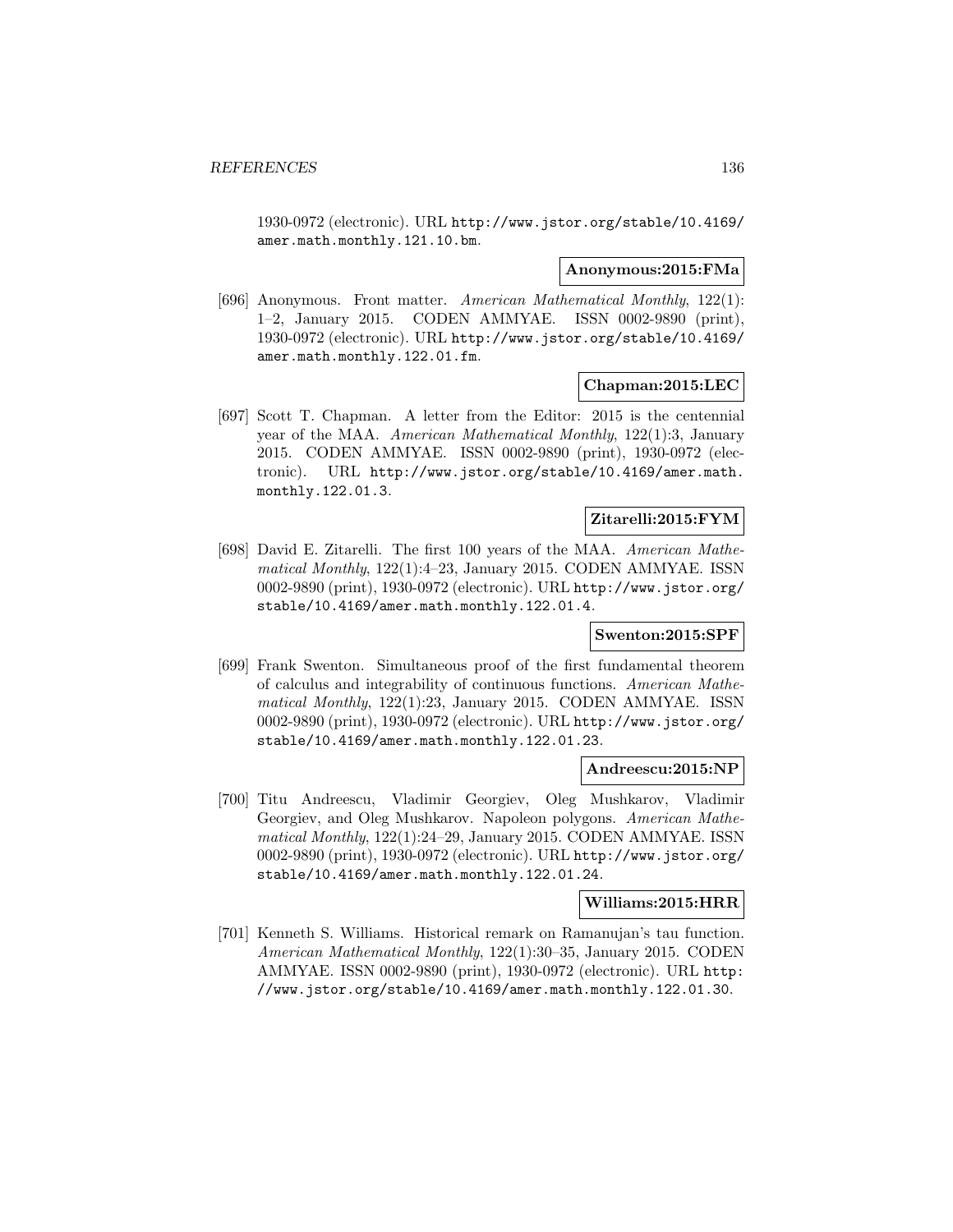1930-0972 (electronic). URL http://www.jstor.org/stable/10.4169/amer.math.monthly.121.10.bm.

**Anonymous:2015:FMa**

[696] Anonymous. Front matter. *American Mathematical Monthly*, 122(1): 1–2, January 2015. CODEN AMMYAE. ISSN 0002-9890 (print), 1930-0972 (electronic). URL http://www.jstor.org/stable/10.4169/amer.math.monthly.122.01.fm.

**Chapman:2015:LEC**

[697] Scott T. Chapman. A letter from the Editor: 2015 is the centennial year of the MAA. *American Mathematical Monthly*, 122(1):3, January 2015. CODEN AMMYAE. ISSN 0002-9890 (print), 1930-0972 (electronic). URL http://www.jstor.org/stable/10.4169/amer.math.monthly.122.01.3.

**Zitarelli:2015:FYM**

[698] David E. Zitarelli. The first 100 years of the MAA. *American Mathematical Monthly*, 122(1):4–23, January 2015. CODEN AMMYAE. ISSN 0002-9890 (print), 1930-0972 (electronic). URL http://www.jstor.org/stable/10.4169/amer.math.monthly.122.01.4.

**Swenton:2015:SPF**

[699] Frank Swenton. Simultaneous proof of the first fundamental theorem of calculus and integrability of continuous functions. *American Mathematical Monthly*, 122(1):23, January 2015. CODEN AMMYAE. ISSN 0002-9890 (print), 1930-0972 (electronic). URL http://www.jstor.org/stable/10.4169/amer.math.monthly.122.01.23.

**Andreescu:2015:NP**

[700] Titu Andreescu, Vladimir Georgiev, Oleg Mushkarov, Vladimir Georgiev, and Oleg Mushkarov. Napoleon polygons. *American Mathematical Monthly*, 122(1):24–29, January 2015. CODEN AMMYAE. ISSN 0002-9890 (print), 1930-0972 (electronic). URL http://www.jstor.org/stable/10.4169/amer.math.monthly.122.01.24.

**Williams:2015:HRR**

[701] Kenneth S. Williams. Historical remark on Ramanujan's tau function. *American Mathematical Monthly*, 122(1):30–35, January 2015. CODEN AMMYAE. ISSN 0002-9890 (print), 1930-0972 (electronic). URL http://www.jstor.org/stable/10.4169/amer.math.monthly.122.01.30.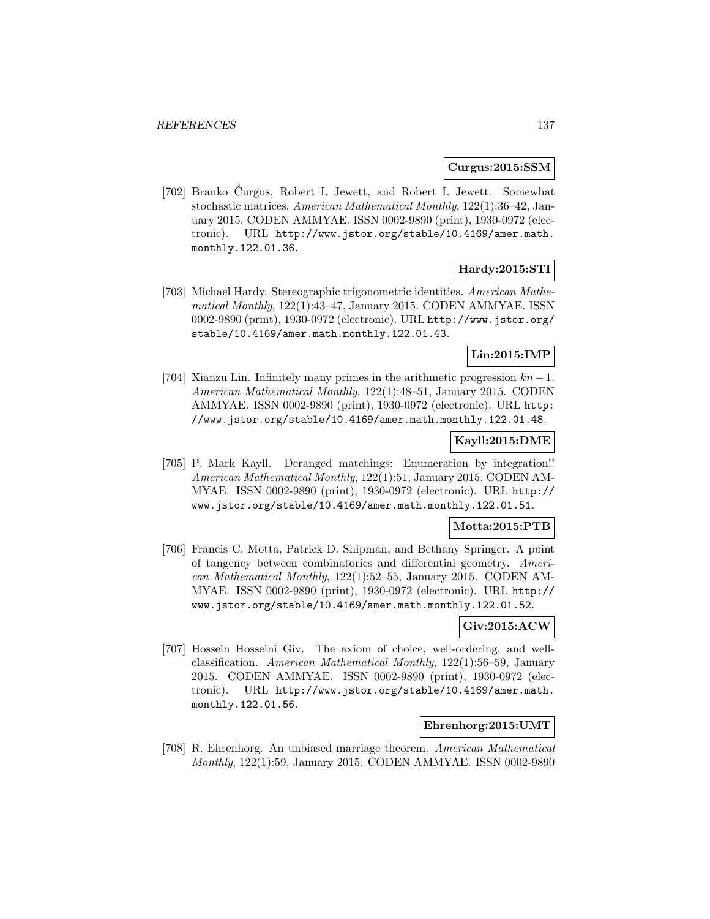**Curgus:2015:SSM**

[702] Branko Ćurgus, Robert I. Jewett, and Robert I. Jewett. Somewhat stochastic matrices. *American Mathematical Monthly*, 122(1):36–42, January 2015. CODEN AMMYAE. ISSN 0002-9890 (print), 1930-0972 (electronic). URL http://www.jstor.org/stable/10.4169/amer.math.monthly.122.01.36.

**Hardy:2015:STI**

[703] Michael Hardy. Stereographic trigonometric identities. *American Mathematical Monthly*, 122(1):43–47, January 2015. CODEN AMMYAE. ISSN 0002-9890 (print), 1930-0972 (electronic). URL http://www.jstor.org/stable/10.4169/amer.math.monthly.122.01.43.

**Lin:2015:IMP**

[704] Xianzu Lin. Infinitely many primes in the arithmetic progression $kn-1$. *American Mathematical Monthly*, 122(1):48–51, January 2015. CODEN AMMYAE. ISSN 0002-9890 (print), 1930-0972 (electronic). URL http://www.jstor.org/stable/10.4169/amer.math.monthly.122.01.48.

**Kayll:2015:DME**

[705] P. Mark Kayll. Deranged matchings: Enumeration by integration!! *American Mathematical Monthly*, 122(1):51, January 2015. CODEN AMMYAE. ISSN 0002-9890 (print), 1930-0972 (electronic). URL http://www.jstor.org/stable/10.4169/amer.math.monthly.122.01.51.

**Motta:2015:PTB**

[706] Francis C. Motta, Patrick D. Shipman, and Bethany Springer. A point of tangency between combinatorics and differential geometry. *American Mathematical Monthly*, 122(1):52–55, January 2015. CODEN AMMYAE. ISSN 0002-9890 (print), 1930-0972 (electronic). URL http://www.jstor.org/stable/10.4169/amer.math.monthly.122.01.52.

**Giv:2015:ACW**

[707] Hossein Hosseini Giv. The axiom of choice, well-ordering, and well-classification. *American Mathematical Monthly*, 122(1):56–59, January 2015. CODEN AMMYAE. ISSN 0002-9890 (print), 1930-0972 (electronic). URL http://www.jstor.org/stable/10.4169/amer.math.monthly.122.01.56.

**Ehrenhorg:2015:UMT**

[708] R. Ehrenhorg. An unbiased marriage theorem. *American Mathematical Monthly*, 122(1):59, January 2015. CODEN AMMYAE. ISSN 0002-9890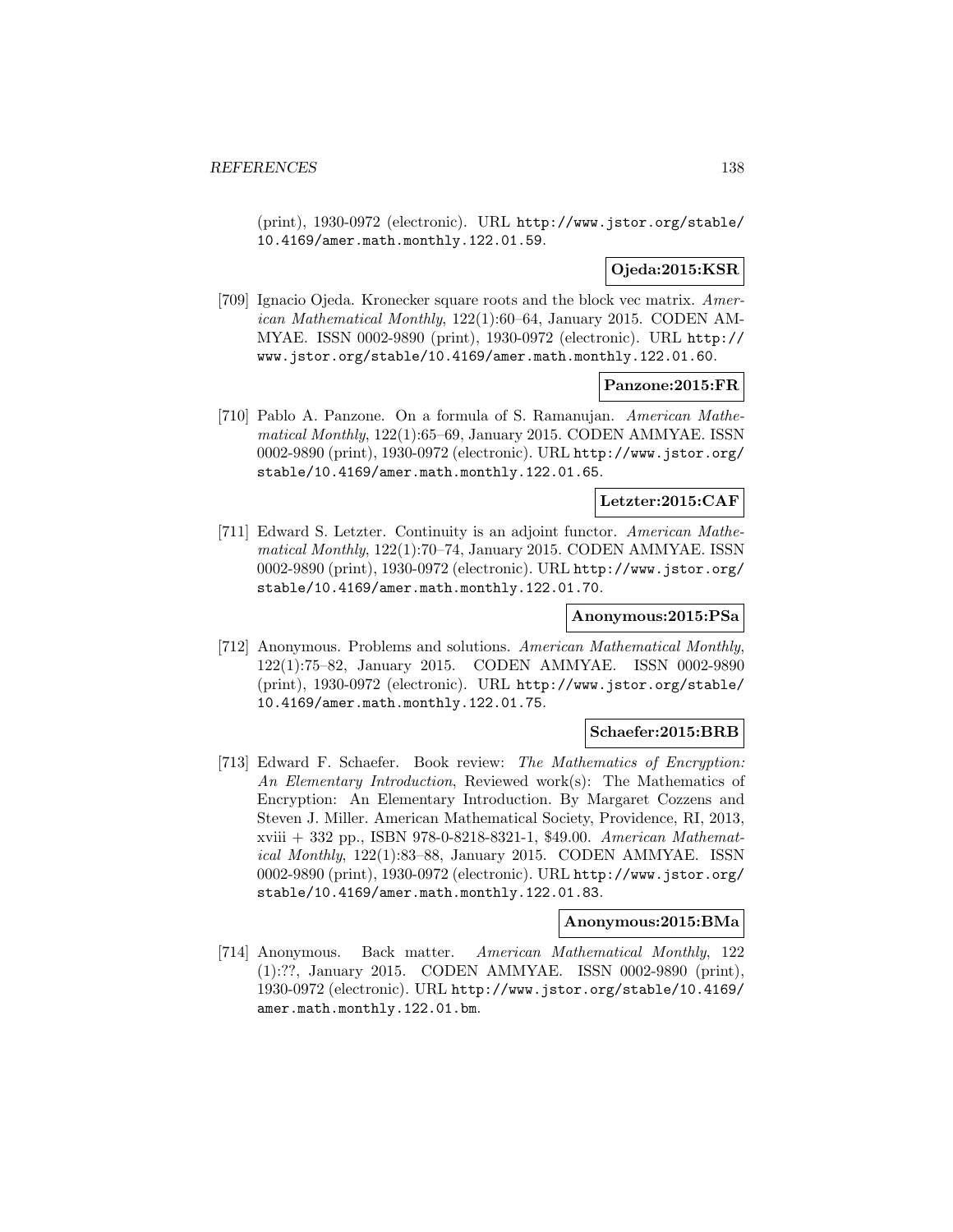(print), 1930-0972 (electronic). URL http://www.jstor.org/stable/10.4169/amer.math.monthly.122.01.59.

**Ojeda:2015:KSR**

[709] Ignacio Ojeda. Kronecker square roots and the block vec matrix. *American Mathematical Monthly*, 122(1):60–64, January 2015. CODEN AMMYAE. ISSN 0002-9890 (print), 1930-0972 (electronic). URL http://www.jstor.org/stable/10.4169/amer.math.monthly.122.01.60.

**Panzone:2015:FR**

[710] Pablo A. Panzone. On a formula of S. Ramanujan. *American Mathematical Monthly*, 122(1):65–69, January 2015. CODEN AMMYAE. ISSN 0002-9890 (print), 1930-0972 (electronic). URL http://www.jstor.org/stable/10.4169/amer.math.monthly.122.01.65.

**Letzter:2015:CAF**

[711] Edward S. Letzter. Continuity is an adjoint functor. *American Mathematical Monthly*, 122(1):70–74, January 2015. CODEN AMMYAE. ISSN 0002-9890 (print), 1930-0972 (electronic). URL http://www.jstor.org/stable/10.4169/amer.math.monthly.122.01.70.

**Anonymous:2015:PSa**

[712] Anonymous. Problems and solutions. *American Mathematical Monthly*, 122(1):75–82, January 2015. CODEN AMMYAE. ISSN 0002-9890 (print), 1930-0972 (electronic). URL http://www.jstor.org/stable/10.4169/amer.math.monthly.122.01.75.

**Schaefer:2015:BRB**

[713] Edward F. Schaefer. Book review: *The Mathematics of Encryption: An Elementary Introduction*, Reviewed work(s): The Mathematics of Encryption: An Elementary Introduction. By Margaret Cozzens and Steven J. Miller. American Mathematical Society, Providence, RI, 2013, xviii + 332 pp., ISBN 978-0-8218-8321-1, $49.00. *American Mathematical Monthly*, 122(1):83–88, January 2015. CODEN AMMYAE. ISSN 0002-9890 (print), 1930-0972 (electronic). URL http://www.jstor.org/stable/10.4169/amer.math.monthly.122.01.83.

**Anonymous:2015:BMa**

[714] Anonymous. Back matter. *American Mathematical Monthly*, 122 (1):??, January 2015. CODEN AMMYAE. ISSN 0002-9890 (print), 1930-0972 (electronic). URL http://www.jstor.org/stable/10.4169/amer.math.monthly.122.01.bm.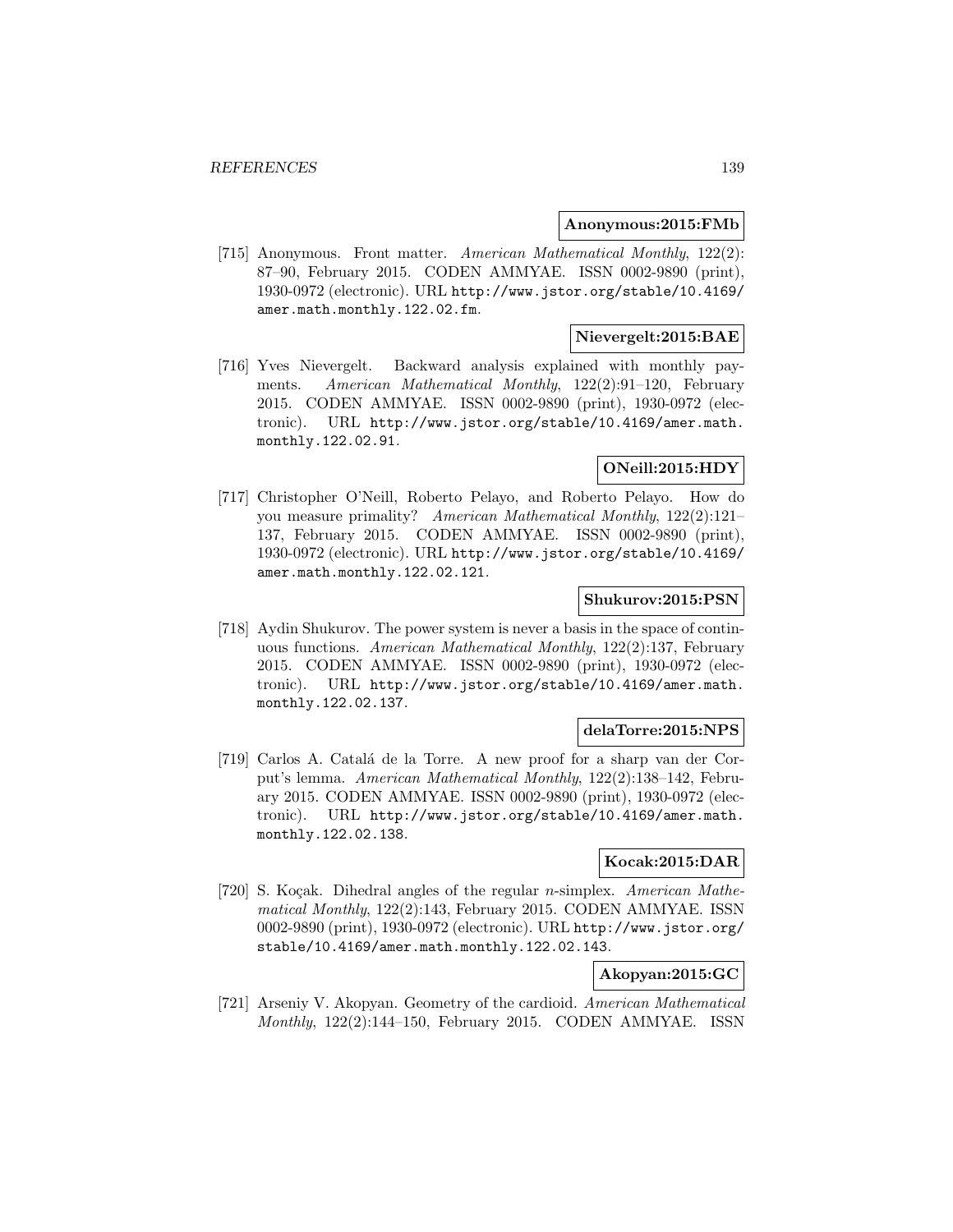**Anonymous:2015:FMb**

[715] Anonymous. Front matter. *American Mathematical Monthly*, 122(2): 87–90, February 2015. CODEN AMMYAE. ISSN 0002-9890 (print), 1930-0972 (electronic). URL http://www.jstor.org/stable/10.4169/amer.math.monthly.122.02.fm.

**Nievergelt:2015:BAE**

[716] Yves Nievergelt. Backward analysis explained with monthly payments. *American Mathematical Monthly*, 122(2):91–120, February 2015. CODEN AMMYAE. ISSN 0002-9890 (print), 1930-0972 (electronic). URL http://www.jstor.org/stable/10.4169/amer.math.monthly.122.02.91.

**ONeill:2015:HDY**

[717] Christopher O'Neill, Roberto Pelayo, and Roberto Pelayo. How do you measure primality? *American Mathematical Monthly*, 122(2):121–137, February 2015. CODEN AMMYAE. ISSN 0002-9890 (print), 1930-0972 (electronic). URL http://www.jstor.org/stable/10.4169/amer.math.monthly.122.02.121.

**Shukurov:2015:PSN**

[718] Aydin Shukurov. The power system is never a basis in the space of continuous functions. *American Mathematical Monthly*, 122(2):137, February 2015. CODEN AMMYAE. ISSN 0002-9890 (print), 1930-0972 (electronic). URL http://www.jstor.org/stable/10.4169/amer.math.monthly.122.02.137.

**delaTorre:2015:NPS**

[719] Carlos A. Catalá de la Torre. A new proof for a sharp van der Corput's lemma. *American Mathematical Monthly*, 122(2):138–142, February 2015. CODEN AMMYAE. ISSN 0002-9890 (print), 1930-0972 (electronic). URL http://www.jstor.org/stable/10.4169/amer.math.monthly.122.02.138.

**Kocak:2015:DAR**

[720] S. Koçak. Dihedral angles of the regular $n$-simplex. *American Mathematical Monthly*, 122(2):143, February 2015. CODEN AMMYAE. ISSN 0002-9890 (print), 1930-0972 (electronic). URL http://www.jstor.org/stable/10.4169/amer.math.monthly.122.02.143.

**Akopyan:2015:GC**

[721] Arseniy V. Akopyan. Geometry of the cardioid. *American Mathematical Monthly*, 122(2):144–150, February 2015. CODEN AMMYAE. ISSN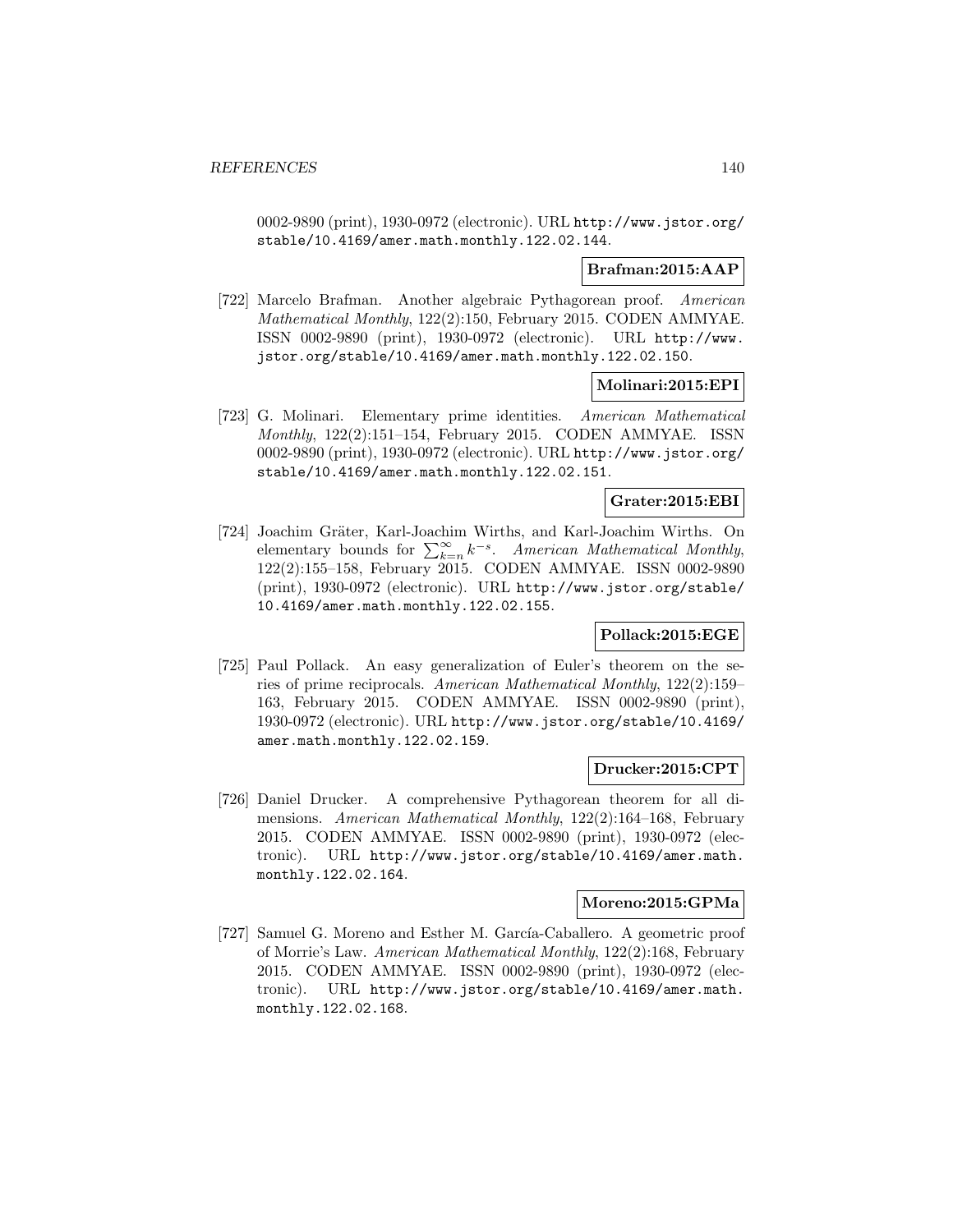0002-9890 (print), 1930-0972 (electronic). URL http://www.jstor.org/stable/10.4169/amer.math.monthly.122.02.144.

**Brafman:2015:AAP**

[722] Marcelo Brafman. Another algebraic Pythagorean proof. *American Mathematical Monthly*, 122(2):150, February 2015. CODEN AMMYAE. ISSN 0002-9890 (print), 1930-0972 (electronic). URL http://www.jstor.org/stable/10.4169/amer.math.monthly.122.02.150.

**Molinari:2015:EPI**

[723] G. Molinari. Elementary prime identities. *American Mathematical Monthly*, 122(2):151–154, February 2015. CODEN AMMYAE. ISSN 0002-9890 (print), 1930-0972 (electronic). URL http://www.jstor.org/stable/10.4169/amer.math.monthly.122.02.151.

**Grater:2015:EBI**

[724] Joachim Gräter, Karl-Joachim Wirths, and Karl-Joachim Wirths. On elementary bounds for $\sum_{k=n}^{\infty} k^{-s}$. *American Mathematical Monthly*, 122(2):155–158, February 2015. CODEN AMMYAE. ISSN 0002-9890 (print), 1930-0972 (electronic). URL http://www.jstor.org/stable/10.4169/amer.math.monthly.122.02.155.

**Pollack:2015:EGE**

[725] Paul Pollack. An easy generalization of Euler's theorem on the series of prime reciprocals. *American Mathematical Monthly*, 122(2):159–163, February 2015. CODEN AMMYAE. ISSN 0002-9890 (print), 1930-0972 (electronic). URL http://www.jstor.org/stable/10.4169/amer.math.monthly.122.02.159.

**Drucker:2015:CPT**

[726] Daniel Drucker. A comprehensive Pythagorean theorem for all dimensions. *American Mathematical Monthly*, 122(2):164–168, February 2015. CODEN AMMYAE. ISSN 0002-9890 (print), 1930-0972 (electronic). URL http://www.jstor.org/stable/10.4169/amer.math.monthly.122.02.164.

**Moreno:2015:GPMa**

[727] Samuel G. Moreno and Esther M. García-Caballero. A geometric proof of Morrie's Law. *American Mathematical Monthly*, 122(2):168, February 2015. CODEN AMMYAE. ISSN 0002-9890 (print), 1930-0972 (electronic). URL http://www.jstor.org/stable/10.4169/amer.math.monthly.122.02.168.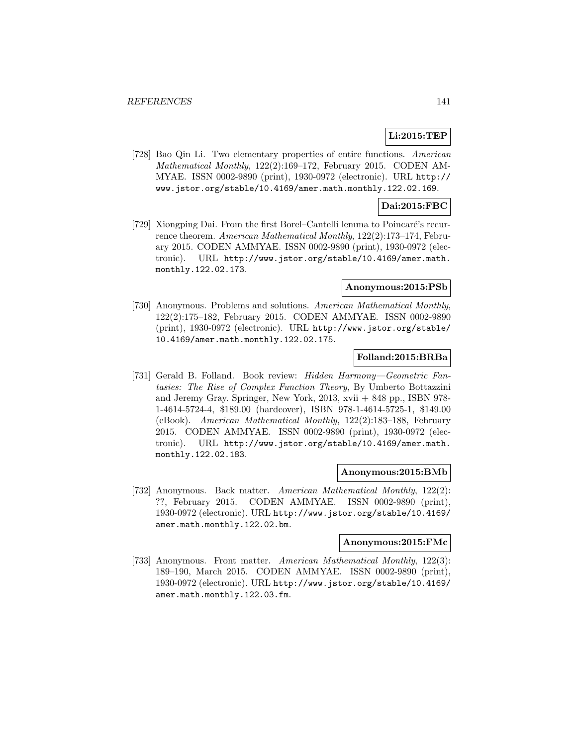**Li:2015:TEP**

[728] Bao Qin Li. Two elementary properties of entire functions. *American Mathematical Monthly*, 122(2):169–172, February 2015. CODEN AMMYAE. ISSN 0002-9890 (print), 1930-0972 (electronic). URL http://www.jstor.org/stable/10.4169/amer.math.monthly.122.02.169.

**Dai:2015:FBC**

[729] Xiongping Dai. From the first Borel–Cantelli lemma to Poincaré's recurrence theorem. *American Mathematical Monthly*, 122(2):173–174, February 2015. CODEN AMMYAE. ISSN 0002-9890 (print), 1930-0972 (electronic). URL http://www.jstor.org/stable/10.4169/amer.math.monthly.122.02.173.

**Anonymous:2015:PSb**

[730] Anonymous. Problems and solutions. *American Mathematical Monthly*, 122(2):175–182, February 2015. CODEN AMMYAE. ISSN 0002-9890 (print), 1930-0972 (electronic). URL http://www.jstor.org/stable/10.4169/amer.math.monthly.122.02.175.

**Folland:2015:BRBa**

[731] Gerald B. Folland. Book review: *Hidden Harmony—Geometric Fantasies: The Rise of Complex Function Theory*, By Umberto Bottazzini and Jeremy Gray. Springer, New York, 2013, xvii + 848 pp., ISBN 978-1-4614-5724-4, $189.00 (hardcover), ISBN 978-1-4614-5725-1, $149.00 (eBook). *American Mathematical Monthly*, 122(2):183–188, February 2015. CODEN AMMYAE. ISSN 0002-9890 (print), 1930-0972 (electronic). URL http://www.jstor.org/stable/10.4169/amer.math.monthly.122.02.183.

**Anonymous:2015:BMb**

[732] Anonymous. Back matter. *American Mathematical Monthly*, 122(2): ??, February 2015. CODEN AMMYAE. ISSN 0002-9890 (print), 1930-0972 (electronic). URL http://www.jstor.org/stable/10.4169/amer.math.monthly.122.02.bm.

**Anonymous:2015:FMc**

[733] Anonymous. Front matter. *American Mathematical Monthly*, 122(3): 189–190, March 2015. CODEN AMMYAE. ISSN 0002-9890 (print), 1930-0972 (electronic). URL http://www.jstor.org/stable/10.4169/amer.math.monthly.122.03.fm.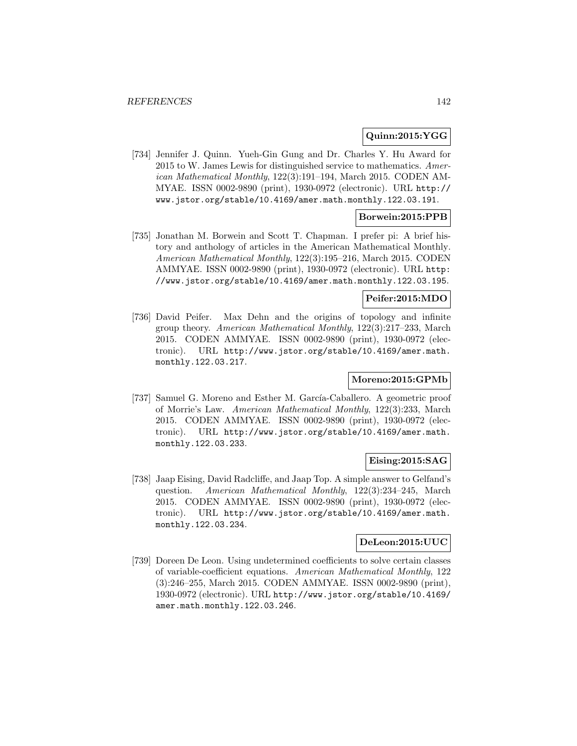**Quinn:2015:YGG**

[734] Jennifer J. Quinn. Yueh-Gin Gung and Dr. Charles Y. Hu Award for 2015 to W. James Lewis for distinguished service to mathematics. *American Mathematical Monthly*, 122(3):191–194, March 2015. CODEN AMMYAE. ISSN 0002-9890 (print), 1930-0972 (electronic). URL http://www.jstor.org/stable/10.4169/amer.math.monthly.122.03.191.

**Borwein:2015:PPB**

[735] Jonathan M. Borwein and Scott T. Chapman. I prefer pi: A brief history and anthology of articles in the American Mathematical Monthly. *American Mathematical Monthly*, 122(3):195–216, March 2015. CODEN AMMYAE. ISSN 0002-9890 (print), 1930-0972 (electronic). URL http://www.jstor.org/stable/10.4169/amer.math.monthly.122.03.195.

**Peifer:2015:MDO**

[736] David Peifer. Max Dehn and the origins of topology and infinite group theory. *American Mathematical Monthly*, 122(3):217–233, March 2015. CODEN AMMYAE. ISSN 0002-9890 (print), 1930-0972 (electronic). URL http://www.jstor.org/stable/10.4169/amer.math.monthly.122.03.217.

**Moreno:2015:GPMb**

[737] Samuel G. Moreno and Esther M. García-Caballero. A geometric proof of Morrie's Law. *American Mathematical Monthly*, 122(3):233, March 2015. CODEN AMMYAE. ISSN 0002-9890 (print), 1930-0972 (electronic). URL http://www.jstor.org/stable/10.4169/amer.math.monthly.122.03.233.

**Eising:2015:SAG**

[738] Jaap Eising, David Radcliffe, and Jaap Top. A simple answer to Gelfand's question. *American Mathematical Monthly*, 122(3):234–245, March 2015. CODEN AMMYAE. ISSN 0002-9890 (print), 1930-0972 (electronic). URL http://www.jstor.org/stable/10.4169/amer.math.monthly.122.03.234.

**DeLeon:2015:UUC**

[739] Doreen De Leon. Using undetermined coefficients to solve certain classes of variable-coefficient equations. *American Mathematical Monthly*, 122 (3):246–255, March 2015. CODEN AMMYAE. ISSN 0002-9890 (print), 1930-0972 (electronic). URL http://www.jstor.org/stable/10.4169/amer.math.monthly.122.03.246.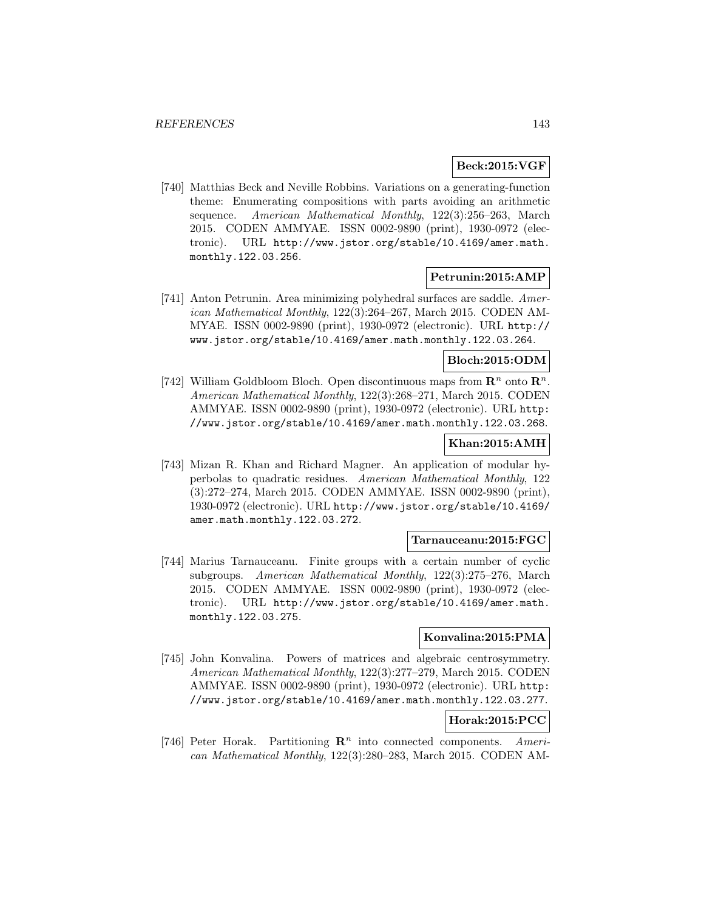**Beck:2015:VGF**

[740] Matthias Beck and Neville Robbins. Variations on a generating-function theme: Enumerating compositions with parts avoiding an arithmetic sequence. *American Mathematical Monthly*, 122(3):256–263, March 2015. CODEN AMMYAE. ISSN 0002-9890 (print), 1930-0972 (electronic). URL http://www.jstor.org/stable/10.4169/amer.math.monthly.122.03.256.

**Petrunin:2015:AMP**

[741] Anton Petrunin. Area minimizing polyhedral surfaces are saddle. *American Mathematical Monthly*, 122(3):264–267, March 2015. CODEN AMMYAE. ISSN 0002-9890 (print), 1930-0972 (electronic). URL http://www.jstor.org/stable/10.4169/amer.math.monthly.122.03.264.

**Bloch:2015:ODM**

[742] William Goldbloom Bloch. Open discontinuous maps from $\mathbf{R}^n$ onto $\mathbf{R}^n$. *American Mathematical Monthly*, 122(3):268–271, March 2015. CODEN AMMYAE. ISSN 0002-9890 (print), 1930-0972 (electronic). URL http://www.jstor.org/stable/10.4169/amer.math.monthly.122.03.268.

**Khan:2015:AMH**

[743] Mizan R. Khan and Richard Magner. An application of modular hyperbolas to quadratic residues. *American Mathematical Monthly*, 122(3):272–274, March 2015. CODEN AMMYAE. ISSN 0002-9890 (print), 1930-0972 (electronic). URL http://www.jstor.org/stable/10.4169/amer.math.monthly.122.03.272.

**Tarnauceanu:2015:FGC**

[744] Marius Tarnauceanu. Finite groups with a certain number of cyclic subgroups. *American Mathematical Monthly*, 122(3):275–276, March 2015. CODEN AMMYAE. ISSN 0002-9890 (print), 1930-0972 (electronic). URL http://www.jstor.org/stable/10.4169/amer.math.monthly.122.03.275.

**Konvalina:2015:PMA**

[745] John Konvalina. Powers of matrices and algebraic centrosymmetry. *American Mathematical Monthly*, 122(3):277–279, March 2015. CODEN AMMYAE. ISSN 0002-9890 (print), 1930-0972 (electronic). URL http://www.jstor.org/stable/10.4169/amer.math.monthly.122.03.277.

**Horak:2015:PCC**

[746] Peter Horak. Partitioning $\mathbf{R}^n$ into connected components. *American Mathematical Monthly*, 122(3):280–283, March 2015. CODEN AM-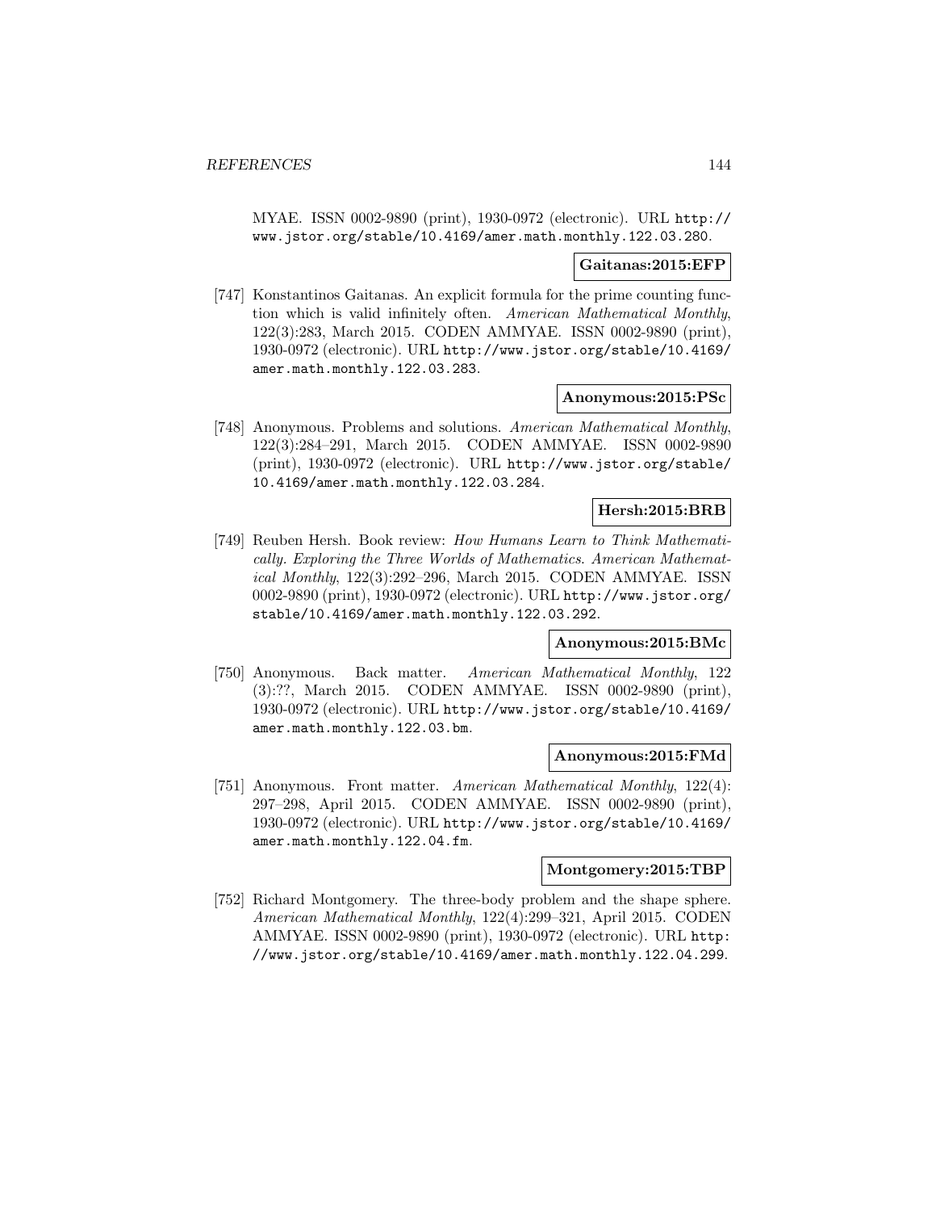MYAE. ISSN 0002-9890 (print), 1930-0972 (electronic). URL http://www.jstor.org/stable/10.4169/amer.math.monthly.122.03.280.

**Gaitanas:2015:EFP**

[747] Konstantinos Gaitanas. An explicit formula for the prime counting function which is valid infinitely often. *American Mathematical Monthly*, 122(3):283, March 2015. CODEN AMMYAE. ISSN 0002-9890 (print), 1930-0972 (electronic). URL http://www.jstor.org/stable/10.4169/amer.math.monthly.122.03.283.

**Anonymous:2015:PSc**

[748] Anonymous. Problems and solutions. *American Mathematical Monthly*, 122(3):284–291, March 2015. CODEN AMMYAE. ISSN 0002-9890 (print), 1930-0972 (electronic). URL http://www.jstor.org/stable/10.4169/amer.math.monthly.122.03.284.

**Hersh:2015:BRB**

[749] Reuben Hersh. Book review: *How Humans Learn to Think Mathematically. Exploring the Three Worlds of Mathematics*. *American Mathematical Monthly*, 122(3):292–296, March 2015. CODEN AMMYAE. ISSN 0002-9890 (print), 1930-0972 (electronic). URL http://www.jstor.org/stable/10.4169/amer.math.monthly.122.03.292.

**Anonymous:2015:BMc**

[750] Anonymous. Back matter. *American Mathematical Monthly*, 122 (3):??, March 2015. CODEN AMMYAE. ISSN 0002-9890 (print), 1930-0972 (electronic). URL http://www.jstor.org/stable/10.4169/amer.math.monthly.122.03.bm.

**Anonymous:2015:FMd**

[751] Anonymous. Front matter. *American Mathematical Monthly*, 122(4): 297–298, April 2015. CODEN AMMYAE. ISSN 0002-9890 (print), 1930-0972 (electronic). URL http://www.jstor.org/stable/10.4169/amer.math.monthly.122.04.fm.

**Montgomery:2015:TBP**

[752] Richard Montgomery. The three-body problem and the shape sphere. *American Mathematical Monthly*, 122(4):299–321, April 2015. CODEN AMMYAE. ISSN 0002-9890 (print), 1930-0972 (electronic). URL http://www.jstor.org/stable/10.4169/amer.math.monthly.122.04.299.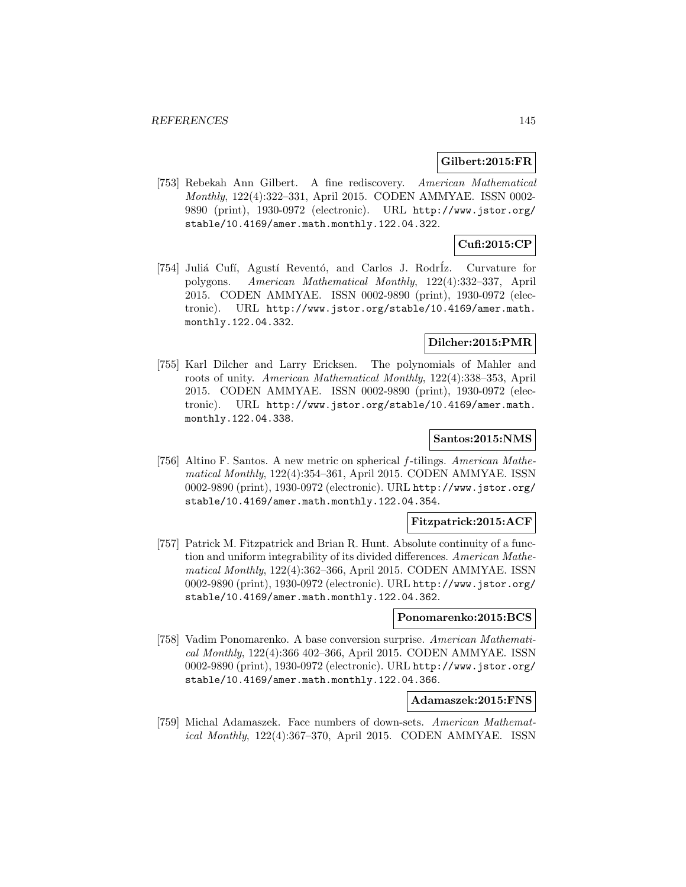**Gilbert:2015:FR**

[753] Rebekah Ann Gilbert. A fine rediscovery. *American Mathematical Monthly*, 122(4):322–331, April 2015. CODEN AMMYAE. ISSN 0002-9890 (print), 1930-0972 (electronic). URL http://www.jstor.org/stable/10.4169/amer.math.monthly.122.04.322.

**Cufi:2015:CP**

[754] Juliá Cufí, Agustí Reventó, and Carlos J. RodrÍz. Curvature for polygons. *American Mathematical Monthly*, 122(4):332–337, April 2015. CODEN AMMYAE. ISSN 0002-9890 (print), 1930-0972 (electronic). URL http://www.jstor.org/stable/10.4169/amer.math.monthly.122.04.332.

**Dilcher:2015:PMR**

[755] Karl Dilcher and Larry Ericksen. The polynomials of Mahler and roots of unity. *American Mathematical Monthly*, 122(4):338–353, April 2015. CODEN AMMYAE. ISSN 0002-9890 (print), 1930-0972 (electronic). URL http://www.jstor.org/stable/10.4169/amer.math.monthly.122.04.338.

**Santos:2015:NMS**

[756] Altino F. Santos. A new metric on spherical $f$-tilings. *American Mathematical Monthly*, 122(4):354–361, April 2015. CODEN AMMYAE. ISSN 0002-9890 (print), 1930-0972 (electronic). URL http://www.jstor.org/stable/10.4169/amer.math.monthly.122.04.354.

**Fitzpatrick:2015:ACF**

[757] Patrick M. Fitzpatrick and Brian R. Hunt. Absolute continuity of a function and uniform integrability of its divided differences. *American Mathematical Monthly*, 122(4):362–366, April 2015. CODEN AMMYAE. ISSN 0002-9890 (print), 1930-0972 (electronic). URL http://www.jstor.org/stable/10.4169/amer.math.monthly.122.04.362.

**Ponomarenko:2015:BCS**

[758] Vadim Ponomarenko. A base conversion surprise. *American Mathematical Monthly*, 122(4):366 402–366, April 2015. CODEN AMMYAE. ISSN 0002-9890 (print), 1930-0972 (electronic). URL http://www.jstor.org/stable/10.4169/amer.math.monthly.122.04.366.

**Adamaszek:2015:FNS**

[759] Michal Adamaszek. Face numbers of down-sets. *American Mathematical Monthly*, 122(4):367–370, April 2015. CODEN AMMYAE. ISSN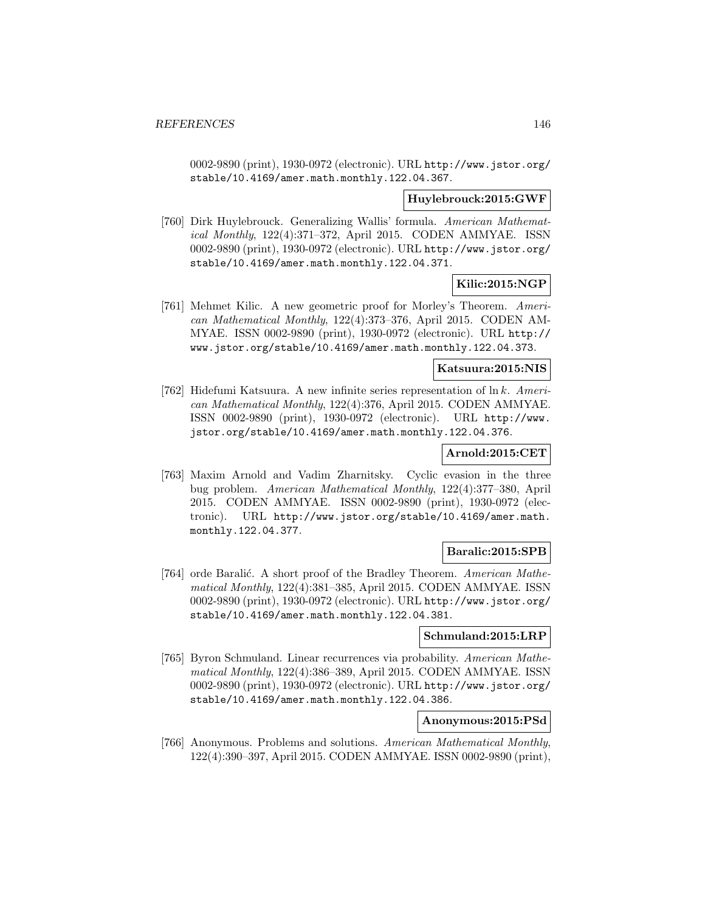0002-9890 (print), 1930-0972 (electronic). URL http://www.jstor.org/stable/10.4169/amer.math.monthly.122.04.367.

**Huylebrouck:2015:GWF**

[760] Dirk Huylebrouck. Generalizing Wallis' formula. *American Mathematical Monthly*, 122(4):371–372, April 2015. CODEN AMMYAE. ISSN 0002-9890 (print), 1930-0972 (electronic). URL http://www.jstor.org/stable/10.4169/amer.math.monthly.122.04.371.

**Kilic:2015:NGP**

[761] Mehmet Kilic. A new geometric proof for Morley's Theorem. *American Mathematical Monthly*, 122(4):373–376, April 2015. CODEN AMMYAE. ISSN 0002-9890 (print), 1930-0972 (electronic). URL http://www.jstor.org/stable/10.4169/amer.math.monthly.122.04.373.

**Katsuura:2015:NIS**

[762] Hidefumi Katsuura. A new infinite series representation of $\ln k$. *American Mathematical Monthly*, 122(4):376, April 2015. CODEN AMMYAE. ISSN 0002-9890 (print), 1930-0972 (electronic). URL http://www.jstor.org/stable/10.4169/amer.math.monthly.122.04.376.

**Arnold:2015:CET**

[763] Maxim Arnold and Vadim Zharnitsky. Cyclic evasion in the three bug problem. *American Mathematical Monthly*, 122(4):377–380, April 2015. CODEN AMMYAE. ISSN 0002-9890 (print), 1930-0972 (electronic). URL http://www.jstor.org/stable/10.4169/amer.math.monthly.122.04.377.

**Baralic:2015:SPB**

[764] orde Baralić. A short proof of the Bradley Theorem. *American Mathematical Monthly*, 122(4):381–385, April 2015. CODEN AMMYAE. ISSN 0002-9890 (print), 1930-0972 (electronic). URL http://www.jstor.org/stable/10.4169/amer.math.monthly.122.04.381.

**Schmuland:2015:LRP**

[765] Byron Schmuland. Linear recurrences via probability. *American Mathematical Monthly*, 122(4):386–389, April 2015. CODEN AMMYAE. ISSN 0002-9890 (print), 1930-0972 (electronic). URL http://www.jstor.org/stable/10.4169/amer.math.monthly.122.04.386.

**Anonymous:2015:PSd**

[766] Anonymous. Problems and solutions. *American Mathematical Monthly*, 122(4):390–397, April 2015. CODEN AMMYAE. ISSN 0002-9890 (print),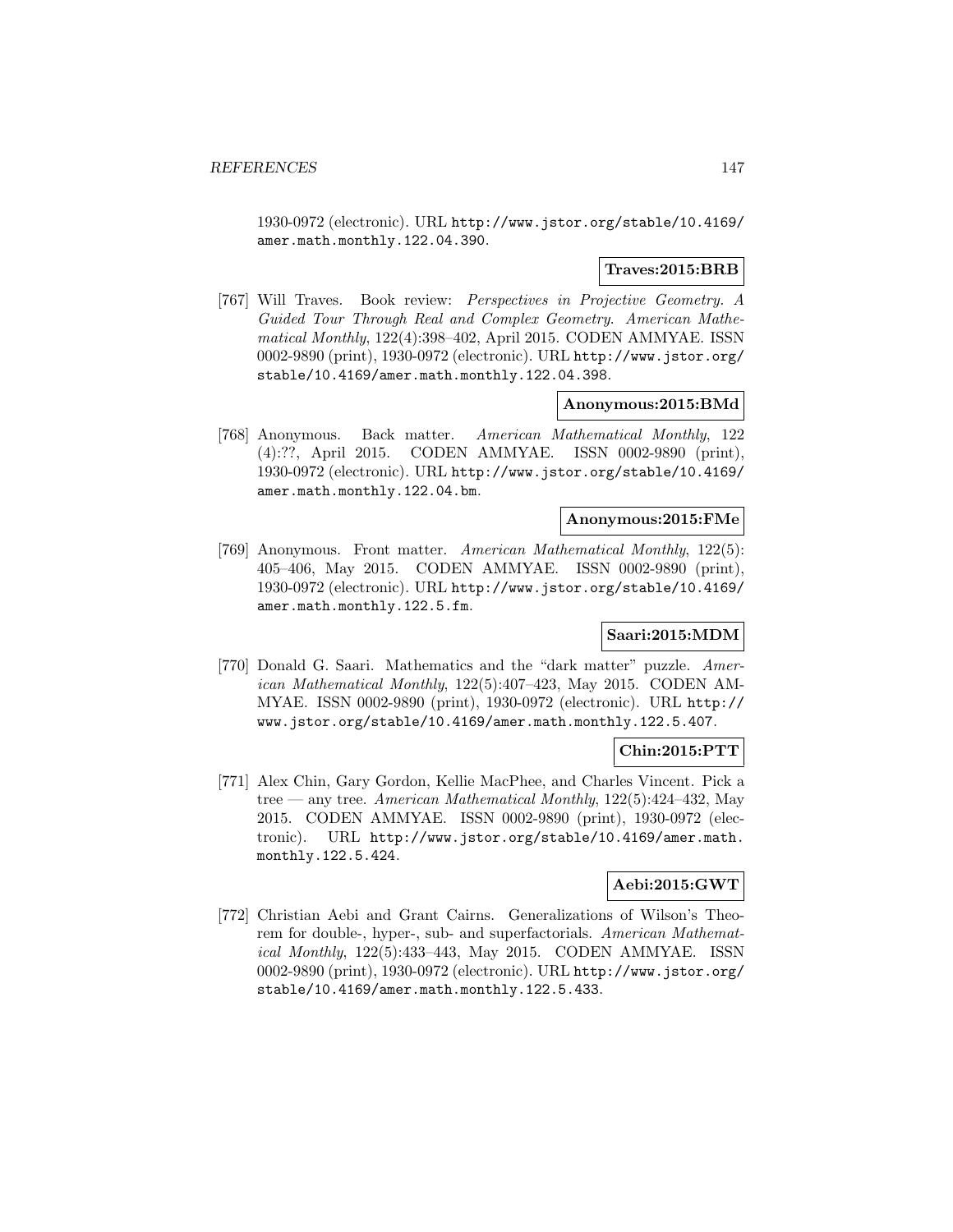1930-0972 (electronic). URL http://www.jstor.org/stable/10.4169/amer.math.monthly.122.04.390.

**Traves:2015:BRB**

[767] Will Traves. Book review: *Perspectives in Projective Geometry. A Guided Tour Through Real and Complex Geometry*. *American Mathematical Monthly*, 122(4):398–402, April 2015. CODEN AMMYAE. ISSN 0002-9890 (print), 1930-0972 (electronic). URL http://www.jstor.org/stable/10.4169/amer.math.monthly.122.04.398.

**Anonymous:2015:BMd**

[768] Anonymous. Back matter. *American Mathematical Monthly*, 122 (4):??, April 2015. CODEN AMMYAE. ISSN 0002-9890 (print), 1930-0972 (electronic). URL http://www.jstor.org/stable/10.4169/amer.math.monthly.122.04.bm.

**Anonymous:2015:FMe**

[769] Anonymous. Front matter. *American Mathematical Monthly*, 122(5): 405–406, May 2015. CODEN AMMYAE. ISSN 0002-9890 (print), 1930-0972 (electronic). URL http://www.jstor.org/stable/10.4169/amer.math.monthly.122.5.fm.

**Saari:2015:MDM**

[770] Donald G. Saari. Mathematics and the "dark matter" puzzle. *American Mathematical Monthly*, 122(5):407–423, May 2015. CODEN AMMYAE. ISSN 0002-9890 (print), 1930-0972 (electronic). URL http://www.jstor.org/stable/10.4169/amer.math.monthly.122.5.407.

**Chin:2015:PTT**

[771] Alex Chin, Gary Gordon, Kellie MacPhee, and Charles Vincent. Pick a tree — any tree. *American Mathematical Monthly*, 122(5):424–432, May 2015. CODEN AMMYAE. ISSN 0002-9890 (print), 1930-0972 (electronic). URL http://www.jstor.org/stable/10.4169/amer.math.monthly.122.5.424.

**Aebi:2015:GWT**

[772] Christian Aebi and Grant Cairns. Generalizations of Wilson's Theorem for double-, hyper-, sub- and superfactorials. *American Mathematical Monthly*, 122(5):433–443, May 2015. CODEN AMMYAE. ISSN 0002-9890 (print), 1930-0972 (electronic). URL http://www.jstor.org/stable/10.4169/amer.math.monthly.122.5.433.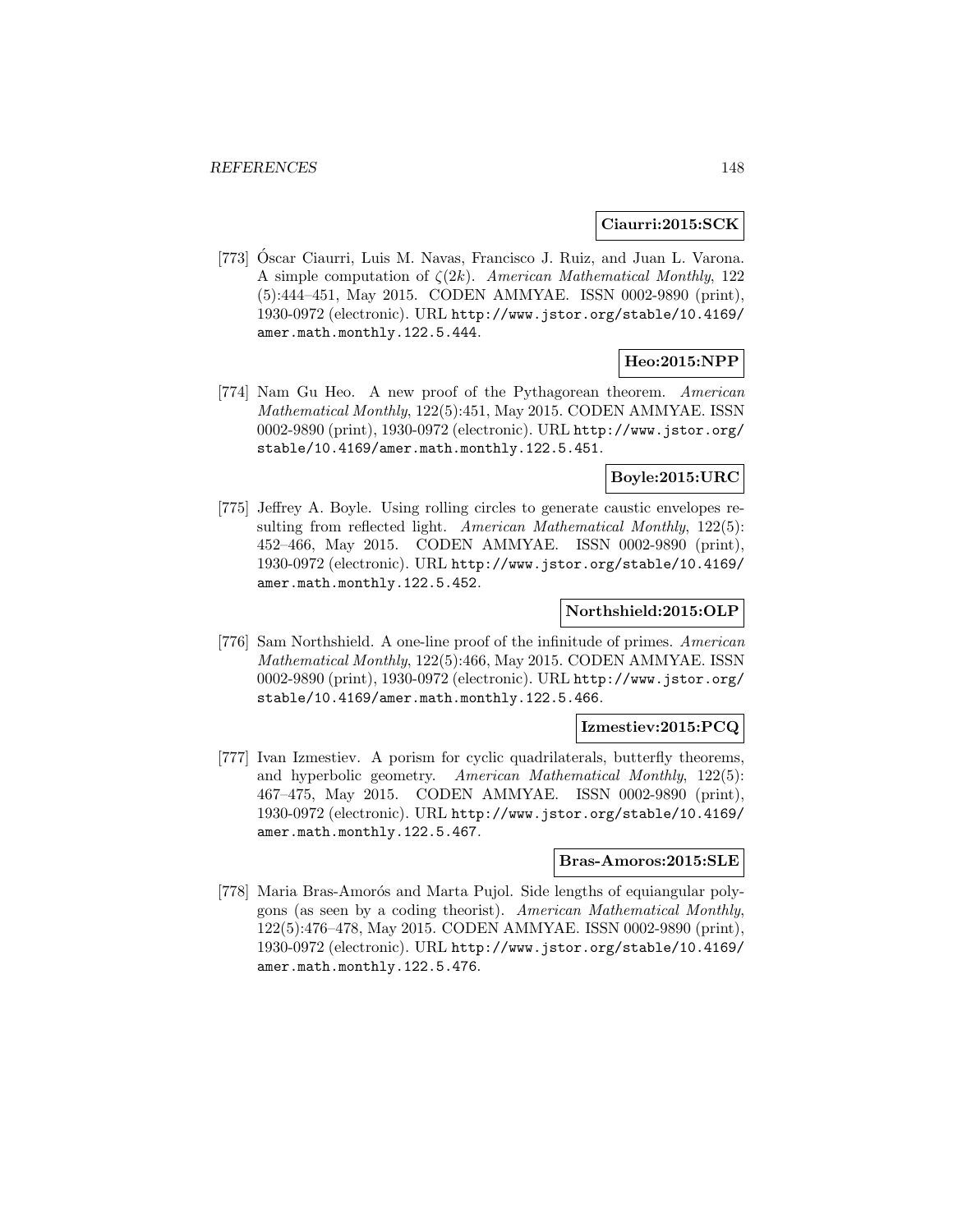**Ciaurri:2015:SCK**

[773] Óscar Ciaurri, Luis M. Navas, Francisco J. Ruiz, and Juan L. Varona. A simple computation of $\zeta(2k)$. *American Mathematical Monthly*, 122 (5):444–451, May 2015. CODEN AMMYAE. ISSN 0002-9890 (print), 1930-0972 (electronic). URL `http://www.jstor.org/stable/10.4169/amer.math.monthly.122.5.444`.

**Heo:2015:NPP**

[774] Nam Gu Heo. A new proof of the Pythagorean theorem. *American Mathematical Monthly*, 122(5):451, May 2015. CODEN AMMYAE. ISSN 0002-9890 (print), 1930-0972 (electronic). URL `http://www.jstor.org/stable/10.4169/amer.math.monthly.122.5.451`.

**Boyle:2015:URC**

[775] Jeffrey A. Boyle. Using rolling circles to generate caustic envelopes resulting from reflected light. *American Mathematical Monthly*, 122(5): 452–466, May 2015. CODEN AMMYAE. ISSN 0002-9890 (print), 1930-0972 (electronic). URL `http://www.jstor.org/stable/10.4169/amer.math.monthly.122.5.452`.

**Northshield:2015:OLP**

[776] Sam Northshield. A one-line proof of the infinitude of primes. *American Mathematical Monthly*, 122(5):466, May 2015. CODEN AMMYAE. ISSN 0002-9890 (print), 1930-0972 (electronic). URL `http://www.jstor.org/stable/10.4169/amer.math.monthly.122.5.466`.

**Izmestiev:2015:PCQ**

[777] Ivan Izmestiev. A porism for cyclic quadrilaterals, butterfly theorems, and hyperbolic geometry. *American Mathematical Monthly*, 122(5): 467–475, May 2015. CODEN AMMYAE. ISSN 0002-9890 (print), 1930-0972 (electronic). URL `http://www.jstor.org/stable/10.4169/amer.math.monthly.122.5.467`.

**Bras-Amoros:2015:SLE**

[778] Maria Bras-Amorós and Marta Pujol. Side lengths of equiangular polygons (as seen by a coding theorist). *American Mathematical Monthly*, 122(5):476–478, May 2015. CODEN AMMYAE. ISSN 0002-9890 (print), 1930-0972 (electronic). URL `http://www.jstor.org/stable/10.4169/amer.math.monthly.122.5.476`.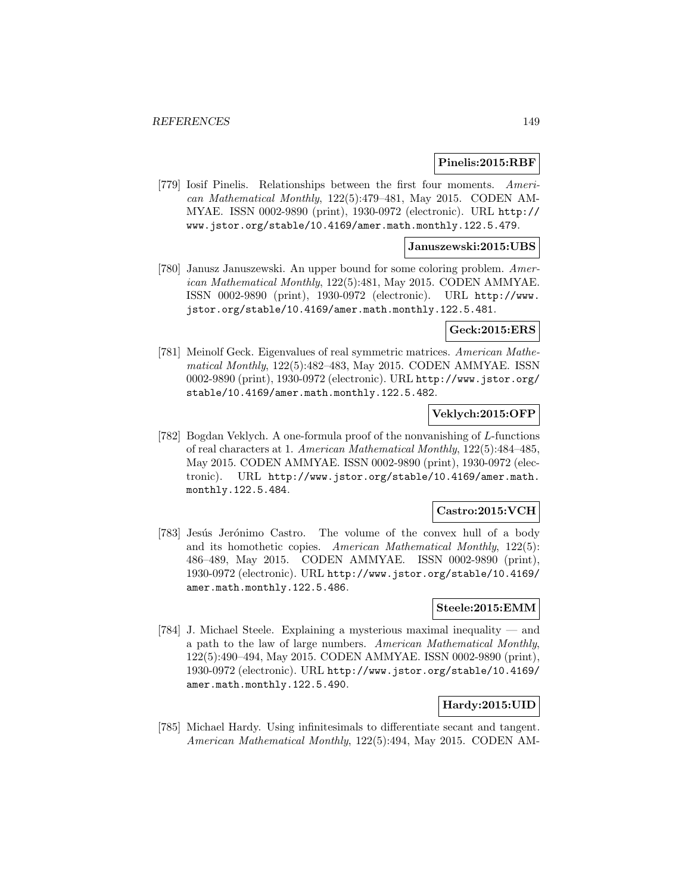**Pinelis:2015:RBF**

[779] Iosif Pinelis. Relationships between the first four moments. *American Mathematical Monthly*, 122(5):479–481, May 2015. CODEN AMMYAE. ISSN 0002-9890 (print), 1930-0972 (electronic). URL http://www.jstor.org/stable/10.4169/amer.math.monthly.122.5.479.

**Januszewski:2015:UBS**

[780] Janusz Januszewski. An upper bound for some coloring problem. *American Mathematical Monthly*, 122(5):481, May 2015. CODEN AMMYAE. ISSN 0002-9890 (print), 1930-0972 (electronic). URL http://www.jstor.org/stable/10.4169/amer.math.monthly.122.5.481.

**Geck:2015:ERS**

[781] Meinolf Geck. Eigenvalues of real symmetric matrices. *American Mathematical Monthly*, 122(5):482–483, May 2015. CODEN AMMYAE. ISSN 0002-9890 (print), 1930-0972 (electronic). URL http://www.jstor.org/stable/10.4169/amer.math.monthly.122.5.482.

**Veklych:2015:OFP**

[782] Bogdan Veklych. A one-formula proof of the nonvanishing of $L$-functions of real characters at 1. *American Mathematical Monthly*, 122(5):484–485, May 2015. CODEN AMMYAE. ISSN 0002-9890 (print), 1930-0972 (electronic). URL http://www.jstor.org/stable/10.4169/amer.math.monthly.122.5.484.

**Castro:2015:VCH**

[783] Jesús Jerónimo Castro. The volume of the convex hull of a body and its homothetic copies. *American Mathematical Monthly*, 122(5):486–489, May 2015. CODEN AMMYAE. ISSN 0002-9890 (print), 1930-0972 (electronic). URL http://www.jstor.org/stable/10.4169/amer.math.monthly.122.5.486.

**Steele:2015:EMM**

[784] J. Michael Steele. Explaining a mysterious maximal inequality — and a path to the law of large numbers. *American Mathematical Monthly*, 122(5):490–494, May 2015. CODEN AMMYAE. ISSN 0002-9890 (print), 1930-0972 (electronic). URL http://www.jstor.org/stable/10.4169/amer.math.monthly.122.5.490.

**Hardy:2015:UID**

[785] Michael Hardy. Using infinitesimals to differentiate secant and tangent. *American Mathematical Monthly*, 122(5):494, May 2015. CODEN AM-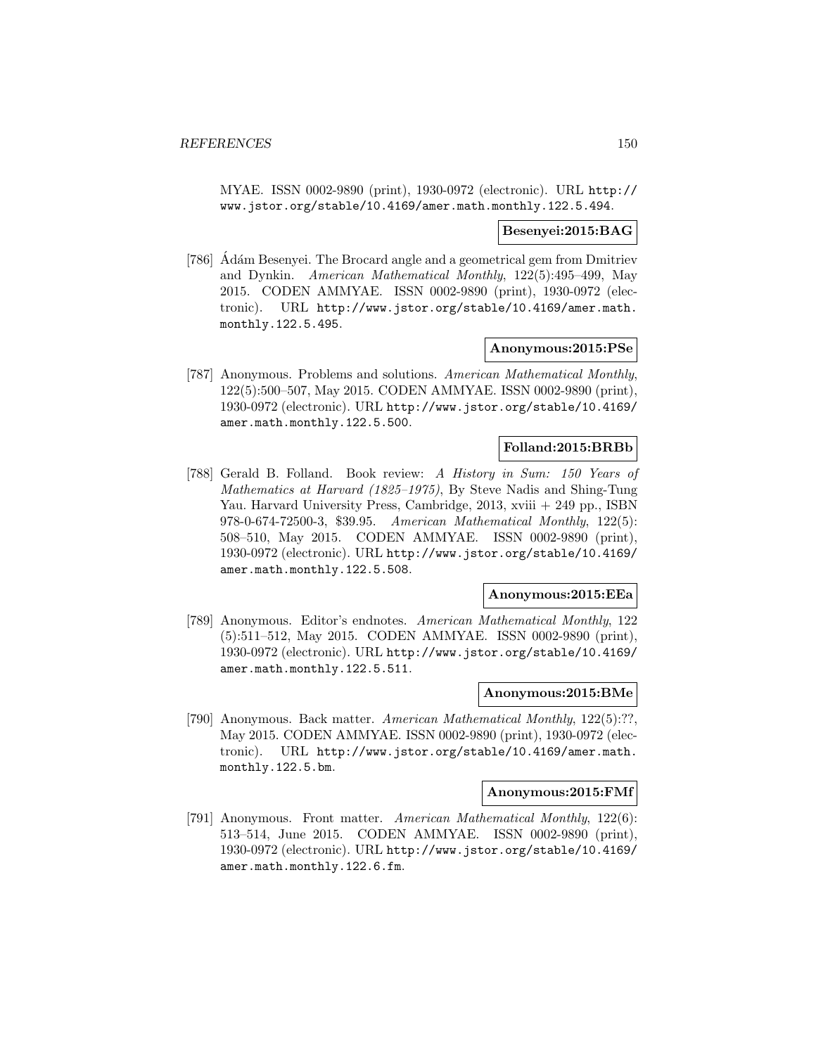MYAE. ISSN 0002-9890 (print), 1930-0972 (electronic). URL http://www.jstor.org/stable/10.4169/amer.math.monthly.122.5.494.

**Besenyei:2015:BAG**

[786] Ádám Besenyei. The Brocard angle and a geometrical gem from Dmitriev and Dynkin. *American Mathematical Monthly*, 122(5):495–499, May 2015. CODEN AMMYAE. ISSN 0002-9890 (print), 1930-0972 (electronic). URL http://www.jstor.org/stable/10.4169/amer.math.monthly.122.5.495.

**Anonymous:2015:PSe**

[787] Anonymous. Problems and solutions. *American Mathematical Monthly*, 122(5):500–507, May 2015. CODEN AMMYAE. ISSN 0002-9890 (print), 1930-0972 (electronic). URL http://www.jstor.org/stable/10.4169/amer.math.monthly.122.5.500.

**Folland:2015:BRBb**

[788] Gerald B. Folland. Book review: *A History in Sum: 150 Years of Mathematics at Harvard (1825–1975)*, By Steve Nadis and Shing-Tung Yau. Harvard University Press, Cambridge, 2013, xviii + 249 pp., ISBN 978-0-674-72500-3, $39.95. *American Mathematical Monthly*, 122(5):508–510, May 2015. CODEN AMMYAE. ISSN 0002-9890 (print), 1930-0972 (electronic). URL http://www.jstor.org/stable/10.4169/amer.math.monthly.122.5.508.

**Anonymous:2015:EEa**

[789] Anonymous. Editor's endnotes. *American Mathematical Monthly*, 122(5):511–512, May 2015. CODEN AMMYAE. ISSN 0002-9890 (print), 1930-0972 (electronic). URL http://www.jstor.org/stable/10.4169/amer.math.monthly.122.5.511.

**Anonymous:2015:BMe**

[790] Anonymous. Back matter. *American Mathematical Monthly*, 122(5):??, May 2015. CODEN AMMYAE. ISSN 0002-9890 (print), 1930-0972 (electronic). URL http://www.jstor.org/stable/10.4169/amer.math.monthly.122.5.bm.

**Anonymous:2015:FMf**

[791] Anonymous. Front matter. *American Mathematical Monthly*, 122(6):513–514, June 2015. CODEN AMMYAE. ISSN 0002-9890 (print), 1930-0972 (electronic). URL http://www.jstor.org/stable/10.4169/amer.math.monthly.122.6.fm.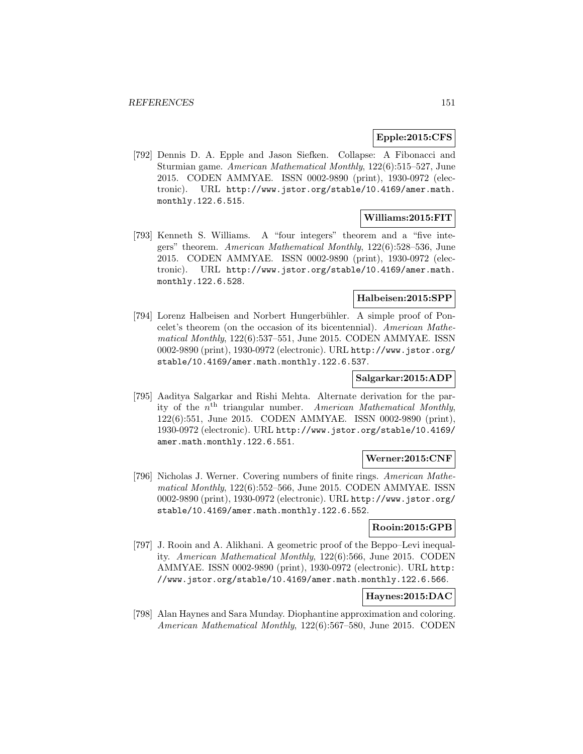**Epple:2015:CFS**

[792] Dennis D. A. Epple and Jason Siefken. Collapse: A Fibonacci and Sturmian game. *American Mathematical Monthly*, 122(6):515–527, June 2015. CODEN AMMYAE. ISSN 0002-9890 (print), 1930-0972 (electronic). URL http://www.jstor.org/stable/10.4169/amer.math.monthly.122.6.515.

**Williams:2015:FIT**

[793] Kenneth S. Williams. A "four integers" theorem and a "five integers" theorem. *American Mathematical Monthly*, 122(6):528–536, June 2015. CODEN AMMYAE. ISSN 0002-9890 (print), 1930-0972 (electronic). URL http://www.jstor.org/stable/10.4169/amer.math.monthly.122.6.528.

**Halbeisen:2015:SPP**

[794] Lorenz Halbeisen and Norbert Hungerbühler. A simple proof of Poncelet's theorem (on the occasion of its bicentennial). *American Mathematical Monthly*, 122(6):537–551, June 2015. CODEN AMMYAE. ISSN 0002-9890 (print), 1930-0972 (electronic). URL http://www.jstor.org/stable/10.4169/amer.math.monthly.122.6.537.

**Salgarkar:2015:ADP**

[795] Aaditya Salgarkar and Rishi Mehta. Alternate derivation for the parity of the $n^{\rm th}$ triangular number. *American Mathematical Monthly*, 122(6):551, June 2015. CODEN AMMYAE. ISSN 0002-9890 (print), 1930-0972 (electronic). URL http://www.jstor.org/stable/10.4169/amer.math.monthly.122.6.551.

**Werner:2015:CNF**

[796] Nicholas J. Werner. Covering numbers of finite rings. *American Mathematical Monthly*, 122(6):552–566, June 2015. CODEN AMMYAE. ISSN 0002-9890 (print), 1930-0972 (electronic). URL http://www.jstor.org/stable/10.4169/amer.math.monthly.122.6.552.

**Rooin:2015:GPB**

[797] J. Rooin and A. Alikhani. A geometric proof of the Beppo–Levi inequality. *American Mathematical Monthly*, 122(6):566, June 2015. CODEN AMMYAE. ISSN 0002-9890 (print), 1930-0972 (electronic). URL http://www.jstor.org/stable/10.4169/amer.math.monthly.122.6.566.

**Haynes:2015:DAC**

[798] Alan Haynes and Sara Munday. Diophantine approximation and coloring. *American Mathematical Monthly*, 122(6):567–580, June 2015. CODEN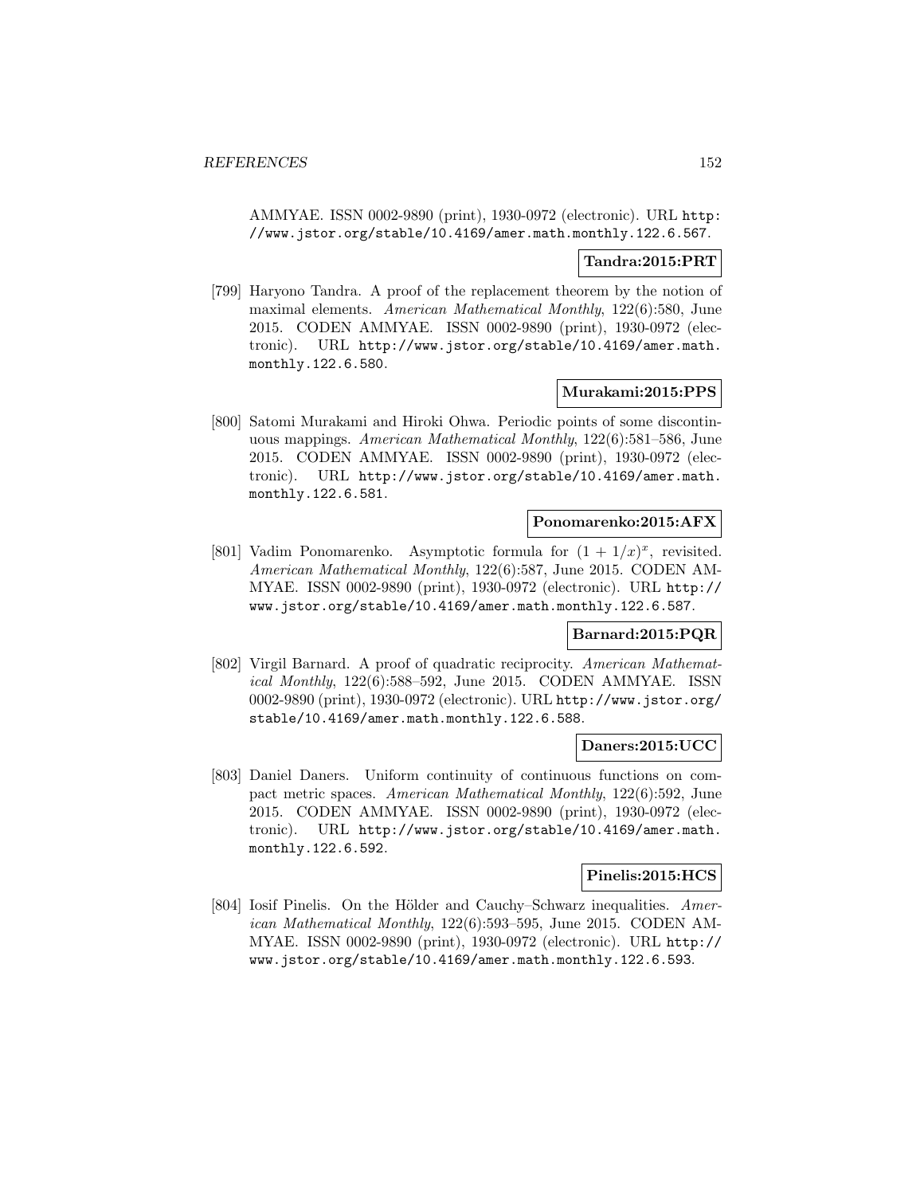AMMYAE. ISSN 0002-9890 (print), 1930-0972 (electronic). URL http://www.jstor.org/stable/10.4169/amer.math.monthly.122.6.567.

**Tandra:2015:PRT**

[799] Haryono Tandra. A proof of the replacement theorem by the notion of maximal elements. *American Mathematical Monthly*, 122(6):580, June 2015. CODEN AMMYAE. ISSN 0002-9890 (print), 1930-0972 (electronic). URL http://www.jstor.org/stable/10.4169/amer.math.monthly.122.6.580.

**Murakami:2015:PPS**

[800] Satomi Murakami and Hiroki Ohwa. Periodic points of some discontinuous mappings. *American Mathematical Monthly*, 122(6):581–586, June 2015. CODEN AMMYAE. ISSN 0002-9890 (print), 1930-0972 (electronic). URL http://www.jstor.org/stable/10.4169/amer.math.monthly.122.6.581.

**Ponomarenko:2015:AFX**

[801] Vadim Ponomarenko. Asymptotic formula for $(1 + 1/x)^x$, revisited. *American Mathematical Monthly*, 122(6):587, June 2015. CODEN AMMYAE. ISSN 0002-9890 (print), 1930-0972 (electronic). URL http://www.jstor.org/stable/10.4169/amer.math.monthly.122.6.587.

**Barnard:2015:PQR**

[802] Virgil Barnard. A proof of quadratic reciprocity. *American Mathematical Monthly*, 122(6):588–592, June 2015. CODEN AMMYAE. ISSN 0002-9890 (print), 1930-0972 (electronic). URL http://www.jstor.org/stable/10.4169/amer.math.monthly.122.6.588.

**Daners:2015:UCC**

[803] Daniel Daners. Uniform continuity of continuous functions on compact metric spaces. *American Mathematical Monthly*, 122(6):592, June 2015. CODEN AMMYAE. ISSN 0002-9890 (print), 1930-0972 (electronic). URL http://www.jstor.org/stable/10.4169/amer.math.monthly.122.6.592.

**Pinelis:2015:HCS**

[804] Iosif Pinelis. On the Hölder and Cauchy–Schwarz inequalities. *American Mathematical Monthly*, 122(6):593–595, June 2015. CODEN AMMYAE. ISSN 0002-9890 (print), 1930-0972 (electronic). URL http://www.jstor.org/stable/10.4169/amer.math.monthly.122.6.593.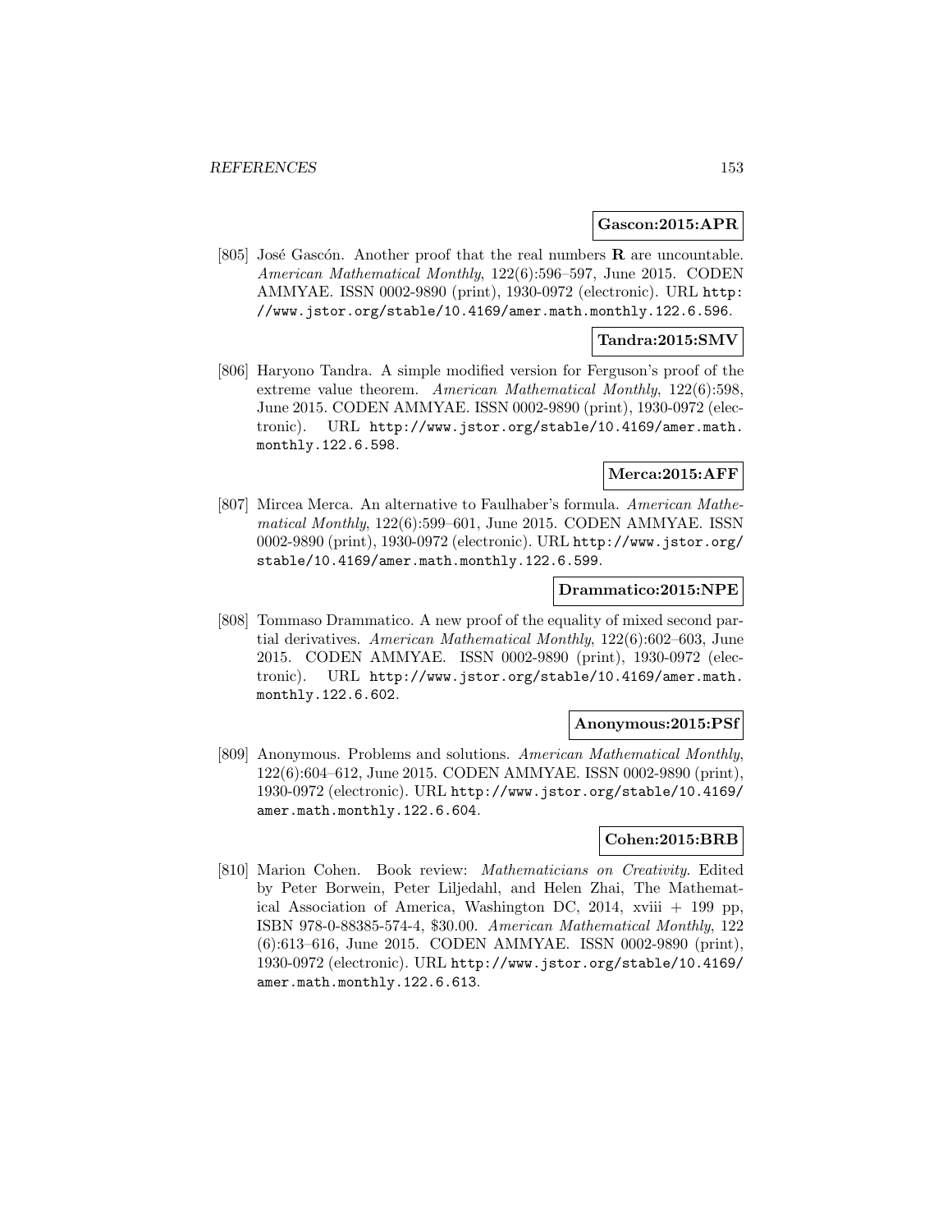**Gascon:2015:APR**

[805] José Gascón. Another proof that the real numbers **R** are uncountable. *American Mathematical Monthly*, 122(6):596–597, June 2015. CODEN AMMYAE. ISSN 0002-9890 (print), 1930-0972 (electronic). URL http://www.jstor.org/stable/10.4169/amer.math.monthly.122.6.596.

**Tandra:2015:SMV**

[806] Haryono Tandra. A simple modified version for Ferguson's proof of the extreme value theorem. *American Mathematical Monthly*, 122(6):598, June 2015. CODEN AMMYAE. ISSN 0002-9890 (print), 1930-0972 (electronic). URL http://www.jstor.org/stable/10.4169/amer.math.monthly.122.6.598.

**Merca:2015:AFF**

[807] Mircea Merca. An alternative to Faulhaber's formula. *American Mathematical Monthly*, 122(6):599–601, June 2015. CODEN AMMYAE. ISSN 0002-9890 (print), 1930-0972 (electronic). URL http://www.jstor.org/stable/10.4169/amer.math.monthly.122.6.599.

**Drammatico:2015:NPE**

[808] Tommaso Drammatico. A new proof of the equality of mixed second partial derivatives. *American Mathematical Monthly*, 122(6):602–603, June 2015. CODEN AMMYAE. ISSN 0002-9890 (print), 1930-0972 (electronic). URL http://www.jstor.org/stable/10.4169/amer.math.monthly.122.6.602.

**Anonymous:2015:PSf**

[809] Anonymous. Problems and solutions. *American Mathematical Monthly*, 122(6):604–612, June 2015. CODEN AMMYAE. ISSN 0002-9890 (print), 1930-0972 (electronic). URL http://www.jstor.org/stable/10.4169/amer.math.monthly.122.6.604.

**Cohen:2015:BRB**

[810] Marion Cohen. Book review: *Mathematicians on Creativity*. Edited by Peter Borwein, Peter Liljedahl, and Helen Zhai, The Mathematical Association of America, Washington DC, 2014, xviii + 199 pp, ISBN 978-0-88385-574-4, $30.00. *American Mathematical Monthly*, 122 (6):613–616, June 2015. CODEN AMMYAE. ISSN 0002-9890 (print), 1930-0972 (electronic). URL http://www.jstor.org/stable/10.4169/amer.math.monthly.122.6.613.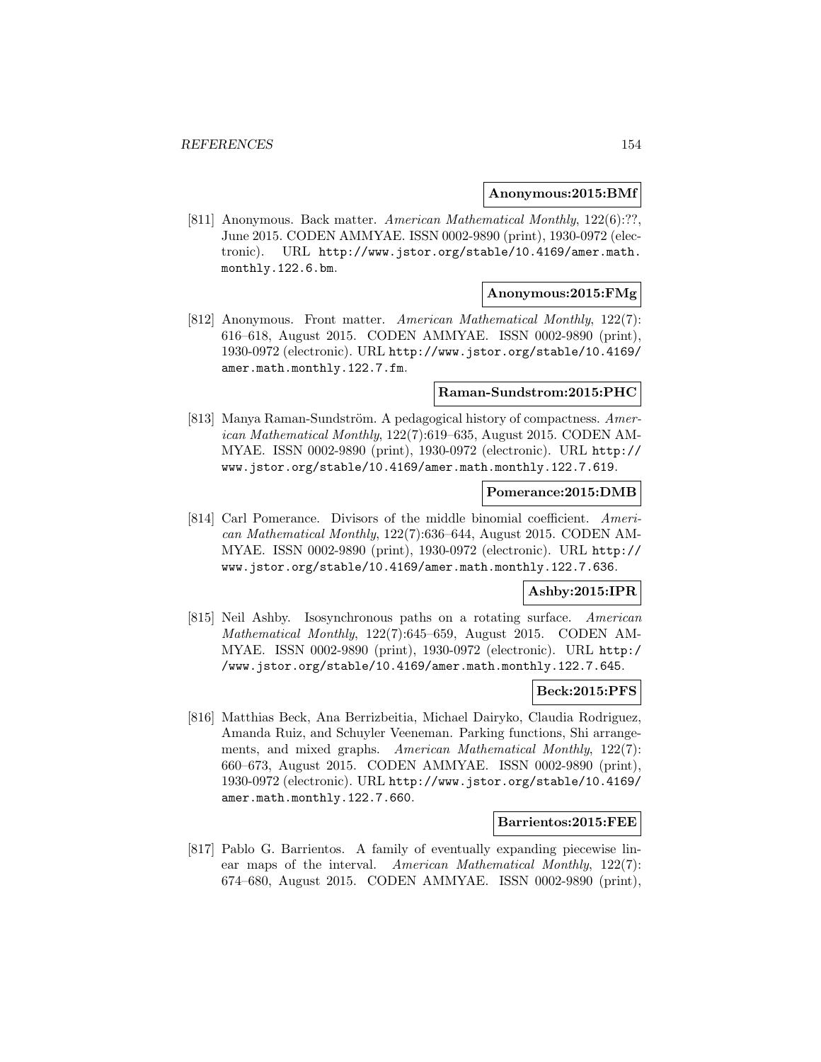**Anonymous:2015:BMf**

[811] Anonymous. Back matter. *American Mathematical Monthly*, 122(6):??, June 2015. CODEN AMMYAE. ISSN 0002-9890 (print), 1930-0972 (electronic). URL http://www.jstor.org/stable/10.4169/amer.math.monthly.122.6.bm.

**Anonymous:2015:FMg**

[812] Anonymous. Front matter. *American Mathematical Monthly*, 122(7): 616–618, August 2015. CODEN AMMYAE. ISSN 0002-9890 (print), 1930-0972 (electronic). URL http://www.jstor.org/stable/10.4169/amer.math.monthly.122.7.fm.

**Raman-Sundstrom:2015:PHC**

[813] Manya Raman-Sundström. A pedagogical history of compactness. *American Mathematical Monthly*, 122(7):619–635, August 2015. CODEN AMMYAE. ISSN 0002-9890 (print), 1930-0972 (electronic). URL http://www.jstor.org/stable/10.4169/amer.math.monthly.122.7.619.

**Pomerance:2015:DMB**

[814] Carl Pomerance. Divisors of the middle binomial coefficient. *American Mathematical Monthly*, 122(7):636–644, August 2015. CODEN AMMYAE. ISSN 0002-9890 (print), 1930-0972 (electronic). URL http://www.jstor.org/stable/10.4169/amer.math.monthly.122.7.636.

**Ashby:2015:IPR**

[815] Neil Ashby. Isosynchronous paths on a rotating surface. *American Mathematical Monthly*, 122(7):645–659, August 2015. CODEN AMMYAE. ISSN 0002-9890 (print), 1930-0972 (electronic). URL http://www.jstor.org/stable/10.4169/amer.math.monthly.122.7.645.

**Beck:2015:PFS**

[816] Matthias Beck, Ana Berrizbeitia, Michael Dairyko, Claudia Rodriguez, Amanda Ruiz, and Schuyler Veeneman. Parking functions, Shi arrangements, and mixed graphs. *American Mathematical Monthly*, 122(7): 660–673, August 2015. CODEN AMMYAE. ISSN 0002-9890 (print), 1930-0972 (electronic). URL http://www.jstor.org/stable/10.4169/amer.math.monthly.122.7.660.

**Barrientos:2015:FEE**

[817] Pablo G. Barrientos. A family of eventually expanding piecewise linear maps of the interval. *American Mathematical Monthly*, 122(7): 674–680, August 2015. CODEN AMMYAE. ISSN 0002-9890 (print),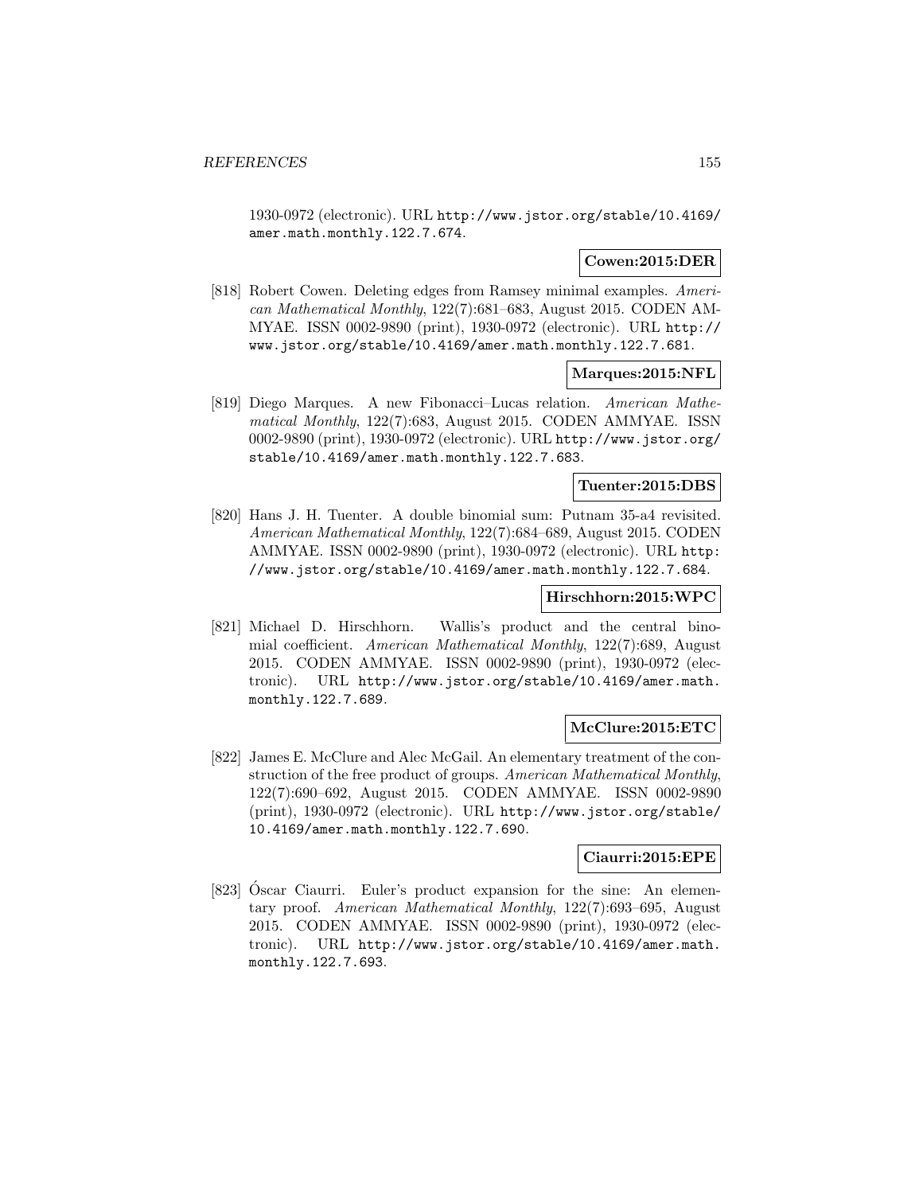1930-0972 (electronic). URL http://www.jstor.org/stable/10.4169/amer.math.monthly.122.7.674.

**Cowen:2015:DER**

[818] Robert Cowen. Deleting edges from Ramsey minimal examples. *American Mathematical Monthly*, 122(7):681–683, August 2015. CODEN AMMYAE. ISSN 0002-9890 (print), 1930-0972 (electronic). URL http://www.jstor.org/stable/10.4169/amer.math.monthly.122.7.681.

**Marques:2015:NFL**

[819] Diego Marques. A new Fibonacci–Lucas relation. *American Mathematical Monthly*, 122(7):683, August 2015. CODEN AMMYAE. ISSN 0002-9890 (print), 1930-0972 (electronic). URL http://www.jstor.org/stable/10.4169/amer.math.monthly.122.7.683.

**Tuenter:2015:DBS**

[820] Hans J. H. Tuenter. A double binomial sum: Putnam 35-a4 revisited. *American Mathematical Monthly*, 122(7):684–689, August 2015. CODEN AMMYAE. ISSN 0002-9890 (print), 1930-0972 (electronic). URL http://www.jstor.org/stable/10.4169/amer.math.monthly.122.7.684.

**Hirschhorn:2015:WPC**

[821] Michael D. Hirschhorn. Wallis's product and the central binomial coefficient. *American Mathematical Monthly*, 122(7):689, August 2015. CODEN AMMYAE. ISSN 0002-9890 (print), 1930-0972 (electronic). URL http://www.jstor.org/stable/10.4169/amer.math.monthly.122.7.689.

**McClure:2015:ETC**

[822] James E. McClure and Alec McGail. An elementary treatment of the construction of the free product of groups. *American Mathematical Monthly*, 122(7):690–692, August 2015. CODEN AMMYAE. ISSN 0002-9890 (print), 1930-0972 (electronic). URL http://www.jstor.org/stable/10.4169/amer.math.monthly.122.7.690.

**Ciaurri:2015:EPE**

[823] Óscar Ciaurri. Euler's product expansion for the sine: An elementary proof. *American Mathematical Monthly*, 122(7):693–695, August 2015. CODEN AMMYAE. ISSN 0002-9890 (print), 1930-0972 (electronic). URL http://www.jstor.org/stable/10.4169/amer.math.monthly.122.7.693.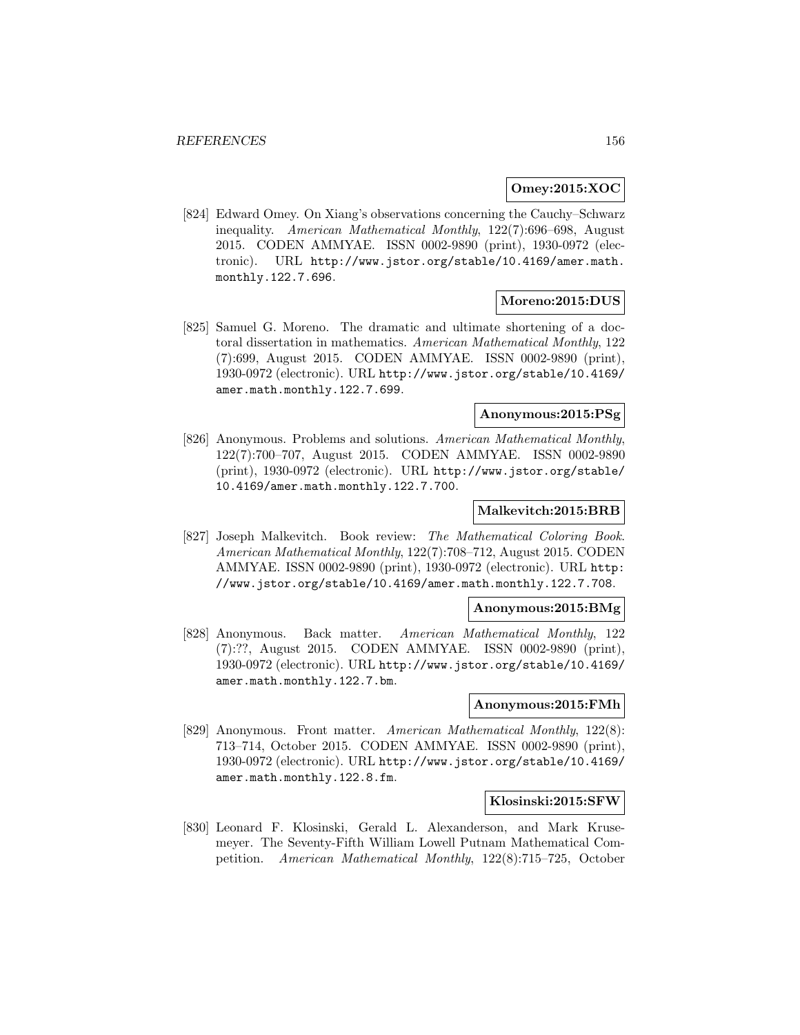**Omey:2015:XOC**

[824] Edward Omey. On Xiang's observations concerning the Cauchy–Schwarz inequality. *American Mathematical Monthly*, 122(7):696–698, August 2015. CODEN AMMYAE. ISSN 0002-9890 (print), 1930-0972 (electronic). URL http://www.jstor.org/stable/10.4169/amer.math.monthly.122.7.696.

**Moreno:2015:DUS**

[825] Samuel G. Moreno. The dramatic and ultimate shortening of a doctoral dissertation in mathematics. *American Mathematical Monthly*, 122 (7):699, August 2015. CODEN AMMYAE. ISSN 0002-9890 (print), 1930-0972 (electronic). URL http://www.jstor.org/stable/10.4169/amer.math.monthly.122.7.699.

**Anonymous:2015:PSg**

[826] Anonymous. Problems and solutions. *American Mathematical Monthly*, 122(7):700–707, August 2015. CODEN AMMYAE. ISSN 0002-9890 (print), 1930-0972 (electronic). URL http://www.jstor.org/stable/10.4169/amer.math.monthly.122.7.700.

**Malkevitch:2015:BRB**

[827] Joseph Malkevitch. Book review: *The Mathematical Coloring Book*. *American Mathematical Monthly*, 122(7):708–712, August 2015. CODEN AMMYAE. ISSN 0002-9890 (print), 1930-0972 (electronic). URL http://www.jstor.org/stable/10.4169/amer.math.monthly.122.7.708.

**Anonymous:2015:BMg**

[828] Anonymous. Back matter. *American Mathematical Monthly*, 122 (7):??, August 2015. CODEN AMMYAE. ISSN 0002-9890 (print), 1930-0972 (electronic). URL http://www.jstor.org/stable/10.4169/amer.math.monthly.122.7.bm.

**Anonymous:2015:FMh**

[829] Anonymous. Front matter. *American Mathematical Monthly*, 122(8): 713–714, October 2015. CODEN AMMYAE. ISSN 0002-9890 (print), 1930-0972 (electronic). URL http://www.jstor.org/stable/10.4169/amer.math.monthly.122.8.fm.

**Klosinski:2015:SFW**

[830] Leonard F. Klosinski, Gerald L. Alexanderson, and Mark Krusemeyer. The Seventy-Fifth William Lowell Putnam Mathematical Competition. *American Mathematical Monthly*, 122(8):715–725, October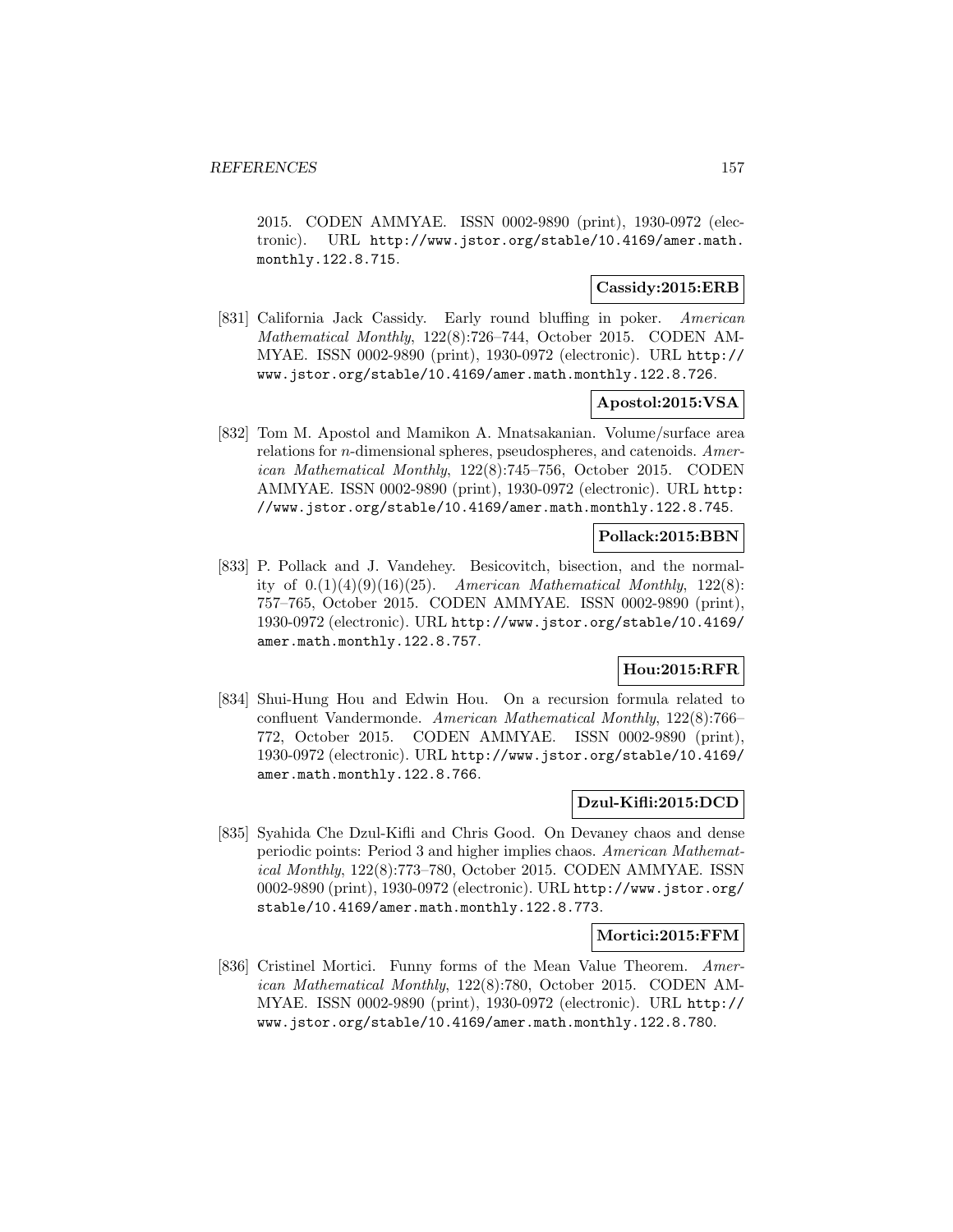2015. CODEN AMMYAE. ISSN 0002-9890 (print), 1930-0972 (electronic). URL http://www.jstor.org/stable/10.4169/amer.math.monthly.122.8.715.

**Cassidy:2015:ERB**

[831] California Jack Cassidy. Early round bluffing in poker. *American Mathematical Monthly*, 122(8):726–744, October 2015. CODEN AMMYAE. ISSN 0002-9890 (print), 1930-0972 (electronic). URL http://www.jstor.org/stable/10.4169/amer.math.monthly.122.8.726.

**Apostol:2015:VSA**

[832] Tom M. Apostol and Mamikon A. Mnatsakanian. Volume/surface area relations for $n$-dimensional spheres, pseudospheres, and catenoids. *American Mathematical Monthly*, 122(8):745–756, October 2015. CODEN AMMYAE. ISSN 0002-9890 (print), 1930-0972 (electronic). URL http://www.jstor.org/stable/10.4169/amer.math.monthly.122.8.745.

**Pollack:2015:BBN**

[833] P. Pollack and J. Vandehey. Besicovitch, bisection, and the normality of 0.(1)(4)(9)(16)(25). *American Mathematical Monthly*, 122(8):757–765, October 2015. CODEN AMMYAE. ISSN 0002-9890 (print), 1930-0972 (electronic). URL http://www.jstor.org/stable/10.4169/amer.math.monthly.122.8.757.

**Hou:2015:RFR**

[834] Shui-Hung Hou and Edwin Hou. On a recursion formula related to confluent Vandermonde. *American Mathematical Monthly*, 122(8):766–772, October 2015. CODEN AMMYAE. ISSN 0002-9890 (print), 1930-0972 (electronic). URL http://www.jstor.org/stable/10.4169/amer.math.monthly.122.8.766.

**Dzul-Kifli:2015:DCD**

[835] Syahida Che Dzul-Kifli and Chris Good. On Devaney chaos and dense periodic points: Period 3 and higher implies chaos. *American Mathematical Monthly*, 122(8):773–780, October 2015. CODEN AMMYAE. ISSN 0002-9890 (print), 1930-0972 (electronic). URL http://www.jstor.org/stable/10.4169/amer.math.monthly.122.8.773.

**Mortici:2015:FFM**

[836] Cristinel Mortici. Funny forms of the Mean Value Theorem. *American Mathematical Monthly*, 122(8):780, October 2015. CODEN AMMYAE. ISSN 0002-9890 (print), 1930-0972 (electronic). URL http://www.jstor.org/stable/10.4169/amer.math.monthly.122.8.780.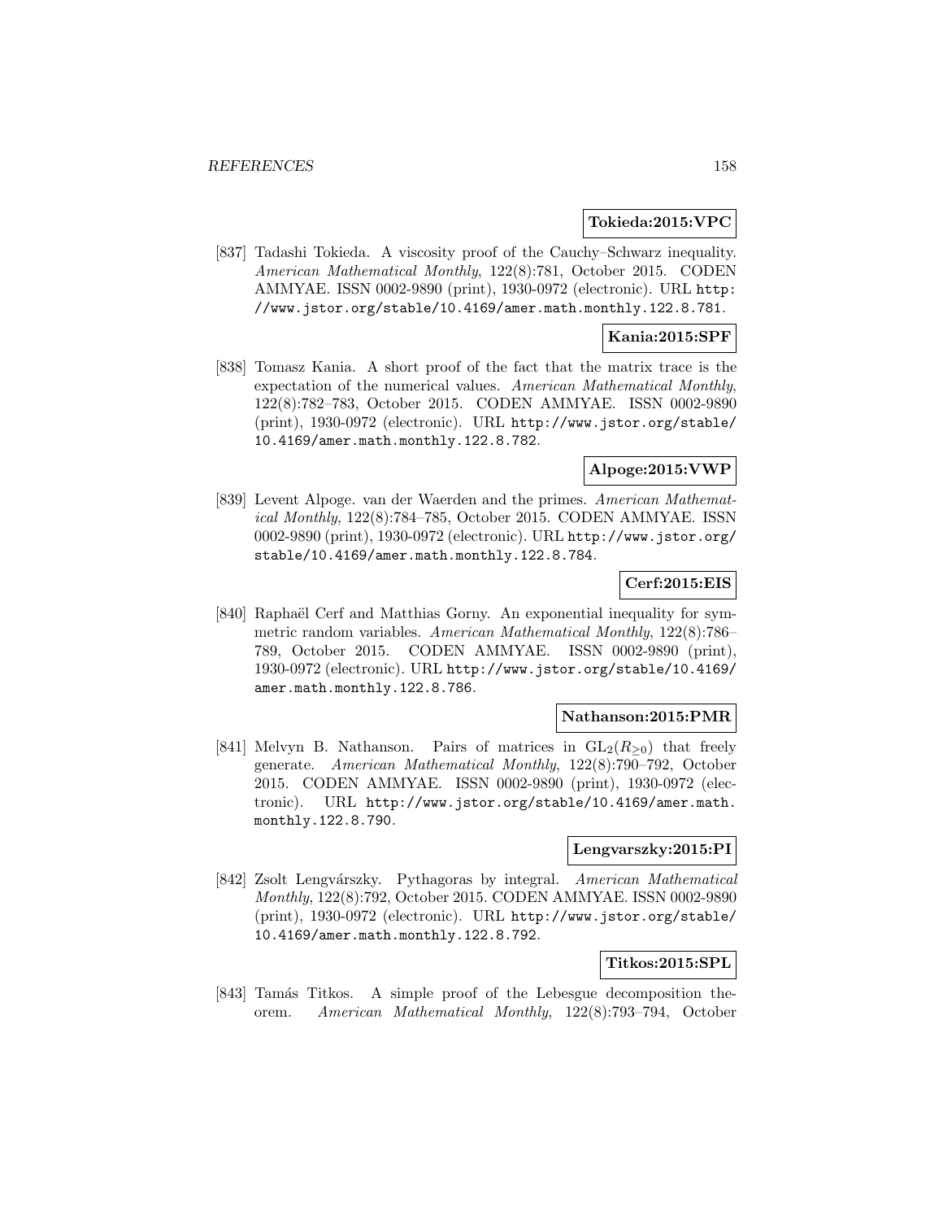**Tokieda:2015:VPC**

[837] Tadashi Tokieda. A viscosity proof of the Cauchy–Schwarz inequality. *American Mathematical Monthly*, 122(8):781, October 2015. CODEN AMMYAE. ISSN 0002-9890 (print), 1930-0972 (electronic). URL http://www.jstor.org/stable/10.4169/amer.math.monthly.122.8.781.

**Kania:2015:SPF**

[838] Tomasz Kania. A short proof of the fact that the matrix trace is the expectation of the numerical values. *American Mathematical Monthly*, 122(8):782–783, October 2015. CODEN AMMYAE. ISSN 0002-9890 (print), 1930-0972 (electronic). URL http://www.jstor.org/stable/10.4169/amer.math.monthly.122.8.782.

**Alpoge:2015:VWP**

[839] Levent Alpoge. van der Waerden and the primes. *American Mathematical Monthly*, 122(8):784–785, October 2015. CODEN AMMYAE. ISSN 0002-9890 (print), 1930-0972 (electronic). URL http://www.jstor.org/stable/10.4169/amer.math.monthly.122.8.784.

**Cerf:2015:EIS**

[840] Raphaël Cerf and Matthias Gorny. An exponential inequality for symmetric random variables. *American Mathematical Monthly*, 122(8):786–789, October 2015. CODEN AMMYAE. ISSN 0002-9890 (print), 1930-0972 (electronic). URL http://www.jstor.org/stable/10.4169/amer.math.monthly.122.8.786.

**Nathanson:2015:PMR**

[841] Melvyn B. Nathanson. Pairs of matrices in $\mathrm{GL}_2(R_{\geq 0})$ that freely generate. *American Mathematical Monthly*, 122(8):790–792, October 2015. CODEN AMMYAE. ISSN 0002-9890 (print), 1930-0972 (electronic). URL http://www.jstor.org/stable/10.4169/amer.math.monthly.122.8.790.

**Lengvarszky:2015:PI**

[842] Zsolt Lengvárszky. Pythagoras by integral. *American Mathematical Monthly*, 122(8):792, October 2015. CODEN AMMYAE. ISSN 0002-9890 (print), 1930-0972 (electronic). URL http://www.jstor.org/stable/10.4169/amer.math.monthly.122.8.792.

**Titkos:2015:SPL**

[843] Tamás Titkos. A simple proof of the Lebesgue decomposition theorem. *American Mathematical Monthly*, 122(8):793–794, October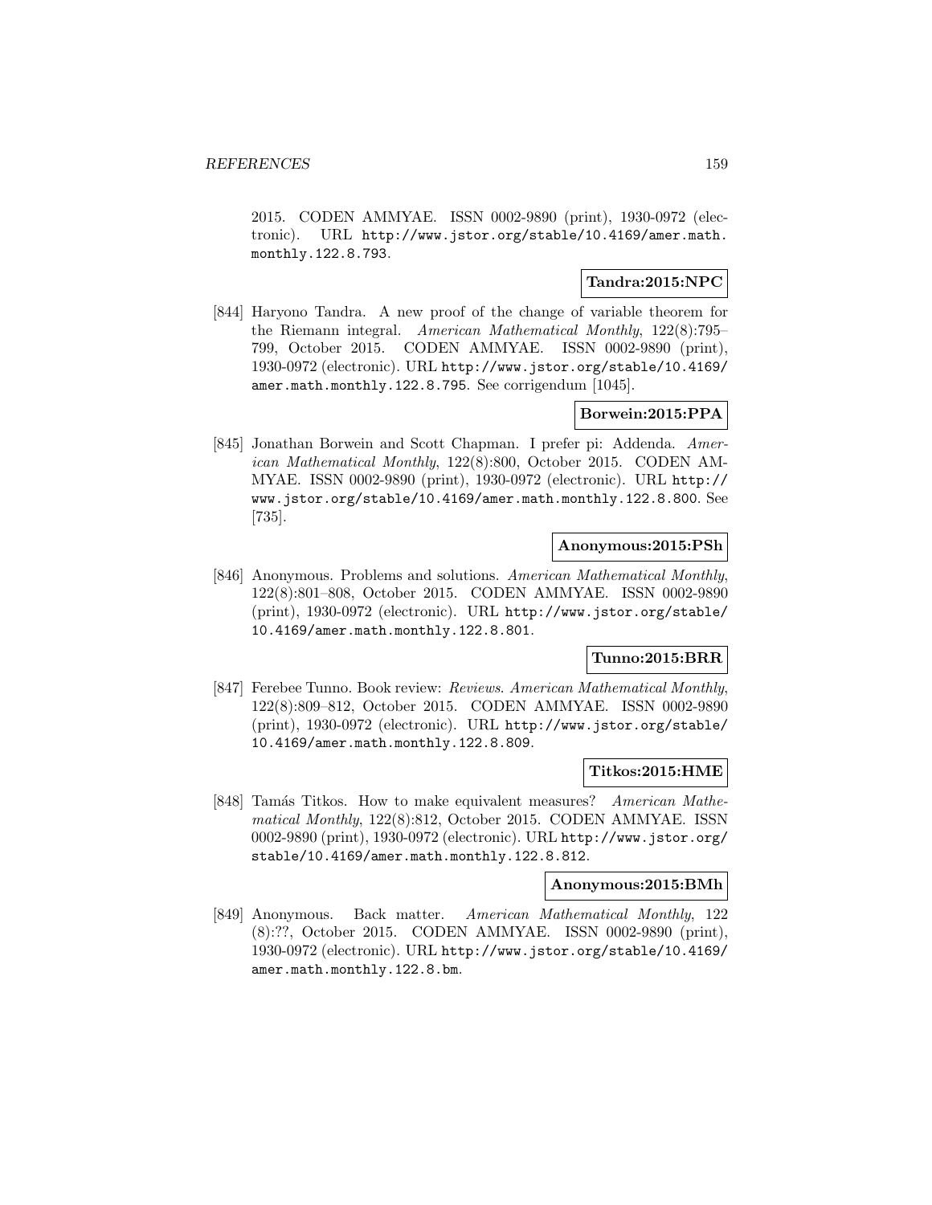2015. CODEN AMMYAE. ISSN 0002-9890 (print), 1930-0972 (electronic). URL http://www.jstor.org/stable/10.4169/amer.math.monthly.122.8.793.

**Tandra:2015:NPC**

[844] Haryono Tandra. A new proof of the change of variable theorem for the Riemann integral. *American Mathematical Monthly*, 122(8):795–799, October 2015. CODEN AMMYAE. ISSN 0002-9890 (print), 1930-0972 (electronic). URL http://www.jstor.org/stable/10.4169/amer.math.monthly.122.8.795. See corrigendum [1045].

**Borwein:2015:PPA**

[845] Jonathan Borwein and Scott Chapman. I prefer pi: Addenda. *American Mathematical Monthly*, 122(8):800, October 2015. CODEN AMMYAE. ISSN 0002-9890 (print), 1930-0972 (electronic). URL http://www.jstor.org/stable/10.4169/amer.math.monthly.122.8.800. See [735].

**Anonymous:2015:PSh**

[846] Anonymous. Problems and solutions. *American Mathematical Monthly*, 122(8):801–808, October 2015. CODEN AMMYAE. ISSN 0002-9890 (print), 1930-0972 (electronic). URL http://www.jstor.org/stable/10.4169/amer.math.monthly.122.8.801.

**Tunno:2015:BRR**

[847] Ferebee Tunno. Book review: *Reviews*. *American Mathematical Monthly*, 122(8):809–812, October 2015. CODEN AMMYAE. ISSN 0002-9890 (print), 1930-0972 (electronic). URL http://www.jstor.org/stable/10.4169/amer.math.monthly.122.8.809.

**Titkos:2015:HME**

[848] Tamás Titkos. How to make equivalent measures? *American Mathematical Monthly*, 122(8):812, October 2015. CODEN AMMYAE. ISSN 0002-9890 (print), 1930-0972 (electronic). URL http://www.jstor.org/stable/10.4169/amer.math.monthly.122.8.812.

**Anonymous:2015:BMh**

[849] Anonymous. Back matter. *American Mathematical Monthly*, 122 (8):??, October 2015. CODEN AMMYAE. ISSN 0002-9890 (print), 1930-0972 (electronic). URL http://www.jstor.org/stable/10.4169/amer.math.monthly.122.8.bm.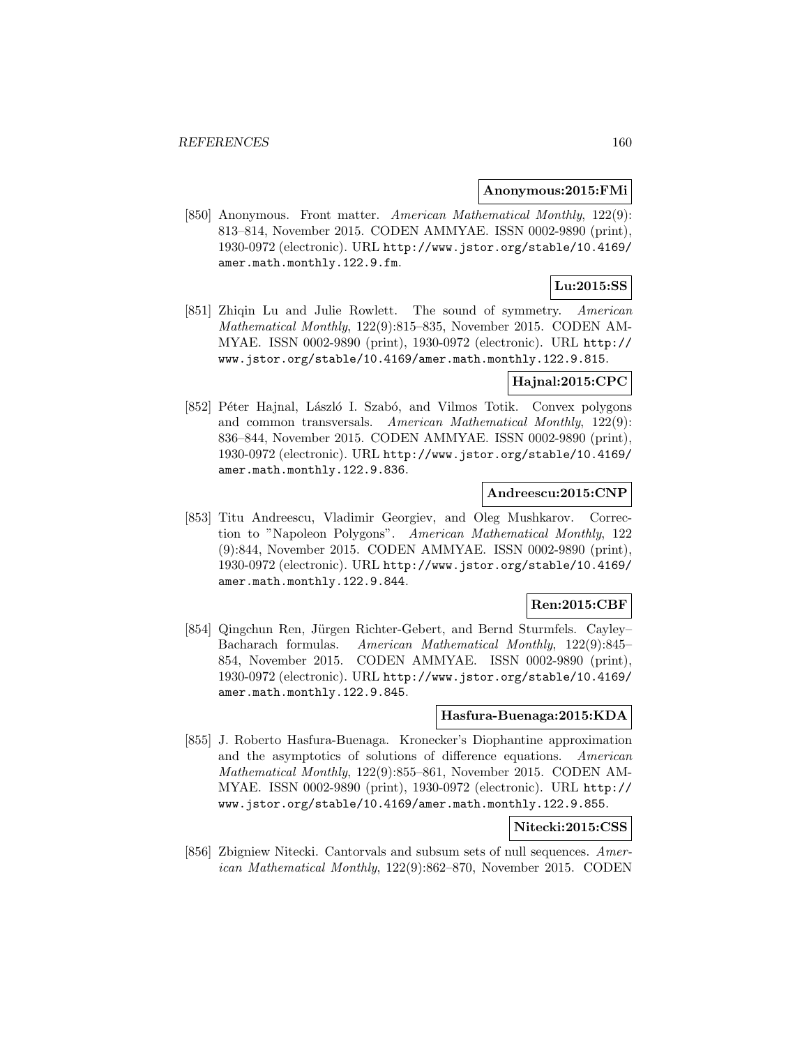**Anonymous:2015:FMi**

[850] Anonymous. Front matter. *American Mathematical Monthly*, 122(9): 813–814, November 2015. CODEN AMMYAE. ISSN 0002-9890 (print), 1930-0972 (electronic). URL http://www.jstor.org/stable/10.4169/amer.math.monthly.122.9.fm.

**Lu:2015:SS**

[851] Zhiqin Lu and Julie Rowlett. The sound of symmetry. *American Mathematical Monthly*, 122(9):815–835, November 2015. CODEN AMMYAE. ISSN 0002-9890 (print), 1930-0972 (electronic). URL http://www.jstor.org/stable/10.4169/amer.math.monthly.122.9.815.

**Hajnal:2015:CPC**

[852] Péter Hajnal, László I. Szabó, and Vilmos Totik. Convex polygons and common transversals. *American Mathematical Monthly*, 122(9): 836–844, November 2015. CODEN AMMYAE. ISSN 0002-9890 (print), 1930-0972 (electronic). URL http://www.jstor.org/stable/10.4169/amer.math.monthly.122.9.836.

**Andreescu:2015:CNP**

[853] Titu Andreescu, Vladimir Georgiev, and Oleg Mushkarov. Correction to "Napoleon Polygons". *American Mathematical Monthly*, 122 (9):844, November 2015. CODEN AMMYAE. ISSN 0002-9890 (print), 1930-0972 (electronic). URL http://www.jstor.org/stable/10.4169/amer.math.monthly.122.9.844.

**Ren:2015:CBF**

[854] Qingchun Ren, Jürgen Richter-Gebert, and Bernd Sturmfels. Cayley–Bacharach formulas. *American Mathematical Monthly*, 122(9):845–854, November 2015. CODEN AMMYAE. ISSN 0002-9890 (print), 1930-0972 (electronic). URL http://www.jstor.org/stable/10.4169/amer.math.monthly.122.9.845.

**Hasfura-Buenaga:2015:KDA**

[855] J. Roberto Hasfura-Buenaga. Kronecker's Diophantine approximation and the asymptotics of solutions of difference equations. *American Mathematical Monthly*, 122(9):855–861, November 2015. CODEN AMMYAE. ISSN 0002-9890 (print), 1930-0972 (electronic). URL http://www.jstor.org/stable/10.4169/amer.math.monthly.122.9.855.

**Nitecki:2015:CSS**

[856] Zbigniew Nitecki. Cantorvals and subsum sets of null sequences. *American Mathematical Monthly*, 122(9):862–870, November 2015. CODEN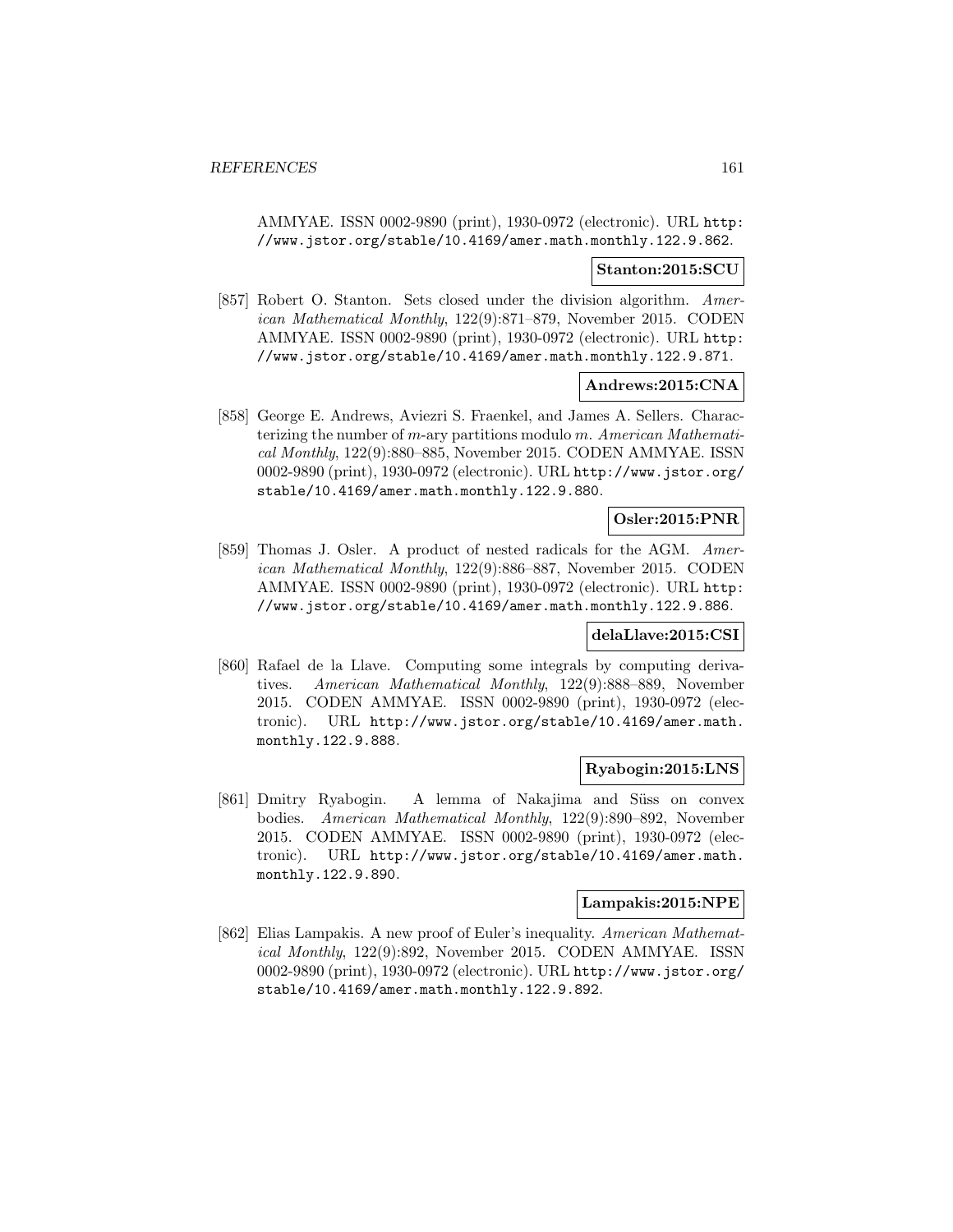AMMYAE. ISSN 0002-9890 (print), 1930-0972 (electronic). URL http://www.jstor.org/stable/10.4169/amer.math.monthly.122.9.862.

**Stanton:2015:SCU**

[857] Robert O. Stanton. Sets closed under the division algorithm. *American Mathematical Monthly*, 122(9):871–879, November 2015. CODEN AMMYAE. ISSN 0002-9890 (print), 1930-0972 (electronic). URL http://www.jstor.org/stable/10.4169/amer.math.monthly.122.9.871.

**Andrews:2015:CNA**

[858] George E. Andrews, Aviezri S. Fraenkel, and James A. Sellers. Characterizing the number of $m$-ary partitions modulo $m$. *American Mathematical Monthly*, 122(9):880–885, November 2015. CODEN AMMYAE. ISSN 0002-9890 (print), 1930-0972 (electronic). URL http://www.jstor.org/stable/10.4169/amer.math.monthly.122.9.880.

**Osler:2015:PNR**

[859] Thomas J. Osler. A product of nested radicals for the AGM. *American Mathematical Monthly*, 122(9):886–887, November 2015. CODEN AMMYAE. ISSN 0002-9890 (print), 1930-0972 (electronic). URL http://www.jstor.org/stable/10.4169/amer.math.monthly.122.9.886.

**delaLlave:2015:CSI**

[860] Rafael de la Llave. Computing some integrals by computing derivatives. *American Mathematical Monthly*, 122(9):888–889, November 2015. CODEN AMMYAE. ISSN 0002-9890 (print), 1930-0972 (electronic). URL http://www.jstor.org/stable/10.4169/amer.math.monthly.122.9.888.

**Ryabogin:2015:LNS**

[861] Dmitry Ryabogin. A lemma of Nakajima and Süss on convex bodies. *American Mathematical Monthly*, 122(9):890–892, November 2015. CODEN AMMYAE. ISSN 0002-9890 (print), 1930-0972 (electronic). URL http://www.jstor.org/stable/10.4169/amer.math.monthly.122.9.890.

**Lampakis:2015:NPE**

[862] Elias Lampakis. A new proof of Euler's inequality. *American Mathematical Monthly*, 122(9):892, November 2015. CODEN AMMYAE. ISSN 0002-9890 (print), 1930-0972 (electronic). URL http://www.jstor.org/stable/10.4169/amer.math.monthly.122.9.892.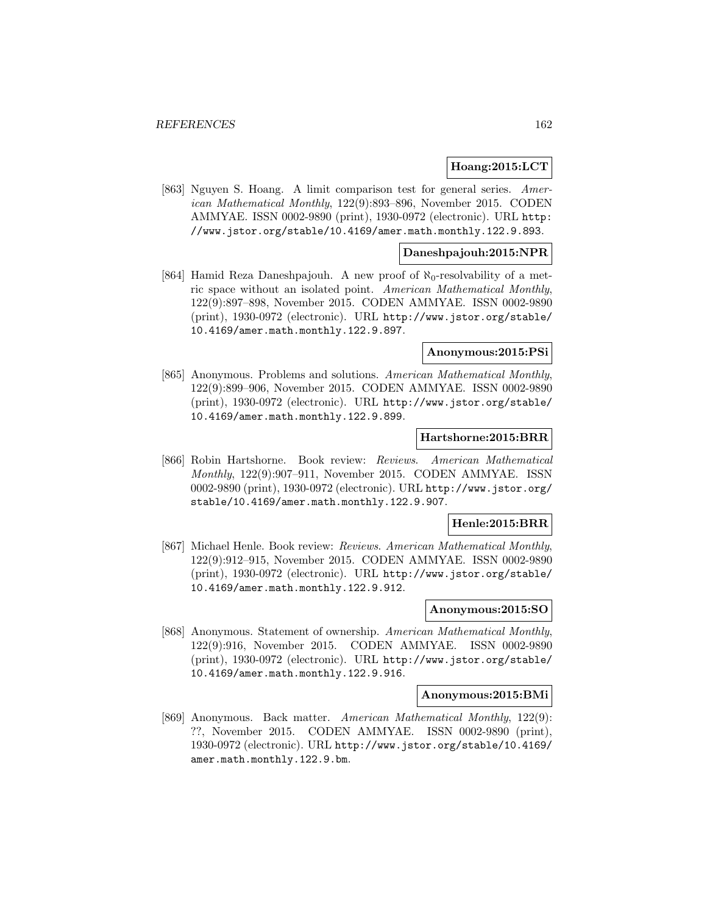**Hoang:2015:LCT**

[863] Nguyen S. Hoang. A limit comparison test for general series. *American Mathematical Monthly*, 122(9):893–896, November 2015. CODEN AMMYAE. ISSN 0002-9890 (print), 1930-0972 (electronic). URL http://www.jstor.org/stable/10.4169/amer.math.monthly.122.9.893.

**Daneshpajouh:2015:NPR**

[864] Hamid Reza Daneshpajouh. A new proof of $\aleph_0$-resolvability of a metric space without an isolated point. *American Mathematical Monthly*, 122(9):897–898, November 2015. CODEN AMMYAE. ISSN 0002-9890 (print), 1930-0972 (electronic). URL http://www.jstor.org/stable/10.4169/amer.math.monthly.122.9.897.

**Anonymous:2015:PSi**

[865] Anonymous. Problems and solutions. *American Mathematical Monthly*, 122(9):899–906, November 2015. CODEN AMMYAE. ISSN 0002-9890 (print), 1930-0972 (electronic). URL http://www.jstor.org/stable/10.4169/amer.math.monthly.122.9.899.

**Hartshorne:2015:BRR**

[866] Robin Hartshorne. Book review: *Reviews*. *American Mathematical Monthly*, 122(9):907–911, November 2015. CODEN AMMYAE. ISSN 0002-9890 (print), 1930-0972 (electronic). URL http://www.jstor.org/stable/10.4169/amer.math.monthly.122.9.907.

**Henle:2015:BRR**

[867] Michael Henle. Book review: *Reviews*. *American Mathematical Monthly*, 122(9):912–915, November 2015. CODEN AMMYAE. ISSN 0002-9890 (print), 1930-0972 (electronic). URL http://www.jstor.org/stable/10.4169/amer.math.monthly.122.9.912.

**Anonymous:2015:SO**

[868] Anonymous. Statement of ownership. *American Mathematical Monthly*, 122(9):916, November 2015. CODEN AMMYAE. ISSN 0002-9890 (print), 1930-0972 (electronic). URL http://www.jstor.org/stable/10.4169/amer.math.monthly.122.9.916.

**Anonymous:2015:BMi**

[869] Anonymous. Back matter. *American Mathematical Monthly*, 122(9): ??, November 2015. CODEN AMMYAE. ISSN 0002-9890 (print), 1930-0972 (electronic). URL http://www.jstor.org/stable/10.4169/amer.math.monthly.122.9.bm.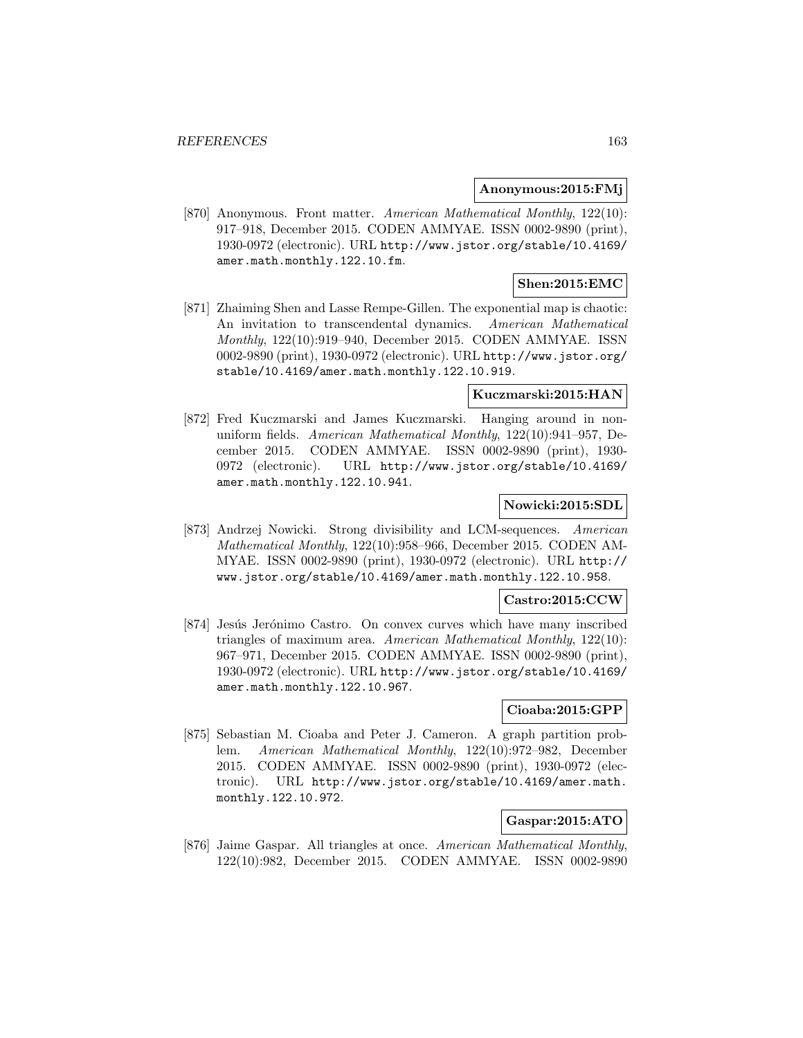**Anonymous:2015:FMj**

[870] Anonymous. Front matter. *American Mathematical Monthly*, 122(10): 917–918, December 2015. CODEN AMMYAE. ISSN 0002-9890 (print), 1930-0972 (electronic). URL http://www.jstor.org/stable/10.4169/amer.math.monthly.122.10.fm.

**Shen:2015:EMC**

[871] Zhaiming Shen and Lasse Rempe-Gillen. The exponential map is chaotic: An invitation to transcendental dynamics. *American Mathematical Monthly*, 122(10):919–940, December 2015. CODEN AMMYAE. ISSN 0002-9890 (print), 1930-0972 (electronic). URL http://www.jstor.org/stable/10.4169/amer.math.monthly.122.10.919.

**Kuczmarski:2015:HAN**

[872] Fred Kuczmarski and James Kuczmarski. Hanging around in non-uniform fields. *American Mathematical Monthly*, 122(10):941–957, December 2015. CODEN AMMYAE. ISSN 0002-9890 (print), 1930-0972 (electronic). URL http://www.jstor.org/stable/10.4169/amer.math.monthly.122.10.941.

**Nowicki:2015:SDL**

[873] Andrzej Nowicki. Strong divisibility and LCM-sequences. *American Mathematical Monthly*, 122(10):958–966, December 2015. CODEN AMMYAE. ISSN 0002-9890 (print), 1930-0972 (electronic). URL http://www.jstor.org/stable/10.4169/amer.math.monthly.122.10.958.

**Castro:2015:CCW**

[874] Jesús Jerónimo Castro. On convex curves which have many inscribed triangles of maximum area. *American Mathematical Monthly*, 122(10): 967–971, December 2015. CODEN AMMYAE. ISSN 0002-9890 (print), 1930-0972 (electronic). URL http://www.jstor.org/stable/10.4169/amer.math.monthly.122.10.967.

**Cioaba:2015:GPP**

[875] Sebastian M. Cioaba and Peter J. Cameron. A graph partition problem. *American Mathematical Monthly*, 122(10):972–982, December 2015. CODEN AMMYAE. ISSN 0002-9890 (print), 1930-0972 (electronic). URL http://www.jstor.org/stable/10.4169/amer.math.monthly.122.10.972.

**Gaspar:2015:ATO**

[876] Jaime Gaspar. All triangles at once. *American Mathematical Monthly*, 122(10):982, December 2015. CODEN AMMYAE. ISSN 0002-9890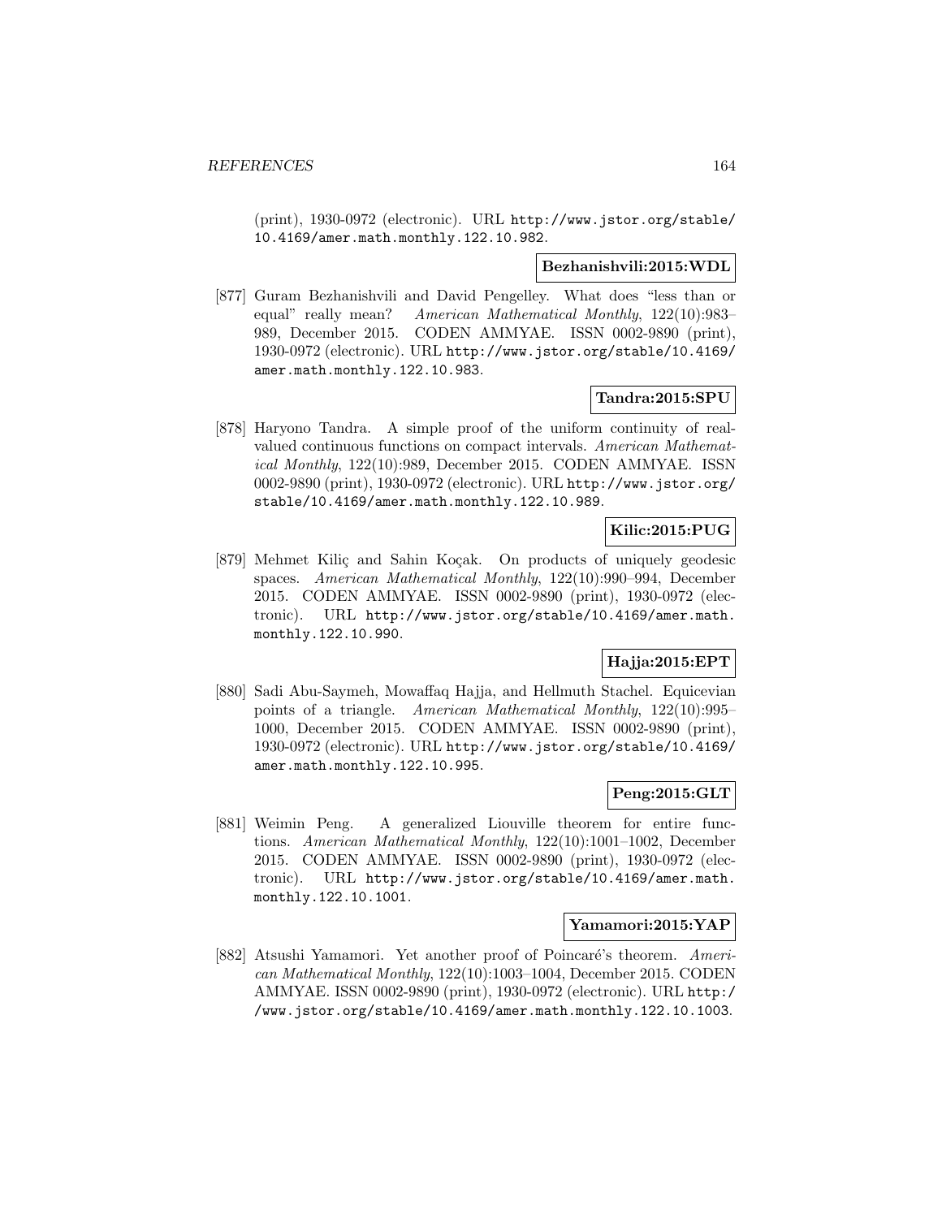(print), 1930-0972 (electronic). URL http://www.jstor.org/stable/10.4169/amer.math.monthly.122.10.982.

**Bezhanishvili:2015:WDL**

[877] Guram Bezhanishvili and David Pengelley. What does "less than or equal" really mean? *American Mathematical Monthly*, 122(10):983–989, December 2015. CODEN AMMYAE. ISSN 0002-9890 (print), 1930-0972 (electronic). URL http://www.jstor.org/stable/10.4169/amer.math.monthly.122.10.983.

**Tandra:2015:SPU**

[878] Haryono Tandra. A simple proof of the uniform continuity of real-valued continuous functions on compact intervals. *American Mathematical Monthly*, 122(10):989, December 2015. CODEN AMMYAE. ISSN 0002-9890 (print), 1930-0972 (electronic). URL http://www.jstor.org/stable/10.4169/amer.math.monthly.122.10.989.

**Kilic:2015:PUG**

[879] Mehmet Kiliç and Sahin Koçak. On products of uniquely geodesic spaces. *American Mathematical Monthly*, 122(10):990–994, December 2015. CODEN AMMYAE. ISSN 0002-9890 (print), 1930-0972 (electronic). URL http://www.jstor.org/stable/10.4169/amer.math.monthly.122.10.990.

**Hajja:2015:EPT**

[880] Sadi Abu-Saymeh, Mowaffaq Hajja, and Hellmuth Stachel. Equicevian points of a triangle. *American Mathematical Monthly*, 122(10):995–1000, December 2015. CODEN AMMYAE. ISSN 0002-9890 (print), 1930-0972 (electronic). URL http://www.jstor.org/stable/10.4169/amer.math.monthly.122.10.995.

**Peng:2015:GLT**

[881] Weimin Peng. A generalized Liouville theorem for entire functions. *American Mathematical Monthly*, 122(10):1001–1002, December 2015. CODEN AMMYAE. ISSN 0002-9890 (print), 1930-0972 (electronic). URL http://www.jstor.org/stable/10.4169/amer.math.monthly.122.10.1001.

**Yamamori:2015:YAP**

[882] Atsushi Yamamori. Yet another proof of Poincaré's theorem. *American Mathematical Monthly*, 122(10):1003–1004, December 2015. CODEN AMMYAE. ISSN 0002-9890 (print), 1930-0972 (electronic). URL http://www.jstor.org/stable/10.4169/amer.math.monthly.122.10.1003.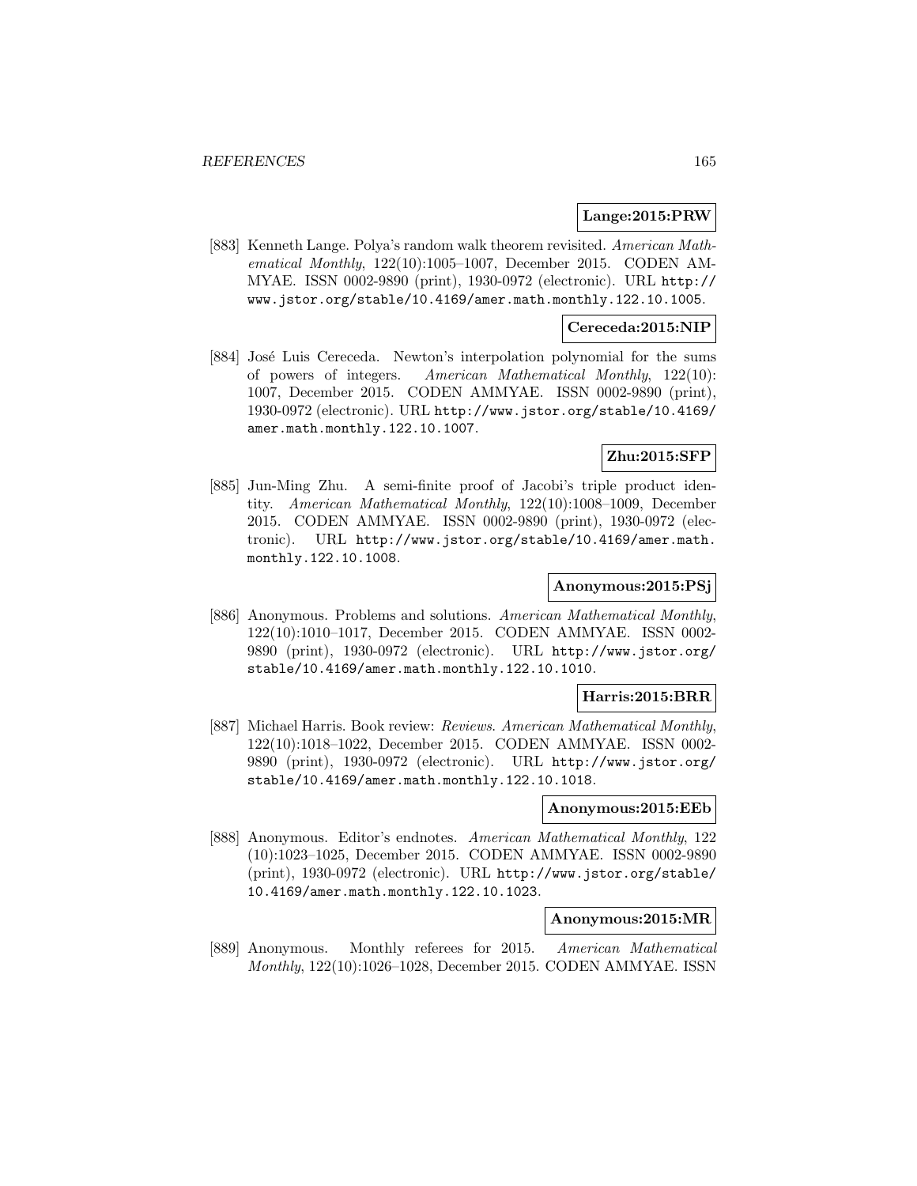**Lange:2015:PRW**

[883] Kenneth Lange. Polya's random walk theorem revisited. *American Mathematical Monthly*, 122(10):1005–1007, December 2015. CODEN AMMYAE. ISSN 0002-9890 (print), 1930-0972 (electronic). URL http://www.jstor.org/stable/10.4169/amer.math.monthly.122.10.1005.

**Cereceda:2015:NIP**

[884] José Luis Cereceda. Newton's interpolation polynomial for the sums of powers of integers. *American Mathematical Monthly*, 122(10): 1007, December 2015. CODEN AMMYAE. ISSN 0002-9890 (print), 1930-0972 (electronic). URL http://www.jstor.org/stable/10.4169/amer.math.monthly.122.10.1007.

**Zhu:2015:SFP**

[885] Jun-Ming Zhu. A semi-finite proof of Jacobi's triple product identity. *American Mathematical Monthly*, 122(10):1008–1009, December 2015. CODEN AMMYAE. ISSN 0002-9890 (print), 1930-0972 (electronic). URL http://www.jstor.org/stable/10.4169/amer.math.monthly.122.10.1008.

**Anonymous:2015:PSj**

[886] Anonymous. Problems and solutions. *American Mathematical Monthly*, 122(10):1010–1017, December 2015. CODEN AMMYAE. ISSN 0002-9890 (print), 1930-0972 (electronic). URL http://www.jstor.org/stable/10.4169/amer.math.monthly.122.10.1010.

**Harris:2015:BRR**

[887] Michael Harris. Book review: *Reviews*. *American Mathematical Monthly*, 122(10):1018–1022, December 2015. CODEN AMMYAE. ISSN 0002-9890 (print), 1930-0972 (electronic). URL http://www.jstor.org/stable/10.4169/amer.math.monthly.122.10.1018.

**Anonymous:2015:EEb**

[888] Anonymous. Editor's endnotes. *American Mathematical Monthly*, 122 (10):1023–1025, December 2015. CODEN AMMYAE. ISSN 0002-9890 (print), 1930-0972 (electronic). URL http://www.jstor.org/stable/10.4169/amer.math.monthly.122.10.1023.

**Anonymous:2015:MR**

[889] Anonymous. Monthly referees for 2015. *American Mathematical Monthly*, 122(10):1026–1028, December 2015. CODEN AMMYAE. ISSN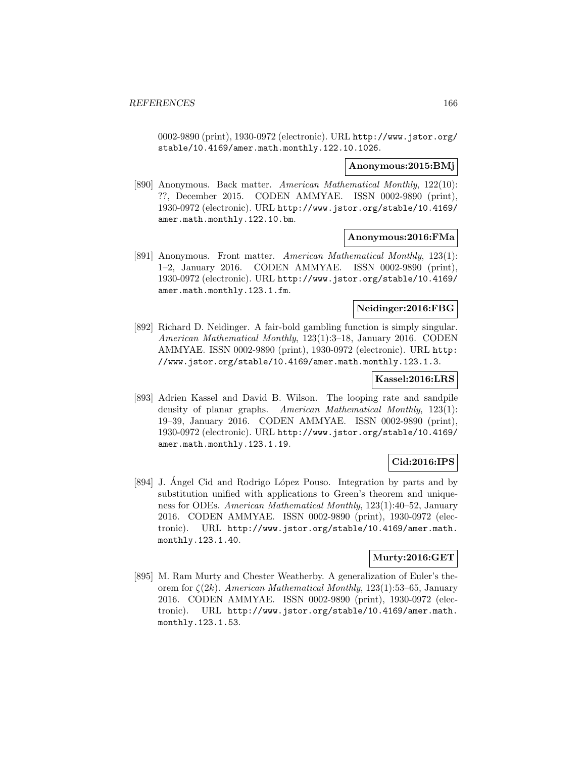0002-9890 (print), 1930-0972 (electronic). URL http://www.jstor.org/stable/10.4169/amer.math.monthly.122.10.1026.

**Anonymous:2015:BMj**

[890] Anonymous. Back matter. *American Mathematical Monthly*, 122(10): ??, December 2015. CODEN AMMYAE. ISSN 0002-9890 (print), 1930-0972 (electronic). URL http://www.jstor.org/stable/10.4169/amer.math.monthly.122.10.bm.

**Anonymous:2016:FMa**

[891] Anonymous. Front matter. *American Mathematical Monthly*, 123(1): 1–2, January 2016. CODEN AMMYAE. ISSN 0002-9890 (print), 1930-0972 (electronic). URL http://www.jstor.org/stable/10.4169/amer.math.monthly.123.1.fm.

**Neidinger:2016:FBG**

[892] Richard D. Neidinger. A fair-bold gambling function is simply singular. *American Mathematical Monthly*, 123(1):3–18, January 2016. CODEN AMMYAE. ISSN 0002-9890 (print), 1930-0972 (electronic). URL http://www.jstor.org/stable/10.4169/amer.math.monthly.123.1.3.

**Kassel:2016:LRS**

[893] Adrien Kassel and David B. Wilson. The looping rate and sandpile density of planar graphs. *American Mathematical Monthly*, 123(1): 19–39, January 2016. CODEN AMMYAE. ISSN 0002-9890 (print), 1930-0972 (electronic). URL http://www.jstor.org/stable/10.4169/amer.math.monthly.123.1.19.

**Cid:2016:IPS**

[894] J. Ángel Cid and Rodrigo López Pouso. Integration by parts and by substitution unified with applications to Green's theorem and uniqueness for ODEs. *American Mathematical Monthly*, 123(1):40–52, January 2016. CODEN AMMYAE. ISSN 0002-9890 (print), 1930-0972 (electronic). URL http://www.jstor.org/stable/10.4169/amer.math.monthly.123.1.40.

**Murty:2016:GET**

[895] M. Ram Murty and Chester Weatherby. A generalization of Euler's theorem for $\zeta(2k)$. *American Mathematical Monthly*, 123(1):53–65, January 2016. CODEN AMMYAE. ISSN 0002-9890 (print), 1930-0972 (electronic). URL http://www.jstor.org/stable/10.4169/amer.math.monthly.123.1.53.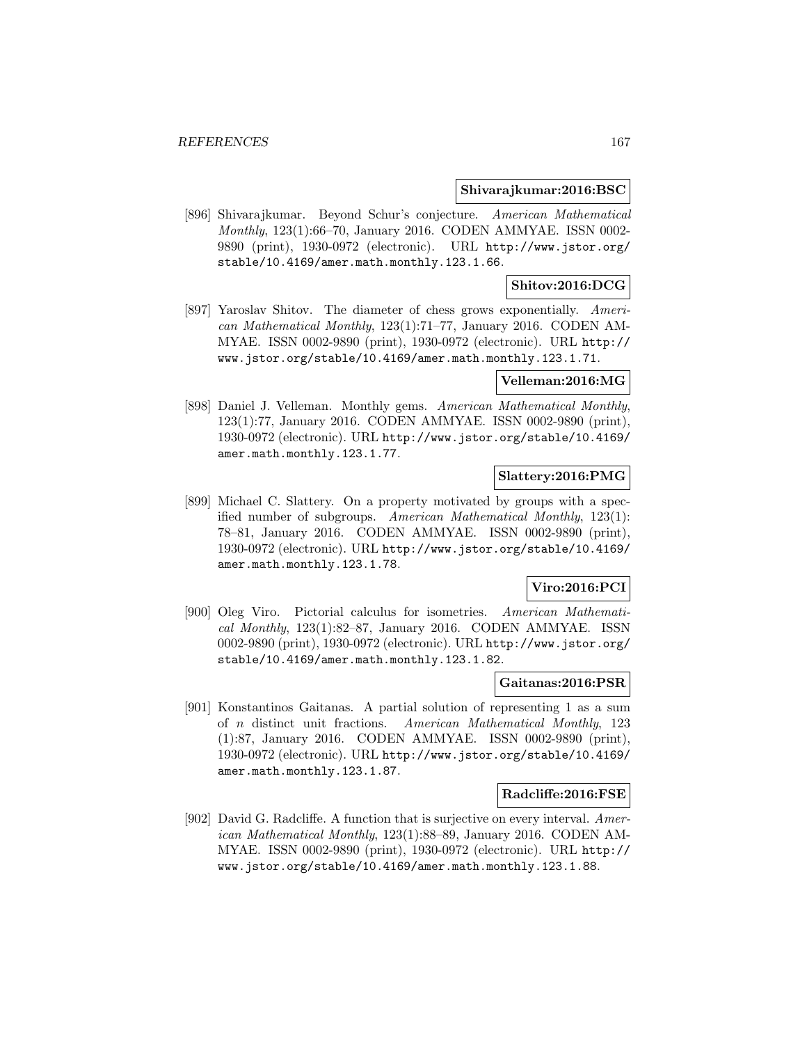**Shivarajkumar:2016:BSC**

[896] Shivarajkumar. Beyond Schur's conjecture. *American Mathematical Monthly*, 123(1):66–70, January 2016. CODEN AMMYAE. ISSN 0002-9890 (print), 1930-0972 (electronic). URL `http://www.jstor.org/stable/10.4169/amer.math.monthly.123.1.66`.

**Shitov:2016:DCG**

[897] Yaroslav Shitov. The diameter of chess grows exponentially. *American Mathematical Monthly*, 123(1):71–77, January 2016. CODEN AMMYAE. ISSN 0002-9890 (print), 1930-0972 (electronic). URL `http://www.jstor.org/stable/10.4169/amer.math.monthly.123.1.71`.

**Velleman:2016:MG**

[898] Daniel J. Velleman. Monthly gems. *American Mathematical Monthly*, 123(1):77, January 2016. CODEN AMMYAE. ISSN 0002-9890 (print), 1930-0972 (electronic). URL `http://www.jstor.org/stable/10.4169/amer.math.monthly.123.1.77`.

**Slattery:2016:PMG**

[899] Michael C. Slattery. On a property motivated by groups with a specified number of subgroups. *American Mathematical Monthly*, 123(1): 78–81, January 2016. CODEN AMMYAE. ISSN 0002-9890 (print), 1930-0972 (electronic). URL `http://www.jstor.org/stable/10.4169/amer.math.monthly.123.1.78`.

**Viro:2016:PCI**

[900] Oleg Viro. Pictorial calculus for isometries. *American Mathematical Monthly*, 123(1):82–87, January 2016. CODEN AMMYAE. ISSN 0002-9890 (print), 1930-0972 (electronic). URL `http://www.jstor.org/stable/10.4169/amer.math.monthly.123.1.82`.

**Gaitanas:2016:PSR**

[901] Konstantinos Gaitanas. A partial solution of representing 1 as a sum of $n$ distinct unit fractions. *American Mathematical Monthly*, 123 (1):87, January 2016. CODEN AMMYAE. ISSN 0002-9890 (print), 1930-0972 (electronic). URL `http://www.jstor.org/stable/10.4169/amer.math.monthly.123.1.87`.

**Radcliffe:2016:FSE**

[902] David G. Radcliffe. A function that is surjective on every interval. *American Mathematical Monthly*, 123(1):88–89, January 2016. CODEN AMMYAE. ISSN 0002-9890 (print), 1930-0972 (electronic). URL `http://www.jstor.org/stable/10.4169/amer.math.monthly.123.1.88`.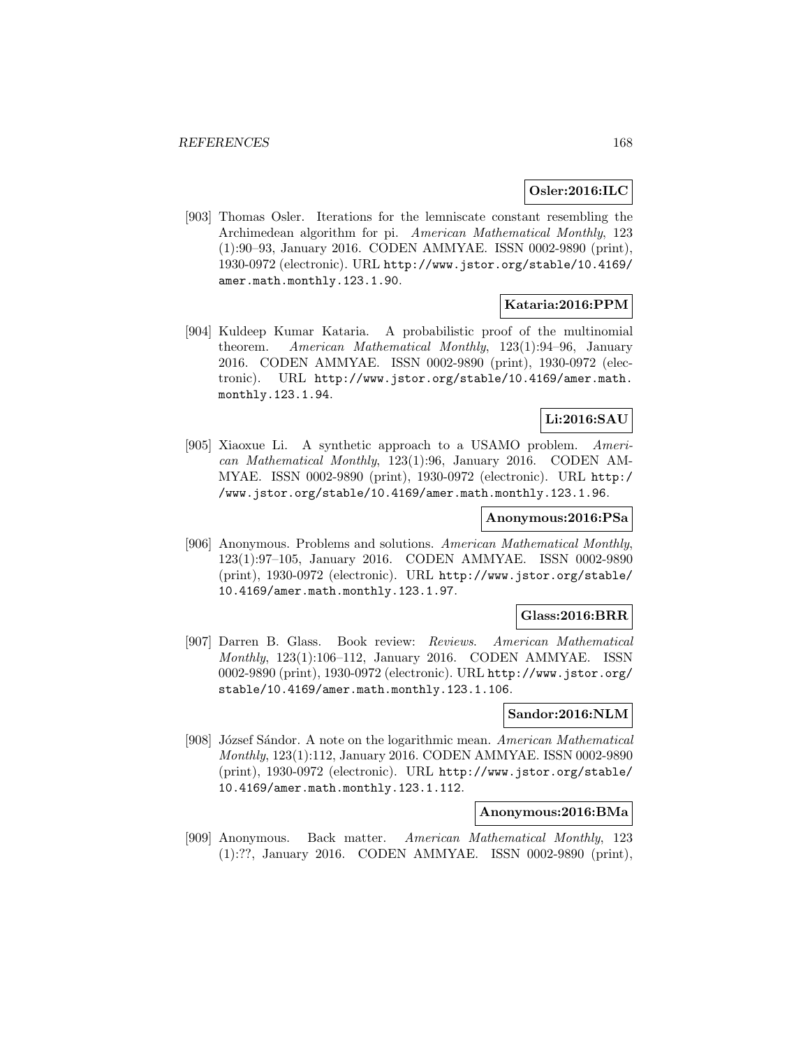**Osler:2016:ILC**

[903] Thomas Osler. Iterations for the lemniscate constant resembling the Archimedean algorithm for pi. *American Mathematical Monthly*, 123 (1):90–93, January 2016. CODEN AMMYAE. ISSN 0002-9890 (print), 1930-0972 (electronic). URL http://www.jstor.org/stable/10.4169/amer.math.monthly.123.1.90.

**Kataria:2016:PPM**

[904] Kuldeep Kumar Kataria. A probabilistic proof of the multinomial theorem. *American Mathematical Monthly*, 123(1):94–96, January 2016. CODEN AMMYAE. ISSN 0002-9890 (print), 1930-0972 (electronic). URL http://www.jstor.org/stable/10.4169/amer.math.monthly.123.1.94.

**Li:2016:SAU**

[905] Xiaoxue Li. A synthetic approach to a USAMO problem. *American Mathematical Monthly*, 123(1):96, January 2016. CODEN AMMYAE. ISSN 0002-9890 (print), 1930-0972 (electronic). URL http://www.jstor.org/stable/10.4169/amer.math.monthly.123.1.96.

**Anonymous:2016:PSa**

[906] Anonymous. Problems and solutions. *American Mathematical Monthly*, 123(1):97–105, January 2016. CODEN AMMYAE. ISSN 0002-9890 (print), 1930-0972 (electronic). URL http://www.jstor.org/stable/10.4169/amer.math.monthly.123.1.97.

**Glass:2016:BRR**

[907] Darren B. Glass. Book review: *Reviews*. *American Mathematical Monthly*, 123(1):106–112, January 2016. CODEN AMMYAE. ISSN 0002-9890 (print), 1930-0972 (electronic). URL http://www.jstor.org/stable/10.4169/amer.math.monthly.123.1.106.

**Sandor:2016:NLM**

[908] József Sándor. A note on the logarithmic mean. *American Mathematical Monthly*, 123(1):112, January 2016. CODEN AMMYAE. ISSN 0002-9890 (print), 1930-0972 (electronic). URL http://www.jstor.org/stable/10.4169/amer.math.monthly.123.1.112.

**Anonymous:2016:BMa**

[909] Anonymous. Back matter. *American Mathematical Monthly*, 123 (1):??, January 2016. CODEN AMMYAE. ISSN 0002-9890 (print),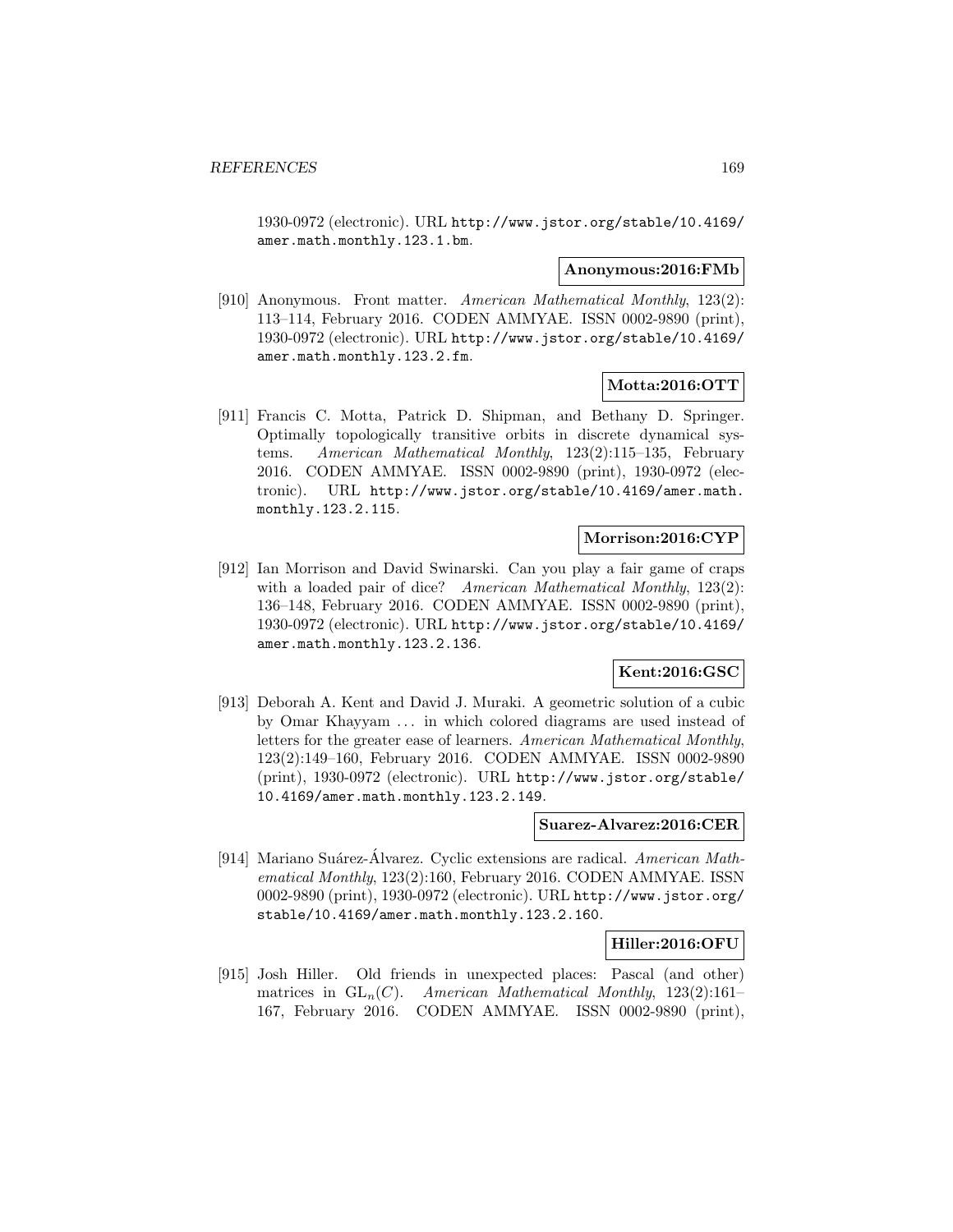1930-0972 (electronic). URL http://www.jstor.org/stable/10.4169/amer.math.monthly.123.1.bm.

**Anonymous:2016:FMb**

[910] Anonymous. Front matter. *American Mathematical Monthly*, 123(2): 113–114, February 2016. CODEN AMMYAE. ISSN 0002-9890 (print), 1930-0972 (electronic). URL http://www.jstor.org/stable/10.4169/amer.math.monthly.123.2.fm.

**Motta:2016:OTT**

[911] Francis C. Motta, Patrick D. Shipman, and Bethany D. Springer. Optimally topologically transitive orbits in discrete dynamical systems. *American Mathematical Monthly*, 123(2):115–135, February 2016. CODEN AMMYAE. ISSN 0002-9890 (print), 1930-0972 (electronic). URL http://www.jstor.org/stable/10.4169/amer.math.monthly.123.2.115.

**Morrison:2016:CYP**

[912] Ian Morrison and David Swinarski. Can you play a fair game of craps with a loaded pair of dice? *American Mathematical Monthly*, 123(2): 136–148, February 2016. CODEN AMMYAE. ISSN 0002-9890 (print), 1930-0972 (electronic). URL http://www.jstor.org/stable/10.4169/amer.math.monthly.123.2.136.

**Kent:2016:GSC**

[913] Deborah A. Kent and David J. Muraki. A geometric solution of a cubic by Omar Khayyam ... in which colored diagrams are used instead of letters for the greater ease of learners. *American Mathematical Monthly*, 123(2):149–160, February 2016. CODEN AMMYAE. ISSN 0002-9890 (print), 1930-0972 (electronic). URL http://www.jstor.org/stable/10.4169/amer.math.monthly.123.2.149.

**Suarez-Alvarez:2016:CER**

[914] Mariano Suárez-Álvarez. Cyclic extensions are radical. *American Mathematical Monthly*, 123(2):160, February 2016. CODEN AMMYAE. ISSN 0002-9890 (print), 1930-0972 (electronic). URL http://www.jstor.org/stable/10.4169/amer.math.monthly.123.2.160.

**Hiller:2016:OFU**

[915] Josh Hiller. Old friends in unexpected places: Pascal (and other) matrices in $\mathrm{GL}_n(C)$. *American Mathematical Monthly*, 123(2):161–167, February 2016. CODEN AMMYAE. ISSN 0002-9890 (print),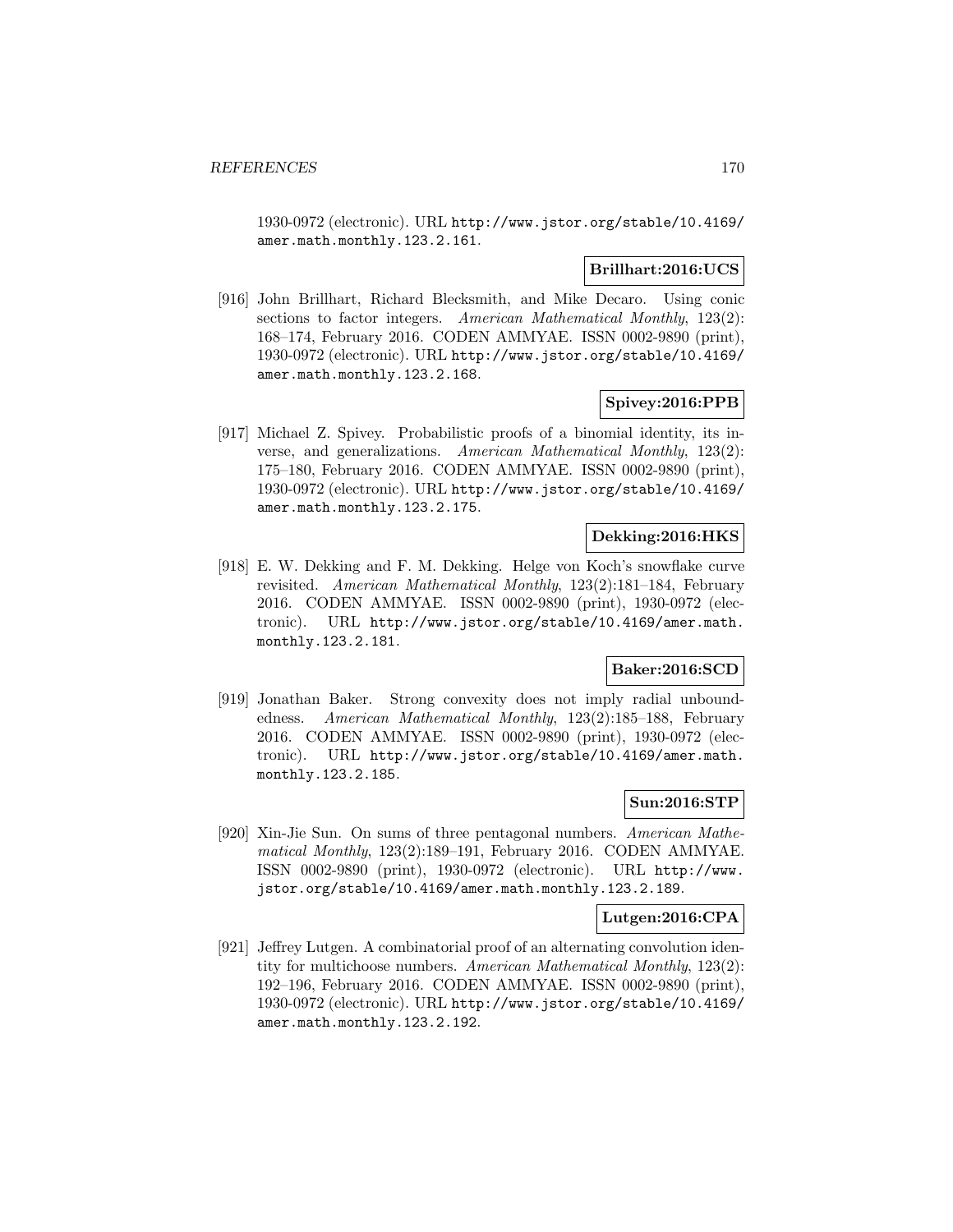1930-0972 (electronic). URL http://www.jstor.org/stable/10.4169/amer.math.monthly.123.2.161.

**Brillhart:2016:UCS**

[916] John Brillhart, Richard Blecksmith, and Mike Decaro. Using conic sections to factor integers. *American Mathematical Monthly*, 123(2): 168–174, February 2016. CODEN AMMYAE. ISSN 0002-9890 (print), 1930-0972 (electronic). URL http://www.jstor.org/stable/10.4169/amer.math.monthly.123.2.168.

**Spivey:2016:PPB**

[917] Michael Z. Spivey. Probabilistic proofs of a binomial identity, its inverse, and generalizations. *American Mathematical Monthly*, 123(2): 175–180, February 2016. CODEN AMMYAE. ISSN 0002-9890 (print), 1930-0972 (electronic). URL http://www.jstor.org/stable/10.4169/amer.math.monthly.123.2.175.

**Dekking:2016:HKS**

[918] E. W. Dekking and F. M. Dekking. Helge von Koch's snowflake curve revisited. *American Mathematical Monthly*, 123(2):181–184, February 2016. CODEN AMMYAE. ISSN 0002-9890 (print), 1930-0972 (electronic). URL http://www.jstor.org/stable/10.4169/amer.math.monthly.123.2.181.

**Baker:2016:SCD**

[919] Jonathan Baker. Strong convexity does not imply radial unboundedness. *American Mathematical Monthly*, 123(2):185–188, February 2016. CODEN AMMYAE. ISSN 0002-9890 (print), 1930-0972 (electronic). URL http://www.jstor.org/stable/10.4169/amer.math.monthly.123.2.185.

**Sun:2016:STP**

[920] Xin-Jie Sun. On sums of three pentagonal numbers. *American Mathematical Monthly*, 123(2):189–191, February 2016. CODEN AMMYAE. ISSN 0002-9890 (print), 1930-0972 (electronic). URL http://www.jstor.org/stable/10.4169/amer.math.monthly.123.2.189.

**Lutgen:2016:CPA**

[921] Jeffrey Lutgen. A combinatorial proof of an alternating convolution identity for multichoose numbers. *American Mathematical Monthly*, 123(2): 192–196, February 2016. CODEN AMMYAE. ISSN 0002-9890 (print), 1930-0972 (electronic). URL http://www.jstor.org/stable/10.4169/amer.math.monthly.123.2.192.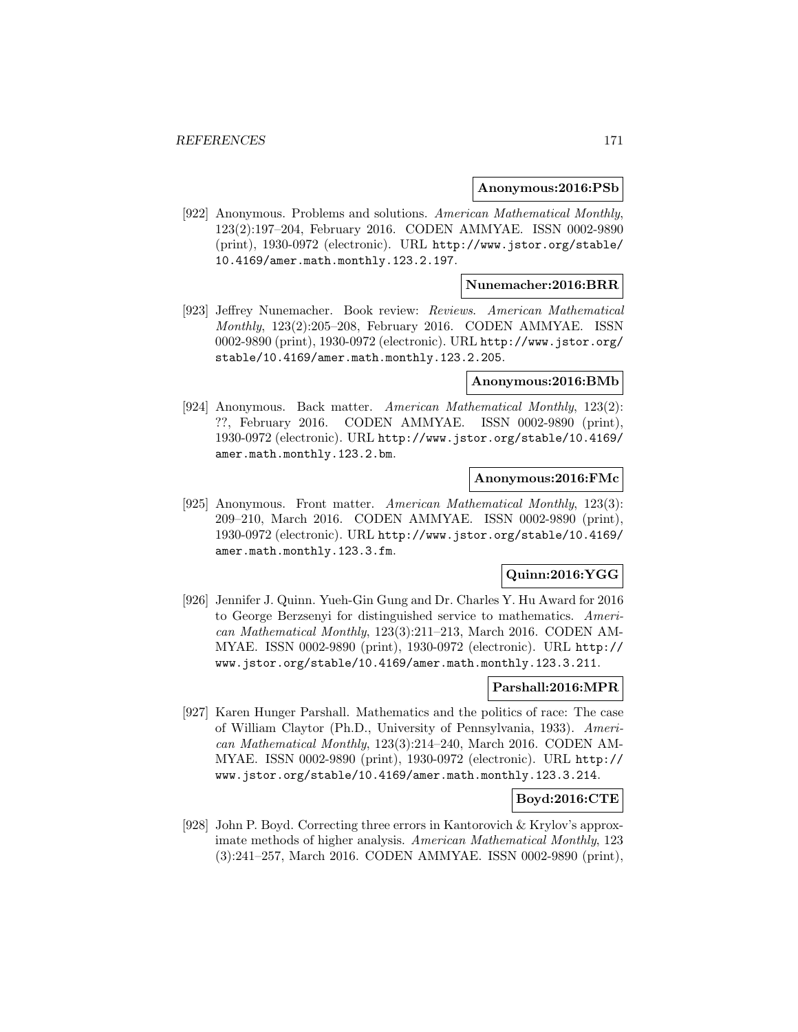**Anonymous:2016:PSb**

[922] Anonymous. Problems and solutions. *American Mathematical Monthly*, 123(2):197–204, February 2016. CODEN AMMYAE. ISSN 0002-9890 (print), 1930-0972 (electronic). URL http://www.jstor.org/stable/10.4169/amer.math.monthly.123.2.197.

**Nunemacher:2016:BRR**

[923] Jeffrey Nunemacher. Book review: *Reviews*. *American Mathematical Monthly*, 123(2):205–208, February 2016. CODEN AMMYAE. ISSN 0002-9890 (print), 1930-0972 (electronic). URL http://www.jstor.org/stable/10.4169/amer.math.monthly.123.2.205.

**Anonymous:2016:BMb**

[924] Anonymous. Back matter. *American Mathematical Monthly*, 123(2): ??, February 2016. CODEN AMMYAE. ISSN 0002-9890 (print), 1930-0972 (electronic). URL http://www.jstor.org/stable/10.4169/amer.math.monthly.123.2.bm.

**Anonymous:2016:FMc**

[925] Anonymous. Front matter. *American Mathematical Monthly*, 123(3): 209–210, March 2016. CODEN AMMYAE. ISSN 0002-9890 (print), 1930-0972 (electronic). URL http://www.jstor.org/stable/10.4169/amer.math.monthly.123.3.fm.

**Quinn:2016:YGG**

[926] Jennifer J. Quinn. Yueh-Gin Gung and Dr. Charles Y. Hu Award for 2016 to George Berzsenyi for distinguished service to mathematics. *American Mathematical Monthly*, 123(3):211–213, March 2016. CODEN AMMYAE. ISSN 0002-9890 (print), 1930-0972 (electronic). URL http://www.jstor.org/stable/10.4169/amer.math.monthly.123.3.211.

**Parshall:2016:MPR**

[927] Karen Hunger Parshall. Mathematics and the politics of race: The case of William Claytor (Ph.D., University of Pennsylvania, 1933). *American Mathematical Monthly*, 123(3):214–240, March 2016. CODEN AMMYAE. ISSN 0002-9890 (print), 1930-0972 (electronic). URL http://www.jstor.org/stable/10.4169/amer.math.monthly.123.3.214.

**Boyd:2016:CTE**

[928] John P. Boyd. Correcting three errors in Kantorovich & Krylov's approximate methods of higher analysis. *American Mathematical Monthly*, 123 (3):241–257, March 2016. CODEN AMMYAE. ISSN 0002-9890 (print),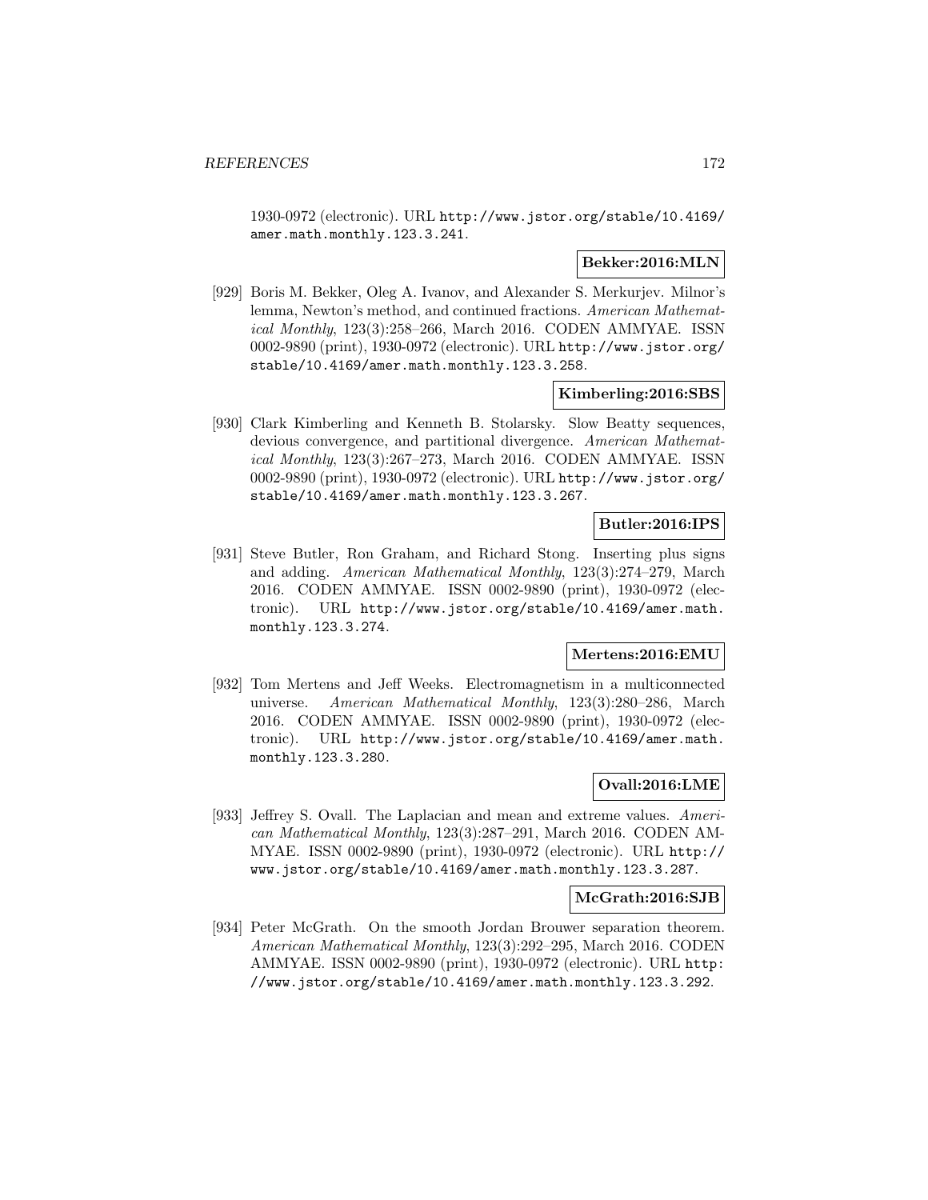1930-0972 (electronic). URL http://www.jstor.org/stable/10.4169/amer.math.monthly.123.3.241.

**Bekker:2016:MLN**

[929] Boris M. Bekker, Oleg A. Ivanov, and Alexander S. Merkurjev. Milnor's lemma, Newton's method, and continued fractions. *American Mathematical Monthly*, 123(3):258–266, March 2016. CODEN AMMYAE. ISSN 0002-9890 (print), 1930-0972 (electronic). URL http://www.jstor.org/stable/10.4169/amer.math.monthly.123.3.258.

**Kimberling:2016:SBS**

[930] Clark Kimberling and Kenneth B. Stolarsky. Slow Beatty sequences, devious convergence, and partitional divergence. *American Mathematical Monthly*, 123(3):267–273, March 2016. CODEN AMMYAE. ISSN 0002-9890 (print), 1930-0972 (electronic). URL http://www.jstor.org/stable/10.4169/amer.math.monthly.123.3.267.

**Butler:2016:IPS**

[931] Steve Butler, Ron Graham, and Richard Stong. Inserting plus signs and adding. *American Mathematical Monthly*, 123(3):274–279, March 2016. CODEN AMMYAE. ISSN 0002-9890 (print), 1930-0972 (electronic). URL http://www.jstor.org/stable/10.4169/amer.math.monthly.123.3.274.

**Mertens:2016:EMU**

[932] Tom Mertens and Jeff Weeks. Electromagnetism in a multiconnected universe. *American Mathematical Monthly*, 123(3):280–286, March 2016. CODEN AMMYAE. ISSN 0002-9890 (print), 1930-0972 (electronic). URL http://www.jstor.org/stable/10.4169/amer.math.monthly.123.3.280.

**Ovall:2016:LME**

[933] Jeffrey S. Ovall. The Laplacian and mean and extreme values. *American Mathematical Monthly*, 123(3):287–291, March 2016. CODEN AMMYAE. ISSN 0002-9890 (print), 1930-0972 (electronic). URL http://www.jstor.org/stable/10.4169/amer.math.monthly.123.3.287.

**McGrath:2016:SJB**

[934] Peter McGrath. On the smooth Jordan Brouwer separation theorem. *American Mathematical Monthly*, 123(3):292–295, March 2016. CODEN AMMYAE. ISSN 0002-9890 (print), 1930-0972 (electronic). URL http://www.jstor.org/stable/10.4169/amer.math.monthly.123.3.292.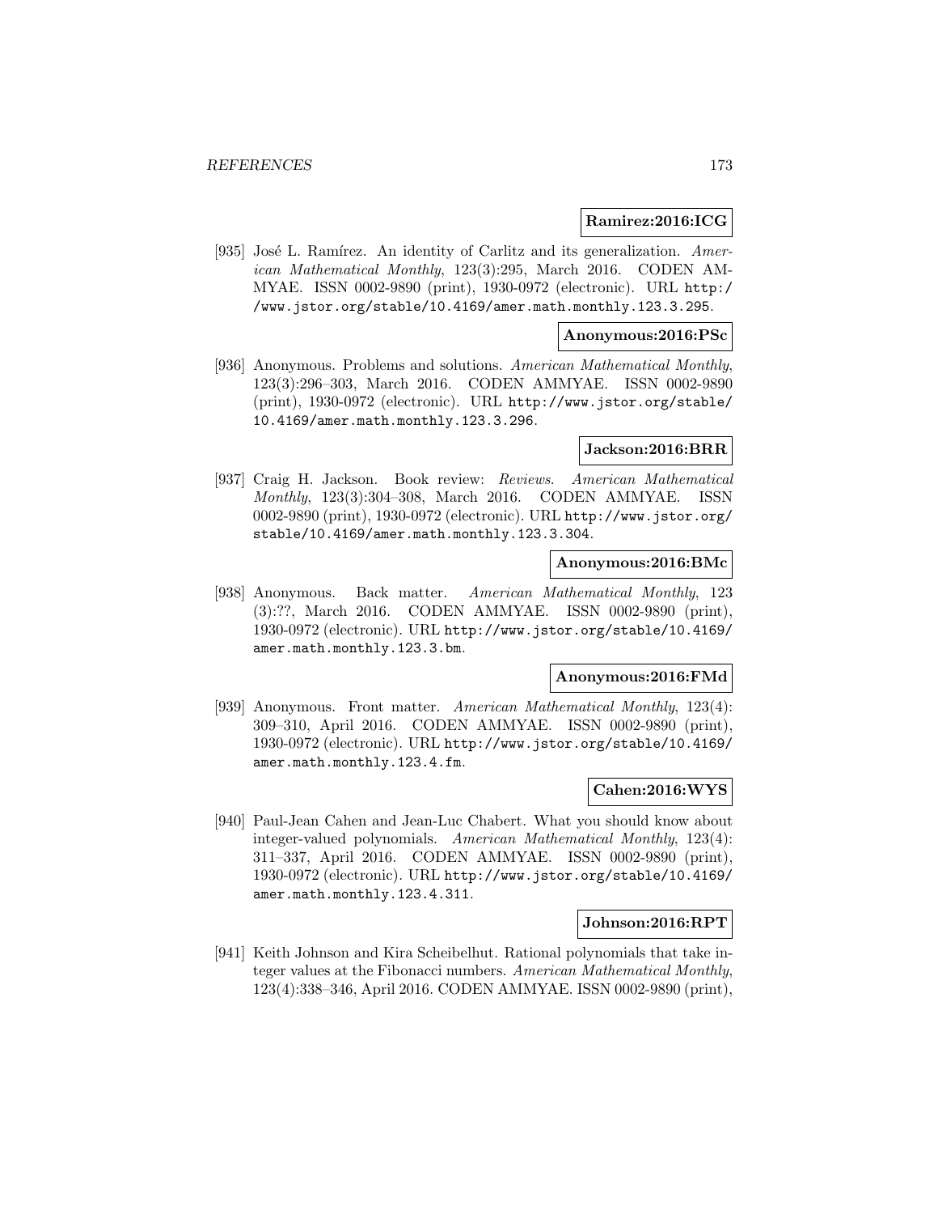**Ramirez:2016:ICG**

[935] José L. Ramírez. An identity of Carlitz and its generalization. *American Mathematical Monthly*, 123(3):295, March 2016. CODEN AMMYAE. ISSN 0002-9890 (print), 1930-0972 (electronic). URL http://www.jstor.org/stable/10.4169/amer.math.monthly.123.3.295.

**Anonymous:2016:PSc**

[936] Anonymous. Problems and solutions. *American Mathematical Monthly*, 123(3):296–303, March 2016. CODEN AMMYAE. ISSN 0002-9890 (print), 1930-0972 (electronic). URL http://www.jstor.org/stable/10.4169/amer.math.monthly.123.3.296.

**Jackson:2016:BRR**

[937] Craig H. Jackson. Book review: *Reviews*. *American Mathematical Monthly*, 123(3):304–308, March 2016. CODEN AMMYAE. ISSN 0002-9890 (print), 1930-0972 (electronic). URL http://www.jstor.org/stable/10.4169/amer.math.monthly.123.3.304.

**Anonymous:2016:BMc**

[938] Anonymous. Back matter. *American Mathematical Monthly*, 123 (3):??, March 2016. CODEN AMMYAE. ISSN 0002-9890 (print), 1930-0972 (electronic). URL http://www.jstor.org/stable/10.4169/amer.math.monthly.123.3.bm.

**Anonymous:2016:FMd**

[939] Anonymous. Front matter. *American Mathematical Monthly*, 123(4): 309–310, April 2016. CODEN AMMYAE. ISSN 0002-9890 (print), 1930-0972 (electronic). URL http://www.jstor.org/stable/10.4169/amer.math.monthly.123.4.fm.

**Cahen:2016:WYS**

[940] Paul-Jean Cahen and Jean-Luc Chabert. What you should know about integer-valued polynomials. *American Mathematical Monthly*, 123(4): 311–337, April 2016. CODEN AMMYAE. ISSN 0002-9890 (print), 1930-0972 (electronic). URL http://www.jstor.org/stable/10.4169/amer.math.monthly.123.4.311.

**Johnson:2016:RPT**

[941] Keith Johnson and Kira Scheibelhut. Rational polynomials that take integer values at the Fibonacci numbers. *American Mathematical Monthly*, 123(4):338–346, April 2016. CODEN AMMYAE. ISSN 0002-9890 (print),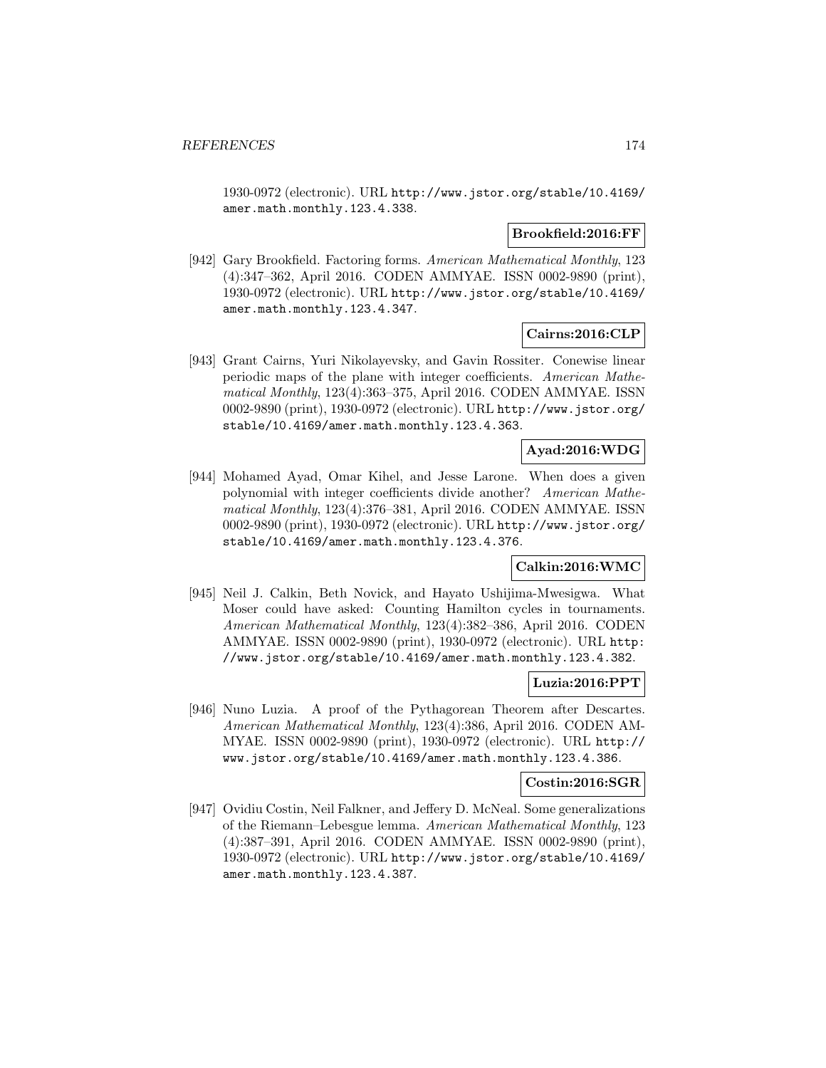1930-0972 (electronic). URL http://www.jstor.org/stable/10.4169/amer.math.monthly.123.4.338.

**Brookfield:2016:FF**

[942] Gary Brookfield. Factoring forms. *American Mathematical Monthly*, 123 (4):347–362, April 2016. CODEN AMMYAE. ISSN 0002-9890 (print), 1930-0972 (electronic). URL http://www.jstor.org/stable/10.4169/amer.math.monthly.123.4.347.

**Cairns:2016:CLP**

[943] Grant Cairns, Yuri Nikolayevsky, and Gavin Rossiter. Conewise linear periodic maps of the plane with integer coefficients. *American Mathematical Monthly*, 123(4):363–375, April 2016. CODEN AMMYAE. ISSN 0002-9890 (print), 1930-0972 (electronic). URL http://www.jstor.org/stable/10.4169/amer.math.monthly.123.4.363.

**Ayad:2016:WDG**

[944] Mohamed Ayad, Omar Kihel, and Jesse Larone. When does a given polynomial with integer coefficients divide another? *American Mathematical Monthly*, 123(4):376–381, April 2016. CODEN AMMYAE. ISSN 0002-9890 (print), 1930-0972 (electronic). URL http://www.jstor.org/stable/10.4169/amer.math.monthly.123.4.376.

**Calkin:2016:WMC**

[945] Neil J. Calkin, Beth Novick, and Hayato Ushijima-Mwesigwa. What Moser could have asked: Counting Hamilton cycles in tournaments. *American Mathematical Monthly*, 123(4):382–386, April 2016. CODEN AMMYAE. ISSN 0002-9890 (print), 1930-0972 (electronic). URL http://www.jstor.org/stable/10.4169/amer.math.monthly.123.4.382.

**Luzia:2016:PPT**

[946] Nuno Luzia. A proof of the Pythagorean Theorem after Descartes. *American Mathematical Monthly*, 123(4):386, April 2016. CODEN AMMYAE. ISSN 0002-9890 (print), 1930-0972 (electronic). URL http://www.jstor.org/stable/10.4169/amer.math.monthly.123.4.386.

**Costin:2016:SGR**

[947] Ovidiu Costin, Neil Falkner, and Jeffery D. McNeal. Some generalizations of the Riemann–Lebesgue lemma. *American Mathematical Monthly*, 123 (4):387–391, April 2016. CODEN AMMYAE. ISSN 0002-9890 (print), 1930-0972 (electronic). URL http://www.jstor.org/stable/10.4169/amer.math.monthly.123.4.387.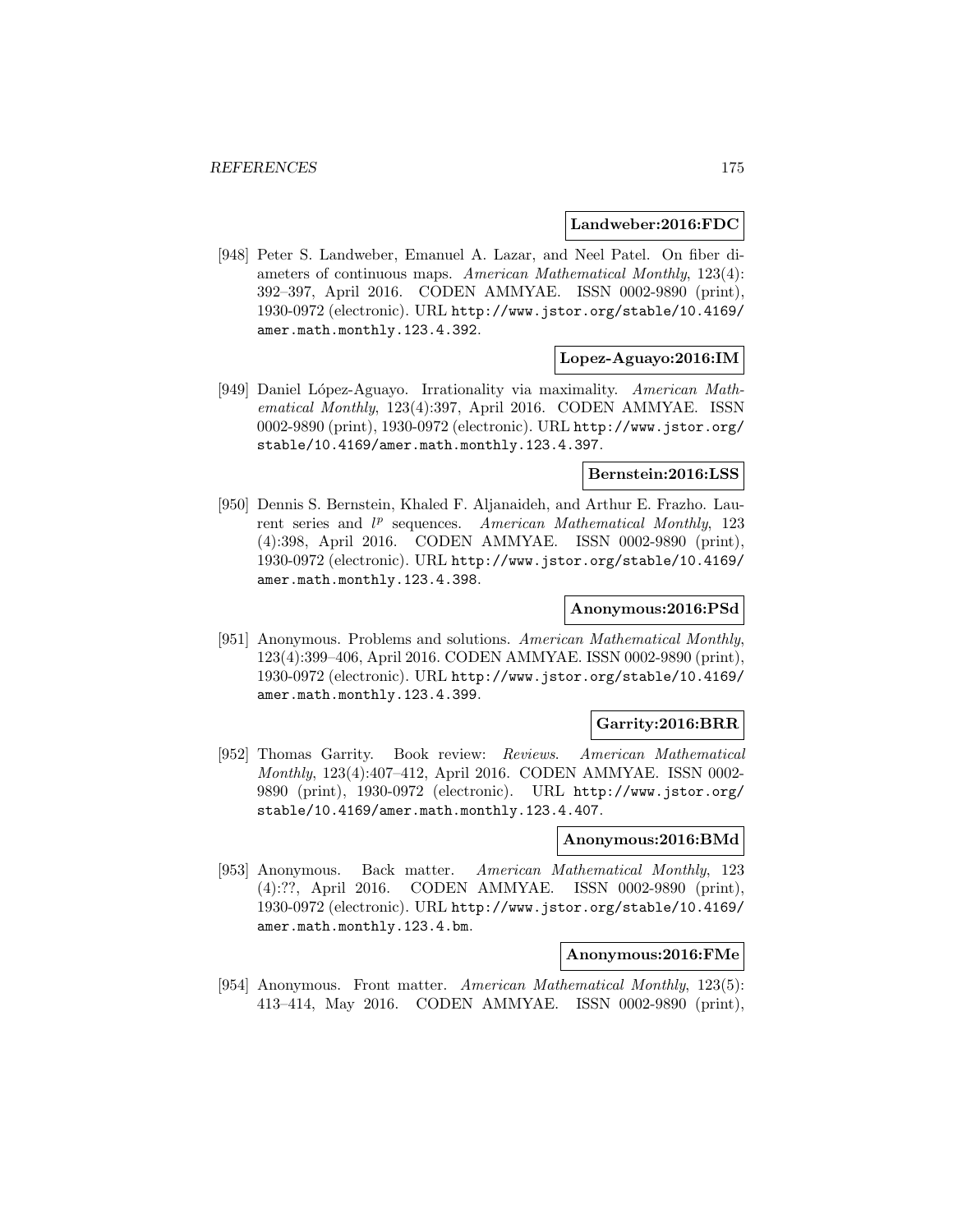**Landweber:2016:FDC**

[948] Peter S. Landweber, Emanuel A. Lazar, and Neel Patel. On fiber diameters of continuous maps. *American Mathematical Monthly*, 123(4): 392–397, April 2016. CODEN AMMYAE. ISSN 0002-9890 (print), 1930-0972 (electronic). URL http://www.jstor.org/stable/10.4169/amer.math.monthly.123.4.392.

**Lopez-Aguayo:2016:IM**

[949] Daniel López-Aguayo. Irrationality via maximality. *American Mathematical Monthly*, 123(4):397, April 2016. CODEN AMMYAE. ISSN 0002-9890 (print), 1930-0972 (electronic). URL http://www.jstor.org/stable/10.4169/amer.math.monthly.123.4.397.

**Bernstein:2016:LSS**

[950] Dennis S. Bernstein, Khaled F. Aljanaideh, and Arthur E. Frazho. Laurent series and $l^p$ sequences. *American Mathematical Monthly*, 123 (4):398, April 2016. CODEN AMMYAE. ISSN 0002-9890 (print), 1930-0972 (electronic). URL http://www.jstor.org/stable/10.4169/amer.math.monthly.123.4.398.

**Anonymous:2016:PSd**

[951] Anonymous. Problems and solutions. *American Mathematical Monthly*, 123(4):399–406, April 2016. CODEN AMMYAE. ISSN 0002-9890 (print), 1930-0972 (electronic). URL http://www.jstor.org/stable/10.4169/amer.math.monthly.123.4.399.

**Garrity:2016:BRR**

[952] Thomas Garrity. Book review: *Reviews*. *American Mathematical Monthly*, 123(4):407–412, April 2016. CODEN AMMYAE. ISSN 0002-9890 (print), 1930-0972 (electronic). URL http://www.jstor.org/stable/10.4169/amer.math.monthly.123.4.407.

**Anonymous:2016:BMd**

[953] Anonymous. Back matter. *American Mathematical Monthly*, 123 (4):??, April 2016. CODEN AMMYAE. ISSN 0002-9890 (print), 1930-0972 (electronic). URL http://www.jstor.org/stable/10.4169/amer.math.monthly.123.4.bm.

**Anonymous:2016:FMe**

[954] Anonymous. Front matter. *American Mathematical Monthly*, 123(5): 413–414, May 2016. CODEN AMMYAE. ISSN 0002-9890 (print),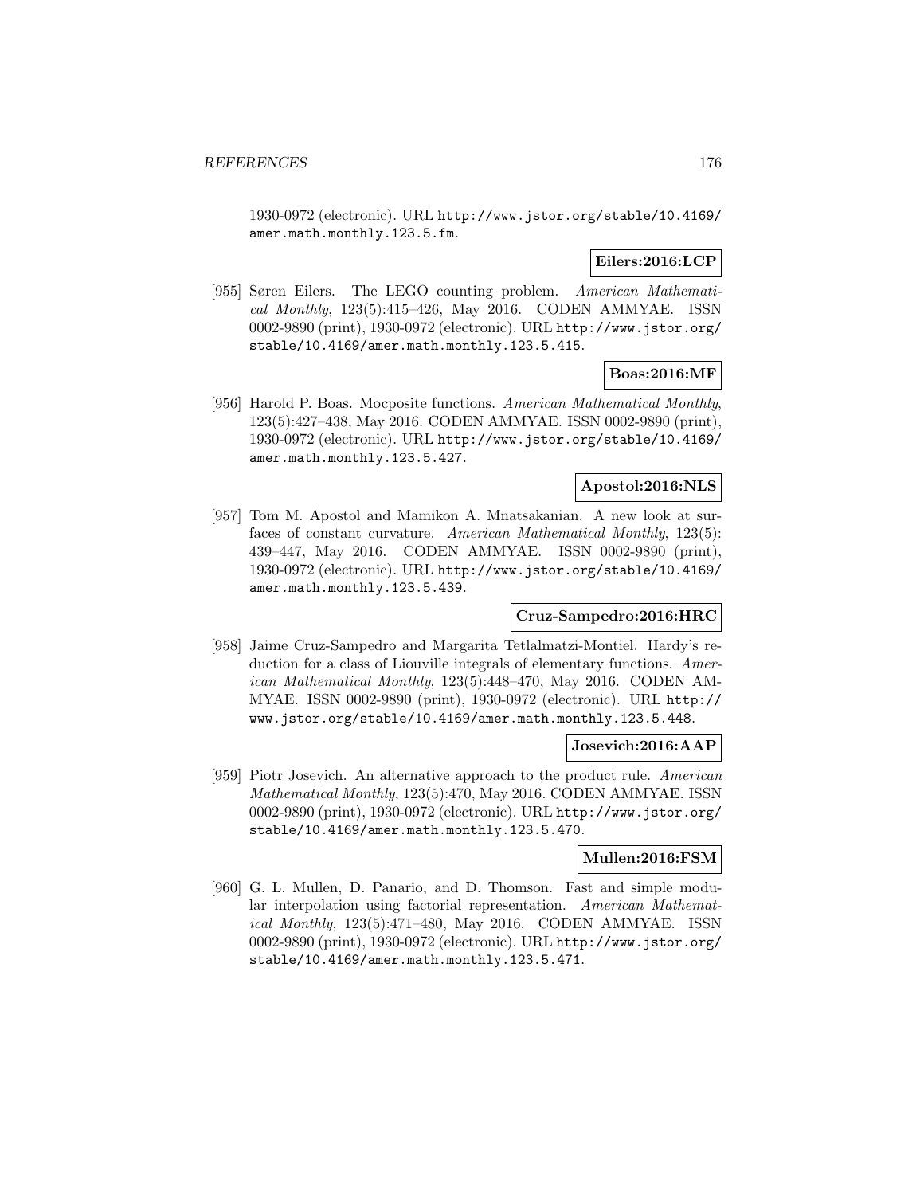1930-0972 (electronic). URL http://www.jstor.org/stable/10.4169/amer.math.monthly.123.5.fm.

**Eilers:2016:LCP**

[955] Søren Eilers. The LEGO counting problem. *American Mathematical Monthly*, 123(5):415–426, May 2016. CODEN AMMYAE. ISSN 0002-9890 (print), 1930-0972 (electronic). URL http://www.jstor.org/stable/10.4169/amer.math.monthly.123.5.415.

**Boas:2016:MF**

[956] Harold P. Boas. Mocposite functions. *American Mathematical Monthly*, 123(5):427–438, May 2016. CODEN AMMYAE. ISSN 0002-9890 (print), 1930-0972 (electronic). URL http://www.jstor.org/stable/10.4169/amer.math.monthly.123.5.427.

**Apostol:2016:NLS**

[957] Tom M. Apostol and Mamikon A. Mnatsakanian. A new look at surfaces of constant curvature. *American Mathematical Monthly*, 123(5): 439–447, May 2016. CODEN AMMYAE. ISSN 0002-9890 (print), 1930-0972 (electronic). URL http://www.jstor.org/stable/10.4169/amer.math.monthly.123.5.439.

**Cruz-Sampedro:2016:HRC**

[958] Jaime Cruz-Sampedro and Margarita Tetlalmatzi-Montiel. Hardy's reduction for a class of Liouville integrals of elementary functions. *American Mathematical Monthly*, 123(5):448–470, May 2016. CODEN AMMYAE. ISSN 0002-9890 (print), 1930-0972 (electronic). URL http://www.jstor.org/stable/10.4169/amer.math.monthly.123.5.448.

**Josevich:2016:AAP**

[959] Piotr Josevich. An alternative approach to the product rule. *American Mathematical Monthly*, 123(5):470, May 2016. CODEN AMMYAE. ISSN 0002-9890 (print), 1930-0972 (electronic). URL http://www.jstor.org/stable/10.4169/amer.math.monthly.123.5.470.

**Mullen:2016:FSM**

[960] G. L. Mullen, D. Panario, and D. Thomson. Fast and simple modular interpolation using factorial representation. *American Mathematical Monthly*, 123(5):471–480, May 2016. CODEN AMMYAE. ISSN 0002-9890 (print), 1930-0972 (electronic). URL http://www.jstor.org/stable/10.4169/amer.math.monthly.123.5.471.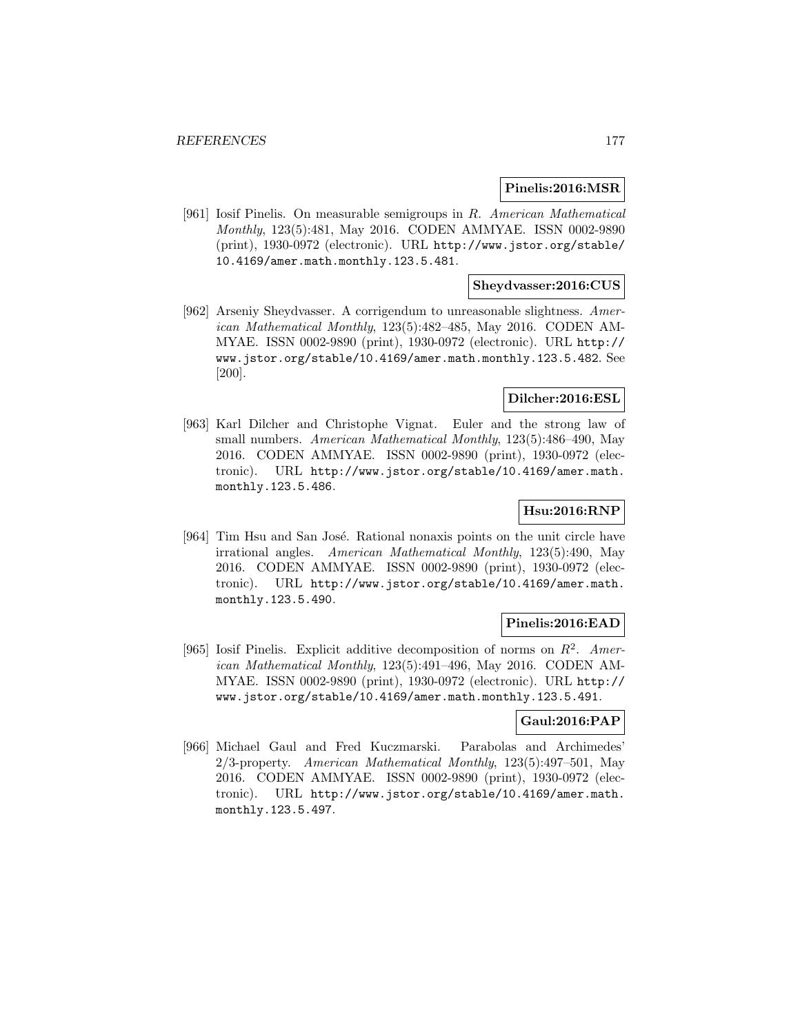**Pinelis:2016:MSR**

[961] Iosif Pinelis. On measurable semigroups in $R$. *American Mathematical Monthly*, 123(5):481, May 2016. CODEN AMMYAE. ISSN 0002-9890 (print), 1930-0972 (electronic). URL http://www.jstor.org/stable/10.4169/amer.math.monthly.123.5.481.

**Sheydvasser:2016:CUS**

[962] Arseniy Sheydvasser. A corrigendum to unreasonable slightness. *American Mathematical Monthly*, 123(5):482–485, May 2016. CODEN AMMYAE. ISSN 0002-9890 (print), 1930-0972 (electronic). URL http://www.jstor.org/stable/10.4169/amer.math.monthly.123.5.482. See [200].

**Dilcher:2016:ESL**

[963] Karl Dilcher and Christophe Vignat. Euler and the strong law of small numbers. *American Mathematical Monthly*, 123(5):486–490, May 2016. CODEN AMMYAE. ISSN 0002-9890 (print), 1930-0972 (electronic). URL http://www.jstor.org/stable/10.4169/amer.math.monthly.123.5.486.

**Hsu:2016:RNP**

[964] Tim Hsu and San José. Rational nonaxis points on the unit circle have irrational angles. *American Mathematical Monthly*, 123(5):490, May 2016. CODEN AMMYAE. ISSN 0002-9890 (print), 1930-0972 (electronic). URL http://www.jstor.org/stable/10.4169/amer.math.monthly.123.5.490.

**Pinelis:2016:EAD**

[965] Iosif Pinelis. Explicit additive decomposition of norms on $R^2$. *American Mathematical Monthly*, 123(5):491–496, May 2016. CODEN AMMYAE. ISSN 0002-9890 (print), 1930-0972 (electronic). URL http://www.jstor.org/stable/10.4169/amer.math.monthly.123.5.491.

**Gaul:2016:PAP**

[966] Michael Gaul and Fred Kuczmarski. Parabolas and Archimedes' 2/3-property. *American Mathematical Monthly*, 123(5):497–501, May 2016. CODEN AMMYAE. ISSN 0002-9890 (print), 1930-0972 (electronic). URL http://www.jstor.org/stable/10.4169/amer.math.monthly.123.5.497.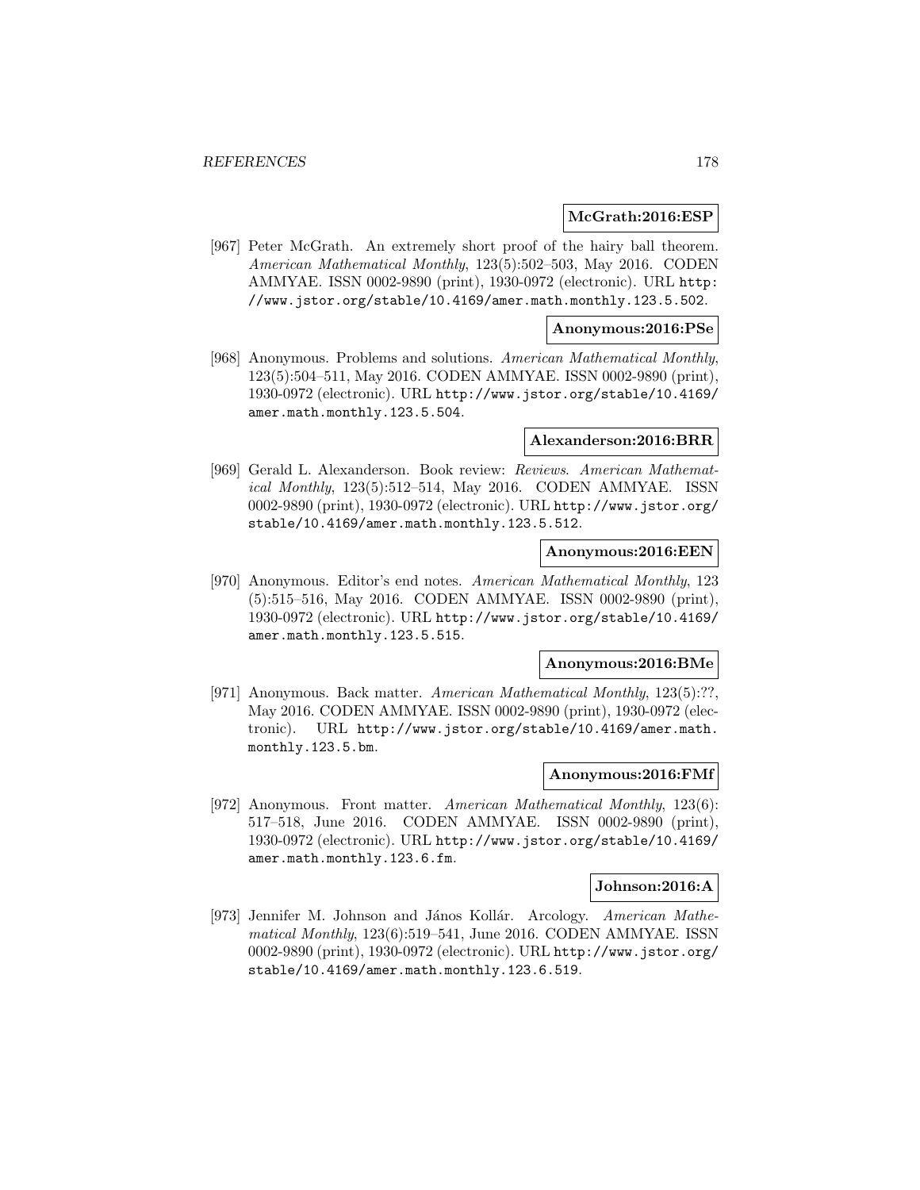**McGrath:2016:ESP**

[967] Peter McGrath. An extremely short proof of the hairy ball theorem. *American Mathematical Monthly*, 123(5):502–503, May 2016. CODEN AMMYAE. ISSN 0002-9890 (print), 1930-0972 (electronic). URL http://www.jstor.org/stable/10.4169/amer.math.monthly.123.5.502.

**Anonymous:2016:PSe**

[968] Anonymous. Problems and solutions. *American Mathematical Monthly*, 123(5):504–511, May 2016. CODEN AMMYAE. ISSN 0002-9890 (print), 1930-0972 (electronic). URL http://www.jstor.org/stable/10.4169/amer.math.monthly.123.5.504.

**Alexanderson:2016:BRR**

[969] Gerald L. Alexanderson. Book review: *Reviews*. *American Mathematical Monthly*, 123(5):512–514, May 2016. CODEN AMMYAE. ISSN 0002-9890 (print), 1930-0972 (electronic). URL http://www.jstor.org/stable/10.4169/amer.math.monthly.123.5.512.

**Anonymous:2016:EEN**

[970] Anonymous. Editor's end notes. *American Mathematical Monthly*, 123 (5):515–516, May 2016. CODEN AMMYAE. ISSN 0002-9890 (print), 1930-0972 (electronic). URL http://www.jstor.org/stable/10.4169/amer.math.monthly.123.5.515.

**Anonymous:2016:BMe**

[971] Anonymous. Back matter. *American Mathematical Monthly*, 123(5):??, May 2016. CODEN AMMYAE. ISSN 0002-9890 (print), 1930-0972 (electronic). URL http://www.jstor.org/stable/10.4169/amer.math.monthly.123.5.bm.

**Anonymous:2016:FMf**

[972] Anonymous. Front matter. *American Mathematical Monthly*, 123(6): 517–518, June 2016. CODEN AMMYAE. ISSN 0002-9890 (print), 1930-0972 (electronic). URL http://www.jstor.org/stable/10.4169/amer.math.monthly.123.6.fm.

**Johnson:2016:A**

[973] Jennifer M. Johnson and János Kollár. Arcology. *American Mathematical Monthly*, 123(6):519–541, June 2016. CODEN AMMYAE. ISSN 0002-9890 (print), 1930-0972 (electronic). URL http://www.jstor.org/stable/10.4169/amer.math.monthly.123.6.519.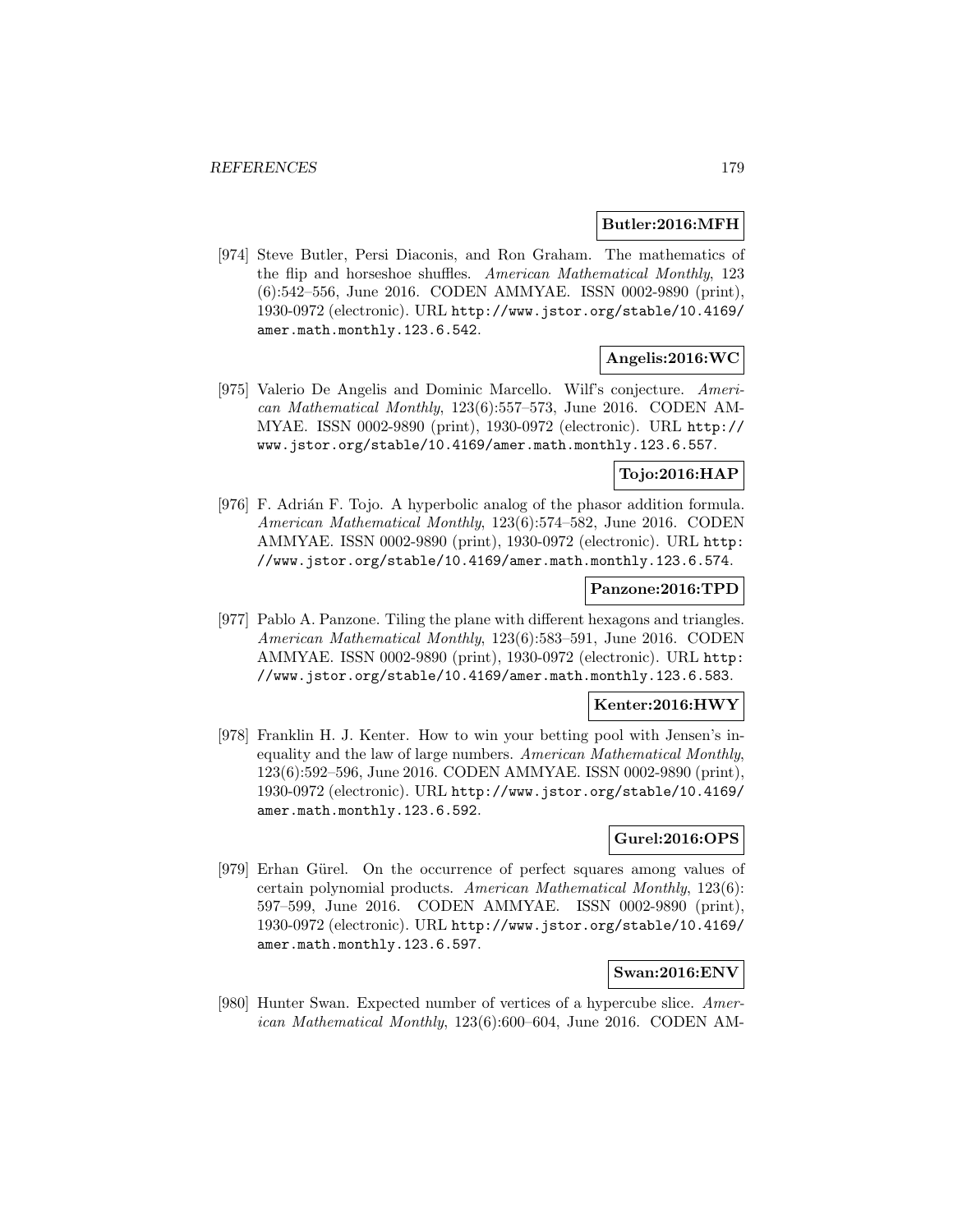**Butler:2016:MFH**

[974] Steve Butler, Persi Diaconis, and Ron Graham. The mathematics of the flip and horseshoe shuffles. *American Mathematical Monthly*, 123 (6):542–556, June 2016. CODEN AMMYAE. ISSN 0002-9890 (print), 1930-0972 (electronic). URL http://www.jstor.org/stable/10.4169/amer.math.monthly.123.6.542.

**Angelis:2016:WC**

[975] Valerio De Angelis and Dominic Marcello. Wilf's conjecture. *American Mathematical Monthly*, 123(6):557–573, June 2016. CODEN AMMYAE. ISSN 0002-9890 (print), 1930-0972 (electronic). URL http://www.jstor.org/stable/10.4169/amer.math.monthly.123.6.557.

**Tojo:2016:HAP**

[976] F. Adrián F. Tojo. A hyperbolic analog of the phasor addition formula. *American Mathematical Monthly*, 123(6):574–582, June 2016. CODEN AMMYAE. ISSN 0002-9890 (print), 1930-0972 (electronic). URL http://www.jstor.org/stable/10.4169/amer.math.monthly.123.6.574.

**Panzone:2016:TPD**

[977] Pablo A. Panzone. Tiling the plane with different hexagons and triangles. *American Mathematical Monthly*, 123(6):583–591, June 2016. CODEN AMMYAE. ISSN 0002-9890 (print), 1930-0972 (electronic). URL http://www.jstor.org/stable/10.4169/amer.math.monthly.123.6.583.

**Kenter:2016:HWY**

[978] Franklin H. J. Kenter. How to win your betting pool with Jensen's inequality and the law of large numbers. *American Mathematical Monthly*, 123(6):592–596, June 2016. CODEN AMMYAE. ISSN 0002-9890 (print), 1930-0972 (electronic). URL http://www.jstor.org/stable/10.4169/amer.math.monthly.123.6.592.

**Gurel:2016:OPS**

[979] Erhan Gürel. On the occurrence of perfect squares among values of certain polynomial products. *American Mathematical Monthly*, 123(6): 597–599, June 2016. CODEN AMMYAE. ISSN 0002-9890 (print), 1930-0972 (electronic). URL http://www.jstor.org/stable/10.4169/amer.math.monthly.123.6.597.

**Swan:2016:ENV**

[980] Hunter Swan. Expected number of vertices of a hypercube slice. *American Mathematical Monthly*, 123(6):600–604, June 2016. CODEN AM-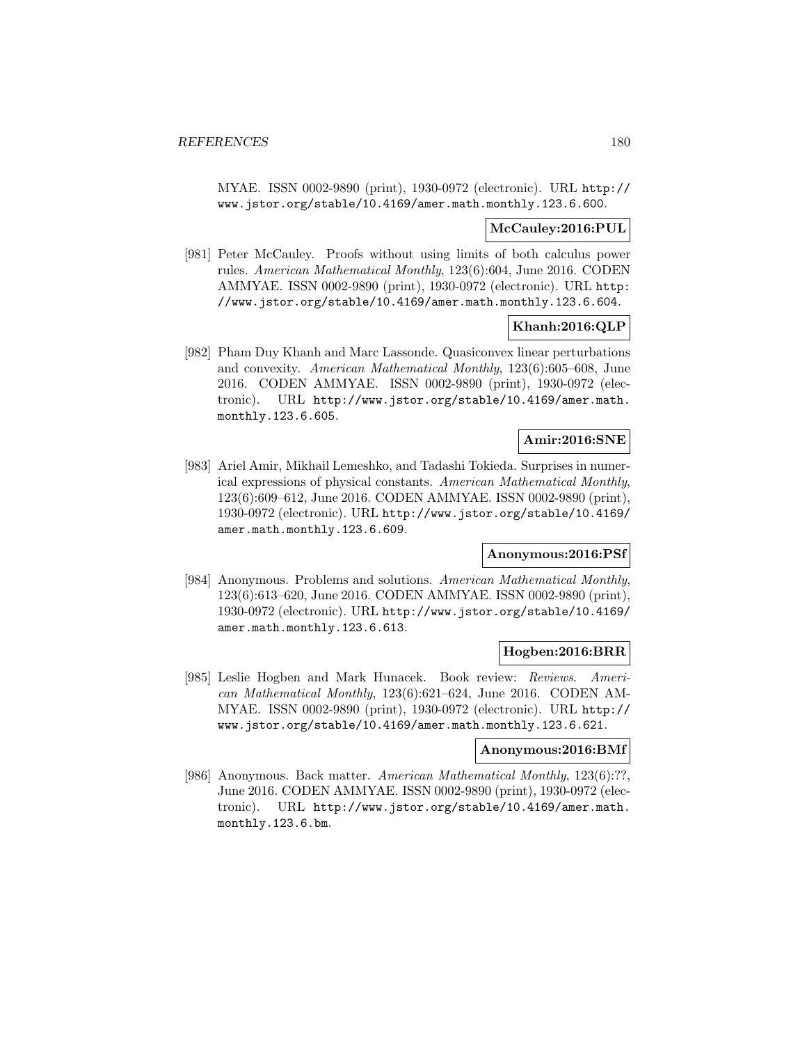MYAE. ISSN 0002-9890 (print), 1930-0972 (electronic). URL http://www.jstor.org/stable/10.4169/amer.math.monthly.123.6.600.

**McCauley:2016:PUL**

[981] Peter McCauley. Proofs without using limits of both calculus power rules. *American Mathematical Monthly*, 123(6):604, June 2016. CODEN AMMYAE. ISSN 0002-9890 (print), 1930-0972 (electronic). URL http://www.jstor.org/stable/10.4169/amer.math.monthly.123.6.604.

**Khanh:2016:QLP**

[982] Pham Duy Khanh and Marc Lassonde. Quasiconvex linear perturbations and convexity. *American Mathematical Monthly*, 123(6):605–608, June 2016. CODEN AMMYAE. ISSN 0002-9890 (print), 1930-0972 (electronic). URL http://www.jstor.org/stable/10.4169/amer.math.monthly.123.6.605.

**Amir:2016:SNE**

[983] Ariel Amir, Mikhail Lemeshko, and Tadashi Tokieda. Surprises in numerical expressions of physical constants. *American Mathematical Monthly*, 123(6):609–612, June 2016. CODEN AMMYAE. ISSN 0002-9890 (print), 1930-0972 (electronic). URL http://www.jstor.org/stable/10.4169/amer.math.monthly.123.6.609.

**Anonymous:2016:PSf**

[984] Anonymous. Problems and solutions. *American Mathematical Monthly*, 123(6):613–620, June 2016. CODEN AMMYAE. ISSN 0002-9890 (print), 1930-0972 (electronic). URL http://www.jstor.org/stable/10.4169/amer.math.monthly.123.6.613.

**Hogben:2016:BRR**

[985] Leslie Hogben and Mark Hunacek. Book review: *Reviews*. *American Mathematical Monthly*, 123(6):621–624, June 2016. CODEN AMMYAE. ISSN 0002-9890 (print), 1930-0972 (electronic). URL http://www.jstor.org/stable/10.4169/amer.math.monthly.123.6.621.

**Anonymous:2016:BMf**

[986] Anonymous. Back matter. *American Mathematical Monthly*, 123(6):??, June 2016. CODEN AMMYAE. ISSN 0002-9890 (print), 1930-0972 (electronic). URL http://www.jstor.org/stable/10.4169/amer.math.monthly.123.6.bm.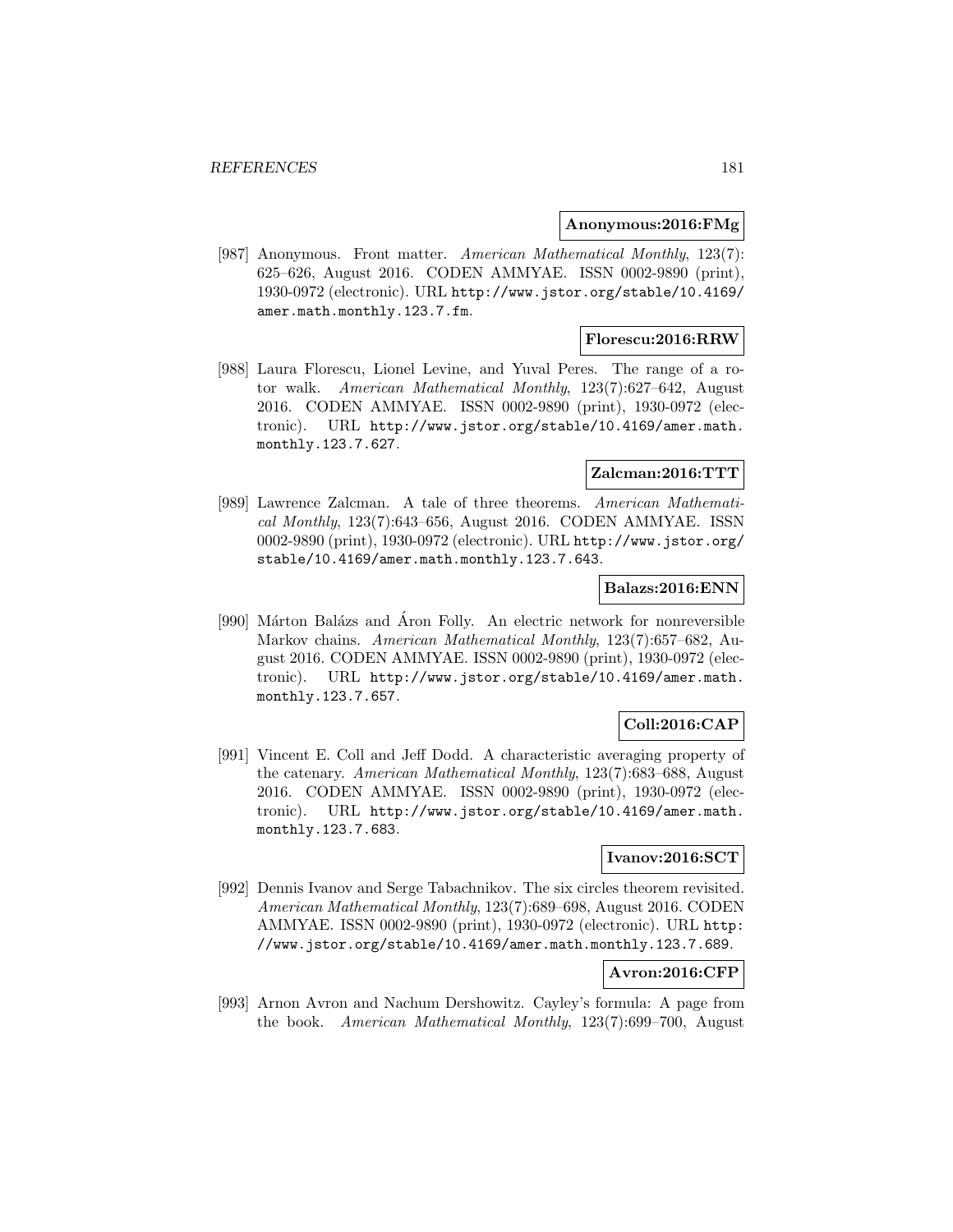**Anonymous:2016:FMg**

[987] Anonymous. Front matter. *American Mathematical Monthly*, 123(7): 625–626, August 2016. CODEN AMMYAE. ISSN 0002-9890 (print), 1930-0972 (electronic). URL http://www.jstor.org/stable/10.4169/amer.math.monthly.123.7.fm.

**Florescu:2016:RRW**

[988] Laura Florescu, Lionel Levine, and Yuval Peres. The range of a rotor walk. *American Mathematical Monthly*, 123(7):627–642, August 2016. CODEN AMMYAE. ISSN 0002-9890 (print), 1930-0972 (electronic). URL http://www.jstor.org/stable/10.4169/amer.math.monthly.123.7.627.

**Zalcman:2016:TTT**

[989] Lawrence Zalcman. A tale of three theorems. *American Mathematical Monthly*, 123(7):643–656, August 2016. CODEN AMMYAE. ISSN 0002-9890 (print), 1930-0972 (electronic). URL http://www.jstor.org/stable/10.4169/amer.math.monthly.123.7.643.

**Balazs:2016:ENN**

[990] Márton Balázs and Áron Folly. An electric network for nonreversible Markov chains. *American Mathematical Monthly*, 123(7):657–682, August 2016. CODEN AMMYAE. ISSN 0002-9890 (print), 1930-0972 (electronic). URL http://www.jstor.org/stable/10.4169/amer.math.monthly.123.7.657.

**Coll:2016:CAP**

[991] Vincent E. Coll and Jeff Dodd. A characteristic averaging property of the catenary. *American Mathematical Monthly*, 123(7):683–688, August 2016. CODEN AMMYAE. ISSN 0002-9890 (print), 1930-0972 (electronic). URL http://www.jstor.org/stable/10.4169/amer.math.monthly.123.7.683.

**Ivanov:2016:SCT**

[992] Dennis Ivanov and Serge Tabachnikov. The six circles theorem revisited. *American Mathematical Monthly*, 123(7):689–698, August 2016. CODEN AMMYAE. ISSN 0002-9890 (print), 1930-0972 (electronic). URL http://www.jstor.org/stable/10.4169/amer.math.monthly.123.7.689.

**Avron:2016:CFP**

[993] Arnon Avron and Nachum Dershowitz. Cayley's formula: A page from the book. *American Mathematical Monthly*, 123(7):699–700, August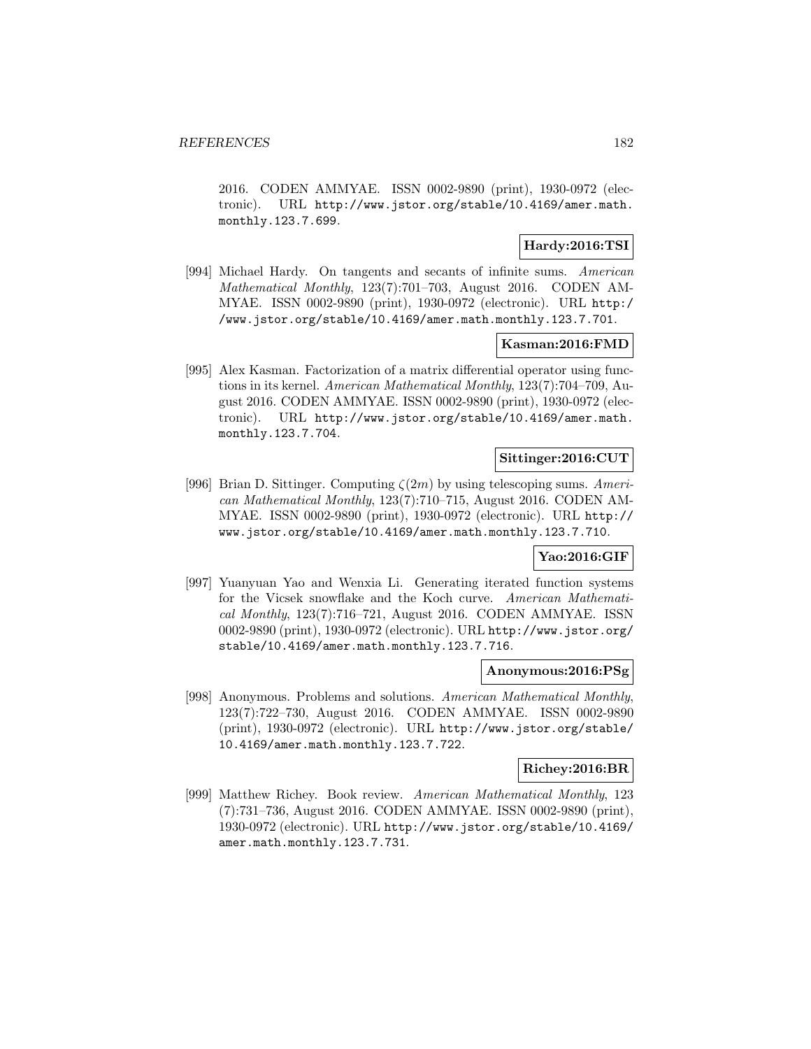2016. CODEN AMMYAE. ISSN 0002-9890 (print), 1930-0972 (electronic). URL http://www.jstor.org/stable/10.4169/amer.math.monthly.123.7.699.

**Hardy:2016:TSI**

[994] Michael Hardy. On tangents and secants of infinite sums. *American Mathematical Monthly*, 123(7):701–703, August 2016. CODEN AMMYAE. ISSN 0002-9890 (print), 1930-0972 (electronic). URL http://www.jstor.org/stable/10.4169/amer.math.monthly.123.7.701.

**Kasman:2016:FMD**

[995] Alex Kasman. Factorization of a matrix differential operator using functions in its kernel. *American Mathematical Monthly*, 123(7):704–709, August 2016. CODEN AMMYAE. ISSN 0002-9890 (print), 1930-0972 (electronic). URL http://www.jstor.org/stable/10.4169/amer.math.monthly.123.7.704.

**Sittinger:2016:CUT**

[996] Brian D. Sittinger. Computing $\zeta(2m)$ by using telescoping sums. *American Mathematical Monthly*, 123(7):710–715, August 2016. CODEN AMMYAE. ISSN 0002-9890 (print), 1930-0972 (electronic). URL http://www.jstor.org/stable/10.4169/amer.math.monthly.123.7.710.

**Yao:2016:GIF**

[997] Yuanyuan Yao and Wenxia Li. Generating iterated function systems for the Vicsek snowflake and the Koch curve. *American Mathematical Monthly*, 123(7):716–721, August 2016. CODEN AMMYAE. ISSN 0002-9890 (print), 1930-0972 (electronic). URL http://www.jstor.org/stable/10.4169/amer.math.monthly.123.7.716.

**Anonymous:2016:PSg**

[998] Anonymous. Problems and solutions. *American Mathematical Monthly*, 123(7):722–730, August 2016. CODEN AMMYAE. ISSN 0002-9890 (print), 1930-0972 (electronic). URL http://www.jstor.org/stable/10.4169/amer.math.monthly.123.7.722.

**Richey:2016:BR**

[999] Matthew Richey. Book review. *American Mathematical Monthly*, 123(7):731–736, August 2016. CODEN AMMYAE. ISSN 0002-9890 (print), 1930-0972 (electronic). URL http://www.jstor.org/stable/10.4169/amer.math.monthly.123.7.731.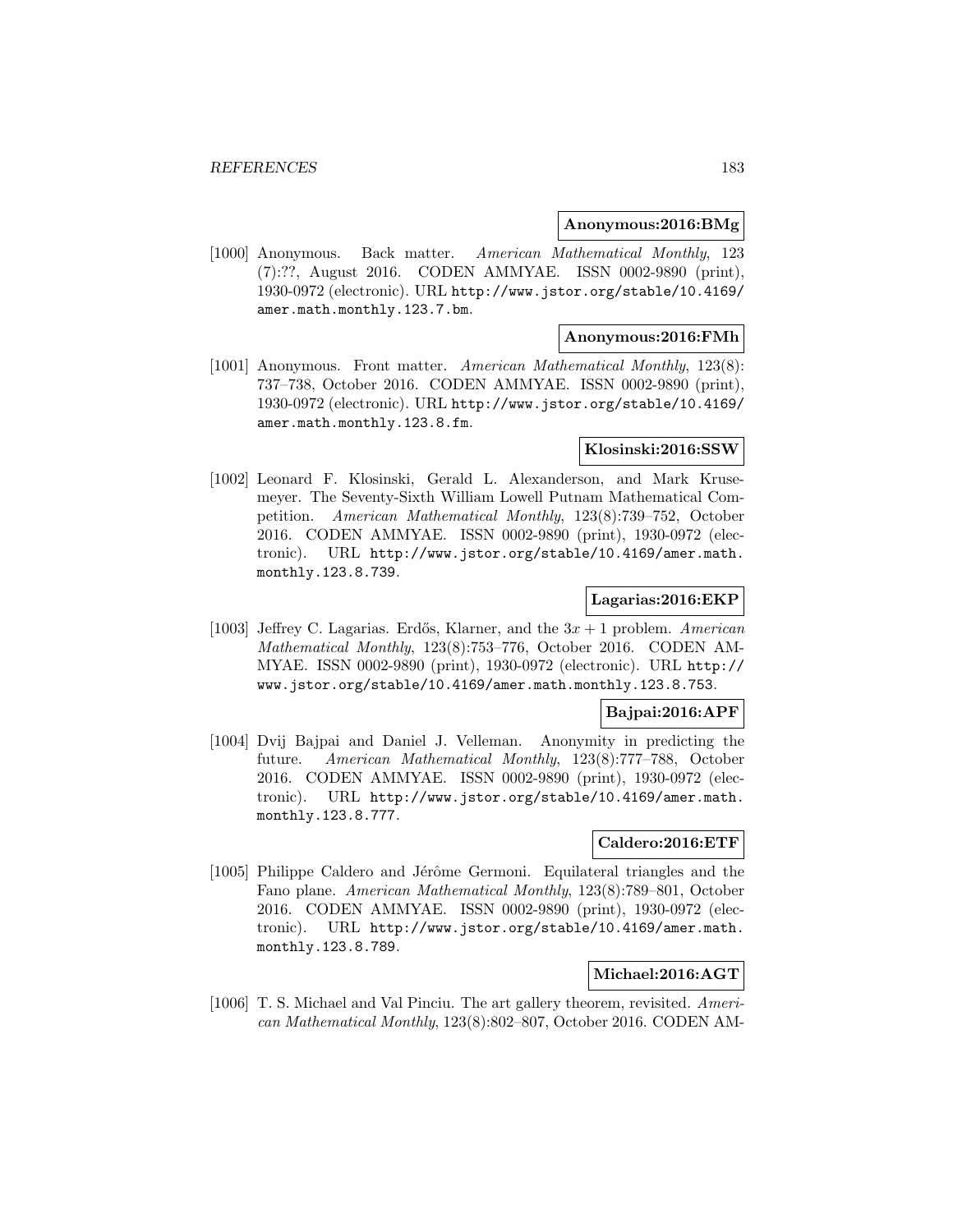**Anonymous:2016:BMg**

[1000] Anonymous. Back matter. *American Mathematical Monthly*, 123 (7):??, August 2016. CODEN AMMYAE. ISSN 0002-9890 (print), 1930-0972 (electronic). URL http://www.jstor.org/stable/10.4169/amer.math.monthly.123.7.bm.

**Anonymous:2016:FMh**

[1001] Anonymous. Front matter. *American Mathematical Monthly*, 123(8): 737–738, October 2016. CODEN AMMYAE. ISSN 0002-9890 (print), 1930-0972 (electronic). URL http://www.jstor.org/stable/10.4169/amer.math.monthly.123.8.fm.

**Klosinski:2016:SSW**

[1002] Leonard F. Klosinski, Gerald L. Alexanderson, and Mark Krusemeyer. The Seventy-Sixth William Lowell Putnam Mathematical Competition. *American Mathematical Monthly*, 123(8):739–752, October 2016. CODEN AMMYAE. ISSN 0002-9890 (print), 1930-0972 (electronic). URL http://www.jstor.org/stable/10.4169/amer.math.monthly.123.8.739.

**Lagarias:2016:EKP**

[1003] Jeffrey C. Lagarias. Erdős, Klarner, and the $3x + 1$ problem. *American Mathematical Monthly*, 123(8):753–776, October 2016. CODEN AMMYAE. ISSN 0002-9890 (print), 1930-0972 (electronic). URL http://www.jstor.org/stable/10.4169/amer.math.monthly.123.8.753.

**Bajpai:2016:APF**

[1004] Dvij Bajpai and Daniel J. Velleman. Anonymity in predicting the future. *American Mathematical Monthly*, 123(8):777–788, October 2016. CODEN AMMYAE. ISSN 0002-9890 (print), 1930-0972 (electronic). URL http://www.jstor.org/stable/10.4169/amer.math.monthly.123.8.777.

**Caldero:2016:ETF**

[1005] Philippe Caldero and Jérôme Germoni. Equilateral triangles and the Fano plane. *American Mathematical Monthly*, 123(8):789–801, October 2016. CODEN AMMYAE. ISSN 0002-9890 (print), 1930-0972 (electronic). URL http://www.jstor.org/stable/10.4169/amer.math.monthly.123.8.789.

**Michael:2016:AGT**

[1006] T. S. Michael and Val Pinciu. The art gallery theorem, revisited. *American Mathematical Monthly*, 123(8):802–807, October 2016. CODEN AM-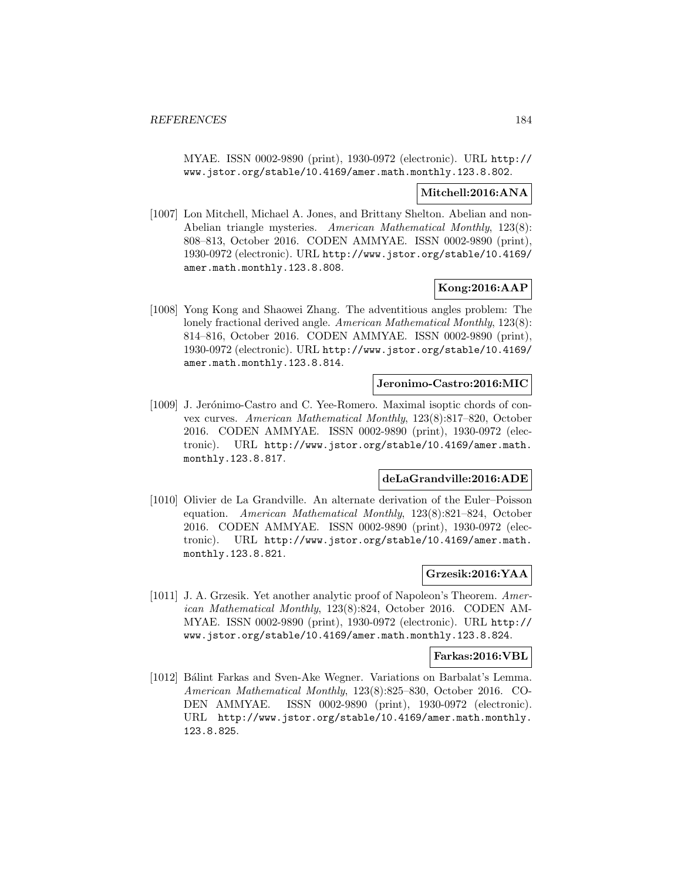MYAE. ISSN 0002-9890 (print), 1930-0972 (electronic). URL http://www.jstor.org/stable/10.4169/amer.math.monthly.123.8.802.

**Mitchell:2016:ANA**

[1007] Lon Mitchell, Michael A. Jones, and Brittany Shelton. Abelian and non-Abelian triangle mysteries. *American Mathematical Monthly*, 123(8): 808–813, October 2016. CODEN AMMYAE. ISSN 0002-9890 (print), 1930-0972 (electronic). URL http://www.jstor.org/stable/10.4169/amer.math.monthly.123.8.808.

**Kong:2016:AAP**

[1008] Yong Kong and Shaowei Zhang. The adventitious angles problem: The lonely fractional derived angle. *American Mathematical Monthly*, 123(8): 814–816, October 2016. CODEN AMMYAE. ISSN 0002-9890 (print), 1930-0972 (electronic). URL http://www.jstor.org/stable/10.4169/amer.math.monthly.123.8.814.

**Jeronimo-Castro:2016:MIC**

[1009] J. Jerónimo-Castro and C. Yee-Romero. Maximal isoptic chords of convex curves. *American Mathematical Monthly*, 123(8):817–820, October 2016. CODEN AMMYAE. ISSN 0002-9890 (print), 1930-0972 (electronic). URL http://www.jstor.org/stable/10.4169/amer.math.monthly.123.8.817.

**deLaGrandville:2016:ADE**

[1010] Olivier de La Grandville. An alternate derivation of the Euler–Poisson equation. *American Mathematical Monthly*, 123(8):821–824, October 2016. CODEN AMMYAE. ISSN 0002-9890 (print), 1930-0972 (electronic). URL http://www.jstor.org/stable/10.4169/amer.math.monthly.123.8.821.

**Grzesik:2016:YAA**

[1011] J. A. Grzesik. Yet another analytic proof of Napoleon's Theorem. *American Mathematical Monthly*, 123(8):824, October 2016. CODEN AMMYAE. ISSN 0002-9890 (print), 1930-0972 (electronic). URL http://www.jstor.org/stable/10.4169/amer.math.monthly.123.8.824.

**Farkas:2016:VBL**

[1012] Bálint Farkas and Sven-Ake Wegner. Variations on Barbalat's Lemma. *American Mathematical Monthly*, 123(8):825–830, October 2016. CODEN AMMYAE. ISSN 0002-9890 (print), 1930-0972 (electronic). URL http://www.jstor.org/stable/10.4169/amer.math.monthly.123.8.825.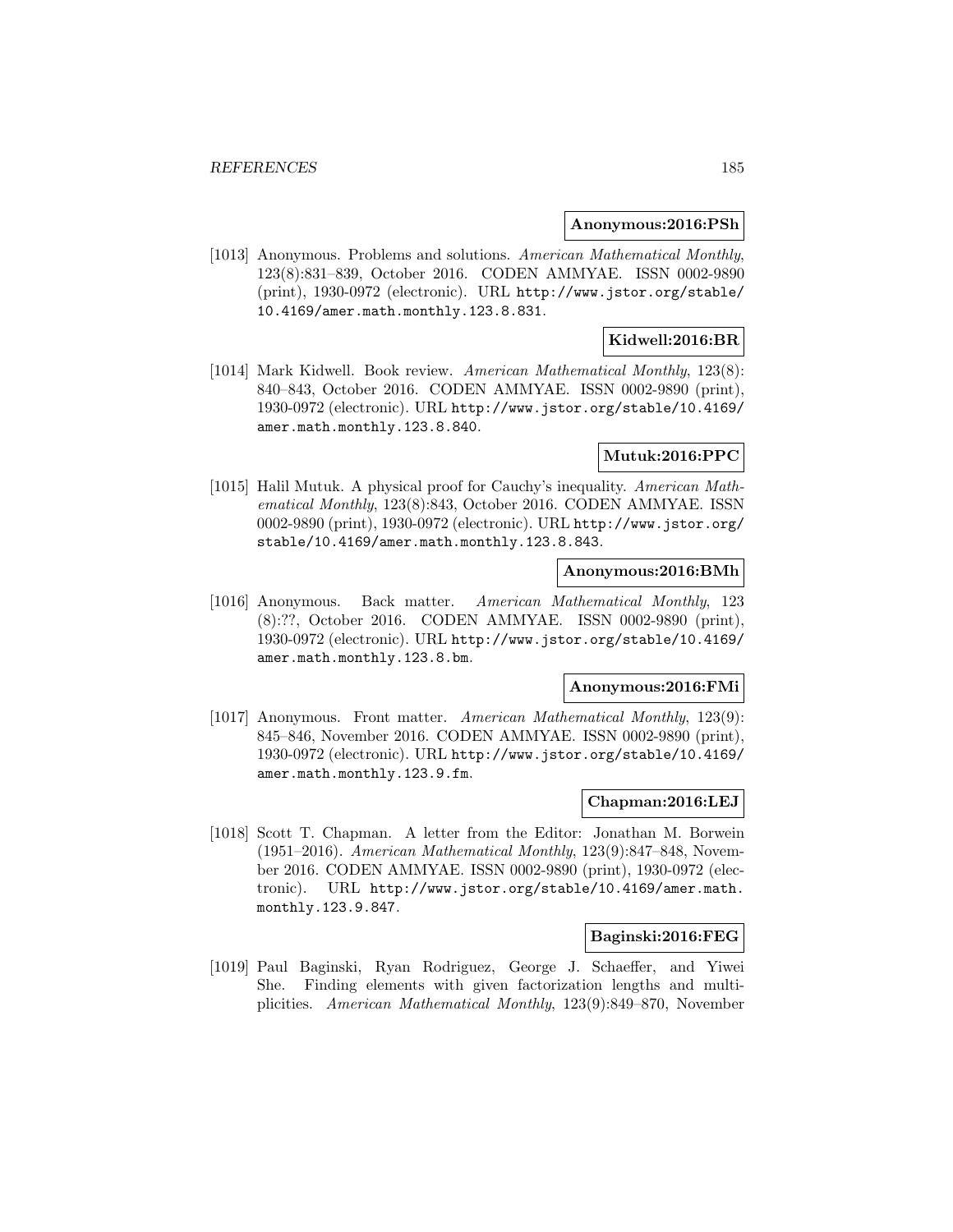**Anonymous:2016:PSh**

[1013] Anonymous. Problems and solutions. *American Mathematical Monthly*, 123(8):831–839, October 2016. CODEN AMMYAE. ISSN 0002-9890 (print), 1930-0972 (electronic). URL http://www.jstor.org/stable/10.4169/amer.math.monthly.123.8.831.

**Kidwell:2016:BR**

[1014] Mark Kidwell. Book review. *American Mathematical Monthly*, 123(8): 840–843, October 2016. CODEN AMMYAE. ISSN 0002-9890 (print), 1930-0972 (electronic). URL http://www.jstor.org/stable/10.4169/amer.math.monthly.123.8.840.

**Mutuk:2016:PPC**

[1015] Halil Mutuk. A physical proof for Cauchy's inequality. *American Mathematical Monthly*, 123(8):843, October 2016. CODEN AMMYAE. ISSN 0002-9890 (print), 1930-0972 (electronic). URL http://www.jstor.org/stable/10.4169/amer.math.monthly.123.8.843.

**Anonymous:2016:BMh**

[1016] Anonymous. Back matter. *American Mathematical Monthly*, 123 (8):??, October 2016. CODEN AMMYAE. ISSN 0002-9890 (print), 1930-0972 (electronic). URL http://www.jstor.org/stable/10.4169/amer.math.monthly.123.8.bm.

**Anonymous:2016:FMi**

[1017] Anonymous. Front matter. *American Mathematical Monthly*, 123(9): 845–846, November 2016. CODEN AMMYAE. ISSN 0002-9890 (print), 1930-0972 (electronic). URL http://www.jstor.org/stable/10.4169/amer.math.monthly.123.9.fm.

**Chapman:2016:LEJ**

[1018] Scott T. Chapman. A letter from the Editor: Jonathan M. Borwein (1951–2016). *American Mathematical Monthly*, 123(9):847–848, November 2016. CODEN AMMYAE. ISSN 0002-9890 (print), 1930-0972 (electronic). URL http://www.jstor.org/stable/10.4169/amer.math.monthly.123.9.847.

**Baginski:2016:FEG**

[1019] Paul Baginski, Ryan Rodriguez, George J. Schaeffer, and Yiwei She. Finding elements with given factorization lengths and multiplicities. *American Mathematical Monthly*, 123(9):849–870, November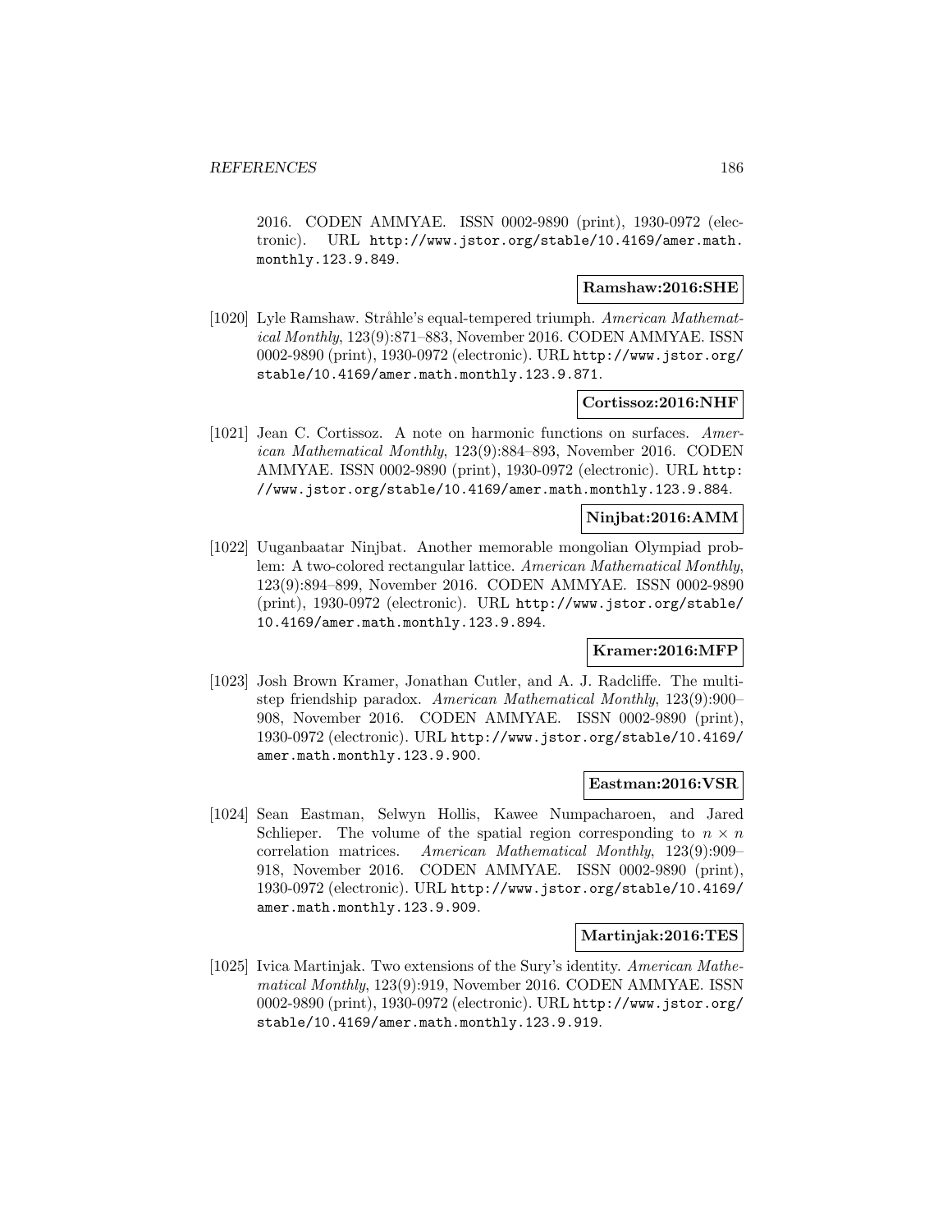2016. CODEN AMMYAE. ISSN 0002-9890 (print), 1930-0972 (electronic). URL http://www.jstor.org/stable/10.4169/amer.math.monthly.123.9.849.

**Ramshaw:2016:SHE**

[1020] Lyle Ramshaw. Stråhle's equal-tempered triumph. *American Mathematical Monthly*, 123(9):871–883, November 2016. CODEN AMMYAE. ISSN 0002-9890 (print), 1930-0972 (electronic). URL http://www.jstor.org/stable/10.4169/amer.math.monthly.123.9.871.

**Cortissoz:2016:NHF**

[1021] Jean C. Cortissoz. A note on harmonic functions on surfaces. *American Mathematical Monthly*, 123(9):884–893, November 2016. CODEN AMMYAE. ISSN 0002-9890 (print), 1930-0972 (electronic). URL http://www.jstor.org/stable/10.4169/amer.math.monthly.123.9.884.

**Ninjbat:2016:AMM**

[1022] Uuganbaatar Ninjbat. Another memorable mongolian Olympiad problem: A two-colored rectangular lattice. *American Mathematical Monthly*, 123(9):894–899, November 2016. CODEN AMMYAE. ISSN 0002-9890 (print), 1930-0972 (electronic). URL http://www.jstor.org/stable/10.4169/amer.math.monthly.123.9.894.

**Kramer:2016:MFP**

[1023] Josh Brown Kramer, Jonathan Cutler, and A. J. Radcliffe. The multistep friendship paradox. *American Mathematical Monthly*, 123(9):900–908, November 2016. CODEN AMMYAE. ISSN 0002-9890 (print), 1930-0972 (electronic). URL http://www.jstor.org/stable/10.4169/amer.math.monthly.123.9.900.

**Eastman:2016:VSR**

[1024] Sean Eastman, Selwyn Hollis, Kawee Numpacharoen, and Jared Schlieper. The volume of the spatial region corresponding to $n \times n$ correlation matrices. *American Mathematical Monthly*, 123(9):909–918, November 2016. CODEN AMMYAE. ISSN 0002-9890 (print), 1930-0972 (electronic). URL http://www.jstor.org/stable/10.4169/amer.math.monthly.123.9.909.

**Martinjak:2016:TES**

[1025] Ivica Martinjak. Two extensions of the Sury's identity. *American Mathematical Monthly*, 123(9):919, November 2016. CODEN AMMYAE. ISSN 0002-9890 (print), 1930-0972 (electronic). URL http://www.jstor.org/stable/10.4169/amer.math.monthly.123.9.919.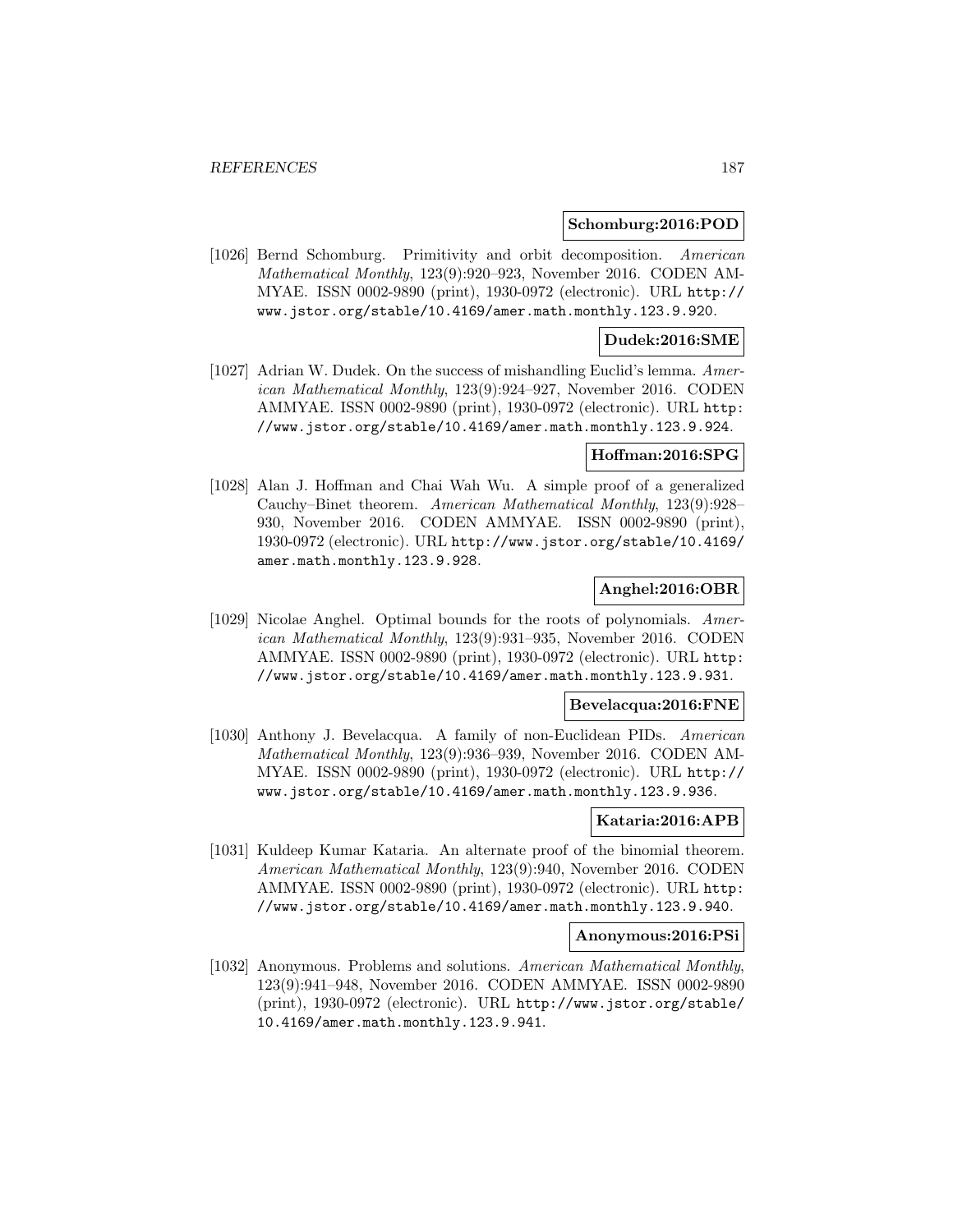**Schomburg:2016:POD**

[1026] Bernd Schomburg. Primitivity and orbit decomposition. *American Mathematical Monthly*, 123(9):920–923, November 2016. CODEN AMMYAE. ISSN 0002-9890 (print), 1930-0972 (electronic). URL http://www.jstor.org/stable/10.4169/amer.math.monthly.123.9.920.

**Dudek:2016:SME**

[1027] Adrian W. Dudek. On the success of mishandling Euclid's lemma. *American Mathematical Monthly*, 123(9):924–927, November 2016. CODEN AMMYAE. ISSN 0002-9890 (print), 1930-0972 (electronic). URL http://www.jstor.org/stable/10.4169/amer.math.monthly.123.9.924.

**Hoffman:2016:SPG**

[1028] Alan J. Hoffman and Chai Wah Wu. A simple proof of a generalized Cauchy–Binet theorem. *American Mathematical Monthly*, 123(9):928–930, November 2016. CODEN AMMYAE. ISSN 0002-9890 (print), 1930-0972 (electronic). URL http://www.jstor.org/stable/10.4169/amer.math.monthly.123.9.928.

**Anghel:2016:OBR**

[1029] Nicolae Anghel. Optimal bounds for the roots of polynomials. *American Mathematical Monthly*, 123(9):931–935, November 2016. CODEN AMMYAE. ISSN 0002-9890 (print), 1930-0972 (electronic). URL http://www.jstor.org/stable/10.4169/amer.math.monthly.123.9.931.

**Bevelacqua:2016:FNE**

[1030] Anthony J. Bevelacqua. A family of non-Euclidean PIDs. *American Mathematical Monthly*, 123(9):936–939, November 2016. CODEN AMMYAE. ISSN 0002-9890 (print), 1930-0972 (electronic). URL http://www.jstor.org/stable/10.4169/amer.math.monthly.123.9.936.

**Kataria:2016:APB**

[1031] Kuldeep Kumar Kataria. An alternate proof of the binomial theorem. *American Mathematical Monthly*, 123(9):940, November 2016. CODEN AMMYAE. ISSN 0002-9890 (print), 1930-0972 (electronic). URL http://www.jstor.org/stable/10.4169/amer.math.monthly.123.9.940.

**Anonymous:2016:PSi**

[1032] Anonymous. Problems and solutions. *American Mathematical Monthly*, 123(9):941–948, November 2016. CODEN AMMYAE. ISSN 0002-9890 (print), 1930-0972 (electronic). URL http://www.jstor.org/stable/10.4169/amer.math.monthly.123.9.941.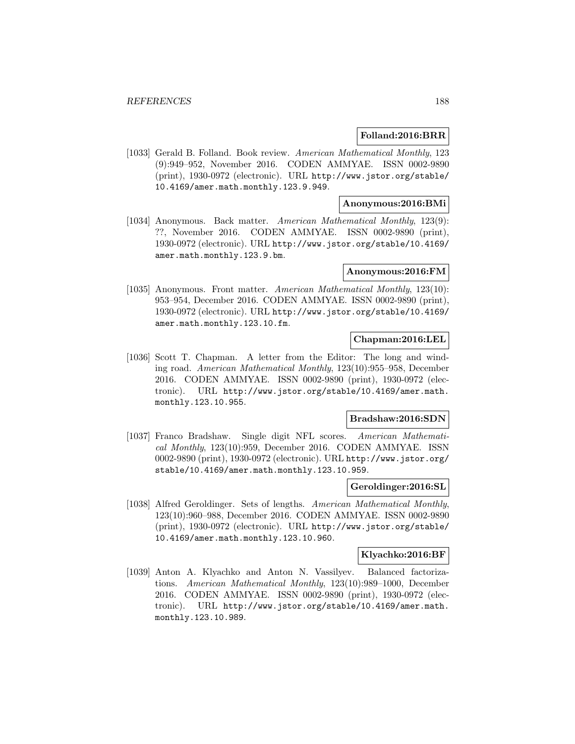**Folland:2016:BRR**

[1033] Gerald B. Folland. Book review. *American Mathematical Monthly*, 123 (9):949–952, November 2016. CODEN AMMYAE. ISSN 0002-9890 (print), 1930-0972 (electronic). URL http://www.jstor.org/stable/10.4169/amer.math.monthly.123.9.949.

**Anonymous:2016:BMi**

[1034] Anonymous. Back matter. *American Mathematical Monthly*, 123(9): ??, November 2016. CODEN AMMYAE. ISSN 0002-9890 (print), 1930-0972 (electronic). URL http://www.jstor.org/stable/10.4169/amer.math.monthly.123.9.bm.

**Anonymous:2016:FM**

[1035] Anonymous. Front matter. *American Mathematical Monthly*, 123(10): 953–954, December 2016. CODEN AMMYAE. ISSN 0002-9890 (print), 1930-0972 (electronic). URL http://www.jstor.org/stable/10.4169/amer.math.monthly.123.10.fm.

**Chapman:2016:LEL**

[1036] Scott T. Chapman. A letter from the Editor: The long and winding road. *American Mathematical Monthly*, 123(10):955–958, December 2016. CODEN AMMYAE. ISSN 0002-9890 (print), 1930-0972 (electronic). URL http://www.jstor.org/stable/10.4169/amer.math.monthly.123.10.955.

**Bradshaw:2016:SDN**

[1037] Franco Bradshaw. Single digit NFL scores. *American Mathematical Monthly*, 123(10):959, December 2016. CODEN AMMYAE. ISSN 0002-9890 (print), 1930-0972 (electronic). URL http://www.jstor.org/stable/10.4169/amer.math.monthly.123.10.959.

**Geroldinger:2016:SL**

[1038] Alfred Geroldinger. Sets of lengths. *American Mathematical Monthly*, 123(10):960–988, December 2016. CODEN AMMYAE. ISSN 0002-9890 (print), 1930-0972 (electronic). URL http://www.jstor.org/stable/10.4169/amer.math.monthly.123.10.960.

**Klyachko:2016:BF**

[1039] Anton A. Klyachko and Anton N. Vassilyev. Balanced factorizations. *American Mathematical Monthly*, 123(10):989–1000, December 2016. CODEN AMMYAE. ISSN 0002-9890 (print), 1930-0972 (electronic). URL http://www.jstor.org/stable/10.4169/amer.math.monthly.123.10.989.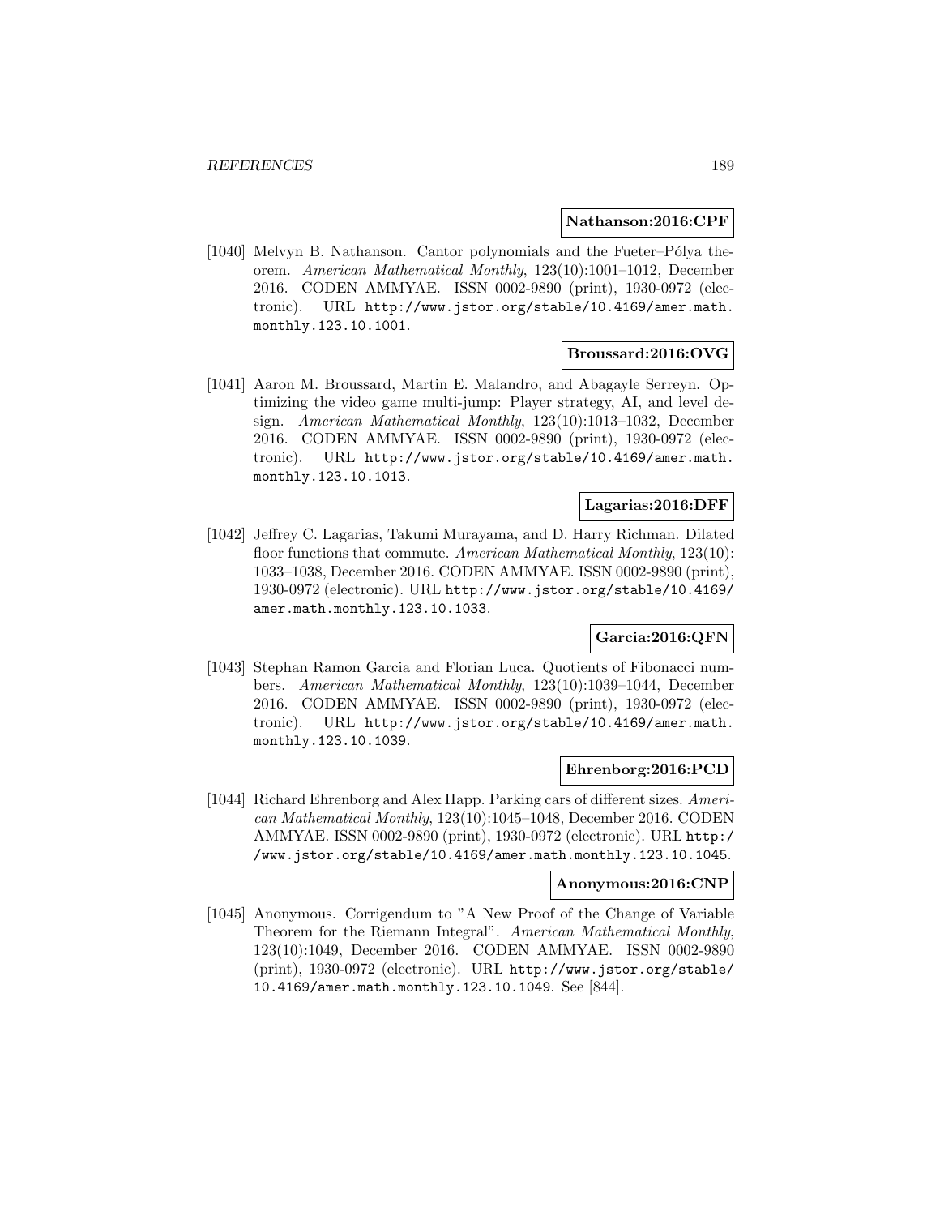**Nathanson:2016:CPF**

[1040] Melvyn B. Nathanson. Cantor polynomials and the Fueter–Pólya theorem. *American Mathematical Monthly*, 123(10):1001–1012, December 2016. CODEN AMMYAE. ISSN 0002-9890 (print), 1930-0972 (electronic). URL http://www.jstor.org/stable/10.4169/amer.math.monthly.123.10.1001.

**Broussard:2016:OVG**

[1041] Aaron M. Broussard, Martin E. Malandro, and Abagayle Serreyn. Optimizing the video game multi-jump: Player strategy, AI, and level design. *American Mathematical Monthly*, 123(10):1013–1032, December 2016. CODEN AMMYAE. ISSN 0002-9890 (print), 1930-0972 (electronic). URL http://www.jstor.org/stable/10.4169/amer.math.monthly.123.10.1013.

**Lagarias:2016:DFF**

[1042] Jeffrey C. Lagarias, Takumi Murayama, and D. Harry Richman. Dilated floor functions that commute. *American Mathematical Monthly*, 123(10): 1033–1038, December 2016. CODEN AMMYAE. ISSN 0002-9890 (print), 1930-0972 (electronic). URL http://www.jstor.org/stable/10.4169/amer.math.monthly.123.10.1033.

**Garcia:2016:QFN**

[1043] Stephan Ramon Garcia and Florian Luca. Quotients of Fibonacci numbers. *American Mathematical Monthly*, 123(10):1039–1044, December 2016. CODEN AMMYAE. ISSN 0002-9890 (print), 1930-0972 (electronic). URL http://www.jstor.org/stable/10.4169/amer.math.monthly.123.10.1039.

**Ehrenborg:2016:PCD**

[1044] Richard Ehrenborg and Alex Happ. Parking cars of different sizes. *American Mathematical Monthly*, 123(10):1045–1048, December 2016. CODEN AMMYAE. ISSN 0002-9890 (print), 1930-0972 (electronic). URL http://www.jstor.org/stable/10.4169/amer.math.monthly.123.10.1045.

**Anonymous:2016:CNP**

[1045] Anonymous. Corrigendum to "A New Proof of the Change of Variable Theorem for the Riemann Integral". *American Mathematical Monthly*, 123(10):1049, December 2016. CODEN AMMYAE. ISSN 0002-9890 (print), 1930-0972 (electronic). URL http://www.jstor.org/stable/10.4169/amer.math.monthly.123.10.1049. See [844].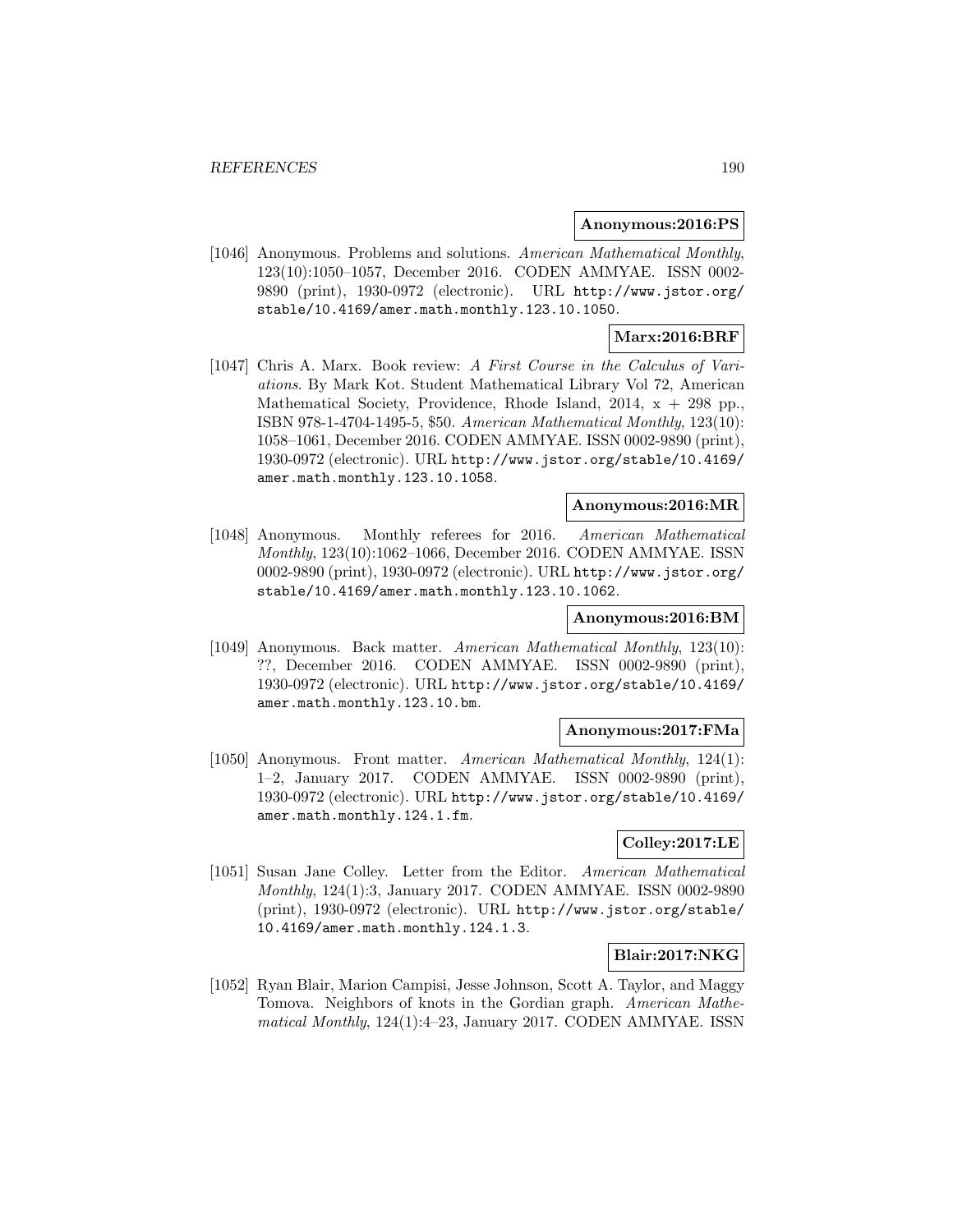**Anonymous:2016:PS**

[1046] Anonymous. Problems and solutions. *American Mathematical Monthly*, 123(10):1050–1057, December 2016. CODEN AMMYAE. ISSN 0002-9890 (print), 1930-0972 (electronic). URL http://www.jstor.org/stable/10.4169/amer.math.monthly.123.10.1050.

**Marx:2016:BRF**

[1047] Chris A. Marx. Book review: *A First Course in the Calculus of Variations*. By Mark Kot. Student Mathematical Library Vol 72, American Mathematical Society, Providence, Rhode Island, 2014, x + 298 pp., ISBN 978-1-4704-1495-5, $50. *American Mathematical Monthly*, 123(10): 1058–1061, December 2016. CODEN AMMYAE. ISSN 0002-9890 (print), 1930-0972 (electronic). URL http://www.jstor.org/stable/10.4169/amer.math.monthly.123.10.1058.

**Anonymous:2016:MR**

[1048] Anonymous. Monthly referees for 2016. *American Mathematical Monthly*, 123(10):1062–1066, December 2016. CODEN AMMYAE. ISSN 0002-9890 (print), 1930-0972 (electronic). URL http://www.jstor.org/stable/10.4169/amer.math.monthly.123.10.1062.

**Anonymous:2016:BM**

[1049] Anonymous. Back matter. *American Mathematical Monthly*, 123(10): ??, December 2016. CODEN AMMYAE. ISSN 0002-9890 (print), 1930-0972 (electronic). URL http://www.jstor.org/stable/10.4169/amer.math.monthly.123.10.bm.

**Anonymous:2017:FMa**

[1050] Anonymous. Front matter. *American Mathematical Monthly*, 124(1): 1–2, January 2017. CODEN AMMYAE. ISSN 0002-9890 (print), 1930-0972 (electronic). URL http://www.jstor.org/stable/10.4169/amer.math.monthly.124.1.fm.

**Colley:2017:LE**

[1051] Susan Jane Colley. Letter from the Editor. *American Mathematical Monthly*, 124(1):3, January 2017. CODEN AMMYAE. ISSN 0002-9890 (print), 1930-0972 (electronic). URL http://www.jstor.org/stable/10.4169/amer.math.monthly.124.1.3.

**Blair:2017:NKG**

[1052] Ryan Blair, Marion Campisi, Jesse Johnson, Scott A. Taylor, and Maggy Tomova. Neighbors of knots in the Gordian graph. *American Mathematical Monthly*, 124(1):4–23, January 2017. CODEN AMMYAE. ISSN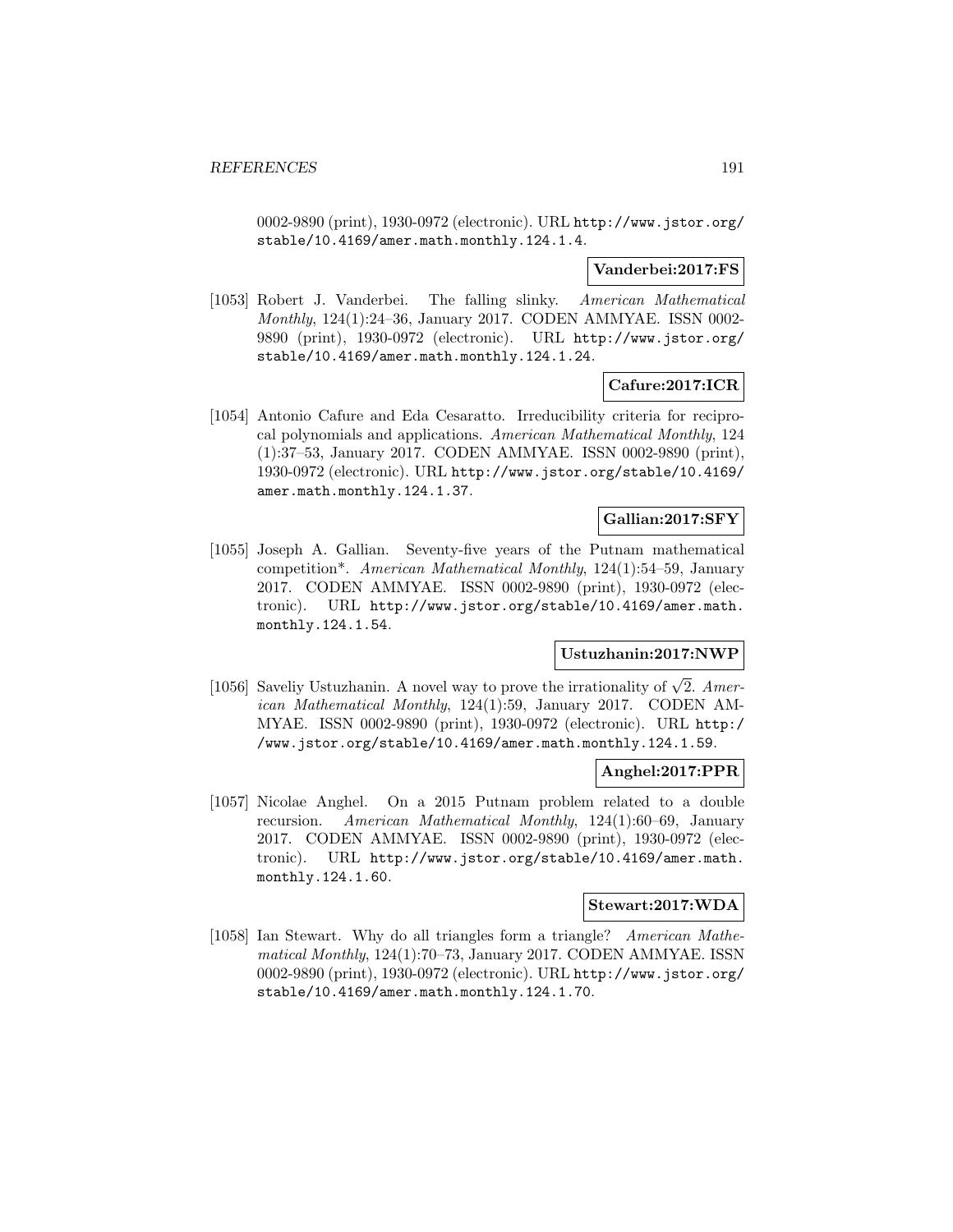0002-9890 (print), 1930-0972 (electronic). URL http://www.jstor.org/stable/10.4169/amer.math.monthly.124.1.4.

**Vanderbei:2017:FS**

[1053] Robert J. Vanderbei. The falling slinky. *American Mathematical Monthly*, 124(1):24–36, January 2017. CODEN AMMYAE. ISSN 0002-9890 (print), 1930-0972 (electronic). URL http://www.jstor.org/stable/10.4169/amer.math.monthly.124.1.24.

**Cafure:2017:ICR**

[1054] Antonio Cafure and Eda Cesaratto. Irreducibility criteria for reciprocal polynomials and applications. *American Mathematical Monthly*, 124 (1):37–53, January 2017. CODEN AMMYAE. ISSN 0002-9890 (print), 1930-0972 (electronic). URL http://www.jstor.org/stable/10.4169/amer.math.monthly.124.1.37.

**Gallian:2017:SFY**

[1055] Joseph A. Gallian. Seventy-five years of the Putnam mathematical competition*. *American Mathematical Monthly*, 124(1):54–59, January 2017. CODEN AMMYAE. ISSN 0002-9890 (print), 1930-0972 (electronic). URL http://www.jstor.org/stable/10.4169/amer.math.monthly.124.1.54.

**Ustuzhanin:2017:NWP**

[1056] Saveliy Ustuzhanin. A novel way to prove the irrationality of $\sqrt{2}$. *American Mathematical Monthly*, 124(1):59, January 2017. CODEN AMMYAE. ISSN 0002-9890 (print), 1930-0972 (electronic). URL http://www.jstor.org/stable/10.4169/amer.math.monthly.124.1.59.

**Anghel:2017:PPR**

[1057] Nicolae Anghel. On a 2015 Putnam problem related to a double recursion. *American Mathematical Monthly*, 124(1):60–69, January 2017. CODEN AMMYAE. ISSN 0002-9890 (print), 1930-0972 (electronic). URL http://www.jstor.org/stable/10.4169/amer.math.monthly.124.1.60.

**Stewart:2017:WDA**

[1058] Ian Stewart. Why do all triangles form a triangle? *American Mathematical Monthly*, 124(1):70–73, January 2017. CODEN AMMYAE. ISSN 0002-9890 (print), 1930-0972 (electronic). URL http://www.jstor.org/stable/10.4169/amer.math.monthly.124.1.70.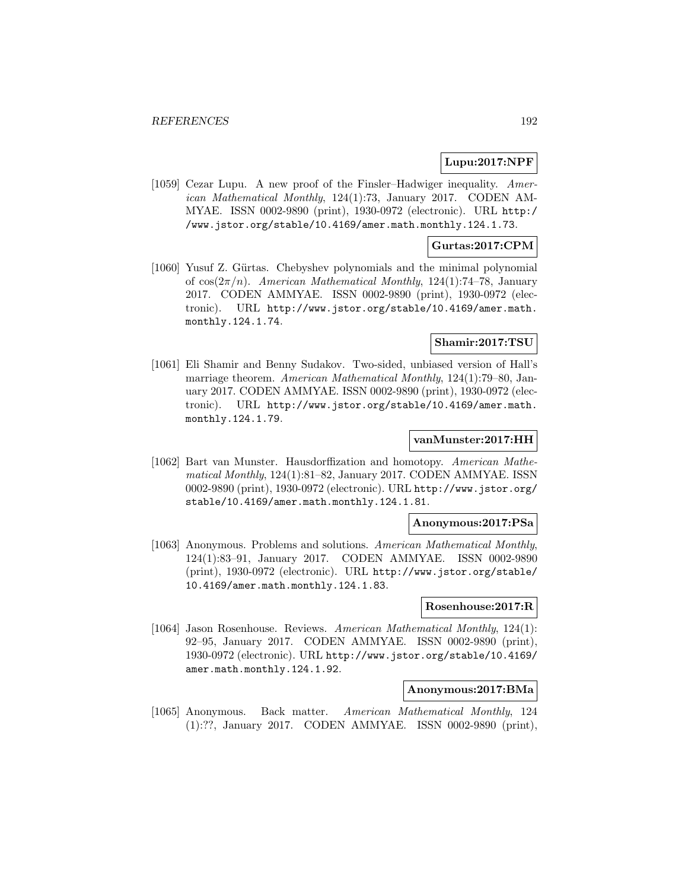**Lupu:2017:NPF**

[1059] Cezar Lupu. A new proof of the Finsler–Hadwiger inequality. *American Mathematical Monthly*, 124(1):73, January 2017. CODEN AMMYAE. ISSN 0002-9890 (print), 1930-0972 (electronic). URL http://www.jstor.org/stable/10.4169/amer.math.monthly.124.1.73.

**Gurtas:2017:CPM**

[1060] Yusuf Z. Gürtas. Chebyshev polynomials and the minimal polynomial of $\cos(2\pi/n)$. *American Mathematical Monthly*, 124(1):74–78, January 2017. CODEN AMMYAE. ISSN 0002-9890 (print), 1930-0972 (electronic). URL http://www.jstor.org/stable/10.4169/amer.math.monthly.124.1.74.

**Shamir:2017:TSU**

[1061] Eli Shamir and Benny Sudakov. Two-sided, unbiased version of Hall's marriage theorem. *American Mathematical Monthly*, 124(1):79–80, January 2017. CODEN AMMYAE. ISSN 0002-9890 (print), 1930-0972 (electronic). URL http://www.jstor.org/stable/10.4169/amer.math.monthly.124.1.79.

**vanMunster:2017:HH**

[1062] Bart van Munster. Hausdorffization and homotopy. *American Mathematical Monthly*, 124(1):81–82, January 2017. CODEN AMMYAE. ISSN 0002-9890 (print), 1930-0972 (electronic). URL http://www.jstor.org/stable/10.4169/amer.math.monthly.124.1.81.

**Anonymous:2017:PSa**

[1063] Anonymous. Problems and solutions. *American Mathematical Monthly*, 124(1):83–91, January 2017. CODEN AMMYAE. ISSN 0002-9890 (print), 1930-0972 (electronic). URL http://www.jstor.org/stable/10.4169/amer.math.monthly.124.1.83.

**Rosenhouse:2017:R**

[1064] Jason Rosenhouse. Reviews. *American Mathematical Monthly*, 124(1):92–95, January 2017. CODEN AMMYAE. ISSN 0002-9890 (print), 1930-0972 (electronic). URL http://www.jstor.org/stable/10.4169/amer.math.monthly.124.1.92.

**Anonymous:2017:BMa**

[1065] Anonymous. Back matter. *American Mathematical Monthly*, 124(1):??, January 2017. CODEN AMMYAE. ISSN 0002-9890 (print),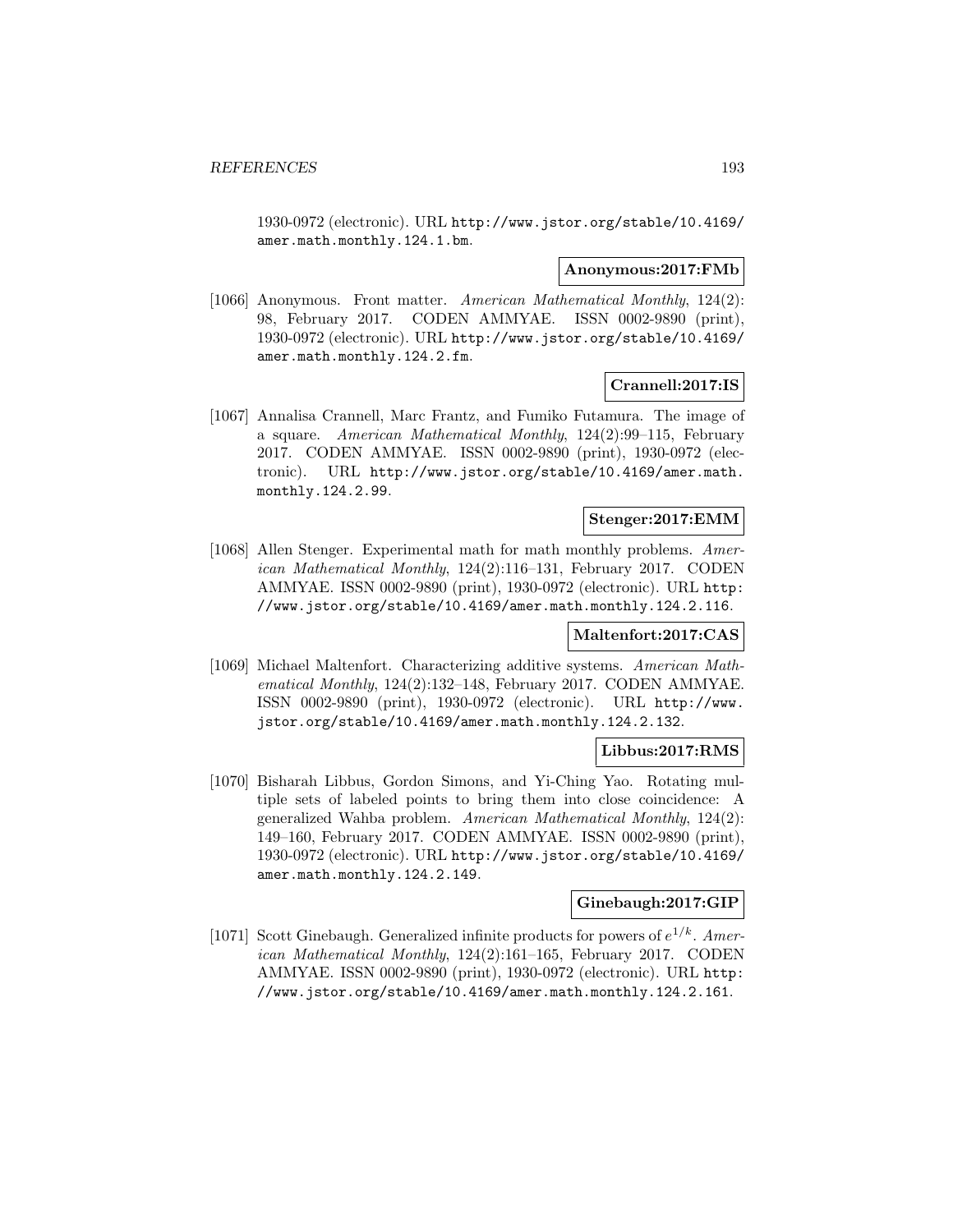1930-0972 (electronic). URL http://www.jstor.org/stable/10.4169/amer.math.monthly.124.1.bm.

**Anonymous:2017:FMb**

[1066] Anonymous. Front matter. *American Mathematical Monthly*, 124(2): 98, February 2017. CODEN AMMYAE. ISSN 0002-9890 (print), 1930-0972 (electronic). URL http://www.jstor.org/stable/10.4169/amer.math.monthly.124.2.fm.

**Crannell:2017:IS**

[1067] Annalisa Crannell, Marc Frantz, and Fumiko Futamura. The image of a square. *American Mathematical Monthly*, 124(2):99–115, February 2017. CODEN AMMYAE. ISSN 0002-9890 (print), 1930-0972 (electronic). URL http://www.jstor.org/stable/10.4169/amer.math.monthly.124.2.99.

**Stenger:2017:EMM**

[1068] Allen Stenger. Experimental math for math monthly problems. *American Mathematical Monthly*, 124(2):116–131, February 2017. CODEN AMMYAE. ISSN 0002-9890 (print), 1930-0972 (electronic). URL http://www.jstor.org/stable/10.4169/amer.math.monthly.124.2.116.

**Maltenfort:2017:CAS**

[1069] Michael Maltenfort. Characterizing additive systems. *American Mathematical Monthly*, 124(2):132–148, February 2017. CODEN AMMYAE. ISSN 0002-9890 (print), 1930-0972 (electronic). URL http://www.jstor.org/stable/10.4169/amer.math.monthly.124.2.132.

**Libbus:2017:RMS**

[1070] Bisharah Libbus, Gordon Simons, and Yi-Ching Yao. Rotating multiple sets of labeled points to bring them into close coincidence: A generalized Wahba problem. *American Mathematical Monthly*, 124(2): 149–160, February 2017. CODEN AMMYAE. ISSN 0002-9890 (print), 1930-0972 (electronic). URL http://www.jstor.org/stable/10.4169/amer.math.monthly.124.2.149.

**Ginebaugh:2017:GIP**

[1071] Scott Ginebaugh. Generalized infinite products for powers of $e^{1/k}$. *American Mathematical Monthly*, 124(2):161–165, February 2017. CODEN AMMYAE. ISSN 0002-9890 (print), 1930-0972 (electronic). URL http://www.jstor.org/stable/10.4169/amer.math.monthly.124.2.161.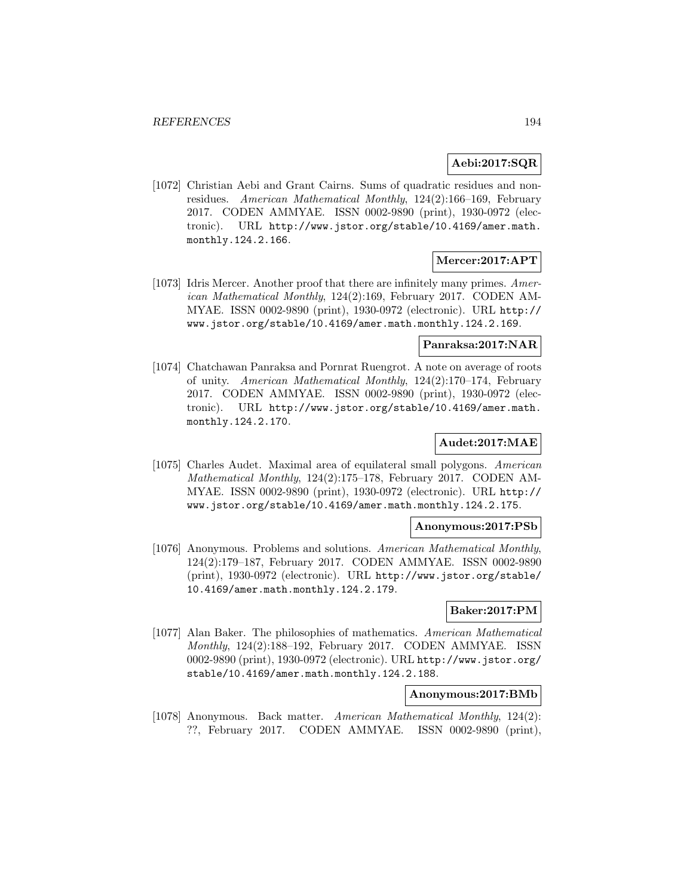**Aebi:2017:SQR**

[1072] Christian Aebi and Grant Cairns. Sums of quadratic residues and nonresidues. *American Mathematical Monthly*, 124(2):166–169, February 2017. CODEN AMMYAE. ISSN 0002-9890 (print), 1930-0972 (electronic). URL http://www.jstor.org/stable/10.4169/amer.math.monthly.124.2.166.

**Mercer:2017:APT**

[1073] Idris Mercer. Another proof that there are infinitely many primes. *American Mathematical Monthly*, 124(2):169, February 2017. CODEN AMMYAE. ISSN 0002-9890 (print), 1930-0972 (electronic). URL http://www.jstor.org/stable/10.4169/amer.math.monthly.124.2.169.

**Panraksa:2017:NAR**

[1074] Chatchawan Panraksa and Pornrat Ruengrot. A note on average of roots of unity. *American Mathematical Monthly*, 124(2):170–174, February 2017. CODEN AMMYAE. ISSN 0002-9890 (print), 1930-0972 (electronic). URL http://www.jstor.org/stable/10.4169/amer.math.monthly.124.2.170.

**Audet:2017:MAE**

[1075] Charles Audet. Maximal area of equilateral small polygons. *American Mathematical Monthly*, 124(2):175–178, February 2017. CODEN AMMYAE. ISSN 0002-9890 (print), 1930-0972 (electronic). URL http://www.jstor.org/stable/10.4169/amer.math.monthly.124.2.175.

**Anonymous:2017:PSb**

[1076] Anonymous. Problems and solutions. *American Mathematical Monthly*, 124(2):179–187, February 2017. CODEN AMMYAE. ISSN 0002-9890 (print), 1930-0972 (electronic). URL http://www.jstor.org/stable/10.4169/amer.math.monthly.124.2.179.

**Baker:2017:PM**

[1077] Alan Baker. The philosophies of mathematics. *American Mathematical Monthly*, 124(2):188–192, February 2017. CODEN AMMYAE. ISSN 0002-9890 (print), 1930-0972 (electronic). URL http://www.jstor.org/stable/10.4169/amer.math.monthly.124.2.188.

**Anonymous:2017:BMb**

[1078] Anonymous. Back matter. *American Mathematical Monthly*, 124(2): ??, February 2017. CODEN AMMYAE. ISSN 0002-9890 (print),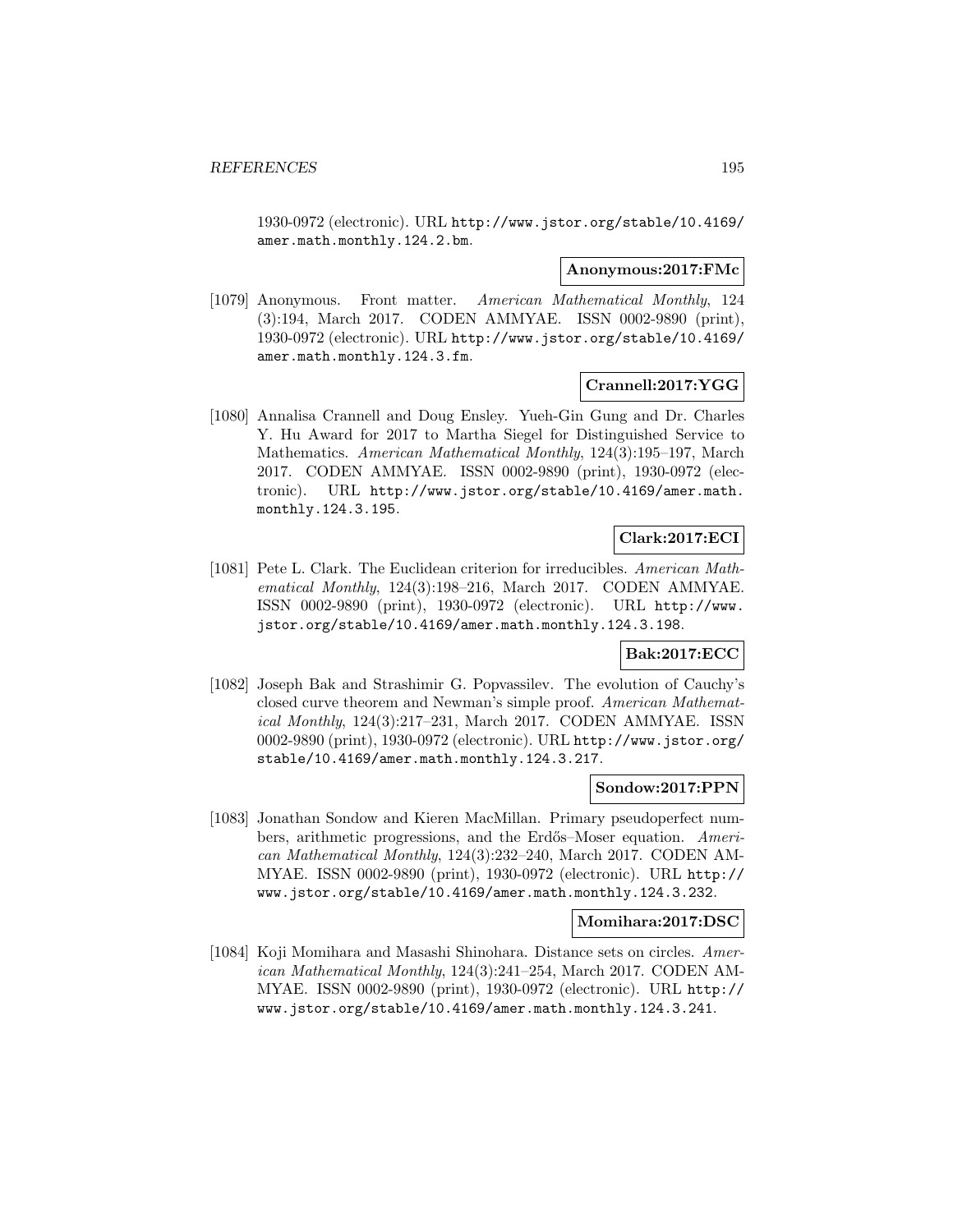1930-0972 (electronic). URL http://www.jstor.org/stable/10.4169/amer.math.monthly.124.2.bm.

**Anonymous:2017:FMc**

[1079] Anonymous. Front matter. *American Mathematical Monthly*, 124 (3):194, March 2017. CODEN AMMYAE. ISSN 0002-9890 (print), 1930-0972 (electronic). URL http://www.jstor.org/stable/10.4169/amer.math.monthly.124.3.fm.

**Crannell:2017:YGG**

[1080] Annalisa Crannell and Doug Ensley. Yueh-Gin Gung and Dr. Charles Y. Hu Award for 2017 to Martha Siegel for Distinguished Service to Mathematics. *American Mathematical Monthly*, 124(3):195–197, March 2017. CODEN AMMYAE. ISSN 0002-9890 (print), 1930-0972 (electronic). URL http://www.jstor.org/stable/10.4169/amer.math.monthly.124.3.195.

**Clark:2017:ECI**

[1081] Pete L. Clark. The Euclidean criterion for irreducibles. *American Mathematical Monthly*, 124(3):198–216, March 2017. CODEN AMMYAE. ISSN 0002-9890 (print), 1930-0972 (electronic). URL http://www.jstor.org/stable/10.4169/amer.math.monthly.124.3.198.

**Bak:2017:ECC**

[1082] Joseph Bak and Strashimir G. Popvassilev. The evolution of Cauchy's closed curve theorem and Newman's simple proof. *American Mathematical Monthly*, 124(3):217–231, March 2017. CODEN AMMYAE. ISSN 0002-9890 (print), 1930-0972 (electronic). URL http://www.jstor.org/stable/10.4169/amer.math.monthly.124.3.217.

**Sondow:2017:PPN**

[1083] Jonathan Sondow and Kieren MacMillan. Primary pseudoperfect numbers, arithmetic progressions, and the Erdős–Moser equation. *American Mathematical Monthly*, 124(3):232–240, March 2017. CODEN AMMYAE. ISSN 0002-9890 (print), 1930-0972 (electronic). URL http://www.jstor.org/stable/10.4169/amer.math.monthly.124.3.232.

**Momihara:2017:DSC**

[1084] Koji Momihara and Masashi Shinohara. Distance sets on circles. *American Mathematical Monthly*, 124(3):241–254, March 2017. CODEN AMMYAE. ISSN 0002-9890 (print), 1930-0972 (electronic). URL http://www.jstor.org/stable/10.4169/amer.math.monthly.124.3.241.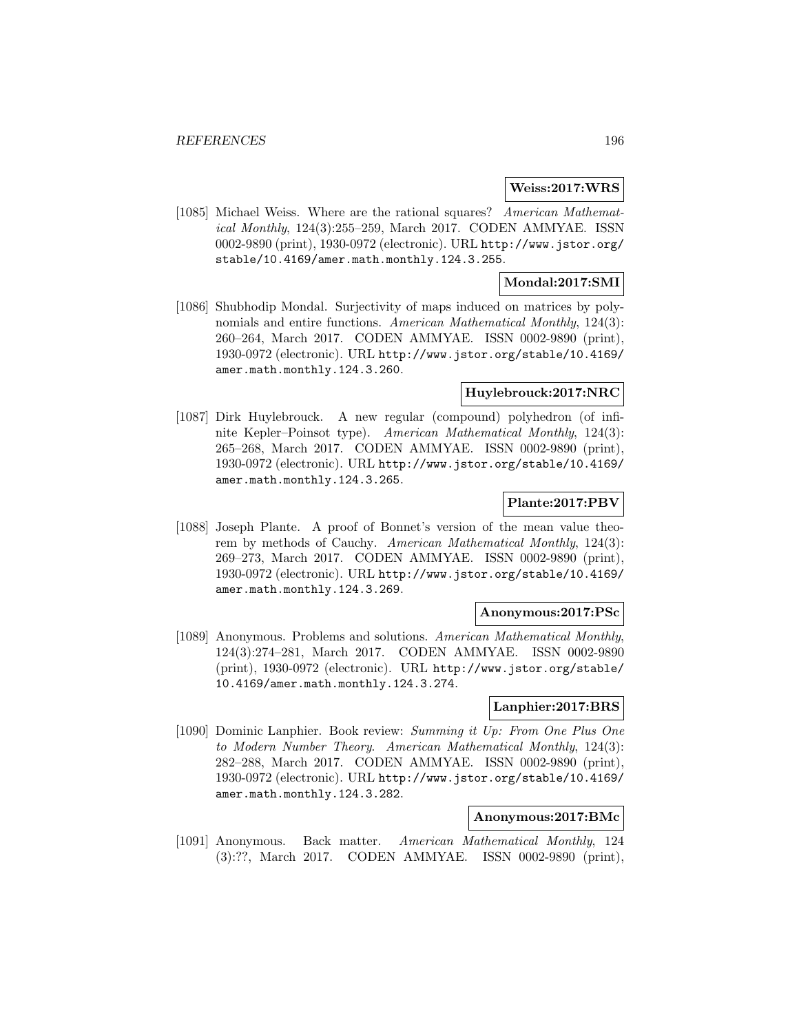**Weiss:2017:WRS**

[1085] Michael Weiss. Where are the rational squares? *American Mathematical Monthly*, 124(3):255–259, March 2017. CODEN AMMYAE. ISSN 0002-9890 (print), 1930-0972 (electronic). URL http://www.jstor.org/stable/10.4169/amer.math.monthly.124.3.255.

**Mondal:2017:SMI**

[1086] Shubhodip Mondal. Surjectivity of maps induced on matrices by polynomials and entire functions. *American Mathematical Monthly*, 124(3): 260–264, March 2017. CODEN AMMYAE. ISSN 0002-9890 (print), 1930-0972 (electronic). URL http://www.jstor.org/stable/10.4169/amer.math.monthly.124.3.260.

**Huylebrouck:2017:NRC**

[1087] Dirk Huylebrouck. A new regular (compound) polyhedron (of infinite Kepler–Poinsot type). *American Mathematical Monthly*, 124(3): 265–268, March 2017. CODEN AMMYAE. ISSN 0002-9890 (print), 1930-0972 (electronic). URL http://www.jstor.org/stable/10.4169/amer.math.monthly.124.3.265.

**Plante:2017:PBV**

[1088] Joseph Plante. A proof of Bonnet's version of the mean value theorem by methods of Cauchy. *American Mathematical Monthly*, 124(3): 269–273, March 2017. CODEN AMMYAE. ISSN 0002-9890 (print), 1930-0972 (electronic). URL http://www.jstor.org/stable/10.4169/amer.math.monthly.124.3.269.

**Anonymous:2017:PSc**

[1089] Anonymous. Problems and solutions. *American Mathematical Monthly*, 124(3):274–281, March 2017. CODEN AMMYAE. ISSN 0002-9890 (print), 1930-0972 (electronic). URL http://www.jstor.org/stable/10.4169/amer.math.monthly.124.3.274.

**Lanphier:2017:BRS**

[1090] Dominic Lanphier. Book review: *Summing it Up: From One Plus One to Modern Number Theory*. *American Mathematical Monthly*, 124(3): 282–288, March 2017. CODEN AMMYAE. ISSN 0002-9890 (print), 1930-0972 (electronic). URL http://www.jstor.org/stable/10.4169/amer.math.monthly.124.3.282.

**Anonymous:2017:BMc**

[1091] Anonymous. Back matter. *American Mathematical Monthly*, 124 (3):??, March 2017. CODEN AMMYAE. ISSN 0002-9890 (print),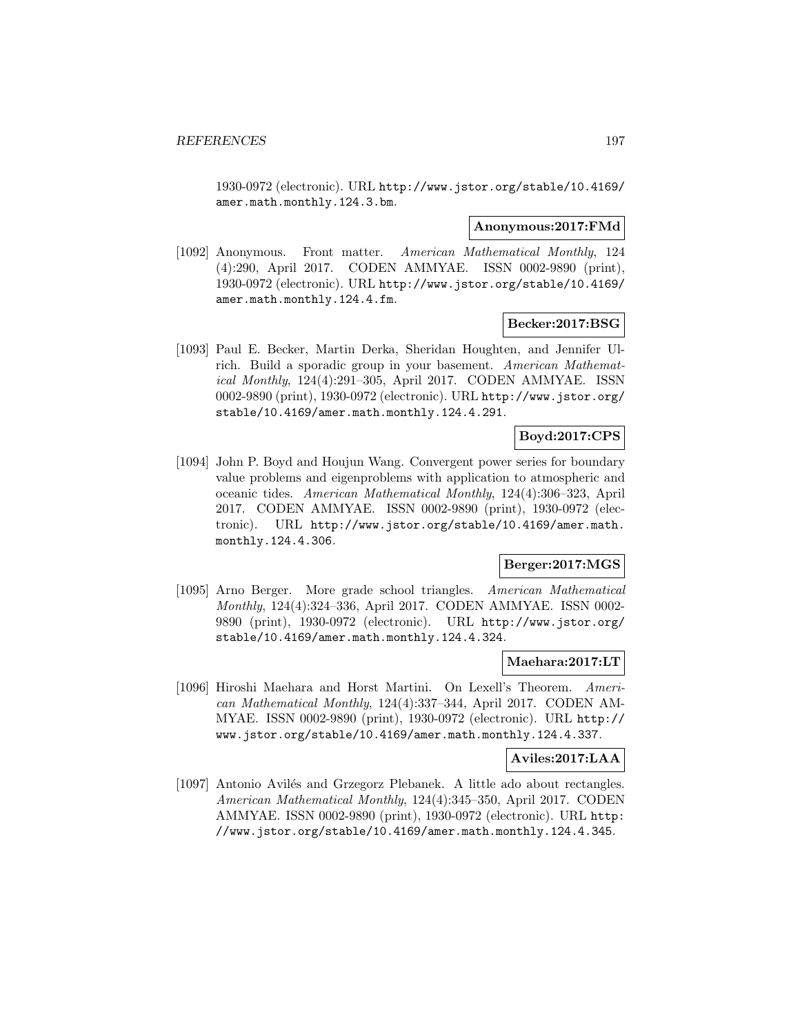1930-0972 (electronic). URL http://www.jstor.org/stable/10.4169/amer.math.monthly.124.3.bm.

**Anonymous:2017:FMd**

[1092] Anonymous. Front matter. *American Mathematical Monthly*, 124 (4):290, April 2017. CODEN AMMYAE. ISSN 0002-9890 (print), 1930-0972 (electronic). URL http://www.jstor.org/stable/10.4169/amer.math.monthly.124.4.fm.

**Becker:2017:BSG**

[1093] Paul E. Becker, Martin Derka, Sheridan Houghten, and Jennifer Ulrich. Build a sporadic group in your basement. *American Mathematical Monthly*, 124(4):291–305, April 2017. CODEN AMMYAE. ISSN 0002-9890 (print), 1930-0972 (electronic). URL http://www.jstor.org/stable/10.4169/amer.math.monthly.124.4.291.

**Boyd:2017:CPS**

[1094] John P. Boyd and Houjun Wang. Convergent power series for boundary value problems and eigenproblems with application to atmospheric and oceanic tides. *American Mathematical Monthly*, 124(4):306–323, April 2017. CODEN AMMYAE. ISSN 0002-9890 (print), 1930-0972 (electronic). URL http://www.jstor.org/stable/10.4169/amer.math.monthly.124.4.306.

**Berger:2017:MGS**

[1095] Arno Berger. More grade school triangles. *American Mathematical Monthly*, 124(4):324–336, April 2017. CODEN AMMYAE. ISSN 0002-9890 (print), 1930-0972 (electronic). URL http://www.jstor.org/stable/10.4169/amer.math.monthly.124.4.324.

**Maehara:2017:LT**

[1096] Hiroshi Maehara and Horst Martini. On Lexell's Theorem. *American Mathematical Monthly*, 124(4):337–344, April 2017. CODEN AMMYAE. ISSN 0002-9890 (print), 1930-0972 (electronic). URL http://www.jstor.org/stable/10.4169/amer.math.monthly.124.4.337.

**Aviles:2017:LAA**

[1097] Antonio Avilés and Grzegorz Plebanek. A little ado about rectangles. *American Mathematical Monthly*, 124(4):345–350, April 2017. CODEN AMMYAE. ISSN 0002-9890 (print), 1930-0972 (electronic). URL http://www.jstor.org/stable/10.4169/amer.math.monthly.124.4.345.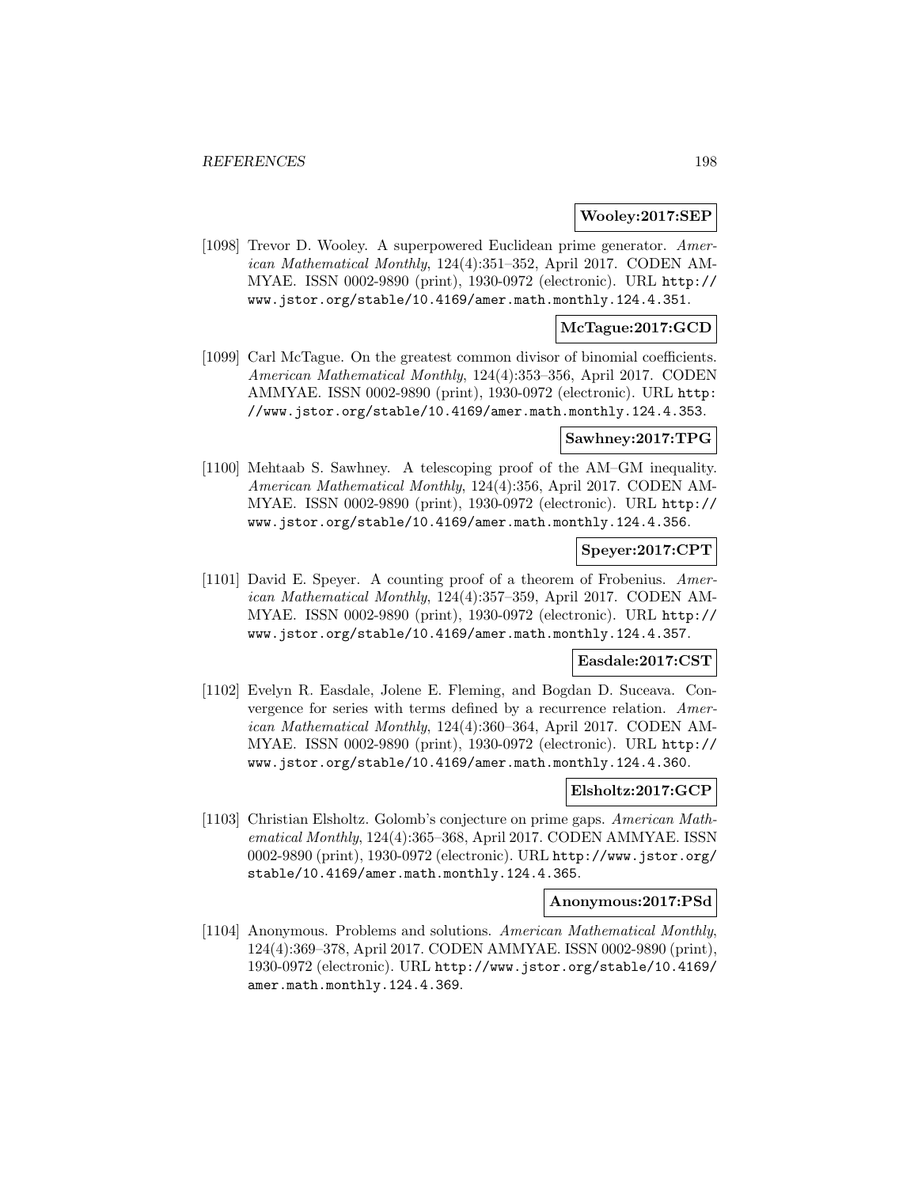**Wooley:2017:SEP**

[1098] Trevor D. Wooley. A superpowered Euclidean prime generator. *American Mathematical Monthly*, 124(4):351–352, April 2017. CODEN AMMYAE. ISSN 0002-9890 (print), 1930-0972 (electronic). URL http://www.jstor.org/stable/10.4169/amer.math.monthly.124.4.351.

**McTague:2017:GCD**

[1099] Carl McTague. On the greatest common divisor of binomial coefficients. *American Mathematical Monthly*, 124(4):353–356, April 2017. CODEN AMMYAE. ISSN 0002-9890 (print), 1930-0972 (electronic). URL http://www.jstor.org/stable/10.4169/amer.math.monthly.124.4.353.

**Sawhney:2017:TPG**

[1100] Mehtaab S. Sawhney. A telescoping proof of the AM–GM inequality. *American Mathematical Monthly*, 124(4):356, April 2017. CODEN AMMYAE. ISSN 0002-9890 (print), 1930-0972 (electronic). URL http://www.jstor.org/stable/10.4169/amer.math.monthly.124.4.356.

**Speyer:2017:CPT**

[1101] David E. Speyer. A counting proof of a theorem of Frobenius. *American Mathematical Monthly*, 124(4):357–359, April 2017. CODEN AMMYAE. ISSN 0002-9890 (print), 1930-0972 (electronic). URL http://www.jstor.org/stable/10.4169/amer.math.monthly.124.4.357.

**Easdale:2017:CST**

[1102] Evelyn R. Easdale, Jolene E. Fleming, and Bogdan D. Suceava. Convergence for series with terms defined by a recurrence relation. *American Mathematical Monthly*, 124(4):360–364, April 2017. CODEN AMMYAE. ISSN 0002-9890 (print), 1930-0972 (electronic). URL http://www.jstor.org/stable/10.4169/amer.math.monthly.124.4.360.

**Elsholtz:2017:GCP**

[1103] Christian Elsholtz. Golomb's conjecture on prime gaps. *American Mathematical Monthly*, 124(4):365–368, April 2017. CODEN AMMYAE. ISSN 0002-9890 (print), 1930-0972 (electronic). URL http://www.jstor.org/stable/10.4169/amer.math.monthly.124.4.365.

**Anonymous:2017:PSd**

[1104] Anonymous. Problems and solutions. *American Mathematical Monthly*, 124(4):369–378, April 2017. CODEN AMMYAE. ISSN 0002-9890 (print), 1930-0972 (electronic). URL http://www.jstor.org/stable/10.4169/amer.math.monthly.124.4.369.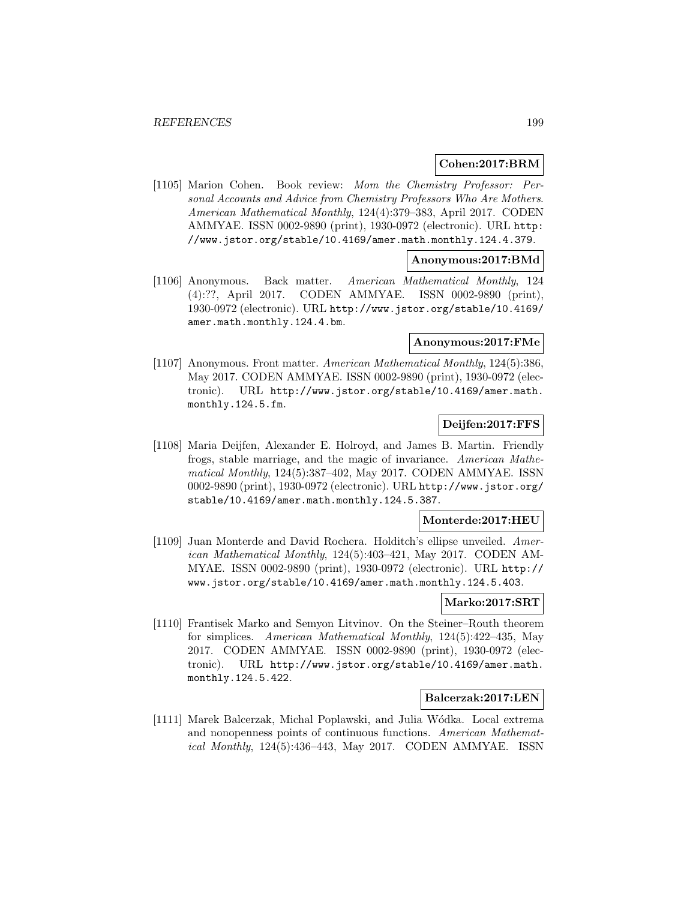**Cohen:2017:BRM**

[1105] Marion Cohen. Book review: *Mom the Chemistry Professor: Personal Accounts and Advice from Chemistry Professors Who Are Mothers*. *American Mathematical Monthly*, 124(4):379–383, April 2017. CODEN AMMYAE. ISSN 0002-9890 (print), 1930-0972 (electronic). URL http://www.jstor.org/stable/10.4169/amer.math.monthly.124.4.379.

**Anonymous:2017:BMd**

[1106] Anonymous. Back matter. *American Mathematical Monthly*, 124 (4):??, April 2017. CODEN AMMYAE. ISSN 0002-9890 (print), 1930-0972 (electronic). URL http://www.jstor.org/stable/10.4169/amer.math.monthly.124.4.bm.

**Anonymous:2017:FMe**

[1107] Anonymous. Front matter. *American Mathematical Monthly*, 124(5):386, May 2017. CODEN AMMYAE. ISSN 0002-9890 (print), 1930-0972 (electronic). URL http://www.jstor.org/stable/10.4169/amer.math.monthly.124.5.fm.

**Deijfen:2017:FFS**

[1108] Maria Deijfen, Alexander E. Holroyd, and James B. Martin. Friendly frogs, stable marriage, and the magic of invariance. *American Mathematical Monthly*, 124(5):387–402, May 2017. CODEN AMMYAE. ISSN 0002-9890 (print), 1930-0972 (electronic). URL http://www.jstor.org/stable/10.4169/amer.math.monthly.124.5.387.

**Monterde:2017:HEU**

[1109] Juan Monterde and David Rochera. Holditch's ellipse unveiled. *American Mathematical Monthly*, 124(5):403–421, May 2017. CODEN AMMYAE. ISSN 0002-9890 (print), 1930-0972 (electronic). URL http://www.jstor.org/stable/10.4169/amer.math.monthly.124.5.403.

**Marko:2017:SRT**

[1110] Frantisek Marko and Semyon Litvinov. On the Steiner–Routh theorem for simplices. *American Mathematical Monthly*, 124(5):422–435, May 2017. CODEN AMMYAE. ISSN 0002-9890 (print), 1930-0972 (electronic). URL http://www.jstor.org/stable/10.4169/amer.math.monthly.124.5.422.

**Balcerzak:2017:LEN**

[1111] Marek Balcerzak, Michal Poplawski, and Julia Wódka. Local extrema and nonopenness points of continuous functions. *American Mathematical Monthly*, 124(5):436–443, May 2017. CODEN AMMYAE. ISSN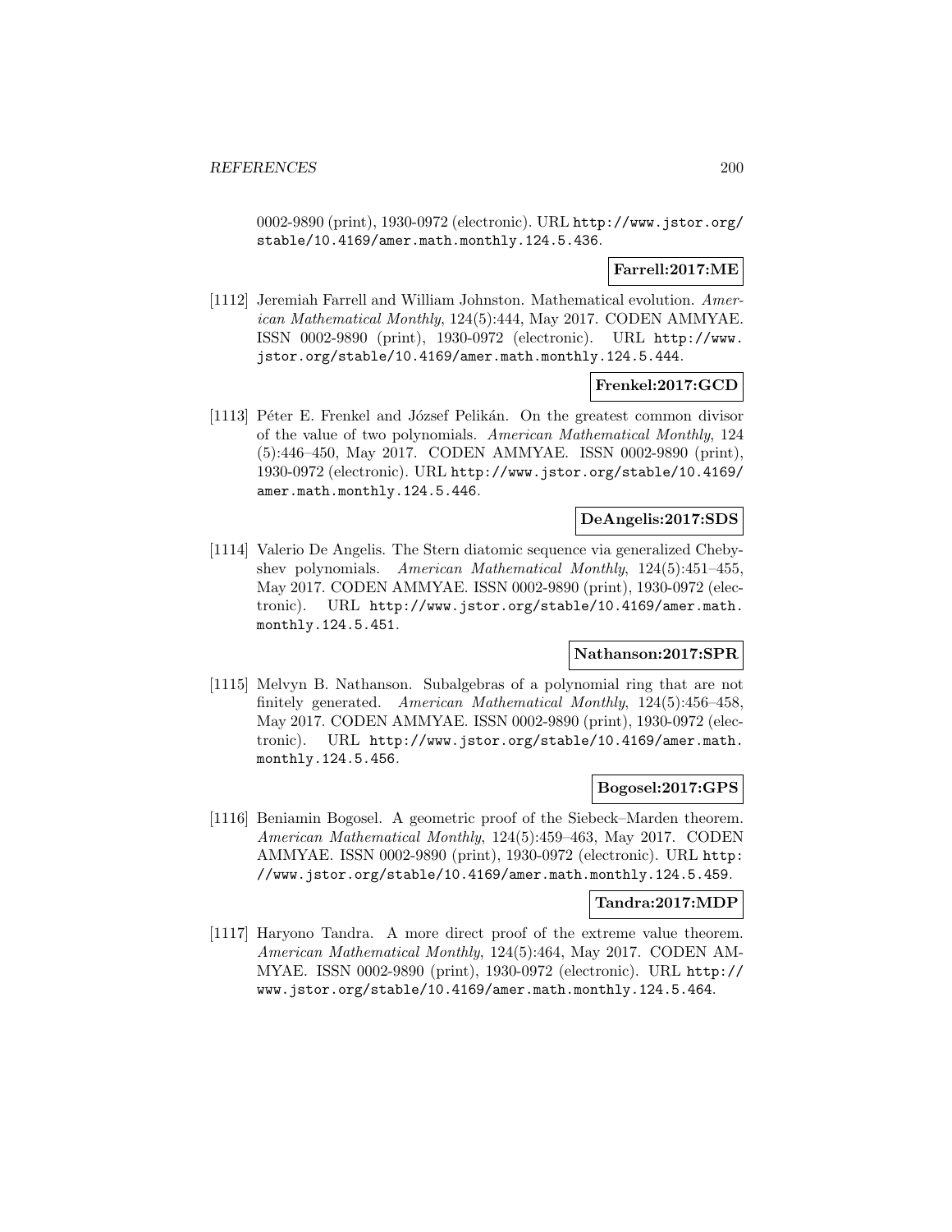0002-9890 (print), 1930-0972 (electronic). URL http://www.jstor.org/stable/10.4169/amer.math.monthly.124.5.436.

**Farrell:2017:ME**

[1112] Jeremiah Farrell and William Johnston. Mathematical evolution. *American Mathematical Monthly*, 124(5):444, May 2017. CODEN AMMYAE. ISSN 0002-9890 (print), 1930-0972 (electronic). URL http://www.jstor.org/stable/10.4169/amer.math.monthly.124.5.444.

**Frenkel:2017:GCD**

[1113] Péter E. Frenkel and József Pelikán. On the greatest common divisor of the value of two polynomials. *American Mathematical Monthly*, 124 (5):446–450, May 2017. CODEN AMMYAE. ISSN 0002-9890 (print), 1930-0972 (electronic). URL http://www.jstor.org/stable/10.4169/amer.math.monthly.124.5.446.

**DeAngelis:2017:SDS**

[1114] Valerio De Angelis. The Stern diatomic sequence via generalized Chebyshev polynomials. *American Mathematical Monthly*, 124(5):451–455, May 2017. CODEN AMMYAE. ISSN 0002-9890 (print), 1930-0972 (electronic). URL http://www.jstor.org/stable/10.4169/amer.math.monthly.124.5.451.

**Nathanson:2017:SPR**

[1115] Melvyn B. Nathanson. Subalgebras of a polynomial ring that are not finitely generated. *American Mathematical Monthly*, 124(5):456–458, May 2017. CODEN AMMYAE. ISSN 0002-9890 (print), 1930-0972 (electronic). URL http://www.jstor.org/stable/10.4169/amer.math.monthly.124.5.456.

**Bogosel:2017:GPS**

[1116] Beniamin Bogosel. A geometric proof of the Siebeck–Marden theorem. *American Mathematical Monthly*, 124(5):459–463, May 2017. CODEN AMMYAE. ISSN 0002-9890 (print), 1930-0972 (electronic). URL http://www.jstor.org/stable/10.4169/amer.math.monthly.124.5.459.

**Tandra:2017:MDP**

[1117] Haryono Tandra. A more direct proof of the extreme value theorem. *American Mathematical Monthly*, 124(5):464, May 2017. CODEN AMMYAE. ISSN 0002-9890 (print), 1930-0972 (electronic). URL http://www.jstor.org/stable/10.4169/amer.math.monthly.124.5.464.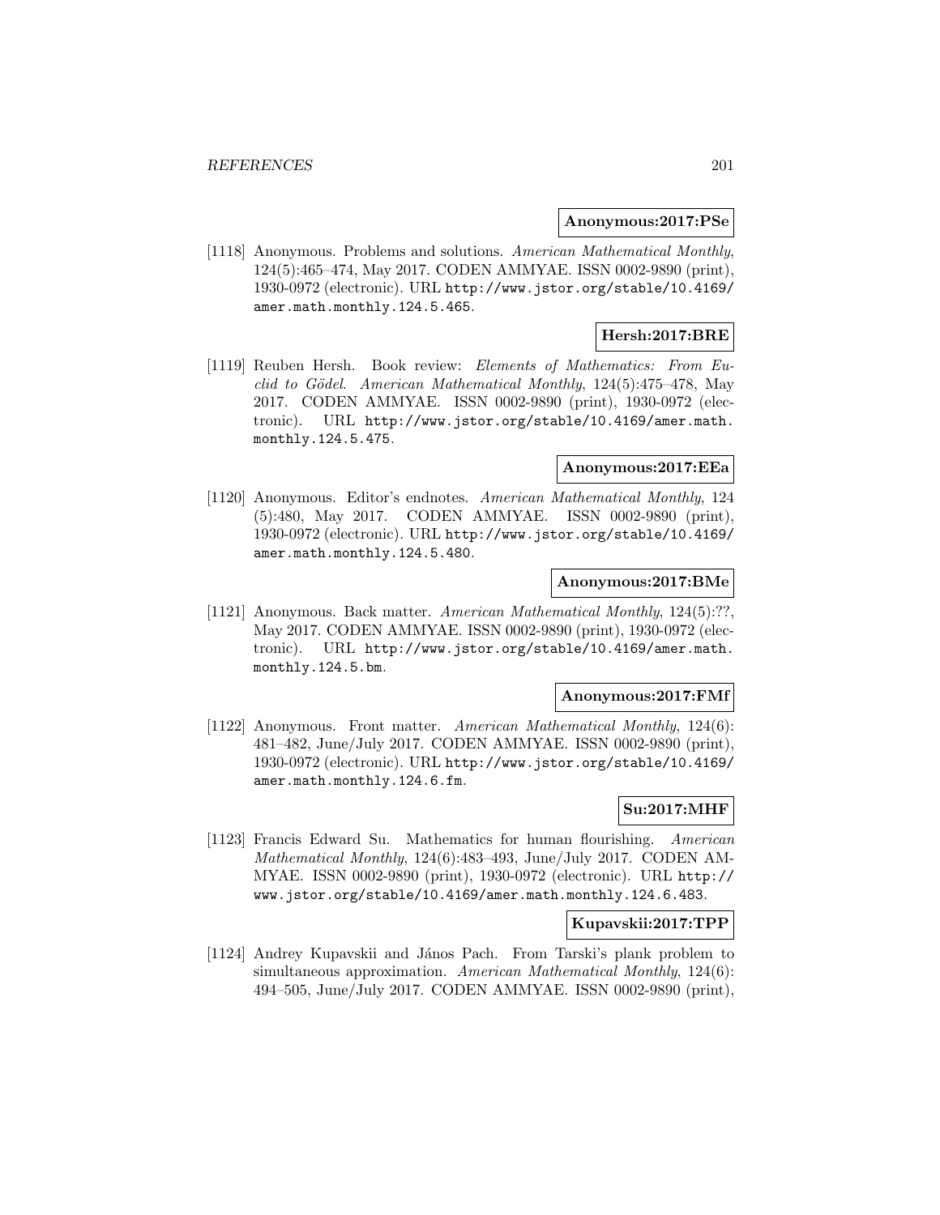**Anonymous:2017:PSe**

[1118] Anonymous. Problems and solutions. *American Mathematical Monthly*, 124(5):465–474, May 2017. CODEN AMMYAE. ISSN 0002-9890 (print), 1930-0972 (electronic). URL http://www.jstor.org/stable/10.4169/amer.math.monthly.124.5.465.

**Hersh:2017:BRE**

[1119] Reuben Hersh. Book review: *Elements of Mathematics: From Euclid to Gödel*. *American Mathematical Monthly*, 124(5):475–478, May 2017. CODEN AMMYAE. ISSN 0002-9890 (print), 1930-0972 (electronic). URL http://www.jstor.org/stable/10.4169/amer.math.monthly.124.5.475.

**Anonymous:2017:EEa**

[1120] Anonymous. Editor's endnotes. *American Mathematical Monthly*, 124 (5):480, May 2017. CODEN AMMYAE. ISSN 0002-9890 (print), 1930-0972 (electronic). URL http://www.jstor.org/stable/10.4169/amer.math.monthly.124.5.480.

**Anonymous:2017:BMe**

[1121] Anonymous. Back matter. *American Mathematical Monthly*, 124(5):??, May 2017. CODEN AMMYAE. ISSN 0002-9890 (print), 1930-0972 (electronic). URL http://www.jstor.org/stable/10.4169/amer.math.monthly.124.5.bm.

**Anonymous:2017:FMf**

[1122] Anonymous. Front matter. *American Mathematical Monthly*, 124(6): 481–482, June/July 2017. CODEN AMMYAE. ISSN 0002-9890 (print), 1930-0972 (electronic). URL http://www.jstor.org/stable/10.4169/amer.math.monthly.124.6.fm.

**Su:2017:MHF**

[1123] Francis Edward Su. Mathematics for human flourishing. *American Mathematical Monthly*, 124(6):483–493, June/July 2017. CODEN AMMYAE. ISSN 0002-9890 (print), 1930-0972 (electronic). URL http://www.jstor.org/stable/10.4169/amer.math.monthly.124.6.483.

**Kupavskii:2017:TPP**

[1124] Andrey Kupavskii and János Pach. From Tarski's plank problem to simultaneous approximation. *American Mathematical Monthly*, 124(6): 494–505, June/July 2017. CODEN AMMYAE. ISSN 0002-9890 (print),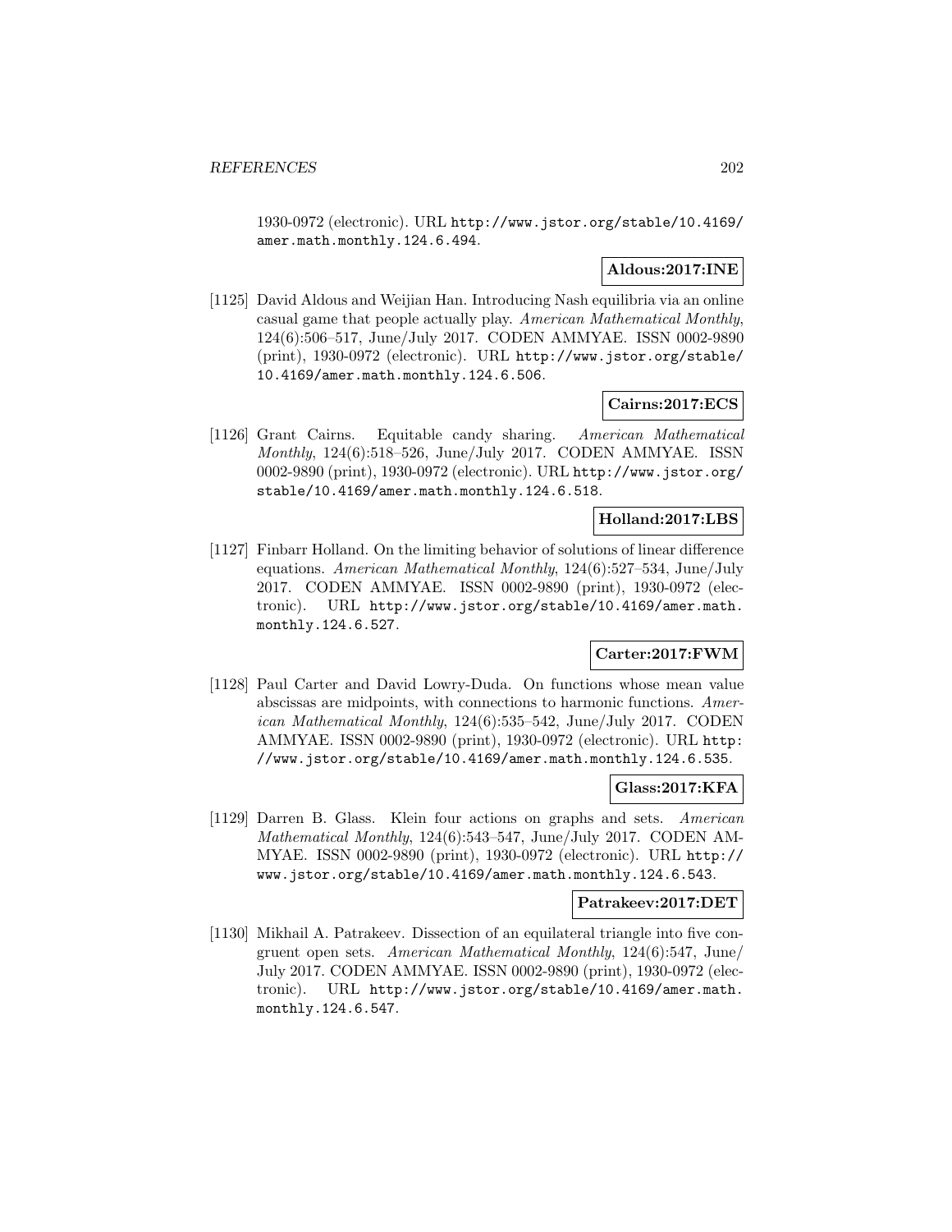1930-0972 (electronic). URL http://www.jstor.org/stable/10.4169/amer.math.monthly.124.6.494.

**Aldous:2017:INE**

[1125] David Aldous and Weijian Han. Introducing Nash equilibria via an online casual game that people actually play. *American Mathematical Monthly*, 124(6):506–517, June/July 2017. CODEN AMMYAE. ISSN 0002-9890 (print), 1930-0972 (electronic). URL http://www.jstor.org/stable/10.4169/amer.math.monthly.124.6.506.

**Cairns:2017:ECS**

[1126] Grant Cairns. Equitable candy sharing. *American Mathematical Monthly*, 124(6):518–526, June/July 2017. CODEN AMMYAE. ISSN 0002-9890 (print), 1930-0972 (electronic). URL http://www.jstor.org/stable/10.4169/amer.math.monthly.124.6.518.

**Holland:2017:LBS**

[1127] Finbarr Holland. On the limiting behavior of solutions of linear difference equations. *American Mathematical Monthly*, 124(6):527–534, June/July 2017. CODEN AMMYAE. ISSN 0002-9890 (print), 1930-0972 (electronic). URL http://www.jstor.org/stable/10.4169/amer.math.monthly.124.6.527.

**Carter:2017:FWM**

[1128] Paul Carter and David Lowry-Duda. On functions whose mean value abscissas are midpoints, with connections to harmonic functions. *American Mathematical Monthly*, 124(6):535–542, June/July 2017. CODEN AMMYAE. ISSN 0002-9890 (print), 1930-0972 (electronic). URL http://www.jstor.org/stable/10.4169/amer.math.monthly.124.6.535.

**Glass:2017:KFA**

[1129] Darren B. Glass. Klein four actions on graphs and sets. *American Mathematical Monthly*, 124(6):543–547, June/July 2017. CODEN AMMYAE. ISSN 0002-9890 (print), 1930-0972 (electronic). URL http://www.jstor.org/stable/10.4169/amer.math.monthly.124.6.543.

**Patrakeev:2017:DET**

[1130] Mikhail A. Patrakeev. Dissection of an equilateral triangle into five congruent open sets. *American Mathematical Monthly*, 124(6):547, June/July 2017. CODEN AMMYAE. ISSN 0002-9890 (print), 1930-0972 (electronic). URL http://www.jstor.org/stable/10.4169/amer.math.monthly.124.6.547.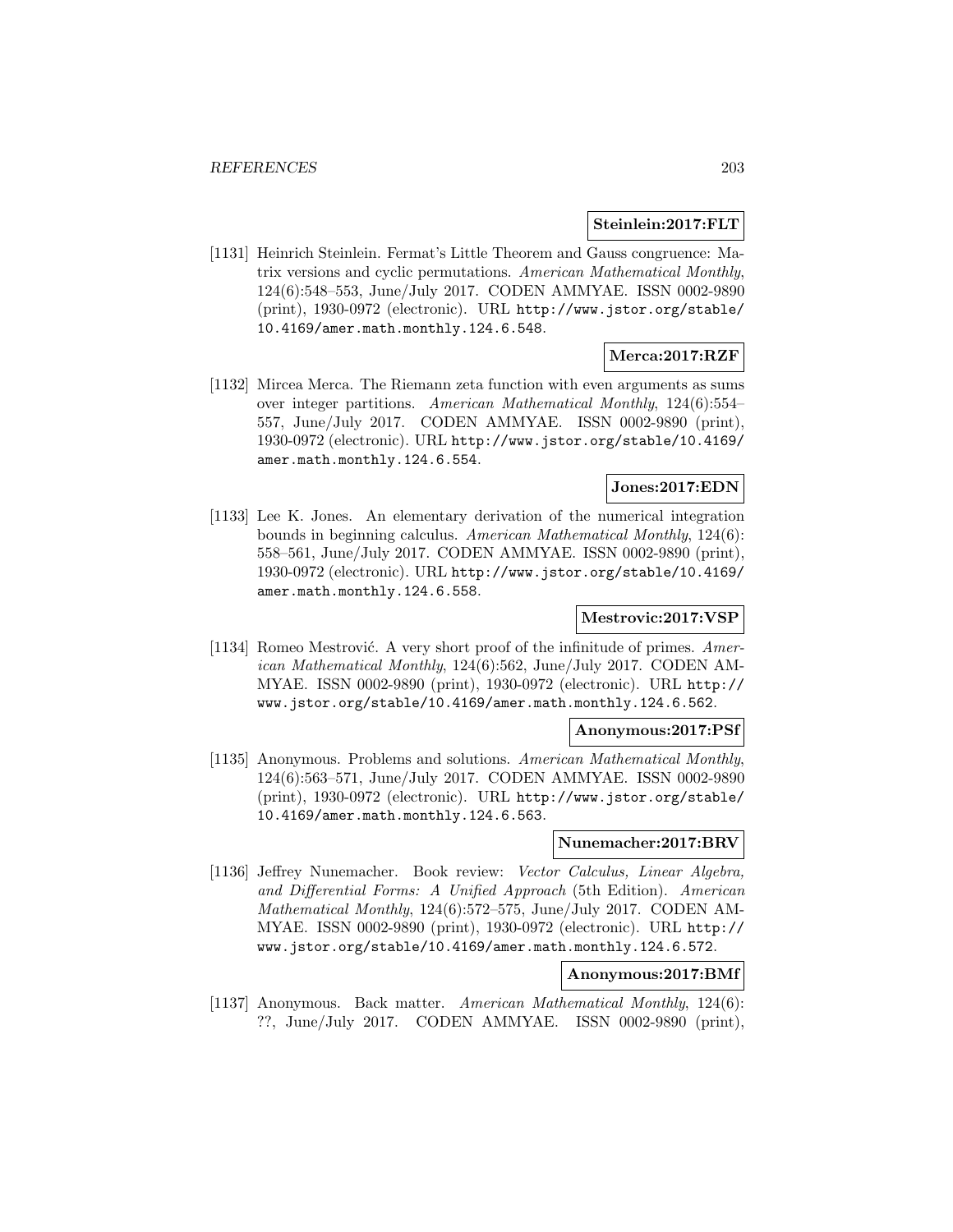**Steinlein:2017:FLT**

[1131] Heinrich Steinlein. Fermat's Little Theorem and Gauss congruence: Matrix versions and cyclic permutations. *American Mathematical Monthly*, 124(6):548–553, June/July 2017. CODEN AMMYAE. ISSN 0002-9890 (print), 1930-0972 (electronic). URL http://www.jstor.org/stable/10.4169/amer.math.monthly.124.6.548.

**Merca:2017:RZF**

[1132] Mircea Merca. The Riemann zeta function with even arguments as sums over integer partitions. *American Mathematical Monthly*, 124(6):554–557, June/July 2017. CODEN AMMYAE. ISSN 0002-9890 (print), 1930-0972 (electronic). URL http://www.jstor.org/stable/10.4169/amer.math.monthly.124.6.554.

**Jones:2017:EDN**

[1133] Lee K. Jones. An elementary derivation of the numerical integration bounds in beginning calculus. *American Mathematical Monthly*, 124(6):558–561, June/July 2017. CODEN AMMYAE. ISSN 0002-9890 (print), 1930-0972 (electronic). URL http://www.jstor.org/stable/10.4169/amer.math.monthly.124.6.558.

**Mestrovic:2017:VSP**

[1134] Romeo Mestrović. A very short proof of the infinitude of primes. *American Mathematical Monthly*, 124(6):562, June/July 2017. CODEN AMMYAE. ISSN 0002-9890 (print), 1930-0972 (electronic). URL http://www.jstor.org/stable/10.4169/amer.math.monthly.124.6.562.

**Anonymous:2017:PSf**

[1135] Anonymous. Problems and solutions. *American Mathematical Monthly*, 124(6):563–571, June/July 2017. CODEN AMMYAE. ISSN 0002-9890 (print), 1930-0972 (electronic). URL http://www.jstor.org/stable/10.4169/amer.math.monthly.124.6.563.

**Nunemacher:2017:BRV**

[1136] Jeffrey Nunemacher. Book review: *Vector Calculus, Linear Algebra, and Differential Forms: A Unified Approach* (5th Edition). *American Mathematical Monthly*, 124(6):572–575, June/July 2017. CODEN AMMYAE. ISSN 0002-9890 (print), 1930-0972 (electronic). URL http://www.jstor.org/stable/10.4169/amer.math.monthly.124.6.572.

**Anonymous:2017:BMf**

[1137] Anonymous. Back matter. *American Mathematical Monthly*, 124(6): ??, June/July 2017. CODEN AMMYAE. ISSN 0002-9890 (print),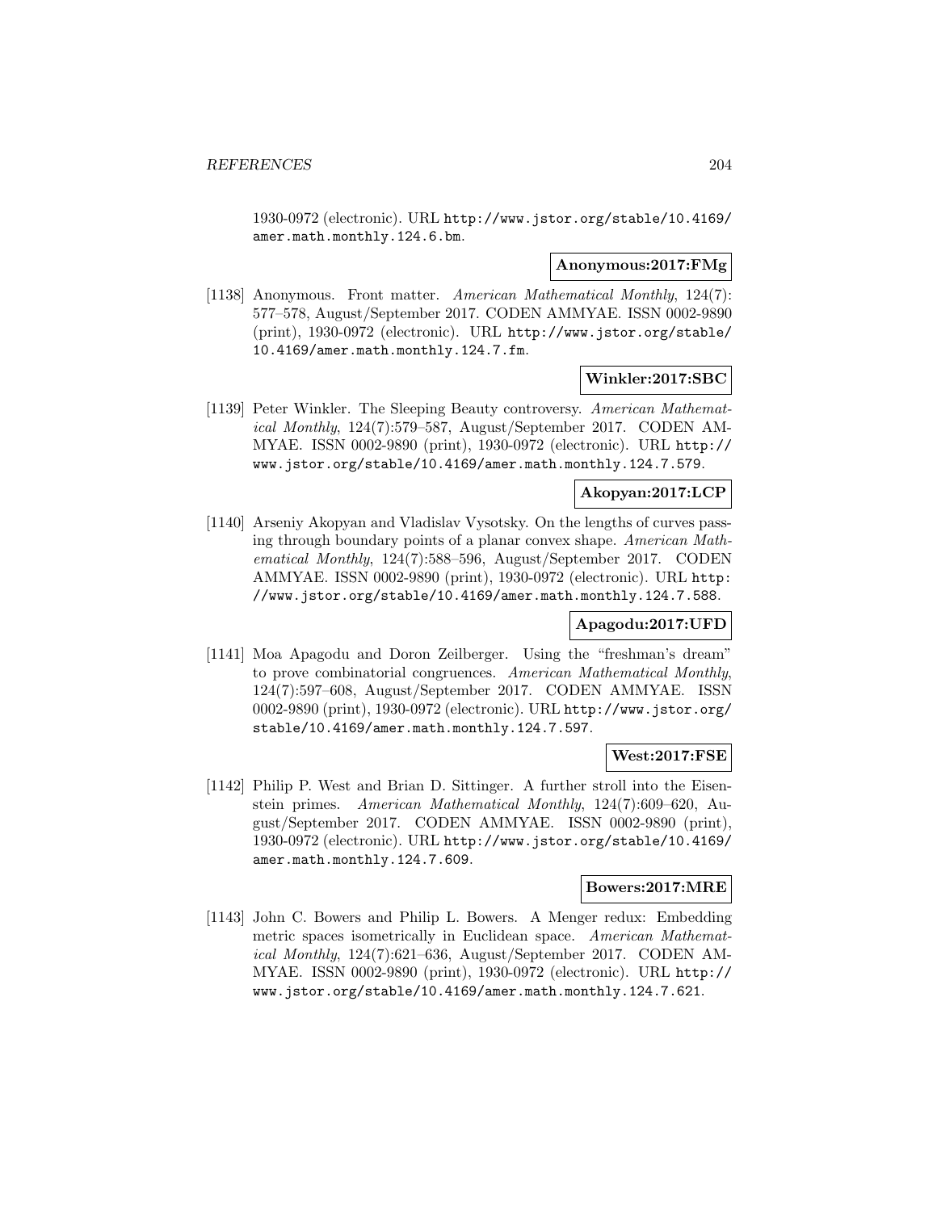1930-0972 (electronic). URL http://www.jstor.org/stable/10.4169/amer.math.monthly.124.6.bm.

**Anonymous:2017:FMg**

[1138] Anonymous. Front matter. *American Mathematical Monthly*, 124(7): 577–578, August/September 2017. CODEN AMMYAE. ISSN 0002-9890 (print), 1930-0972 (electronic). URL http://www.jstor.org/stable/10.4169/amer.math.monthly.124.7.fm.

**Winkler:2017:SBC**

[1139] Peter Winkler. The Sleeping Beauty controversy. *American Mathematical Monthly*, 124(7):579–587, August/September 2017. CODEN AMMYAE. ISSN 0002-9890 (print), 1930-0972 (electronic). URL http://www.jstor.org/stable/10.4169/amer.math.monthly.124.7.579.

**Akopyan:2017:LCP**

[1140] Arseniy Akopyan and Vladislav Vysotsky. On the lengths of curves passing through boundary points of a planar convex shape. *American Mathematical Monthly*, 124(7):588–596, August/September 2017. CODEN AMMYAE. ISSN 0002-9890 (print), 1930-0972 (electronic). URL http://www.jstor.org/stable/10.4169/amer.math.monthly.124.7.588.

**Apagodu:2017:UFD**

[1141] Moa Apagodu and Doron Zeilberger. Using the "freshman's dream" to prove combinatorial congruences. *American Mathematical Monthly*, 124(7):597–608, August/September 2017. CODEN AMMYAE. ISSN 0002-9890 (print), 1930-0972 (electronic). URL http://www.jstor.org/stable/10.4169/amer.math.monthly.124.7.597.

**West:2017:FSE**

[1142] Philip P. West and Brian D. Sittinger. A further stroll into the Eisenstein primes. *American Mathematical Monthly*, 124(7):609–620, August/September 2017. CODEN AMMYAE. ISSN 0002-9890 (print), 1930-0972 (electronic). URL http://www.jstor.org/stable/10.4169/amer.math.monthly.124.7.609.

**Bowers:2017:MRE**

[1143] John C. Bowers and Philip L. Bowers. A Menger redux: Embedding metric spaces isometrically in Euclidean space. *American Mathematical Monthly*, 124(7):621–636, August/September 2017. CODEN AMMYAE. ISSN 0002-9890 (print), 1930-0972 (electronic). URL http://www.jstor.org/stable/10.4169/amer.math.monthly.124.7.621.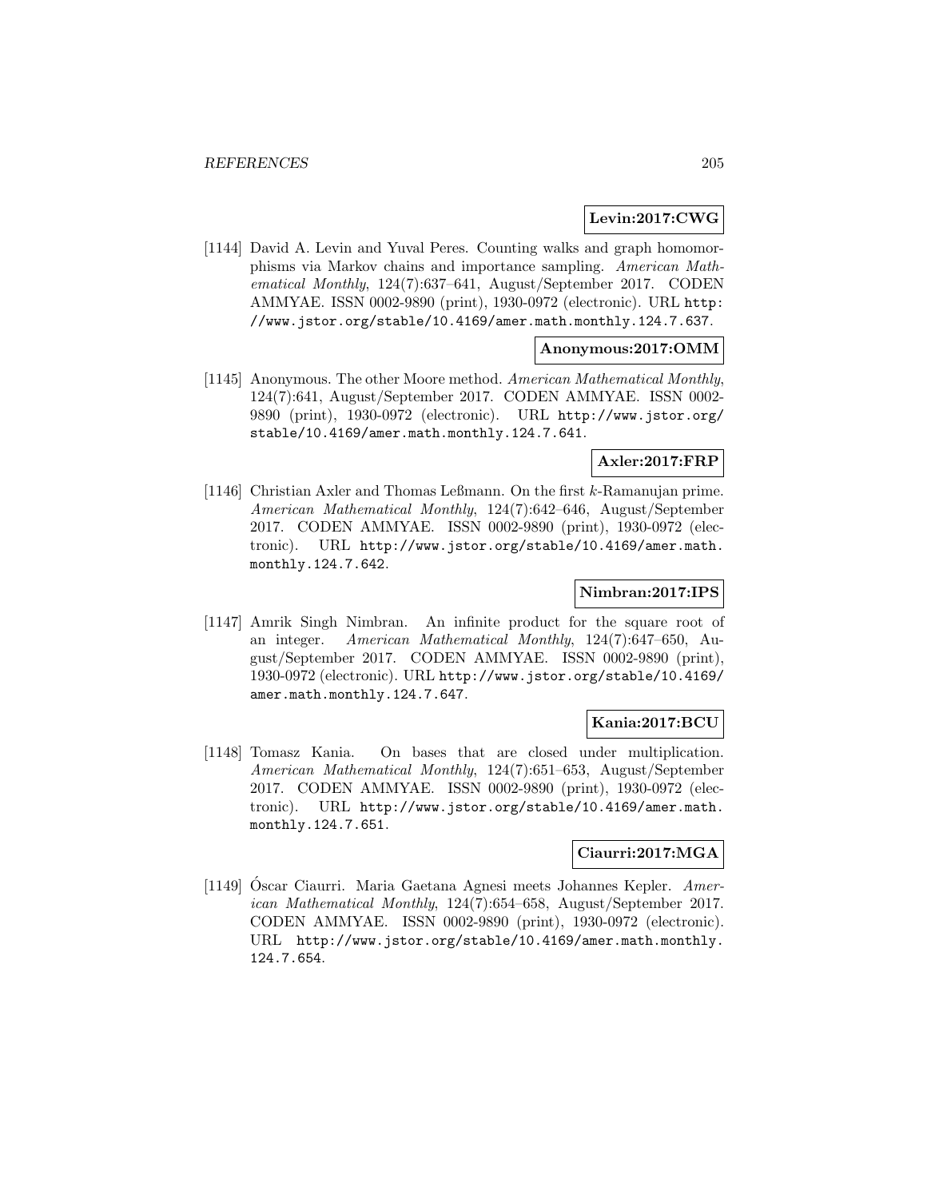**Levin:2017:CWG**

[1144] David A. Levin and Yuval Peres. Counting walks and graph homomorphisms via Markov chains and importance sampling. *American Mathematical Monthly*, 124(7):637–641, August/September 2017. CODEN AMMYAE. ISSN 0002-9890 (print), 1930-0972 (electronic). URL http://www.jstor.org/stable/10.4169/amer.math.monthly.124.7.637.

**Anonymous:2017:OMM**

[1145] Anonymous. The other Moore method. *American Mathematical Monthly*, 124(7):641, August/September 2017. CODEN AMMYAE. ISSN 0002-9890 (print), 1930-0972 (electronic). URL http://www.jstor.org/stable/10.4169/amer.math.monthly.124.7.641.

**Axler:2017:FRP**

[1146] Christian Axler and Thomas Leßmann. On the first $k$-Ramanujan prime. *American Mathematical Monthly*, 124(7):642–646, August/September 2017. CODEN AMMYAE. ISSN 0002-9890 (print), 1930-0972 (electronic). URL http://www.jstor.org/stable/10.4169/amer.math.monthly.124.7.642.

**Nimbran:2017:IPS**

[1147] Amrik Singh Nimbran. An infinite product for the square root of an integer. *American Mathematical Monthly*, 124(7):647–650, August/September 2017. CODEN AMMYAE. ISSN 0002-9890 (print), 1930-0972 (electronic). URL http://www.jstor.org/stable/10.4169/amer.math.monthly.124.7.647.

**Kania:2017:BCU**

[1148] Tomasz Kania. On bases that are closed under multiplication. *American Mathematical Monthly*, 124(7):651–653, August/September 2017. CODEN AMMYAE. ISSN 0002-9890 (print), 1930-0972 (electronic). URL http://www.jstor.org/stable/10.4169/amer.math.monthly.124.7.651.

**Ciaurri:2017:MGA**

[1149] Óscar Ciaurri. Maria Gaetana Agnesi meets Johannes Kepler. *American Mathematical Monthly*, 124(7):654–658, August/September 2017. CODEN AMMYAE. ISSN 0002-9890 (print), 1930-0972 (electronic). URL http://www.jstor.org/stable/10.4169/amer.math.monthly.124.7.654.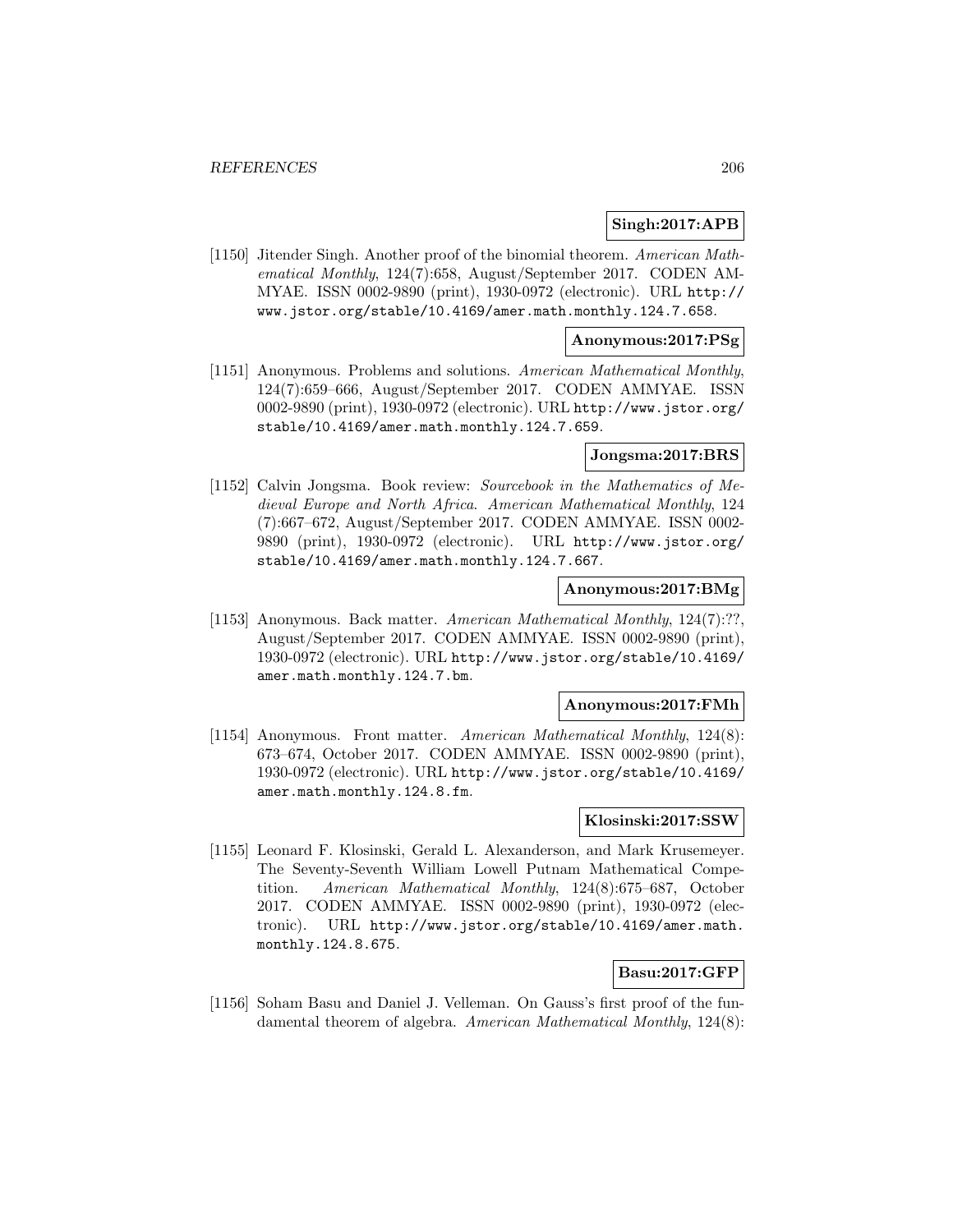**Singh:2017:APB**

[1150] Jitender Singh. Another proof of the binomial theorem. *American Mathematical Monthly*, 124(7):658, August/September 2017. CODEN AMMYAE. ISSN 0002-9890 (print), 1930-0972 (electronic). URL http://www.jstor.org/stable/10.4169/amer.math.monthly.124.7.658.

**Anonymous:2017:PSg**

[1151] Anonymous. Problems and solutions. *American Mathematical Monthly*, 124(7):659–666, August/September 2017. CODEN AMMYAE. ISSN 0002-9890 (print), 1930-0972 (electronic). URL http://www.jstor.org/stable/10.4169/amer.math.monthly.124.7.659.

**Jongsma:2017:BRS**

[1152] Calvin Jongsma. Book review: *Sourcebook in the Mathematics of Medieval Europe and North Africa*. *American Mathematical Monthly*, 124 (7):667–672, August/September 2017. CODEN AMMYAE. ISSN 0002-9890 (print), 1930-0972 (electronic). URL http://www.jstor.org/stable/10.4169/amer.math.monthly.124.7.667.

**Anonymous:2017:BMg**

[1153] Anonymous. Back matter. *American Mathematical Monthly*, 124(7):??, August/September 2017. CODEN AMMYAE. ISSN 0002-9890 (print), 1930-0972 (electronic). URL http://www.jstor.org/stable/10.4169/amer.math.monthly.124.7.bm.

**Anonymous:2017:FMh**

[1154] Anonymous. Front matter. *American Mathematical Monthly*, 124(8): 673–674, October 2017. CODEN AMMYAE. ISSN 0002-9890 (print), 1930-0972 (electronic). URL http://www.jstor.org/stable/10.4169/amer.math.monthly.124.8.fm.

**Klosinski:2017:SSW**

[1155] Leonard F. Klosinski, Gerald L. Alexanderson, and Mark Krusemeyer. The Seventy-Seventh William Lowell Putnam Mathematical Competition. *American Mathematical Monthly*, 124(8):675–687, October 2017. CODEN AMMYAE. ISSN 0002-9890 (print), 1930-0972 (electronic). URL http://www.jstor.org/stable/10.4169/amer.math.monthly.124.8.675.

**Basu:2017:GFP**

[1156] Soham Basu and Daniel J. Velleman. On Gauss's first proof of the fundamental theorem of algebra. *American Mathematical Monthly*, 124(8):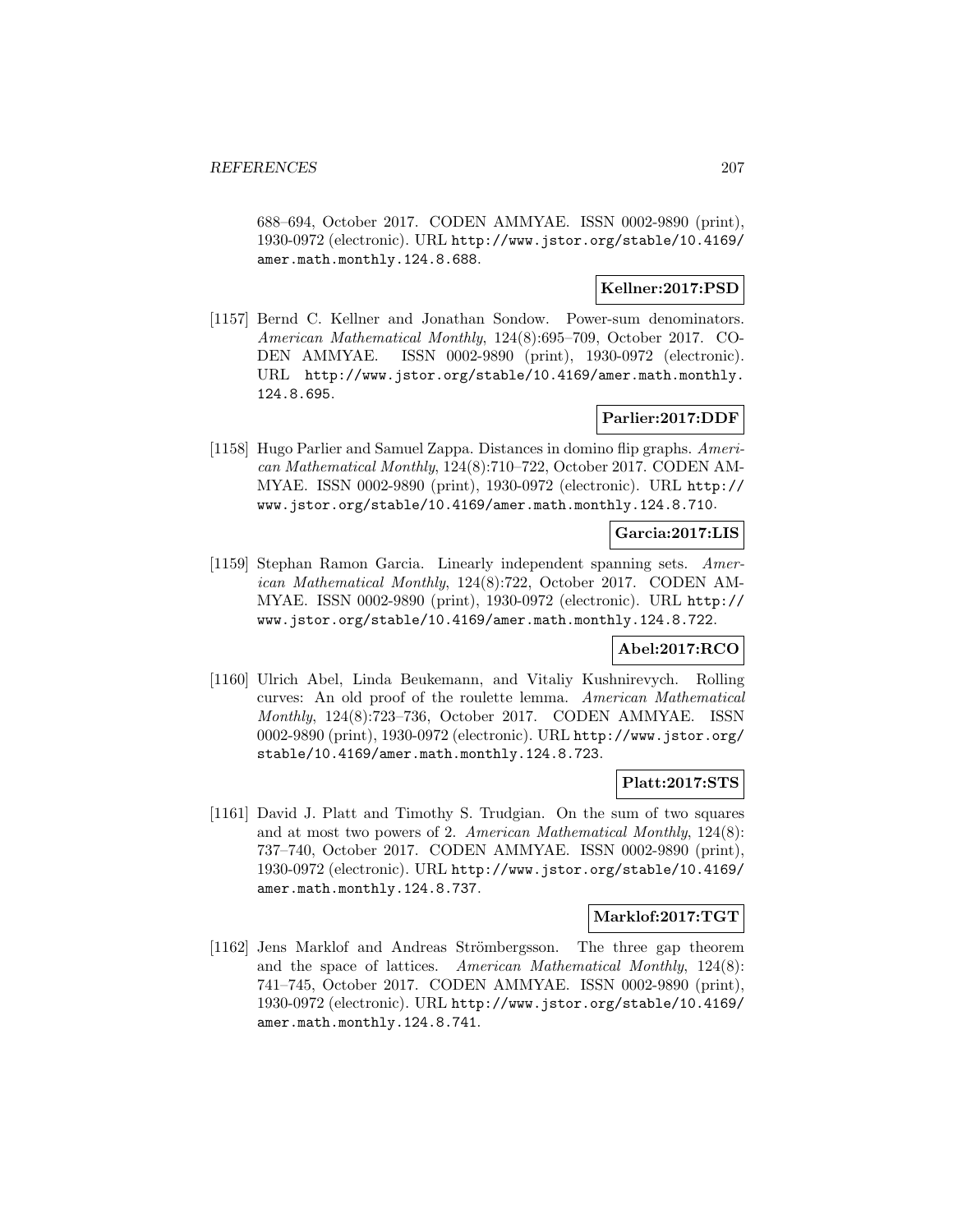688–694, October 2017. CODEN AMMYAE. ISSN 0002-9890 (print), 1930-0972 (electronic). URL http://www.jstor.org/stable/10.4169/amer.math.monthly.124.8.688.

**Kellner:2017:PSD**

[1157] Bernd C. Kellner and Jonathan Sondow. Power-sum denominators. *American Mathematical Monthly*, 124(8):695–709, October 2017. CODEN AMMYAE. ISSN 0002-9890 (print), 1930-0972 (electronic). URL http://www.jstor.org/stable/10.4169/amer.math.monthly.124.8.695.

**Parlier:2017:DDF**

[1158] Hugo Parlier and Samuel Zappa. Distances in domino flip graphs. *American Mathematical Monthly*, 124(8):710–722, October 2017. CODEN AMMYAE. ISSN 0002-9890 (print), 1930-0972 (electronic). URL http://www.jstor.org/stable/10.4169/amer.math.monthly.124.8.710.

**Garcia:2017:LIS**

[1159] Stephan Ramon Garcia. Linearly independent spanning sets. *American Mathematical Monthly*, 124(8):722, October 2017. CODEN AMMYAE. ISSN 0002-9890 (print), 1930-0972 (electronic). URL http://www.jstor.org/stable/10.4169/amer.math.monthly.124.8.722.

**Abel:2017:RCO**

[1160] Ulrich Abel, Linda Beukemann, and Vitaliy Kushnirevych. Rolling curves: An old proof of the roulette lemma. *American Mathematical Monthly*, 124(8):723–736, October 2017. CODEN AMMYAE. ISSN 0002-9890 (print), 1930-0972 (electronic). URL http://www.jstor.org/stable/10.4169/amer.math.monthly.124.8.723.

**Platt:2017:STS**

[1161] David J. Platt and Timothy S. Trudgian. On the sum of two squares and at most two powers of 2. *American Mathematical Monthly*, 124(8):737–740, October 2017. CODEN AMMYAE. ISSN 0002-9890 (print), 1930-0972 (electronic). URL http://www.jstor.org/stable/10.4169/amer.math.monthly.124.8.737.

**Marklof:2017:TGT**

[1162] Jens Marklof and Andreas Strömbergsson. The three gap theorem and the space of lattices. *American Mathematical Monthly*, 124(8):741–745, October 2017. CODEN AMMYAE. ISSN 0002-9890 (print), 1930-0972 (electronic). URL http://www.jstor.org/stable/10.4169/amer.math.monthly.124.8.741.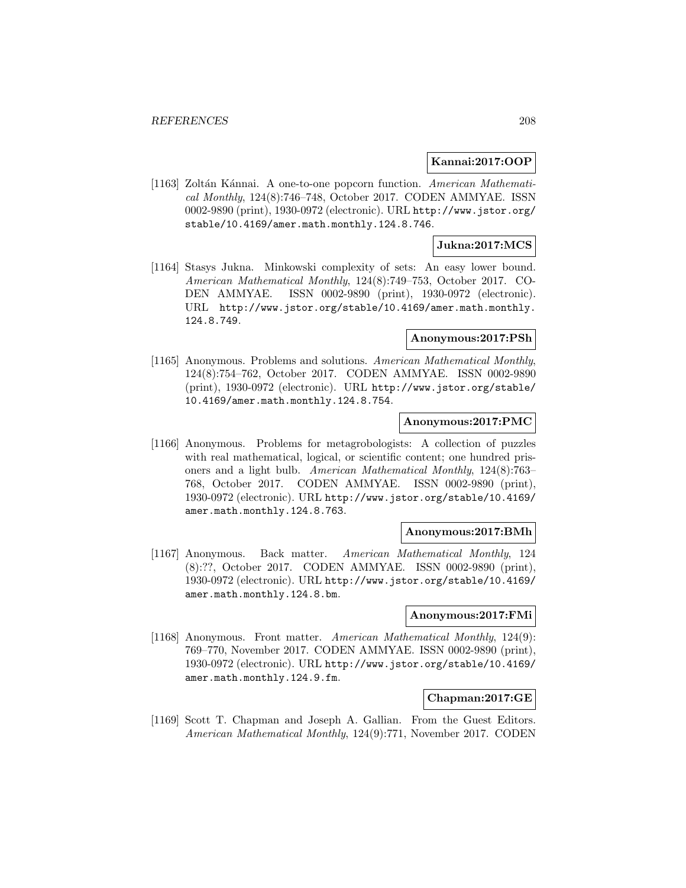**Kannai:2017:OOP**

[1163] Zoltán Kánnai. A one-to-one popcorn function. *American Mathematical Monthly*, 124(8):746–748, October 2017. CODEN AMMYAE. ISSN 0002-9890 (print), 1930-0972 (electronic). URL http://www.jstor.org/stable/10.4169/amer.math.monthly.124.8.746.

**Jukna:2017:MCS**

[1164] Stasys Jukna. Minkowski complexity of sets: An easy lower bound. *American Mathematical Monthly*, 124(8):749–753, October 2017. CODEN AMMYAE. ISSN 0002-9890 (print), 1930-0972 (electronic). URL http://www.jstor.org/stable/10.4169/amer.math.monthly.124.8.749.

**Anonymous:2017:PSh**

[1165] Anonymous. Problems and solutions. *American Mathematical Monthly*, 124(8):754–762, October 2017. CODEN AMMYAE. ISSN 0002-9890 (print), 1930-0972 (electronic). URL http://www.jstor.org/stable/10.4169/amer.math.monthly.124.8.754.

**Anonymous:2017:PMC**

[1166] Anonymous. Problems for metagrobologists: A collection of puzzles with real mathematical, logical, or scientific content; one hundred prisoners and a light bulb. *American Mathematical Monthly*, 124(8):763–768, October 2017. CODEN AMMYAE. ISSN 0002-9890 (print), 1930-0972 (electronic). URL http://www.jstor.org/stable/10.4169/amer.math.monthly.124.8.763.

**Anonymous:2017:BMh**

[1167] Anonymous. Back matter. *American Mathematical Monthly*, 124 (8):??, October 2017. CODEN AMMYAE. ISSN 0002-9890 (print), 1930-0972 (electronic). URL http://www.jstor.org/stable/10.4169/amer.math.monthly.124.8.bm.

**Anonymous:2017:FMi**

[1168] Anonymous. Front matter. *American Mathematical Monthly*, 124(9): 769–770, November 2017. CODEN AMMYAE. ISSN 0002-9890 (print), 1930-0972 (electronic). URL http://www.jstor.org/stable/10.4169/amer.math.monthly.124.9.fm.

**Chapman:2017:GE**

[1169] Scott T. Chapman and Joseph A. Gallian. From the Guest Editors. *American Mathematical Monthly*, 124(9):771, November 2017. CODEN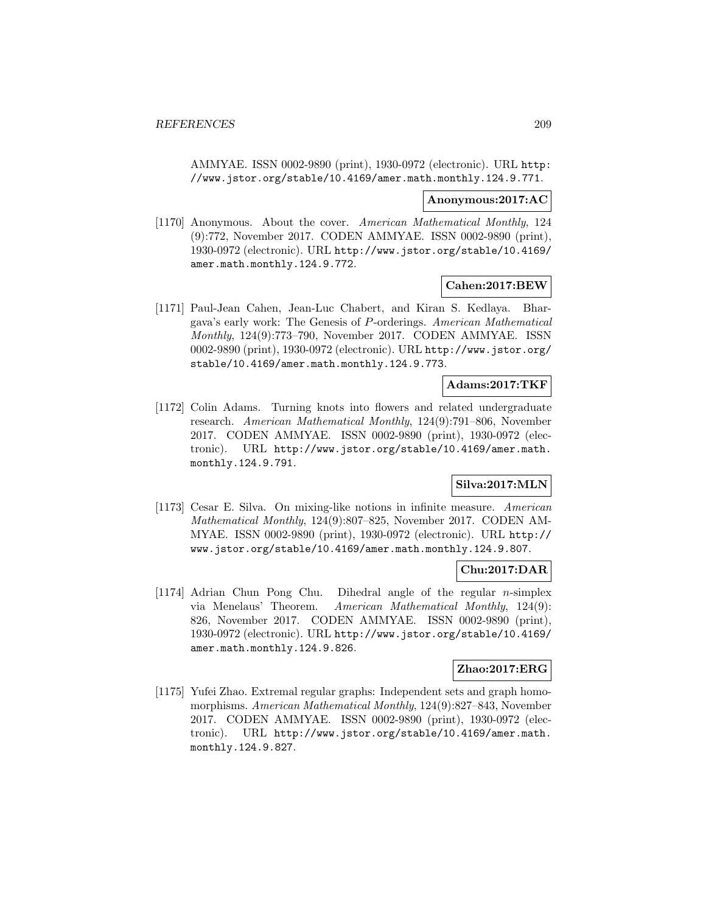AMMYAE. ISSN 0002-9890 (print), 1930-0972 (electronic). URL http://www.jstor.org/stable/10.4169/amer.math.monthly.124.9.771.

**Anonymous:2017:AC**

[1170] Anonymous. About the cover. *American Mathematical Monthly*, 124 (9):772, November 2017. CODEN AMMYAE. ISSN 0002-9890 (print), 1930-0972 (electronic). URL http://www.jstor.org/stable/10.4169/amer.math.monthly.124.9.772.

**Cahen:2017:BEW**

[1171] Paul-Jean Cahen, Jean-Luc Chabert, and Kiran S. Kedlaya. Bhargava's early work: The Genesis of $P$-orderings. *American Mathematical Monthly*, 124(9):773–790, November 2017. CODEN AMMYAE. ISSN 0002-9890 (print), 1930-0972 (electronic). URL http://www.jstor.org/stable/10.4169/amer.math.monthly.124.9.773.

**Adams:2017:TKF**

[1172] Colin Adams. Turning knots into flowers and related undergraduate research. *American Mathematical Monthly*, 124(9):791–806, November 2017. CODEN AMMYAE. ISSN 0002-9890 (print), 1930-0972 (electronic). URL http://www.jstor.org/stable/10.4169/amer.math.monthly.124.9.791.

**Silva:2017:MLN**

[1173] Cesar E. Silva. On mixing-like notions in infinite measure. *American Mathematical Monthly*, 124(9):807–825, November 2017. CODEN AMMYAE. ISSN 0002-9890 (print), 1930-0972 (electronic). URL http://www.jstor.org/stable/10.4169/amer.math.monthly.124.9.807.

**Chu:2017:DAR**

[1174] Adrian Chun Pong Chu. Dihedral angle of the regular $n$-simplex via Menelaus' Theorem. *American Mathematical Monthly*, 124(9): 826, November 2017. CODEN AMMYAE. ISSN 0002-9890 (print), 1930-0972 (electronic). URL http://www.jstor.org/stable/10.4169/amer.math.monthly.124.9.826.

**Zhao:2017:ERG**

[1175] Yufei Zhao. Extremal regular graphs: Independent sets and graph homomorphisms. *American Mathematical Monthly*, 124(9):827–843, November 2017. CODEN AMMYAE. ISSN 0002-9890 (print), 1930-0972 (electronic). URL http://www.jstor.org/stable/10.4169/amer.math.monthly.124.9.827.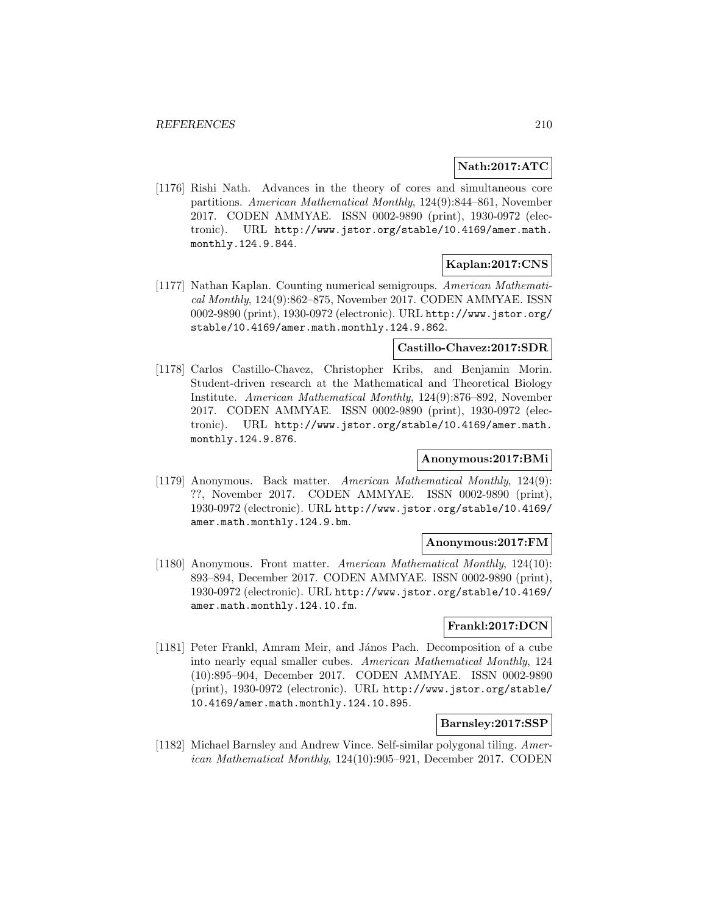**Nath:2017:ATC**

[1176] Rishi Nath. Advances in the theory of cores and simultaneous core partitions. *American Mathematical Monthly*, 124(9):844–861, November 2017. CODEN AMMYAE. ISSN 0002-9890 (print), 1930-0972 (electronic). URL http://www.jstor.org/stable/10.4169/amer.math.monthly.124.9.844.

**Kaplan:2017:CNS**

[1177] Nathan Kaplan. Counting numerical semigroups. *American Mathematical Monthly*, 124(9):862–875, November 2017. CODEN AMMYAE. ISSN 0002-9890 (print), 1930-0972 (electronic). URL http://www.jstor.org/stable/10.4169/amer.math.monthly.124.9.862.

**Castillo-Chavez:2017:SDR**

[1178] Carlos Castillo-Chavez, Christopher Kribs, and Benjamin Morin. Student-driven research at the Mathematical and Theoretical Biology Institute. *American Mathematical Monthly*, 124(9):876–892, November 2017. CODEN AMMYAE. ISSN 0002-9890 (print), 1930-0972 (electronic). URL http://www.jstor.org/stable/10.4169/amer.math.monthly.124.9.876.

**Anonymous:2017:BMi**

[1179] Anonymous. Back matter. *American Mathematical Monthly*, 124(9): ??, November 2017. CODEN AMMYAE. ISSN 0002-9890 (print), 1930-0972 (electronic). URL http://www.jstor.org/stable/10.4169/amer.math.monthly.124.9.bm.

**Anonymous:2017:FM**

[1180] Anonymous. Front matter. *American Mathematical Monthly*, 124(10): 893–894, December 2017. CODEN AMMYAE. ISSN 0002-9890 (print), 1930-0972 (electronic). URL http://www.jstor.org/stable/10.4169/amer.math.monthly.124.10.fm.

**Frankl:2017:DCN**

[1181] Peter Frankl, Amram Meir, and János Pach. Decomposition of a cube into nearly equal smaller cubes. *American Mathematical Monthly*, 124 (10):895–904, December 2017. CODEN AMMYAE. ISSN 0002-9890 (print), 1930-0972 (electronic). URL http://www.jstor.org/stable/10.4169/amer.math.monthly.124.10.895.

**Barnsley:2017:SSP**

[1182] Michael Barnsley and Andrew Vince. Self-similar polygonal tiling. *American Mathematical Monthly*, 124(10):905–921, December 2017. CODEN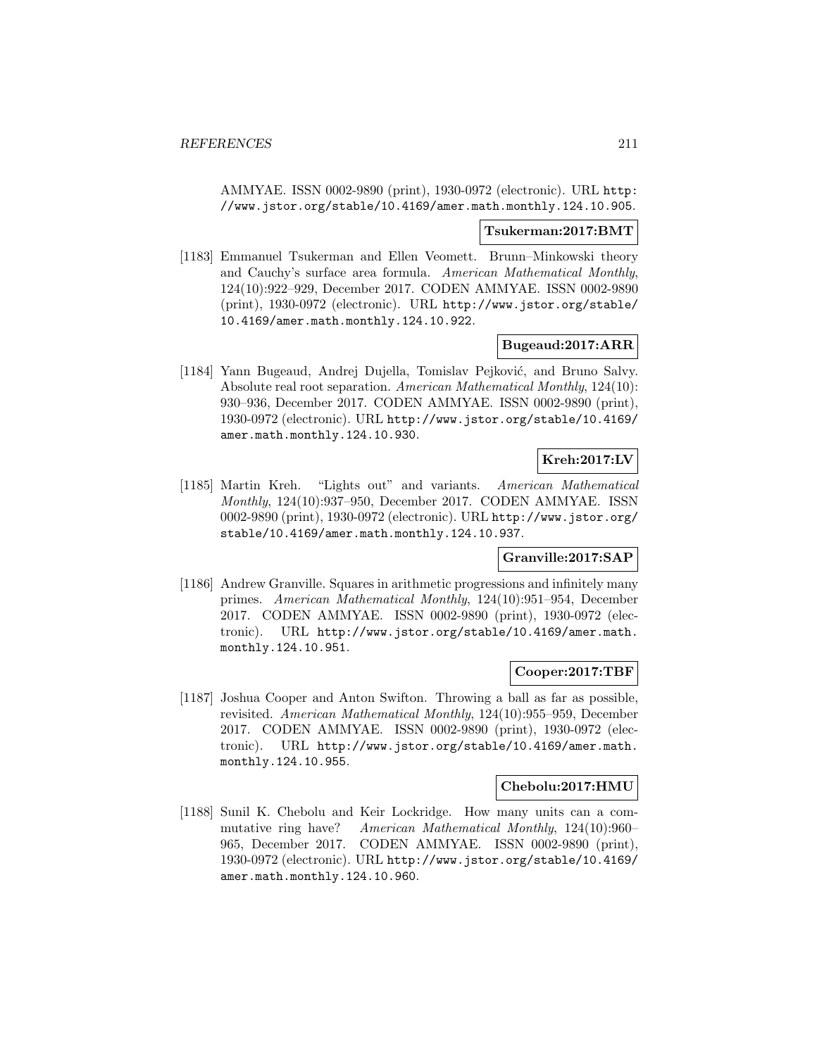AMMYAE. ISSN 0002-9890 (print), 1930-0972 (electronic). URL http://www.jstor.org/stable/10.4169/amer.math.monthly.124.10.905.

**Tsukerman:2017:BMT**

[1183] Emmanuel Tsukerman and Ellen Veomett. Brunn–Minkowski theory and Cauchy's surface area formula. *American Mathematical Monthly*, 124(10):922–929, December 2017. CODEN AMMYAE. ISSN 0002-9890 (print), 1930-0972 (electronic). URL http://www.jstor.org/stable/10.4169/amer.math.monthly.124.10.922.

**Bugeaud:2017:ARR**

[1184] Yann Bugeaud, Andrej Dujella, Tomislav Pejković, and Bruno Salvy. Absolute real root separation. *American Mathematical Monthly*, 124(10): 930–936, December 2017. CODEN AMMYAE. ISSN 0002-9890 (print), 1930-0972 (electronic). URL http://www.jstor.org/stable/10.4169/amer.math.monthly.124.10.930.

**Kreh:2017:LV**

[1185] Martin Kreh. "Lights out" and variants. *American Mathematical Monthly*, 124(10):937–950, December 2017. CODEN AMMYAE. ISSN 0002-9890 (print), 1930-0972 (electronic). URL http://www.jstor.org/stable/10.4169/amer.math.monthly.124.10.937.

**Granville:2017:SAP**

[1186] Andrew Granville. Squares in arithmetic progressions and infinitely many primes. *American Mathematical Monthly*, 124(10):951–954, December 2017. CODEN AMMYAE. ISSN 0002-9890 (print), 1930-0972 (electronic). URL http://www.jstor.org/stable/10.4169/amer.math.monthly.124.10.951.

**Cooper:2017:TBF**

[1187] Joshua Cooper and Anton Swifton. Throwing a ball as far as possible, revisited. *American Mathematical Monthly*, 124(10):955–959, December 2017. CODEN AMMYAE. ISSN 0002-9890 (print), 1930-0972 (electronic). URL http://www.jstor.org/stable/10.4169/amer.math.monthly.124.10.955.

**Chebolu:2017:HMU**

[1188] Sunil K. Chebolu and Keir Lockridge. How many units can a commutative ring have? *American Mathematical Monthly*, 124(10):960–965, December 2017. CODEN AMMYAE. ISSN 0002-9890 (print), 1930-0972 (electronic). URL http://www.jstor.org/stable/10.4169/amer.math.monthly.124.10.960.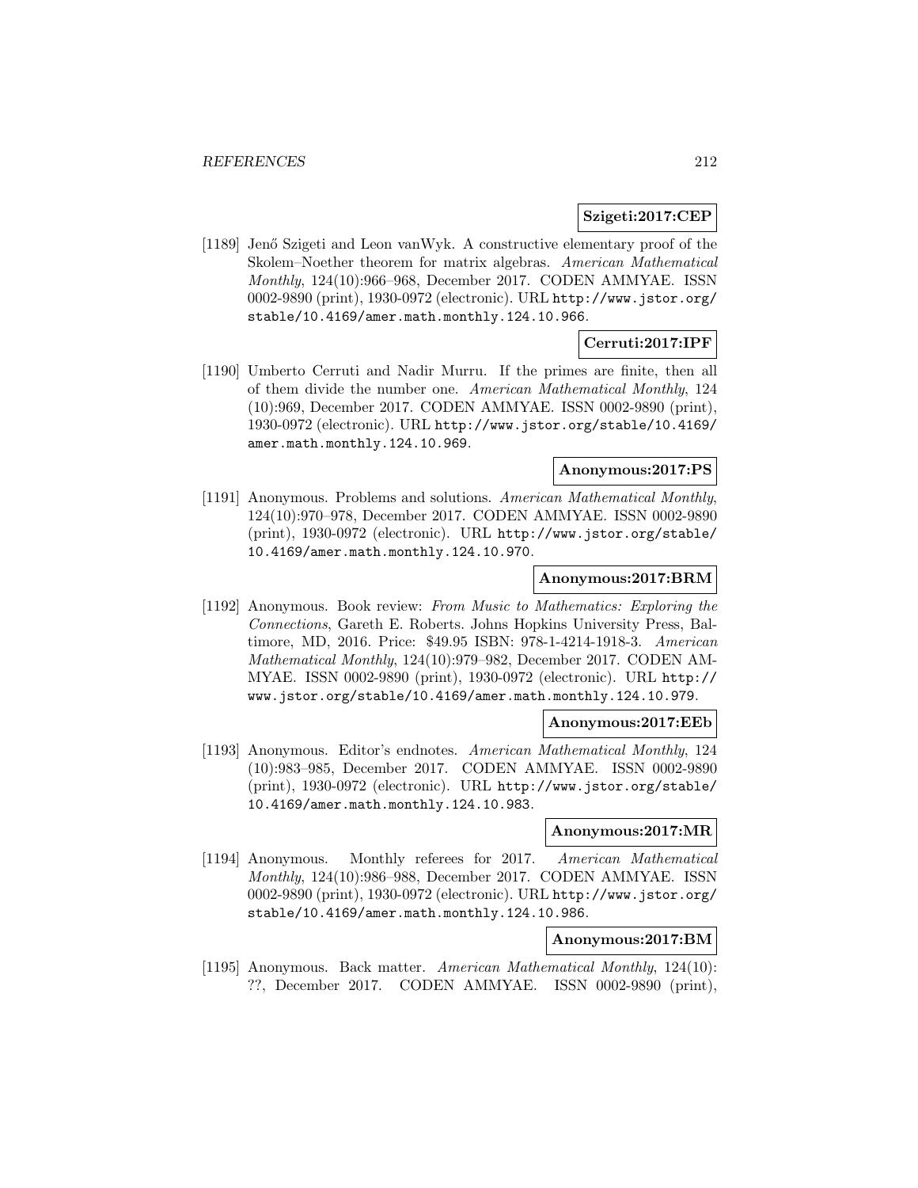**Szigeti:2017:CEP**

[1189] Jenő Szigeti and Leon vanWyk. A constructive elementary proof of the Skolem–Noether theorem for matrix algebras. *American Mathematical Monthly*, 124(10):966–968, December 2017. CODEN AMMYAE. ISSN 0002-9890 (print), 1930-0972 (electronic). URL http://www.jstor.org/stable/10.4169/amer.math.monthly.124.10.966.

**Cerruti:2017:IPF**

[1190] Umberto Cerruti and Nadir Murru. If the primes are finite, then all of them divide the number one. *American Mathematical Monthly*, 124 (10):969, December 2017. CODEN AMMYAE. ISSN 0002-9890 (print), 1930-0972 (electronic). URL http://www.jstor.org/stable/10.4169/amer.math.monthly.124.10.969.

**Anonymous:2017:PS**

[1191] Anonymous. Problems and solutions. *American Mathematical Monthly*, 124(10):970–978, December 2017. CODEN AMMYAE. ISSN 0002-9890 (print), 1930-0972 (electronic). URL http://www.jstor.org/stable/10.4169/amer.math.monthly.124.10.970.

**Anonymous:2017:BRM**

[1192] Anonymous. Book review: *From Music to Mathematics: Exploring the Connections*, Gareth E. Roberts. Johns Hopkins University Press, Baltimore, MD, 2016. Price: $49.95 ISBN: 978-1-4214-1918-3. *American Mathematical Monthly*, 124(10):979–982, December 2017. CODEN AMMYAE. ISSN 0002-9890 (print), 1930-0972 (electronic). URL http://www.jstor.org/stable/10.4169/amer.math.monthly.124.10.979.

**Anonymous:2017:EEb**

[1193] Anonymous. Editor's endnotes. *American Mathematical Monthly*, 124 (10):983–985, December 2017. CODEN AMMYAE. ISSN 0002-9890 (print), 1930-0972 (electronic). URL http://www.jstor.org/stable/10.4169/amer.math.monthly.124.10.983.

**Anonymous:2017:MR**

[1194] Anonymous. Monthly referees for 2017. *American Mathematical Monthly*, 124(10):986–988, December 2017. CODEN AMMYAE. ISSN 0002-9890 (print), 1930-0972 (electronic). URL http://www.jstor.org/stable/10.4169/amer.math.monthly.124.10.986.

**Anonymous:2017:BM**

[1195] Anonymous. Back matter. *American Mathematical Monthly*, 124(10): ??, December 2017. CODEN AMMYAE. ISSN 0002-9890 (print),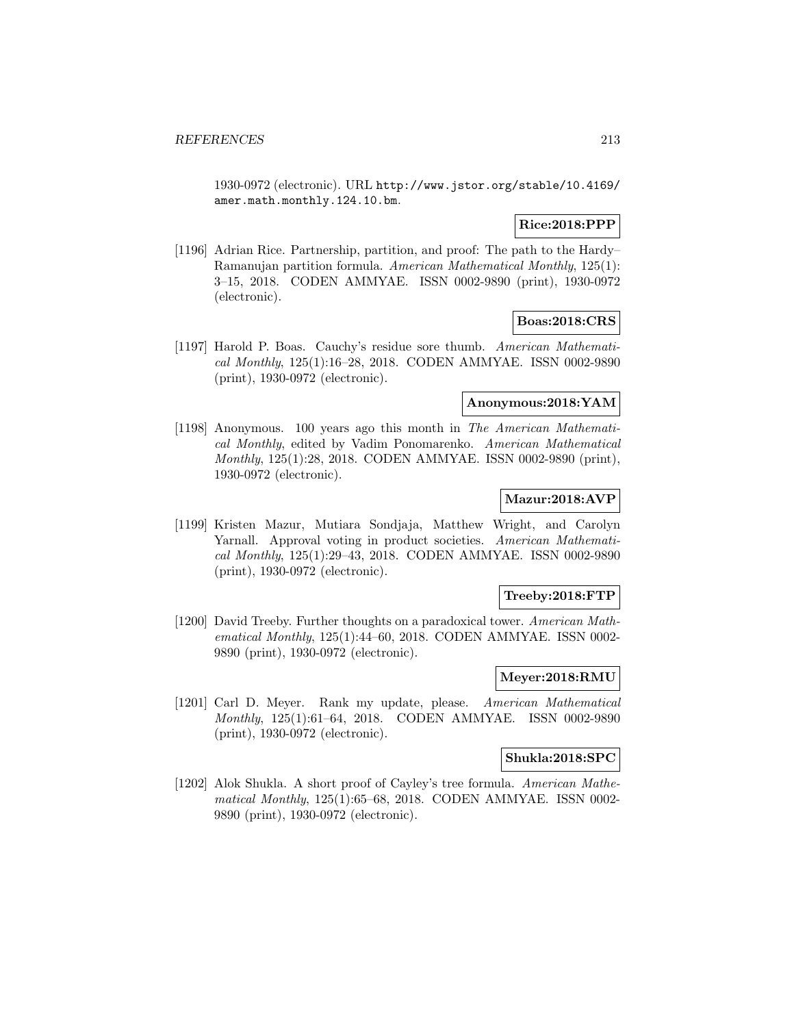1930-0972 (electronic). URL http://www.jstor.org/stable/10.4169/amer.math.monthly.124.10.bm.

**Rice:2018:PPP**

[1196] Adrian Rice. Partnership, partition, and proof: The path to the Hardy–Ramanujan partition formula. *American Mathematical Monthly*, 125(1): 3–15, 2018. CODEN AMMYAE. ISSN 0002-9890 (print), 1930-0972 (electronic).

**Boas:2018:CRS**

[1197] Harold P. Boas. Cauchy's residue sore thumb. *American Mathematical Monthly*, 125(1):16–28, 2018. CODEN AMMYAE. ISSN 0002-9890 (print), 1930-0972 (electronic).

**Anonymous:2018:YAM**

[1198] Anonymous. 100 years ago this month in *The American Mathematical Monthly*, edited by Vadim Ponomarenko. *American Mathematical Monthly*, 125(1):28, 2018. CODEN AMMYAE. ISSN 0002-9890 (print), 1930-0972 (electronic).

**Mazur:2018:AVP**

[1199] Kristen Mazur, Mutiara Sondjaja, Matthew Wright, and Carolyn Yarnall. Approval voting in product societies. *American Mathematical Monthly*, 125(1):29–43, 2018. CODEN AMMYAE. ISSN 0002-9890 (print), 1930-0972 (electronic).

**Treeby:2018:FTP**

[1200] David Treeby. Further thoughts on a paradoxical tower. *American Mathematical Monthly*, 125(1):44–60, 2018. CODEN AMMYAE. ISSN 0002-9890 (print), 1930-0972 (electronic).

**Meyer:2018:RMU**

[1201] Carl D. Meyer. Rank my update, please. *American Mathematical Monthly*, 125(1):61–64, 2018. CODEN AMMYAE. ISSN 0002-9890 (print), 1930-0972 (electronic).

**Shukla:2018:SPC**

[1202] Alok Shukla. A short proof of Cayley's tree formula. *American Mathematical Monthly*, 125(1):65–68, 2018. CODEN AMMYAE. ISSN 0002-9890 (print), 1930-0972 (electronic).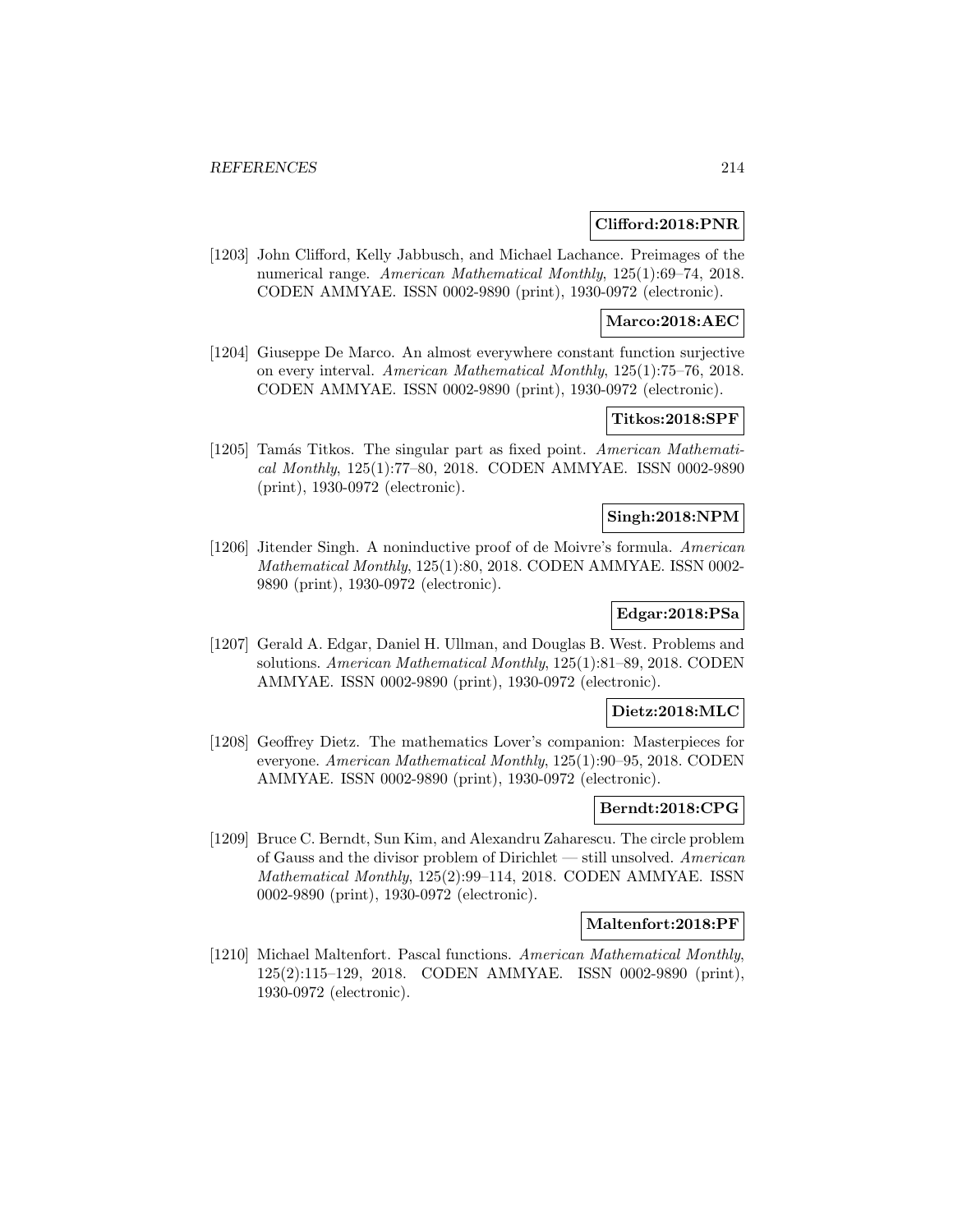**Clifford:2018:PNR**

[1203] John Clifford, Kelly Jabbusch, and Michael Lachance. Preimages of the numerical range. *American Mathematical Monthly*, 125(1):69–74, 2018. CODEN AMMYAE. ISSN 0002-9890 (print), 1930-0972 (electronic).

**Marco:2018:AEC**

[1204] Giuseppe De Marco. An almost everywhere constant function surjective on every interval. *American Mathematical Monthly*, 125(1):75–76, 2018. CODEN AMMYAE. ISSN 0002-9890 (print), 1930-0972 (electronic).

**Titkos:2018:SPF**

[1205] Tamás Titkos. The singular part as fixed point. *American Mathematical Monthly*, 125(1):77–80, 2018. CODEN AMMYAE. ISSN 0002-9890 (print), 1930-0972 (electronic).

**Singh:2018:NPM**

[1206] Jitender Singh. A noninductive proof of de Moivre's formula. *American Mathematical Monthly*, 125(1):80, 2018. CODEN AMMYAE. ISSN 0002-9890 (print), 1930-0972 (electronic).

**Edgar:2018:PSa**

[1207] Gerald A. Edgar, Daniel H. Ullman, and Douglas B. West. Problems and solutions. *American Mathematical Monthly*, 125(1):81–89, 2018. CODEN AMMYAE. ISSN 0002-9890 (print), 1930-0972 (electronic).

**Dietz:2018:MLC**

[1208] Geoffrey Dietz. The mathematics Lover's companion: Masterpieces for everyone. *American Mathematical Monthly*, 125(1):90–95, 2018. CODEN AMMYAE. ISSN 0002-9890 (print), 1930-0972 (electronic).

**Berndt:2018:CPG**

[1209] Bruce C. Berndt, Sun Kim, and Alexandru Zaharescu. The circle problem of Gauss and the divisor problem of Dirichlet — still unsolved. *American Mathematical Monthly*, 125(2):99–114, 2018. CODEN AMMYAE. ISSN 0002-9890 (print), 1930-0972 (electronic).

**Maltenfort:2018:PF**

[1210] Michael Maltenfort. Pascal functions. *American Mathematical Monthly*, 125(2):115–129, 2018. CODEN AMMYAE. ISSN 0002-9890 (print), 1930-0972 (electronic).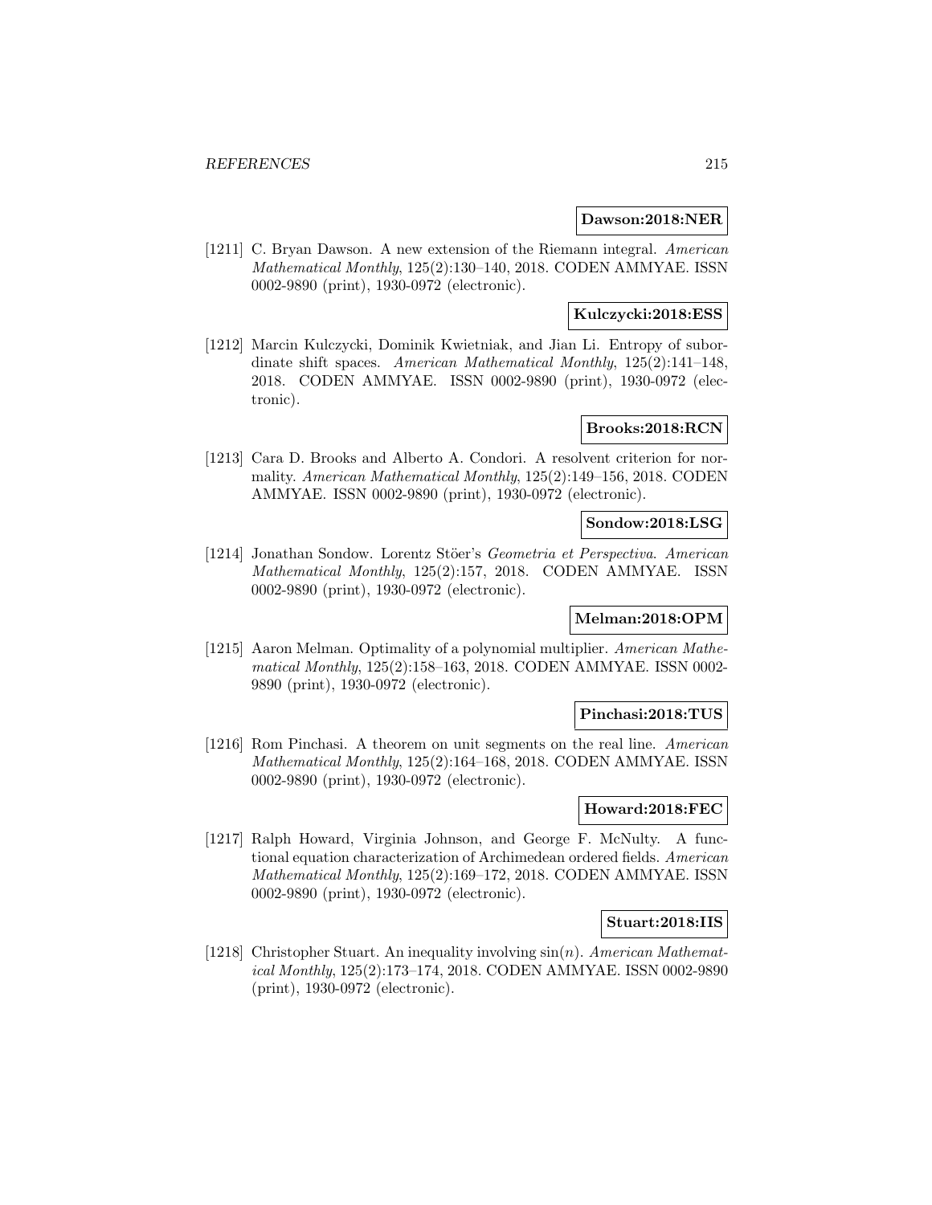**Dawson:2018:NER**

[1211] C. Bryan Dawson. A new extension of the Riemann integral. *American Mathematical Monthly*, 125(2):130–140, 2018. CODEN AMMYAE. ISSN 0002-9890 (print), 1930-0972 (electronic).

**Kulczycki:2018:ESS**

[1212] Marcin Kulczycki, Dominik Kwietniak, and Jian Li. Entropy of subordinate shift spaces. *American Mathematical Monthly*, 125(2):141–148, 2018. CODEN AMMYAE. ISSN 0002-9890 (print), 1930-0972 (electronic).

**Brooks:2018:RCN**

[1213] Cara D. Brooks and Alberto A. Condori. A resolvent criterion for normality. *American Mathematical Monthly*, 125(2):149–156, 2018. CODEN AMMYAE. ISSN 0002-9890 (print), 1930-0972 (electronic).

**Sondow:2018:LSG**

[1214] Jonathan Sondow. Lorentz Stöer's *Geometria et Perspectiva*. *American Mathematical Monthly*, 125(2):157, 2018. CODEN AMMYAE. ISSN 0002-9890 (print), 1930-0972 (electronic).

**Melman:2018:OPM**

[1215] Aaron Melman. Optimality of a polynomial multiplier. *American Mathematical Monthly*, 125(2):158–163, 2018. CODEN AMMYAE. ISSN 0002-9890 (print), 1930-0972 (electronic).

**Pinchasi:2018:TUS**

[1216] Rom Pinchasi. A theorem on unit segments on the real line. *American Mathematical Monthly*, 125(2):164–168, 2018. CODEN AMMYAE. ISSN 0002-9890 (print), 1930-0972 (electronic).

**Howard:2018:FEC**

[1217] Ralph Howard, Virginia Johnson, and George F. McNulty. A functional equation characterization of Archimedean ordered fields. *American Mathematical Monthly*, 125(2):169–172, 2018. CODEN AMMYAE. ISSN 0002-9890 (print), 1930-0972 (electronic).

**Stuart:2018:IIS**

[1218] Christopher Stuart. An inequality involving $\sin(n)$. *American Mathematical Monthly*, 125(2):173–174, 2018. CODEN AMMYAE. ISSN 0002-9890 (print), 1930-0972 (electronic).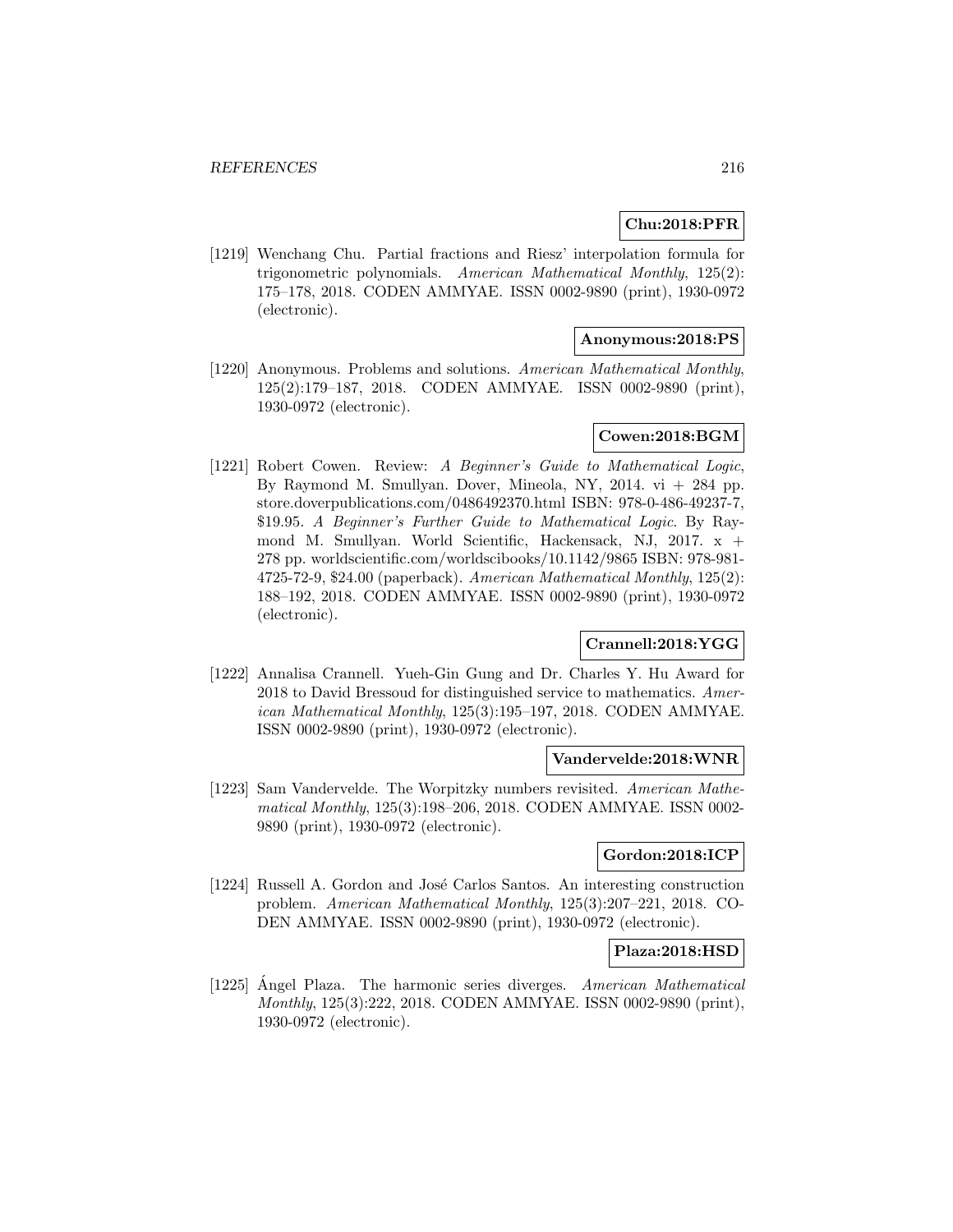**Chu:2018:PFR**

[1219] Wenchang Chu. Partial fractions and Riesz' interpolation formula for trigonometric polynomials. *American Mathematical Monthly*, 125(2): 175–178, 2018. CODEN AMMYAE. ISSN 0002-9890 (print), 1930-0972 (electronic).

**Anonymous:2018:PS**

[1220] Anonymous. Problems and solutions. *American Mathematical Monthly*, 125(2):179–187, 2018. CODEN AMMYAE. ISSN 0002-9890 (print), 1930-0972 (electronic).

**Cowen:2018:BGM**

[1221] Robert Cowen. Review: *A Beginner's Guide to Mathematical Logic*, By Raymond M. Smullyan. Dover, Mineola, NY, 2014. vi + 284 pp. store.doverpublications.com/0486492370.html ISBN: 978-0-486-49237-7, \$19.95. *A Beginner's Further Guide to Mathematical Logic*. By Raymond M. Smullyan. World Scientific, Hackensack, NJ, 2017. x + 278 pp. worldscientific.com/worldscibooks/10.1142/9865 ISBN: 978-981-4725-72-9, \$24.00 (paperback). *American Mathematical Monthly*, 125(2): 188–192, 2018. CODEN AMMYAE. ISSN 0002-9890 (print), 1930-0972 (electronic).

**Crannell:2018:YGG**

[1222] Annalisa Crannell. Yueh-Gin Gung and Dr. Charles Y. Hu Award for 2018 to David Bressoud for distinguished service to mathematics. *American Mathematical Monthly*, 125(3):195–197, 2018. CODEN AMMYAE. ISSN 0002-9890 (print), 1930-0972 (electronic).

**Vandervelde:2018:WNR**

[1223] Sam Vandervelde. The Worpitzky numbers revisited. *American Mathematical Monthly*, 125(3):198–206, 2018. CODEN AMMYAE. ISSN 0002-9890 (print), 1930-0972 (electronic).

**Gordon:2018:ICP**

[1224] Russell A. Gordon and José Carlos Santos. An interesting construction problem. *American Mathematical Monthly*, 125(3):207–221, 2018. CODEN AMMYAE. ISSN 0002-9890 (print), 1930-0972 (electronic).

**Plaza:2018:HSD**

[1225] Ángel Plaza. The harmonic series diverges. *American Mathematical Monthly*, 125(3):222, 2018. CODEN AMMYAE. ISSN 0002-9890 (print), 1930-0972 (electronic).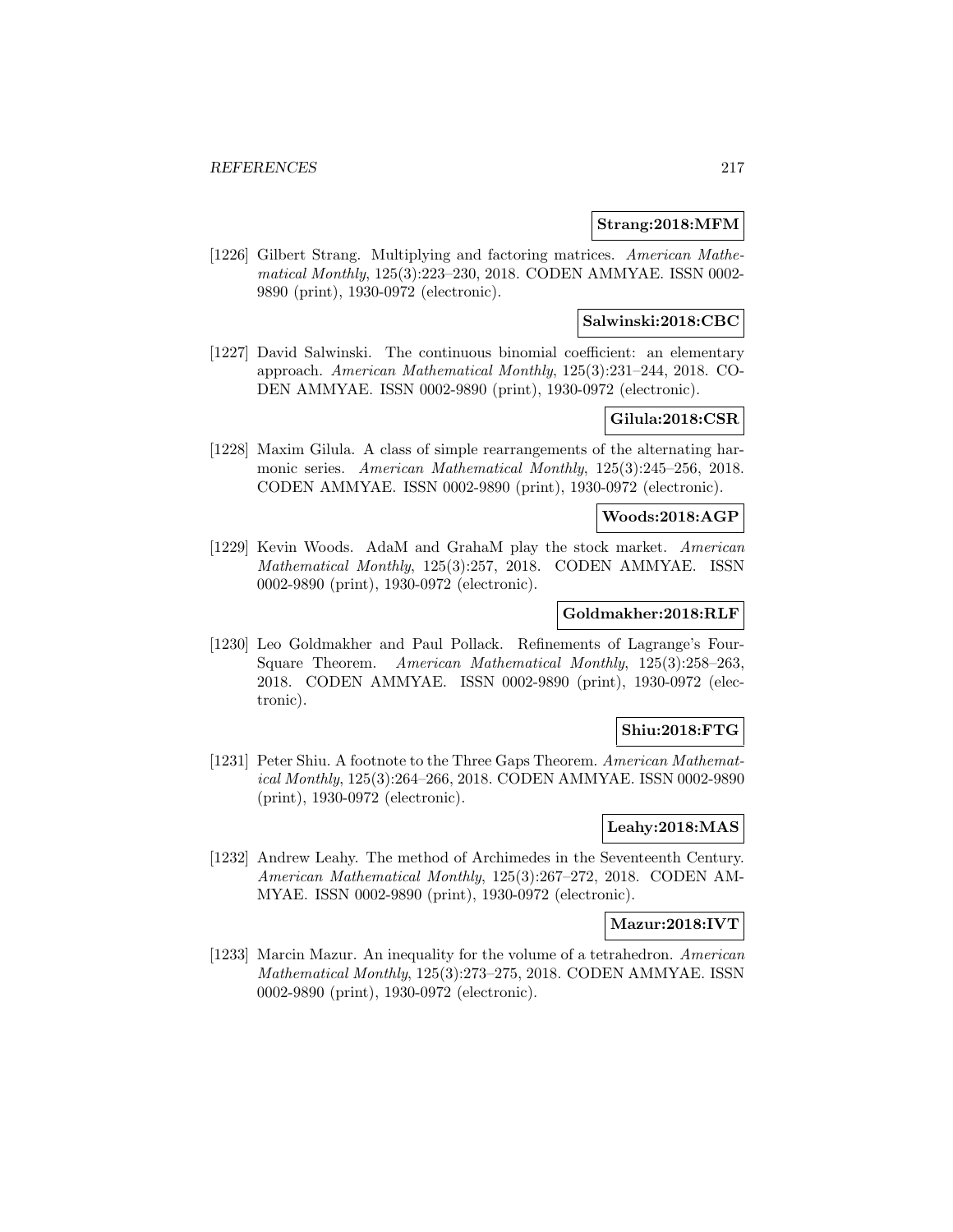**Strang:2018:MFM**

[1226] Gilbert Strang. Multiplying and factoring matrices. *American Mathematical Monthly*, 125(3):223–230, 2018. CODEN AMMYAE. ISSN 0002-9890 (print), 1930-0972 (electronic).

**Salwinski:2018:CBC**

[1227] David Salwinski. The continuous binomial coefficient: an elementary approach. *American Mathematical Monthly*, 125(3):231–244, 2018. CODEN AMMYAE. ISSN 0002-9890 (print), 1930-0972 (electronic).

**Gilula:2018:CSR**

[1228] Maxim Gilula. A class of simple rearrangements of the alternating harmonic series. *American Mathematical Monthly*, 125(3):245–256, 2018. CODEN AMMYAE. ISSN 0002-9890 (print), 1930-0972 (electronic).

**Woods:2018:AGP**

[1229] Kevin Woods. AdaM and GrahaM play the stock market. *American Mathematical Monthly*, 125(3):257, 2018. CODEN AMMYAE. ISSN 0002-9890 (print), 1930-0972 (electronic).

**Goldmakher:2018:RLF**

[1230] Leo Goldmakher and Paul Pollack. Refinements of Lagrange's Four-Square Theorem. *American Mathematical Monthly*, 125(3):258–263, 2018. CODEN AMMYAE. ISSN 0002-9890 (print), 1930-0972 (electronic).

**Shiu:2018:FTG**

[1231] Peter Shiu. A footnote to the Three Gaps Theorem. *American Mathematical Monthly*, 125(3):264–266, 2018. CODEN AMMYAE. ISSN 0002-9890 (print), 1930-0972 (electronic).

**Leahy:2018:MAS**

[1232] Andrew Leahy. The method of Archimedes in the Seventeenth Century. *American Mathematical Monthly*, 125(3):267–272, 2018. CODEN AMMYAE. ISSN 0002-9890 (print), 1930-0972 (electronic).

**Mazur:2018:IVT**

[1233] Marcin Mazur. An inequality for the volume of a tetrahedron. *American Mathematical Monthly*, 125(3):273–275, 2018. CODEN AMMYAE. ISSN 0002-9890 (print), 1930-0972 (electronic).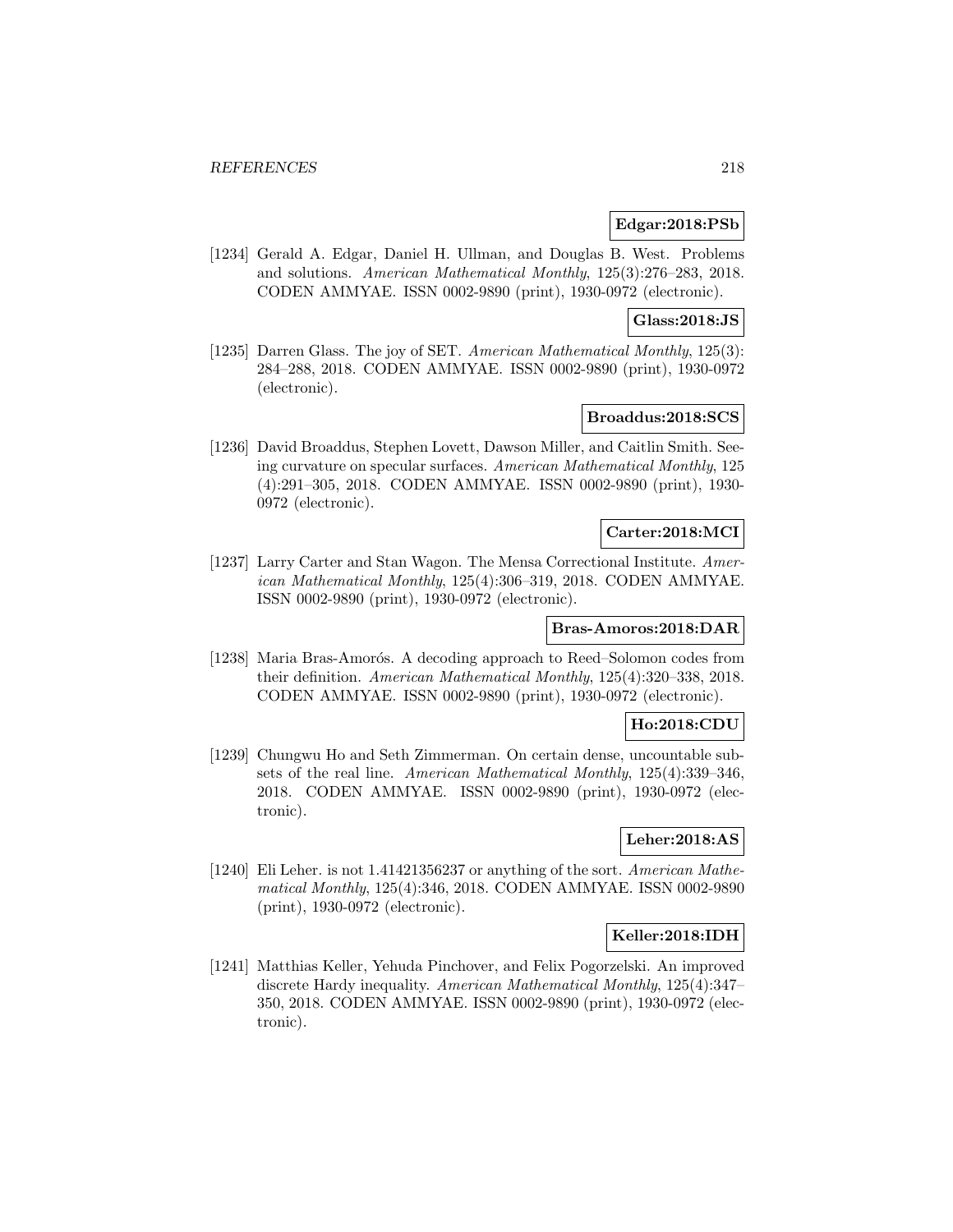**Edgar:2018:PSb**

[1234] Gerald A. Edgar, Daniel H. Ullman, and Douglas B. West. Problems and solutions. *American Mathematical Monthly*, 125(3):276–283, 2018. CODEN AMMYAE. ISSN 0002-9890 (print), 1930-0972 (electronic).

**Glass:2018:JS**

[1235] Darren Glass. The joy of SET. *American Mathematical Monthly*, 125(3): 284–288, 2018. CODEN AMMYAE. ISSN 0002-9890 (print), 1930-0972 (electronic).

**Broaddus:2018:SCS**

[1236] David Broaddus, Stephen Lovett, Dawson Miller, and Caitlin Smith. Seeing curvature on specular surfaces. *American Mathematical Monthly*, 125 (4):291–305, 2018. CODEN AMMYAE. ISSN 0002-9890 (print), 1930-0972 (electronic).

**Carter:2018:MCI**

[1237] Larry Carter and Stan Wagon. The Mensa Correctional Institute. *American Mathematical Monthly*, 125(4):306–319, 2018. CODEN AMMYAE. ISSN 0002-9890 (print), 1930-0972 (electronic).

**Bras-Amoros:2018:DAR**

[1238] Maria Bras-Amorós. A decoding approach to Reed–Solomon codes from their definition. *American Mathematical Monthly*, 125(4):320–338, 2018. CODEN AMMYAE. ISSN 0002-9890 (print), 1930-0972 (electronic).

**Ho:2018:CDU**

[1239] Chungwu Ho and Seth Zimmerman. On certain dense, uncountable subsets of the real line. *American Mathematical Monthly*, 125(4):339–346, 2018. CODEN AMMYAE. ISSN 0002-9890 (print), 1930-0972 (electronic).

**Leher:2018:AS**

[1240] Eli Leher. is not 1.41421356237 or anything of the sort. *American Mathematical Monthly*, 125(4):346, 2018. CODEN AMMYAE. ISSN 0002-9890 (print), 1930-0972 (electronic).

**Keller:2018:IDH**

[1241] Matthias Keller, Yehuda Pinchover, and Felix Pogorzelski. An improved discrete Hardy inequality. *American Mathematical Monthly*, 125(4):347–350, 2018. CODEN AMMYAE. ISSN 0002-9890 (print), 1930-0972 (electronic).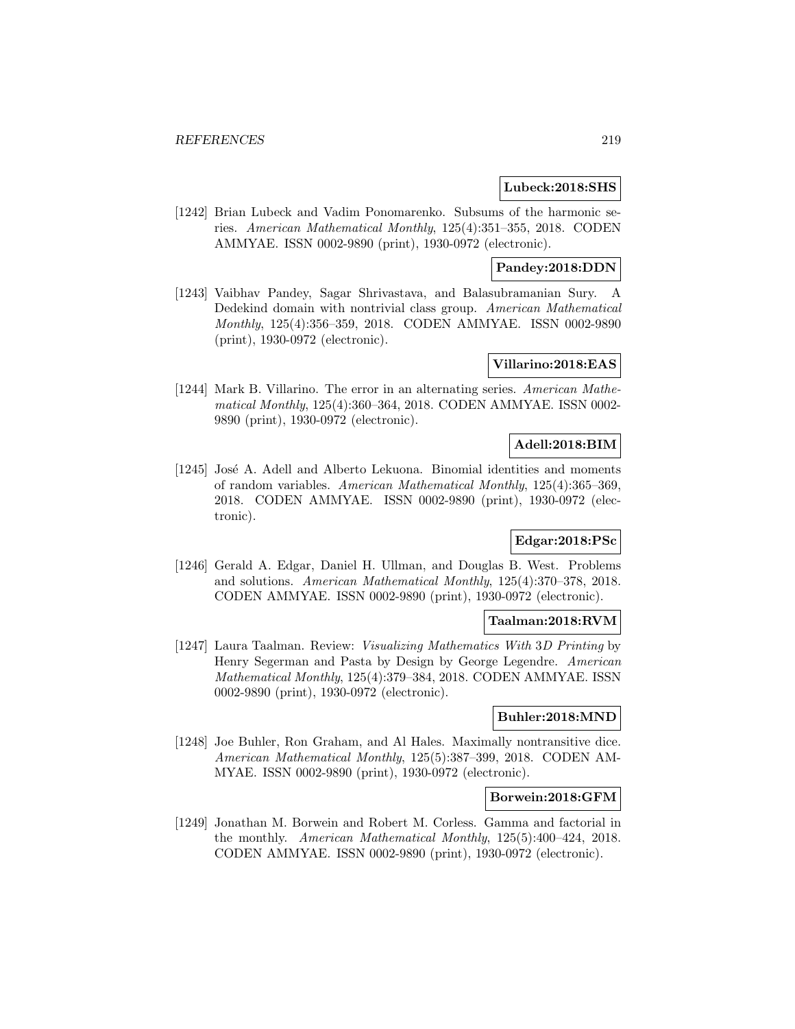**Lubeck:2018:SHS**

[1242] Brian Lubeck and Vadim Ponomarenko. Subsums of the harmonic series. *American Mathematical Monthly*, 125(4):351–355, 2018. CODEN AMMYAE. ISSN 0002-9890 (print), 1930-0972 (electronic).

**Pandey:2018:DDN**

[1243] Vaibhav Pandey, Sagar Shrivastava, and Balasubramanian Sury. A Dedekind domain with nontrivial class group. *American Mathematical Monthly*, 125(4):356–359, 2018. CODEN AMMYAE. ISSN 0002-9890 (print), 1930-0972 (electronic).

**Villarino:2018:EAS**

[1244] Mark B. Villarino. The error in an alternating series. *American Mathematical Monthly*, 125(4):360–364, 2018. CODEN AMMYAE. ISSN 0002-9890 (print), 1930-0972 (electronic).

**Adell:2018:BIM**

[1245] José A. Adell and Alberto Lekuona. Binomial identities and moments of random variables. *American Mathematical Monthly*, 125(4):365–369, 2018. CODEN AMMYAE. ISSN 0002-9890 (print), 1930-0972 (electronic).

**Edgar:2018:PSc**

[1246] Gerald A. Edgar, Daniel H. Ullman, and Douglas B. West. Problems and solutions. *American Mathematical Monthly*, 125(4):370–378, 2018. CODEN AMMYAE. ISSN 0002-9890 (print), 1930-0972 (electronic).

**Taalman:2018:RVM**

[1247] Laura Taalman. Review: *Visualizing Mathematics With 3D Printing* by Henry Segerman and Pasta by Design by George Legendre. *American Mathematical Monthly*, 125(4):379–384, 2018. CODEN AMMYAE. ISSN 0002-9890 (print), 1930-0972 (electronic).

**Buhler:2018:MND**

[1248] Joe Buhler, Ron Graham, and Al Hales. Maximally nontransitive dice. *American Mathematical Monthly*, 125(5):387–399, 2018. CODEN AMMYAE. ISSN 0002-9890 (print), 1930-0972 (electronic).

**Borwein:2018:GFM**

[1249] Jonathan M. Borwein and Robert M. Corless. Gamma and factorial in the monthly. *American Mathematical Monthly*, 125(5):400–424, 2018. CODEN AMMYAE. ISSN 0002-9890 (print), 1930-0972 (electronic).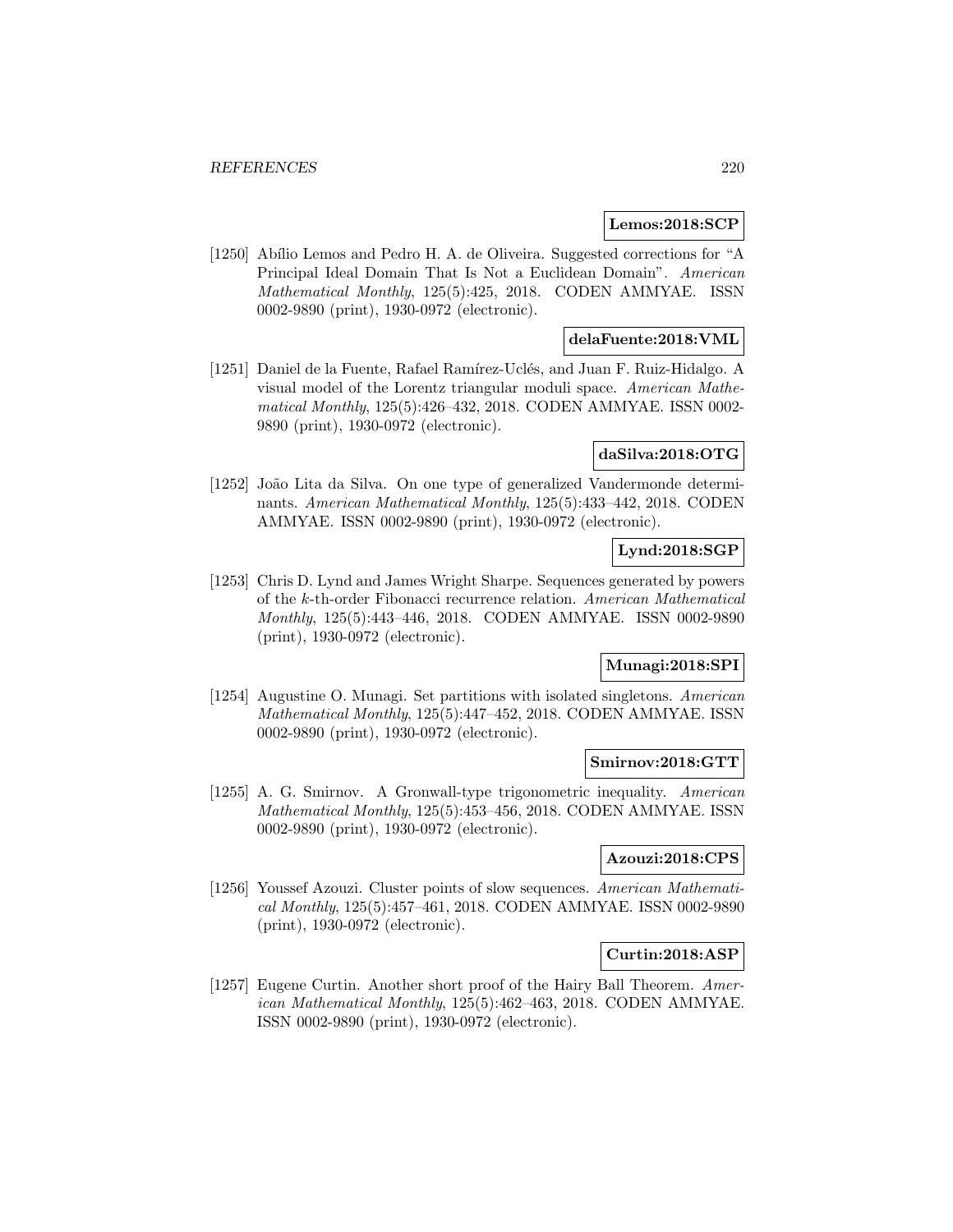**Lemos:2018:SCP**

[1250] Abílio Lemos and Pedro H. A. de Oliveira. Suggested corrections for "A Principal Ideal Domain That Is Not a Euclidean Domain". *American Mathematical Monthly*, 125(5):425, 2018. CODEN AMMYAE. ISSN 0002-9890 (print), 1930-0972 (electronic).

**delaFuente:2018:VML**

[1251] Daniel de la Fuente, Rafael Ramírez-Uclés, and Juan F. Ruiz-Hidalgo. A visual model of the Lorentz triangular moduli space. *American Mathematical Monthly*, 125(5):426–432, 2018. CODEN AMMYAE. ISSN 0002-9890 (print), 1930-0972 (electronic).

**daSilva:2018:OTG**

[1252] João Lita da Silva. On one type of generalized Vandermonde determinants. *American Mathematical Monthly*, 125(5):433–442, 2018. CODEN AMMYAE. ISSN 0002-9890 (print), 1930-0972 (electronic).

**Lynd:2018:SGP**

[1253] Chris D. Lynd and James Wright Sharpe. Sequences generated by powers of the $k$-th-order Fibonacci recurrence relation. *American Mathematical Monthly*, 125(5):443–446, 2018. CODEN AMMYAE. ISSN 0002-9890 (print), 1930-0972 (electronic).

**Munagi:2018:SPI**

[1254] Augustine O. Munagi. Set partitions with isolated singletons. *American Mathematical Monthly*, 125(5):447–452, 2018. CODEN AMMYAE. ISSN 0002-9890 (print), 1930-0972 (electronic).

**Smirnov:2018:GTT**

[1255] A. G. Smirnov. A Gronwall-type trigonometric inequality. *American Mathematical Monthly*, 125(5):453–456, 2018. CODEN AMMYAE. ISSN 0002-9890 (print), 1930-0972 (electronic).

**Azouzi:2018:CPS**

[1256] Youssef Azouzi. Cluster points of slow sequences. *American Mathematical Monthly*, 125(5):457–461, 2018. CODEN AMMYAE. ISSN 0002-9890 (print), 1930-0972 (electronic).

**Curtin:2018:ASP**

[1257] Eugene Curtin. Another short proof of the Hairy Ball Theorem. *American Mathematical Monthly*, 125(5):462–463, 2018. CODEN AMMYAE. ISSN 0002-9890 (print), 1930-0972 (electronic).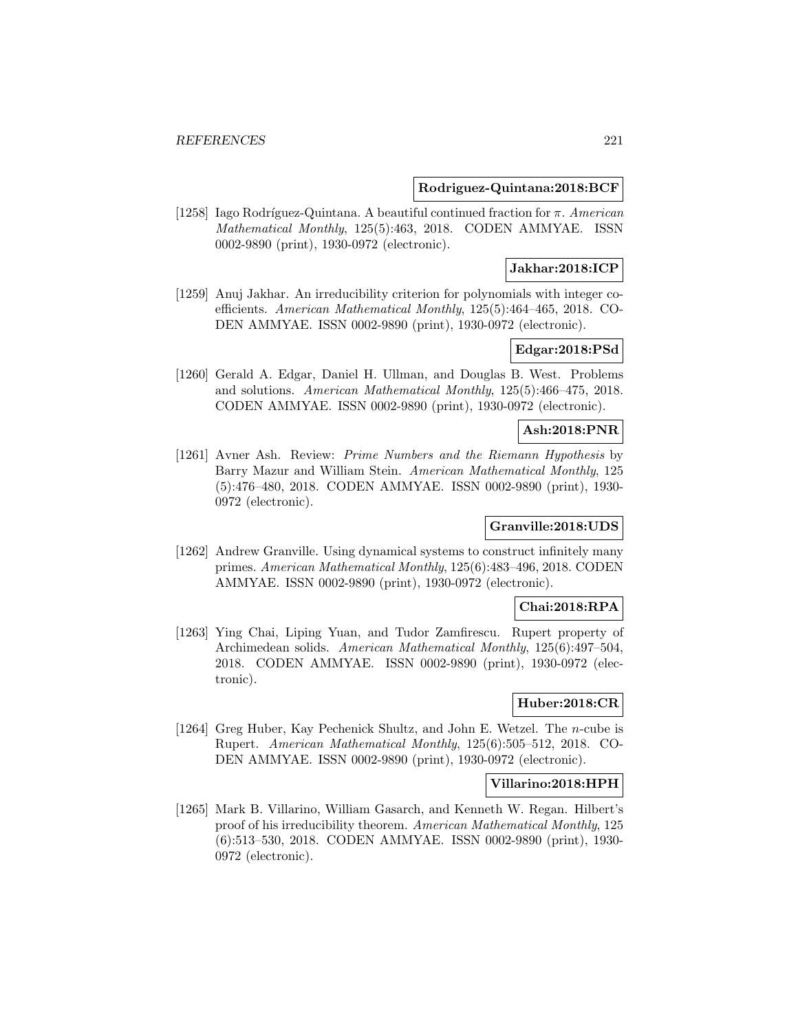**Rodriguez-Quintana:2018:BCF**

[1258] Iago Rodríguez-Quintana. A beautiful continued fraction for $\pi$. *American Mathematical Monthly*, 125(5):463, 2018. CODEN AMMYAE. ISSN 0002-9890 (print), 1930-0972 (electronic).

**Jakhar:2018:ICP**

[1259] Anuj Jakhar. An irreducibility criterion for polynomials with integer coefficients. *American Mathematical Monthly*, 125(5):464–465, 2018. CODEN AMMYAE. ISSN 0002-9890 (print), 1930-0972 (electronic).

**Edgar:2018:PSd**

[1260] Gerald A. Edgar, Daniel H. Ullman, and Douglas B. West. Problems and solutions. *American Mathematical Monthly*, 125(5):466–475, 2018. CODEN AMMYAE. ISSN 0002-9890 (print), 1930-0972 (electronic).

**Ash:2018:PNR**

[1261] Avner Ash. Review: *Prime Numbers and the Riemann Hypothesis* by Barry Mazur and William Stein. *American Mathematical Monthly*, 125 (5):476–480, 2018. CODEN AMMYAE. ISSN 0002-9890 (print), 1930-0972 (electronic).

**Granville:2018:UDS**

[1262] Andrew Granville. Using dynamical systems to construct infinitely many primes. *American Mathematical Monthly*, 125(6):483–496, 2018. CODEN AMMYAE. ISSN 0002-9890 (print), 1930-0972 (electronic).

**Chai:2018:RPA**

[1263] Ying Chai, Liping Yuan, and Tudor Zamfirescu. Rupert property of Archimedean solids. *American Mathematical Monthly*, 125(6):497–504, 2018. CODEN AMMYAE. ISSN 0002-9890 (print), 1930-0972 (electronic).

**Huber:2018:CR**

[1264] Greg Huber, Kay Pechenick Shultz, and John E. Wetzel. The $n$-cube is Rupert. *American Mathematical Monthly*, 125(6):505–512, 2018. CODEN AMMYAE. ISSN 0002-9890 (print), 1930-0972 (electronic).

**Villarino:2018:HPH**

[1265] Mark B. Villarino, William Gasarch, and Kenneth W. Regan. Hilbert's proof of his irreducibility theorem. *American Mathematical Monthly*, 125 (6):513–530, 2018. CODEN AMMYAE. ISSN 0002-9890 (print), 1930-0972 (electronic).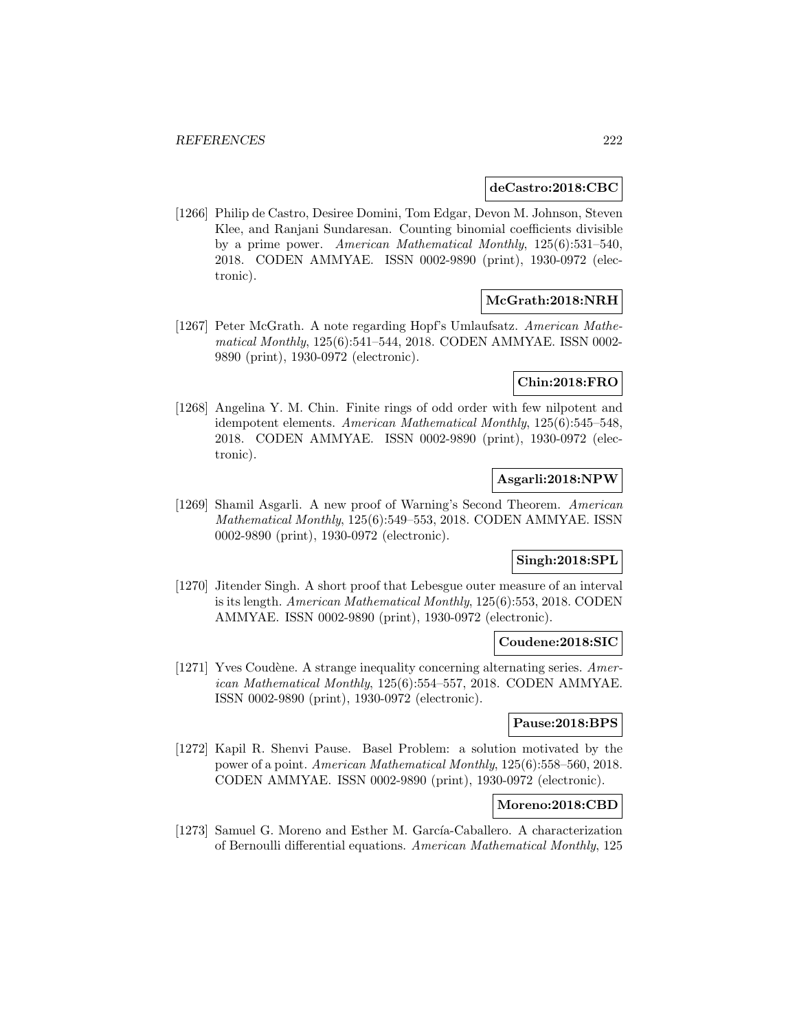**deCastro:2018:CBC**

[1266] Philip de Castro, Desiree Domini, Tom Edgar, Devon M. Johnson, Steven Klee, and Ranjani Sundaresan. Counting binomial coefficients divisible by a prime power. *American Mathematical Monthly*, 125(6):531–540, 2018. CODEN AMMYAE. ISSN 0002-9890 (print), 1930-0972 (electronic).

**McGrath:2018:NRH**

[1267] Peter McGrath. A note regarding Hopf's Umlaufsatz. *American Mathematical Monthly*, 125(6):541–544, 2018. CODEN AMMYAE. ISSN 0002-9890 (print), 1930-0972 (electronic).

**Chin:2018:FRO**

[1268] Angelina Y. M. Chin. Finite rings of odd order with few nilpotent and idempotent elements. *American Mathematical Monthly*, 125(6):545–548, 2018. CODEN AMMYAE. ISSN 0002-9890 (print), 1930-0972 (electronic).

**Asgarli:2018:NPW**

[1269] Shamil Asgarli. A new proof of Warning's Second Theorem. *American Mathematical Monthly*, 125(6):549–553, 2018. CODEN AMMYAE. ISSN 0002-9890 (print), 1930-0972 (electronic).

**Singh:2018:SPL**

[1270] Jitender Singh. A short proof that Lebesgue outer measure of an interval is its length. *American Mathematical Monthly*, 125(6):553, 2018. CODEN AMMYAE. ISSN 0002-9890 (print), 1930-0972 (electronic).

**Coudene:2018:SIC**

[1271] Yves Coudène. A strange inequality concerning alternating series. *American Mathematical Monthly*, 125(6):554–557, 2018. CODEN AMMYAE. ISSN 0002-9890 (print), 1930-0972 (electronic).

**Pause:2018:BPS**

[1272] Kapil R. Shenvi Pause. Basel Problem: a solution motivated by the power of a point. *American Mathematical Monthly*, 125(6):558–560, 2018. CODEN AMMYAE. ISSN 0002-9890 (print), 1930-0972 (electronic).

**Moreno:2018:CBD**

[1273] Samuel G. Moreno and Esther M. García-Caballero. A characterization of Bernoulli differential equations. *American Mathematical Monthly*, 125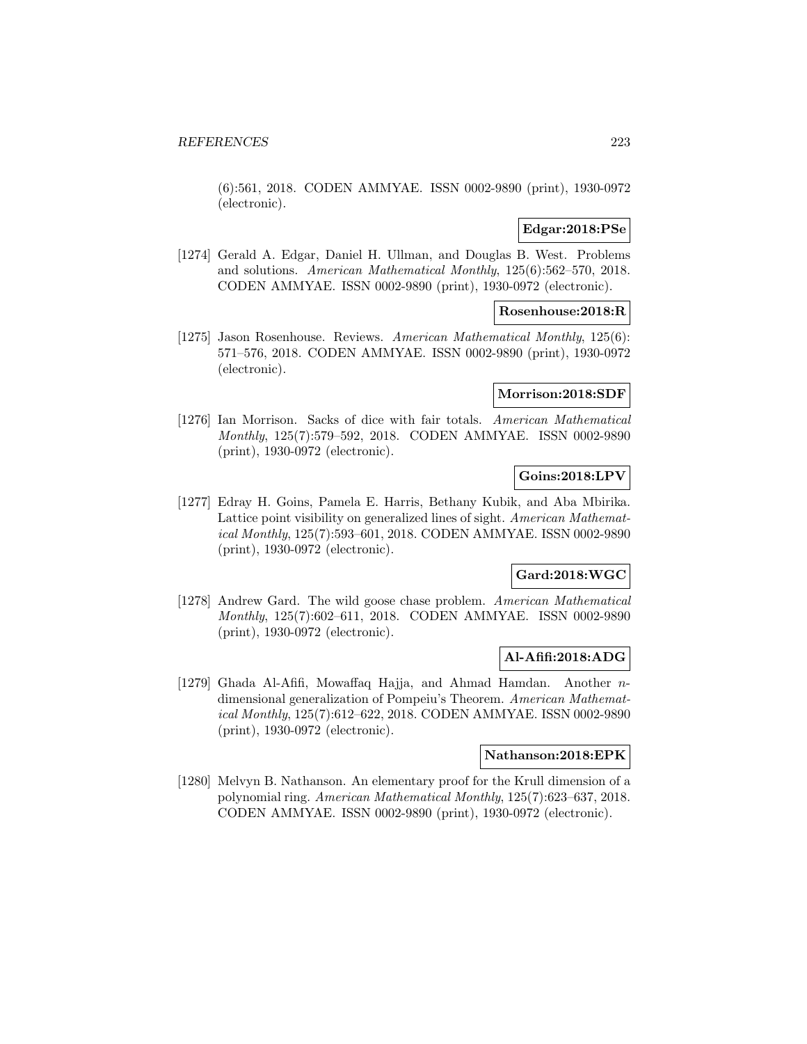(6):561, 2018. CODEN AMMYAE. ISSN 0002-9890 (print), 1930-0972 (electronic).

**Edgar:2018:PSe**

[1274] Gerald A. Edgar, Daniel H. Ullman, and Douglas B. West. Problems and solutions. *American Mathematical Monthly*, 125(6):562–570, 2018. CODEN AMMYAE. ISSN 0002-9890 (print), 1930-0972 (electronic).

**Rosenhouse:2018:R**

[1275] Jason Rosenhouse. Reviews. *American Mathematical Monthly*, 125(6): 571–576, 2018. CODEN AMMYAE. ISSN 0002-9890 (print), 1930-0972 (electronic).

**Morrison:2018:SDF**

[1276] Ian Morrison. Sacks of dice with fair totals. *American Mathematical Monthly*, 125(7):579–592, 2018. CODEN AMMYAE. ISSN 0002-9890 (print), 1930-0972 (electronic).

**Goins:2018:LPV**

[1277] Edray H. Goins, Pamela E. Harris, Bethany Kubik, and Aba Mbirika. Lattice point visibility on generalized lines of sight. *American Mathematical Monthly*, 125(7):593–601, 2018. CODEN AMMYAE. ISSN 0002-9890 (print), 1930-0972 (electronic).

**Gard:2018:WGC**

[1278] Andrew Gard. The wild goose chase problem. *American Mathematical Monthly*, 125(7):602–611, 2018. CODEN AMMYAE. ISSN 0002-9890 (print), 1930-0972 (electronic).

**Al-Afifi:2018:ADG**

[1279] Ghada Al-Afifi, Mowaffaq Hajja, and Ahmad Hamdan. Another $n$-dimensional generalization of Pompeiu's Theorem. *American Mathematical Monthly*, 125(7):612–622, 2018. CODEN AMMYAE. ISSN 0002-9890 (print), 1930-0972 (electronic).

**Nathanson:2018:EPK**

[1280] Melvyn B. Nathanson. An elementary proof for the Krull dimension of a polynomial ring. *American Mathematical Monthly*, 125(7):623–637, 2018. CODEN AMMYAE. ISSN 0002-9890 (print), 1930-0972 (electronic).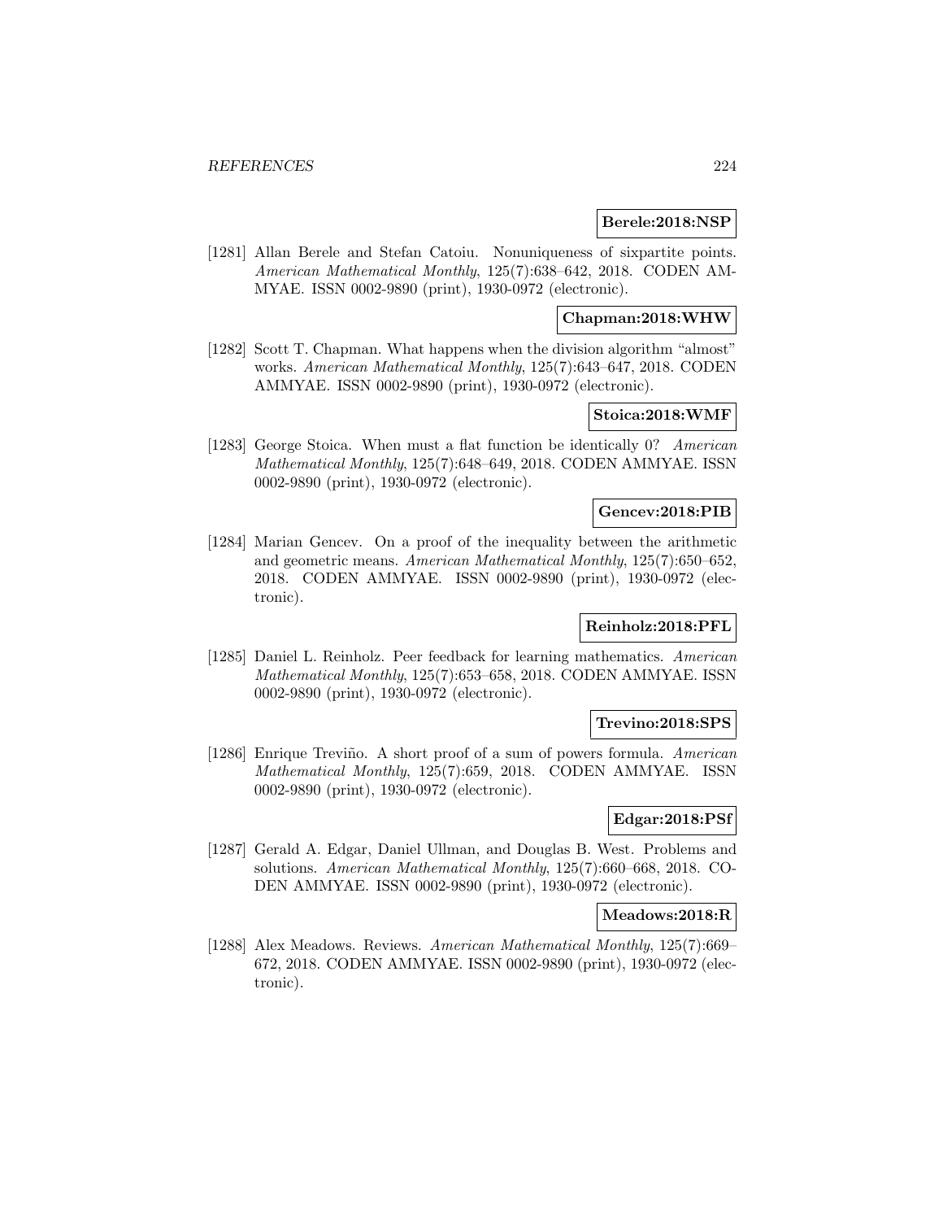**Berele:2018:NSP**

[1281] Allan Berele and Stefan Catoiu. Nonuniqueness of sixpartite points. *American Mathematical Monthly*, 125(7):638–642, 2018. CODEN AMMYAE. ISSN 0002-9890 (print), 1930-0972 (electronic).

**Chapman:2018:WHW**

[1282] Scott T. Chapman. What happens when the division algorithm "almost" works. *American Mathematical Monthly*, 125(7):643–647, 2018. CODEN AMMYAE. ISSN 0002-9890 (print), 1930-0972 (electronic).

**Stoica:2018:WMF**

[1283] George Stoica. When must a flat function be identically 0? *American Mathematical Monthly*, 125(7):648–649, 2018. CODEN AMMYAE. ISSN 0002-9890 (print), 1930-0972 (electronic).

**Gencev:2018:PIB**

[1284] Marian Gencev. On a proof of the inequality between the arithmetic and geometric means. *American Mathematical Monthly*, 125(7):650–652, 2018. CODEN AMMYAE. ISSN 0002-9890 (print), 1930-0972 (electronic).

**Reinholz:2018:PFL**

[1285] Daniel L. Reinholz. Peer feedback for learning mathematics. *American Mathematical Monthly*, 125(7):653–658, 2018. CODEN AMMYAE. ISSN 0002-9890 (print), 1930-0972 (electronic).

**Trevino:2018:SPS**

[1286] Enrique Treviño. A short proof of a sum of powers formula. *American Mathematical Monthly*, 125(7):659, 2018. CODEN AMMYAE. ISSN 0002-9890 (print), 1930-0972 (electronic).

**Edgar:2018:PSf**

[1287] Gerald A. Edgar, Daniel Ullman, and Douglas B. West. Problems and solutions. *American Mathematical Monthly*, 125(7):660–668, 2018. CODEN AMMYAE. ISSN 0002-9890 (print), 1930-0972 (electronic).

**Meadows:2018:R**

[1288] Alex Meadows. Reviews. *American Mathematical Monthly*, 125(7):669–672, 2018. CODEN AMMYAE. ISSN 0002-9890 (print), 1930-0972 (electronic).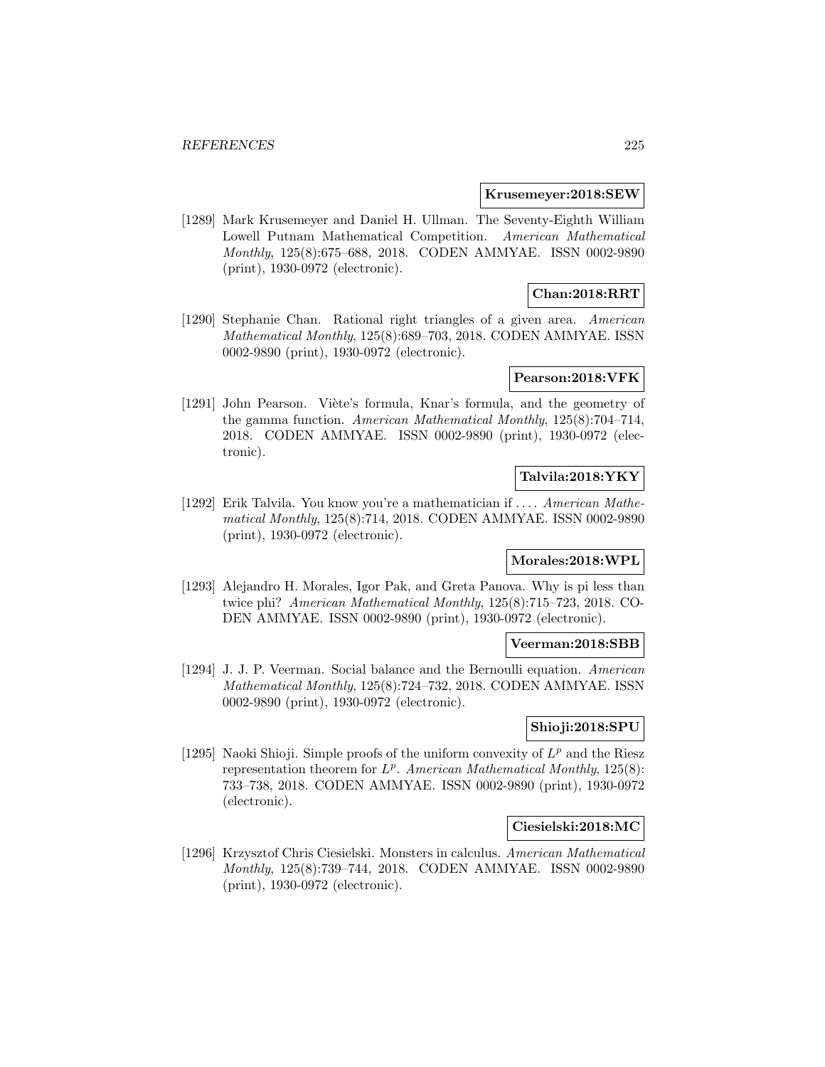**Krusemeyer:2018:SEW**

[1289] Mark Krusemeyer and Daniel H. Ullman. The Seventy-Eighth William Lowell Putnam Mathematical Competition. *American Mathematical Monthly*, 125(8):675–688, 2018. CODEN AMMYAE. ISSN 0002-9890 (print), 1930-0972 (electronic).

**Chan:2018:RRT**

[1290] Stephanie Chan. Rational right triangles of a given area. *American Mathematical Monthly*, 125(8):689–703, 2018. CODEN AMMYAE. ISSN 0002-9890 (print), 1930-0972 (electronic).

**Pearson:2018:VFK**

[1291] John Pearson. Viète's formula, Knar's formula, and the geometry of the gamma function. *American Mathematical Monthly*, 125(8):704–714, 2018. CODEN AMMYAE. ISSN 0002-9890 (print), 1930-0972 (electronic).

**Talvila:2018:YKY**

[1292] Erik Talvila. You know you're a mathematician if .... *American Mathematical Monthly*, 125(8):714, 2018. CODEN AMMYAE. ISSN 0002-9890 (print), 1930-0972 (electronic).

**Morales:2018:WPL**

[1293] Alejandro H. Morales, Igor Pak, and Greta Panova. Why is pi less than twice phi? *American Mathematical Monthly*, 125(8):715–723, 2018. CODEN AMMYAE. ISSN 0002-9890 (print), 1930-0972 (electronic).

**Veerman:2018:SBB**

[1294] J. J. P. Veerman. Social balance and the Bernoulli equation. *American Mathematical Monthly*, 125(8):724–732, 2018. CODEN AMMYAE. ISSN 0002-9890 (print), 1930-0972 (electronic).

**Shioji:2018:SPU**

[1295] Naoki Shioji. Simple proofs of the uniform convexity of $L^p$ and the Riesz representation theorem for $L^p$. *American Mathematical Monthly*, 125(8): 733–738, 2018. CODEN AMMYAE. ISSN 0002-9890 (print), 1930-0972 (electronic).

**Ciesielski:2018:MC**

[1296] Krzysztof Chris Ciesielski. Monsters in calculus. *American Mathematical Monthly*, 125(8):739–744, 2018. CODEN AMMYAE. ISSN 0002-9890 (print), 1930-0972 (electronic).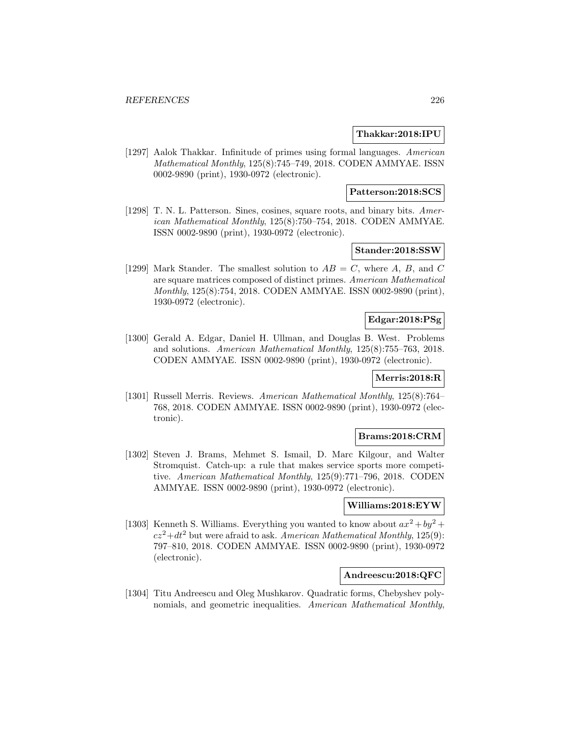**Thakkar:2018:IPU**

[1297] Aalok Thakkar. Infinitude of primes using formal languages. *American Mathematical Monthly*, 125(8):745–749, 2018. CODEN AMMYAE. ISSN 0002-9890 (print), 1930-0972 (electronic).

**Patterson:2018:SCS**

[1298] T. N. L. Patterson. Sines, cosines, square roots, and binary bits. *American Mathematical Monthly*, 125(8):750–754, 2018. CODEN AMMYAE. ISSN 0002-9890 (print), 1930-0972 (electronic).

**Stander:2018:SSW**

[1299] Mark Stander. The smallest solution to $AB = C$, where $A$, $B$, and $C$ are square matrices composed of distinct primes. *American Mathematical Monthly*, 125(8):754, 2018. CODEN AMMYAE. ISSN 0002-9890 (print), 1930-0972 (electronic).

**Edgar:2018:PSg**

[1300] Gerald A. Edgar, Daniel H. Ullman, and Douglas B. West. Problems and solutions. *American Mathematical Monthly*, 125(8):755–763, 2018. CODEN AMMYAE. ISSN 0002-9890 (print), 1930-0972 (electronic).

**Merris:2018:R**

[1301] Russell Merris. Reviews. *American Mathematical Monthly*, 125(8):764–768, 2018. CODEN AMMYAE. ISSN 0002-9890 (print), 1930-0972 (electronic).

**Brams:2018:CRM**

[1302] Steven J. Brams, Mehmet S. Ismail, D. Marc Kilgour, and Walter Stromquist. Catch-up: a rule that makes service sports more competitive. *American Mathematical Monthly*, 125(9):771–796, 2018. CODEN AMMYAE. ISSN 0002-9890 (print), 1930-0972 (electronic).

**Williams:2018:EYW**

[1303] Kenneth S. Williams. Everything you wanted to know about $ax^2 + by^2 + cz^2 + dt^2$ but were afraid to ask. *American Mathematical Monthly*, 125(9): 797–810, 2018. CODEN AMMYAE. ISSN 0002-9890 (print), 1930-0972 (electronic).

**Andreescu:2018:QFC**

[1304] Titu Andreescu and Oleg Mushkarov. Quadratic forms, Chebyshev polynomials, and geometric inequalities. *American Mathematical Monthly*,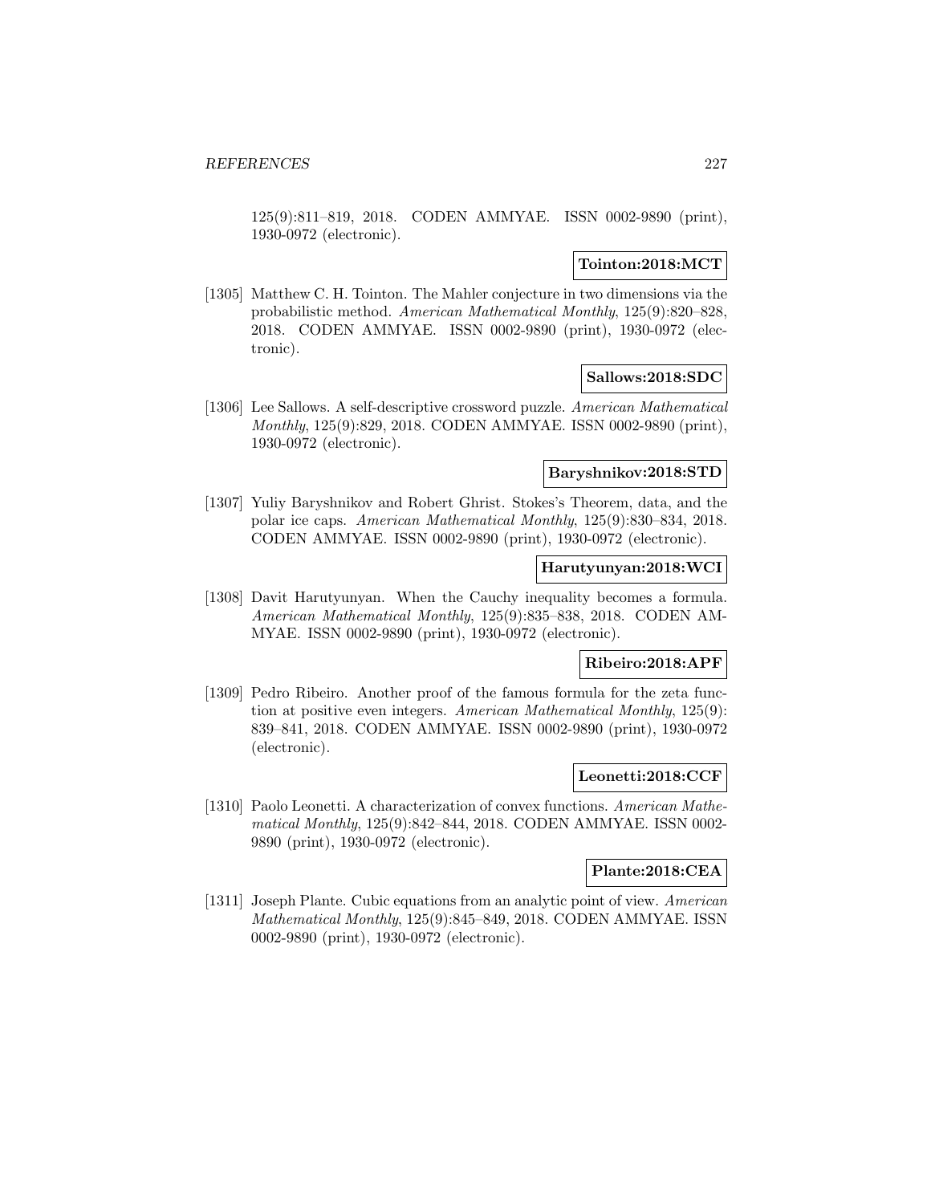125(9):811–819, 2018. CODEN AMMYAE. ISSN 0002-9890 (print), 1930-0972 (electronic).

**Tointon:2018:MCT**

[1305] Matthew C. H. Tointon. The Mahler conjecture in two dimensions via the probabilistic method. *American Mathematical Monthly*, 125(9):820–828, 2018. CODEN AMMYAE. ISSN 0002-9890 (print), 1930-0972 (electronic).

**Sallows:2018:SDC**

[1306] Lee Sallows. A self-descriptive crossword puzzle. *American Mathematical Monthly*, 125(9):829, 2018. CODEN AMMYAE. ISSN 0002-9890 (print), 1930-0972 (electronic).

**Baryshnikov:2018:STD**

[1307] Yuliy Baryshnikov and Robert Ghrist. Stokes's Theorem, data, and the polar ice caps. *American Mathematical Monthly*, 125(9):830–834, 2018. CODEN AMMYAE. ISSN 0002-9890 (print), 1930-0972 (electronic).

**Harutyunyan:2018:WCI**

[1308] Davit Harutyunyan. When the Cauchy inequality becomes a formula. *American Mathematical Monthly*, 125(9):835–838, 2018. CODEN AMMYAE. ISSN 0002-9890 (print), 1930-0972 (electronic).

**Ribeiro:2018:APF**

[1309] Pedro Ribeiro. Another proof of the famous formula for the zeta function at positive even integers. *American Mathematical Monthly*, 125(9): 839–841, 2018. CODEN AMMYAE. ISSN 0002-9890 (print), 1930-0972 (electronic).

**Leonetti:2018:CCF**

[1310] Paolo Leonetti. A characterization of convex functions. *American Mathematical Monthly*, 125(9):842–844, 2018. CODEN AMMYAE. ISSN 0002-9890 (print), 1930-0972 (electronic).

**Plante:2018:CEA**

[1311] Joseph Plante. Cubic equations from an analytic point of view. *American Mathematical Monthly*, 125(9):845–849, 2018. CODEN AMMYAE. ISSN 0002-9890 (print), 1930-0972 (electronic).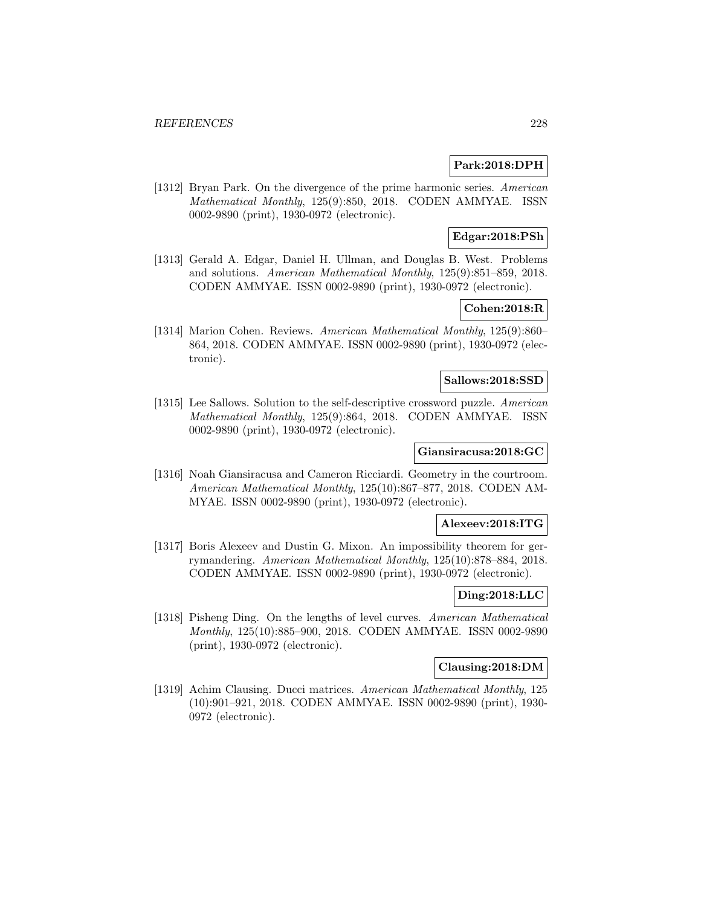**Park:2018:DPH**

[1312] Bryan Park. On the divergence of the prime harmonic series. *American Mathematical Monthly*, 125(9):850, 2018. CODEN AMMYAE. ISSN 0002-9890 (print), 1930-0972 (electronic).

**Edgar:2018:PSh**

[1313] Gerald A. Edgar, Daniel H. Ullman, and Douglas B. West. Problems and solutions. *American Mathematical Monthly*, 125(9):851–859, 2018. CODEN AMMYAE. ISSN 0002-9890 (print), 1930-0972 (electronic).

**Cohen:2018:R**

[1314] Marion Cohen. Reviews. *American Mathematical Monthly*, 125(9):860–864, 2018. CODEN AMMYAE. ISSN 0002-9890 (print), 1930-0972 (electronic).

**Sallows:2018:SSD**

[1315] Lee Sallows. Solution to the self-descriptive crossword puzzle. *American Mathematical Monthly*, 125(9):864, 2018. CODEN AMMYAE. ISSN 0002-9890 (print), 1930-0972 (electronic).

**Giansiracusa:2018:GC**

[1316] Noah Giansiracusa and Cameron Ricciardi. Geometry in the courtroom. *American Mathematical Monthly*, 125(10):867–877, 2018. CODEN AMMYAE. ISSN 0002-9890 (print), 1930-0972 (electronic).

**Alexeev:2018:ITG**

[1317] Boris Alexeev and Dustin G. Mixon. An impossibility theorem for gerrymandering. *American Mathematical Monthly*, 125(10):878–884, 2018. CODEN AMMYAE. ISSN 0002-9890 (print), 1930-0972 (electronic).

**Ding:2018:LLC**

[1318] Pisheng Ding. On the lengths of level curves. *American Mathematical Monthly*, 125(10):885–900, 2018. CODEN AMMYAE. ISSN 0002-9890 (print), 1930-0972 (electronic).

**Clausing:2018:DM**

[1319] Achim Clausing. Ducci matrices. *American Mathematical Monthly*, 125 (10):901–921, 2018. CODEN AMMYAE. ISSN 0002-9890 (print), 1930-0972 (electronic).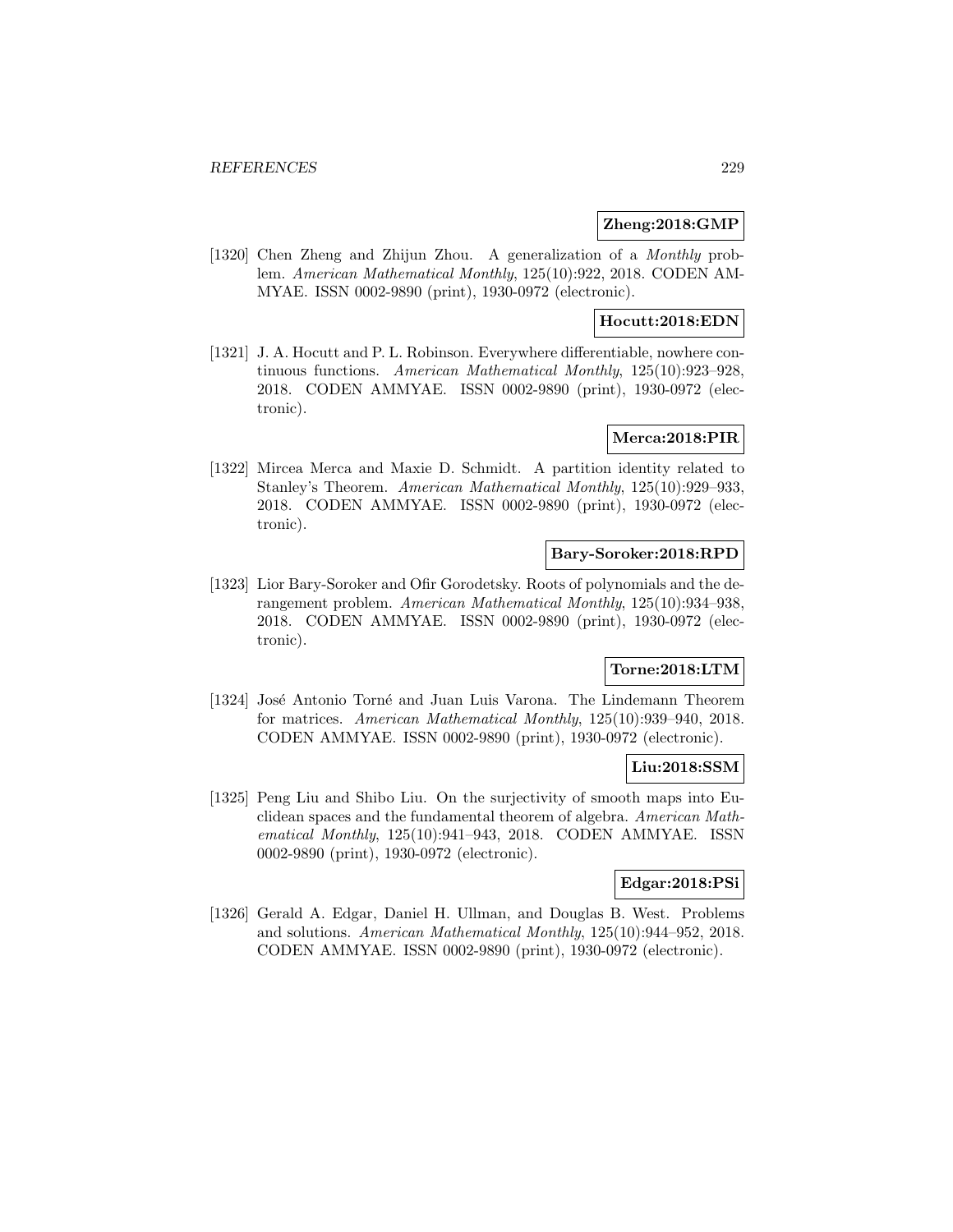**Zheng:2018:GMP**

[1320] Chen Zheng and Zhijun Zhou. A generalization of a *Monthly* problem. *American Mathematical Monthly*, 125(10):922, 2018. CODEN AMMYAE. ISSN 0002-9890 (print), 1930-0972 (electronic).

**Hocutt:2018:EDN**

[1321] J. A. Hocutt and P. L. Robinson. Everywhere differentiable, nowhere continuous functions. *American Mathematical Monthly*, 125(10):923–928, 2018. CODEN AMMYAE. ISSN 0002-9890 (print), 1930-0972 (electronic).

**Merca:2018:PIR**

[1322] Mircea Merca and Maxie D. Schmidt. A partition identity related to Stanley's Theorem. *American Mathematical Monthly*, 125(10):929–933, 2018. CODEN AMMYAE. ISSN 0002-9890 (print), 1930-0972 (electronic).

**Bary-Soroker:2018:RPD**

[1323] Lior Bary-Soroker and Ofir Gorodetsky. Roots of polynomials and the derangement problem. *American Mathematical Monthly*, 125(10):934–938, 2018. CODEN AMMYAE. ISSN 0002-9890 (print), 1930-0972 (electronic).

**Torne:2018:LTM**

[1324] José Antonio Torné and Juan Luis Varona. The Lindemann Theorem for matrices. *American Mathematical Monthly*, 125(10):939–940, 2018. CODEN AMMYAE. ISSN 0002-9890 (print), 1930-0972 (electronic).

**Liu:2018:SSM**

[1325] Peng Liu and Shibo Liu. On the surjectivity of smooth maps into Euclidean spaces and the fundamental theorem of algebra. *American Mathematical Monthly*, 125(10):941–943, 2018. CODEN AMMYAE. ISSN 0002-9890 (print), 1930-0972 (electronic).

**Edgar:2018:PSi**

[1326] Gerald A. Edgar, Daniel H. Ullman, and Douglas B. West. Problems and solutions. *American Mathematical Monthly*, 125(10):944–952, 2018. CODEN AMMYAE. ISSN 0002-9890 (print), 1930-0972 (electronic).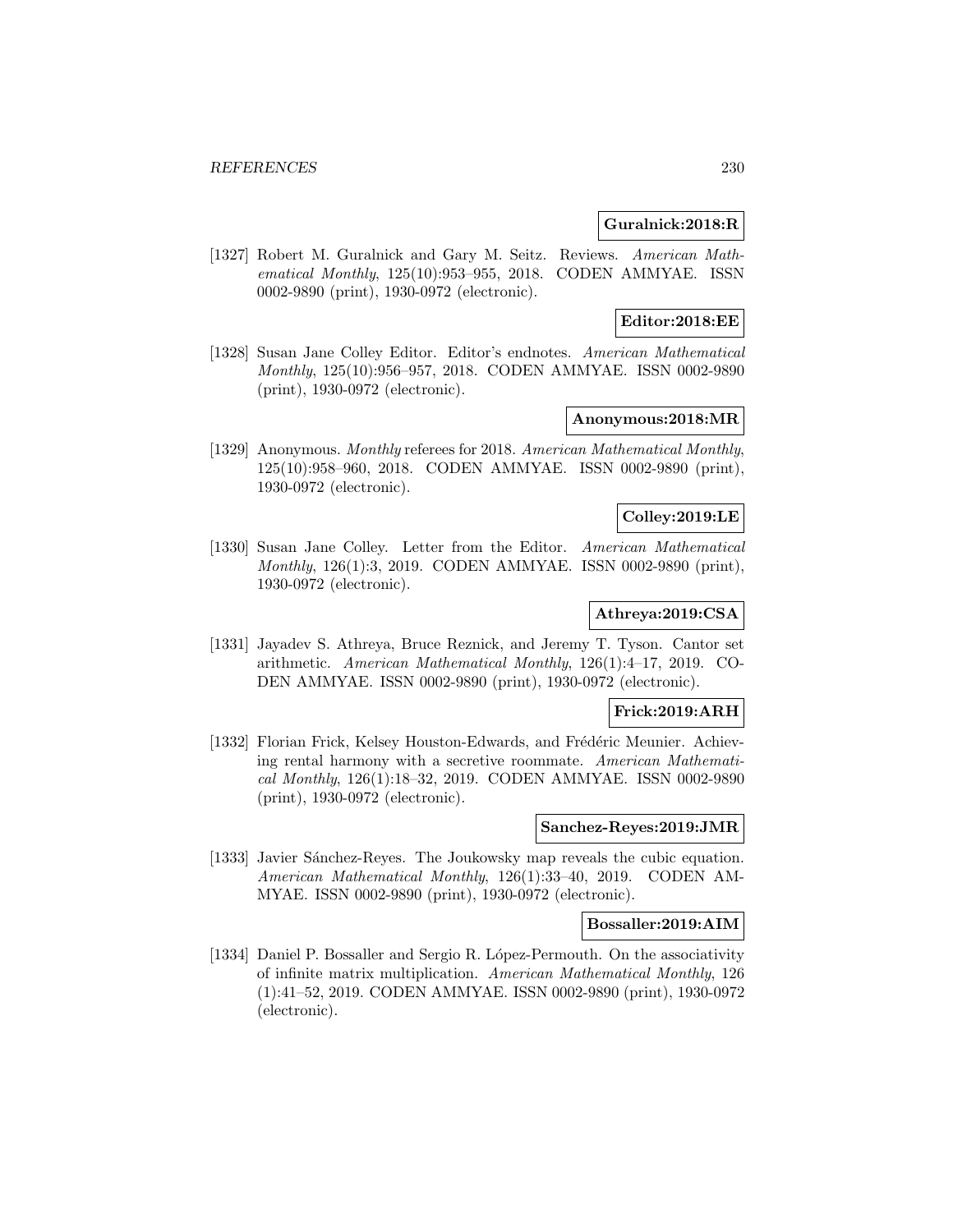**Guralnick:2018:R**

[1327] Robert M. Guralnick and Gary M. Seitz. Reviews. *American Mathematical Monthly*, 125(10):953–955, 2018. CODEN AMMYAE. ISSN 0002-9890 (print), 1930-0972 (electronic).

**Editor:2018:EE**

[1328] Susan Jane Colley Editor. Editor's endnotes. *American Mathematical Monthly*, 125(10):956–957, 2018. CODEN AMMYAE. ISSN 0002-9890 (print), 1930-0972 (electronic).

**Anonymous:2018:MR**

[1329] Anonymous. *Monthly* referees for 2018. *American Mathematical Monthly*, 125(10):958–960, 2018. CODEN AMMYAE. ISSN 0002-9890 (print), 1930-0972 (electronic).

**Colley:2019:LE**

[1330] Susan Jane Colley. Letter from the Editor. *American Mathematical Monthly*, 126(1):3, 2019. CODEN AMMYAE. ISSN 0002-9890 (print), 1930-0972 (electronic).

**Athreya:2019:CSA**

[1331] Jayadev S. Athreya, Bruce Reznick, and Jeremy T. Tyson. Cantor set arithmetic. *American Mathematical Monthly*, 126(1):4–17, 2019. CODEN AMMYAE. ISSN 0002-9890 (print), 1930-0972 (electronic).

**Frick:2019:ARH**

[1332] Florian Frick, Kelsey Houston-Edwards, and Frédéric Meunier. Achieving rental harmony with a secretive roommate. *American Mathematical Monthly*, 126(1):18–32, 2019. CODEN AMMYAE. ISSN 0002-9890 (print), 1930-0972 (electronic).

**Sanchez-Reyes:2019:JMR**

[1333] Javier Sánchez-Reyes. The Joukowsky map reveals the cubic equation. *American Mathematical Monthly*, 126(1):33–40, 2019. CODEN AMMYAE. ISSN 0002-9890 (print), 1930-0972 (electronic).

**Bossaller:2019:AIM**

[1334] Daniel P. Bossaller and Sergio R. López-Permouth. On the associativity of infinite matrix multiplication. *American Mathematical Monthly*, 126 (1):41–52, 2019. CODEN AMMYAE. ISSN 0002-9890 (print), 1930-0972 (electronic).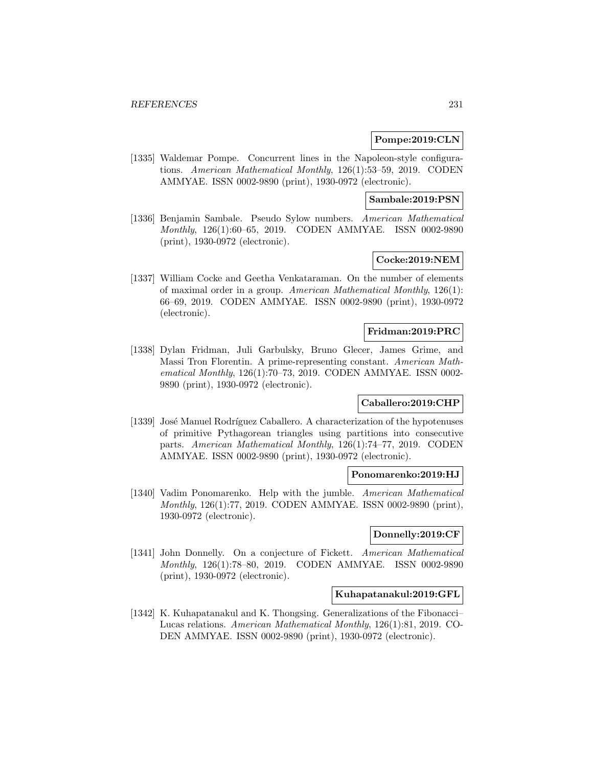**Pompe:2019:CLN**

[1335] Waldemar Pompe. Concurrent lines in the Napoleon-style configurations. *American Mathematical Monthly*, 126(1):53–59, 2019. CODEN AMMYAE. ISSN 0002-9890 (print), 1930-0972 (electronic).

**Sambale:2019:PSN**

[1336] Benjamin Sambale. Pseudo Sylow numbers. *American Mathematical Monthly*, 126(1):60–65, 2019. CODEN AMMYAE. ISSN 0002-9890 (print), 1930-0972 (electronic).

**Cocke:2019:NEM**

[1337] William Cocke and Geetha Venkataraman. On the number of elements of maximal order in a group. *American Mathematical Monthly*, 126(1): 66–69, 2019. CODEN AMMYAE. ISSN 0002-9890 (print), 1930-0972 (electronic).

**Fridman:2019:PRC**

[1338] Dylan Fridman, Juli Garbulsky, Bruno Glecer, James Grime, and Massi Tron Florentin. A prime-representing constant. *American Mathematical Monthly*, 126(1):70–73, 2019. CODEN AMMYAE. ISSN 0002-9890 (print), 1930-0972 (electronic).

**Caballero:2019:CHP**

[1339] José Manuel Rodríguez Caballero. A characterization of the hypotenuses of primitive Pythagorean triangles using partitions into consecutive parts. *American Mathematical Monthly*, 126(1):74–77, 2019. CODEN AMMYAE. ISSN 0002-9890 (print), 1930-0972 (electronic).

**Ponomarenko:2019:HJ**

[1340] Vadim Ponomarenko. Help with the jumble. *American Mathematical Monthly*, 126(1):77, 2019. CODEN AMMYAE. ISSN 0002-9890 (print), 1930-0972 (electronic).

**Donnelly:2019:CF**

[1341] John Donnelly. On a conjecture of Fickett. *American Mathematical Monthly*, 126(1):78–80, 2019. CODEN AMMYAE. ISSN 0002-9890 (print), 1930-0972 (electronic).

**Kuhapatanakul:2019:GFL**

[1342] K. Kuhapatanakul and K. Thongsing. Generalizations of the Fibonacci–Lucas relations. *American Mathematical Monthly*, 126(1):81, 2019. CODEN AMMYAE. ISSN 0002-9890 (print), 1930-0972 (electronic).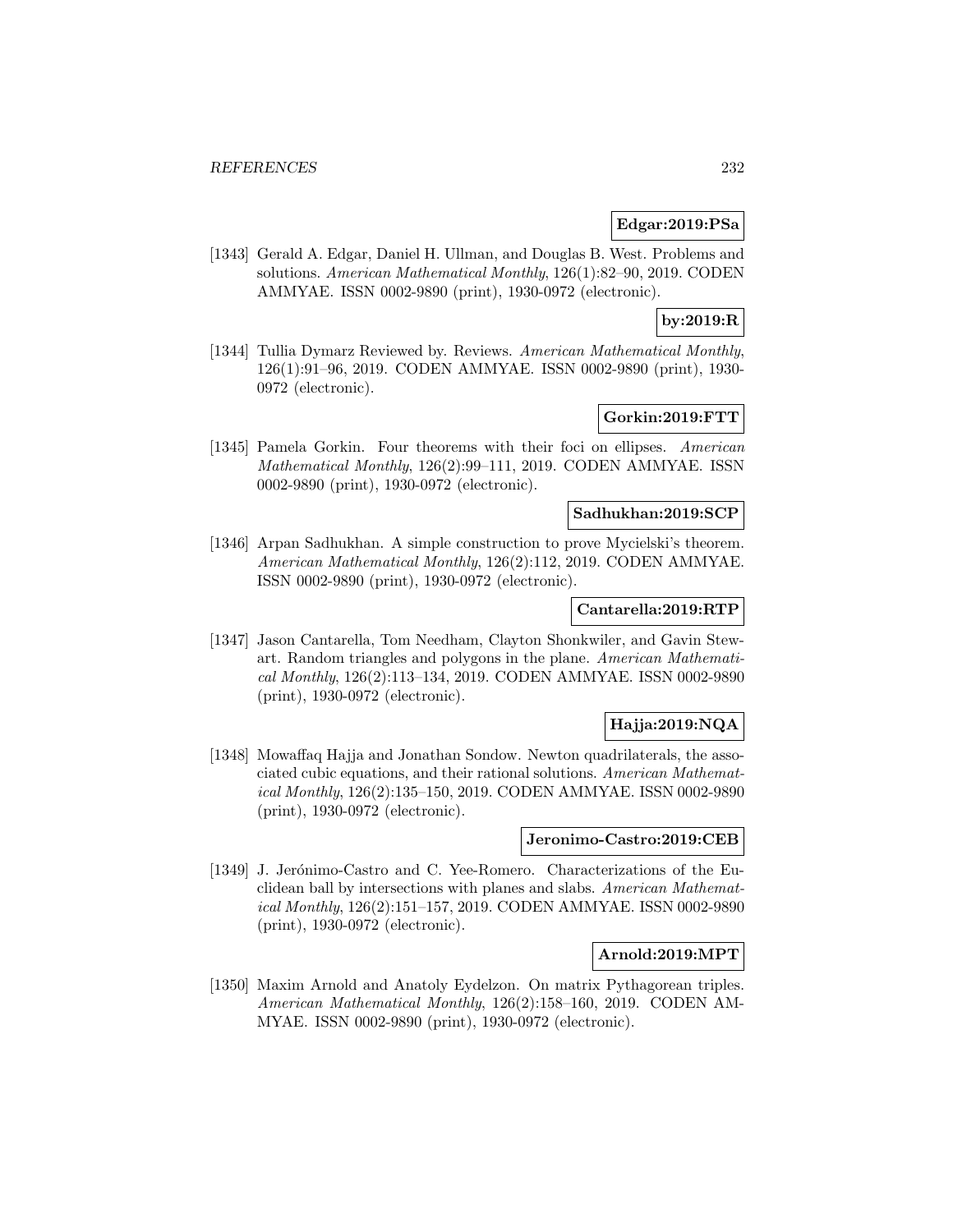**Edgar:2019:PSa**

[1343] Gerald A. Edgar, Daniel H. Ullman, and Douglas B. West. Problems and solutions. *American Mathematical Monthly*, 126(1):82–90, 2019. CODEN AMMYAE. ISSN 0002-9890 (print), 1930-0972 (electronic).

**by:2019:R**

[1344] Tullia Dymarz Reviewed by. Reviews. *American Mathematical Monthly*, 126(1):91–96, 2019. CODEN AMMYAE. ISSN 0002-9890 (print), 1930-0972 (electronic).

**Gorkin:2019:FTT**

[1345] Pamela Gorkin. Four theorems with their foci on ellipses. *American Mathematical Monthly*, 126(2):99–111, 2019. CODEN AMMYAE. ISSN 0002-9890 (print), 1930-0972 (electronic).

**Sadhukhan:2019:SCP**

[1346] Arpan Sadhukhan. A simple construction to prove Mycielski's theorem. *American Mathematical Monthly*, 126(2):112, 2019. CODEN AMMYAE. ISSN 0002-9890 (print), 1930-0972 (electronic).

**Cantarella:2019:RTP**

[1347] Jason Cantarella, Tom Needham, Clayton Shonkwiler, and Gavin Stewart. Random triangles and polygons in the plane. *American Mathematical Monthly*, 126(2):113–134, 2019. CODEN AMMYAE. ISSN 0002-9890 (print), 1930-0972 (electronic).

**Hajja:2019:NQA**

[1348] Mowaffaq Hajja and Jonathan Sondow. Newton quadrilaterals, the associated cubic equations, and their rational solutions. *American Mathematical Monthly*, 126(2):135–150, 2019. CODEN AMMYAE. ISSN 0002-9890 (print), 1930-0972 (electronic).

**Jeronimo-Castro:2019:CEB**

[1349] J. Jerónimo-Castro and C. Yee-Romero. Characterizations of the Euclidean ball by intersections with planes and slabs. *American Mathematical Monthly*, 126(2):151–157, 2019. CODEN AMMYAE. ISSN 0002-9890 (print), 1930-0972 (electronic).

**Arnold:2019:MPT**

[1350] Maxim Arnold and Anatoly Eydelzon. On matrix Pythagorean triples. *American Mathematical Monthly*, 126(2):158–160, 2019. CODEN AMMYAE. ISSN 0002-9890 (print), 1930-0972 (electronic).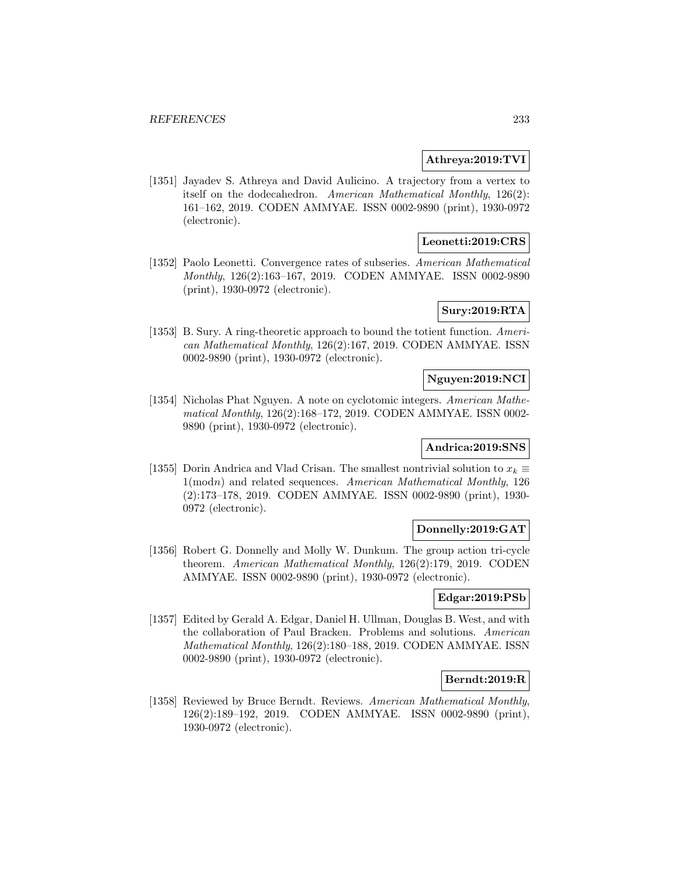**Athreya:2019:TVI**

[1351] Jayadev S. Athreya and David Aulicino. A trajectory from a vertex to itself on the dodecahedron. *American Mathematical Monthly*, 126(2): 161–162, 2019. CODEN AMMYAE. ISSN 0002-9890 (print), 1930-0972 (electronic).

**Leonetti:2019:CRS**

[1352] Paolo Leonetti. Convergence rates of subseries. *American Mathematical Monthly*, 126(2):163–167, 2019. CODEN AMMYAE. ISSN 0002-9890 (print), 1930-0972 (electronic).

**Sury:2019:RTA**

[1353] B. Sury. A ring-theoretic approach to bound the totient function. *American Mathematical Monthly*, 126(2):167, 2019. CODEN AMMYAE. ISSN 0002-9890 (print), 1930-0972 (electronic).

**Nguyen:2019:NCI**

[1354] Nicholas Phat Nguyen. A note on cyclotomic integers. *American Mathematical Monthly*, 126(2):168–172, 2019. CODEN AMMYAE. ISSN 0002-9890 (print), 1930-0972 (electronic).

**Andrica:2019:SNS**

[1355] Dorin Andrica and Vlad Crisan. The smallest nontrivial solution to $x_k \equiv 1 (\mathrm{mod} n)$ and related sequences. *American Mathematical Monthly*, 126 (2):173–178, 2019. CODEN AMMYAE. ISSN 0002-9890 (print), 1930-0972 (electronic).

**Donnelly:2019:GAT**

[1356] Robert G. Donnelly and Molly W. Dunkum. The group action tri-cycle theorem. *American Mathematical Monthly*, 126(2):179, 2019. CODEN AMMYAE. ISSN 0002-9890 (print), 1930-0972 (electronic).

**Edgar:2019:PSb**

[1357] Edited by Gerald A. Edgar, Daniel H. Ullman, Douglas B. West, and with the collaboration of Paul Bracken. Problems and solutions. *American Mathematical Monthly*, 126(2):180–188, 2019. CODEN AMMYAE. ISSN 0002-9890 (print), 1930-0972 (electronic).

**Berndt:2019:R**

[1358] Reviewed by Bruce Berndt. Reviews. *American Mathematical Monthly*, 126(2):189–192, 2019. CODEN AMMYAE. ISSN 0002-9890 (print), 1930-0972 (electronic).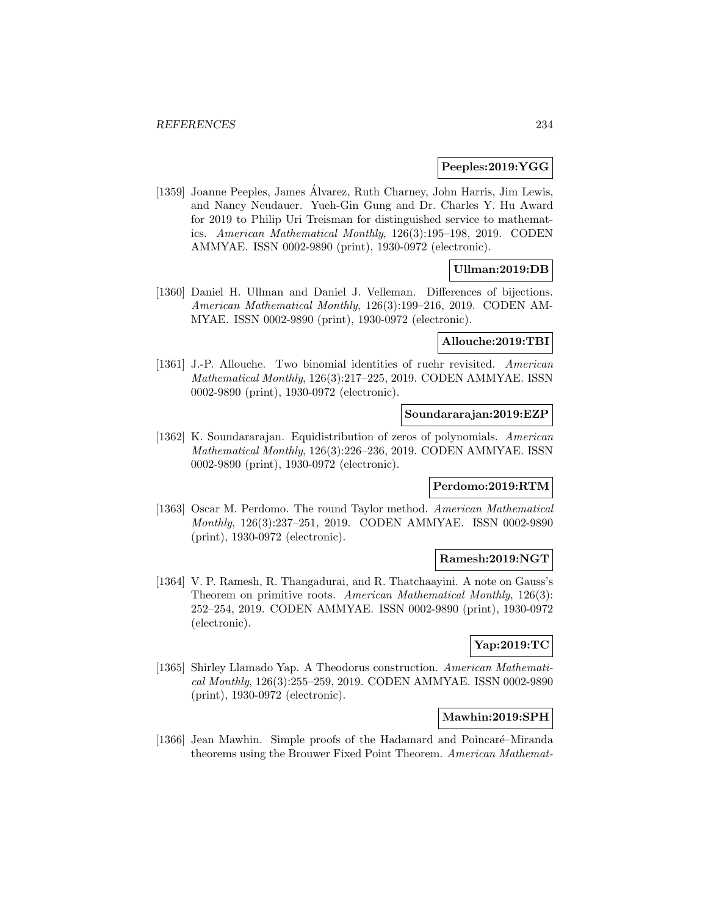**Peeples:2019:YGG**

[1359] Joanne Peeples, James Álvarez, Ruth Charney, John Harris, Jim Lewis, and Nancy Neudauer. Yueh-Gin Gung and Dr. Charles Y. Hu Award for 2019 to Philip Uri Treisman for distinguished service to mathematics. *American Mathematical Monthly*, 126(3):195–198, 2019. CODEN AMMYAE. ISSN 0002-9890 (print), 1930-0972 (electronic).

**Ullman:2019:DB**

[1360] Daniel H. Ullman and Daniel J. Velleman. Differences of bijections. *American Mathematical Monthly*, 126(3):199–216, 2019. CODEN AMMYAE. ISSN 0002-9890 (print), 1930-0972 (electronic).

**Allouche:2019:TBI**

[1361] J.-P. Allouche. Two binomial identities of ruehr revisited. *American Mathematical Monthly*, 126(3):217–225, 2019. CODEN AMMYAE. ISSN 0002-9890 (print), 1930-0972 (electronic).

**Soundararajan:2019:EZP**

[1362] K. Soundararajan. Equidistribution of zeros of polynomials. *American Mathematical Monthly*, 126(3):226–236, 2019. CODEN AMMYAE. ISSN 0002-9890 (print), 1930-0972 (electronic).

**Perdomo:2019:RTM**

[1363] Oscar M. Perdomo. The round Taylor method. *American Mathematical Monthly*, 126(3):237–251, 2019. CODEN AMMYAE. ISSN 0002-9890 (print), 1930-0972 (electronic).

**Ramesh:2019:NGT**

[1364] V. P. Ramesh, R. Thangadurai, and R. Thatchaayini. A note on Gauss's Theorem on primitive roots. *American Mathematical Monthly*, 126(3): 252–254, 2019. CODEN AMMYAE. ISSN 0002-9890 (print), 1930-0972 (electronic).

**Yap:2019:TC**

[1365] Shirley Llamado Yap. A Theodorus construction. *American Mathematical Monthly*, 126(3):255–259, 2019. CODEN AMMYAE. ISSN 0002-9890 (print), 1930-0972 (electronic).

**Mawhin:2019:SPH**

[1366] Jean Mawhin. Simple proofs of the Hadamard and Poincaré–Miranda theorems using the Brouwer Fixed Point Theorem. *American Mathemat-*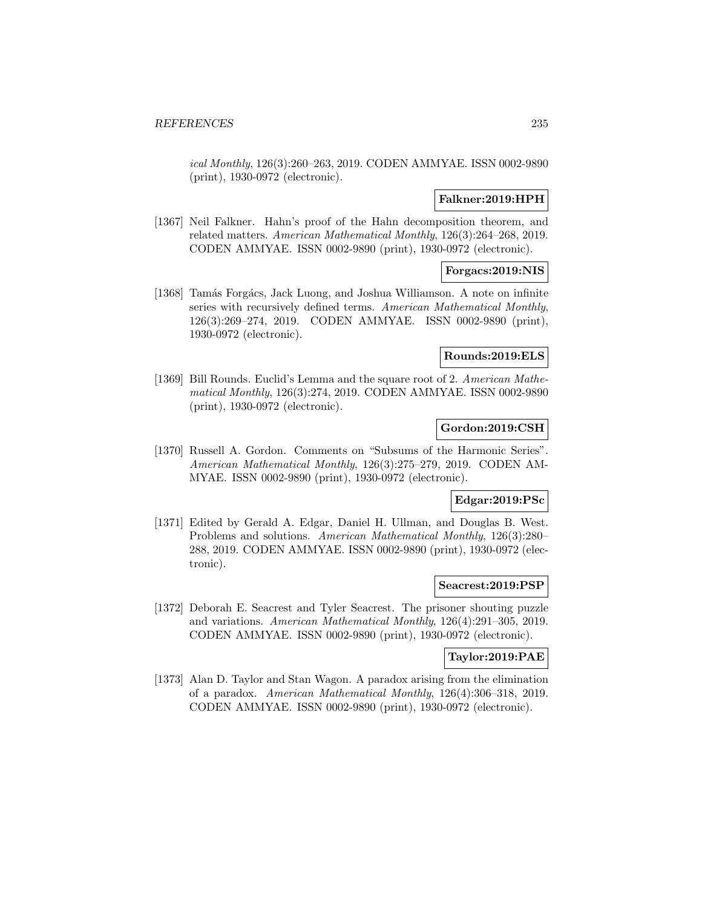*ical Monthly*, 126(3):260–263, 2019. CODEN AMMYAE. ISSN 0002-9890 (print), 1930-0972 (electronic).

**Falkner:2019:HPH**

[1367] Neil Falkner. Hahn's proof of the Hahn decomposition theorem, and related matters. *American Mathematical Monthly*, 126(3):264–268, 2019. CODEN AMMYAE. ISSN 0002-9890 (print), 1930-0972 (electronic).

**Forgacs:2019:NIS**

[1368] Tamás Forgács, Jack Luong, and Joshua Williamson. A note on infinite series with recursively defined terms. *American Mathematical Monthly*, 126(3):269–274, 2019. CODEN AMMYAE. ISSN 0002-9890 (print), 1930-0972 (electronic).

**Rounds:2019:ELS**

[1369] Bill Rounds. Euclid's Lemma and the square root of 2. *American Mathematical Monthly*, 126(3):274, 2019. CODEN AMMYAE. ISSN 0002-9890 (print), 1930-0972 (electronic).

**Gordon:2019:CSH**

[1370] Russell A. Gordon. Comments on "Subsums of the Harmonic Series". *American Mathematical Monthly*, 126(3):275–279, 2019. CODEN AMMYAE. ISSN 0002-9890 (print), 1930-0972 (electronic).

**Edgar:2019:PSc**

[1371] Edited by Gerald A. Edgar, Daniel H. Ullman, and Douglas B. West. Problems and solutions. *American Mathematical Monthly*, 126(3):280–288, 2019. CODEN AMMYAE. ISSN 0002-9890 (print), 1930-0972 (electronic).

**Seacrest:2019:PSP**

[1372] Deborah E. Seacrest and Tyler Seacrest. The prisoner shouting puzzle and variations. *American Mathematical Monthly*, 126(4):291–305, 2019. CODEN AMMYAE. ISSN 0002-9890 (print), 1930-0972 (electronic).

**Taylor:2019:PAE**

[1373] Alan D. Taylor and Stan Wagon. A paradox arising from the elimination of a paradox. *American Mathematical Monthly*, 126(4):306–318, 2019. CODEN AMMYAE. ISSN 0002-9890 (print), 1930-0972 (electronic).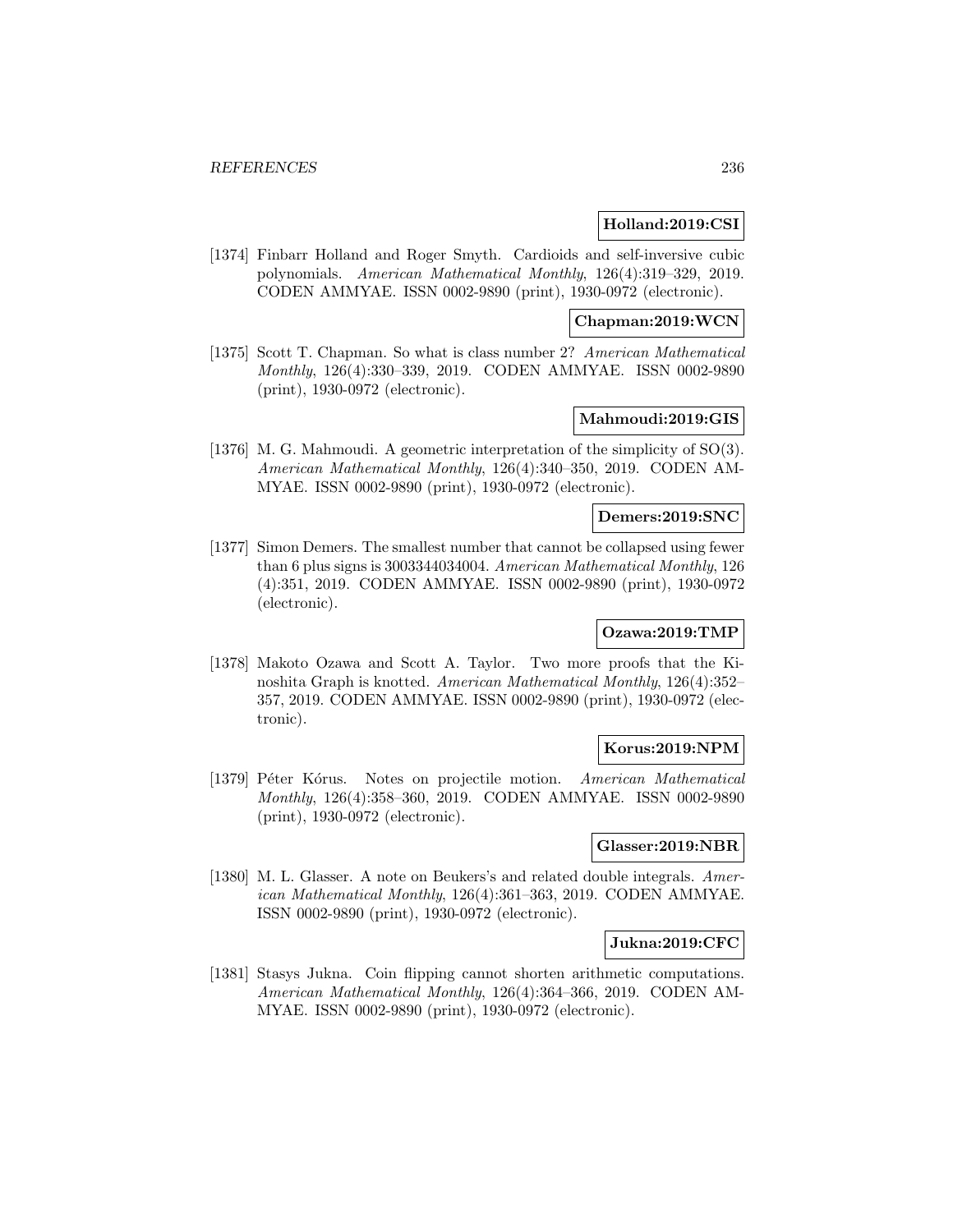**Holland:2019:CSI**

[1374] Finbarr Holland and Roger Smyth. Cardioids and self-inversive cubic polynomials. *American Mathematical Monthly*, 126(4):319–329, 2019. CODEN AMMYAE. ISSN 0002-9890 (print), 1930-0972 (electronic).

**Chapman:2019:WCN**

[1375] Scott T. Chapman. So what is class number 2? *American Mathematical Monthly*, 126(4):330–339, 2019. CODEN AMMYAE. ISSN 0002-9890 (print), 1930-0972 (electronic).

**Mahmoudi:2019:GIS**

[1376] M. G. Mahmoudi. A geometric interpretation of the simplicity of SO(3). *American Mathematical Monthly*, 126(4):340–350, 2019. CODEN AMMYAE. ISSN 0002-9890 (print), 1930-0972 (electronic).

**Demers:2019:SNC**

[1377] Simon Demers. The smallest number that cannot be collapsed using fewer than 6 plus signs is 3003344034004. *American Mathematical Monthly*, 126 (4):351, 2019. CODEN AMMYAE. ISSN 0002-9890 (print), 1930-0972 (electronic).

**Ozawa:2019:TMP**

[1378] Makoto Ozawa and Scott A. Taylor. Two more proofs that the Kinoshita Graph is knotted. *American Mathematical Monthly*, 126(4):352–357, 2019. CODEN AMMYAE. ISSN 0002-9890 (print), 1930-0972 (electronic).

**Korus:2019:NPM**

[1379] Péter Kórus. Notes on projectile motion. *American Mathematical Monthly*, 126(4):358–360, 2019. CODEN AMMYAE. ISSN 0002-9890 (print), 1930-0972 (electronic).

**Glasser:2019:NBR**

[1380] M. L. Glasser. A note on Beukers's and related double integrals. *American Mathematical Monthly*, 126(4):361–363, 2019. CODEN AMMYAE. ISSN 0002-9890 (print), 1930-0972 (electronic).

**Jukna:2019:CFC**

[1381] Stasys Jukna. Coin flipping cannot shorten arithmetic computations. *American Mathematical Monthly*, 126(4):364–366, 2019. CODEN AMMYAE. ISSN 0002-9890 (print), 1930-0972 (electronic).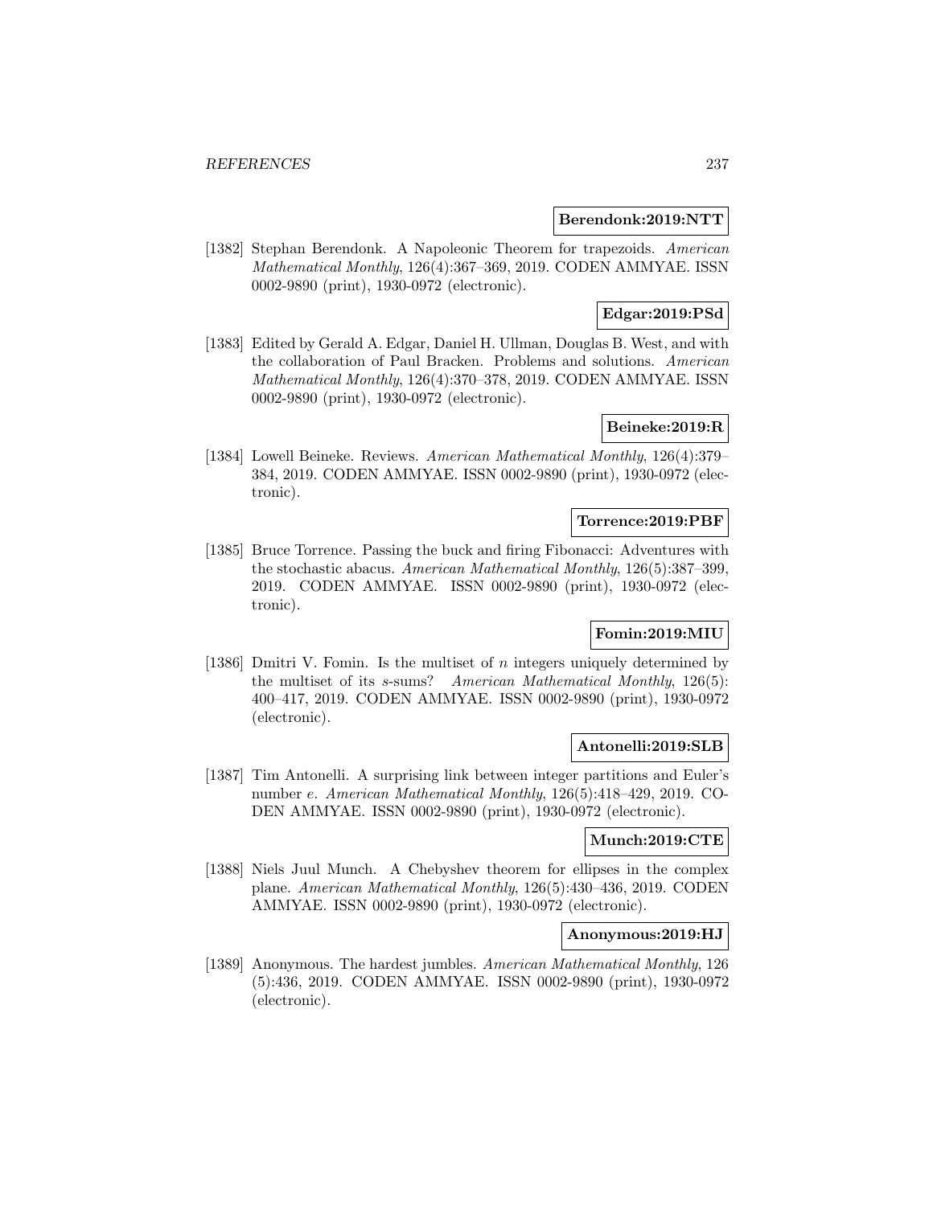**Berendonk:2019:NTT**

[1382] Stephan Berendonk. A Napoleonic Theorem for trapezoids. *American Mathematical Monthly*, 126(4):367–369, 2019. CODEN AMMYAE. ISSN 0002-9890 (print), 1930-0972 (electronic).

**Edgar:2019:PSd**

[1383] Edited by Gerald A. Edgar, Daniel H. Ullman, Douglas B. West, and with the collaboration of Paul Bracken. Problems and solutions. *American Mathematical Monthly*, 126(4):370–378, 2019. CODEN AMMYAE. ISSN 0002-9890 (print), 1930-0972 (electronic).

**Beineke:2019:R**

[1384] Lowell Beineke. Reviews. *American Mathematical Monthly*, 126(4):379–384, 2019. CODEN AMMYAE. ISSN 0002-9890 (print), 1930-0972 (electronic).

**Torrence:2019:PBF**

[1385] Bruce Torrence. Passing the buck and firing Fibonacci: Adventures with the stochastic abacus. *American Mathematical Monthly*, 126(5):387–399, 2019. CODEN AMMYAE. ISSN 0002-9890 (print), 1930-0972 (electronic).

**Fomin:2019:MIU**

[1386] Dmitri V. Fomin. Is the multiset of $n$ integers uniquely determined by the multiset of its $s$-sums? *American Mathematical Monthly*, 126(5): 400–417, 2019. CODEN AMMYAE. ISSN 0002-9890 (print), 1930-0972 (electronic).

**Antonelli:2019:SLB**

[1387] Tim Antonelli. A surprising link between integer partitions and Euler's number $e$. *American Mathematical Monthly*, 126(5):418–429, 2019. CODEN AMMYAE. ISSN 0002-9890 (print), 1930-0972 (electronic).

**Munch:2019:CTE**

[1388] Niels Juul Munch. A Chebyshev theorem for ellipses in the complex plane. *American Mathematical Monthly*, 126(5):430–436, 2019. CODEN AMMYAE. ISSN 0002-9890 (print), 1930-0972 (electronic).

**Anonymous:2019:HJ**

[1389] Anonymous. The hardest jumbles. *American Mathematical Monthly*, 126 (5):436, 2019. CODEN AMMYAE. ISSN 0002-9890 (print), 1930-0972 (electronic).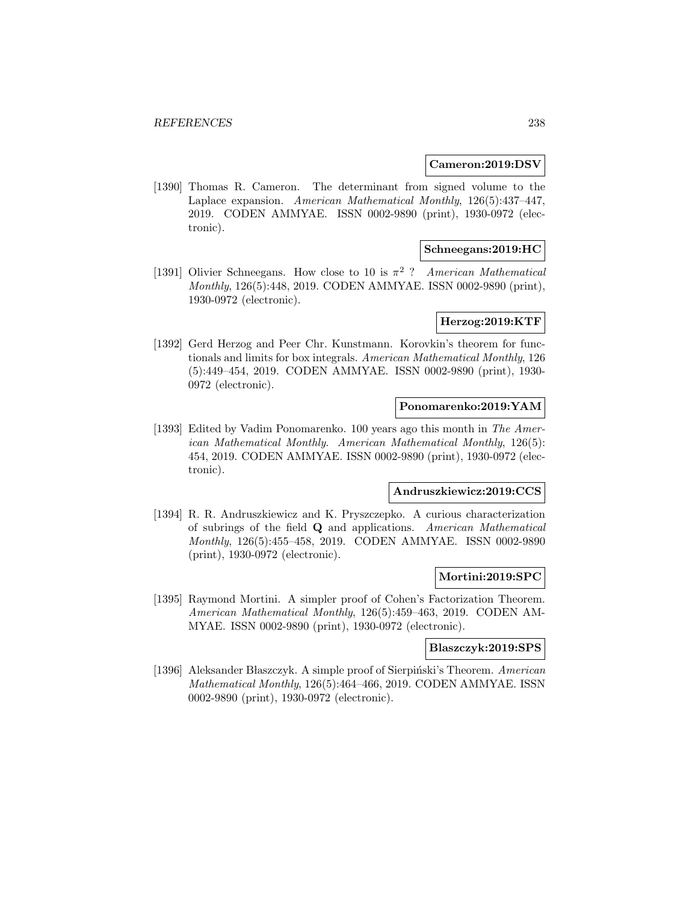**Cameron:2019:DSV**

[1390] Thomas R. Cameron. The determinant from signed volume to the Laplace expansion. *American Mathematical Monthly*, 126(5):437–447, 2019. CODEN AMMYAE. ISSN 0002-9890 (print), 1930-0972 (electronic).

**Schneegans:2019:HC**

[1391] Olivier Schneegans. How close to 10 is $\pi^2$ ? *American Mathematical Monthly*, 126(5):448, 2019. CODEN AMMYAE. ISSN 0002-9890 (print), 1930-0972 (electronic).

**Herzog:2019:KTF**

[1392] Gerd Herzog and Peer Chr. Kunstmann. Korovkin's theorem for functionals and limits for box integrals. *American Mathematical Monthly*, 126 (5):449–454, 2019. CODEN AMMYAE. ISSN 0002-9890 (print), 1930-0972 (electronic).

**Ponomarenko:2019:YAM**

[1393] Edited by Vadim Ponomarenko. 100 years ago this month in *The American Mathematical Monthly*. *American Mathematical Monthly*, 126(5): 454, 2019. CODEN AMMYAE. ISSN 0002-9890 (print), 1930-0972 (electronic).

**Andruszkiewicz:2019:CCS**

[1394] R. R. Andruszkiewicz and K. Pryszczepko. A curious characterization of subrings of the field **Q** and applications. *American Mathematical Monthly*, 126(5):455–458, 2019. CODEN AMMYAE. ISSN 0002-9890 (print), 1930-0972 (electronic).

**Mortini:2019:SPC**

[1395] Raymond Mortini. A simpler proof of Cohen's Factorization Theorem. *American Mathematical Monthly*, 126(5):459–463, 2019. CODEN AMMYAE. ISSN 0002-9890 (print), 1930-0972 (electronic).

**Blaszczyk:2019:SPS**

[1396] Aleksander Błaszczyk. A simple proof of Sierpiński's Theorem. *American Mathematical Monthly*, 126(5):464–466, 2019. CODEN AMMYAE. ISSN 0002-9890 (print), 1930-0972 (electronic).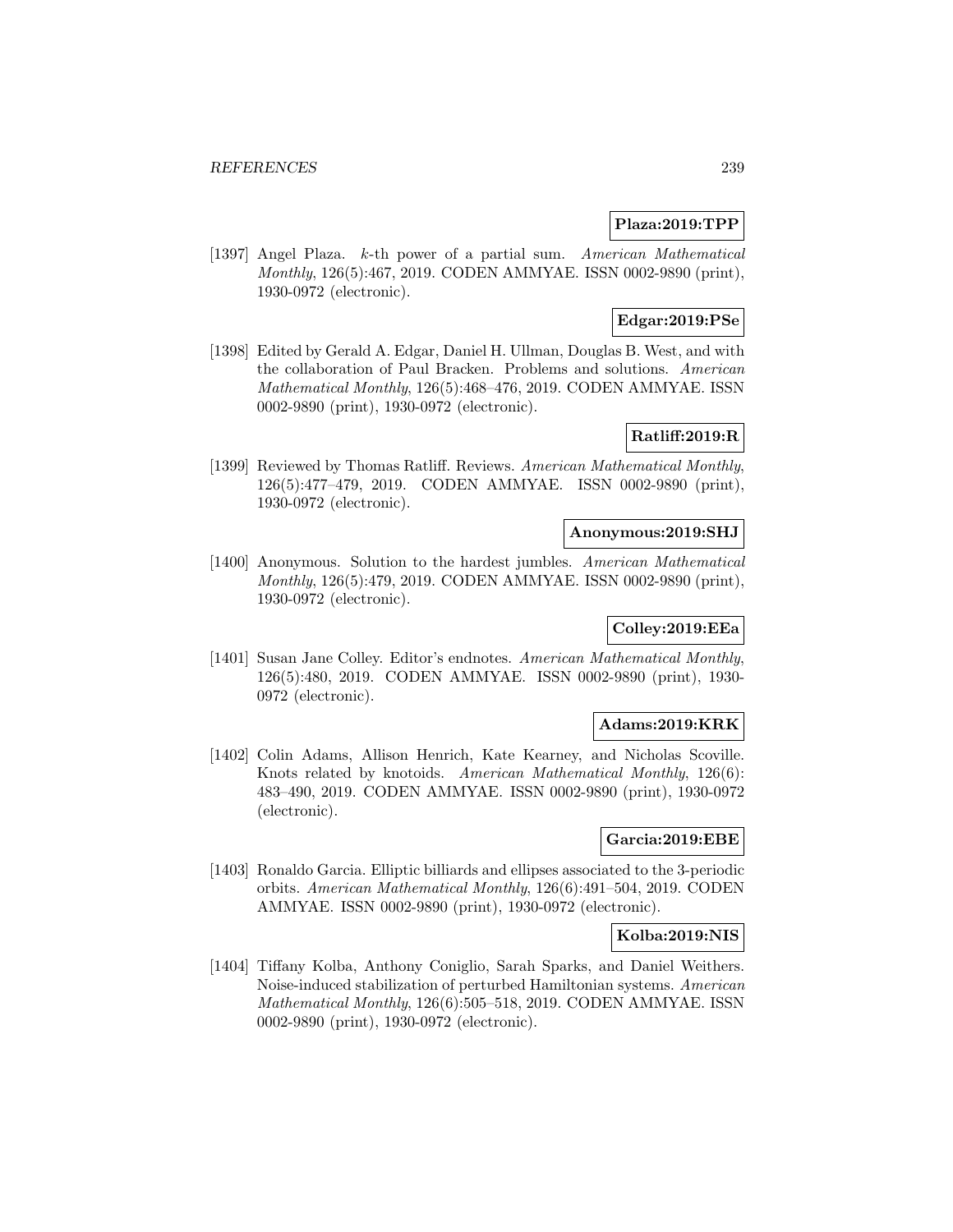**Plaza:2019:TPP**

[1397] Angel Plaza. $k$-th power of a partial sum. *American Mathematical Monthly*, 126(5):467, 2019. CODEN AMMYAE. ISSN 0002-9890 (print), 1930-0972 (electronic).

**Edgar:2019:PSe**

[1398] Edited by Gerald A. Edgar, Daniel H. Ullman, Douglas B. West, and with the collaboration of Paul Bracken. Problems and solutions. *American Mathematical Monthly*, 126(5):468–476, 2019. CODEN AMMYAE. ISSN 0002-9890 (print), 1930-0972 (electronic).

**Ratliff:2019:R**

[1399] Reviewed by Thomas Ratliff. Reviews. *American Mathematical Monthly*, 126(5):477–479, 2019. CODEN AMMYAE. ISSN 0002-9890 (print), 1930-0972 (electronic).

**Anonymous:2019:SHJ**

[1400] Anonymous. Solution to the hardest jumbles. *American Mathematical Monthly*, 126(5):479, 2019. CODEN AMMYAE. ISSN 0002-9890 (print), 1930-0972 (electronic).

**Colley:2019:EEa**

[1401] Susan Jane Colley. Editor's endnotes. *American Mathematical Monthly*, 126(5):480, 2019. CODEN AMMYAE. ISSN 0002-9890 (print), 1930-0972 (electronic).

**Adams:2019:KRK**

[1402] Colin Adams, Allison Henrich, Kate Kearney, and Nicholas Scoville. Knots related by knotoids. *American Mathematical Monthly*, 126(6): 483–490, 2019. CODEN AMMYAE. ISSN 0002-9890 (print), 1930-0972 (electronic).

**Garcia:2019:EBE**

[1403] Ronaldo Garcia. Elliptic billiards and ellipses associated to the 3-periodic orbits. *American Mathematical Monthly*, 126(6):491–504, 2019. CODEN AMMYAE. ISSN 0002-9890 (print), 1930-0972 (electronic).

**Kolba:2019:NIS**

[1404] Tiffany Kolba, Anthony Coniglio, Sarah Sparks, and Daniel Weithers. Noise-induced stabilization of perturbed Hamiltonian systems. *American Mathematical Monthly*, 126(6):505–518, 2019. CODEN AMMYAE. ISSN 0002-9890 (print), 1930-0972 (electronic).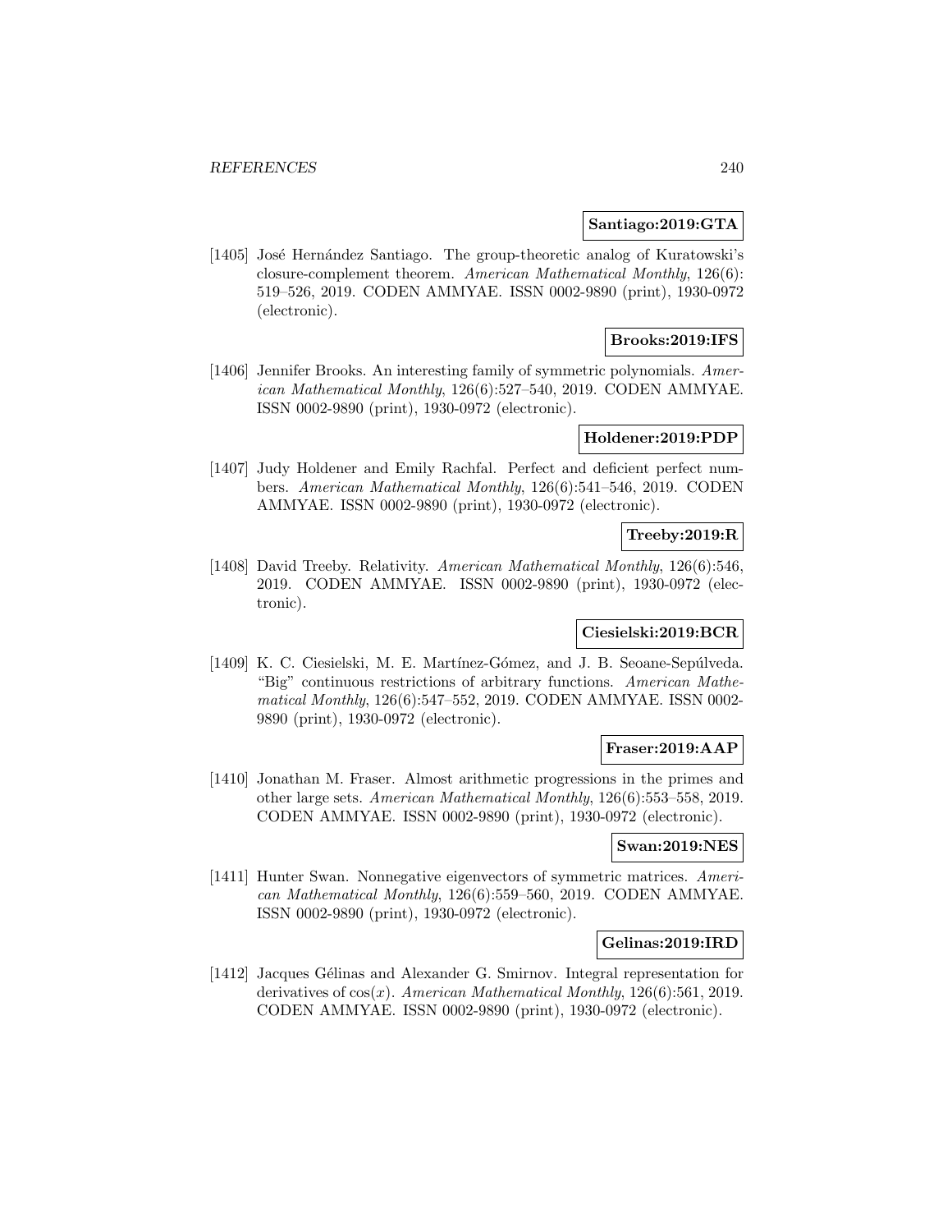**Santiago:2019:GTA**

[1405] José Hernández Santiago. The group-theoretic analog of Kuratowski's closure-complement theorem. *American Mathematical Monthly*, 126(6): 519–526, 2019. CODEN AMMYAE. ISSN 0002-9890 (print), 1930-0972 (electronic).

**Brooks:2019:IFS**

[1406] Jennifer Brooks. An interesting family of symmetric polynomials. *American Mathematical Monthly*, 126(6):527–540, 2019. CODEN AMMYAE. ISSN 0002-9890 (print), 1930-0972 (electronic).

**Holdener:2019:PDP**

[1407] Judy Holdener and Emily Rachfal. Perfect and deficient perfect numbers. *American Mathematical Monthly*, 126(6):541–546, 2019. CODEN AMMYAE. ISSN 0002-9890 (print), 1930-0972 (electronic).

**Treeby:2019:R**

[1408] David Treeby. Relativity. *American Mathematical Monthly*, 126(6):546, 2019. CODEN AMMYAE. ISSN 0002-9890 (print), 1930-0972 (electronic).

**Ciesielski:2019:BCR**

[1409] K. C. Ciesielski, M. E. Martínez-Gómez, and J. B. Seoane-Sepúlveda. "Big" continuous restrictions of arbitrary functions. *American Mathematical Monthly*, 126(6):547–552, 2019. CODEN AMMYAE. ISSN 0002-9890 (print), 1930-0972 (electronic).

**Fraser:2019:AAP**

[1410] Jonathan M. Fraser. Almost arithmetic progressions in the primes and other large sets. *American Mathematical Monthly*, 126(6):553–558, 2019. CODEN AMMYAE. ISSN 0002-9890 (print), 1930-0972 (electronic).

**Swan:2019:NES**

[1411] Hunter Swan. Nonnegative eigenvectors of symmetric matrices. *American Mathematical Monthly*, 126(6):559–560, 2019. CODEN AMMYAE. ISSN 0002-9890 (print), 1930-0972 (electronic).

**Gelinas:2019:IRD**

[1412] Jacques Gélinas and Alexander G. Smirnov. Integral representation for derivatives of $\cos(x)$. *American Mathematical Monthly*, 126(6):561, 2019. CODEN AMMYAE. ISSN 0002-9890 (print), 1930-0972 (electronic).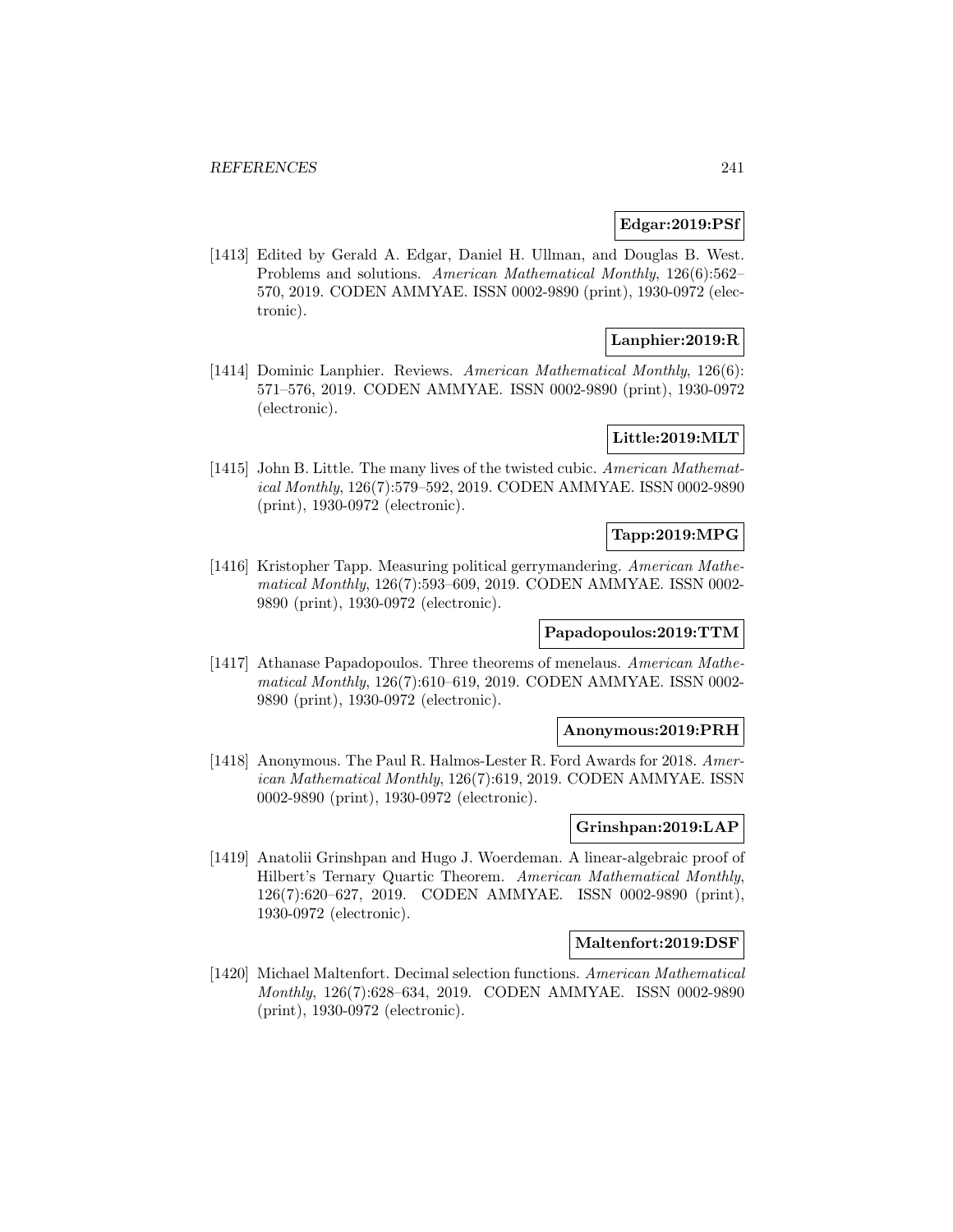**Edgar:2019:PSf**

[1413] Edited by Gerald A. Edgar, Daniel H. Ullman, and Douglas B. West. Problems and solutions. *American Mathematical Monthly*, 126(6):562–570, 2019. CODEN AMMYAE. ISSN 0002-9890 (print), 1930-0972 (electronic).

**Lanphier:2019:R**

[1414] Dominic Lanphier. Reviews. *American Mathematical Monthly*, 126(6): 571–576, 2019. CODEN AMMYAE. ISSN 0002-9890 (print), 1930-0972 (electronic).

**Little:2019:MLT**

[1415] John B. Little. The many lives of the twisted cubic. *American Mathematical Monthly*, 126(7):579–592, 2019. CODEN AMMYAE. ISSN 0002-9890 (print), 1930-0972 (electronic).

**Tapp:2019:MPG**

[1416] Kristopher Tapp. Measuring political gerrymandering. *American Mathematical Monthly*, 126(7):593–609, 2019. CODEN AMMYAE. ISSN 0002-9890 (print), 1930-0972 (electronic).

**Papadopoulos:2019:TTM**

[1417] Athanase Papadopoulos. Three theorems of menelaus. *American Mathematical Monthly*, 126(7):610–619, 2019. CODEN AMMYAE. ISSN 0002-9890 (print), 1930-0972 (electronic).

**Anonymous:2019:PRH**

[1418] Anonymous. The Paul R. Halmos-Lester R. Ford Awards for 2018. *American Mathematical Monthly*, 126(7):619, 2019. CODEN AMMYAE. ISSN 0002-9890 (print), 1930-0972 (electronic).

**Grinshpan:2019:LAP**

[1419] Anatolii Grinshpan and Hugo J. Woerdeman. A linear-algebraic proof of Hilbert's Ternary Quartic Theorem. *American Mathematical Monthly*, 126(7):620–627, 2019. CODEN AMMYAE. ISSN 0002-9890 (print), 1930-0972 (electronic).

**Maltenfort:2019:DSF**

[1420] Michael Maltenfort. Decimal selection functions. *American Mathematical Monthly*, 126(7):628–634, 2019. CODEN AMMYAE. ISSN 0002-9890 (print), 1930-0972 (electronic).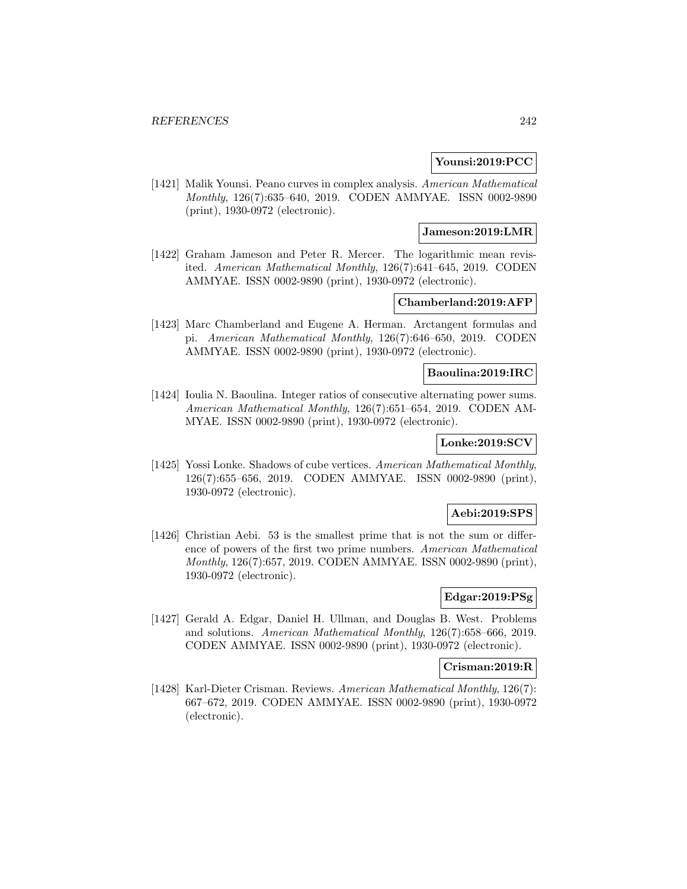**Younsi:2019:PCC**

[1421] Malik Younsi. Peano curves in complex analysis. *American Mathematical Monthly*, 126(7):635–640, 2019. CODEN AMMYAE. ISSN 0002-9890 (print), 1930-0972 (electronic).

**Jameson:2019:LMR**

[1422] Graham Jameson and Peter R. Mercer. The logarithmic mean revisited. *American Mathematical Monthly*, 126(7):641–645, 2019. CODEN AMMYAE. ISSN 0002-9890 (print), 1930-0972 (electronic).

**Chamberland:2019:AFP**

[1423] Marc Chamberland and Eugene A. Herman. Arctangent formulas and pi. *American Mathematical Monthly*, 126(7):646–650, 2019. CODEN AMMYAE. ISSN 0002-9890 (print), 1930-0972 (electronic).

**Baoulina:2019:IRC**

[1424] Ioulia N. Baoulina. Integer ratios of consecutive alternating power sums. *American Mathematical Monthly*, 126(7):651–654, 2019. CODEN AMMYAE. ISSN 0002-9890 (print), 1930-0972 (electronic).

**Lonke:2019:SCV**

[1425] Yossi Lonke. Shadows of cube vertices. *American Mathematical Monthly*, 126(7):655–656, 2019. CODEN AMMYAE. ISSN 0002-9890 (print), 1930-0972 (electronic).

**Aebi:2019:SPS**

[1426] Christian Aebi. 53 is the smallest prime that is not the sum or difference of powers of the first two prime numbers. *American Mathematical Monthly*, 126(7):657, 2019. CODEN AMMYAE. ISSN 0002-9890 (print), 1930-0972 (electronic).

**Edgar:2019:PSg**

[1427] Gerald A. Edgar, Daniel H. Ullman, and Douglas B. West. Problems and solutions. *American Mathematical Monthly*, 126(7):658–666, 2019. CODEN AMMYAE. ISSN 0002-9890 (print), 1930-0972 (electronic).

**Crisman:2019:R**

[1428] Karl-Dieter Crisman. Reviews. *American Mathematical Monthly*, 126(7): 667–672, 2019. CODEN AMMYAE. ISSN 0002-9890 (print), 1930-0972 (electronic).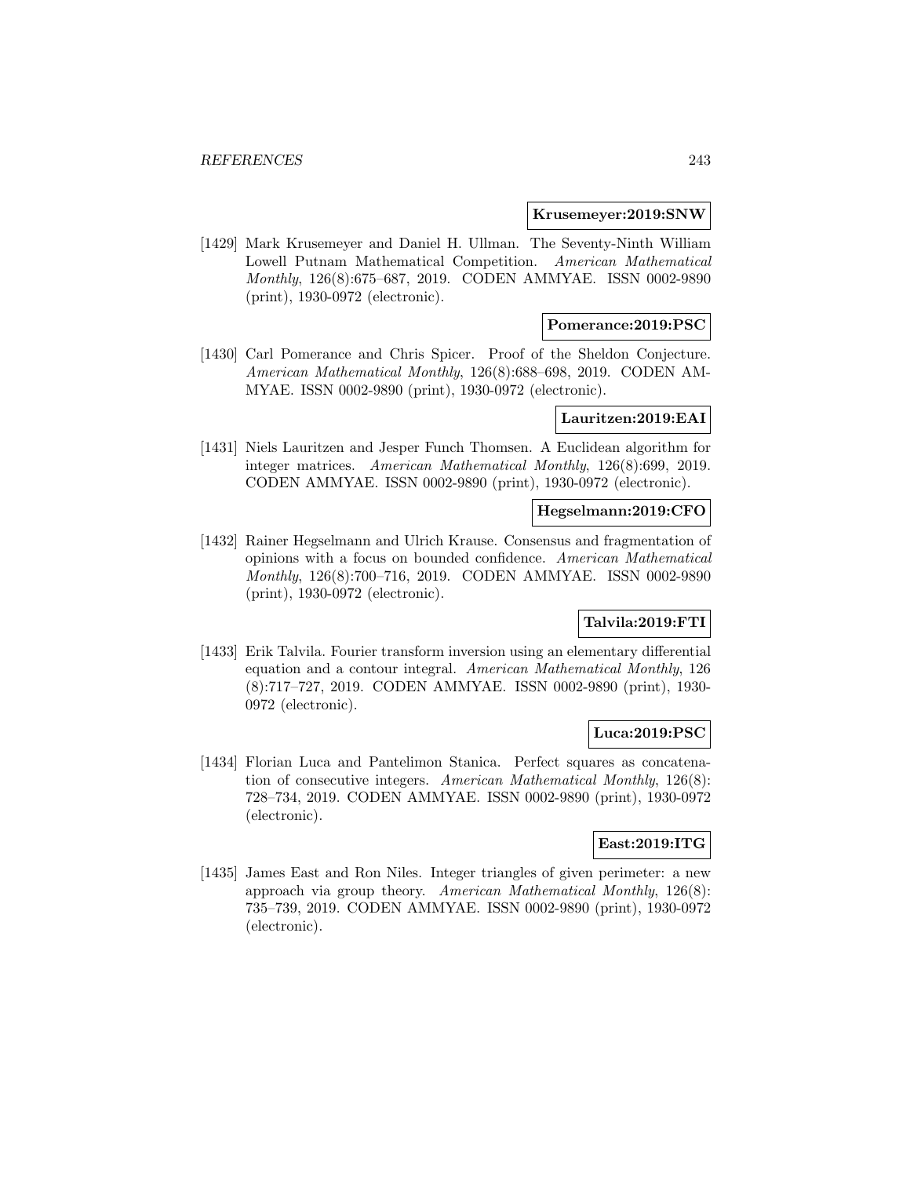**Krusemeyer:2019:SNW**

[1429] Mark Krusemeyer and Daniel H. Ullman. The Seventy-Ninth William Lowell Putnam Mathematical Competition. *American Mathematical Monthly*, 126(8):675–687, 2019. CODEN AMMYAE. ISSN 0002-9890 (print), 1930-0972 (electronic).

**Pomerance:2019:PSC**

[1430] Carl Pomerance and Chris Spicer. Proof of the Sheldon Conjecture. *American Mathematical Monthly*, 126(8):688–698, 2019. CODEN AMMYAE. ISSN 0002-9890 (print), 1930-0972 (electronic).

**Lauritzen:2019:EAI**

[1431] Niels Lauritzen and Jesper Funch Thomsen. A Euclidean algorithm for integer matrices. *American Mathematical Monthly*, 126(8):699, 2019. CODEN AMMYAE. ISSN 0002-9890 (print), 1930-0972 (electronic).

**Hegselmann:2019:CFO**

[1432] Rainer Hegselmann and Ulrich Krause. Consensus and fragmentation of opinions with a focus on bounded confidence. *American Mathematical Monthly*, 126(8):700–716, 2019. CODEN AMMYAE. ISSN 0002-9890 (print), 1930-0972 (electronic).

**Talvila:2019:FTI**

[1433] Erik Talvila. Fourier transform inversion using an elementary differential equation and a contour integral. *American Mathematical Monthly*, 126 (8):717–727, 2019. CODEN AMMYAE. ISSN 0002-9890 (print), 1930-0972 (electronic).

**Luca:2019:PSC**

[1434] Florian Luca and Pantelimon Stanica. Perfect squares as concatenation of consecutive integers. *American Mathematical Monthly*, 126(8): 728–734, 2019. CODEN AMMYAE. ISSN 0002-9890 (print), 1930-0972 (electronic).

**East:2019:ITG**

[1435] James East and Ron Niles. Integer triangles of given perimeter: a new approach via group theory. *American Mathematical Monthly*, 126(8): 735–739, 2019. CODEN AMMYAE. ISSN 0002-9890 (print), 1930-0972 (electronic).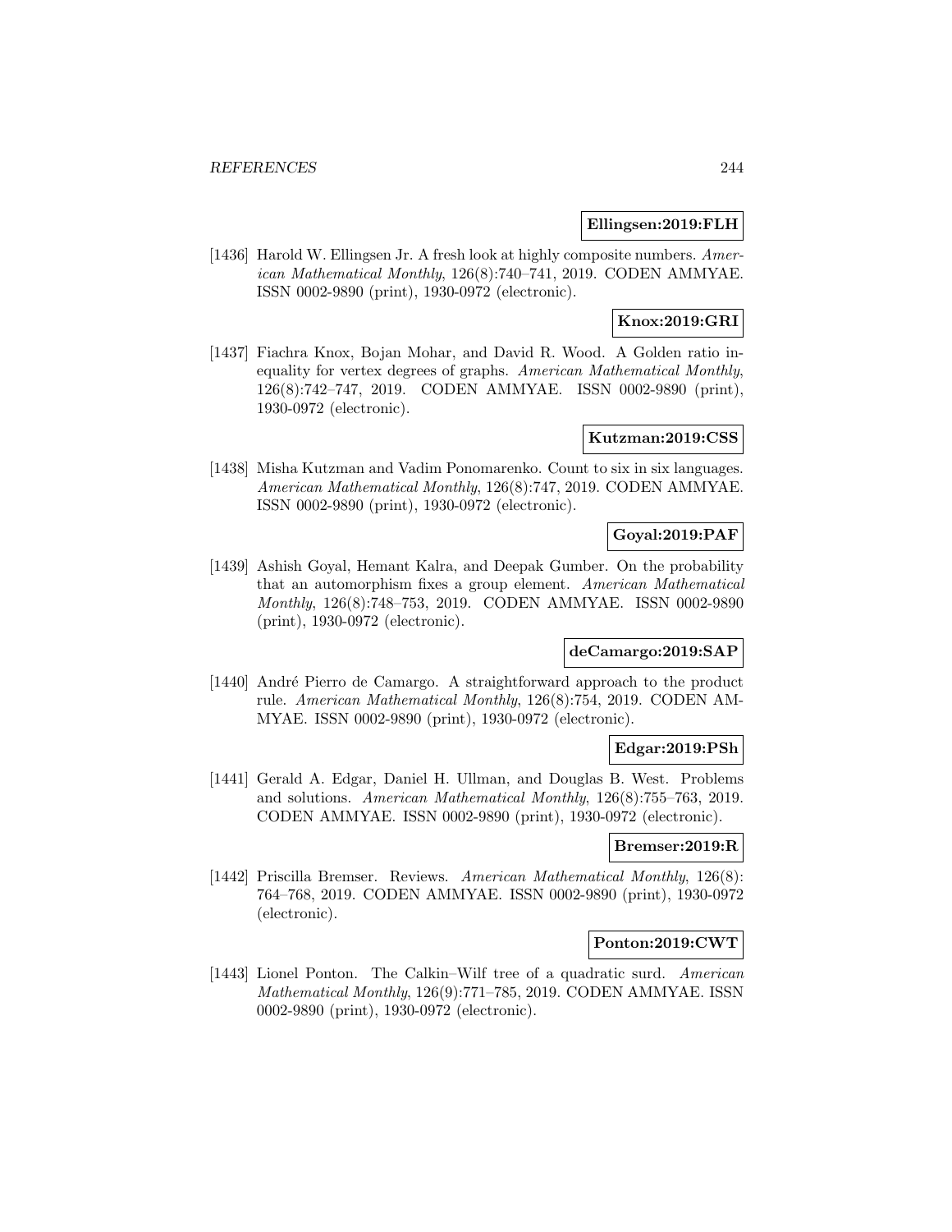**Ellingsen:2019:FLH**

[1436] Harold W. Ellingsen Jr. A fresh look at highly composite numbers. *American Mathematical Monthly*, 126(8):740–741, 2019. CODEN AMMYAE. ISSN 0002-9890 (print), 1930-0972 (electronic).

**Knox:2019:GRI**

[1437] Fiachra Knox, Bojan Mohar, and David R. Wood. A Golden ratio inequality for vertex degrees of graphs. *American Mathematical Monthly*, 126(8):742–747, 2019. CODEN AMMYAE. ISSN 0002-9890 (print), 1930-0972 (electronic).

**Kutzman:2019:CSS**

[1438] Misha Kutzman and Vadim Ponomarenko. Count to six in six languages. *American Mathematical Monthly*, 126(8):747, 2019. CODEN AMMYAE. ISSN 0002-9890 (print), 1930-0972 (electronic).

**Goyal:2019:PAF**

[1439] Ashish Goyal, Hemant Kalra, and Deepak Gumber. On the probability that an automorphism fixes a group element. *American Mathematical Monthly*, 126(8):748–753, 2019. CODEN AMMYAE. ISSN 0002-9890 (print), 1930-0972 (electronic).

**deCamargo:2019:SAP**

[1440] André Pierro de Camargo. A straightforward approach to the product rule. *American Mathematical Monthly*, 126(8):754, 2019. CODEN AMMYAE. ISSN 0002-9890 (print), 1930-0972 (electronic).

**Edgar:2019:PSh**

[1441] Gerald A. Edgar, Daniel H. Ullman, and Douglas B. West. Problems and solutions. *American Mathematical Monthly*, 126(8):755–763, 2019. CODEN AMMYAE. ISSN 0002-9890 (print), 1930-0972 (electronic).

**Bremser:2019:R**

[1442] Priscilla Bremser. Reviews. *American Mathematical Monthly*, 126(8): 764–768, 2019. CODEN AMMYAE. ISSN 0002-9890 (print), 1930-0972 (electronic).

**Ponton:2019:CWT**

[1443] Lionel Ponton. The Calkin–Wilf tree of a quadratic surd. *American Mathematical Monthly*, 126(9):771–785, 2019. CODEN AMMYAE. ISSN 0002-9890 (print), 1930-0972 (electronic).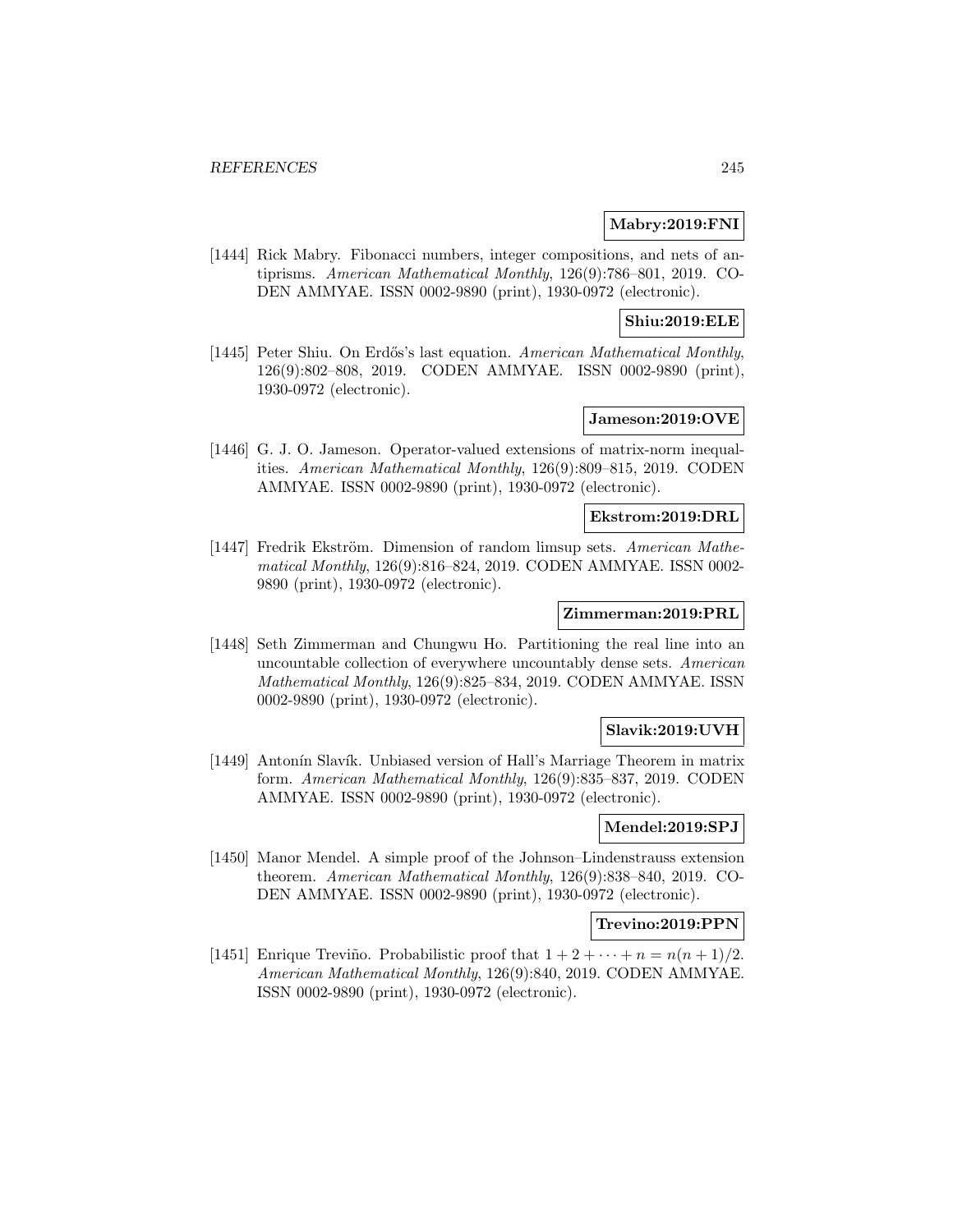**Mabry:2019:FNI**

[1444] Rick Mabry. Fibonacci numbers, integer compositions, and nets of antiprisms. *American Mathematical Monthly*, 126(9):786–801, 2019. CODEN AMMYAE. ISSN 0002-9890 (print), 1930-0972 (electronic).

**Shiu:2019:ELE**

[1445] Peter Shiu. On Erdős's last equation. *American Mathematical Monthly*, 126(9):802–808, 2019. CODEN AMMYAE. ISSN 0002-9890 (print), 1930-0972 (electronic).

**Jameson:2019:OVE**

[1446] G. J. O. Jameson. Operator-valued extensions of matrix-norm inequalities. *American Mathematical Monthly*, 126(9):809–815, 2019. CODEN AMMYAE. ISSN 0002-9890 (print), 1930-0972 (electronic).

**Ekstrom:2019:DRL**

[1447] Fredrik Ekström. Dimension of random limsup sets. *American Mathematical Monthly*, 126(9):816–824, 2019. CODEN AMMYAE. ISSN 0002-9890 (print), 1930-0972 (electronic).

**Zimmerman:2019:PRL**

[1448] Seth Zimmerman and Chungwu Ho. Partitioning the real line into an uncountable collection of everywhere uncountably dense sets. *American Mathematical Monthly*, 126(9):825–834, 2019. CODEN AMMYAE. ISSN 0002-9890 (print), 1930-0972 (electronic).

**Slavik:2019:UVH**

[1449] Antonín Slavík. Unbiased version of Hall's Marriage Theorem in matrix form. *American Mathematical Monthly*, 126(9):835–837, 2019. CODEN AMMYAE. ISSN 0002-9890 (print), 1930-0972 (electronic).

**Mendel:2019:SPJ**

[1450] Manor Mendel. A simple proof of the Johnson–Lindenstrauss extension theorem. *American Mathematical Monthly*, 126(9):838–840, 2019. CODEN AMMYAE. ISSN 0002-9890 (print), 1930-0972 (electronic).

**Trevino:2019:PPN**

[1451] Enrique Treviño. Probabilistic proof that $1 + 2 + \cdots + n = n(n + 1)/2$. *American Mathematical Monthly*, 126(9):840, 2019. CODEN AMMYAE. ISSN 0002-9890 (print), 1930-0972 (electronic).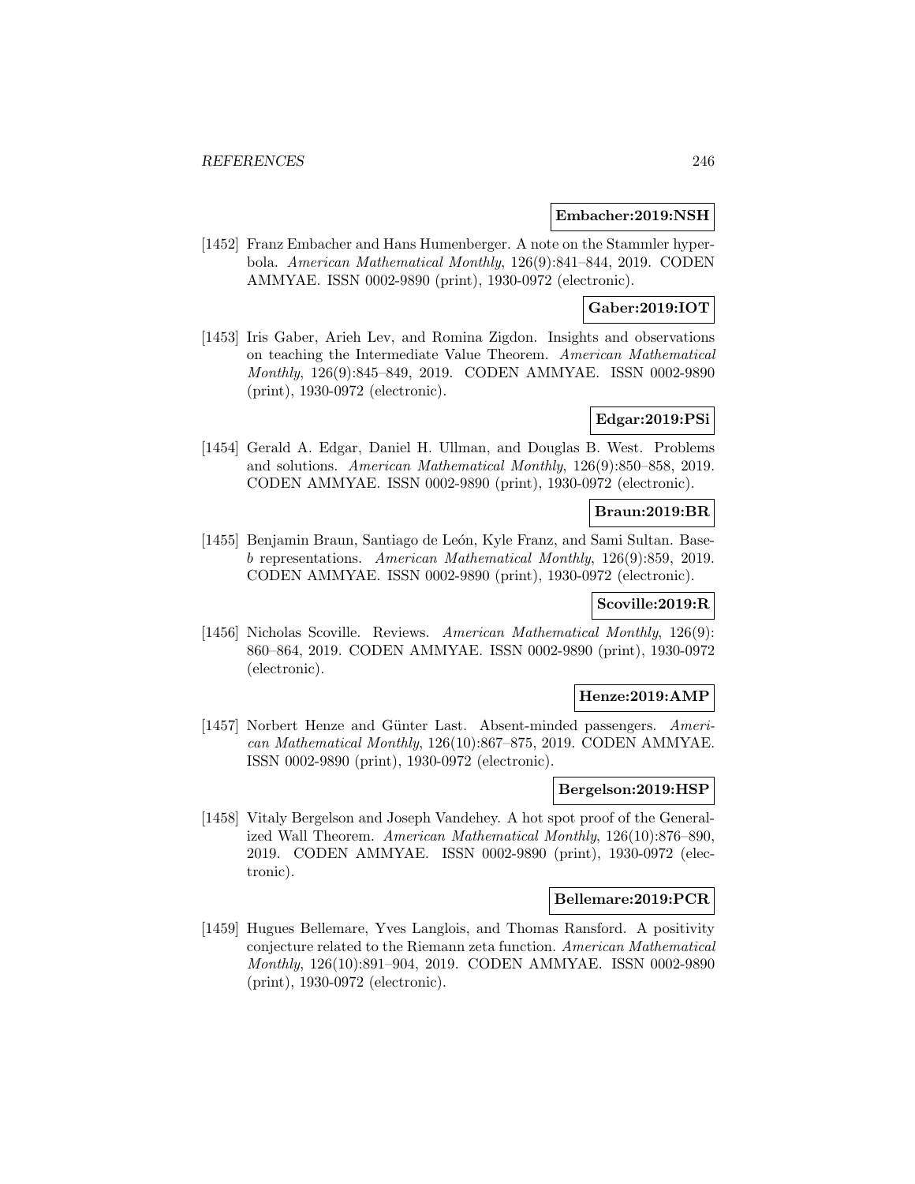**Embacher:2019:NSH**

[1452] Franz Embacher and Hans Humenberger. A note on the Stammler hyperbola. *American Mathematical Monthly*, 126(9):841–844, 2019. CODEN AMMYAE. ISSN 0002-9890 (print), 1930-0972 (electronic).

**Gaber:2019:IOT**

[1453] Iris Gaber, Arieh Lev, and Romina Zigdon. Insights and observations on teaching the Intermediate Value Theorem. *American Mathematical Monthly*, 126(9):845–849, 2019. CODEN AMMYAE. ISSN 0002-9890 (print), 1930-0972 (electronic).

**Edgar:2019:PSi**

[1454] Gerald A. Edgar, Daniel H. Ullman, and Douglas B. West. Problems and solutions. *American Mathematical Monthly*, 126(9):850–858, 2019. CODEN AMMYAE. ISSN 0002-9890 (print), 1930-0972 (electronic).

**Braun:2019:BR**

[1455] Benjamin Braun, Santiago de León, Kyle Franz, and Sami Sultan. Base-*b* representations. *American Mathematical Monthly*, 126(9):859, 2019. CODEN AMMYAE. ISSN 0002-9890 (print), 1930-0972 (electronic).

**Scoville:2019:R**

[1456] Nicholas Scoville. Reviews. *American Mathematical Monthly*, 126(9): 860–864, 2019. CODEN AMMYAE. ISSN 0002-9890 (print), 1930-0972 (electronic).

**Henze:2019:AMP**

[1457] Norbert Henze and Günter Last. Absent-minded passengers. *American Mathematical Monthly*, 126(10):867–875, 2019. CODEN AMMYAE. ISSN 0002-9890 (print), 1930-0972 (electronic).

**Bergelson:2019:HSP**

[1458] Vitaly Bergelson and Joseph Vandehey. A hot spot proof of the Generalized Wall Theorem. *American Mathematical Monthly*, 126(10):876–890, 2019. CODEN AMMYAE. ISSN 0002-9890 (print), 1930-0972 (electronic).

**Bellemare:2019:PCR**

[1459] Hugues Bellemare, Yves Langlois, and Thomas Ransford. A positivity conjecture related to the Riemann zeta function. *American Mathematical Monthly*, 126(10):891–904, 2019. CODEN AMMYAE. ISSN 0002-9890 (print), 1930-0972 (electronic).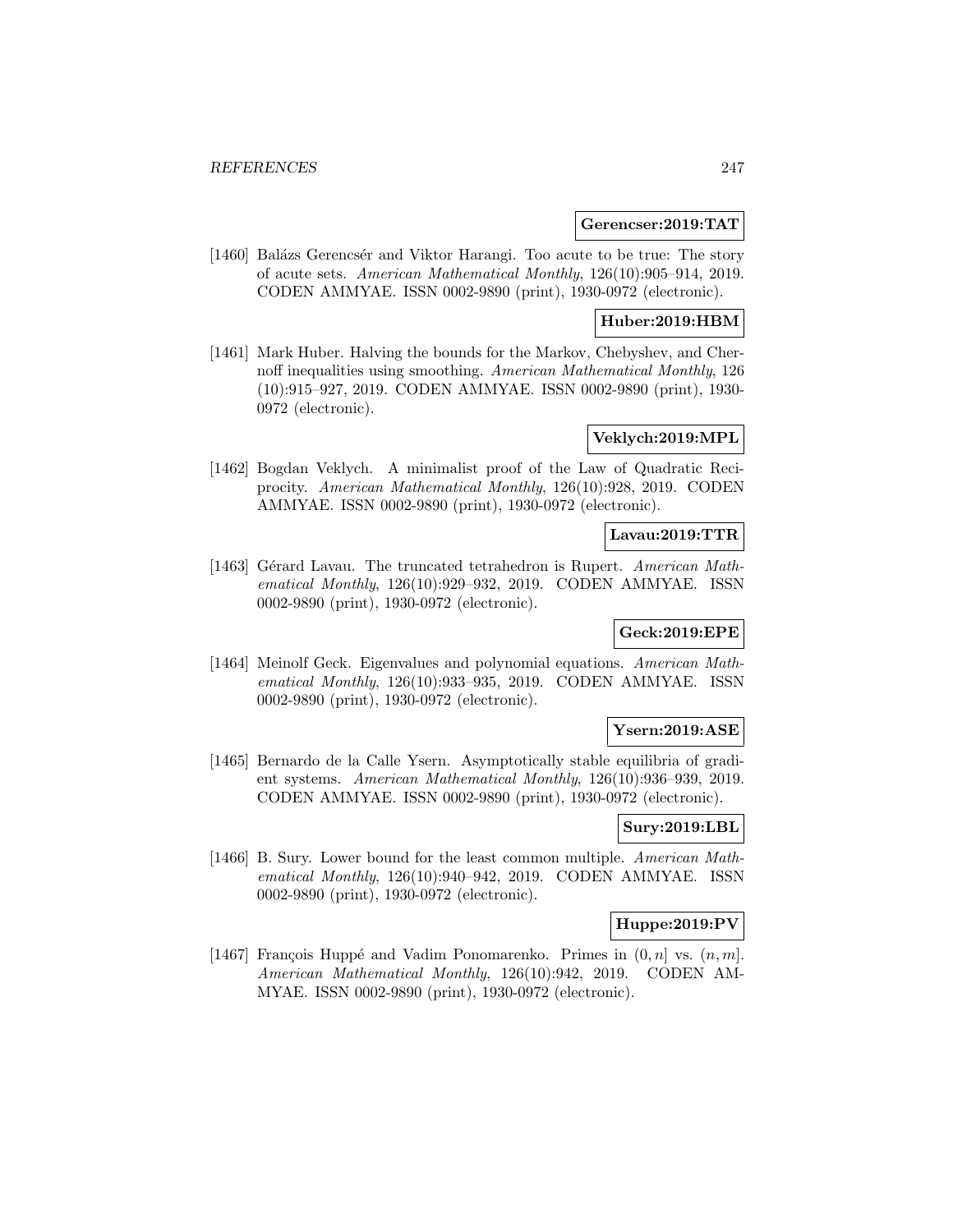**Gerencser:2019:TAT**

[1460] Balázs Gerencsér and Viktor Harangi. Too acute to be true: The story of acute sets. *American Mathematical Monthly*, 126(10):905–914, 2019. CODEN AMMYAE. ISSN 0002-9890 (print), 1930-0972 (electronic).

**Huber:2019:HBM**

[1461] Mark Huber. Halving the bounds for the Markov, Chebyshev, and Chernoff inequalities using smoothing. *American Mathematical Monthly*, 126 (10):915–927, 2019. CODEN AMMYAE. ISSN 0002-9890 (print), 1930-0972 (electronic).

**Veklych:2019:MPL**

[1462] Bogdan Veklych. A minimalist proof of the Law of Quadratic Reciprocity. *American Mathematical Monthly*, 126(10):928, 2019. CODEN AMMYAE. ISSN 0002-9890 (print), 1930-0972 (electronic).

**Lavau:2019:TTR**

[1463] Gérard Lavau. The truncated tetrahedron is Rupert. *American Mathematical Monthly*, 126(10):929–932, 2019. CODEN AMMYAE. ISSN 0002-9890 (print), 1930-0972 (electronic).

**Geck:2019:EPE**

[1464] Meinolf Geck. Eigenvalues and polynomial equations. *American Mathematical Monthly*, 126(10):933–935, 2019. CODEN AMMYAE. ISSN 0002-9890 (print), 1930-0972 (electronic).

**Ysern:2019:ASE**

[1465] Bernardo de la Calle Ysern. Asymptotically stable equilibria of gradient systems. *American Mathematical Monthly*, 126(10):936–939, 2019. CODEN AMMYAE. ISSN 0002-9890 (print), 1930-0972 (electronic).

**Sury:2019:LBL**

[1466] B. Sury. Lower bound for the least common multiple. *American Mathematical Monthly*, 126(10):940–942, 2019. CODEN AMMYAE. ISSN 0002-9890 (print), 1930-0972 (electronic).

**Huppe:2019:PV**

[1467] François Huppé and Vadim Ponomarenko. Primes in $(0, n]$ vs. $(n, m]$. *American Mathematical Monthly*, 126(10):942, 2019. CODEN AMMYAE. ISSN 0002-9890 (print), 1930-0972 (electronic).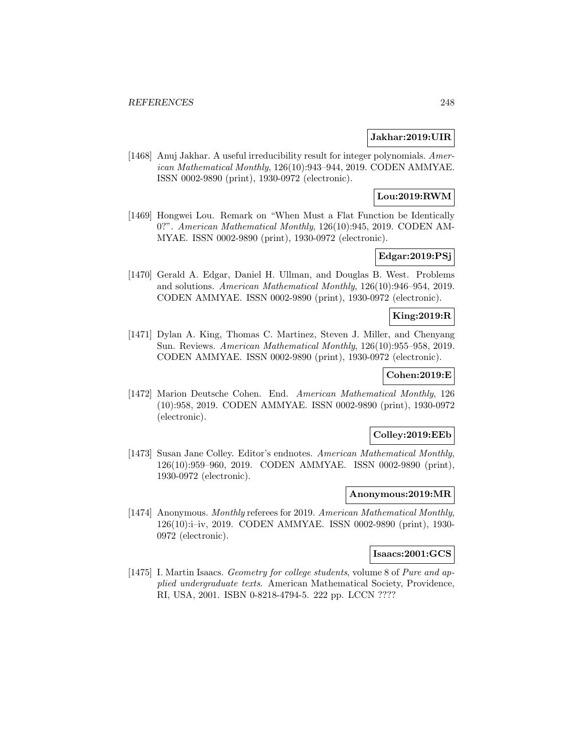**Jakhar:2019:UIR**

[1468] Anuj Jakhar. A useful irreducibility result for integer polynomials. *American Mathematical Monthly*, 126(10):943–944, 2019. CODEN AMMYAE. ISSN 0002-9890 (print), 1930-0972 (electronic).

**Lou:2019:RWM**

[1469] Hongwei Lou. Remark on "When Must a Flat Function be Identically 0?". *American Mathematical Monthly*, 126(10):945, 2019. CODEN AMMYAE. ISSN 0002-9890 (print), 1930-0972 (electronic).

**Edgar:2019:PSj**

[1470] Gerald A. Edgar, Daniel H. Ullman, and Douglas B. West. Problems and solutions. *American Mathematical Monthly*, 126(10):946–954, 2019. CODEN AMMYAE. ISSN 0002-9890 (print), 1930-0972 (electronic).

**King:2019:R**

[1471] Dylan A. King, Thomas C. Martinez, Steven J. Miller, and Chenyang Sun. Reviews. *American Mathematical Monthly*, 126(10):955–958, 2019. CODEN AMMYAE. ISSN 0002-9890 (print), 1930-0972 (electronic).

**Cohen:2019:E**

[1472] Marion Deutsche Cohen. End. *American Mathematical Monthly*, 126 (10):958, 2019. CODEN AMMYAE. ISSN 0002-9890 (print), 1930-0972 (electronic).

**Colley:2019:EEb**

[1473] Susan Jane Colley. Editor's endnotes. *American Mathematical Monthly*, 126(10):959–960, 2019. CODEN AMMYAE. ISSN 0002-9890 (print), 1930-0972 (electronic).

**Anonymous:2019:MR**

[1474] Anonymous. *Monthly* referees for 2019. *American Mathematical Monthly*, 126(10):i–iv, 2019. CODEN AMMYAE. ISSN 0002-9890 (print), 1930-0972 (electronic).

**Isaacs:2001:GCS**

[1475] I. Martin Isaacs. *Geometry for college students*, volume 8 of *Pure and applied undergraduate texts*. American Mathematical Society, Providence, RI, USA, 2001. ISBN 0-8218-4794-5. 222 pp. LCCN ????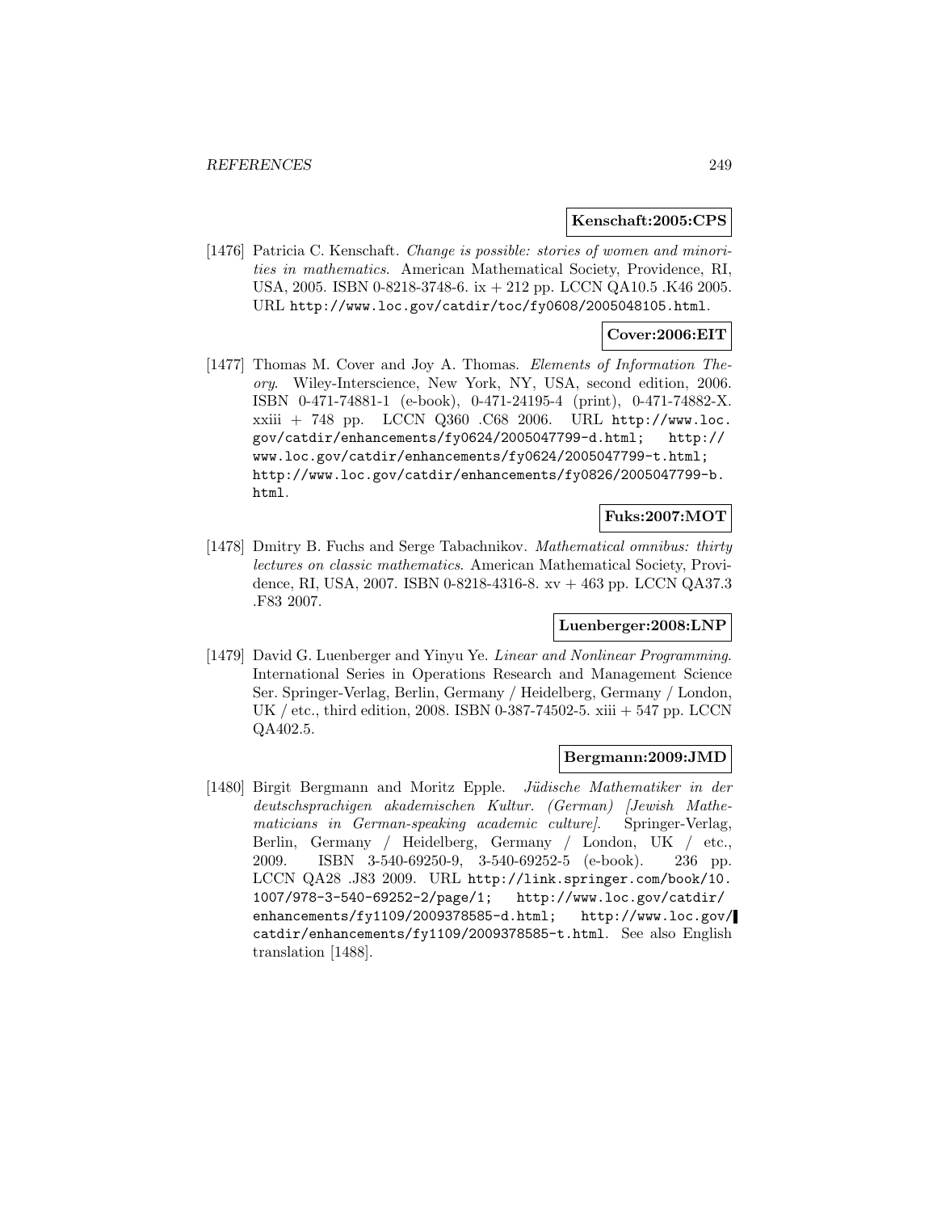**Kenschaft:2005:CPS**

[1476] Patricia C. Kenschaft. *Change is possible: stories of women and minorities in mathematics*. American Mathematical Society, Providence, RI, USA, 2005. ISBN 0-8218-3748-6. ix + 212 pp. LCCN QA10.5 .K46 2005. URL `http://www.loc.gov/catdir/toc/fy0608/2005048105.html`.

**Cover:2006:EIT**

[1477] Thomas M. Cover and Joy A. Thomas. *Elements of Information Theory*. Wiley-Interscience, New York, NY, USA, second edition, 2006. ISBN 0-471-74881-1 (e-book), 0-471-24195-4 (print), 0-471-74882-X. xxiii + 748 pp. LCCN Q360 .C68 2006. URL `http://www.loc.gov/catdir/enhancements/fy0624/2005047799-d.html; http://www.loc.gov/catdir/enhancements/fy0624/2005047799-t.html; http://www.loc.gov/catdir/enhancements/fy0826/2005047799-b.html`.

**Fuks:2007:MOT**

[1478] Dmitry B. Fuchs and Serge Tabachnikov. *Mathematical omnibus: thirty lectures on classic mathematics*. American Mathematical Society, Providence, RI, USA, 2007. ISBN 0-8218-4316-8. xv + 463 pp. LCCN QA37.3 .F83 2007.

**Luenberger:2008:LNP**

[1479] David G. Luenberger and Yinyu Ye. *Linear and Nonlinear Programming*. International Series in Operations Research and Management Science Ser. Springer-Verlag, Berlin, Germany / Heidelberg, Germany / London, UK / etc., third edition, 2008. ISBN 0-387-74502-5. xiii + 547 pp. LCCN QA402.5.

**Bergmann:2009:JMD**

[1480] Birgit Bergmann and Moritz Epple. *Jüdische Mathematiker in der deutschsprachigen akademischen Kultur. (German) [Jewish Mathematicians in German-speaking academic culture]*. Springer-Verlag, Berlin, Germany / Heidelberg, Germany / London, UK / etc., 2009. ISBN 3-540-69250-9, 3-540-69252-5 (e-book). 236 pp. LCCN QA28 .J83 2009. URL `http://link.springer.com/book/10.1007/978-3-540-69252-2/page/1; http://www.loc.gov/catdir/enhancements/fy1109/2009378585-d.html; http://www.loc.gov/catdir/enhancements/fy1109/2009378585-t.html`. See also English translation [1488].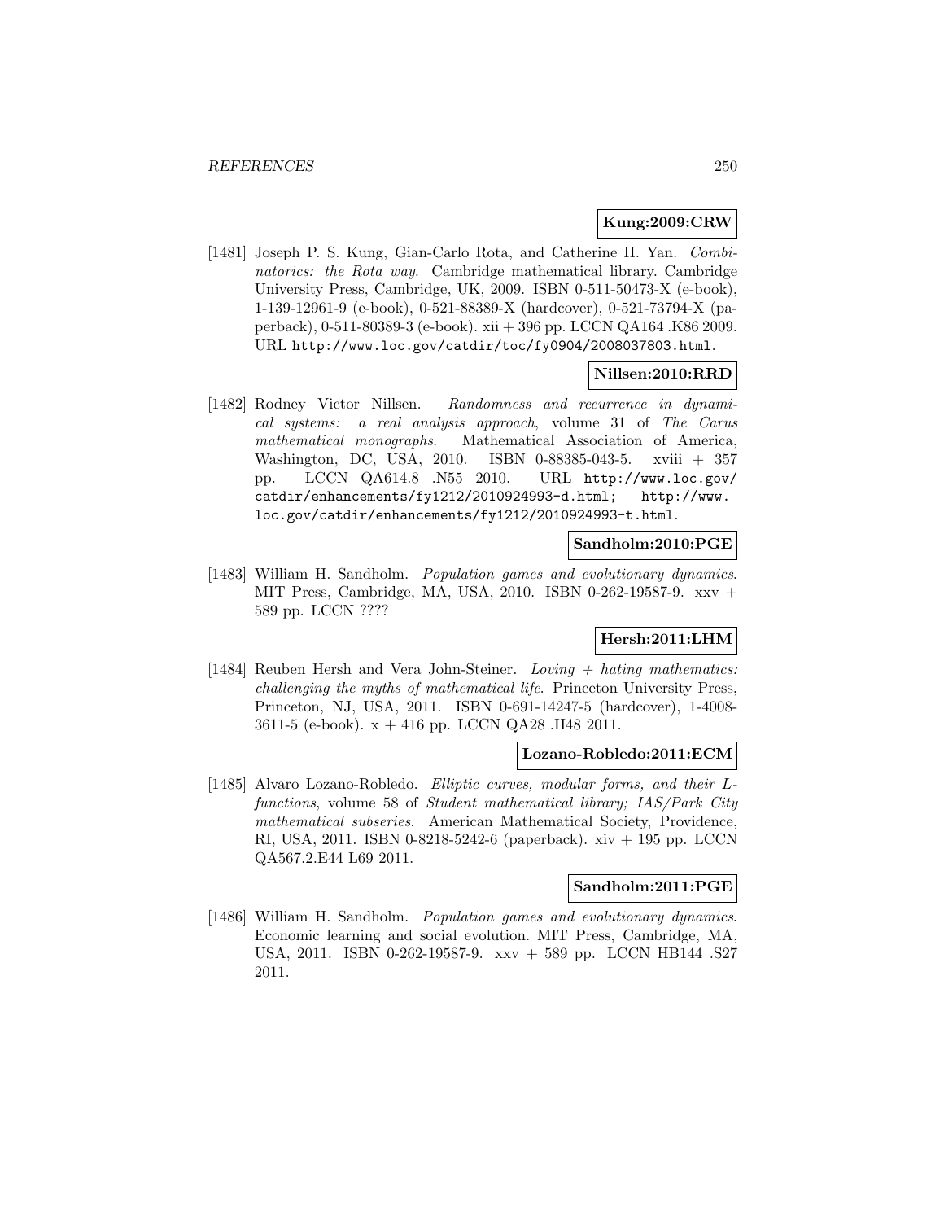**Kung:2009:CRW**

[1481] Joseph P. S. Kung, Gian-Carlo Rota, and Catherine H. Yan. *Combinatorics: the Rota way*. Cambridge mathematical library. Cambridge University Press, Cambridge, UK, 2009. ISBN 0-511-50473-X (e-book), 1-139-12961-9 (e-book), 0-521-88389-X (hardcover), 0-521-73794-X (paperback), 0-511-80389-3 (e-book). xii + 396 pp. LCCN QA164 .K86 2009. URL `http://www.loc.gov/catdir/toc/fy0904/2008037803.html`.

**Nillsen:2010:RRD**

[1482] Rodney Victor Nillsen. *Randomness and recurrence in dynamical systems: a real analysis approach*, volume 31 of *The Carus mathematical monographs*. Mathematical Association of America, Washington, DC, USA, 2010. ISBN 0-88385-043-5. xviii + 357 pp. LCCN QA614.8 .N55 2010. URL `http://www.loc.gov/catdir/enhancements/fy1212/2010924993-d.html`; `http://www.loc.gov/catdir/enhancements/fy1212/2010924993-t.html`.

**Sandholm:2010:PGE**

[1483] William H. Sandholm. *Population games and evolutionary dynamics*. MIT Press, Cambridge, MA, USA, 2010. ISBN 0-262-19587-9. xxv + 589 pp. LCCN ????

**Hersh:2011:LHM**

[1484] Reuben Hersh and Vera John-Steiner. *Loving + hating mathematics: challenging the myths of mathematical life*. Princeton University Press, Princeton, NJ, USA, 2011. ISBN 0-691-14247-5 (hardcover), 1-4008-3611-5 (e-book). x + 416 pp. LCCN QA28 .H48 2011.

**Lozano-Robledo:2011:ECM**

[1485] Alvaro Lozano-Robledo. *Elliptic curves, modular forms, and their L-functions*, volume 58 of *Student mathematical library; IAS/Park City mathematical subseries*. American Mathematical Society, Providence, RI, USA, 2011. ISBN 0-8218-5242-6 (paperback). xiv + 195 pp. LCCN QA567.2.E44 L69 2011.

**Sandholm:2011:PGE**

[1486] William H. Sandholm. *Population games and evolutionary dynamics*. Economic learning and social evolution. MIT Press, Cambridge, MA, USA, 2011. ISBN 0-262-19587-9. xxv + 589 pp. LCCN HB144 .S27 2011.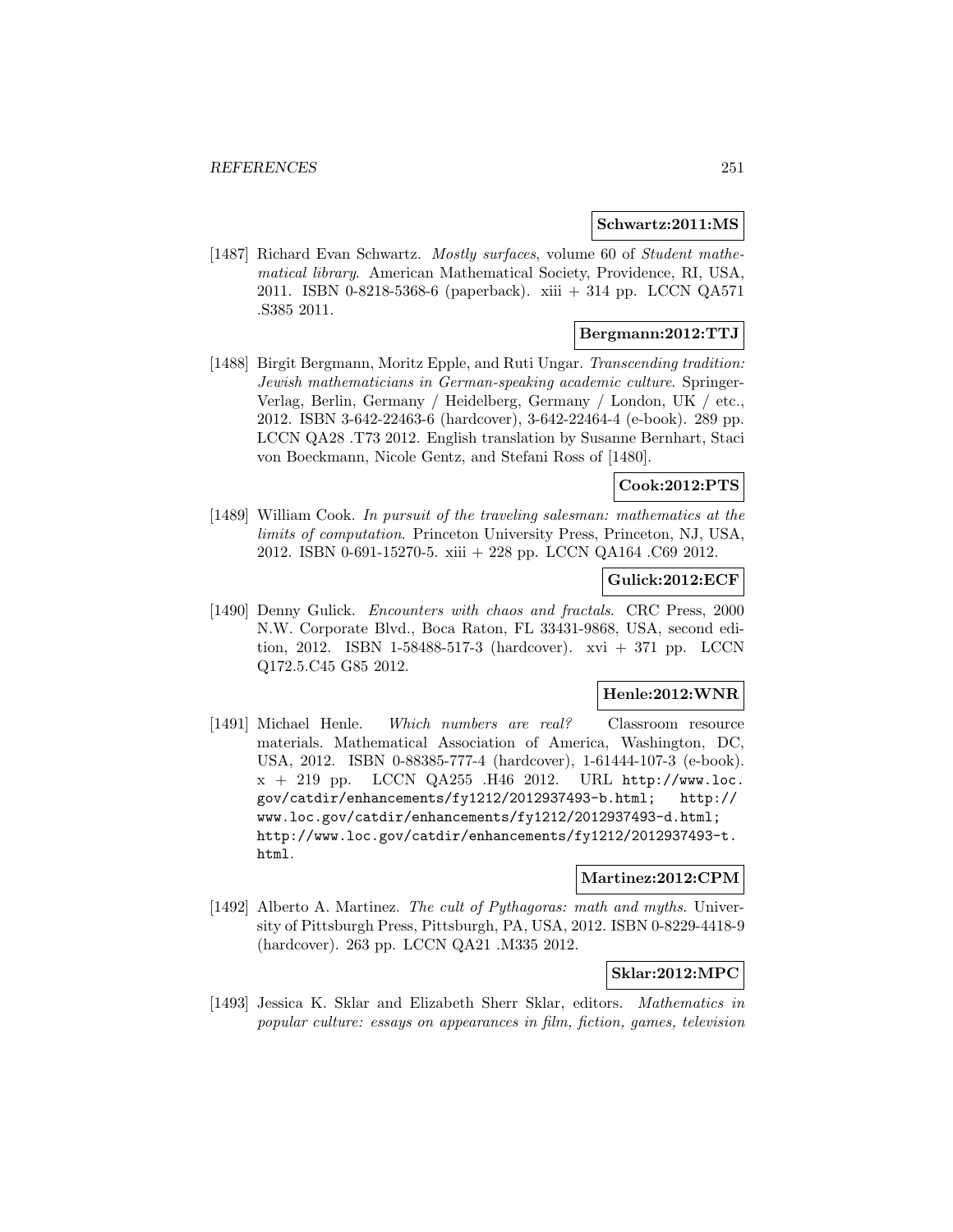**Schwartz:2011:MS**

[1487] Richard Evan Schwartz. *Mostly surfaces*, volume 60 of *Student mathematical library*. American Mathematical Society, Providence, RI, USA, 2011. ISBN 0-8218-5368-6 (paperback). xiii + 314 pp. LCCN QA571 .S385 2011.

**Bergmann:2012:TTJ**

[1488] Birgit Bergmann, Moritz Epple, and Ruti Ungar. *Transcending tradition: Jewish mathematicians in German-speaking academic culture*. Springer-Verlag, Berlin, Germany / Heidelberg, Germany / London, UK / etc., 2012. ISBN 3-642-22463-6 (hardcover), 3-642-22464-4 (e-book). 289 pp. LCCN QA28 .T73 2012. English translation by Susanne Bernhart, Staci von Boeckmann, Nicole Gentz, and Stefani Ross of [1480].

**Cook:2012:PTS**

[1489] William Cook. *In pursuit of the traveling salesman: mathematics at the limits of computation*. Princeton University Press, Princeton, NJ, USA, 2012. ISBN 0-691-15270-5. xiii + 228 pp. LCCN QA164 .C69 2012.

**Gulick:2012:ECF**

[1490] Denny Gulick. *Encounters with chaos and fractals*. CRC Press, 2000 N.W. Corporate Blvd., Boca Raton, FL 33431-9868, USA, second edition, 2012. ISBN 1-58488-517-3 (hardcover). xvi + 371 pp. LCCN Q172.5.C45 G85 2012.

**Henle:2012:WNR**

[1491] Michael Henle. *Which numbers are real?* Classroom resource materials. Mathematical Association of America, Washington, DC, USA, 2012. ISBN 0-88385-777-4 (hardcover), 1-61444-107-3 (e-book). x + 219 pp. LCCN QA255 .H46 2012. URL http://www.loc.gov/catdir/enhancements/fy1212/2012937493-b.html; http://www.loc.gov/catdir/enhancements/fy1212/2012937493-d.html; http://www.loc.gov/catdir/enhancements/fy1212/2012937493-t.html.

**Martinez:2012:CPM**

[1492] Alberto A. Martinez. *The cult of Pythagoras: math and myths*. University of Pittsburgh Press, Pittsburgh, PA, USA, 2012. ISBN 0-8229-4418-9 (hardcover). 263 pp. LCCN QA21 .M335 2012.

**Sklar:2012:MPC**

[1493] Jessica K. Sklar and Elizabeth Sherr Sklar, editors. *Mathematics in popular culture: essays on appearances in film, fiction, games, television*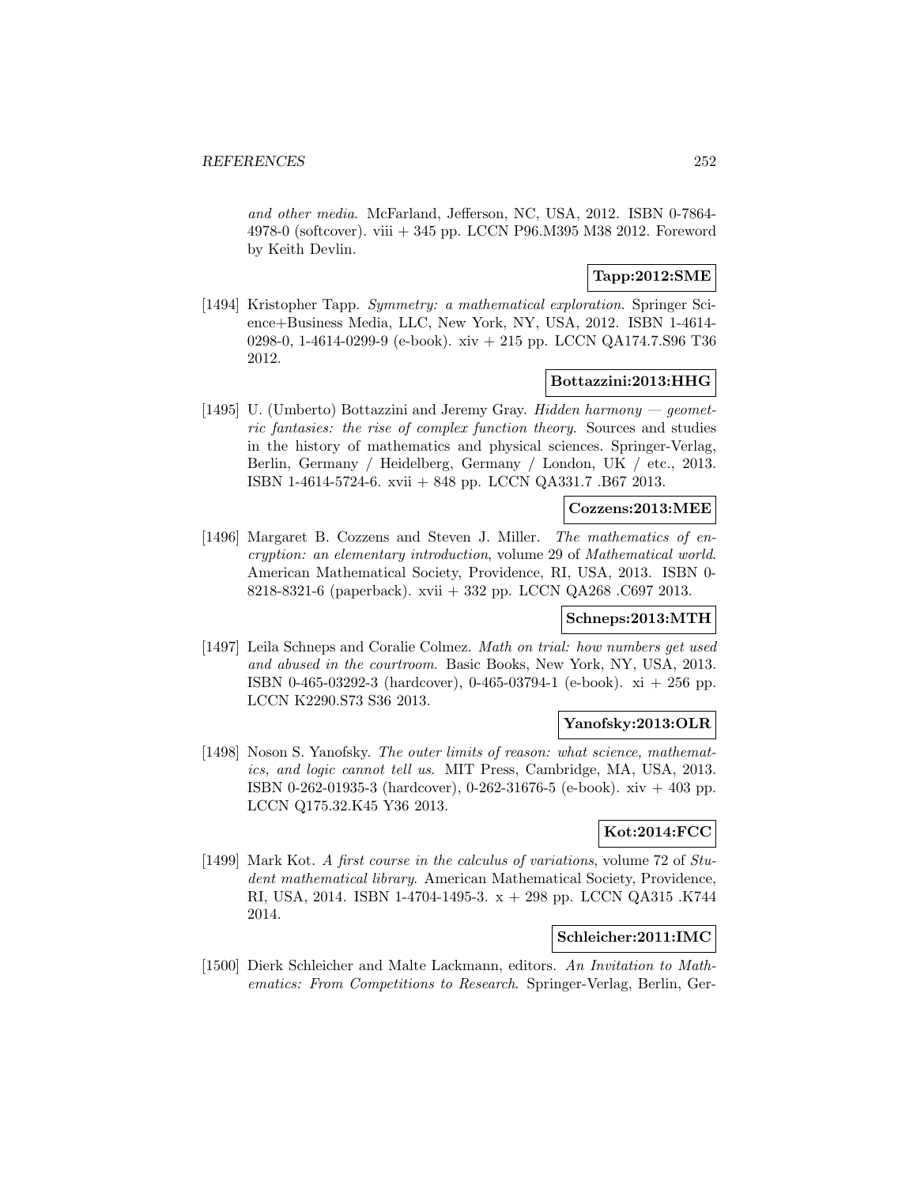*and other media*. McFarland, Jefferson, NC, USA, 2012. ISBN 0-7864-4978-0 (softcover). viii + 345 pp. LCCN P96.M395 M38 2012. Foreword by Keith Devlin.

**Tapp:2012:SME**

[1494] Kristopher Tapp. *Symmetry: a mathematical exploration*. Springer Science+Business Media, LLC, New York, NY, USA, 2012. ISBN 1-4614-0298-0, 1-4614-0299-9 (e-book). xiv + 215 pp. LCCN QA174.7.S96 T36 2012.

**Bottazzini:2013:HHG**

[1495] U. (Umberto) Bottazzini and Jeremy Gray. *Hidden harmony — geometric fantasies: the rise of complex function theory*. Sources and studies in the history of mathematics and physical sciences. Springer-Verlag, Berlin, Germany / Heidelberg, Germany / London, UK / etc., 2013. ISBN 1-4614-5724-6. xvii + 848 pp. LCCN QA331.7 .B67 2013.

**Cozzens:2013:MEE**

[1496] Margaret B. Cozzens and Steven J. Miller. *The mathematics of encryption: an elementary introduction*, volume 29 of *Mathematical world*. American Mathematical Society, Providence, RI, USA, 2013. ISBN 0-8218-8321-6 (paperback). xvii + 332 pp. LCCN QA268 .C697 2013.

**Schneps:2013:MTH**

[1497] Leila Schneps and Coralie Colmez. *Math on trial: how numbers get used and abused in the courtroom*. Basic Books, New York, NY, USA, 2013. ISBN 0-465-03292-3 (hardcover), 0-465-03794-1 (e-book). xi + 256 pp. LCCN K2290.S73 S36 2013.

**Yanofsky:2013:OLR**

[1498] Noson S. Yanofsky. *The outer limits of reason: what science, mathematics, and logic cannot tell us*. MIT Press, Cambridge, MA, USA, 2013. ISBN 0-262-01935-3 (hardcover), 0-262-31676-5 (e-book). xiv + 403 pp. LCCN Q175.32.K45 Y36 2013.

**Kot:2014:FCC**

[1499] Mark Kot. *A first course in the calculus of variations*, volume 72 of *Student mathematical library*. American Mathematical Society, Providence, RI, USA, 2014. ISBN 1-4704-1495-3. x + 298 pp. LCCN QA315 .K744 2014.

**Schleicher:2011:IMC**

[1500] Dierk Schleicher and Malte Lackmann, editors. *An Invitation to Mathematics: From Competitions to Research*. Springer-Verlag, Berlin, Ger-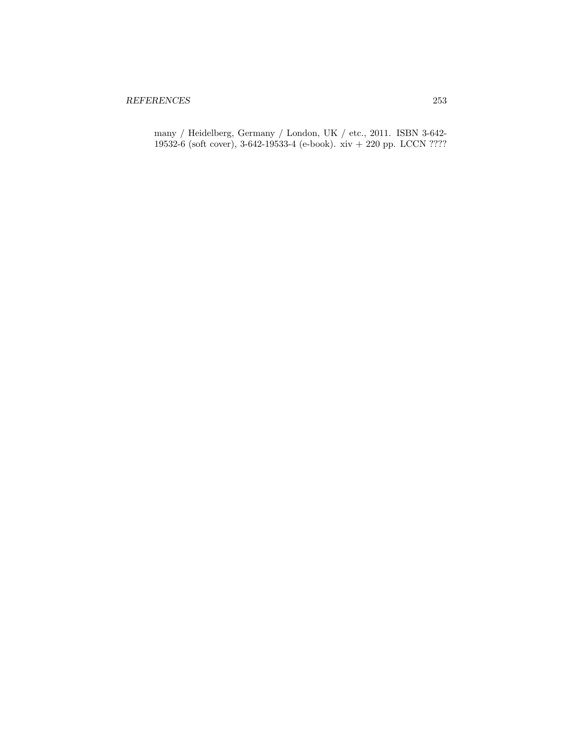many / Heidelberg, Germany / London, UK / etc., 2011. ISBN 3-642-19532-6 (soft cover), 3-642-19533-4 (e-book). xiv + 220 pp. LCCN ????